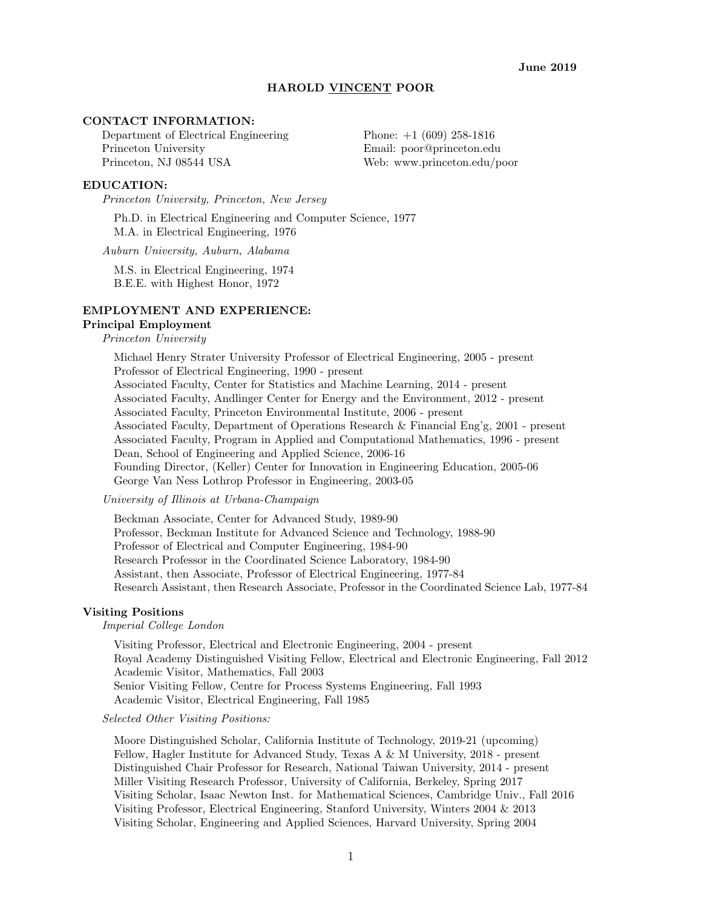**June 2019**

# HAROLD VINCENT POOR

## CONTACT INFORMATION:

Department of Electrical Engineering
Princeton University
Princeton, NJ 08544 USA

Phone: +1 (609) 258-1816
Email: poor@princeton.edu
Web: www.princeton.edu/poor

## EDUCATION:

*Princeton University, Princeton, New Jersey*

Ph.D. in Electrical Engineering and Computer Science, 1977
M.A. in Electrical Engineering, 1976

*Auburn University, Auburn, Alabama*

M.S. in Electrical Engineering, 1974
B.E.E. with Highest Honor, 1972

## EMPLOYMENT AND EXPERIENCE:

### Principal Employment

*Princeton University*

Michael Henry Strater University Professor of Electrical Engineering, 2005 - present
Professor of Electrical Engineering, 1990 - present
Associated Faculty, Center for Statistics and Machine Learning, 2014 - present
Associated Faculty, Andlinger Center for Energy and the Environment, 2012 - present
Associated Faculty, Princeton Environmental Institute, 2006 - present
Associated Faculty, Department of Operations Research & Financial Eng'g, 2001 - present
Associated Faculty, Program in Applied and Computational Mathematics, 1996 - present
Dean, School of Engineering and Applied Science, 2006-16
Founding Director, (Keller) Center for Innovation in Engineering Education, 2005-06
George Van Ness Lothrop Professor in Engineering, 2003-05

*University of Illinois at Urbana-Champaign*

Beckman Associate, Center for Advanced Study, 1989-90
Professor, Beckman Institute for Advanced Science and Technology, 1988-90
Professor of Electrical and Computer Engineering, 1984-90
Research Professor in the Coordinated Science Laboratory, 1984-90
Assistant, then Associate, Professor of Electrical Engineering, 1977-84
Research Assistant, then Research Associate, Professor in the Coordinated Science Lab, 1977-84

### Visiting Positions

*Imperial College London*

Visiting Professor, Electrical and Electronic Engineering, 2004 - present
Royal Academy Distinguished Visiting Fellow, Electrical and Electronic Engineering, Fall 2012
Academic Visitor, Mathematics, Fall 2003
Senior Visiting Fellow, Centre for Process Systems Engineering, Fall 1993
Academic Visitor, Electrical Engineering, Fall 1985

*Selected Other Visiting Positions:*

Moore Distinguished Scholar, California Institute of Technology, 2019-21 (upcoming)
Fellow, Hagler Institute for Advanced Study, Texas A & M University, 2018 - present
Distinguished Chair Professor for Research, National Taiwan University, 2014 - present
Miller Visiting Research Professor, University of California, Berkeley, Spring 2017
Visiting Scholar, Isaac Newton Inst. for Mathematical Sciences, Cambridge Univ., Fall 2016
Visiting Professor, Electrical Engineering, Stanford University, Winters 2004 & 2013
Visiting Scholar, Engineering and Applied Sciences, Harvard University, Spring 2004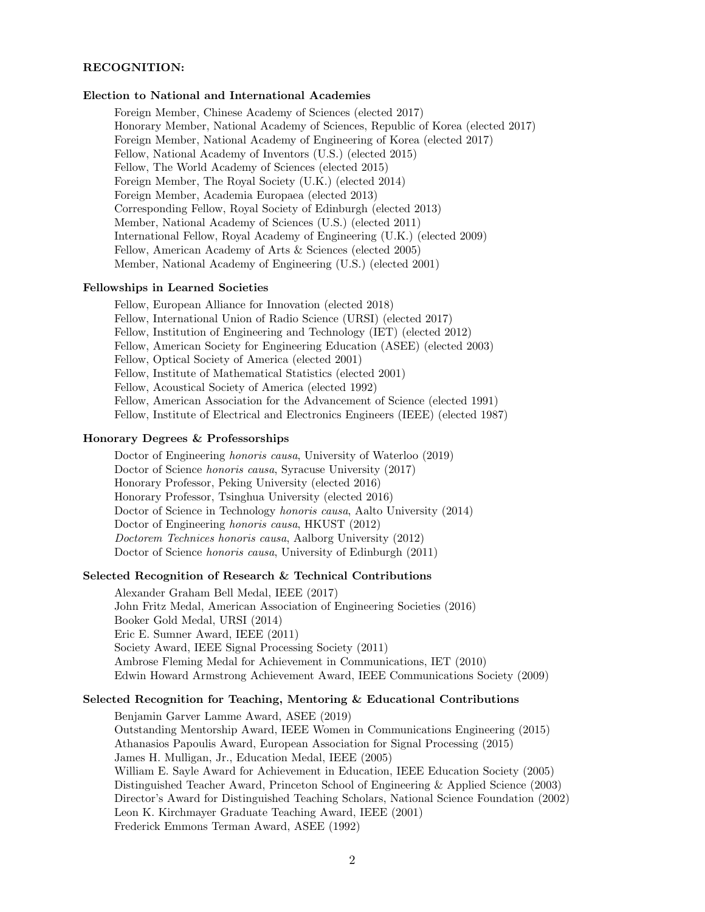## RECOGNITION:

### Election to National and International Academies

Foreign Member, Chinese Academy of Sciences (elected 2017)
Honorary Member, National Academy of Sciences, Republic of Korea (elected 2017)
Foreign Member, National Academy of Engineering of Korea (elected 2017)
Fellow, National Academy of Inventors (U.S.) (elected 2015)
Fellow, The World Academy of Sciences (elected 2015)
Foreign Member, The Royal Society (U.K.) (elected 2014)
Foreign Member, Academia Europaea (elected 2013)
Corresponding Fellow, Royal Society of Edinburgh (elected 2013)
Member, National Academy of Sciences (U.S.) (elected 2011)
International Fellow, Royal Academy of Engineering (U.K.) (elected 2009)
Fellow, American Academy of Arts & Sciences (elected 2005)
Member, National Academy of Engineering (U.S.) (elected 2001)

### Fellowships in Learned Societies

Fellow, European Alliance for Innovation (elected 2018)
Fellow, International Union of Radio Science (URSI) (elected 2017)
Fellow, Institution of Engineering and Technology (IET) (elected 2012)
Fellow, American Society for Engineering Education (ASEE) (elected 2003)
Fellow, Optical Society of America (elected 2001)
Fellow, Institute of Mathematical Statistics (elected 2001)
Fellow, Acoustical Society of America (elected 1992)
Fellow, American Association for the Advancement of Science (elected 1991)
Fellow, Institute of Electrical and Electronics Engineers (IEEE) (elected 1987)

### Honorary Degrees & Professorships

Doctor of Engineering *honoris causa*, University of Waterloo (2019)
Doctor of Science *honoris causa*, Syracuse University (2017)
Honorary Professor, Peking University (elected 2016)
Honorary Professor, Tsinghua University (elected 2016)
Doctor of Science in Technology *honoris causa*, Aalto University (2014)
Doctor of Engineering *honoris causa*, HKUST (2012)
*Doctorem Technices honoris causa*, Aalborg University (2012)
Doctor of Science *honoris causa*, University of Edinburgh (2011)

### Selected Recognition of Research & Technical Contributions

Alexander Graham Bell Medal, IEEE (2017)
John Fritz Medal, American Association of Engineering Societies (2016)
Booker Gold Medal, URSI (2014)
Eric E. Sumner Award, IEEE (2011)
Society Award, IEEE Signal Processing Society (2011)
Ambrose Fleming Medal for Achievement in Communications, IET (2010)
Edwin Howard Armstrong Achievement Award, IEEE Communications Society (2009)

### Selected Recognition for Teaching, Mentoring & Educational Contributions

Benjamin Garver Lamme Award, ASEE (2019)
Outstanding Mentorship Award, IEEE Women in Communications Engineering (2015)
Athanasios Papoulis Award, European Association for Signal Processing (2015)
James H. Mulligan, Jr., Education Medal, IEEE (2005)
William E. Sayle Award for Achievement in Education, IEEE Education Society (2005)
Distinguished Teacher Award, Princeton School of Engineering & Applied Science (2003)
Director's Award for Distinguished Teaching Scholars, National Science Foundation (2002)
Leon K. Kirchmayer Graduate Teaching Award, IEEE (2001)
Frederick Emmons Terman Award, ASEE (1992)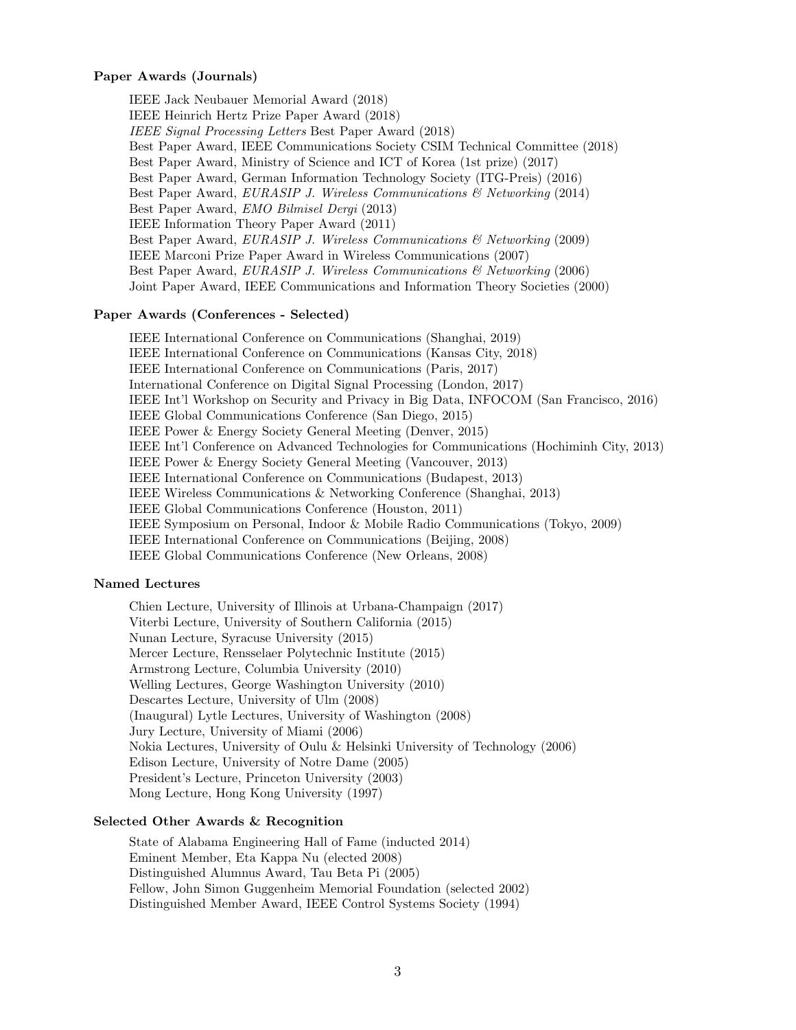**Paper Awards (Journals)**

IEEE Jack Neubauer Memorial Award (2018)
IEEE Heinrich Hertz Prize Paper Award (2018)
*IEEE Signal Processing Letters* Best Paper Award (2018)
Best Paper Award, IEEE Communications Society CSIM Technical Committee (2018)
Best Paper Award, Ministry of Science and ICT of Korea (1st prize) (2017)
Best Paper Award, German Information Technology Society (ITG-Preis) (2016)
Best Paper Award, *EURASIP J. Wireless Communications & Networking* (2014)
Best Paper Award, *EMO Bilmisel Dergi* (2013)
IEEE Information Theory Paper Award (2011)
Best Paper Award, *EURASIP J. Wireless Communications & Networking* (2009)
IEEE Marconi Prize Paper Award in Wireless Communications (2007)
Best Paper Award, *EURASIP J. Wireless Communications & Networking* (2006)
Joint Paper Award, IEEE Communications and Information Theory Societies (2000)

**Paper Awards (Conferences - Selected)**

IEEE International Conference on Communications (Shanghai, 2019)
IEEE International Conference on Communications (Kansas City, 2018)
IEEE International Conference on Communications (Paris, 2017)
International Conference on Digital Signal Processing (London, 2017)
IEEE Int'l Workshop on Security and Privacy in Big Data, INFOCOM (San Francisco, 2016)
IEEE Global Communications Conference (San Diego, 2015)
IEEE Power & Energy Society General Meeting (Denver, 2015)
IEEE Int'l Conference on Advanced Technologies for Communications (Hochiminh City, 2013)
IEEE Power & Energy Society General Meeting (Vancouver, 2013)
IEEE International Conference on Communications (Budapest, 2013)
IEEE Wireless Communications & Networking Conference (Shanghai, 2013)
IEEE Global Communications Conference (Houston, 2011)
IEEE Symposium on Personal, Indoor & Mobile Radio Communications (Tokyo, 2009)
IEEE International Conference on Communications (Beijing, 2008)
IEEE Global Communications Conference (New Orleans, 2008)

**Named Lectures**

Chien Lecture, University of Illinois at Urbana-Champaign (2017)
Viterbi Lecture, University of Southern California (2015)
Nunan Lecture, Syracuse University (2015)
Mercer Lecture, Rensselaer Polytechnic Institute (2015)
Armstrong Lecture, Columbia University (2010)
Welling Lectures, George Washington University (2010)
Descartes Lecture, University of Ulm (2008)
(Inaugural) Lytle Lectures, University of Washington (2008)
Jury Lecture, University of Miami (2006)
Nokia Lectures, University of Oulu & Helsinki University of Technology (2006)
Edison Lecture, University of Notre Dame (2005)
President's Lecture, Princeton University (2003)
Mong Lecture, Hong Kong University (1997)

**Selected Other Awards & Recognition**

State of Alabama Engineering Hall of Fame (inducted 2014)
Eminent Member, Eta Kappa Nu (elected 2008)
Distinguished Alumnus Award, Tau Beta Pi (2005)
Fellow, John Simon Guggenheim Memorial Foundation (selected 2002)
Distinguished Member Award, IEEE Control Systems Society (1994)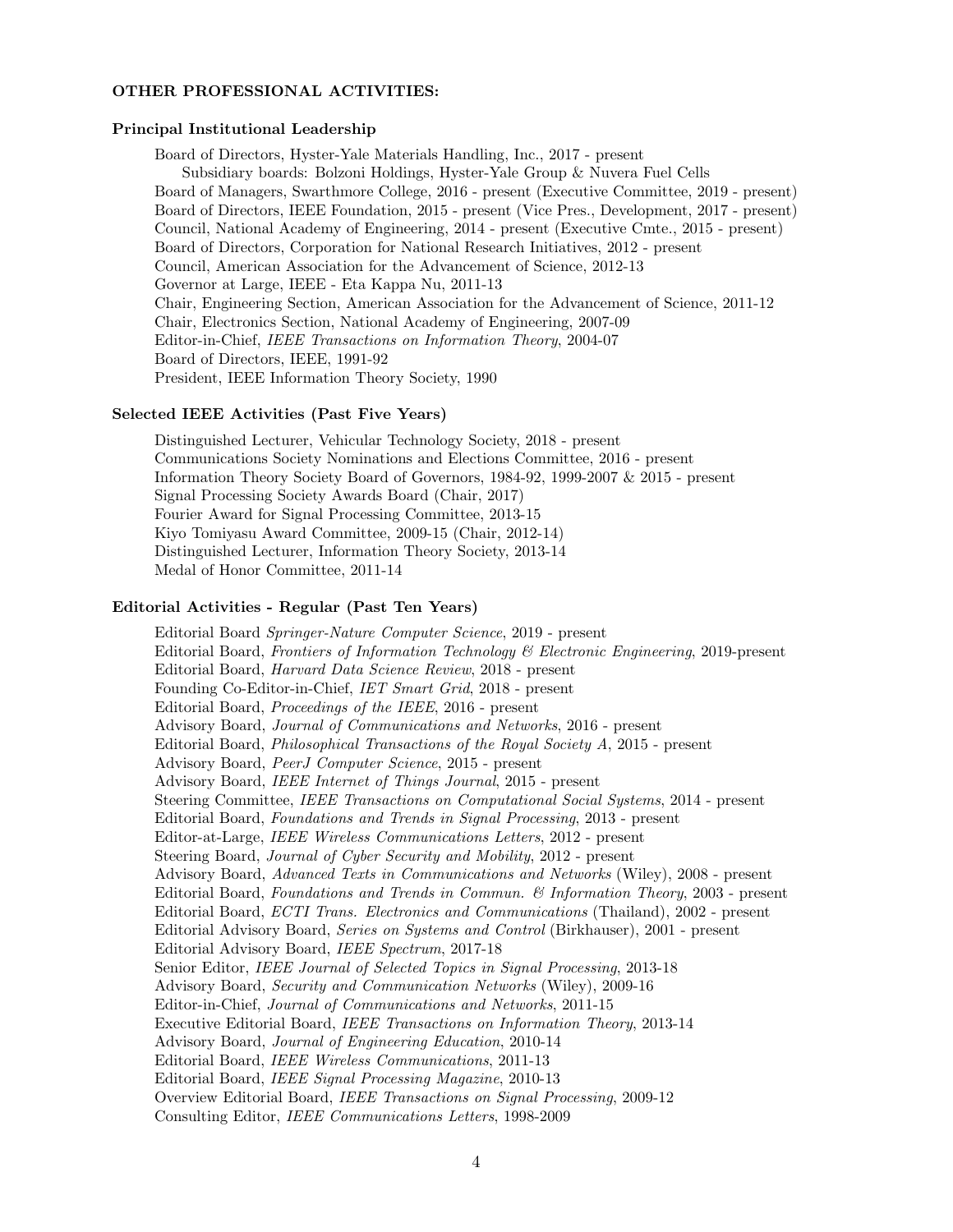## OTHER PROFESSIONAL ACTIVITIES:

### Principal Institutional Leadership

Board of Directors, Hyster-Yale Materials Handling, Inc., 2017 - present
  Subsidiary boards: Bolzoni Holdings, Hyster-Yale Group & Nuvera Fuel Cells
Board of Managers, Swarthmore College, 2016 - present (Executive Committee, 2019 - present)
Board of Directors, IEEE Foundation, 2015 - present (Vice Pres., Development, 2017 - present)
Council, National Academy of Engineering, 2014 - present (Executive Cmte., 2015 - present)
Board of Directors, Corporation for National Research Initiatives, 2012 - present
Council, American Association for the Advancement of Science, 2012-13
Governor at Large, IEEE - Eta Kappa Nu, 2011-13
Chair, Engineering Section, American Association for the Advancement of Science, 2011-12
Chair, Electronics Section, National Academy of Engineering, 2007-09
Editor-in-Chief, *IEEE Transactions on Information Theory*, 2004-07
Board of Directors, IEEE, 1991-92
President, IEEE Information Theory Society, 1990

### Selected IEEE Activities (Past Five Years)

Distinguished Lecturer, Vehicular Technology Society, 2018 - present
Communications Society Nominations and Elections Committee, 2016 - present
Information Theory Society Board of Governors, 1984-92, 1999-2007 & 2015 - present
Signal Processing Society Awards Board (Chair, 2017)
Fourier Award for Signal Processing Committee, 2013-15
Kiyo Tomiyasu Award Committee, 2009-15 (Chair, 2012-14)
Distinguished Lecturer, Information Theory Society, 2013-14
Medal of Honor Committee, 2011-14

### Editorial Activities - Regular (Past Ten Years)

Editorial Board *Springer-Nature Computer Science*, 2019 - present
Editorial Board, *Frontiers of Information Technology & Electronic Engineering*, 2019-present
Editorial Board, *Harvard Data Science Review*, 2018 - present
Founding Co-Editor-in-Chief, *IET Smart Grid*, 2018 - present
Editorial Board, *Proceedings of the IEEE*, 2016 - present
Advisory Board, *Journal of Communications and Networks*, 2016 - present
Editorial Board, *Philosophical Transactions of the Royal Society A*, 2015 - present
Advisory Board, *PeerJ Computer Science*, 2015 - present
Advisory Board, *IEEE Internet of Things Journal*, 2015 - present
Steering Committee, *IEEE Transactions on Computational Social Systems*, 2014 - present
Editorial Board, *Foundations and Trends in Signal Processing*, 2013 - present
Editor-at-Large, *IEEE Wireless Communications Letters*, 2012 - present
Steering Board, *Journal of Cyber Security and Mobility*, 2012 - present
Advisory Board, *Advanced Texts in Communications and Networks* (Wiley), 2008 - present
Editorial Board, *Foundations and Trends in Commun. & Information Theory*, 2003 - present
Editorial Board, *ECTI Trans. Electronics and Communications* (Thailand), 2002 - present
Editorial Advisory Board, *Series on Systems and Control* (Birkhauser), 2001 - present
Editorial Advisory Board, *IEEE Spectrum*, 2017-18
Senior Editor, *IEEE Journal of Selected Topics in Signal Processing*, 2013-18
Advisory Board, *Security and Communication Networks* (Wiley), 2009-16
Editor-in-Chief, *Journal of Communications and Networks*, 2011-15
Executive Editorial Board, *IEEE Transactions on Information Theory*, 2013-14
Advisory Board, *Journal of Engineering Education*, 2010-14
Editorial Board, *IEEE Wireless Communications*, 2011-13
Editorial Board, *IEEE Signal Processing Magazine*, 2010-13
Overview Editorial Board, *IEEE Transactions on Signal Processing*, 2009-12
Consulting Editor, *IEEE Communications Letters*, 1998-2009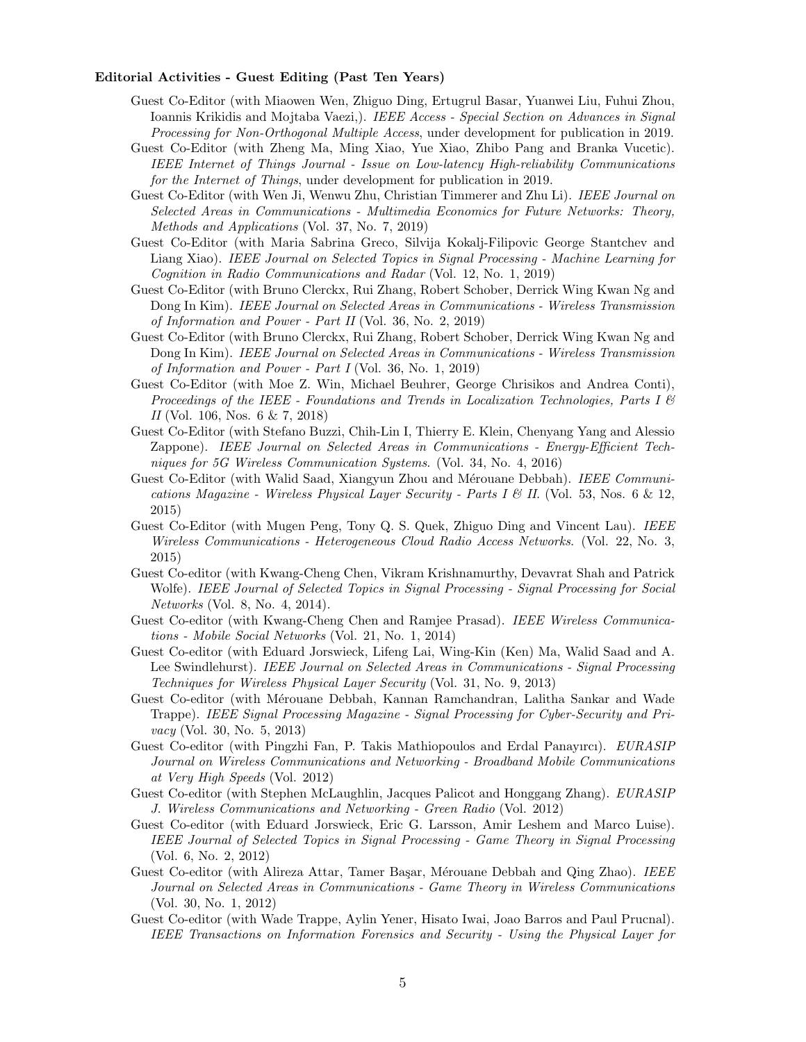**Editorial Activities - Guest Editing (Past Ten Years)**

Guest Co-Editor (with Miaowen Wen, Zhiguo Ding, Ertugrul Basar, Yuanwei Liu, Fuhui Zhou, Ioannis Krikidis and Mojtaba Vaezi,). *IEEE Access - Special Section on Advances in Signal Processing for Non-Orthogonal Multiple Access*, under development for publication in 2019.

Guest Co-Editor (with Zheng Ma, Ming Xiao, Yue Xiao, Zhibo Pang and Branka Vucetic). *IEEE Internet of Things Journal - Issue on Low-latency High-reliability Communications for the Internet of Things*, under development for publication in 2019.

Guest Co-Editor (with Wen Ji, Wenwu Zhu, Christian Timmerer and Zhu Li). *IEEE Journal on Selected Areas in Communications - Multimedia Economics for Future Networks: Theory, Methods and Applications* (Vol. 37, No. 7, 2019)

Guest Co-Editor (with Maria Sabrina Greco, Silvija Kokalj-Filipovic George Stantchev and Liang Xiao). *IEEE Journal on Selected Topics in Signal Processing - Machine Learning for Cognition in Radio Communications and Radar* (Vol. 12, No. 1, 2019)

Guest Co-Editor (with Bruno Clerckx, Rui Zhang, Robert Schober, Derrick Wing Kwan Ng and Dong In Kim). *IEEE Journal on Selected Areas in Communications - Wireless Transmission of Information and Power - Part II* (Vol. 36, No. 2, 2019)

Guest Co-Editor (with Bruno Clerckx, Rui Zhang, Robert Schober, Derrick Wing Kwan Ng and Dong In Kim). *IEEE Journal on Selected Areas in Communications - Wireless Transmission of Information and Power - Part I* (Vol. 36, No. 1, 2019)

Guest Co-Editor (with Moe Z. Win, Michael Beuhrer, George Chrisikos and Andrea Conti), *Proceedings of the IEEE - Foundations and Trends in Localization Technologies, Parts I & II* (Vol. 106, Nos. 6 & 7, 2018)

Guest Co-Editor (with Stefano Buzzi, Chih-Lin I, Thierry E. Klein, Chenyang Yang and Alessio Zappone). *IEEE Journal on Selected Areas in Communications - Energy-Efficient Techniques for 5G Wireless Communication Systems*. (Vol. 34, No. 4, 2016)

Guest Co-Editor (with Walid Saad, Xiangyun Zhou and Mérouane Debbah). *IEEE Communications Magazine - Wireless Physical Layer Security - Parts I & II.* (Vol. 53, Nos. 6 & 12, 2015)

Guest Co-Editor (with Mugen Peng, Tony Q. S. Quek, Zhiguo Ding and Vincent Lau). *IEEE Wireless Communications - Heterogeneous Cloud Radio Access Networks*. (Vol. 22, No. 3, 2015)

Guest Co-editor (with Kwang-Cheng Chen, Vikram Krishnamurthy, Devavrat Shah and Patrick Wolfe). *IEEE Journal of Selected Topics in Signal Processing - Signal Processing for Social Networks* (Vol. 8, No. 4, 2014).

Guest Co-editor (with Kwang-Cheng Chen and Ramjee Prasad). *IEEE Wireless Communications - Mobile Social Networks* (Vol. 21, No. 1, 2014)

Guest Co-editor (with Eduard Jorswieck, Lifeng Lai, Wing-Kin (Ken) Ma, Walid Saad and A. Lee Swindlehurst). *IEEE Journal on Selected Areas in Communications - Signal Processing Techniques for Wireless Physical Layer Security* (Vol. 31, No. 9, 2013)

Guest Co-editor (with Mérouane Debbah, Kannan Ramchandran, Lalitha Sankar and Wade Trappe). *IEEE Signal Processing Magazine - Signal Processing for Cyber-Security and Privacy* (Vol. 30, No. 5, 2013)

Guest Co-editor (with Pingzhi Fan, P. Takis Mathiopoulos and Erdal Panayırcı). *EURASIP Journal on Wireless Communications and Networking - Broadband Mobile Communications at Very High Speeds* (Vol. 2012)

Guest Co-editor (with Stephen McLaughlin, Jacques Palicot and Honggang Zhang). *EURASIP J. Wireless Communications and Networking - Green Radio* (Vol. 2012)

Guest Co-editor (with Eduard Jorswieck, Eric G. Larsson, Amir Leshem and Marco Luise). *IEEE Journal of Selected Topics in Signal Processing - Game Theory in Signal Processing* (Vol. 6, No. 2, 2012)

Guest Co-editor (with Alireza Attar, Tamer Başar, Mérouane Debbah and Qing Zhao). *IEEE Journal on Selected Areas in Communications - Game Theory in Wireless Communications* (Vol. 30, No. 1, 2012)

Guest Co-editor (with Wade Trappe, Aylin Yener, Hisato Iwai, Joao Barros and Paul Prucnal). *IEEE Transactions on Information Forensics and Security - Using the Physical Layer for*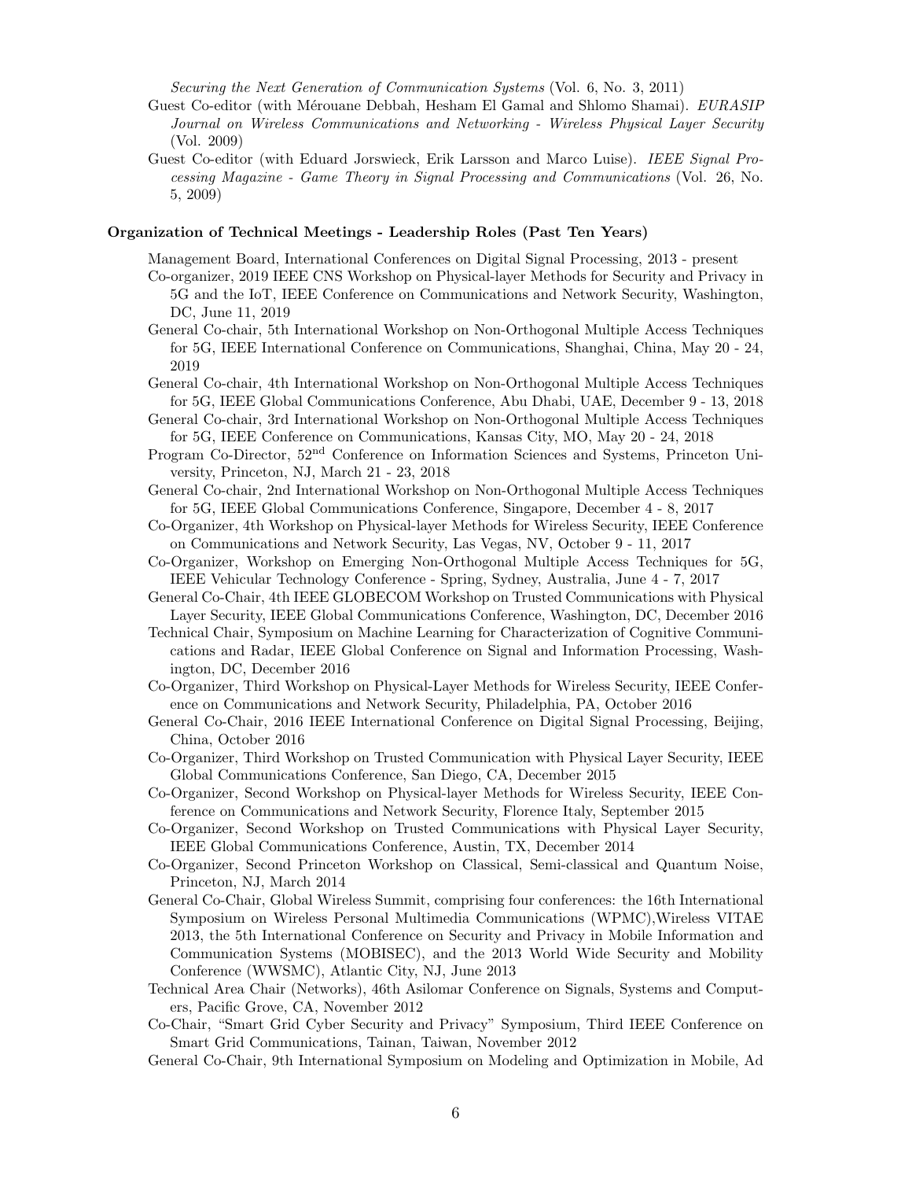*Securing the Next Generation of Communication Systems* (Vol. 6, No. 3, 2011)

Guest Co-editor (with Mérouane Debbah, Hesham El Gamal and Shlomo Shamai). *EURASIP Journal on Wireless Communications and Networking - Wireless Physical Layer Security* (Vol. 2009)

Guest Co-editor (with Eduard Jorswieck, Erik Larsson and Marco Luise). *IEEE Signal Processing Magazine - Game Theory in Signal Processing and Communications* (Vol. 26, No. 5, 2009)

**Organization of Technical Meetings - Leadership Roles (Past Ten Years)**

Management Board, International Conferences on Digital Signal Processing, 2013 - present

Co-organizer, 2019 IEEE CNS Workshop on Physical-layer Methods for Security and Privacy in 5G and the IoT, IEEE Conference on Communications and Network Security, Washington, DC, June 11, 2019

General Co-chair, 5th International Workshop on Non-Orthogonal Multiple Access Techniques for 5G, IEEE International Conference on Communications, Shanghai, China, May 20 - 24, 2019

General Co-chair, 4th International Workshop on Non-Orthogonal Multiple Access Techniques for 5G, IEEE Global Communications Conference, Abu Dhabi, UAE, December 9 - 13, 2018

General Co-chair, 3rd International Workshop on Non-Orthogonal Multiple Access Techniques for 5G, IEEE Conference on Communications, Kansas City, MO, May 20 - 24, 2018

Program Co-Director, 52nd Conference on Information Sciences and Systems, Princeton University, Princeton, NJ, March 21 - 23, 2018

General Co-chair, 2nd International Workshop on Non-Orthogonal Multiple Access Techniques for 5G, IEEE Global Communications Conference, Singapore, December 4 - 8, 2017

Co-Organizer, 4th Workshop on Physical-layer Methods for Wireless Security, IEEE Conference on Communications and Network Security, Las Vegas, NV, October 9 - 11, 2017

Co-Organizer, Workshop on Emerging Non-Orthogonal Multiple Access Techniques for 5G, IEEE Vehicular Technology Conference - Spring, Sydney, Australia, June 4 - 7, 2017

General Co-Chair, 4th IEEE GLOBECOM Workshop on Trusted Communications with Physical Layer Security, IEEE Global Communications Conference, Washington, DC, December 2016

Technical Chair, Symposium on Machine Learning for Characterization of Cognitive Communications and Radar, IEEE Global Conference on Signal and Information Processing, Washington, DC, December 2016

Co-Organizer, Third Workshop on Physical-Layer Methods for Wireless Security, IEEE Conference on Communications and Network Security, Philadelphia, PA, October 2016

General Co-Chair, 2016 IEEE International Conference on Digital Signal Processing, Beijing, China, October 2016

Co-Organizer, Third Workshop on Trusted Communication with Physical Layer Security, IEEE Global Communications Conference, San Diego, CA, December 2015

Co-Organizer, Second Workshop on Physical-layer Methods for Wireless Security, IEEE Conference on Communications and Network Security, Florence Italy, September 2015

Co-Organizer, Second Workshop on Trusted Communications with Physical Layer Security, IEEE Global Communications Conference, Austin, TX, December 2014

Co-Organizer, Second Princeton Workshop on Classical, Semi-classical and Quantum Noise, Princeton, NJ, March 2014

General Co-Chair, Global Wireless Summit, comprising four conferences: the 16th International Symposium on Wireless Personal Multimedia Communications (WPMC),Wireless VITAE 2013, the 5th International Conference on Security and Privacy in Mobile Information and Communication Systems (MOBISEC), and the 2013 World Wide Security and Mobility Conference (WWSMC), Atlantic City, NJ, June 2013

Technical Area Chair (Networks), 46th Asilomar Conference on Signals, Systems and Computers, Pacific Grove, CA, November 2012

Co-Chair, "Smart Grid Cyber Security and Privacy" Symposium, Third IEEE Conference on Smart Grid Communications, Tainan, Taiwan, November 2012

General Co-Chair, 9th International Symposium on Modeling and Optimization in Mobile, Ad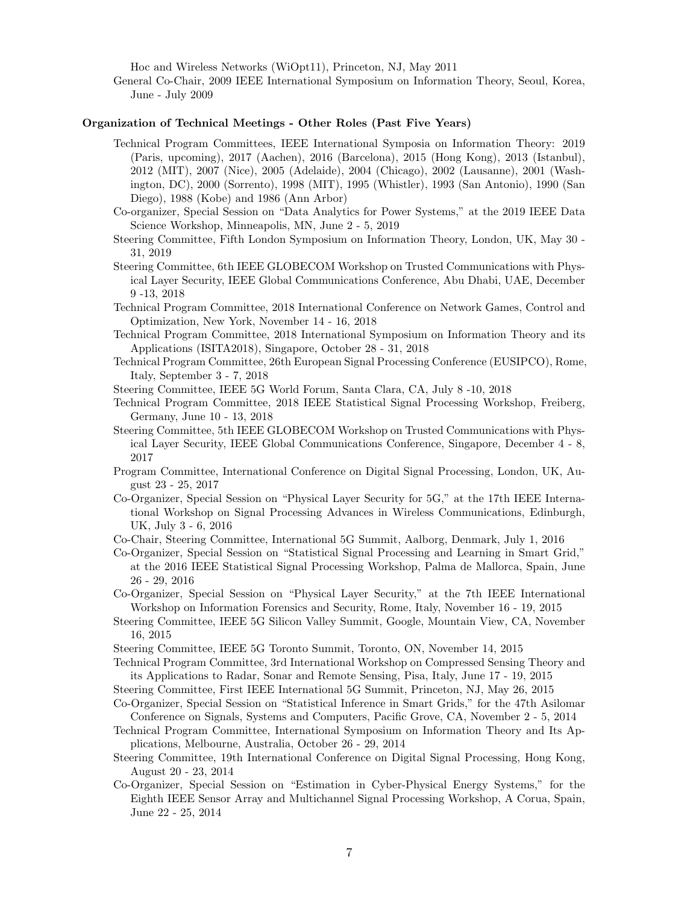Hoc and Wireless Networks (WiOpt11), Princeton, NJ, May 2011

General Co-Chair, 2009 IEEE International Symposium on Information Theory, Seoul, Korea, June - July 2009

**Organization of Technical Meetings - Other Roles (Past Five Years)**

Technical Program Committees, IEEE International Symposia on Information Theory: 2019 (Paris, upcoming), 2017 (Aachen), 2016 (Barcelona), 2015 (Hong Kong), 2013 (Istanbul), 2012 (MIT), 2007 (Nice), 2005 (Adelaide), 2004 (Chicago), 2002 (Lausanne), 2001 (Washington, DC), 2000 (Sorrento), 1998 (MIT), 1995 (Whistler), 1993 (San Antonio), 1990 (San Diego), 1988 (Kobe) and 1986 (Ann Arbor)

Co-organizer, Special Session on "Data Analytics for Power Systems," at the 2019 IEEE Data Science Workshop, Minneapolis, MN, June 2 - 5, 2019

Steering Committee, Fifth London Symposium on Information Theory, London, UK, May 30 - 31, 2019

Steering Committee, 6th IEEE GLOBECOM Workshop on Trusted Communications with Physical Layer Security, IEEE Global Communications Conference, Abu Dhabi, UAE, December 9 -13, 2018

Technical Program Committee, 2018 International Conference on Network Games, Control and Optimization, New York, November 14 - 16, 2018

Technical Program Committee, 2018 International Symposium on Information Theory and its Applications (ISITA2018), Singapore, October 28 - 31, 2018

Technical Program Committee, 26th European Signal Processing Conference (EUSIPCO), Rome, Italy, September 3 - 7, 2018

Steering Committee, IEEE 5G World Forum, Santa Clara, CA, July 8 -10, 2018

Technical Program Committee, 2018 IEEE Statistical Signal Processing Workshop, Freiberg, Germany, June 10 - 13, 2018

Steering Committee, 5th IEEE GLOBECOM Workshop on Trusted Communications with Physical Layer Security, IEEE Global Communications Conference, Singapore, December 4 - 8, 2017

Program Committee, International Conference on Digital Signal Processing, London, UK, August 23 - 25, 2017

Co-Organizer, Special Session on "Physical Layer Security for 5G," at the 17th IEEE International Workshop on Signal Processing Advances in Wireless Communications, Edinburgh, UK, July 3 - 6, 2016

Co-Chair, Steering Committee, International 5G Summit, Aalborg, Denmark, July 1, 2016

Co-Organizer, Special Session on "Statistical Signal Processing and Learning in Smart Grid," at the 2016 IEEE Statistical Signal Processing Workshop, Palma de Mallorca, Spain, June 26 - 29, 2016

Co-Organizer, Special Session on "Physical Layer Security," at the 7th IEEE International Workshop on Information Forensics and Security, Rome, Italy, November 16 - 19, 2015

Steering Committee, IEEE 5G Silicon Valley Summit, Google, Mountain View, CA, November 16, 2015

Steering Committee, IEEE 5G Toronto Summit, Toronto, ON, November 14, 2015

Technical Program Committee, 3rd International Workshop on Compressed Sensing Theory and its Applications to Radar, Sonar and Remote Sensing, Pisa, Italy, June 17 - 19, 2015

Steering Committee, First IEEE International 5G Summit, Princeton, NJ, May 26, 2015

Co-Organizer, Special Session on "Statistical Inference in Smart Grids," for the 47th Asilomar Conference on Signals, Systems and Computers, Pacific Grove, CA, November 2 - 5, 2014

Technical Program Committee, International Symposium on Information Theory and Its Applications, Melbourne, Australia, October 26 - 29, 2014

Steering Committee, 19th International Conference on Digital Signal Processing, Hong Kong, August 20 - 23, 2014

Co-Organizer, Special Session on "Estimation in Cyber-Physical Energy Systems," for the Eighth IEEE Sensor Array and Multichannel Signal Processing Workshop, A Corua, Spain, June 22 - 25, 2014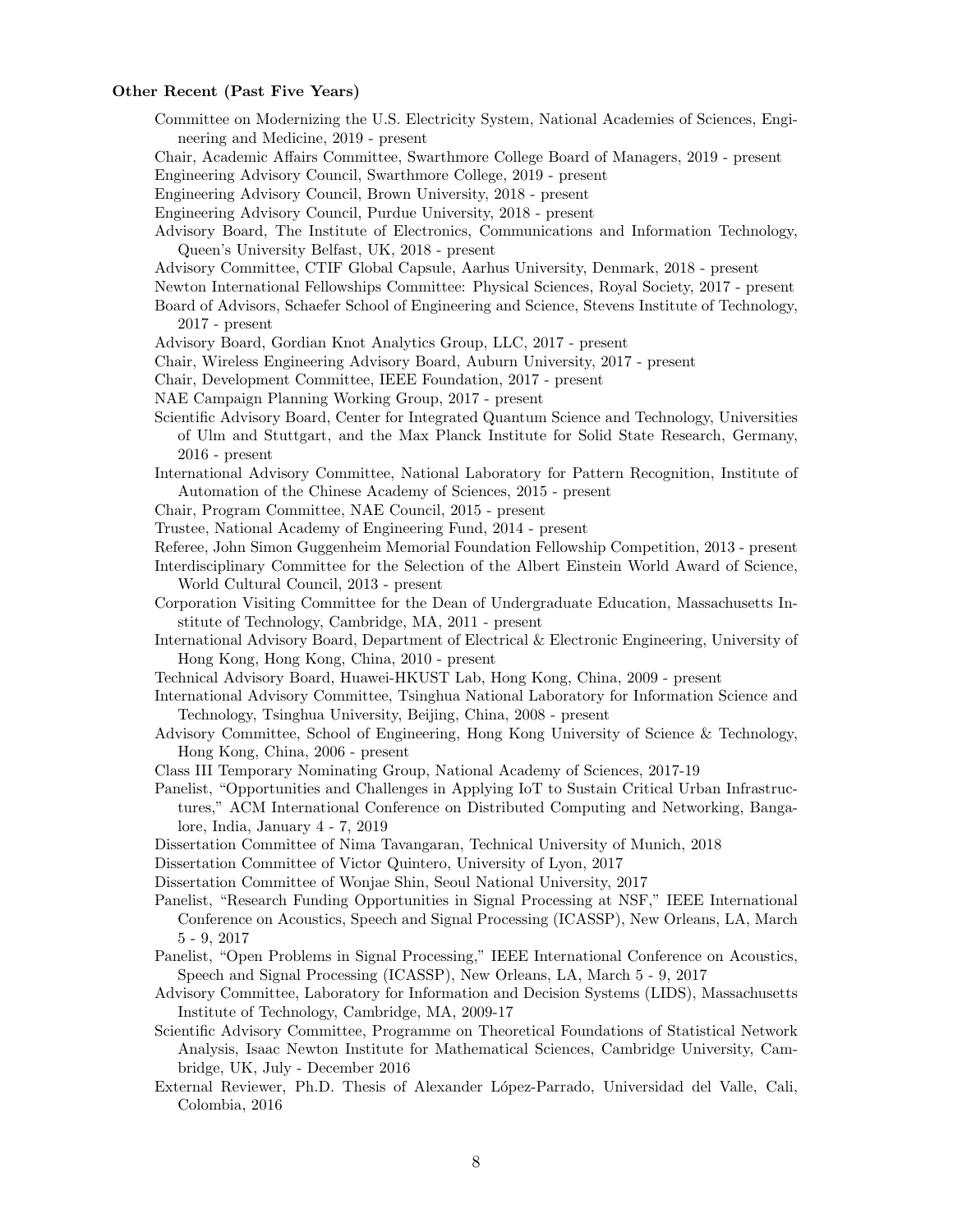**Other Recent (Past Five Years)**

Committee on Modernizing the U.S. Electricity System, National Academies of Sciences, Engineering and Medicine, 2019 - present

Chair, Academic Affairs Committee, Swarthmore College Board of Managers, 2019 - present

Engineering Advisory Council, Swarthmore College, 2019 - present

Engineering Advisory Council, Brown University, 2018 - present

Engineering Advisory Council, Purdue University, 2018 - present

Advisory Board, The Institute of Electronics, Communications and Information Technology, Queen's University Belfast, UK, 2018 - present

Advisory Committee, CTIF Global Capsule, Aarhus University, Denmark, 2018 - present

Newton International Fellowships Committee: Physical Sciences, Royal Society, 2017 - present

Board of Advisors, Schaefer School of Engineering and Science, Stevens Institute of Technology, 2017 - present

Advisory Board, Gordian Knot Analytics Group, LLC, 2017 - present

Chair, Wireless Engineering Advisory Board, Auburn University, 2017 - present

Chair, Development Committee, IEEE Foundation, 2017 - present

NAE Campaign Planning Working Group, 2017 - present

Scientific Advisory Board, Center for Integrated Quantum Science and Technology, Universities of Ulm and Stuttgart, and the Max Planck Institute for Solid State Research, Germany, 2016 - present

International Advisory Committee, National Laboratory for Pattern Recognition, Institute of Automation of the Chinese Academy of Sciences, 2015 - present

Chair, Program Committee, NAE Council, 2015 - present

Trustee, National Academy of Engineering Fund, 2014 - present

Referee, John Simon Guggenheim Memorial Foundation Fellowship Competition, 2013 - present

Interdisciplinary Committee for the Selection of the Albert Einstein World Award of Science, World Cultural Council, 2013 - present

Corporation Visiting Committee for the Dean of Undergraduate Education, Massachusetts Institute of Technology, Cambridge, MA, 2011 - present

International Advisory Board, Department of Electrical & Electronic Engineering, University of Hong Kong, Hong Kong, China, 2010 - present

Technical Advisory Board, Huawei-HKUST Lab, Hong Kong, China, 2009 - present

International Advisory Committee, Tsinghua National Laboratory for Information Science and Technology, Tsinghua University, Beijing, China, 2008 - present

Advisory Committee, School of Engineering, Hong Kong University of Science & Technology, Hong Kong, China, 2006 - present

Class III Temporary Nominating Group, National Academy of Sciences, 2017-19

Panelist, "Opportunities and Challenges in Applying IoT to Sustain Critical Urban Infrastructures," ACM International Conference on Distributed Computing and Networking, Bangalore, India, January 4 - 7, 2019

Dissertation Committee of Nima Tavangaran, Technical University of Munich, 2018

Dissertation Committee of Victor Quintero, University of Lyon, 2017

Dissertation Committee of Wonjae Shin, Seoul National University, 2017

Panelist, "Research Funding Opportunities in Signal Processing at NSF," IEEE International Conference on Acoustics, Speech and Signal Processing (ICASSP), New Orleans, LA, March 5 - 9, 2017

Panelist, "Open Problems in Signal Processing," IEEE International Conference on Acoustics, Speech and Signal Processing (ICASSP), New Orleans, LA, March 5 - 9, 2017

Advisory Committee, Laboratory for Information and Decision Systems (LIDS), Massachusetts Institute of Technology, Cambridge, MA, 2009-17

Scientific Advisory Committee, Programme on Theoretical Foundations of Statistical Network Analysis, Isaac Newton Institute for Mathematical Sciences, Cambridge University, Cambridge, UK, July - December 2016

External Reviewer, Ph.D. Thesis of Alexander López-Parrado, Universidad del Valle, Cali, Colombia, 2016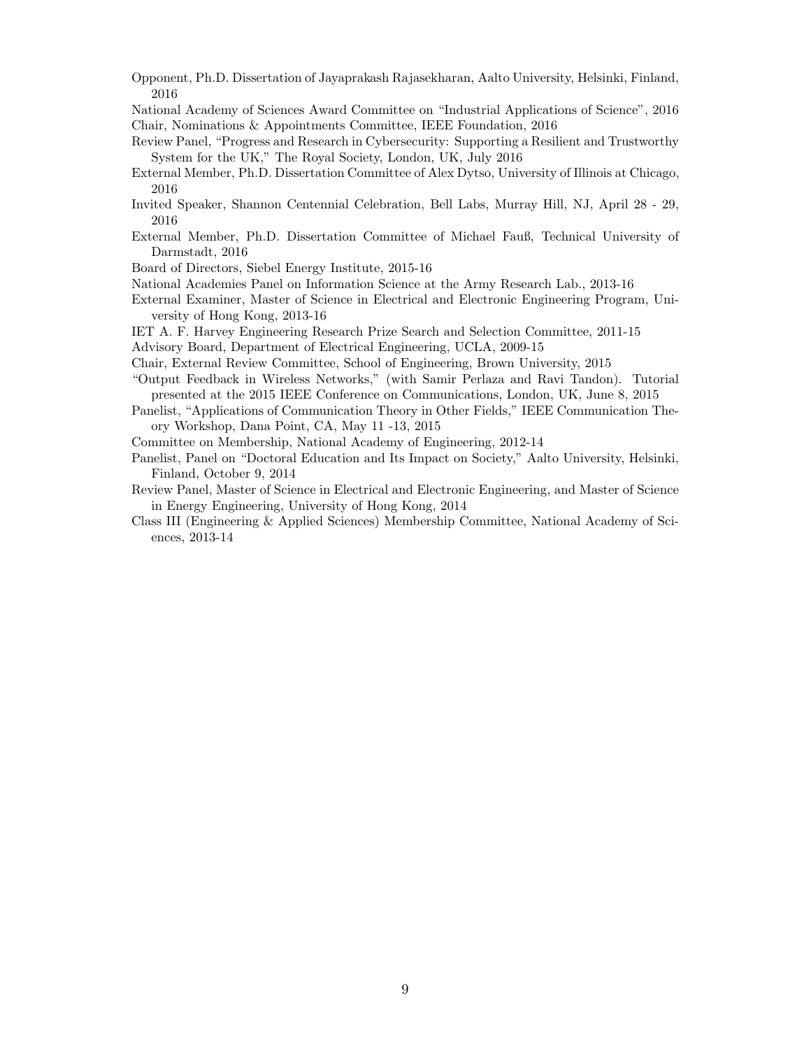Opponent, Ph.D. Dissertation of Jayaprakash Rajasekharan, Aalto University, Helsinki, Finland, 2016

National Academy of Sciences Award Committee on "Industrial Applications of Science", 2016

Chair, Nominations & Appointments Committee, IEEE Foundation, 2016

Review Panel, "Progress and Research in Cybersecurity: Supporting a Resilient and Trustworthy System for the UK," The Royal Society, London, UK, July 2016

External Member, Ph.D. Dissertation Committee of Alex Dytso, University of Illinois at Chicago, 2016

Invited Speaker, Shannon Centennial Celebration, Bell Labs, Murray Hill, NJ, April 28 - 29, 2016

External Member, Ph.D. Dissertation Committee of Michael Fauß, Technical University of Darmstadt, 2016

Board of Directors, Siebel Energy Institute, 2015-16

National Academies Panel on Information Science at the Army Research Lab., 2013-16

External Examiner, Master of Science in Electrical and Electronic Engineering Program, University of Hong Kong, 2013-16

IET A. F. Harvey Engineering Research Prize Search and Selection Committee, 2011-15

Advisory Board, Department of Electrical Engineering, UCLA, 2009-15

Chair, External Review Committee, School of Engineering, Brown University, 2015

"Output Feedback in Wireless Networks," (with Samir Perlaza and Ravi Tandon). Tutorial presented at the 2015 IEEE Conference on Communications, London, UK, June 8, 2015

Panelist, "Applications of Communication Theory in Other Fields," IEEE Communication Theory Workshop, Dana Point, CA, May 11 -13, 2015

Committee on Membership, National Academy of Engineering, 2012-14

Panelist, Panel on "Doctoral Education and Its Impact on Society," Aalto University, Helsinki, Finland, October 9, 2014

Review Panel, Master of Science in Electrical and Electronic Engineering, and Master of Science in Energy Engineering, University of Hong Kong, 2014

Class III (Engineering & Applied Sciences) Membership Committee, National Academy of Sciences, 2013-14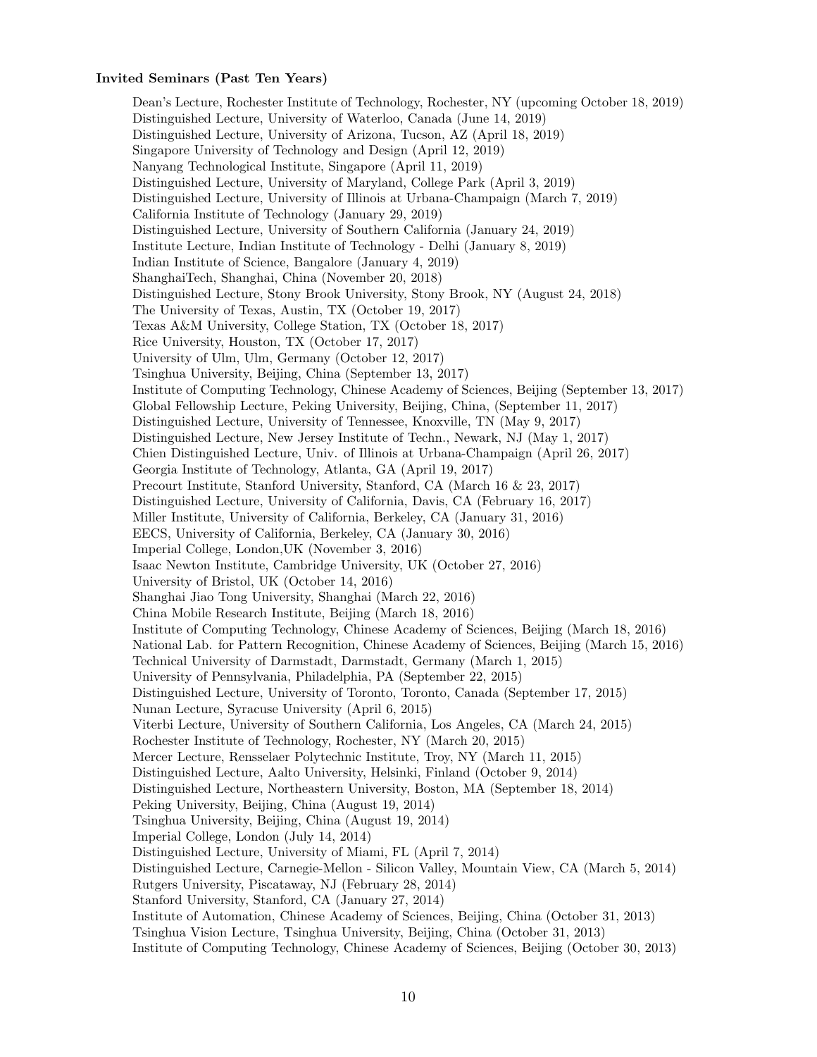**Invited Seminars (Past Ten Years)**

Dean's Lecture, Rochester Institute of Technology, Rochester, NY (upcoming October 18, 2019)
Distinguished Lecture, University of Waterloo, Canada (June 14, 2019)
Distinguished Lecture, University of Arizona, Tucson, AZ (April 18, 2019)
Singapore University of Technology and Design (April 12, 2019)
Nanyang Technological Institute, Singapore (April 11, 2019)
Distinguished Lecture, University of Maryland, College Park (April 3, 2019)
Distinguished Lecture, University of Illinois at Urbana-Champaign (March 7, 2019)
California Institute of Technology (January 29, 2019)
Distinguished Lecture, University of Southern California (January 24, 2019)
Institute Lecture, Indian Institute of Technology - Delhi (January 8, 2019)
Indian Institute of Science, Bangalore (January 4, 2019)
ShanghaiTech, Shanghai, China (November 20, 2018)
Distinguished Lecture, Stony Brook University, Stony Brook, NY (August 24, 2018)
The University of Texas, Austin, TX (October 19, 2017)
Texas A&M University, College Station, TX (October 18, 2017)
Rice University, Houston, TX (October 17, 2017)
University of Ulm, Ulm, Germany (October 12, 2017)
Tsinghua University, Beijing, China (September 13, 2017)
Institute of Computing Technology, Chinese Academy of Sciences, Beijing (September 13, 2017)
Global Fellowship Lecture, Peking University, Beijing, China, (September 11, 2017)
Distinguished Lecture, University of Tennessee, Knoxville, TN (May 9, 2017)
Distinguished Lecture, New Jersey Institute of Techn., Newark, NJ (May 1, 2017)
Chien Distinguished Lecture, Univ. of Illinois at Urbana-Champaign (April 26, 2017)
Georgia Institute of Technology, Atlanta, GA (April 19, 2017)
Precourt Institute, Stanford University, Stanford, CA (March 16 & 23, 2017)
Distinguished Lecture, University of California, Davis, CA (February 16, 2017)
Miller Institute, University of California, Berkeley, CA (January 31, 2016)
EECS, University of California, Berkeley, CA (January 30, 2016)
Imperial College, London,UK (November 3, 2016)
Isaac Newton Institute, Cambridge University, UK (October 27, 2016)
University of Bristol, UK (October 14, 2016)
Shanghai Jiao Tong University, Shanghai (March 22, 2016)
China Mobile Research Institute, Beijing (March 18, 2016)
Institute of Computing Technology, Chinese Academy of Sciences, Beijing (March 18, 2016)
National Lab. for Pattern Recognition, Chinese Academy of Sciences, Beijing (March 15, 2016)
Technical University of Darmstadt, Darmstadt, Germany (March 1, 2015)
University of Pennsylvania, Philadelphia, PA (September 22, 2015)
Distinguished Lecture, University of Toronto, Toronto, Canada (September 17, 2015)
Nunan Lecture, Syracuse University (April 6, 2015)
Viterbi Lecture, University of Southern California, Los Angeles, CA (March 24, 2015)
Rochester Institute of Technology, Rochester, NY (March 20, 2015)
Mercer Lecture, Rensselaer Polytechnic Institute, Troy, NY (March 11, 2015)
Distinguished Lecture, Aalto University, Helsinki, Finland (October 9, 2014)
Distinguished Lecture, Northeastern University, Boston, MA (September 18, 2014)
Peking University, Beijing, China (August 19, 2014)
Tsinghua University, Beijing, China (August 19, 2014)
Imperial College, London (July 14, 2014)
Distinguished Lecture, University of Miami, FL (April 7, 2014)
Distinguished Lecture, Carnegie-Mellon - Silicon Valley, Mountain View, CA (March 5, 2014)
Rutgers University, Piscataway, NJ (February 28, 2014)
Stanford University, Stanford, CA (January 27, 2014)
Institute of Automation, Chinese Academy of Sciences, Beijing, China (October 31, 2013)
Tsinghua Vision Lecture, Tsinghua University, Beijing, China (October 31, 2013)
Institute of Computing Technology, Chinese Academy of Sciences, Beijing (October 30, 2013)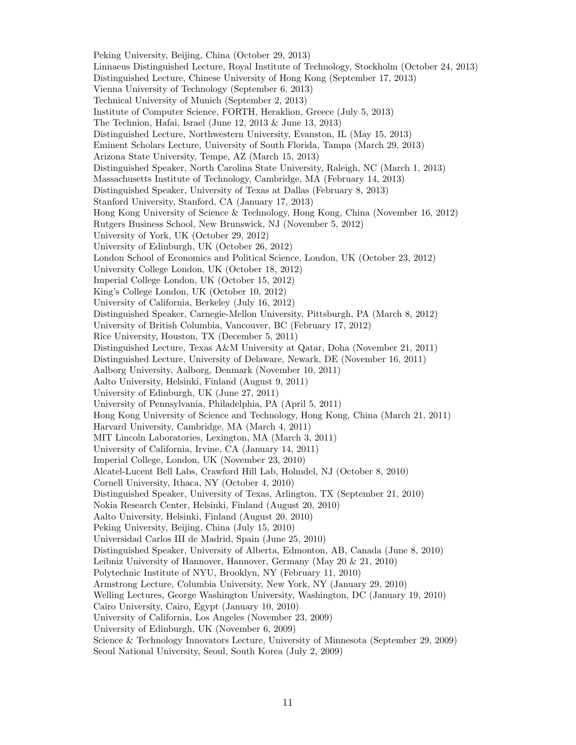Peking University, Beijing, China (October 29, 2013)
Linnaeus Distinguished Lecture, Royal Institute of Technology, Stockholm (October 24, 2013)
Distinguished Lecture, Chinese University of Hong Kong (September 17, 2013)
Vienna University of Technology (September 6, 2013)
Technical University of Munich (September 2, 2013)
Institute of Computer Science, FORTH, Heraklion, Greece (July 5, 2013)
The Technion, Hafai, Israel (June 12, 2013 & June 13, 2013)
Distinguished Lecture, Northwestern University, Evanston, IL (May 15, 2013)
Eminent Scholars Lecture, University of South Florida, Tampa (March 29, 2013)
Arizona State University, Tempe, AZ (March 15, 2013)
Distinguished Speaker, North Carolina State University, Raleigh, NC (March 1, 2013)
Massachusetts Institute of Technology, Cambridge, MA (February 14, 2013)
Distinguished Speaker, University of Texas at Dallas (February 8, 2013)
Stanford University, Stanford, CA (January 17, 2013)
Hong Kong University of Science & Technology, Hong Kong, China (November 16, 2012)
Rutgers Business School, New Brunswick, NJ (November 5, 2012)
University of York, UK (October 29, 2012)
University of Edinburgh, UK (October 26, 2012)
London School of Economics and Political Science, London, UK (October 23, 2012)
University College London, UK (October 18, 2012)
Imperial College London, UK (October 15, 2012)
King's College London, UK (October 10, 2012)
University of California, Berkeley (July 16, 2012)
Distinguished Speaker, Carnegie-Mellon University, Pittsburgh, PA (March 8, 2012)
University of British Columbia, Vancouver, BC (February 17, 2012)
Rice University, Houston, TX (December 5, 2011)
Distinguished Lecture, Texas A&M University at Qatar, Doha (November 21, 2011)
Distinguished Lecture, University of Delaware, Newark, DE (November 16, 2011)
Aalborg University, Aalborg, Denmark (November 10, 2011)
Aalto University, Helsinki, Finland (August 9, 2011)
University of Edinburgh, UK (June 27, 2011)
University of Pennsylvania, Philadelphia, PA (April 5, 2011)
Hong Kong University of Science and Technology, Hong Kong, China (March 21, 2011)
Harvard University, Cambridge, MA (March 4, 2011)
MIT Lincoln Laboratories, Lexington, MA (March 3, 2011)
University of California, Irvine, CA (January 14, 2011)
Imperial College, London, UK (November 23, 2010)
Alcatel-Lucent Bell Labs, Crawford Hill Lab, Holmdel, NJ (October 8, 2010)
Cornell University, Ithaca, NY (October 4, 2010)
Distinguished Speaker, University of Texas, Arlington, TX (September 21, 2010)
Nokia Research Center, Helsinki, Finland (August 20, 2010)
Aalto University, Helsinki, Finland (August 20, 2010)
Peking University, Beijing, China (July 15, 2010)
Universidad Carlos III de Madrid, Spain (June 25, 2010)
Distinguished Speaker, University of Alberta, Edmonton, AB, Canada (June 8, 2010)
Leibniz University of Hannover, Hannover, Germany (May 20 & 21, 2010)
Polytechnic Institute of NYU, Brooklyn, NY (February 11, 2010)
Armstrong Lecture, Columbia University, New York, NY (January 29, 2010)
Welling Lectures, George Washington University, Washington, DC (January 19, 2010)
Cairo University, Cairo, Egypt (January 10, 2010)
University of California, Los Angeles (November 23, 2009)
University of Edinburgh, UK (November 6, 2009)
Science & Technology Innovators Lecture, University of Minnesota (September 29, 2009)
Seoul National University, Seoul, South Korea (July 2, 2009)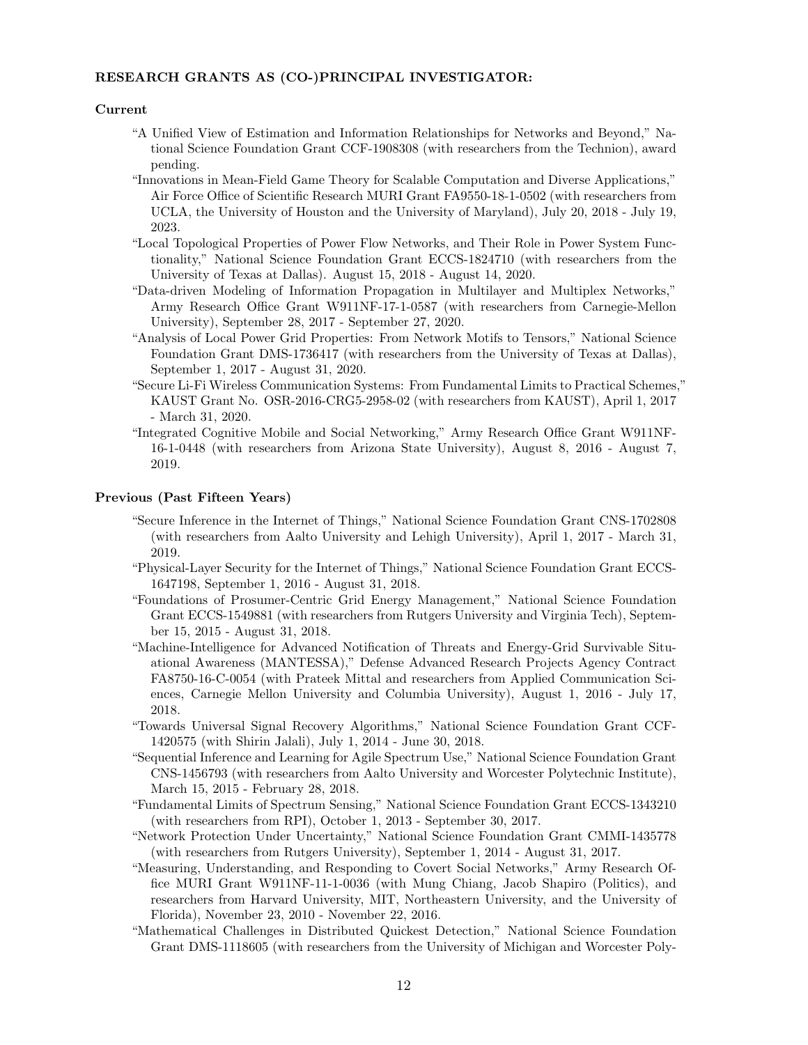**RESEARCH GRANTS AS (CO-)PRINCIPAL INVESTIGATOR:**

**Current**

"A Unified View of Estimation and Information Relationships for Networks and Beyond," National Science Foundation Grant CCF-1908308 (with researchers from the Technion), award pending.

"Innovations in Mean-Field Game Theory for Scalable Computation and Diverse Applications," Air Force Office of Scientific Research MURI Grant FA9550-18-1-0502 (with researchers from UCLA, the University of Houston and the University of Maryland), July 20, 2018 - July 19, 2023.

"Local Topological Properties of Power Flow Networks, and Their Role in Power System Functionality," National Science Foundation Grant ECCS-1824710 (with researchers from the University of Texas at Dallas). August 15, 2018 - August 14, 2020.

"Data-driven Modeling of Information Propagation in Multilayer and Multiplex Networks," Army Research Office Grant W911NF-17-1-0587 (with researchers from Carnegie-Mellon University), September 28, 2017 - September 27, 2020.

"Analysis of Local Power Grid Properties: From Network Motifs to Tensors," National Science Foundation Grant DMS-1736417 (with researchers from the University of Texas at Dallas), September 1, 2017 - August 31, 2020.

"Secure Li-Fi Wireless Communication Systems: From Fundamental Limits to Practical Schemes," KAUST Grant No. OSR-2016-CRG5-2958-02 (with researchers from KAUST), April 1, 2017 - March 31, 2020.

"Integrated Cognitive Mobile and Social Networking," Army Research Office Grant W911NF-16-1-0448 (with researchers from Arizona State University), August 8, 2016 - August 7, 2019.

**Previous (Past Fifteen Years)**

"Secure Inference in the Internet of Things," National Science Foundation Grant CNS-1702808 (with researchers from Aalto University and Lehigh University), April 1, 2017 - March 31, 2019.

"Physical-Layer Security for the Internet of Things," National Science Foundation Grant ECCS-1647198, September 1, 2016 - August 31, 2018.

"Foundations of Prosumer-Centric Grid Energy Management," National Science Foundation Grant ECCS-1549881 (with researchers from Rutgers University and Virginia Tech), September 15, 2015 - August 31, 2018.

"Machine-Intelligence for Advanced Notification of Threats and Energy-Grid Survivable Situational Awareness (MANTESSA)," Defense Advanced Research Projects Agency Contract FA8750-16-C-0054 (with Prateek Mittal and researchers from Applied Communication Sciences, Carnegie Mellon University and Columbia University), August 1, 2016 - July 17, 2018.

"Towards Universal Signal Recovery Algorithms," National Science Foundation Grant CCF-1420575 (with Shirin Jalali), July 1, 2014 - June 30, 2018.

"Sequential Inference and Learning for Agile Spectrum Use," National Science Foundation Grant CNS-1456793 (with researchers from Aalto University and Worcester Polytechnic Institute), March 15, 2015 - February 28, 2018.

"Fundamental Limits of Spectrum Sensing," National Science Foundation Grant ECCS-1343210 (with researchers from RPI), October 1, 2013 - September 30, 2017.

"Network Protection Under Uncertainty," National Science Foundation Grant CMMI-1435778 (with researchers from Rutgers University), September 1, 2014 - August 31, 2017.

"Measuring, Understanding, and Responding to Covert Social Networks," Army Research Office MURI Grant W911NF-11-1-0036 (with Mung Chiang, Jacob Shapiro (Politics), and researchers from Harvard University, MIT, Northeastern University, and the University of Florida), November 23, 2010 - November 22, 2016.

"Mathematical Challenges in Distributed Quickest Detection," National Science Foundation Grant DMS-1118605 (with researchers from the University of Michigan and Worcester Poly-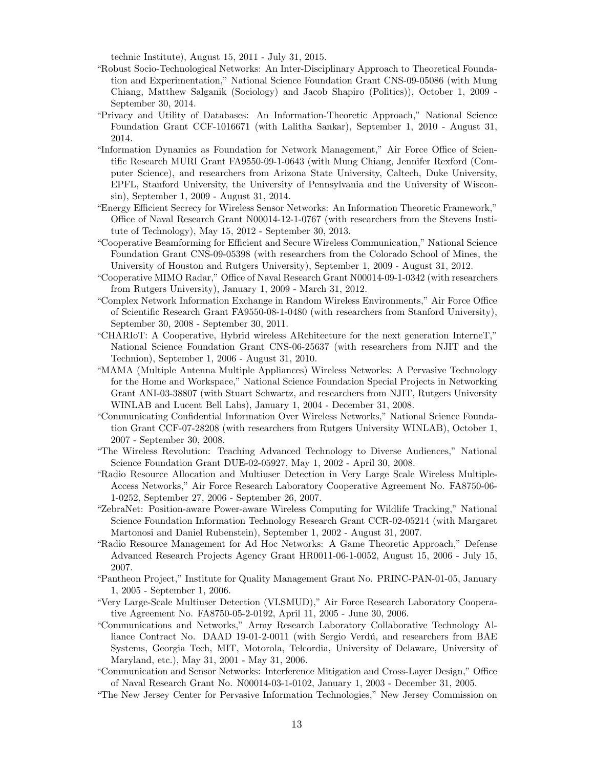technic Institute), August 15, 2011 - July 31, 2015.

"Robust Socio-Technological Networks: An Inter-Disciplinary Approach to Theoretical Foundation and Experimentation," National Science Foundation Grant CNS-09-05086 (with Mung Chiang, Matthew Salganik (Sociology) and Jacob Shapiro (Politics)), October 1, 2009 - September 30, 2014.

"Privacy and Utility of Databases: An Information-Theoretic Approach," National Science Foundation Grant CCF-1016671 (with Lalitha Sankar), September 1, 2010 - August 31, 2014.

"Information Dynamics as Foundation for Network Management," Air Force Office of Scientific Research MURI Grant FA9550-09-1-0643 (with Mung Chiang, Jennifer Rexford (Computer Science), and researchers from Arizona State University, Caltech, Duke University, EPFL, Stanford University, the University of Pennsylvania and the University of Wisconsin), September 1, 2009 - August 31, 2014.

"Energy Efficient Secrecy for Wireless Sensor Networks: An Information Theoretic Framework," Office of Naval Research Grant N00014-12-1-0767 (with researchers from the Stevens Institute of Technology), May 15, 2012 - September 30, 2013.

"Cooperative Beamforming for Efficient and Secure Wireless Communication," National Science Foundation Grant CNS-09-05398 (with researchers from the Colorado School of Mines, the University of Houston and Rutgers University), September 1, 2009 - August 31, 2012.

"Cooperative MIMO Radar," Office of Naval Research Grant N00014-09-1-0342 (with researchers from Rutgers University), January 1, 2009 - March 31, 2012.

"Complex Network Information Exchange in Random Wireless Environments," Air Force Office of Scientific Research Grant FA9550-08-1-0480 (with researchers from Stanford University), September 30, 2008 - September 30, 2011.

"CHARIoT: A Cooperative, Hybrid wireless ARchitecture for the next generation InterneT," National Science Foundation Grant CNS-06-25637 (with researchers from NJIT and the Technion), September 1, 2006 - August 31, 2010.

"MAMA (Multiple Antenna Multiple Appliances) Wireless Networks: A Pervasive Technology for the Home and Workspace," National Science Foundation Special Projects in Networking Grant ANI-03-38807 (with Stuart Schwartz, and researchers from NJIT, Rutgers University WINLAB and Lucent Bell Labs), January 1, 2004 - December 31, 2008.

"Communicating Confidential Information Over Wireless Networks," National Science Foundation Grant CCF-07-28208 (with researchers from Rutgers University WINLAB), October 1, 2007 - September 30, 2008.

"The Wireless Revolution: Teaching Advanced Technology to Diverse Audiences," National Science Foundation Grant DUE-02-05927, May 1, 2002 - April 30, 2008.

"Radio Resource Allocation and Multiuser Detection in Very Large Scale Wireless Multiple-Access Networks," Air Force Research Laboratory Cooperative Agreement No. FA8750-06-1-0252, September 27, 2006 - September 26, 2007.

"ZebraNet: Position-aware Power-aware Wireless Computing for Wildlife Tracking," National Science Foundation Information Technology Research Grant CCR-02-05214 (with Margaret Martonosi and Daniel Rubenstein), September 1, 2002 - August 31, 2007.

"Radio Resource Management for Ad Hoc Networks: A Game Theoretic Approach," Defense Advanced Research Projects Agency Grant HR0011-06-1-0052, August 15, 2006 - July 15, 2007.

"Pantheon Project," Institute for Quality Management Grant No. PRINC-PAN-01-05, January 1, 2005 - September 1, 2006.

"Very Large-Scale Multiuser Detection (VLSMUD)," Air Force Research Laboratory Cooperative Agreement No. FA8750-05-2-0192, April 11, 2005 - June 30, 2006.

"Communications and Networks," Army Research Laboratory Collaborative Technology Alliance Contract No. DAAD 19-01-2-0011 (with Sergio Verdú, and researchers from BAE Systems, Georgia Tech, MIT, Motorola, Telcordia, University of Delaware, University of Maryland, etc.), May 31, 2001 - May 31, 2006.

"Communication and Sensor Networks: Interference Mitigation and Cross-Layer Design," Office of Naval Research Grant No. N00014-03-1-0102, January 1, 2003 - December 31, 2005.

"The New Jersey Center for Pervasive Information Technologies," New Jersey Commission on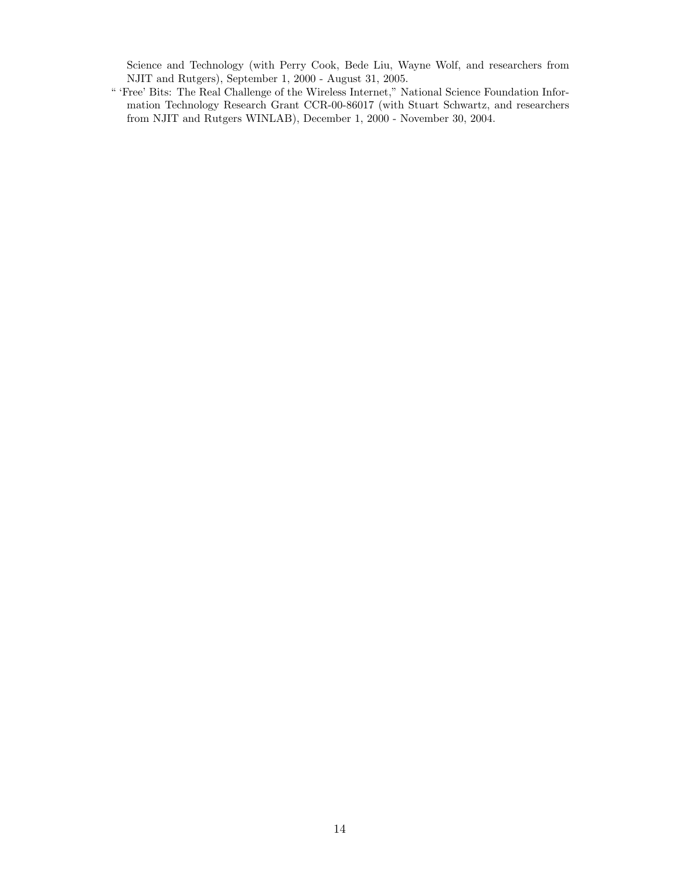Science and Technology (with Perry Cook, Bede Liu, Wayne Wolf, and researchers from NJIT and Rutgers), September 1, 2000 - August 31, 2005.

" 'Free' Bits: The Real Challenge of the Wireless Internet," National Science Foundation Information Technology Research Grant CCR-00-86017 (with Stuart Schwartz, and researchers from NJIT and Rutgers WINLAB), December 1, 2000 - November 30, 2004.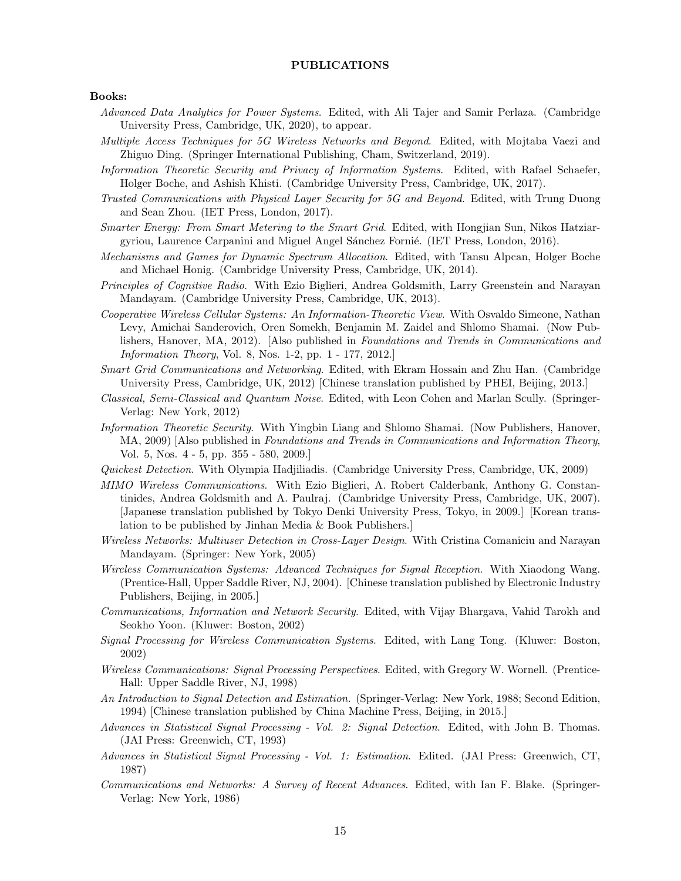## PUBLICATIONS

### Books:

*Advanced Data Analytics for Power Systems*. Edited, with Ali Tajer and Samir Perlaza. (Cambridge University Press, Cambridge, UK, 2020), to appear.

*Multiple Access Techniques for 5G Wireless Networks and Beyond*. Edited, with Mojtaba Vaezi and Zhiguo Ding. (Springer International Publishing, Cham, Switzerland, 2019).

*Information Theoretic Security and Privacy of Information Systems*. Edited, with Rafael Schaefer, Holger Boche, and Ashish Khisti. (Cambridge University Press, Cambridge, UK, 2017).

*Trusted Communications with Physical Layer Security for 5G and Beyond*. Edited, with Trung Duong and Sean Zhou. (IET Press, London, 2017).

*Smarter Energy: From Smart Metering to the Smart Grid*. Edited, with Hongjian Sun, Nikos Hatziargyriou, Laurence Carpanini and Miguel Angel Sánchez Fornié. (IET Press, London, 2016).

*Mechanisms and Games for Dynamic Spectrum Allocation*. Edited, with Tansu Alpcan, Holger Boche and Michael Honig. (Cambridge University Press, Cambridge, UK, 2014).

*Principles of Cognitive Radio*. With Ezio Biglieri, Andrea Goldsmith, Larry Greenstein and Narayan Mandayam. (Cambridge University Press, Cambridge, UK, 2013).

*Cooperative Wireless Cellular Systems: An Information-Theoretic View*. With Osvaldo Simeone, Nathan Levy, Amichai Sanderovich, Oren Somekh, Benjamin M. Zaidel and Shlomo Shamai. (Now Publishers, Hanover, MA, 2012). [Also published in *Foundations and Trends in Communications and Information Theory*, Vol. 8, Nos. 1-2, pp. 1 - 177, 2012.]

*Smart Grid Communications and Networking*. Edited, with Ekram Hossain and Zhu Han. (Cambridge University Press, Cambridge, UK, 2012) [Chinese translation published by PHEI, Beijing, 2013.]

*Classical, Semi-Classical and Quantum Noise*. Edited, with Leon Cohen and Marlan Scully. (Springer-Verlag: New York, 2012)

*Information Theoretic Security*. With Yingbin Liang and Shlomo Shamai. (Now Publishers, Hanover, MA, 2009) [Also published in *Foundations and Trends in Communications and Information Theory*, Vol. 5, Nos. 4 - 5, pp. 355 - 580, 2009.]

*Quickest Detection*. With Olympia Hadjiliadis. (Cambridge University Press, Cambridge, UK, 2009)

*MIMO Wireless Communications*. With Ezio Biglieri, A. Robert Calderbank, Anthony G. Constantinides, Andrea Goldsmith and A. Paulraj. (Cambridge University Press, Cambridge, UK, 2007). [Japanese translation published by Tokyo Denki University Press, Tokyo, in 2009.] [Korean translation to be published by Jinhan Media & Book Publishers.]

*Wireless Networks: Multiuser Detection in Cross-Layer Design*. With Cristina Comaniciu and Narayan Mandayam. (Springer: New York, 2005)

*Wireless Communication Systems: Advanced Techniques for Signal Reception*. With Xiaodong Wang. (Prentice-Hall, Upper Saddle River, NJ, 2004). [Chinese translation published by Electronic Industry Publishers, Beijing, in 2005.]

*Communications, Information and Network Security*. Edited, with Vijay Bhargava, Vahid Tarokh and Seokho Yoon. (Kluwer: Boston, 2002)

*Signal Processing for Wireless Communication Systems*. Edited, with Lang Tong. (Kluwer: Boston, 2002)

*Wireless Communications: Signal Processing Perspectives*. Edited, with Gregory W. Wornell. (Prentice-Hall: Upper Saddle River, NJ, 1998)

*An Introduction to Signal Detection and Estimation*. (Springer-Verlag: New York, 1988; Second Edition, 1994) [Chinese translation published by China Machine Press, Beijing, in 2015.]

*Advances in Statistical Signal Processing - Vol. 2: Signal Detection*. Edited, with John B. Thomas. (JAI Press: Greenwich, CT, 1993)

*Advances in Statistical Signal Processing - Vol. 1: Estimation*. Edited. (JAI Press: Greenwich, CT, 1987)

*Communications and Networks: A Survey of Recent Advances*. Edited, with Ian F. Blake. (Springer-Verlag: New York, 1986)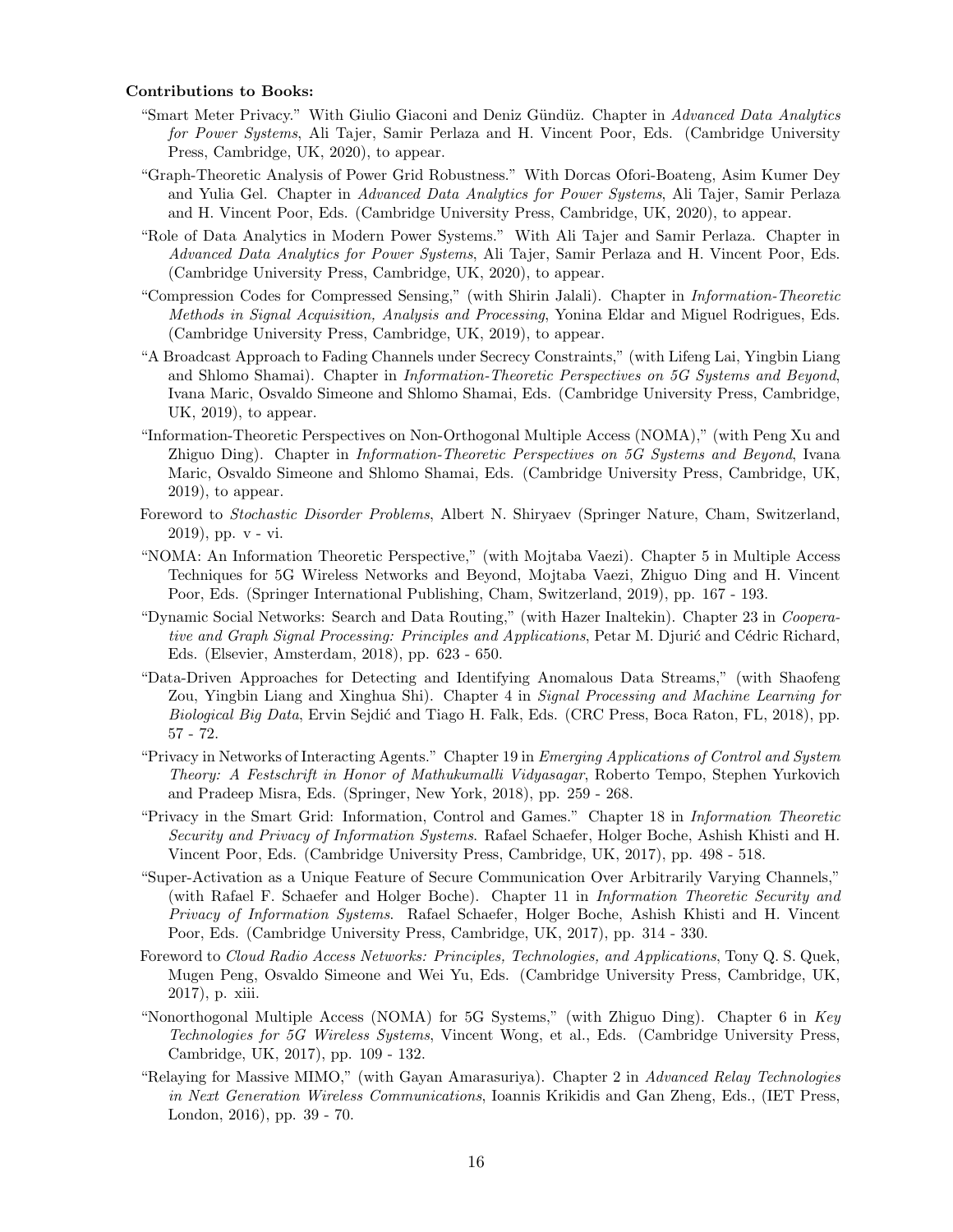**Contributions to Books:**

"Smart Meter Privacy." With Giulio Giaconi and Deniz Gündüz. Chapter in *Advanced Data Analytics for Power Systems*, Ali Tajer, Samir Perlaza and H. Vincent Poor, Eds. (Cambridge University Press, Cambridge, UK, 2020), to appear.

"Graph-Theoretic Analysis of Power Grid Robustness." With Dorcas Ofori-Boateng, Asim Kumer Dey and Yulia Gel. Chapter in *Advanced Data Analytics for Power Systems*, Ali Tajer, Samir Perlaza and H. Vincent Poor, Eds. (Cambridge University Press, Cambridge, UK, 2020), to appear.

"Role of Data Analytics in Modern Power Systems." With Ali Tajer and Samir Perlaza. Chapter in *Advanced Data Analytics for Power Systems*, Ali Tajer, Samir Perlaza and H. Vincent Poor, Eds. (Cambridge University Press, Cambridge, UK, 2020), to appear.

"Compression Codes for Compressed Sensing," (with Shirin Jalali). Chapter in *Information-Theoretic Methods in Signal Acquisition, Analysis and Processing*, Yonina Eldar and Miguel Rodrigues, Eds. (Cambridge University Press, Cambridge, UK, 2019), to appear.

"A Broadcast Approach to Fading Channels under Secrecy Constraints," (with Lifeng Lai, Yingbin Liang and Shlomo Shamai). Chapter in *Information-Theoretic Perspectives on 5G Systems and Beyond*, Ivana Maric, Osvaldo Simeone and Shlomo Shamai, Eds. (Cambridge University Press, Cambridge, UK, 2019), to appear.

"Information-Theoretic Perspectives on Non-Orthogonal Multiple Access (NOMA)," (with Peng Xu and Zhiguo Ding). Chapter in *Information-Theoretic Perspectives on 5G Systems and Beyond*, Ivana Maric, Osvaldo Simeone and Shlomo Shamai, Eds. (Cambridge University Press, Cambridge, UK, 2019), to appear.

Foreword to *Stochastic Disorder Problems*, Albert N. Shiryaev (Springer Nature, Cham, Switzerland, 2019), pp. v - vi.

"NOMA: An Information Theoretic Perspective," (with Mojtaba Vaezi). Chapter 5 in Multiple Access Techniques for 5G Wireless Networks and Beyond, Mojtaba Vaezi, Zhiguo Ding and H. Vincent Poor, Eds. (Springer International Publishing, Cham, Switzerland, 2019), pp. 167 - 193.

"Dynamic Social Networks: Search and Data Routing," (with Hazer Inaltekin). Chapter 23 in *Cooperative and Graph Signal Processing: Principles and Applications*, Petar M. Djurić and Cédric Richard, Eds. (Elsevier, Amsterdam, 2018), pp. 623 - 650.

"Data-Driven Approaches for Detecting and Identifying Anomalous Data Streams," (with Shaofeng Zou, Yingbin Liang and Xinghua Shi). Chapter 4 in *Signal Processing and Machine Learning for Biological Big Data*, Ervin Sejdić and Tiago H. Falk, Eds. (CRC Press, Boca Raton, FL, 2018), pp. 57 - 72.

"Privacy in Networks of Interacting Agents." Chapter 19 in *Emerging Applications of Control and System Theory: A Festschrift in Honor of Mathukumalli Vidyasagar*, Roberto Tempo, Stephen Yurkovich and Pradeep Misra, Eds. (Springer, New York, 2018), pp. 259 - 268.

"Privacy in the Smart Grid: Information, Control and Games." Chapter 18 in *Information Theoretic Security and Privacy of Information Systems*. Rafael Schaefer, Holger Boche, Ashish Khisti and H. Vincent Poor, Eds. (Cambridge University Press, Cambridge, UK, 2017), pp. 498 - 518.

"Super-Activation as a Unique Feature of Secure Communication Over Arbitrarily Varying Channels," (with Rafael F. Schaefer and Holger Boche). Chapter 11 in *Information Theoretic Security and Privacy of Information Systems*. Rafael Schaefer, Holger Boche, Ashish Khisti and H. Vincent Poor, Eds. (Cambridge University Press, Cambridge, UK, 2017), pp. 314 - 330.

Foreword to *Cloud Radio Access Networks: Principles, Technologies, and Applications*, Tony Q. S. Quek, Mugen Peng, Osvaldo Simeone and Wei Yu, Eds. (Cambridge University Press, Cambridge, UK, 2017), p. xiii.

"Nonorthogonal Multiple Access (NOMA) for 5G Systems," (with Zhiguo Ding). Chapter 6 in *Key Technologies for 5G Wireless Systems*, Vincent Wong, et al., Eds. (Cambridge University Press, Cambridge, UK, 2017), pp. 109 - 132.

"Relaying for Massive MIMO," (with Gayan Amarasuriya). Chapter 2 in *Advanced Relay Technologies in Next Generation Wireless Communications*, Ioannis Krikidis and Gan Zheng, Eds., (IET Press, London, 2016), pp. 39 - 70.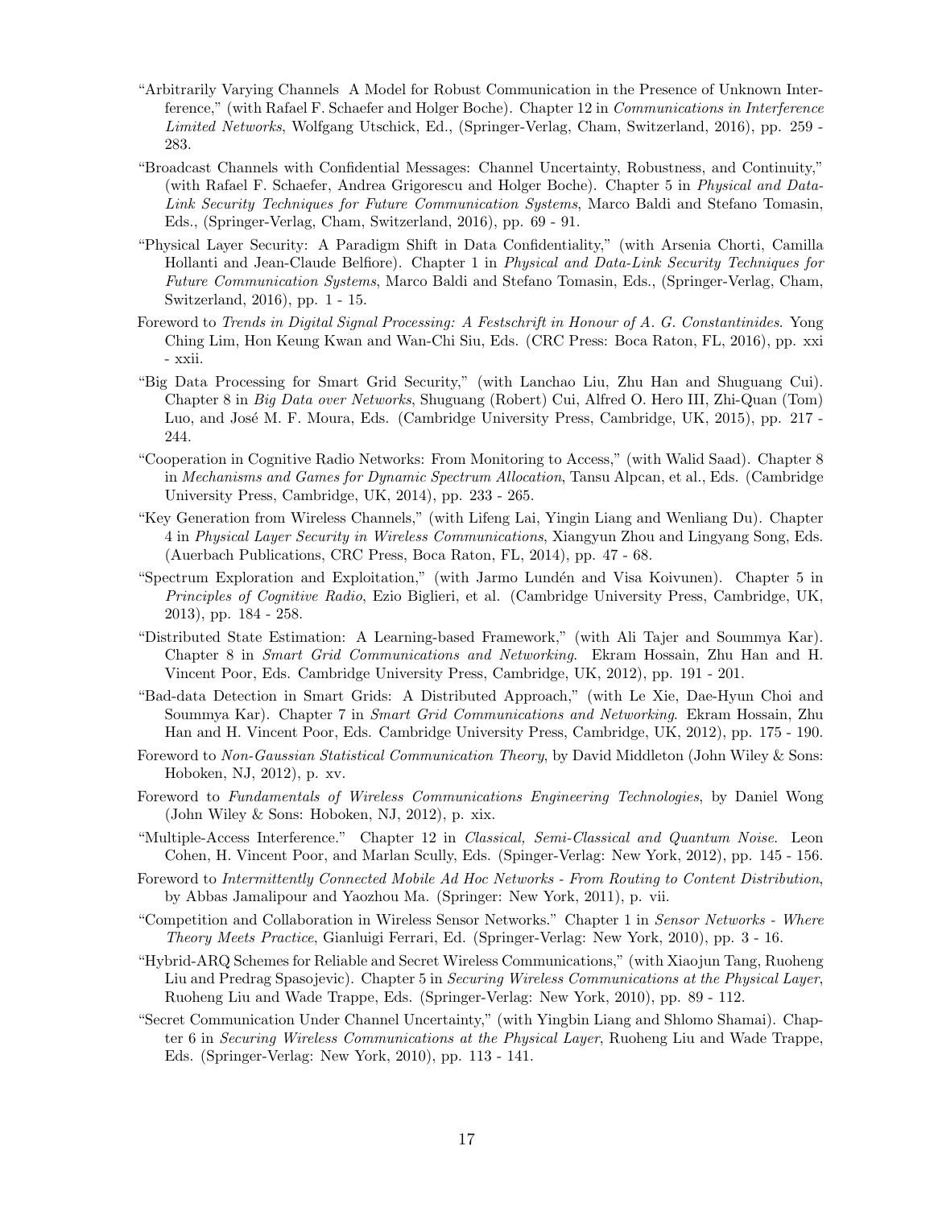"Arbitrarily Varying Channels A Model for Robust Communication in the Presence of Unknown Interference," (with Rafael F. Schaefer and Holger Boche). Chapter 12 in *Communications in Interference Limited Networks*, Wolfgang Utschick, Ed., (Springer-Verlag, Cham, Switzerland, 2016), pp. 259 - 283.

"Broadcast Channels with Confidential Messages: Channel Uncertainty, Robustness, and Continuity," (with Rafael F. Schaefer, Andrea Grigorescu and Holger Boche). Chapter 5 in *Physical and Data-Link Security Techniques for Future Communication Systems*, Marco Baldi and Stefano Tomasin, Eds., (Springer-Verlag, Cham, Switzerland, 2016), pp. 69 - 91.

"Physical Layer Security: A Paradigm Shift in Data Confidentiality," (with Arsenia Chorti, Camilla Hollanti and Jean-Claude Belfiore). Chapter 1 in *Physical and Data-Link Security Techniques for Future Communication Systems*, Marco Baldi and Stefano Tomasin, Eds., (Springer-Verlag, Cham, Switzerland, 2016), pp. 1 - 15.

Foreword to *Trends in Digital Signal Processing: A Festschrift in Honour of A. G. Constantinides*. Yong Ching Lim, Hon Keung Kwan and Wan-Chi Siu, Eds. (CRC Press: Boca Raton, FL, 2016), pp. xxi - xxii.

"Big Data Processing for Smart Grid Security," (with Lanchao Liu, Zhu Han and Shuguang Cui). Chapter 8 in *Big Data over Networks*, Shuguang (Robert) Cui, Alfred O. Hero III, Zhi-Quan (Tom) Luo, and José M. F. Moura, Eds. (Cambridge University Press, Cambridge, UK, 2015), pp. 217 - 244.

"Cooperation in Cognitive Radio Networks: From Monitoring to Access," (with Walid Saad). Chapter 8 in *Mechanisms and Games for Dynamic Spectrum Allocation*, Tansu Alpcan, et al., Eds. (Cambridge University Press, Cambridge, UK, 2014), pp. 233 - 265.

"Key Generation from Wireless Channels," (with Lifeng Lai, Yingin Liang and Wenliang Du). Chapter 4 in *Physical Layer Security in Wireless Communications*, Xiangyun Zhou and Lingyang Song, Eds. (Auerbach Publications, CRC Press, Boca Raton, FL, 2014), pp. 47 - 68.

"Spectrum Exploration and Exploitation," (with Jarmo Lundén and Visa Koivunen). Chapter 5 in *Principles of Cognitive Radio*, Ezio Biglieri, et al. (Cambridge University Press, Cambridge, UK, 2013), pp. 184 - 258.

"Distributed State Estimation: A Learning-based Framework," (with Ali Tajer and Soummya Kar). Chapter 8 in *Smart Grid Communications and Networking*. Ekram Hossain, Zhu Han and H. Vincent Poor, Eds. Cambridge University Press, Cambridge, UK, 2012), pp. 191 - 201.

"Bad-data Detection in Smart Grids: A Distributed Approach," (with Le Xie, Dae-Hyun Choi and Soummya Kar). Chapter 7 in *Smart Grid Communications and Networking*. Ekram Hossain, Zhu Han and H. Vincent Poor, Eds. Cambridge University Press, Cambridge, UK, 2012), pp. 175 - 190.

Foreword to *Non-Gaussian Statistical Communication Theory*, by David Middleton (John Wiley & Sons: Hoboken, NJ, 2012), p. xv.

Foreword to *Fundamentals of Wireless Communications Engineering Technologies*, by Daniel Wong (John Wiley & Sons: Hoboken, NJ, 2012), p. xix.

"Multiple-Access Interference." Chapter 12 in *Classical, Semi-Classical and Quantum Noise*. Leon Cohen, H. Vincent Poor, and Marlan Scully, Eds. (Spinger-Verlag: New York, 2012), pp. 145 - 156.

Foreword to *Intermittently Connected Mobile Ad Hoc Networks - From Routing to Content Distribution*, by Abbas Jamalipour and Yaozhou Ma. (Springer: New York, 2011), p. vii.

"Competition and Collaboration in Wireless Sensor Networks." Chapter 1 in *Sensor Networks - Where Theory Meets Practice*, Gianluigi Ferrari, Ed. (Springer-Verlag: New York, 2010), pp. 3 - 16.

"Hybrid-ARQ Schemes for Reliable and Secret Wireless Communications," (with Xiaojun Tang, Ruoheng Liu and Predrag Spasojevic). Chapter 5 in *Securing Wireless Communications at the Physical Layer*, Ruoheng Liu and Wade Trappe, Eds. (Springer-Verlag: New York, 2010), pp. 89 - 112.

"Secret Communication Under Channel Uncertainty," (with Yingbin Liang and Shlomo Shamai). Chapter 6 in *Securing Wireless Communications at the Physical Layer*, Ruoheng Liu and Wade Trappe, Eds. (Springer-Verlag: New York, 2010), pp. 113 - 141.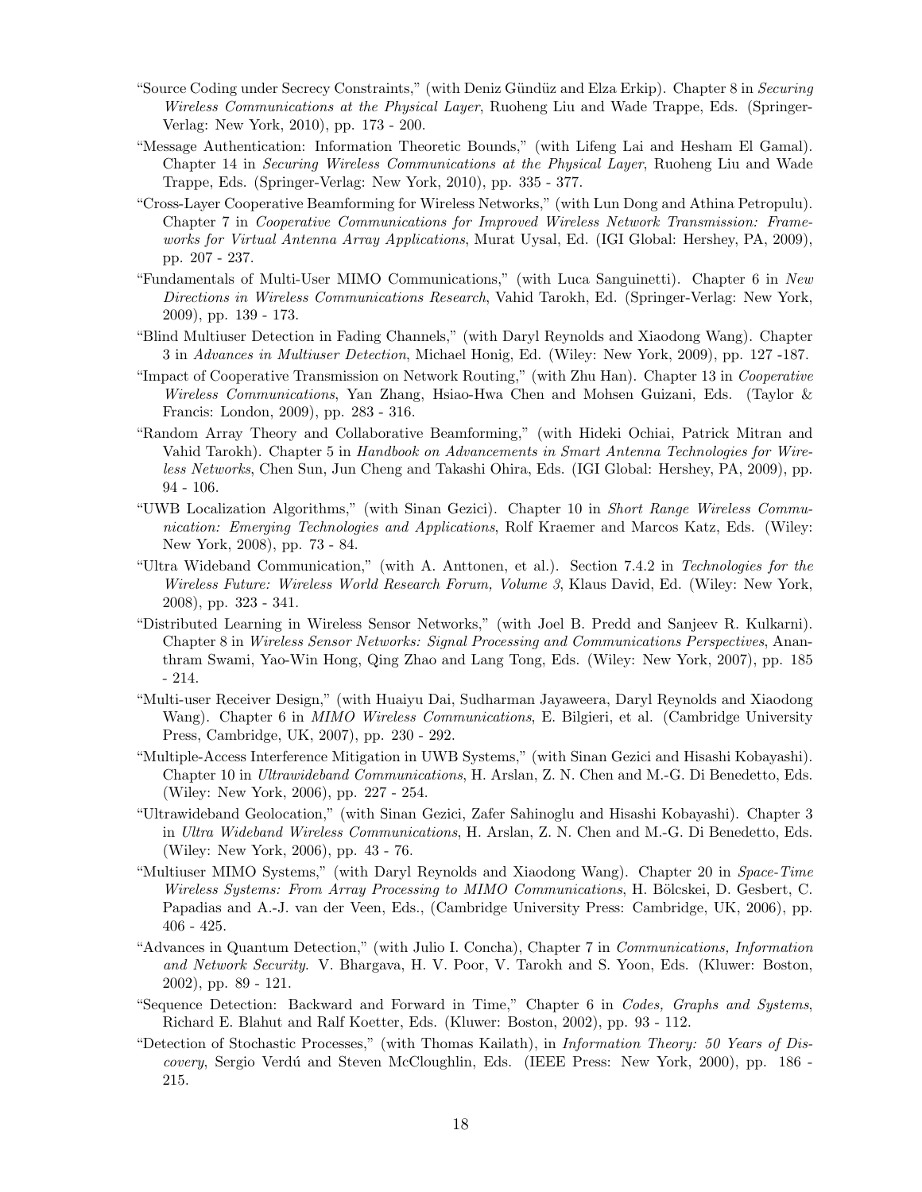- "Source Coding under Secrecy Constraints," (with Deniz Gündüz and Elza Erkip). Chapter 8 in *Securing Wireless Communications at the Physical Layer*, Ruoheng Liu and Wade Trappe, Eds. (Springer-Verlag: New York, 2010), pp. 173 - 200.
- "Message Authentication: Information Theoretic Bounds," (with Lifeng Lai and Hesham El Gamal). Chapter 14 in *Securing Wireless Communications at the Physical Layer*, Ruoheng Liu and Wade Trappe, Eds. (Springer-Verlag: New York, 2010), pp. 335 - 377.
- "Cross-Layer Cooperative Beamforming for Wireless Networks," (with Lun Dong and Athina Petropulu). Chapter 7 in *Cooperative Communications for Improved Wireless Network Transmission: Frameworks for Virtual Antenna Array Applications*, Murat Uysal, Ed. (IGI Global: Hershey, PA, 2009), pp. 207 - 237.
- "Fundamentals of Multi-User MIMO Communications," (with Luca Sanguinetti). Chapter 6 in *New Directions in Wireless Communications Research*, Vahid Tarokh, Ed. (Springer-Verlag: New York, 2009), pp. 139 - 173.
- "Blind Multiuser Detection in Fading Channels," (with Daryl Reynolds and Xiaodong Wang). Chapter 3 in *Advances in Multiuser Detection*, Michael Honig, Ed. (Wiley: New York, 2009), pp. 127 -187.
- "Impact of Cooperative Transmission on Network Routing," (with Zhu Han). Chapter 13 in *Cooperative Wireless Communications*, Yan Zhang, Hsiao-Hwa Chen and Mohsen Guizani, Eds. (Taylor & Francis: London, 2009), pp. 283 - 316.
- "Random Array Theory and Collaborative Beamforming," (with Hideki Ochiai, Patrick Mitran and Vahid Tarokh). Chapter 5 in *Handbook on Advancements in Smart Antenna Technologies for Wireless Networks*, Chen Sun, Jun Cheng and Takashi Ohira, Eds. (IGI Global: Hershey, PA, 2009), pp. 94 - 106.
- "UWB Localization Algorithms," (with Sinan Gezici). Chapter 10 in *Short Range Wireless Communication: Emerging Technologies and Applications*, Rolf Kraemer and Marcos Katz, Eds. (Wiley: New York, 2008), pp. 73 - 84.
- "Ultra Wideband Communication," (with A. Anttonen, et al.). Section 7.4.2 in *Technologies for the Wireless Future: Wireless World Research Forum, Volume 3*, Klaus David, Ed. (Wiley: New York, 2008), pp. 323 - 341.
- "Distributed Learning in Wireless Sensor Networks," (with Joel B. Predd and Sanjeev R. Kulkarni). Chapter 8 in *Wireless Sensor Networks: Signal Processing and Communications Perspectives*, Ananthram Swami, Yao-Win Hong, Qing Zhao and Lang Tong, Eds. (Wiley: New York, 2007), pp. 185 - 214.
- "Multi-user Receiver Design," (with Huaiyu Dai, Sudharman Jayaweera, Daryl Reynolds and Xiaodong Wang). Chapter 6 in *MIMO Wireless Communications*, E. Bilgieri, et al. (Cambridge University Press, Cambridge, UK, 2007), pp. 230 - 292.
- "Multiple-Access Interference Mitigation in UWB Systems," (with Sinan Gezici and Hisashi Kobayashi). Chapter 10 in *Ultrawideband Communications*, H. Arslan, Z. N. Chen and M.-G. Di Benedetto, Eds. (Wiley: New York, 2006), pp. 227 - 254.
- "Ultrawideband Geolocation," (with Sinan Gezici, Zafer Sahinoglu and Hisashi Kobayashi). Chapter 3 in *Ultra Wideband Wireless Communications*, H. Arslan, Z. N. Chen and M.-G. Di Benedetto, Eds. (Wiley: New York, 2006), pp. 43 - 76.
- "Multiuser MIMO Systems," (with Daryl Reynolds and Xiaodong Wang). Chapter 20 in *Space-Time Wireless Systems: From Array Processing to MIMO Communications*, H. Bölcskei, D. Gesbert, C. Papadias and A.-J. van der Veen, Eds., (Cambridge University Press: Cambridge, UK, 2006), pp. 406 - 425.
- "Advances in Quantum Detection," (with Julio I. Concha), Chapter 7 in *Communications, Information and Network Security*. V. Bhargava, H. V. Poor, V. Tarokh and S. Yoon, Eds. (Kluwer: Boston, 2002), pp. 89 - 121.
- "Sequence Detection: Backward and Forward in Time," Chapter 6 in *Codes, Graphs and Systems*, Richard E. Blahut and Ralf Koetter, Eds. (Kluwer: Boston, 2002), pp. 93 - 112.
- "Detection of Stochastic Processes," (with Thomas Kailath), in *Information Theory: 50 Years of Discovery*, Sergio Verdú and Steven McCloughlin, Eds. (IEEE Press: New York, 2000), pp. 186 - 215.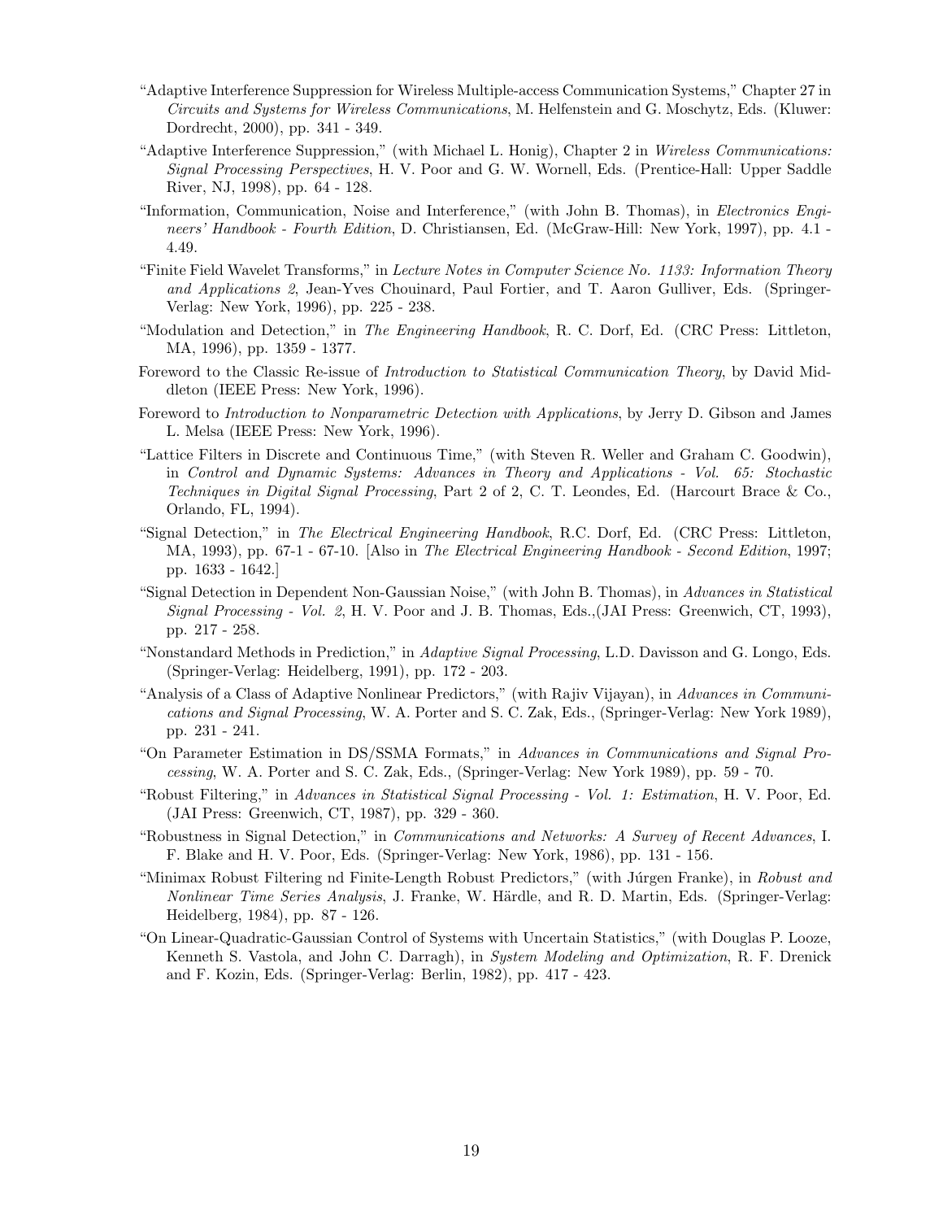"Adaptive Interference Suppression for Wireless Multiple-access Communication Systems," Chapter 27 in *Circuits and Systems for Wireless Communications*, M. Helfenstein and G. Moschytz, Eds. (Kluwer: Dordrecht, 2000), pp. 341 - 349.

"Adaptive Interference Suppression," (with Michael L. Honig), Chapter 2 in *Wireless Communications: Signal Processing Perspectives*, H. V. Poor and G. W. Wornell, Eds. (Prentice-Hall: Upper Saddle River, NJ, 1998), pp. 64 - 128.

"Information, Communication, Noise and Interference," (with John B. Thomas), in *Electronics Engineers' Handbook - Fourth Edition*, D. Christiansen, Ed. (McGraw-Hill: New York, 1997), pp. 4.1 - 4.49.

"Finite Field Wavelet Transforms," in *Lecture Notes in Computer Science No. 1133: Information Theory and Applications 2*, Jean-Yves Chouinard, Paul Fortier, and T. Aaron Gulliver, Eds. (Springer-Verlag: New York, 1996), pp. 225 - 238.

"Modulation and Detection," in *The Engineering Handbook*, R. C. Dorf, Ed. (CRC Press: Littleton, MA, 1996), pp. 1359 - 1377.

Foreword to the Classic Re-issue of *Introduction to Statistical Communication Theory*, by David Middleton (IEEE Press: New York, 1996).

Foreword to *Introduction to Nonparametric Detection with Applications*, by Jerry D. Gibson and James L. Melsa (IEEE Press: New York, 1996).

"Lattice Filters in Discrete and Continuous Time," (with Steven R. Weller and Graham C. Goodwin), in *Control and Dynamic Systems: Advances in Theory and Applications - Vol. 65: Stochastic Techniques in Digital Signal Processing*, Part 2 of 2, C. T. Leondes, Ed. (Harcourt Brace & Co., Orlando, FL, 1994).

"Signal Detection," in *The Electrical Engineering Handbook*, R.C. Dorf, Ed. (CRC Press: Littleton, MA, 1993), pp. 67-1 - 67-10. [Also in *The Electrical Engineering Handbook - Second Edition*, 1997; pp. 1633 - 1642.]

"Signal Detection in Dependent Non-Gaussian Noise," (with John B. Thomas), in *Advances in Statistical Signal Processing - Vol. 2*, H. V. Poor and J. B. Thomas, Eds.,(JAI Press: Greenwich, CT, 1993), pp. 217 - 258.

"Nonstandard Methods in Prediction," in *Adaptive Signal Processing*, L.D. Davisson and G. Longo, Eds. (Springer-Verlag: Heidelberg, 1991), pp. 172 - 203.

"Analysis of a Class of Adaptive Nonlinear Predictors," (with Rajiv Vijayan), in *Advances in Communications and Signal Processing*, W. A. Porter and S. C. Zak, Eds., (Springer-Verlag: New York 1989), pp. 231 - 241.

"On Parameter Estimation in DS/SSMA Formats," in *Advances in Communications and Signal Processing*, W. A. Porter and S. C. Zak, Eds., (Springer-Verlag: New York 1989), pp. 59 - 70.

"Robust Filtering," in *Advances in Statistical Signal Processing - Vol. 1: Estimation*, H. V. Poor, Ed. (JAI Press: Greenwich, CT, 1987), pp. 329 - 360.

"Robustness in Signal Detection," in *Communications and Networks: A Survey of Recent Advances*, I. F. Blake and H. V. Poor, Eds. (Springer-Verlag: New York, 1986), pp. 131 - 156.

"Minimax Robust Filtering nd Finite-Length Robust Predictors," (with Júrgen Franke), in *Robust and Nonlinear Time Series Analysis*, J. Franke, W. Härdle, and R. D. Martin, Eds. (Springer-Verlag: Heidelberg, 1984), pp. 87 - 126.

"On Linear-Quadratic-Gaussian Control of Systems with Uncertain Statistics," (with Douglas P. Looze, Kenneth S. Vastola, and John C. Darragh), in *System Modeling and Optimization*, R. F. Drenick and F. Kozin, Eds. (Springer-Verlag: Berlin, 1982), pp. 417 - 423.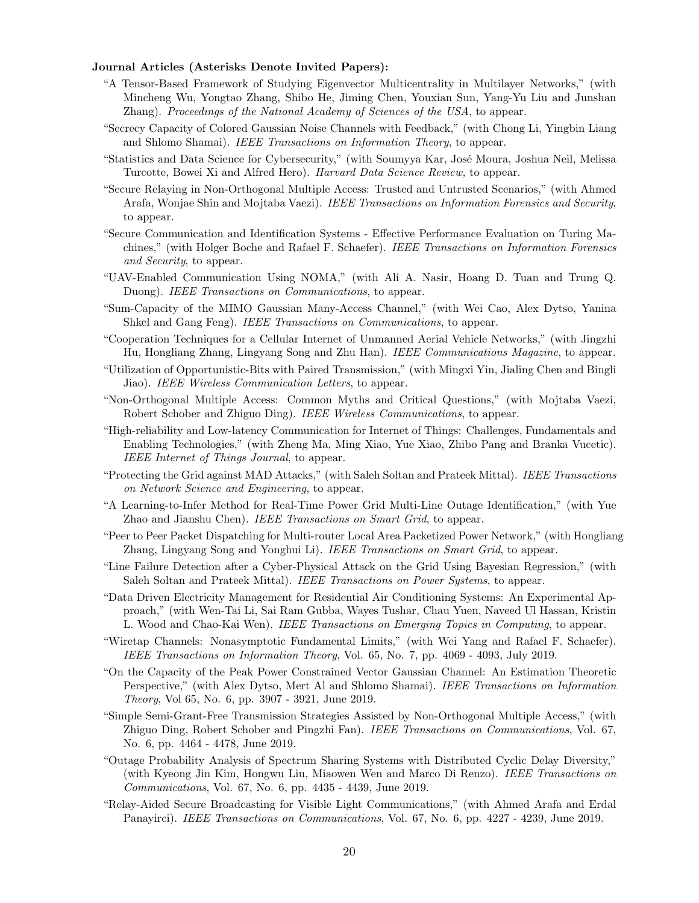**Journal Articles (Asterisks Denote Invited Papers):**

"A Tensor-Based Framework of Studying Eigenvector Multicentrality in Multilayer Networks," (with Mincheng Wu, Yongtao Zhang, Shibo He, Jiming Chen, Youxian Sun, Yang-Yu Liu and Junshan Zhang). *Proceedings of the National Academy of Sciences of the USA*, to appear.

"Secrecy Capacity of Colored Gaussian Noise Channels with Feedback," (with Chong Li, Yingbin Liang and Shlomo Shamai). *IEEE Transactions on Information Theory*, to appear.

"Statistics and Data Science for Cybersecurity," (with Soumyya Kar, José Moura, Joshua Neil, Melissa Turcotte, Bowei Xi and Alfred Hero). *Harvard Data Science Review,* to appear.

"Secure Relaying in Non-Orthogonal Multiple Access: Trusted and Untrusted Scenarios," (with Ahmed Arafa, Wonjae Shin and Mojtaba Vaezi). *IEEE Transactions on Information Forensics and Security*, to appear.

"Secure Communication and Identification Systems - Effective Performance Evaluation on Turing Machines," (with Holger Boche and Rafael F. Schaefer). *IEEE Transactions on Information Forensics and Security*, to appear.

"UAV-Enabled Communication Using NOMA," (with Ali A. Nasir, Hoang D. Tuan and Trung Q. Duong). *IEEE Transactions on Communications*, to appear.

"Sum-Capacity of the MIMO Gaussian Many-Access Channel," (with Wei Cao, Alex Dytso, Yanina Shkel and Gang Feng). *IEEE Transactions on Communications*, to appear.

"Cooperation Techniques for a Cellular Internet of Unmanned Aerial Vehicle Networks," (with Jingzhi Hu, Hongliang Zhang, Lingyang Song and Zhu Han). *IEEE Communications Magazine*, to appear.

"Utilization of Opportunistic-Bits with Paired Transmission," (with Mingxi Yin, Jialing Chen and Bingli Jiao). *IEEE Wireless Communication Letters*, to appear.

"Non-Orthogonal Multiple Access: Common Myths and Critical Questions," (with Mojtaba Vaezi, Robert Schober and Zhiguo Ding). *IEEE Wireless Communications*, to appear.

"High-reliability and Low-latency Communication for Internet of Things: Challenges, Fundamentals and Enabling Technologies," (with Zheng Ma, Ming Xiao, Yue Xiao, Zhibo Pang and Branka Vucetic). *IEEE Internet of Things Journal*, to appear.

"Protecting the Grid against MAD Attacks," (with Saleh Soltan and Prateek Mittal). *IEEE Transactions on Network Science and Engineering*, to appear.

"A Learning-to-Infer Method for Real-Time Power Grid Multi-Line Outage Identification," (with Yue Zhao and Jianshu Chen). *IEEE Transactions on Smart Grid*, to appear.

"Peer to Peer Packet Dispatching for Multi-router Local Area Packetized Power Network," (with Hongliang Zhang, Lingyang Song and Yonghui Li). *IEEE Transactions on Smart Grid*, to appear.

"Line Failure Detection after a Cyber-Physical Attack on the Grid Using Bayesian Regression," (with Saleh Soltan and Prateek Mittal). *IEEE Transactions on Power Systems*, to appear.

"Data Driven Electricity Management for Residential Air Conditioning Systems: An Experimental Approach," (with Wen-Tai Li, Sai Ram Gubba, Wayes Tushar, Chau Yuen, Naveed Ul Hassan, Kristin L. Wood and Chao-Kai Wen). *IEEE Transactions on Emerging Topics in Computing*, to appear.

"Wiretap Channels: Nonasymptotic Fundamental Limits," (with Wei Yang and Rafael F. Schaefer). *IEEE Transactions on Information Theory*, Vol. 65, No. 7, pp. 4069 - 4093, July 2019.

"On the Capacity of the Peak Power Constrained Vector Gaussian Channel: An Estimation Theoretic Perspective," (with Alex Dytso, Mert Al and Shlomo Shamai). *IEEE Transactions on Information Theory*, Vol 65, No. 6, pp. 3907 - 3921, June 2019.

"Simple Semi-Grant-Free Transmission Strategies Assisted by Non-Orthogonal Multiple Access," (with Zhiguo Ding, Robert Schober and Pingzhi Fan). *IEEE Transactions on Communications*, Vol. 67, No. 6, pp. 4464 - 4478, June 2019.

"Outage Probability Analysis of Spectrum Sharing Systems with Distributed Cyclic Delay Diversity," (with Kyeong Jin Kim, Hongwu Liu, Miaowen Wen and Marco Di Renzo). *IEEE Transactions on Communications*, Vol. 67, No. 6, pp. 4435 - 4439, June 2019.

"Relay-Aided Secure Broadcasting for Visible Light Communications," (with Ahmed Arafa and Erdal Panayirci). *IEEE Transactions on Communications*, Vol. 67, No. 6, pp. 4227 - 4239, June 2019.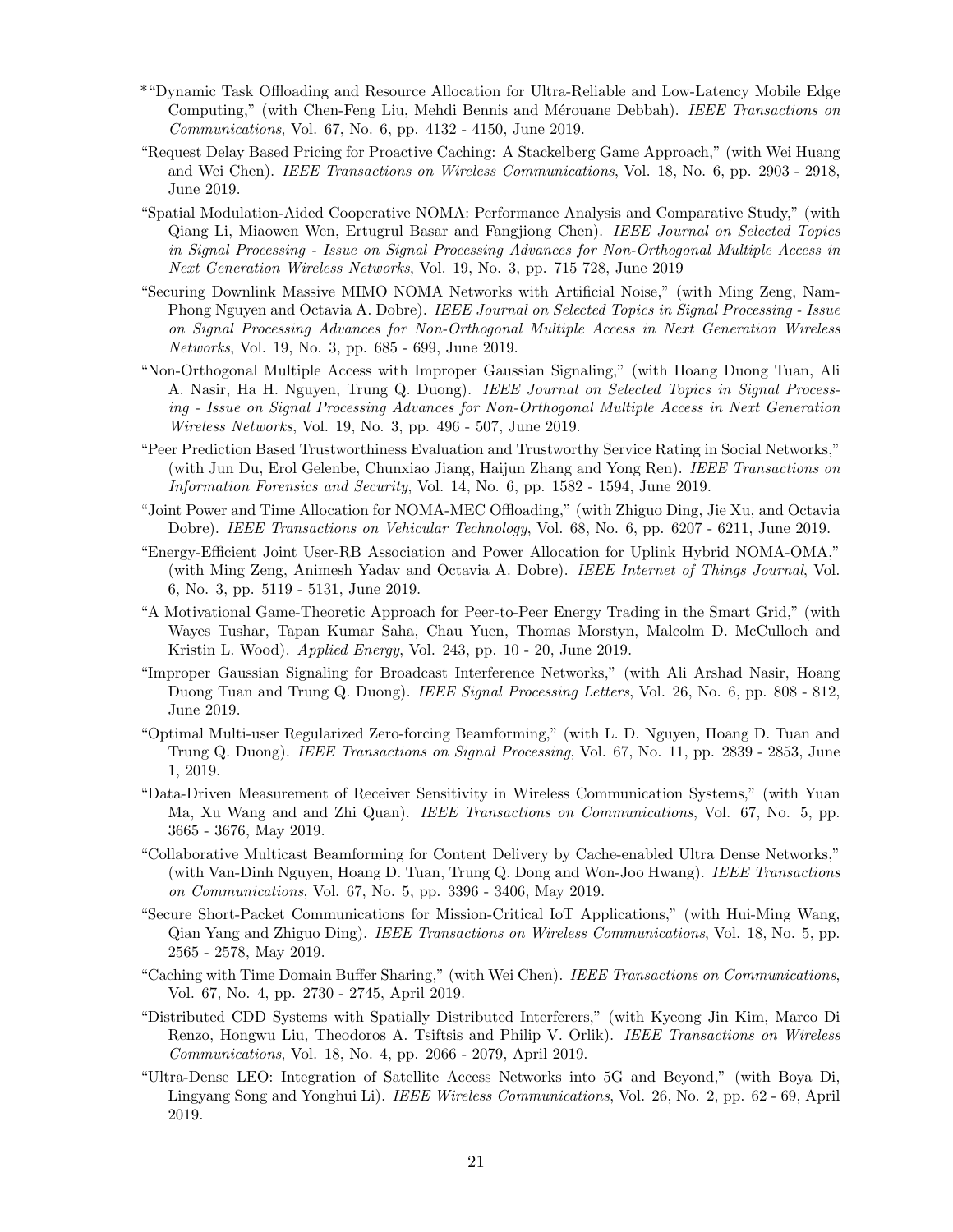- *"Dynamic Task Offloading and Resource Allocation for Ultra-Reliable and Low-Latency Mobile Edge Computing," (with Chen-Feng Liu, Mehdi Bennis and Mérouane Debbah). *IEEE Transactions on Communications*, Vol. 67, No. 6, pp. 4132 - 4150, June 2019.
- "Request Delay Based Pricing for Proactive Caching: A Stackelberg Game Approach," (with Wei Huang and Wei Chen). *IEEE Transactions on Wireless Communications*, Vol. 18, No. 6, pp. 2903 - 2918, June 2019.
- "Spatial Modulation-Aided Cooperative NOMA: Performance Analysis and Comparative Study," (with Qiang Li, Miaowen Wen, Ertugrul Basar and Fangjiong Chen). *IEEE Journal on Selected Topics in Signal Processing - Issue on Signal Processing Advances for Non-Orthogonal Multiple Access in Next Generation Wireless Networks*, Vol. 19, No. 3, pp. 715 728, June 2019
- "Securing Downlink Massive MIMO NOMA Networks with Artificial Noise," (with Ming Zeng, Nam-Phong Nguyen and Octavia A. Dobre). *IEEE Journal on Selected Topics in Signal Processing - Issue on Signal Processing Advances for Non-Orthogonal Multiple Access in Next Generation Wireless Networks*, Vol. 19, No. 3, pp. 685 - 699, June 2019.
- "Non-Orthogonal Multiple Access with Improper Gaussian Signaling," (with Hoang Duong Tuan, Ali A. Nasir, Ha H. Nguyen, Trung Q. Duong). *IEEE Journal on Selected Topics in Signal Processing - Issue on Signal Processing Advances for Non-Orthogonal Multiple Access in Next Generation Wireless Networks*, Vol. 19, No. 3, pp. 496 - 507, June 2019.
- "Peer Prediction Based Trustworthiness Evaluation and Trustworthy Service Rating in Social Networks," (with Jun Du, Erol Gelenbe, Chunxiao Jiang, Haijun Zhang and Yong Ren). *IEEE Transactions on Information Forensics and Security*, Vol. 14, No. 6, pp. 1582 - 1594, June 2019.
- "Joint Power and Time Allocation for NOMA-MEC Offloading," (with Zhiguo Ding, Jie Xu, and Octavia Dobre). *IEEE Transactions on Vehicular Technology*, Vol. 68, No. 6, pp. 6207 - 6211, June 2019.
- "Energy-Efficient Joint User-RB Association and Power Allocation for Uplink Hybrid NOMA-OMA," (with Ming Zeng, Animesh Yadav and Octavia A. Dobre). *IEEE Internet of Things Journal*, Vol. 6, No. 3, pp. 5119 - 5131, June 2019.
- "A Motivational Game-Theoretic Approach for Peer-to-Peer Energy Trading in the Smart Grid," (with Wayes Tushar, Tapan Kumar Saha, Chau Yuen, Thomas Morstyn, Malcolm D. McCulloch and Kristin L. Wood). *Applied Energy*, Vol. 243, pp. 10 - 20, June 2019.
- "Improper Gaussian Signaling for Broadcast Interference Networks," (with Ali Arshad Nasir, Hoang Duong Tuan and Trung Q. Duong). *IEEE Signal Processing Letters*, Vol. 26, No. 6, pp. 808 - 812, June 2019.
- "Optimal Multi-user Regularized Zero-forcing Beamforming," (with L. D. Nguyen, Hoang D. Tuan and Trung Q. Duong). *IEEE Transactions on Signal Processing*, Vol. 67, No. 11, pp. 2839 - 2853, June 1, 2019.
- "Data-Driven Measurement of Receiver Sensitivity in Wireless Communication Systems," (with Yuan Ma, Xu Wang and and Zhi Quan). *IEEE Transactions on Communications*, Vol. 67, No. 5, pp. 3665 - 3676, May 2019.
- "Collaborative Multicast Beamforming for Content Delivery by Cache-enabled Ultra Dense Networks," (with Van-Dinh Nguyen, Hoang D. Tuan, Trung Q. Dong and Won-Joo Hwang). *IEEE Transactions on Communications*, Vol. 67, No. 5, pp. 3396 - 3406, May 2019.
- "Secure Short-Packet Communications for Mission-Critical IoT Applications," (with Hui-Ming Wang, Qian Yang and Zhiguo Ding). *IEEE Transactions on Wireless Communications*, Vol. 18, No. 5, pp. 2565 - 2578, May 2019.
- "Caching with Time Domain Buffer Sharing," (with Wei Chen). *IEEE Transactions on Communications*, Vol. 67, No. 4, pp. 2730 - 2745, April 2019.
- "Distributed CDD Systems with Spatially Distributed Interferers," (with Kyeong Jin Kim, Marco Di Renzo, Hongwu Liu, Theodoros A. Tsiftsis and Philip V. Orlik). *IEEE Transactions on Wireless Communications*, Vol. 18, No. 4, pp. 2066 - 2079, April 2019.
- "Ultra-Dense LEO: Integration of Satellite Access Networks into 5G and Beyond," (with Boya Di, Lingyang Song and Yonghui Li). *IEEE Wireless Communications*, Vol. 26, No. 2, pp. 62 - 69, April 2019.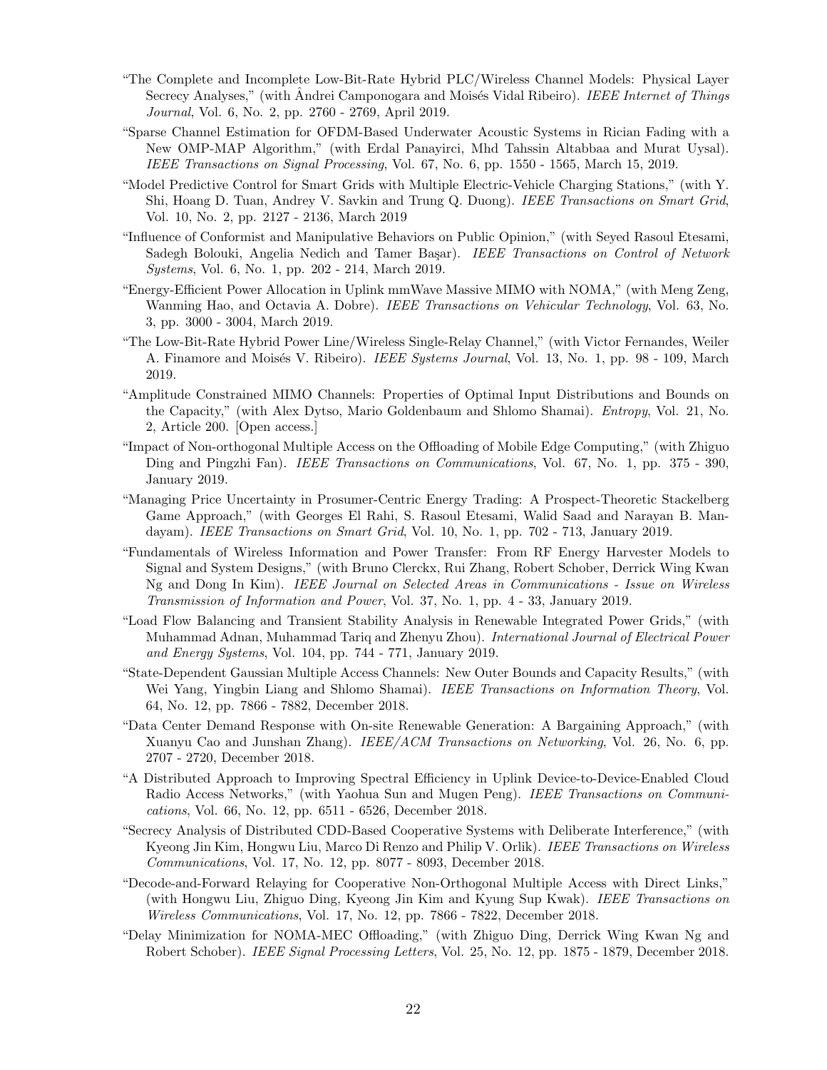- "The Complete and Incomplete Low-Bit-Rate Hybrid PLC/Wireless Channel Models: Physical Layer Secrecy Analyses," (with Ândrei Camponogara and Moisés Vidal Ribeiro). *IEEE Internet of Things Journal*, Vol. 6, No. 2, pp. 2760 - 2769, April 2019.
- "Sparse Channel Estimation for OFDM-Based Underwater Acoustic Systems in Rician Fading with a New OMP-MAP Algorithm," (with Erdal Panayirci, Mhd Tahssin Altabbaa and Murat Uysal). *IEEE Transactions on Signal Processing*, Vol. 67, No. 6, pp. 1550 - 1565, March 15, 2019.
- "Model Predictive Control for Smart Grids with Multiple Electric-Vehicle Charging Stations," (with Y. Shi, Hoang D. Tuan, Andrey V. Savkin and Trung Q. Duong). *IEEE Transactions on Smart Grid*, Vol. 10, No. 2, pp. 2127 - 2136, March 2019
- "Influence of Conformist and Manipulative Behaviors on Public Opinion," (with Seyed Rasoul Etesami, Sadegh Bolouki, Angelia Nedich and Tamer Başar). *IEEE Transactions on Control of Network Systems*, Vol. 6, No. 1, pp. 202 - 214, March 2019.
- "Energy-Efficient Power Allocation in Uplink mmWave Massive MIMO with NOMA," (with Meng Zeng, Wanming Hao, and Octavia A. Dobre). *IEEE Transactions on Vehicular Technology*, Vol. 63, No. 3, pp. 3000 - 3004, March 2019.
- "The Low-Bit-Rate Hybrid Power Line/Wireless Single-Relay Channel," (with Victor Fernandes, Weiler A. Finamore and Moisés V. Ribeiro). *IEEE Systems Journal*, Vol. 13, No. 1, pp. 98 - 109, March 2019.
- "Amplitude Constrained MIMO Channels: Properties of Optimal Input Distributions and Bounds on the Capacity," (with Alex Dytso, Mario Goldenbaum and Shlomo Shamai). *Entropy*, Vol. 21, No. 2, Article 200. [Open access.]
- "Impact of Non-orthogonal Multiple Access on the Offloading of Mobile Edge Computing," (with Zhiguo Ding and Pingzhi Fan). *IEEE Transactions on Communications*, Vol. 67, No. 1, pp. 375 - 390, January 2019.
- "Managing Price Uncertainty in Prosumer-Centric Energy Trading: A Prospect-Theoretic Stackelberg Game Approach," (with Georges El Rahi, S. Rasoul Etesami, Walid Saad and Narayan B. Mandayam). *IEEE Transactions on Smart Grid*, Vol. 10, No. 1, pp. 702 - 713, January 2019.
- "Fundamentals of Wireless Information and Power Transfer: From RF Energy Harvester Models to Signal and System Designs," (with Bruno Clerckx, Rui Zhang, Robert Schober, Derrick Wing Kwan Ng and Dong In Kim). *IEEE Journal on Selected Areas in Communications - Issue on Wireless Transmission of Information and Power*, Vol. 37, No. 1, pp. 4 - 33, January 2019.
- "Load Flow Balancing and Transient Stability Analysis in Renewable Integrated Power Grids," (with Muhammad Adnan, Muhammad Tariq and Zhenyu Zhou). *International Journal of Electrical Power and Energy Systems*, Vol. 104, pp. 744 - 771, January 2019.
- "State-Dependent Gaussian Multiple Access Channels: New Outer Bounds and Capacity Results," (with Wei Yang, Yingbin Liang and Shlomo Shamai). *IEEE Transactions on Information Theory*, Vol. 64, No. 12, pp. 7866 - 7882, December 2018.
- "Data Center Demand Response with On-site Renewable Generation: A Bargaining Approach," (with Xuanyu Cao and Junshan Zhang). *IEEE/ACM Transactions on Networking*, Vol. 26, No. 6, pp. 2707 - 2720, December 2018.
- "A Distributed Approach to Improving Spectral Efficiency in Uplink Device-to-Device-Enabled Cloud Radio Access Networks," (with Yaohua Sun and Mugen Peng). *IEEE Transactions on Communications*, Vol. 66, No. 12, pp. 6511 - 6526, December 2018.
- "Secrecy Analysis of Distributed CDD-Based Cooperative Systems with Deliberate Interference," (with Kyeong Jin Kim, Hongwu Liu, Marco Di Renzo and Philip V. Orlik). *IEEE Transactions on Wireless Communications*, Vol. 17, No. 12, pp. 8077 - 8093, December 2018.
- "Decode-and-Forward Relaying for Cooperative Non-Orthogonal Multiple Access with Direct Links," (with Hongwu Liu, Zhiguo Ding, Kyeong Jin Kim and Kyung Sup Kwak). *IEEE Transactions on Wireless Communications*, Vol. 17, No. 12, pp. 7866 - 7822, December 2018.
- "Delay Minimization for NOMA-MEC Offloading," (with Zhiguo Ding, Derrick Wing Kwan Ng and Robert Schober). *IEEE Signal Processing Letters*, Vol. 25, No. 12, pp. 1875 - 1879, December 2018.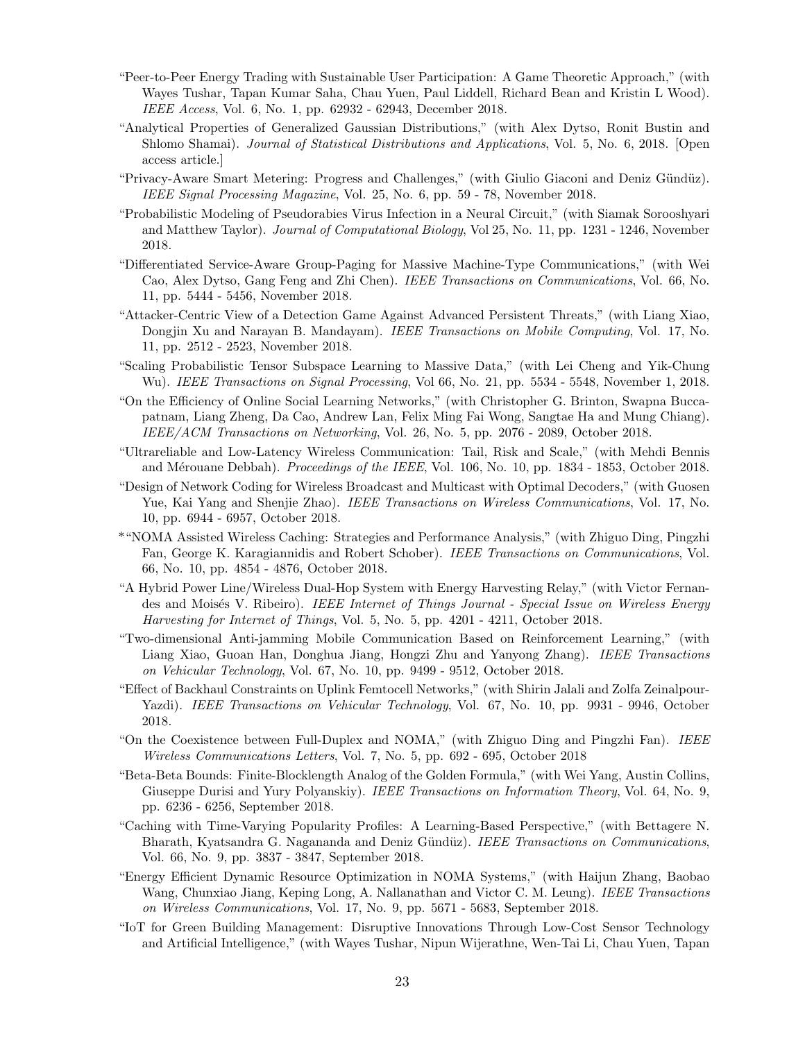"Peer-to-Peer Energy Trading with Sustainable User Participation: A Game Theoretic Approach," (with Wayes Tushar, Tapan Kumar Saha, Chau Yuen, Paul Liddell, Richard Bean and Kristin L Wood). *IEEE Access*, Vol. 6, No. 1, pp. 62932 - 62943, December 2018.

"Analytical Properties of Generalized Gaussian Distributions," (with Alex Dytso, Ronit Bustin and Shlomo Shamai). *Journal of Statistical Distributions and Applications*, Vol. 5, No. 6, 2018. [Open access article.]

"Privacy-Aware Smart Metering: Progress and Challenges," (with Giulio Giaconi and Deniz Gündüz). *IEEE Signal Processing Magazine*, Vol. 25, No. 6, pp. 59 - 78, November 2018.

"Probabilistic Modeling of Pseudorabies Virus Infection in a Neural Circuit," (with Siamak Sorooshyari and Matthew Taylor). *Journal of Computational Biology*, Vol 25, No. 11, pp. 1231 - 1246, November 2018.

"Differentiated Service-Aware Group-Paging for Massive Machine-Type Communications," (with Wei Cao, Alex Dytso, Gang Feng and Zhi Chen). *IEEE Transactions on Communications*, Vol. 66, No. 11, pp. 5444 - 5456, November 2018.

"Attacker-Centric View of a Detection Game Against Advanced Persistent Threats," (with Liang Xiao, Dongjin Xu and Narayan B. Mandayam). *IEEE Transactions on Mobile Computing*, Vol. 17, No. 11, pp. 2512 - 2523, November 2018.

"Scaling Probabilistic Tensor Subspace Learning to Massive Data," (with Lei Cheng and Yik-Chung Wu). *IEEE Transactions on Signal Processing*, Vol 66, No. 21, pp. 5534 - 5548, November 1, 2018.

"On the Efficiency of Online Social Learning Networks," (with Christopher G. Brinton, Swapna Buccapatnam, Liang Zheng, Da Cao, Andrew Lan, Felix Ming Fai Wong, Sangtae Ha and Mung Chiang). *IEEE/ACM Transactions on Networking*, Vol. 26, No. 5, pp. 2076 - 2089, October 2018.

"Ultrareliable and Low-Latency Wireless Communication: Tail, Risk and Scale," (with Mehdi Bennis and Mérouane Debbah). *Proceedings of the IEEE*, Vol. 106, No. 10, pp. 1834 - 1853, October 2018.

"Design of Network Coding for Wireless Broadcast and Multicast with Optimal Decoders," (with Guosen Yue, Kai Yang and Shenjie Zhao). *IEEE Transactions on Wireless Communications*, Vol. 17, No. 10, pp. 6944 - 6957, October 2018.

*"NOMA Assisted Wireless Caching: Strategies and Performance Analysis," (with Zhiguo Ding, Pingzhi Fan, George K. Karagiannidis and Robert Schober). *IEEE Transactions on Communications*, Vol. 66, No. 10, pp. 4854 - 4876, October 2018.

"A Hybrid Power Line/Wireless Dual-Hop System with Energy Harvesting Relay," (with Victor Fernandes and Moisés V. Ribeiro). *IEEE Internet of Things Journal - Special Issue on Wireless Energy Harvesting for Internet of Things*, Vol. 5, No. 5, pp. 4201 - 4211, October 2018.

"Two-dimensional Anti-jamming Mobile Communication Based on Reinforcement Learning," (with Liang Xiao, Guoan Han, Donghua Jiang, Hongzi Zhu and Yanyong Zhang). *IEEE Transactions on Vehicular Technology*, Vol. 67, No. 10, pp. 9499 - 9512, October 2018.

"Effect of Backhaul Constraints on Uplink Femtocell Networks," (with Shirin Jalali and Zolfa Zeinalpour-Yazdi). *IEEE Transactions on Vehicular Technology*, Vol. 67, No. 10, pp. 9931 - 9946, October 2018.

"On the Coexistence between Full-Duplex and NOMA," (with Zhiguo Ding and Pingzhi Fan). *IEEE Wireless Communications Letters*, Vol. 7, No. 5, pp. 692 - 695, October 2018

"Beta-Beta Bounds: Finite-Blocklength Analog of the Golden Formula," (with Wei Yang, Austin Collins, Giuseppe Durisi and Yury Polyanskiy). *IEEE Transactions on Information Theory*, Vol. 64, No. 9, pp. 6236 - 6256, September 2018.

"Caching with Time-Varying Popularity Profiles: A Learning-Based Perspective," (with Bettagere N. Bharath, Kyatsandra G. Nagananda and Deniz Gündüz). *IEEE Transactions on Communications*, Vol. 66, No. 9, pp. 3837 - 3847, September 2018.

"Energy Efficient Dynamic Resource Optimization in NOMA Systems," (with Haijun Zhang, Baobao Wang, Chunxiao Jiang, Keping Long, A. Nallanathan and Victor C. M. Leung). *IEEE Transactions on Wireless Communications*, Vol. 17, No. 9, pp. 5671 - 5683, September 2018.

"IoT for Green Building Management: Disruptive Innovations Through Low-Cost Sensor Technology and Artificial Intelligence," (with Wayes Tushar, Nipun Wijerathne, Wen-Tai Li, Chau Yuen, Tapan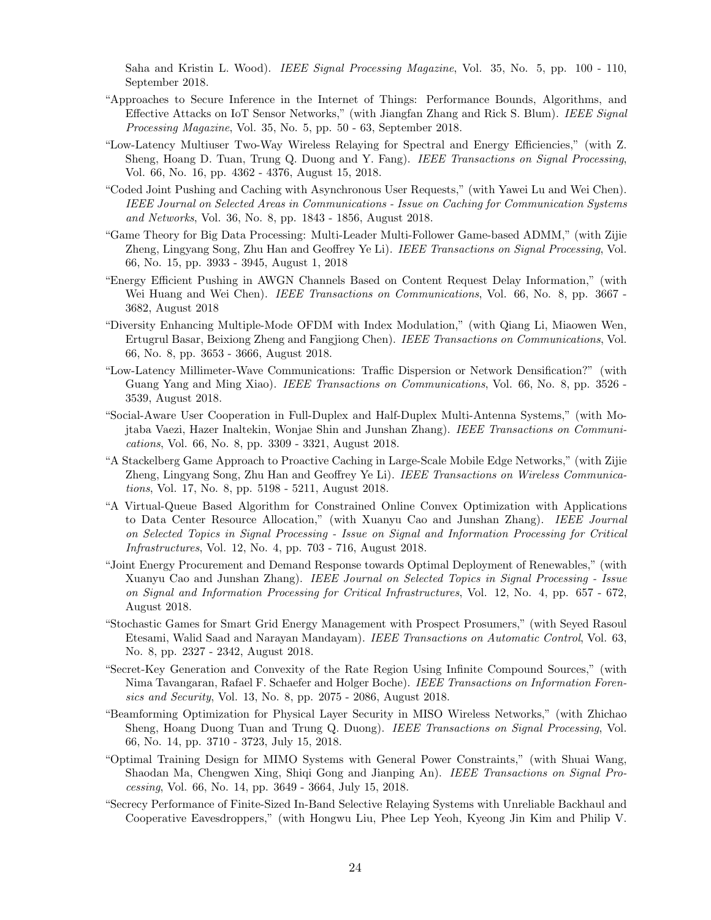Saha and Kristin L. Wood). *IEEE Signal Processing Magazine*, Vol. 35, No. 5, pp. 100 - 110, September 2018.

- "Approaches to Secure Inference in the Internet of Things: Performance Bounds, Algorithms, and Effective Attacks on IoT Sensor Networks," (with Jiangfan Zhang and Rick S. Blum). *IEEE Signal Processing Magazine*, Vol. 35, No. 5, pp. 50 - 63, September 2018.
- "Low-Latency Multiuser Two-Way Wireless Relaying for Spectral and Energy Efficiencies," (with Z. Sheng, Hoang D. Tuan, Trung Q. Duong and Y. Fang). *IEEE Transactions on Signal Processing*, Vol. 66, No. 16, pp. 4362 - 4376, August 15, 2018.
- "Coded Joint Pushing and Caching with Asynchronous User Requests," (with Yawei Lu and Wei Chen). *IEEE Journal on Selected Areas in Communications - Issue on Caching for Communication Systems and Networks*, Vol. 36, No. 8, pp. 1843 - 1856, August 2018.
- "Game Theory for Big Data Processing: Multi-Leader Multi-Follower Game-based ADMM," (with Zijie Zheng, Lingyang Song, Zhu Han and Geoffrey Ye Li). *IEEE Transactions on Signal Processing*, Vol. 66, No. 15, pp. 3933 - 3945, August 1, 2018
- "Energy Efficient Pushing in AWGN Channels Based on Content Request Delay Information," (with Wei Huang and Wei Chen). *IEEE Transactions on Communications*, Vol. 66, No. 8, pp. 3667 - 3682, August 2018
- "Diversity Enhancing Multiple-Mode OFDM with Index Modulation," (with Qiang Li, Miaowen Wen, Ertugrul Basar, Beixiong Zheng and Fangjiong Chen). *IEEE Transactions on Communications*, Vol. 66, No. 8, pp. 3653 - 3666, August 2018.
- "Low-Latency Millimeter-Wave Communications: Traffic Dispersion or Network Densification?" (with Guang Yang and Ming Xiao). *IEEE Transactions on Communications*, Vol. 66, No. 8, pp. 3526 - 3539, August 2018.
- "Social-Aware User Cooperation in Full-Duplex and Half-Duplex Multi-Antenna Systems," (with Mojtaba Vaezi, Hazer Inaltekin, Wonjae Shin and Junshan Zhang). *IEEE Transactions on Communications*, Vol. 66, No. 8, pp. 3309 - 3321, August 2018.
- "A Stackelberg Game Approach to Proactive Caching in Large-Scale Mobile Edge Networks," (with Zijie Zheng, Lingyang Song, Zhu Han and Geoffrey Ye Li). *IEEE Transactions on Wireless Communications*, Vol. 17, No. 8, pp. 5198 - 5211, August 2018.
- "A Virtual-Queue Based Algorithm for Constrained Online Convex Optimization with Applications to Data Center Resource Allocation," (with Xuanyu Cao and Junshan Zhang). *IEEE Journal on Selected Topics in Signal Processing - Issue on Signal and Information Processing for Critical Infrastructures*, Vol. 12, No. 4, pp. 703 - 716, August 2018.
- "Joint Energy Procurement and Demand Response towards Optimal Deployment of Renewables," (with Xuanyu Cao and Junshan Zhang). *IEEE Journal on Selected Topics in Signal Processing - Issue on Signal and Information Processing for Critical Infrastructures*, Vol. 12, No. 4, pp. 657 - 672, August 2018.
- "Stochastic Games for Smart Grid Energy Management with Prospect Prosumers," (with Seyed Rasoul Etesami, Walid Saad and Narayan Mandayam). *IEEE Transactions on Automatic Control*, Vol. 63, No. 8, pp. 2327 - 2342, August 2018.
- "Secret-Key Generation and Convexity of the Rate Region Using Infinite Compound Sources," (with Nima Tavangaran, Rafael F. Schaefer and Holger Boche). *IEEE Transactions on Information Forensics and Security*, Vol. 13, No. 8, pp. 2075 - 2086, August 2018.
- "Beamforming Optimization for Physical Layer Security in MISO Wireless Networks," (with Zhichao Sheng, Hoang Duong Tuan and Trung Q. Duong). *IEEE Transactions on Signal Processing*, Vol. 66, No. 14, pp. 3710 - 3723, July 15, 2018.
- "Optimal Training Design for MIMO Systems with General Power Constraints," (with Shuai Wang, Shaodan Ma, Chengwen Xing, Shiqi Gong and Jianping An). *IEEE Transactions on Signal Processing*, Vol. 66, No. 14, pp. 3649 - 3664, July 15, 2018.
- "Secrecy Performance of Finite-Sized In-Band Selective Relaying Systems with Unreliable Backhaul and Cooperative Eavesdroppers," (with Hongwu Liu, Phee Lep Yeoh, Kyeong Jin Kim and Philip V.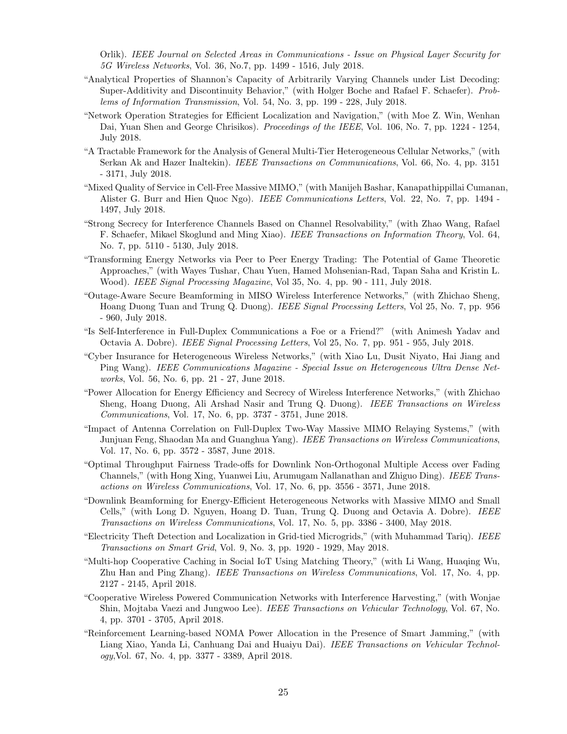Orlik). *IEEE Journal on Selected Areas in Communications - Issue on Physical Layer Security for 5G Wireless Networks*, Vol. 36, No.7, pp. 1499 - 1516, July 2018.

"Analytical Properties of Shannon's Capacity of Arbitrarily Varying Channels under List Decoding: Super-Additivity and Discontinuity Behavior," (with Holger Boche and Rafael F. Schaefer). *Problems of Information Transmission*, Vol. 54, No. 3, pp. 199 - 228, July 2018.

"Network Operation Strategies for Efficient Localization and Navigation," (with Moe Z. Win, Wenhan Dai, Yuan Shen and George Chrisikos). *Proceedings of the IEEE*, Vol. 106, No. 7, pp. 1224 - 1254, July 2018.

"A Tractable Framework for the Analysis of General Multi-Tier Heterogeneous Cellular Networks," (with Serkan Ak and Hazer Inaltekin). *IEEE Transactions on Communications*, Vol. 66, No. 4, pp. 3151 - 3171, July 2018.

"Mixed Quality of Service in Cell-Free Massive MIMO," (with Manijeh Bashar, Kanapathippillai Cumanan, Alister G. Burr and Hien Quoc Ngo). *IEEE Communications Letters*, Vol. 22, No. 7, pp. 1494 - 1497, July 2018.

"Strong Secrecy for Interference Channels Based on Channel Resolvability," (with Zhao Wang, Rafael F. Schaefer, Mikael Skoglund and Ming Xiao). *IEEE Transactions on Information Theory*, Vol. 64, No. 7, pp. 5110 - 5130, July 2018.

"Transforming Energy Networks via Peer to Peer Energy Trading: The Potential of Game Theoretic Approaches," (with Wayes Tushar, Chau Yuen, Hamed Mohsenian-Rad, Tapan Saha and Kristin L. Wood). *IEEE Signal Processing Magazine*, Vol 35, No. 4, pp. 90 - 111, July 2018.

"Outage-Aware Secure Beamforming in MISO Wireless Interference Networks," (with Zhichao Sheng, Hoang Duong Tuan and Trung Q. Duong). *IEEE Signal Processing Letters*, Vol 25, No. 7, pp. 956 - 960, July 2018.

"Is Self-Interference in Full-Duplex Communications a Foe or a Friend?" (with Animesh Yadav and Octavia A. Dobre). *IEEE Signal Processing Letters*, Vol 25, No. 7, pp. 951 - 955, July 2018.

"Cyber Insurance for Heterogeneous Wireless Networks," (with Xiao Lu, Dusit Niyato, Hai Jiang and Ping Wang). *IEEE Communications Magazine - Special Issue on Heterogeneous Ultra Dense Networks*, Vol. 56, No. 6, pp. 21 - 27, June 2018.

"Power Allocation for Energy Efficiency and Secrecy of Wireless Interference Networks," (with Zhichao Sheng, Hoang Duong, Ali Arshad Nasir and Trung Q. Duong). *IEEE Transactions on Wireless Communications*, Vol. 17, No. 6, pp. 3737 - 3751, June 2018.

"Impact of Antenna Correlation on Full-Duplex Two-Way Massive MIMO Relaying Systems," (with Junjuan Feng, Shaodan Ma and Guanghua Yang). *IEEE Transactions on Wireless Communications*, Vol. 17, No. 6, pp. 3572 - 3587, June 2018.

"Optimal Throughput Fairness Trade-offs for Downlink Non-Orthogonal Multiple Access over Fading Channels," (with Hong Xing, Yuanwei Liu, Arumugam Nallanathan and Zhiguo Ding). *IEEE Transactions on Wireless Communications*, Vol. 17, No. 6, pp. 3556 - 3571, June 2018.

"Downlink Beamforming for Energy-Efficient Heterogeneous Networks with Massive MIMO and Small Cells," (with Long D. Nguyen, Hoang D. Tuan, Trung Q. Duong and Octavia A. Dobre). *IEEE Transactions on Wireless Communications*, Vol. 17, No. 5, pp. 3386 - 3400, May 2018.

"Electricity Theft Detection and Localization in Grid-tied Microgrids," (with Muhammad Tariq). *IEEE Transactions on Smart Grid*, Vol. 9, No. 3, pp. 1920 - 1929, May 2018.

"Multi-hop Cooperative Caching in Social IoT Using Matching Theory," (with Li Wang, Huaqing Wu, Zhu Han and Ping Zhang). *IEEE Transactions on Wireless Communications*, Vol. 17, No. 4, pp. 2127 - 2145, April 2018.

"Cooperative Wireless Powered Communication Networks with Interference Harvesting," (with Wonjae Shin, Mojtaba Vaezi and Jungwoo Lee). *IEEE Transactions on Vehicular Technology*, Vol. 67, No. 4, pp. 3701 - 3705, April 2018.

"Reinforcement Learning-based NOMA Power Allocation in the Presence of Smart Jamming," (with Liang Xiao, Yanda Li, Canhuang Dai and Huaiyu Dai). *IEEE Transactions on Vehicular Technology*,Vol. 67, No. 4, pp. 3377 - 3389, April 2018.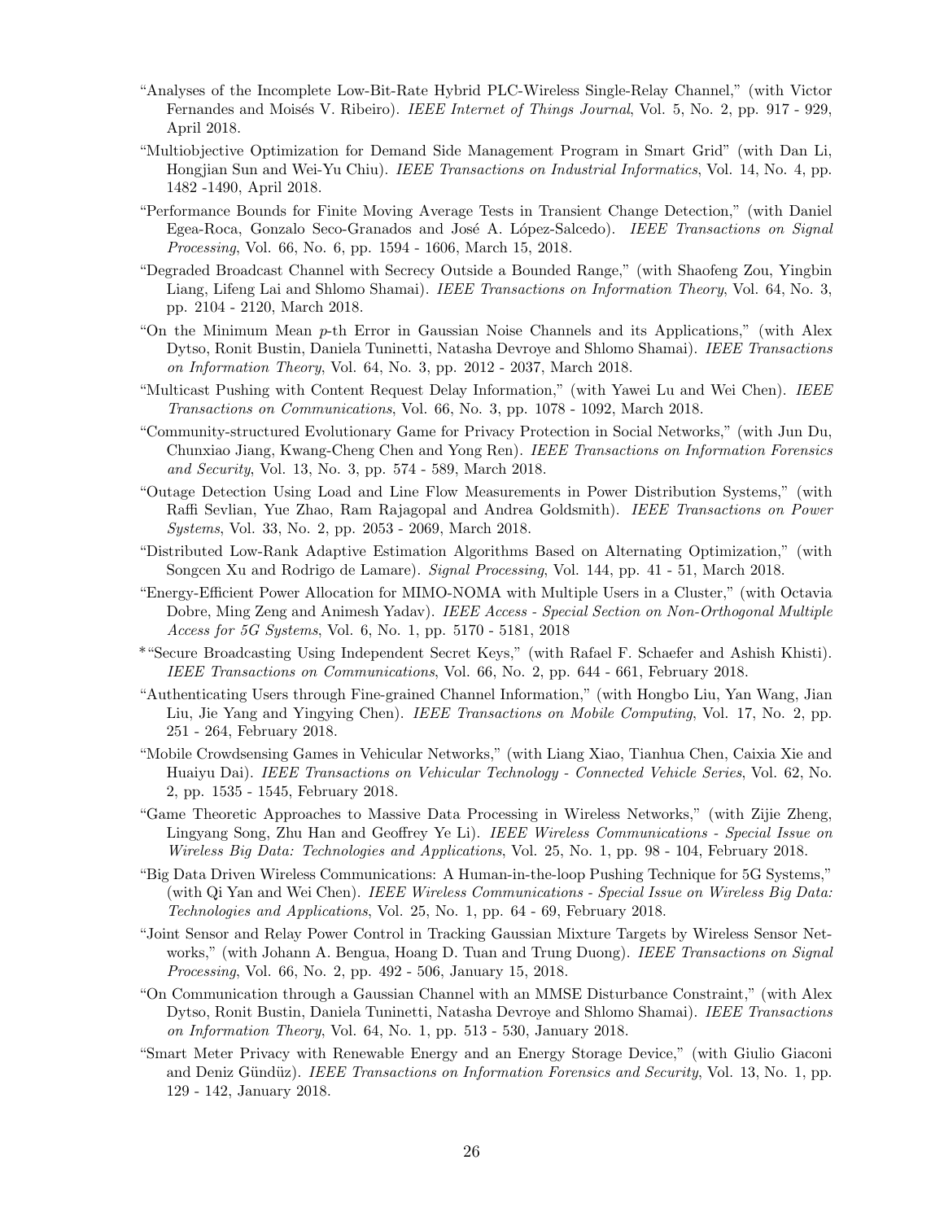- "Analyses of the Incomplete Low-Bit-Rate Hybrid PLC-Wireless Single-Relay Channel," (with Victor Fernandes and Moisés V. Ribeiro). *IEEE Internet of Things Journal*, Vol. 5, No. 2, pp. 917 - 929, April 2018.
- "Multiobjective Optimization for Demand Side Management Program in Smart Grid" (with Dan Li, Hongjian Sun and Wei-Yu Chiu). *IEEE Transactions on Industrial Informatics*, Vol. 14, No. 4, pp. 1482 -1490, April 2018.
- "Performance Bounds for Finite Moving Average Tests in Transient Change Detection," (with Daniel Egea-Roca, Gonzalo Seco-Granados and José A. López-Salcedo). *IEEE Transactions on Signal Processing*, Vol. 66, No. 6, pp. 1594 - 1606, March 15, 2018.
- "Degraded Broadcast Channel with Secrecy Outside a Bounded Range," (with Shaofeng Zou, Yingbin Liang, Lifeng Lai and Shlomo Shamai). *IEEE Transactions on Information Theory*, Vol. 64, No. 3, pp. 2104 - 2120, March 2018.
- "On the Minimum Mean $p$-th Error in Gaussian Noise Channels and its Applications," (with Alex Dytso, Ronit Bustin, Daniela Tuninetti, Natasha Devroye and Shlomo Shamai). *IEEE Transactions on Information Theory*, Vol. 64, No. 3, pp. 2012 - 2037, March 2018.
- "Multicast Pushing with Content Request Delay Information," (with Yawei Lu and Wei Chen). *IEEE Transactions on Communications*, Vol. 66, No. 3, pp. 1078 - 1092, March 2018.
- "Community-structured Evolutionary Game for Privacy Protection in Social Networks," (with Jun Du, Chunxiao Jiang, Kwang-Cheng Chen and Yong Ren). *IEEE Transactions on Information Forensics and Security*, Vol. 13, No. 3, pp. 574 - 589, March 2018.
- "Outage Detection Using Load and Line Flow Measurements in Power Distribution Systems," (with Raffi Sevlian, Yue Zhao, Ram Rajagopal and Andrea Goldsmith). *IEEE Transactions on Power Systems*, Vol. 33, No. 2, pp. 2053 - 2069, March 2018.
- "Distributed Low-Rank Adaptive Estimation Algorithms Based on Alternating Optimization," (with Songcen Xu and Rodrigo de Lamare). *Signal Processing*, Vol. 144, pp. 41 - 51, March 2018.
- "Energy-Efficient Power Allocation for MIMO-NOMA with Multiple Users in a Cluster," (with Octavia Dobre, Ming Zeng and Animesh Yadav). *IEEE Access - Special Section on Non-Orthogonal Multiple Access for 5G Systems*, Vol. 6, No. 1, pp. 5170 - 5181, 2018
- *"Secure Broadcasting Using Independent Secret Keys," (with Rafael F. Schaefer and Ashish Khisti). *IEEE Transactions on Communications*, Vol. 66, No. 2, pp. 644 - 661, February 2018.
- "Authenticating Users through Fine-grained Channel Information," (with Hongbo Liu, Yan Wang, Jian Liu, Jie Yang and Yingying Chen). *IEEE Transactions on Mobile Computing*, Vol. 17, No. 2, pp. 251 - 264, February 2018.
- "Mobile Crowdsensing Games in Vehicular Networks," (with Liang Xiao, Tianhua Chen, Caixia Xie and Huaiyu Dai). *IEEE Transactions on Vehicular Technology - Connected Vehicle Series*, Vol. 62, No. 2, pp. 1535 - 1545, February 2018.
- "Game Theoretic Approaches to Massive Data Processing in Wireless Networks," (with Zijie Zheng, Lingyang Song, Zhu Han and Geoffrey Ye Li). *IEEE Wireless Communications - Special Issue on Wireless Big Data: Technologies and Applications*, Vol. 25, No. 1, pp. 98 - 104, February 2018.
- "Big Data Driven Wireless Communications: A Human-in-the-loop Pushing Technique for 5G Systems," (with Qi Yan and Wei Chen). *IEEE Wireless Communications - Special Issue on Wireless Big Data: Technologies and Applications*, Vol. 25, No. 1, pp. 64 - 69, February 2018.
- "Joint Sensor and Relay Power Control in Tracking Gaussian Mixture Targets by Wireless Sensor Networks," (with Johann A. Bengua, Hoang D. Tuan and Trung Duong). *IEEE Transactions on Signal Processing*, Vol. 66, No. 2, pp. 492 - 506, January 15, 2018.
- "On Communication through a Gaussian Channel with an MMSE Disturbance Constraint," (with Alex Dytso, Ronit Bustin, Daniela Tuninetti, Natasha Devroye and Shlomo Shamai). *IEEE Transactions on Information Theory*, Vol. 64, No. 1, pp. 513 - 530, January 2018.
- "Smart Meter Privacy with Renewable Energy and an Energy Storage Device," (with Giulio Giaconi and Deniz Gündüz). *IEEE Transactions on Information Forensics and Security*, Vol. 13, No. 1, pp. 129 - 142, January 2018.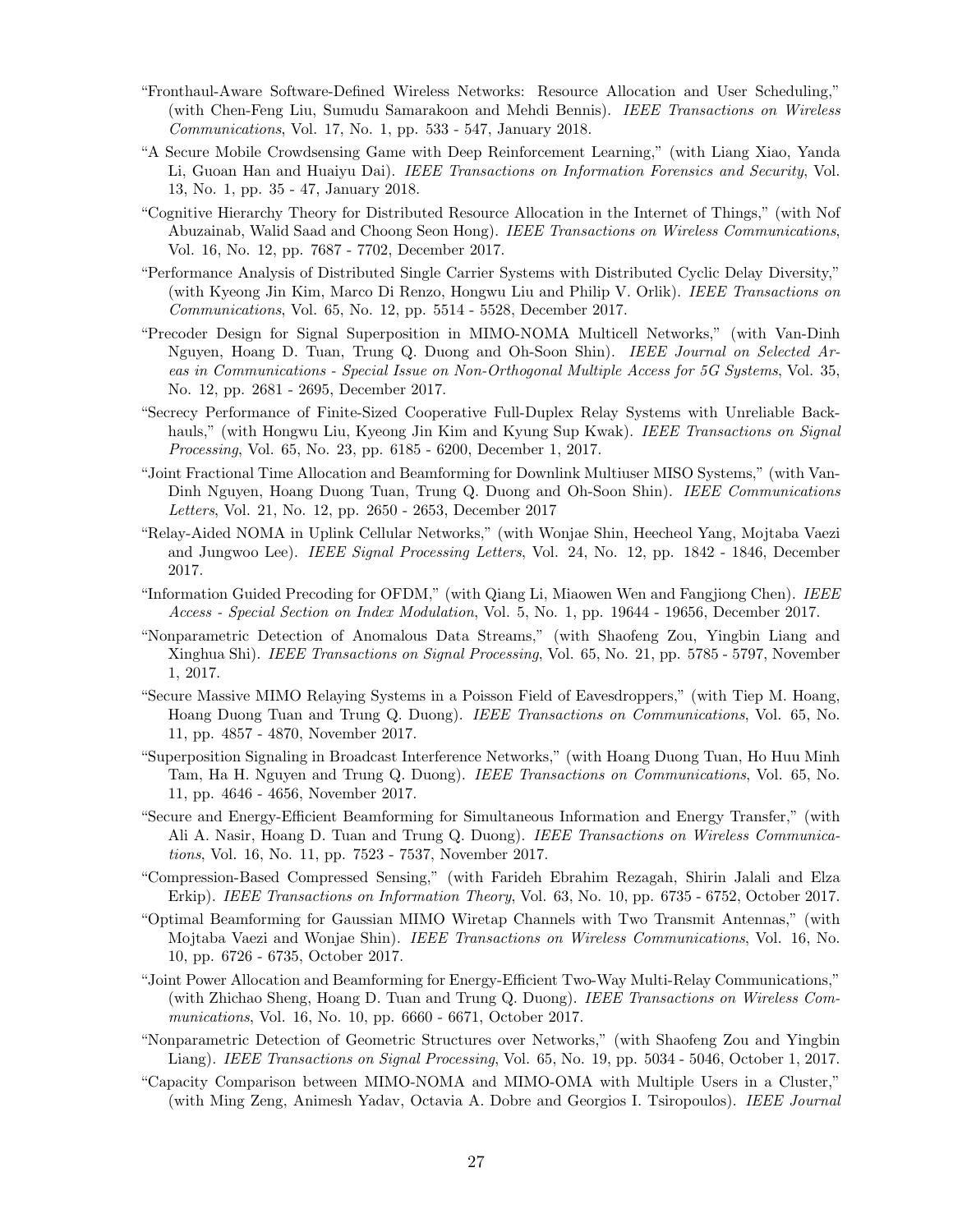“Fronthaul-Aware Software-Defined Wireless Networks: Resource Allocation and User Scheduling,” (with Chen-Feng Liu, Sumudu Samarakoon and Mehdi Bennis). *IEEE Transactions on Wireless Communications*, Vol. 17, No. 1, pp. 533 - 547, January 2018.

“A Secure Mobile Crowdsensing Game with Deep Reinforcement Learning,” (with Liang Xiao, Yanda Li, Guoan Han and Huaiyu Dai). *IEEE Transactions on Information Forensics and Security*, Vol. 13, No. 1, pp. 35 - 47, January 2018.

“Cognitive Hierarchy Theory for Distributed Resource Allocation in the Internet of Things,” (with Nof Abuzainab, Walid Saad and Choong Seon Hong). *IEEE Transactions on Wireless Communications*, Vol. 16, No. 12, pp. 7687 - 7702, December 2017.

“Performance Analysis of Distributed Single Carrier Systems with Distributed Cyclic Delay Diversity,” (with Kyeong Jin Kim, Marco Di Renzo, Hongwu Liu and Philip V. Orlik). *IEEE Transactions on Communications*, Vol. 65, No. 12, pp. 5514 - 5528, December 2017.

“Precoder Design for Signal Superposition in MIMO-NOMA Multicell Networks,” (with Van-Dinh Nguyen, Hoang D. Tuan, Trung Q. Duong and Oh-Soon Shin). *IEEE Journal on Selected Areas in Communications - Special Issue on Non-Orthogonal Multiple Access for 5G Systems*, Vol. 35, No. 12, pp. 2681 - 2695, December 2017.

“Secrecy Performance of Finite-Sized Cooperative Full-Duplex Relay Systems with Unreliable Backhauls,” (with Hongwu Liu, Kyeong Jin Kim and Kyung Sup Kwak). *IEEE Transactions on Signal Processing*, Vol. 65, No. 23, pp. 6185 - 6200, December 1, 2017.

“Joint Fractional Time Allocation and Beamforming for Downlink Multiuser MISO Systems,” (with Van-Dinh Nguyen, Hoang Duong Tuan, Trung Q. Duong and Oh-Soon Shin). *IEEE Communications Letters*, Vol. 21, No. 12, pp. 2650 - 2653, December 2017

“Relay-Aided NOMA in Uplink Cellular Networks,” (with Wonjae Shin, Heecheol Yang, Mojtaba Vaezi and Jungwoo Lee). *IEEE Signal Processing Letters*, Vol. 24, No. 12, pp. 1842 - 1846, December 2017.

“Information Guided Precoding for OFDM,” (with Qiang Li, Miaowen Wen and Fangjiong Chen). *IEEE Access - Special Section on Index Modulation*, Vol. 5, No. 1, pp. 19644 - 19656, December 2017.

“Nonparametric Detection of Anomalous Data Streams,” (with Shaofeng Zou, Yingbin Liang and Xinghua Shi). *IEEE Transactions on Signal Processing*, Vol. 65, No. 21, pp. 5785 - 5797, November 1, 2017.

“Secure Massive MIMO Relaying Systems in a Poisson Field of Eavesdroppers,” (with Tiep M. Hoang, Hoang Duong Tuan and Trung Q. Duong). *IEEE Transactions on Communications*, Vol. 65, No. 11, pp. 4857 - 4870, November 2017.

“Superposition Signaling in Broadcast Interference Networks,” (with Hoang Duong Tuan, Ho Huu Minh Tam, Ha H. Nguyen and Trung Q. Duong). *IEEE Transactions on Communications*, Vol. 65, No. 11, pp. 4646 - 4656, November 2017.

“Secure and Energy-Efficient Beamforming for Simultaneous Information and Energy Transfer,” (with Ali A. Nasir, Hoang D. Tuan and Trung Q. Duong). *IEEE Transactions on Wireless Communications*, Vol. 16, No. 11, pp. 7523 - 7537, November 2017.

“Compression-Based Compressed Sensing,” (with Farideh Ebrahim Rezagah, Shirin Jalali and Elza Erkip). *IEEE Transactions on Information Theory*, Vol. 63, No. 10, pp. 6735 - 6752, October 2017.

“Optimal Beamforming for Gaussian MIMO Wiretap Channels with Two Transmit Antennas,” (with Mojtaba Vaezi and Wonjae Shin). *IEEE Transactions on Wireless Communications*, Vol. 16, No. 10, pp. 6726 - 6735, October 2017.

“Joint Power Allocation and Beamforming for Energy-Efficient Two-Way Multi-Relay Communications,” (with Zhichao Sheng, Hoang D. Tuan and Trung Q. Duong). *IEEE Transactions on Wireless Communications*, Vol. 16, No. 10, pp. 6660 - 6671, October 2017.

“Nonparametric Detection of Geometric Structures over Networks,” (with Shaofeng Zou and Yingbin Liang). *IEEE Transactions on Signal Processing*, Vol. 65, No. 19, pp. 5034 - 5046, October 1, 2017.

“Capacity Comparison between MIMO-NOMA and MIMO-OMA with Multiple Users in a Cluster,” (with Ming Zeng, Animesh Yadav, Octavia A. Dobre and Georgios I. Tsiropoulos). *IEEE Journal*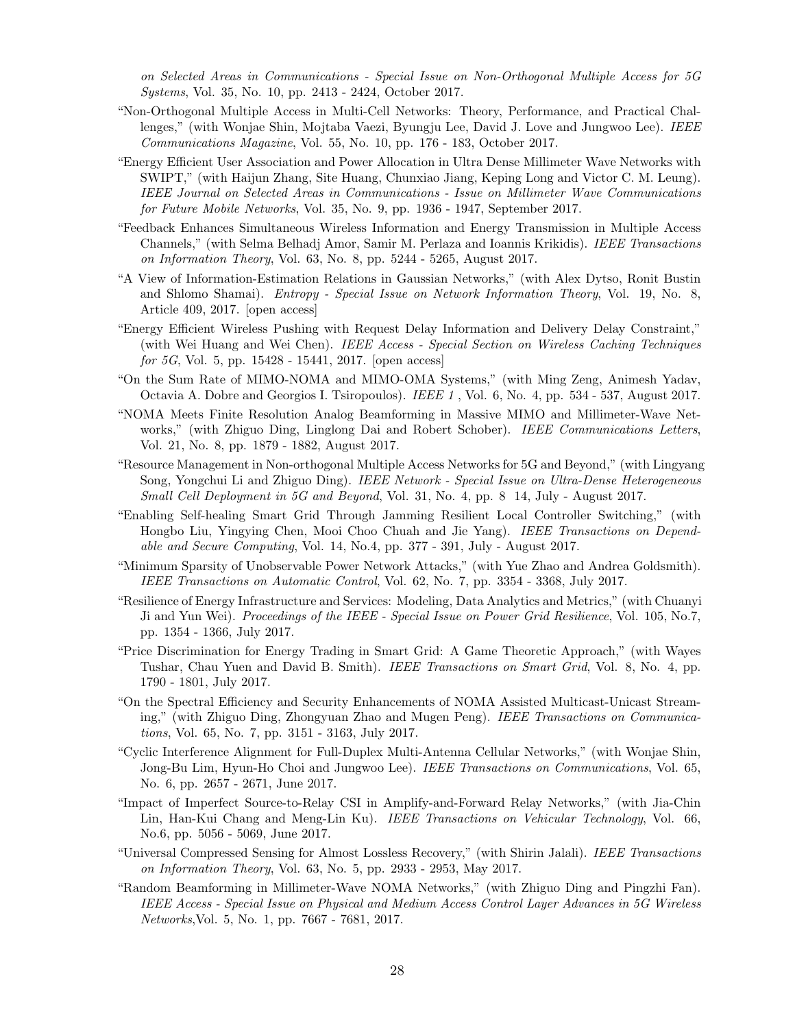*on Selected Areas in Communications - Special Issue on Non-Orthogonal Multiple Access for 5G Systems*, Vol. 35, No. 10, pp. 2413 - 2424, October 2017.

"Non-Orthogonal Multiple Access in Multi-Cell Networks: Theory, Performance, and Practical Challenges," (with Wonjae Shin, Mojtaba Vaezi, Byungju Lee, David J. Love and Jungwoo Lee). *IEEE Communications Magazine*, Vol. 55, No. 10, pp. 176 - 183, October 2017.

"Energy Efficient User Association and Power Allocation in Ultra Dense Millimeter Wave Networks with SWIPT," (with Haijun Zhang, Site Huang, Chunxiao Jiang, Keping Long and Victor C. M. Leung). *IEEE Journal on Selected Areas in Communications - Issue on Millimeter Wave Communications for Future Mobile Networks*, Vol. 35, No. 9, pp. 1936 - 1947, September 2017.

"Feedback Enhances Simultaneous Wireless Information and Energy Transmission in Multiple Access Channels," (with Selma Belhadj Amor, Samir M. Perlaza and Ioannis Krikidis). *IEEE Transactions on Information Theory*, Vol. 63, No. 8, pp. 5244 - 5265, August 2017.

"A View of Information-Estimation Relations in Gaussian Networks," (with Alex Dytso, Ronit Bustin and Shlomo Shamai). *Entropy - Special Issue on Network Information Theory*, Vol. 19, No. 8, Article 409, 2017. [open access]

"Energy Efficient Wireless Pushing with Request Delay Information and Delivery Delay Constraint," (with Wei Huang and Wei Chen). *IEEE Access - Special Section on Wireless Caching Techniques for 5G*, Vol. 5, pp. 15428 - 15441, 2017. [open access]

"On the Sum Rate of MIMO-NOMA and MIMO-OMA Systems," (with Ming Zeng, Animesh Yadav, Octavia A. Dobre and Georgios I. Tsiropoulos). *IEEE 1* , Vol. 6, No. 4, pp. 534 - 537, August 2017.

"NOMA Meets Finite Resolution Analog Beamforming in Massive MIMO and Millimeter-Wave Networks," (with Zhiguo Ding, Linglong Dai and Robert Schober). *IEEE Communications Letters*, Vol. 21, No. 8, pp. 1879 - 1882, August 2017.

"Resource Management in Non-orthogonal Multiple Access Networks for 5G and Beyond," (with Lingyang Song, Yongchui Li and Zhiguo Ding). *IEEE Network - Special Issue on Ultra-Dense Heterogeneous Small Cell Deployment in 5G and Beyond*, Vol. 31, No. 4, pp. 8 14, July - August 2017.

"Enabling Self-healing Smart Grid Through Jamming Resilient Local Controller Switching," (with Hongbo Liu, Yingying Chen, Mooi Choo Chuah and Jie Yang). *IEEE Transactions on Dependable and Secure Computing*, Vol. 14, No.4, pp. 377 - 391, July - August 2017.

"Minimum Sparsity of Unobservable Power Network Attacks," (with Yue Zhao and Andrea Goldsmith). *IEEE Transactions on Automatic Control*, Vol. 62, No. 7, pp. 3354 - 3368, July 2017.

"Resilience of Energy Infrastructure and Services: Modeling, Data Analytics and Metrics," (with Chuanyi Ji and Yun Wei). *Proceedings of the IEEE - Special Issue on Power Grid Resilience*, Vol. 105, No.7, pp. 1354 - 1366, July 2017.

"Price Discrimination for Energy Trading in Smart Grid: A Game Theoretic Approach," (with Wayes Tushar, Chau Yuen and David B. Smith). *IEEE Transactions on Smart Grid*, Vol. 8, No. 4, pp. 1790 - 1801, July 2017.

"On the Spectral Efficiency and Security Enhancements of NOMA Assisted Multicast-Unicast Streaming," (with Zhiguo Ding, Zhongyuan Zhao and Mugen Peng). *IEEE Transactions on Communications*, Vol. 65, No. 7, pp. 3151 - 3163, July 2017.

"Cyclic Interference Alignment for Full-Duplex Multi-Antenna Cellular Networks," (with Wonjae Shin, Jong-Bu Lim, Hyun-Ho Choi and Jungwoo Lee). *IEEE Transactions on Communications*, Vol. 65, No. 6, pp. 2657 - 2671, June 2017.

"Impact of Imperfect Source-to-Relay CSI in Amplify-and-Forward Relay Networks," (with Jia-Chin Lin, Han-Kui Chang and Meng-Lin Ku). *IEEE Transactions on Vehicular Technology*, Vol. 66, No.6, pp. 5056 - 5069, June 2017.

"Universal Compressed Sensing for Almost Lossless Recovery," (with Shirin Jalali). *IEEE Transactions on Information Theory*, Vol. 63, No. 5, pp. 2933 - 2953, May 2017.

"Random Beamforming in Millimeter-Wave NOMA Networks," (with Zhiguo Ding and Pingzhi Fan). *IEEE Access - Special Issue on Physical and Medium Access Control Layer Advances in 5G Wireless Networks*,Vol. 5, No. 1, pp. 7667 - 7681, 2017.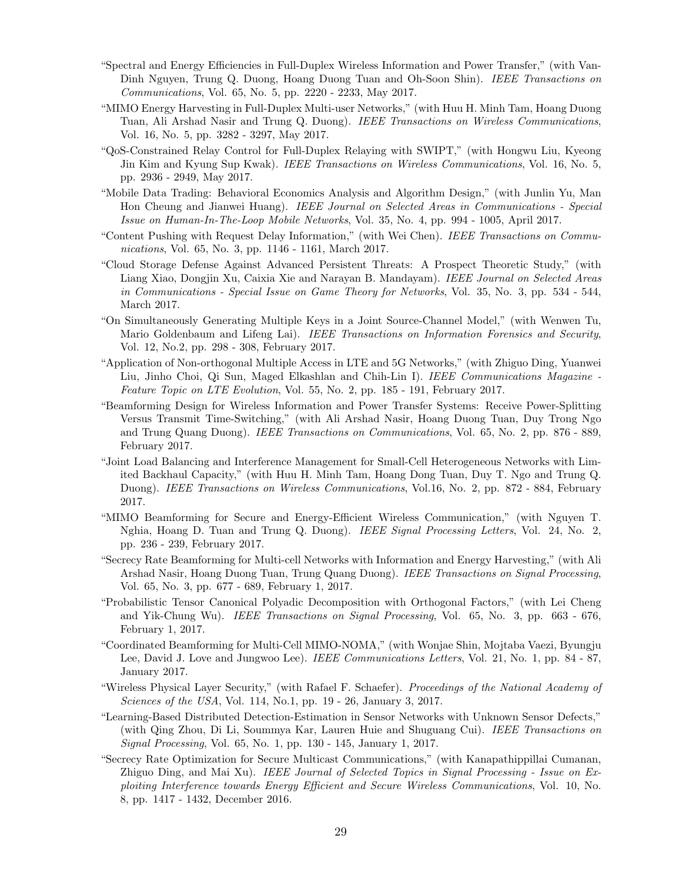- "Spectral and Energy Efficiencies in Full-Duplex Wireless Information and Power Transfer," (with Van-Dinh Nguyen, Trung Q. Duong, Hoang Duong Tuan and Oh-Soon Shin). *IEEE Transactions on Communications*, Vol. 65, No. 5, pp. 2220 - 2233, May 2017.
- "MIMO Energy Harvesting in Full-Duplex Multi-user Networks," (with Huu H. Minh Tam, Hoang Duong Tuan, Ali Arshad Nasir and Trung Q. Duong). *IEEE Transactions on Wireless Communications*, Vol. 16, No. 5, pp. 3282 - 3297, May 2017.
- "QoS-Constrained Relay Control for Full-Duplex Relaying with SWIPT," (with Hongwu Liu, Kyeong Jin Kim and Kyung Sup Kwak). *IEEE Transactions on Wireless Communications*, Vol. 16, No. 5, pp. 2936 - 2949, May 2017.
- "Mobile Data Trading: Behavioral Economics Analysis and Algorithm Design," (with Junlin Yu, Man Hon Cheung and Jianwei Huang). *IEEE Journal on Selected Areas in Communications - Special Issue on Human-In-The-Loop Mobile Networks*, Vol. 35, No. 4, pp. 994 - 1005, April 2017.
- "Content Pushing with Request Delay Information," (with Wei Chen). *IEEE Transactions on Communications*, Vol. 65, No. 3, pp. 1146 - 1161, March 2017.
- "Cloud Storage Defense Against Advanced Persistent Threats: A Prospect Theoretic Study," (with Liang Xiao, Dongjin Xu, Caixia Xie and Narayan B. Mandayam). *IEEE Journal on Selected Areas in Communications - Special Issue on Game Theory for Networks*, Vol. 35, No. 3, pp. 534 - 544, March 2017.
- "On Simultaneously Generating Multiple Keys in a Joint Source-Channel Model," (with Wenwen Tu, Mario Goldenbaum and Lifeng Lai). *IEEE Transactions on Information Forensics and Security*, Vol. 12, No.2, pp. 298 - 308, February 2017.
- "Application of Non-orthogonal Multiple Access in LTE and 5G Networks," (with Zhiguo Ding, Yuanwei Liu, Jinho Choi, Qi Sun, Maged Elkashlan and Chih-Lin I). *IEEE Communications Magazine - Feature Topic on LTE Evolution*, Vol. 55, No. 2, pp. 185 - 191, February 2017.
- "Beamforming Design for Wireless Information and Power Transfer Systems: Receive Power-Splitting Versus Transmit Time-Switching," (with Ali Arshad Nasir, Hoang Duong Tuan, Duy Trong Ngo and Trung Quang Duong). *IEEE Transactions on Communications*, Vol. 65, No. 2, pp. 876 - 889, February 2017.
- "Joint Load Balancing and Interference Management for Small-Cell Heterogeneous Networks with Limited Backhaul Capacity," (with Huu H. Minh Tam, Hoang Dong Tuan, Duy T. Ngo and Trung Q. Duong). *IEEE Transactions on Wireless Communications*, Vol.16, No. 2, pp. 872 - 884, February 2017.
- "MIMO Beamforming for Secure and Energy-Efficient Wireless Communication," (with Nguyen T. Nghia, Hoang D. Tuan and Trung Q. Duong). *IEEE Signal Processing Letters*, Vol. 24, No. 2, pp. 236 - 239, February 2017.
- "Secrecy Rate Beamforming for Multi-cell Networks with Information and Energy Harvesting," (with Ali Arshad Nasir, Hoang Duong Tuan, Trung Quang Duong). *IEEE Transactions on Signal Processing*, Vol. 65, No. 3, pp. 677 - 689, February 1, 2017.
- "Probabilistic Tensor Canonical Polyadic Decomposition with Orthogonal Factors," (with Lei Cheng and Yik-Chung Wu). *IEEE Transactions on Signal Processing*, Vol. 65, No. 3, pp. 663 - 676, February 1, 2017.
- "Coordinated Beamforming for Multi-Cell MIMO-NOMA," (with Wonjae Shin, Mojtaba Vaezi, Byungju Lee, David J. Love and Jungwoo Lee). *IEEE Communications Letters*, Vol. 21, No. 1, pp. 84 - 87, January 2017.
- "Wireless Physical Layer Security," (with Rafael F. Schaefer). *Proceedings of the National Academy of Sciences of the USA*, Vol. 114, No.1, pp. 19 - 26, January 3, 2017.
- "Learning-Based Distributed Detection-Estimation in Sensor Networks with Unknown Sensor Defects," (with Qing Zhou, Di Li, Soummya Kar, Lauren Huie and Shuguang Cui). *IEEE Transactions on Signal Processing*, Vol. 65, No. 1, pp. 130 - 145, January 1, 2017.
- "Secrecy Rate Optimization for Secure Multicast Communications," (with Kanapathippillai Cumanan, Zhiguo Ding, and Mai Xu). *IEEE Journal of Selected Topics in Signal Processing - Issue on Exploiting Interference towards Energy Efficient and Secure Wireless Communications*, Vol. 10, No. 8, pp. 1417 - 1432, December 2016.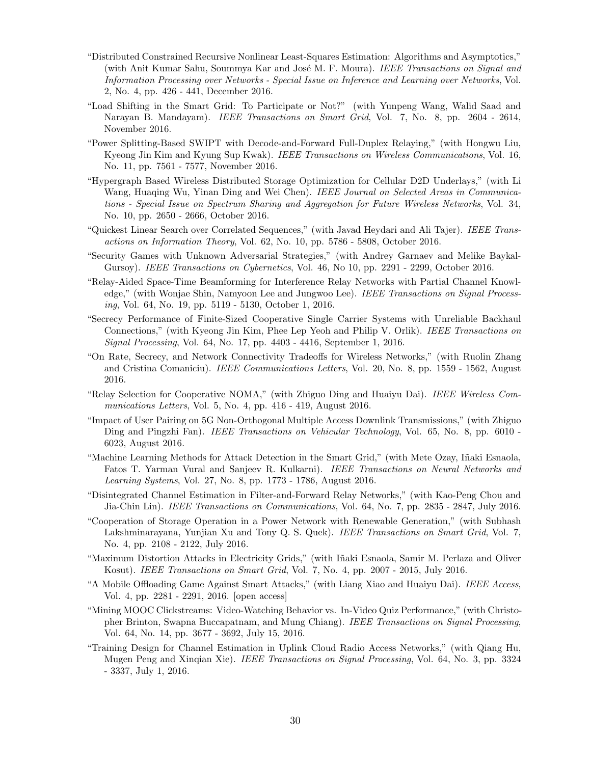- "Distributed Constrained Recursive Nonlinear Least-Squares Estimation: Algorithms and Asymptotics," (with Anit Kumar Sahu, Soummya Kar and José M. F. Moura). *IEEE Transactions on Signal and Information Processing over Networks - Special Issue on Inference and Learning over Networks*, Vol. 2, No. 4, pp. 426 - 441, December 2016.
- "Load Shifting in the Smart Grid: To Participate or Not?" (with Yunpeng Wang, Walid Saad and Narayan B. Mandayam). *IEEE Transactions on Smart Grid*, Vol. 7, No. 8, pp. 2604 - 2614, November 2016.
- "Power Splitting-Based SWIPT with Decode-and-Forward Full-Duplex Relaying," (with Hongwu Liu, Kyeong Jin Kim and Kyung Sup Kwak). *IEEE Transactions on Wireless Communications*, Vol. 16, No. 11, pp. 7561 - 7577, November 2016.
- "Hypergraph Based Wireless Distributed Storage Optimization for Cellular D2D Underlays," (with Li Wang, Huaqing Wu, Yinan Ding and Wei Chen). *IEEE Journal on Selected Areas in Communications - Special Issue on Spectrum Sharing and Aggregation for Future Wireless Networks*, Vol. 34, No. 10, pp. 2650 - 2666, October 2016.
- "Quickest Linear Search over Correlated Sequences," (with Javad Heydari and Ali Tajer). *IEEE Transactions on Information Theory*, Vol. 62, No. 10, pp. 5786 - 5808, October 2016.
- "Security Games with Unknown Adversarial Strategies," (with Andrey Garnaev and Melike Baykal-Gursoy). *IEEE Transactions on Cybernetics*, Vol. 46, No 10, pp. 2291 - 2299, October 2016.
- "Relay-Aided Space-Time Beamforming for Interference Relay Networks with Partial Channel Knowledge," (with Wonjae Shin, Namyoon Lee and Jungwoo Lee). *IEEE Transactions on Signal Processing*, Vol. 64, No. 19, pp. 5119 - 5130, October 1, 2016.
- "Secrecy Performance of Finite-Sized Cooperative Single Carrier Systems with Unreliable Backhaul Connections," (with Kyeong Jin Kim, Phee Lep Yeoh and Philip V. Orlik). *IEEE Transactions on Signal Processing*, Vol. 64, No. 17, pp. 4403 - 4416, September 1, 2016.
- "On Rate, Secrecy, and Network Connectivity Tradeoffs for Wireless Networks," (with Ruolin Zhang and Cristina Comaniciu). *IEEE Communications Letters*, Vol. 20, No. 8, pp. 1559 - 1562, August 2016.
- "Relay Selection for Cooperative NOMA," (with Zhiguo Ding and Huaiyu Dai). *IEEE Wireless Communications Letters*, Vol. 5, No. 4, pp. 416 - 419, August 2016.
- "Impact of User Pairing on 5G Non-Orthogonal Multiple Access Downlink Transmissions," (with Zhiguo Ding and Pingzhi Fan). *IEEE Transactions on Vehicular Technology*, Vol. 65, No. 8, pp. 6010 - 6023, August 2016.
- "Machine Learning Methods for Attack Detection in the Smart Grid," (with Mete Ozay, Iñaki Esnaola, Fatos T. Yarman Vural and Sanjeev R. Kulkarni). *IEEE Transactions on Neural Networks and Learning Systems*, Vol. 27, No. 8, pp. 1773 - 1786, August 2016.
- "Disintegrated Channel Estimation in Filter-and-Forward Relay Networks," (with Kao-Peng Chou and Jia-Chin Lin). *IEEE Transactions on Communications*, Vol. 64, No. 7, pp. 2835 - 2847, July 2016.
- "Cooperation of Storage Operation in a Power Network with Renewable Generation," (with Subhash Lakshminarayana, Yunjian Xu and Tony Q. S. Quek). *IEEE Transactions on Smart Grid*, Vol. 7, No. 4, pp. 2108 - 2122, July 2016.
- "Maximum Distortion Attacks in Electricity Grids," (with Iñaki Esnaola, Samir M. Perlaza and Oliver Kosut). *IEEE Transactions on Smart Grid*, Vol. 7, No. 4, pp. 2007 - 2015, July 2016.
- "A Mobile Offloading Game Against Smart Attacks," (with Liang Xiao and Huaiyu Dai). *IEEE Access*, Vol. 4, pp. 2281 - 2291, 2016. [open access]
- "Mining MOOC Clickstreams: Video-Watching Behavior vs. In-Video Quiz Performance," (with Christopher Brinton, Swapna Buccapatnam, and Mung Chiang). *IEEE Transactions on Signal Processing*, Vol. 64, No. 14, pp. 3677 - 3692, July 15, 2016.
- "Training Design for Channel Estimation in Uplink Cloud Radio Access Networks," (with Qiang Hu, Mugen Peng and Xinqian Xie). *IEEE Transactions on Signal Processing*, Vol. 64, No. 3, pp. 3324 - 3337, July 1, 2016.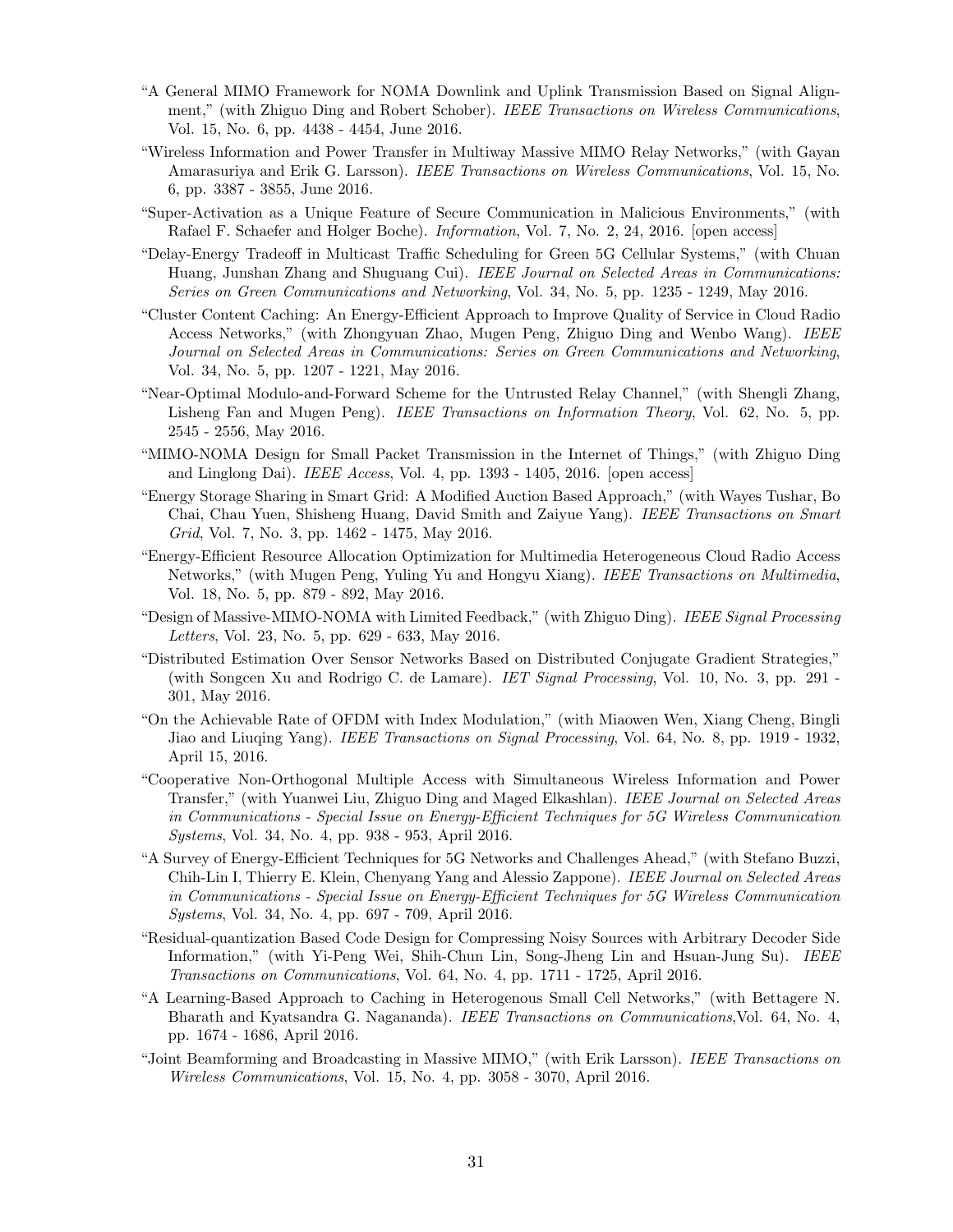"A General MIMO Framework for NOMA Downlink and Uplink Transmission Based on Signal Alignment," (with Zhiguo Ding and Robert Schober). *IEEE Transactions on Wireless Communications*, Vol. 15, No. 6, pp. 4438 - 4454, June 2016.

"Wireless Information and Power Transfer in Multiway Massive MIMO Relay Networks," (with Gayan Amarasuriya and Erik G. Larsson). *IEEE Transactions on Wireless Communications*, Vol. 15, No. 6, pp. 3387 - 3855, June 2016.

"Super-Activation as a Unique Feature of Secure Communication in Malicious Environments," (with Rafael F. Schaefer and Holger Boche). *Information*, Vol. 7, No. 2, 24, 2016. [open access]

"Delay-Energy Tradeoff in Multicast Traffic Scheduling for Green 5G Cellular Systems," (with Chuan Huang, Junshan Zhang and Shuguang Cui). *IEEE Journal on Selected Areas in Communications: Series on Green Communications and Networking*, Vol. 34, No. 5, pp. 1235 - 1249, May 2016.

"Cluster Content Caching: An Energy-Efficient Approach to Improve Quality of Service in Cloud Radio Access Networks," (with Zhongyuan Zhao, Mugen Peng, Zhiguo Ding and Wenbo Wang). *IEEE Journal on Selected Areas in Communications: Series on Green Communications and Networking*, Vol. 34, No. 5, pp. 1207 - 1221, May 2016.

"Near-Optimal Modulo-and-Forward Scheme for the Untrusted Relay Channel," (with Shengli Zhang, Lisheng Fan and Mugen Peng). *IEEE Transactions on Information Theory*, Vol. 62, No. 5, pp. 2545 - 2556, May 2016.

"MIMO-NOMA Design for Small Packet Transmission in the Internet of Things," (with Zhiguo Ding and Linglong Dai). *IEEE Access*, Vol. 4, pp. 1393 - 1405, 2016. [open access]

"Energy Storage Sharing in Smart Grid: A Modified Auction Based Approach," (with Wayes Tushar, Bo Chai, Chau Yuen, Shisheng Huang, David Smith and Zaiyue Yang). *IEEE Transactions on Smart Grid*, Vol. 7, No. 3, pp. 1462 - 1475, May 2016.

"Energy-Efficient Resource Allocation Optimization for Multimedia Heterogeneous Cloud Radio Access Networks," (with Mugen Peng, Yuling Yu and Hongyu Xiang). *IEEE Transactions on Multimedia*, Vol. 18, No. 5, pp. 879 - 892, May 2016.

"Design of Massive-MIMO-NOMA with Limited Feedback," (with Zhiguo Ding). *IEEE Signal Processing Letters*, Vol. 23, No. 5, pp. 629 - 633, May 2016.

"Distributed Estimation Over Sensor Networks Based on Distributed Conjugate Gradient Strategies," (with Songcen Xu and Rodrigo C. de Lamare). *IET Signal Processing*, Vol. 10, No. 3, pp. 291 - 301, May 2016.

"On the Achievable Rate of OFDM with Index Modulation," (with Miaowen Wen, Xiang Cheng, Bingli Jiao and Liuqing Yang). *IEEE Transactions on Signal Processing*, Vol. 64, No. 8, pp. 1919 - 1932, April 15, 2016.

"Cooperative Non-Orthogonal Multiple Access with Simultaneous Wireless Information and Power Transfer," (with Yuanwei Liu, Zhiguo Ding and Maged Elkashlan). *IEEE Journal on Selected Areas in Communications - Special Issue on Energy-Efficient Techniques for 5G Wireless Communication Systems*, Vol. 34, No. 4, pp. 938 - 953, April 2016.

"A Survey of Energy-Efficient Techniques for 5G Networks and Challenges Ahead," (with Stefano Buzzi, Chih-Lin I, Thierry E. Klein, Chenyang Yang and Alessio Zappone). *IEEE Journal on Selected Areas in Communications - Special Issue on Energy-Efficient Techniques for 5G Wireless Communication Systems*, Vol. 34, No. 4, pp. 697 - 709, April 2016.

"Residual-quantization Based Code Design for Compressing Noisy Sources with Arbitrary Decoder Side Information," (with Yi-Peng Wei, Shih-Chun Lin, Song-Jheng Lin and Hsuan-Jung Su). *IEEE Transactions on Communications*, Vol. 64, No. 4, pp. 1711 - 1725, April 2016.

"A Learning-Based Approach to Caching in Heterogenous Small Cell Networks," (with Bettagere N. Bharath and Kyatsandra G. Nagananda). *IEEE Transactions on Communications*,Vol. 64, No. 4, pp. 1674 - 1686, April 2016.

"Joint Beamforming and Broadcasting in Massive MIMO," (with Erik Larsson). *IEEE Transactions on Wireless Communications*, Vol. 15, No. 4, pp. 3058 - 3070, April 2016.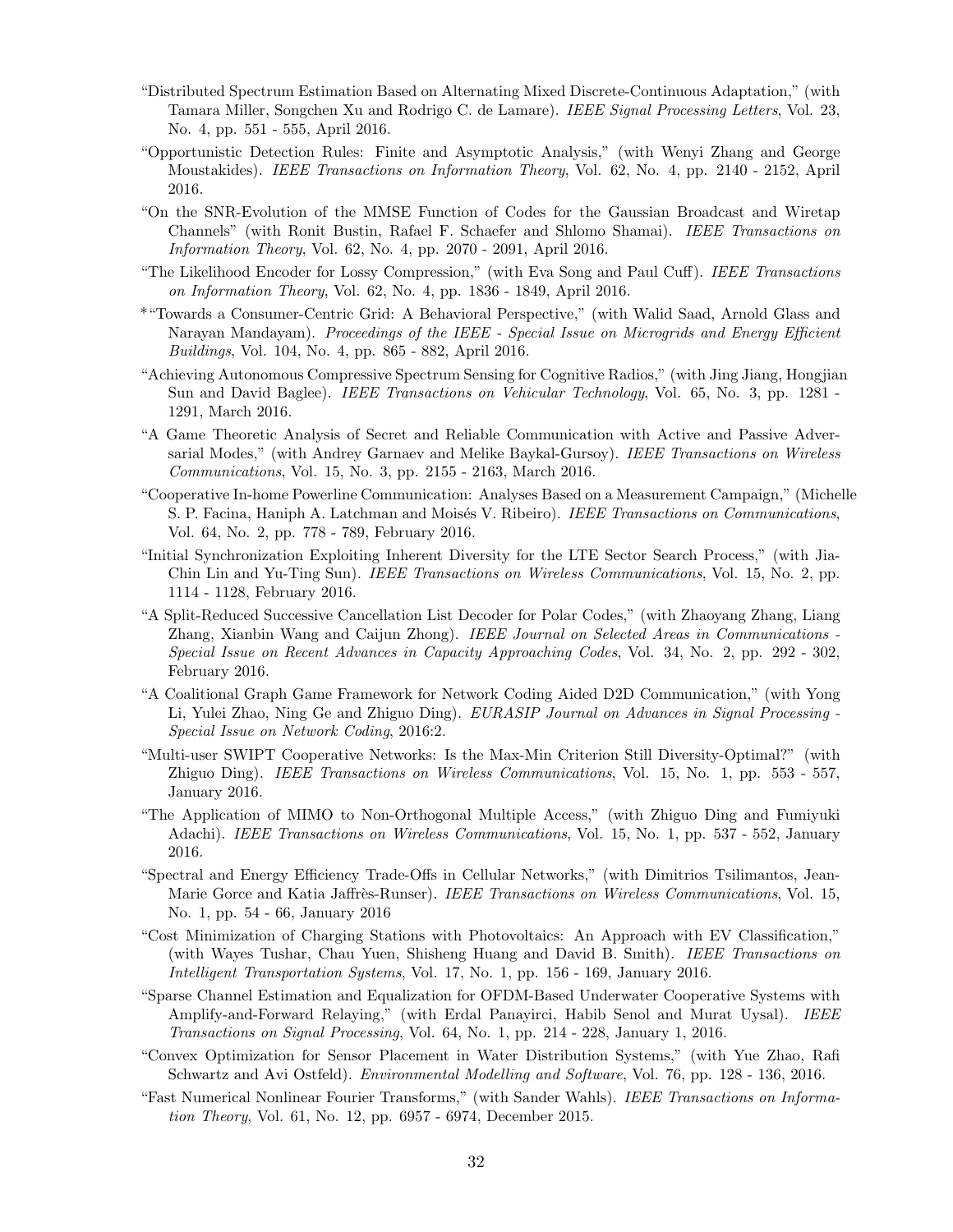"Distributed Spectrum Estimation Based on Alternating Mixed Discrete-Continuous Adaptation," (with Tamara Miller, Songchen Xu and Rodrigo C. de Lamare). *IEEE Signal Processing Letters*, Vol. 23, No. 4, pp. 551 - 555, April 2016.

"Opportunistic Detection Rules: Finite and Asymptotic Analysis," (with Wenyi Zhang and George Moustakides). *IEEE Transactions on Information Theory*, Vol. 62, No. 4, pp. 2140 - 2152, April 2016.

"On the SNR-Evolution of the MMSE Function of Codes for the Gaussian Broadcast and Wiretap Channels" (with Ronit Bustin, Rafael F. Schaefer and Shlomo Shamai). *IEEE Transactions on Information Theory*, Vol. 62, No. 4, pp. 2070 - 2091, April 2016.

"The Likelihood Encoder for Lossy Compression," (with Eva Song and Paul Cuff). *IEEE Transactions on Information Theory*, Vol. 62, No. 4, pp. 1836 - 1849, April 2016.

*"Towards a Consumer-Centric Grid: A Behavioral Perspective," (with Walid Saad, Arnold Glass and Narayan Mandayam). *Proceedings of the IEEE - Special Issue on Microgrids and Energy Efficient Buildings*, Vol. 104, No. 4, pp. 865 - 882, April 2016.

"Achieving Autonomous Compressive Spectrum Sensing for Cognitive Radios," (with Jing Jiang, Hongjian Sun and David Baglee). *IEEE Transactions on Vehicular Technology*, Vol. 65, No. 3, pp. 1281 - 1291, March 2016.

"A Game Theoretic Analysis of Secret and Reliable Communication with Active and Passive Adversarial Modes," (with Andrey Garnaev and Melike Baykal-Gursoy). *IEEE Transactions on Wireless Communications*, Vol. 15, No. 3, pp. 2155 - 2163, March 2016.

"Cooperative In-home Powerline Communication: Analyses Based on a Measurement Campaign," (Michelle S. P. Facina, Haniph A. Latchman and Moisés V. Ribeiro). *IEEE Transactions on Communications*, Vol. 64, No. 2, pp. 778 - 789, February 2016.

"Initial Synchronization Exploiting Inherent Diversity for the LTE Sector Search Process," (with Jia-Chin Lin and Yu-Ting Sun). *IEEE Transactions on Wireless Communications*, Vol. 15, No. 2, pp. 1114 - 1128, February 2016.

"A Split-Reduced Successive Cancellation List Decoder for Polar Codes," (with Zhaoyang Zhang, Liang Zhang, Xianbin Wang and Caijun Zhong). *IEEE Journal on Selected Areas in Communications - Special Issue on Recent Advances in Capacity Approaching Codes*, Vol. 34, No. 2, pp. 292 - 302, February 2016.

"A Coalitional Graph Game Framework for Network Coding Aided D2D Communication," (with Yong Li, Yulei Zhao, Ning Ge and Zhiguo Ding). *EURASIP Journal on Advances in Signal Processing - Special Issue on Network Coding*, 2016:2.

"Multi-user SWIPT Cooperative Networks: Is the Max-Min Criterion Still Diversity-Optimal?" (with Zhiguo Ding). *IEEE Transactions on Wireless Communications*, Vol. 15, No. 1, pp. 553 - 557, January 2016.

"The Application of MIMO to Non-Orthogonal Multiple Access," (with Zhiguo Ding and Fumiyuki Adachi). *IEEE Transactions on Wireless Communications*, Vol. 15, No. 1, pp. 537 - 552, January 2016.

"Spectral and Energy Efficiency Trade-Offs in Cellular Networks," (with Dimitrios Tsilimantos, Jean-Marie Gorce and Katia Jaffrès-Runser). *IEEE Transactions on Wireless Communications*, Vol. 15, No. 1, pp. 54 - 66, January 2016

"Cost Minimization of Charging Stations with Photovoltaics: An Approach with EV Classification," (with Wayes Tushar, Chau Yuen, Shisheng Huang and David B. Smith). *IEEE Transactions on Intelligent Transportation Systems*, Vol. 17, No. 1, pp. 156 - 169, January 2016.

"Sparse Channel Estimation and Equalization for OFDM-Based Underwater Cooperative Systems with Amplify-and-Forward Relaying," (with Erdal Panayirci, Habib Senol and Murat Uysal). *IEEE Transactions on Signal Processing*, Vol. 64, No. 1, pp. 214 - 228, January 1, 2016.

"Convex Optimization for Sensor Placement in Water Distribution Systems," (with Yue Zhao, Rafi Schwartz and Avi Ostfeld). *Environmental Modelling and Software*, Vol. 76, pp. 128 - 136, 2016.

"Fast Numerical Nonlinear Fourier Transforms," (with Sander Wahls). *IEEE Transactions on Information Theory*, Vol. 61, No. 12, pp. 6957 - 6974, December 2015.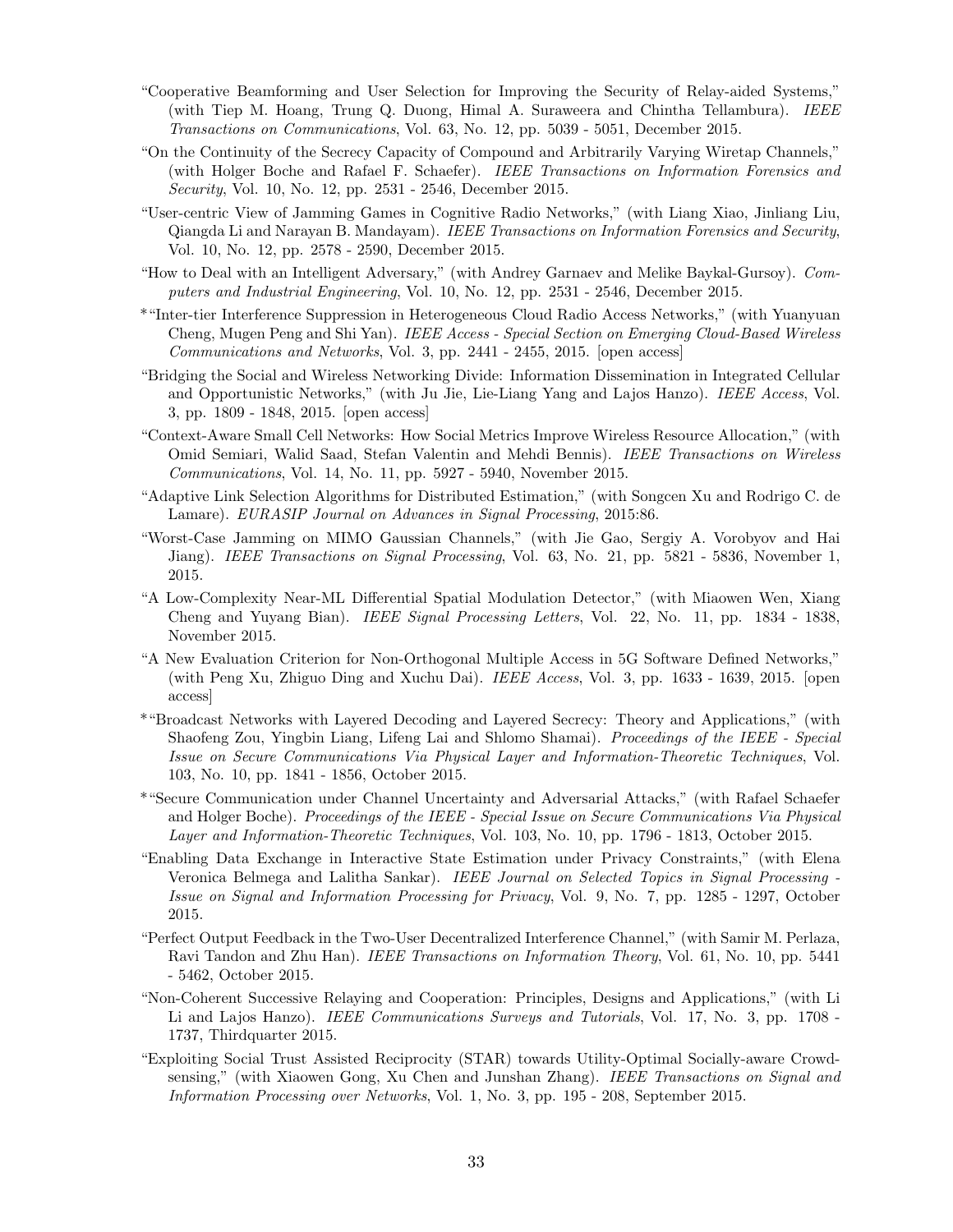- "Cooperative Beamforming and User Selection for Improving the Security of Relay-aided Systems," (with Tiep M. Hoang, Trung Q. Duong, Himal A. Suraweera and Chintha Tellambura). *IEEE Transactions on Communications*, Vol. 63, No. 12, pp. 5039 - 5051, December 2015.
- "On the Continuity of the Secrecy Capacity of Compound and Arbitrarily Varying Wiretap Channels," (with Holger Boche and Rafael F. Schaefer). *IEEE Transactions on Information Forensics and Security*, Vol. 10, No. 12, pp. 2531 - 2546, December 2015.
- "User-centric View of Jamming Games in Cognitive Radio Networks," (with Liang Xiao, Jinliang Liu, Qiangda Li and Narayan B. Mandayam). *IEEE Transactions on Information Forensics and Security*, Vol. 10, No. 12, pp. 2578 - 2590, December 2015.
- "How to Deal with an Intelligent Adversary," (with Andrey Garnaev and Melike Baykal-Gursoy). *Computers and Industrial Engineering*, Vol. 10, No. 12, pp. 2531 - 2546, December 2015.
- *"Inter-tier Interference Suppression in Heterogeneous Cloud Radio Access Networks," (with Yuanyuan Cheng, Mugen Peng and Shi Yan). *IEEE Access - Special Section on Emerging Cloud-Based Wireless Communications and Networks*, Vol. 3, pp. 2441 - 2455, 2015. [open access]
- "Bridging the Social and Wireless Networking Divide: Information Dissemination in Integrated Cellular and Opportunistic Networks," (with Ju Jie, Lie-Liang Yang and Lajos Hanzo). *IEEE Access*, Vol. 3, pp. 1809 - 1848, 2015. [open access]
- "Context-Aware Small Cell Networks: How Social Metrics Improve Wireless Resource Allocation," (with Omid Semiari, Walid Saad, Stefan Valentin and Mehdi Bennis). *IEEE Transactions on Wireless Communications*, Vol. 14, No. 11, pp. 5927 - 5940, November 2015.
- "Adaptive Link Selection Algorithms for Distributed Estimation," (with Songcen Xu and Rodrigo C. de Lamare). *EURASIP Journal on Advances in Signal Processing*, 2015:86.
- "Worst-Case Jamming on MIMO Gaussian Channels," (with Jie Gao, Sergiy A. Vorobyov and Hai Jiang). *IEEE Transactions on Signal Processing*, Vol. 63, No. 21, pp. 5821 - 5836, November 1, 2015.
- "A Low-Complexity Near-ML Differential Spatial Modulation Detector," (with Miaowen Wen, Xiang Cheng and Yuyang Bian). *IEEE Signal Processing Letters*, Vol. 22, No. 11, pp. 1834 - 1838, November 2015.
- "A New Evaluation Criterion for Non-Orthogonal Multiple Access in 5G Software Defined Networks," (with Peng Xu, Zhiguo Ding and Xuchu Dai). *IEEE Access*, Vol. 3, pp. 1633 - 1639, 2015. [open access]
- *"Broadcast Networks with Layered Decoding and Layered Secrecy: Theory and Applications," (with Shaofeng Zou, Yingbin Liang, Lifeng Lai and Shlomo Shamai). *Proceedings of the IEEE - Special Issue on Secure Communications Via Physical Layer and Information-Theoretic Techniques*, Vol. 103, No. 10, pp. 1841 - 1856, October 2015.
- *"Secure Communication under Channel Uncertainty and Adversarial Attacks," (with Rafael Schaefer and Holger Boche). *Proceedings of the IEEE - Special Issue on Secure Communications Via Physical Layer and Information-Theoretic Techniques*, Vol. 103, No. 10, pp. 1796 - 1813, October 2015.
- "Enabling Data Exchange in Interactive State Estimation under Privacy Constraints," (with Elena Veronica Belmega and Lalitha Sankar). *IEEE Journal on Selected Topics in Signal Processing - Issue on Signal and Information Processing for Privacy*, Vol. 9, No. 7, pp. 1285 - 1297, October 2015.
- "Perfect Output Feedback in the Two-User Decentralized Interference Channel," (with Samir M. Perlaza, Ravi Tandon and Zhu Han). *IEEE Transactions on Information Theory*, Vol. 61, No. 10, pp. 5441 - 5462, October 2015.
- "Non-Coherent Successive Relaying and Cooperation: Principles, Designs and Applications," (with Li Li and Lajos Hanzo). *IEEE Communications Surveys and Tutorials*, Vol. 17, No. 3, pp. 1708 - 1737, Thirdquarter 2015.
- "Exploiting Social Trust Assisted Reciprocity (STAR) towards Utility-Optimal Socially-aware Crowdsensing," (with Xiaowen Gong, Xu Chen and Junshan Zhang). *IEEE Transactions on Signal and Information Processing over Networks*, Vol. 1, No. 3, pp. 195 - 208, September 2015.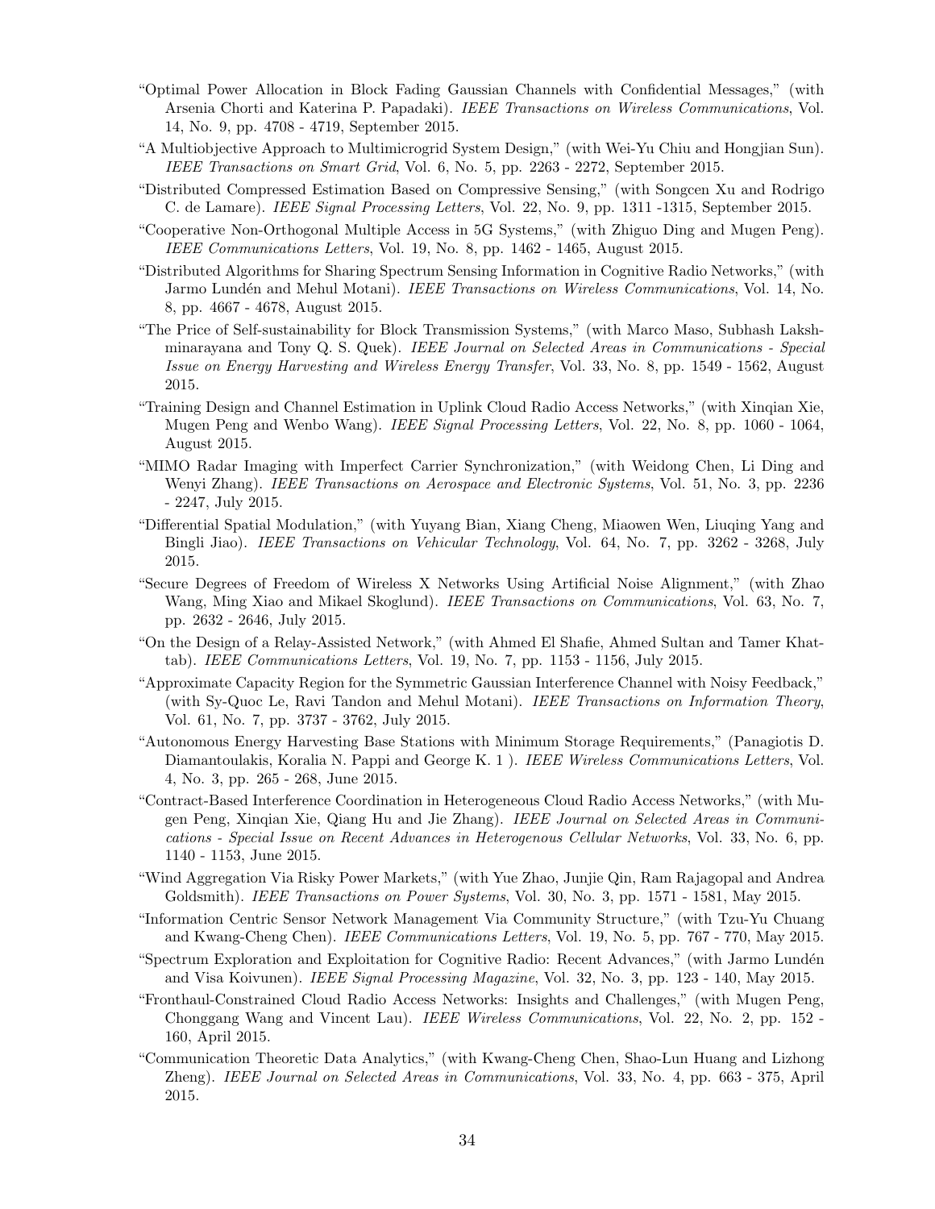- "Optimal Power Allocation in Block Fading Gaussian Channels with Confidential Messages," (with Arsenia Chorti and Katerina P. Papadaki). *IEEE Transactions on Wireless Communications*, Vol. 14, No. 9, pp. 4708 - 4719, September 2015.
- "A Multiobjective Approach to Multimicrogrid System Design," (with Wei-Yu Chiu and Hongjian Sun). *IEEE Transactions on Smart Grid*, Vol. 6, No. 5, pp. 2263 - 2272, September 2015.
- "Distributed Compressed Estimation Based on Compressive Sensing," (with Songcen Xu and Rodrigo C. de Lamare). *IEEE Signal Processing Letters*, Vol. 22, No. 9, pp. 1311 -1315, September 2015.
- "Cooperative Non-Orthogonal Multiple Access in 5G Systems," (with Zhiguo Ding and Mugen Peng). *IEEE Communications Letters*, Vol. 19, No. 8, pp. 1462 - 1465, August 2015.
- "Distributed Algorithms for Sharing Spectrum Sensing Information in Cognitive Radio Networks," (with Jarmo Lundén and Mehul Motani). *IEEE Transactions on Wireless Communications*, Vol. 14, No. 8, pp. 4667 - 4678, August 2015.
- "The Price of Self-sustainability for Block Transmission Systems," (with Marco Maso, Subhash Lakshminarayana and Tony Q. S. Quek). *IEEE Journal on Selected Areas in Communications - Special Issue on Energy Harvesting and Wireless Energy Transfer*, Vol. 33, No. 8, pp. 1549 - 1562, August 2015.
- "Training Design and Channel Estimation in Uplink Cloud Radio Access Networks," (with Xinqian Xie, Mugen Peng and Wenbo Wang). *IEEE Signal Processing Letters*, Vol. 22, No. 8, pp. 1060 - 1064, August 2015.
- "MIMO Radar Imaging with Imperfect Carrier Synchronization," (with Weidong Chen, Li Ding and Wenyi Zhang). *IEEE Transactions on Aerospace and Electronic Systems*, Vol. 51, No. 3, pp. 2236 - 2247, July 2015.
- "Differential Spatial Modulation," (with Yuyang Bian, Xiang Cheng, Miaowen Wen, Liuqing Yang and Bingli Jiao). *IEEE Transactions on Vehicular Technology*, Vol. 64, No. 7, pp. 3262 - 3268, July 2015.
- "Secure Degrees of Freedom of Wireless X Networks Using Artificial Noise Alignment," (with Zhao Wang, Ming Xiao and Mikael Skoglund). *IEEE Transactions on Communications*, Vol. 63, No. 7, pp. 2632 - 2646, July 2015.
- "On the Design of a Relay-Assisted Network," (with Ahmed El Shafie, Ahmed Sultan and Tamer Khattab). *IEEE Communications Letters*, Vol. 19, No. 7, pp. 1153 - 1156, July 2015.
- "Approximate Capacity Region for the Symmetric Gaussian Interference Channel with Noisy Feedback," (with Sy-Quoc Le, Ravi Tandon and Mehul Motani). *IEEE Transactions on Information Theory*, Vol. 61, No. 7, pp. 3737 - 3762, July 2015.
- "Autonomous Energy Harvesting Base Stations with Minimum Storage Requirements," (Panagiotis D. Diamantoulakis, Koralia N. Pappi and George K. 1 ). *IEEE Wireless Communications Letters*, Vol. 4, No. 3, pp. 265 - 268, June 2015.
- "Contract-Based Interference Coordination in Heterogeneous Cloud Radio Access Networks," (with Mugen Peng, Xinqian Xie, Qiang Hu and Jie Zhang). *IEEE Journal on Selected Areas in Communications - Special Issue on Recent Advances in Heterogenous Cellular Networks*, Vol. 33, No. 6, pp. 1140 - 1153, June 2015.
- "Wind Aggregation Via Risky Power Markets," (with Yue Zhao, Junjie Qin, Ram Rajagopal and Andrea Goldsmith). *IEEE Transactions on Power Systems*, Vol. 30, No. 3, pp. 1571 - 1581, May 2015.
- "Information Centric Sensor Network Management Via Community Structure," (with Tzu-Yu Chuang and Kwang-Cheng Chen). *IEEE Communications Letters*, Vol. 19, No. 5, pp. 767 - 770, May 2015.
- "Spectrum Exploration and Exploitation for Cognitive Radio: Recent Advances," (with Jarmo Lundén and Visa Koivunen). *IEEE Signal Processing Magazine*, Vol. 32, No. 3, pp. 123 - 140, May 2015.
- "Fronthaul-Constrained Cloud Radio Access Networks: Insights and Challenges," (with Mugen Peng, Chonggang Wang and Vincent Lau). *IEEE Wireless Communications*, Vol. 22, No. 2, pp. 152 - 160, April 2015.
- "Communication Theoretic Data Analytics," (with Kwang-Cheng Chen, Shao-Lun Huang and Lizhong Zheng). *IEEE Journal on Selected Areas in Communications*, Vol. 33, No. 4, pp. 663 - 375, April 2015.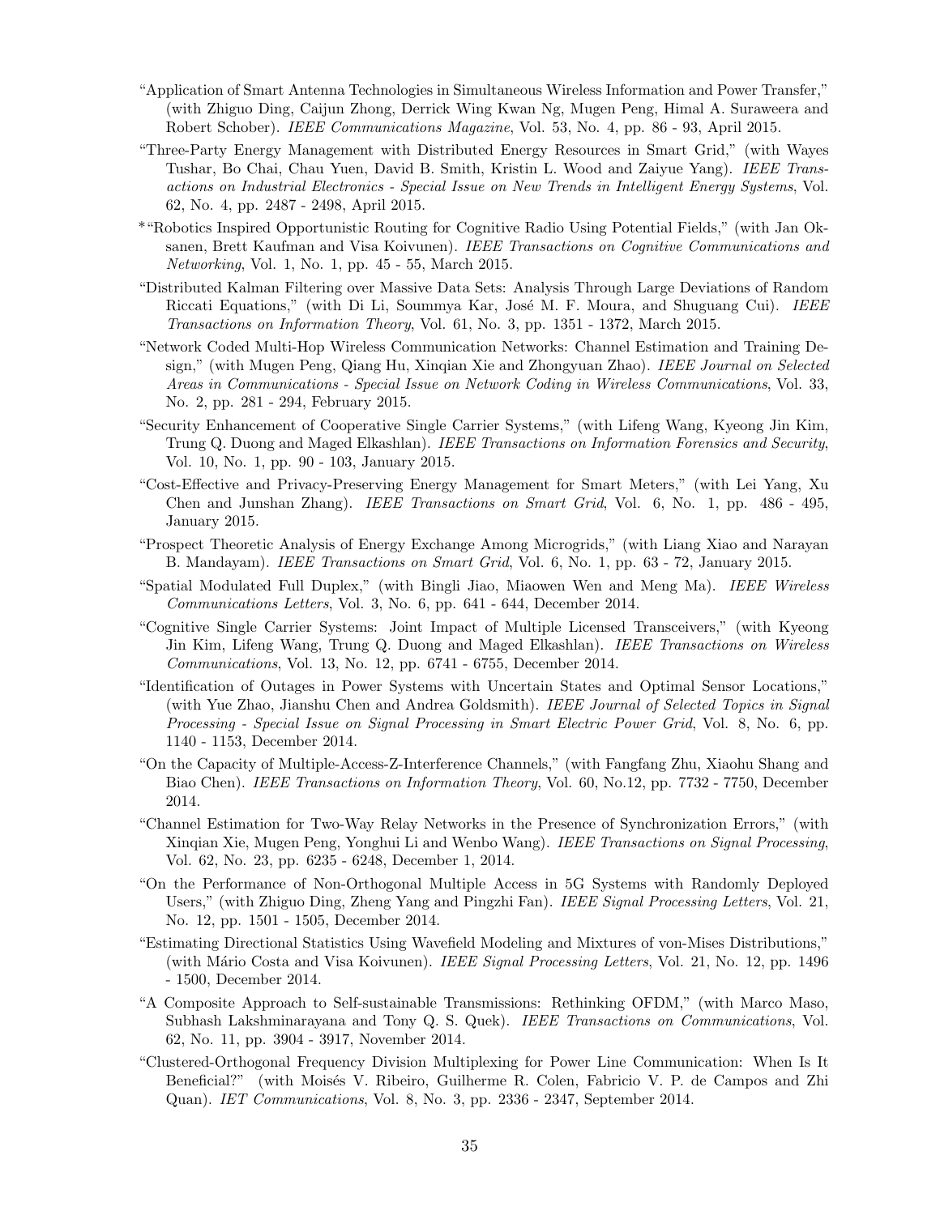"Application of Smart Antenna Technologies in Simultaneous Wireless Information and Power Transfer," (with Zhiguo Ding, Caijun Zhong, Derrick Wing Kwan Ng, Mugen Peng, Himal A. Suraweera and Robert Schober). *IEEE Communications Magazine*, Vol. 53, No. 4, pp. 86 - 93, April 2015.

"Three-Party Energy Management with Distributed Energy Resources in Smart Grid," (with Wayes Tushar, Bo Chai, Chau Yuen, David B. Smith, Kristin L. Wood and Zaiyue Yang). *IEEE Transactions on Industrial Electronics - Special Issue on New Trends in Intelligent Energy Systems*, Vol. 62, No. 4, pp. 2487 - 2498, April 2015.

*"Robotics Inspired Opportunistic Routing for Cognitive Radio Using Potential Fields," (with Jan Oksanen, Brett Kaufman and Visa Koivunen). *IEEE Transactions on Cognitive Communications and Networking*, Vol. 1, No. 1, pp. 45 - 55, March 2015.

"Distributed Kalman Filtering over Massive Data Sets: Analysis Through Large Deviations of Random Riccati Equations," (with Di Li, Soummya Kar, José M. F. Moura, and Shuguang Cui). *IEEE Transactions on Information Theory*, Vol. 61, No. 3, pp. 1351 - 1372, March 2015.

"Network Coded Multi-Hop Wireless Communication Networks: Channel Estimation and Training Design," (with Mugen Peng, Qiang Hu, Xinqian Xie and Zhongyuan Zhao). *IEEE Journal on Selected Areas in Communications - Special Issue on Network Coding in Wireless Communications*, Vol. 33, No. 2, pp. 281 - 294, February 2015.

"Security Enhancement of Cooperative Single Carrier Systems," (with Lifeng Wang, Kyeong Jin Kim, Trung Q. Duong and Maged Elkashlan). *IEEE Transactions on Information Forensics and Security*, Vol. 10, No. 1, pp. 90 - 103, January 2015.

"Cost-Effective and Privacy-Preserving Energy Management for Smart Meters," (with Lei Yang, Xu Chen and Junshan Zhang). *IEEE Transactions on Smart Grid*, Vol. 6, No. 1, pp. 486 - 495, January 2015.

"Prospect Theoretic Analysis of Energy Exchange Among Microgrids," (with Liang Xiao and Narayan B. Mandayam). *IEEE Transactions on Smart Grid*, Vol. 6, No. 1, pp. 63 - 72, January 2015.

"Spatial Modulated Full Duplex," (with Bingli Jiao, Miaowen Wen and Meng Ma). *IEEE Wireless Communications Letters*, Vol. 3, No. 6, pp. 641 - 644, December 2014.

"Cognitive Single Carrier Systems: Joint Impact of Multiple Licensed Transceivers," (with Kyeong Jin Kim, Lifeng Wang, Trung Q. Duong and Maged Elkashlan). *IEEE Transactions on Wireless Communications*, Vol. 13, No. 12, pp. 6741 - 6755, December 2014.

"Identification of Outages in Power Systems with Uncertain States and Optimal Sensor Locations," (with Yue Zhao, Jianshu Chen and Andrea Goldsmith). *IEEE Journal of Selected Topics in Signal Processing - Special Issue on Signal Processing in Smart Electric Power Grid*, Vol. 8, No. 6, pp. 1140 - 1153, December 2014.

"On the Capacity of Multiple-Access-Z-Interference Channels," (with Fangfang Zhu, Xiaohu Shang and Biao Chen). *IEEE Transactions on Information Theory*, Vol. 60, No.12, pp. 7732 - 7750, December 2014.

"Channel Estimation for Two-Way Relay Networks in the Presence of Synchronization Errors," (with Xinqian Xie, Mugen Peng, Yonghui Li and Wenbo Wang). *IEEE Transactions on Signal Processing*, Vol. 62, No. 23, pp. 6235 - 6248, December 1, 2014.

"On the Performance of Non-Orthogonal Multiple Access in 5G Systems with Randomly Deployed Users," (with Zhiguo Ding, Zheng Yang and Pingzhi Fan). *IEEE Signal Processing Letters*, Vol. 21, No. 12, pp. 1501 - 1505, December 2014.

"Estimating Directional Statistics Using Wavefield Modeling and Mixtures of von-Mises Distributions," (with Mário Costa and Visa Koivunen). *IEEE Signal Processing Letters*, Vol. 21, No. 12, pp. 1496 - 1500, December 2014.

"A Composite Approach to Self-sustainable Transmissions: Rethinking OFDM," (with Marco Maso, Subhash Lakshminarayana and Tony Q. S. Quek). *IEEE Transactions on Communications*, Vol. 62, No. 11, pp. 3904 - 3917, November 2014.

"Clustered-Orthogonal Frequency Division Multiplexing for Power Line Communication: When Is It Beneficial?" (with Moisés V. Ribeiro, Guilherme R. Colen, Fabricio V. P. de Campos and Zhi Quan). *IET Communications*, Vol. 8, No. 3, pp. 2336 - 2347, September 2014.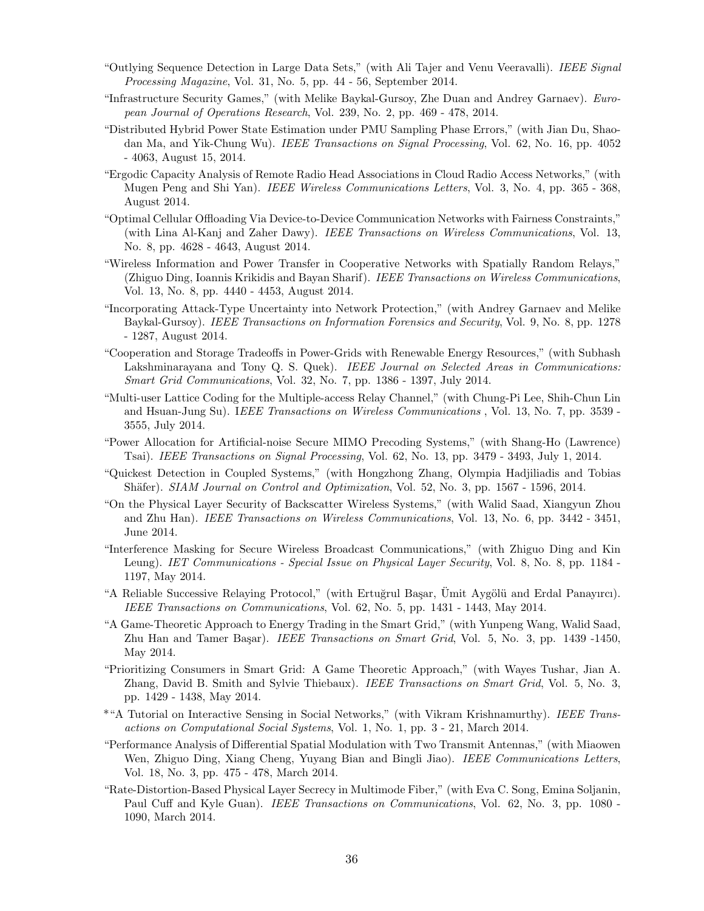"Outlying Sequence Detection in Large Data Sets," (with Ali Tajer and Venu Veeravalli). *IEEE Signal Processing Magazine*, Vol. 31, No. 5, pp. 44 - 56, September 2014.

"Infrastructure Security Games," (with Melike Baykal-Gursoy, Zhe Duan and Andrey Garnaev). *European Journal of Operations Research*, Vol. 239, No. 2, pp. 469 - 478, 2014.

"Distributed Hybrid Power State Estimation under PMU Sampling Phase Errors," (with Jian Du, Shaodan Ma, and Yik-Chung Wu). *IEEE Transactions on Signal Processing*, Vol. 62, No. 16, pp. 4052 - 4063, August 15, 2014.

"Ergodic Capacity Analysis of Remote Radio Head Associations in Cloud Radio Access Networks," (with Mugen Peng and Shi Yan). *IEEE Wireless Communications Letters*, Vol. 3, No. 4, pp. 365 - 368, August 2014.

"Optimal Cellular Offloading Via Device-to-Device Communication Networks with Fairness Constraints," (with Lina Al-Kanj and Zaher Dawy). *IEEE Transactions on Wireless Communications*, Vol. 13, No. 8, pp. 4628 - 4643, August 2014.

"Wireless Information and Power Transfer in Cooperative Networks with Spatially Random Relays," (Zhiguo Ding, Ioannis Krikidis and Bayan Sharif). *IEEE Transactions on Wireless Communications*, Vol. 13, No. 8, pp. 4440 - 4453, August 2014.

"Incorporating Attack-Type Uncertainty into Network Protection," (with Andrey Garnaev and Melike Baykal-Gursoy). *IEEE Transactions on Information Forensics and Security*, Vol. 9, No. 8, pp. 1278 - 1287, August 2014.

"Cooperation and Storage Tradeoffs in Power-Grids with Renewable Energy Resources," (with Subhash Lakshminarayana and Tony Q. S. Quek). *IEEE Journal on Selected Areas in Communications: Smart Grid Communications*, Vol. 32, No. 7, pp. 1386 - 1397, July 2014.

"Multi-user Lattice Coding for the Multiple-access Relay Channel," (with Chung-Pi Lee, Shih-Chun Lin and Hsuan-Jung Su). *IEEE Transactions on Wireless Communications* , Vol. 13, No. 7, pp. 3539 - 3555, July 2014.

"Power Allocation for Artificial-noise Secure MIMO Precoding Systems," (with Shang-Ho (Lawrence) Tsai). *IEEE Transactions on Signal Processing*, Vol. 62, No. 13, pp. 3479 - 3493, July 1, 2014.

"Quickest Detection in Coupled Systems," (with Hongzhong Zhang, Olympia Hadjiliadis and Tobias Shäfer). *SIAM Journal on Control and Optimization*, Vol. 52, No. 3, pp. 1567 - 1596, 2014.

"On the Physical Layer Security of Backscatter Wireless Systems," (with Walid Saad, Xiangyun Zhou and Zhu Han). *IEEE Transactions on Wireless Communications*, Vol. 13, No. 6, pp. 3442 - 3451, June 2014.

"Interference Masking for Secure Wireless Broadcast Communications," (with Zhiguo Ding and Kin Leung). *IET Communications - Special Issue on Physical Layer Security*, Vol. 8, No. 8, pp. 1184 - 1197, May 2014.

"A Reliable Successive Relaying Protocol," (with Ertuğrul Başar, Ümit Aygölü and Erdal Panayırcı). *IEEE Transactions on Communications*, Vol. 62, No. 5, pp. 1431 - 1443, May 2014.

"A Game-Theoretic Approach to Energy Trading in the Smart Grid," (with Yunpeng Wang, Walid Saad, Zhu Han and Tamer Başar). *IEEE Transactions on Smart Grid*, Vol. 5, No. 3, pp. 1439 -1450, May 2014.

"Prioritizing Consumers in Smart Grid: A Game Theoretic Approach," (with Wayes Tushar, Jian A. Zhang, David B. Smith and Sylvie Thiebaux). *IEEE Transactions on Smart Grid*, Vol. 5, No. 3, pp. 1429 - 1438, May 2014.

*"A Tutorial on Interactive Sensing in Social Networks," (with Vikram Krishnamurthy). *IEEE Transactions on Computational Social Systems*, Vol. 1, No. 1, pp. 3 - 21, March 2014.

"Performance Analysis of Differential Spatial Modulation with Two Transmit Antennas," (with Miaowen Wen, Zhiguo Ding, Xiang Cheng, Yuyang Bian and Bingli Jiao). *IEEE Communications Letters*, Vol. 18, No. 3, pp. 475 - 478, March 2014.

"Rate-Distortion-Based Physical Layer Secrecy in Multimode Fiber," (with Eva C. Song, Emina Soljanin, Paul Cuff and Kyle Guan). *IEEE Transactions on Communications*, Vol. 62, No. 3, pp. 1080 - 1090, March 2014.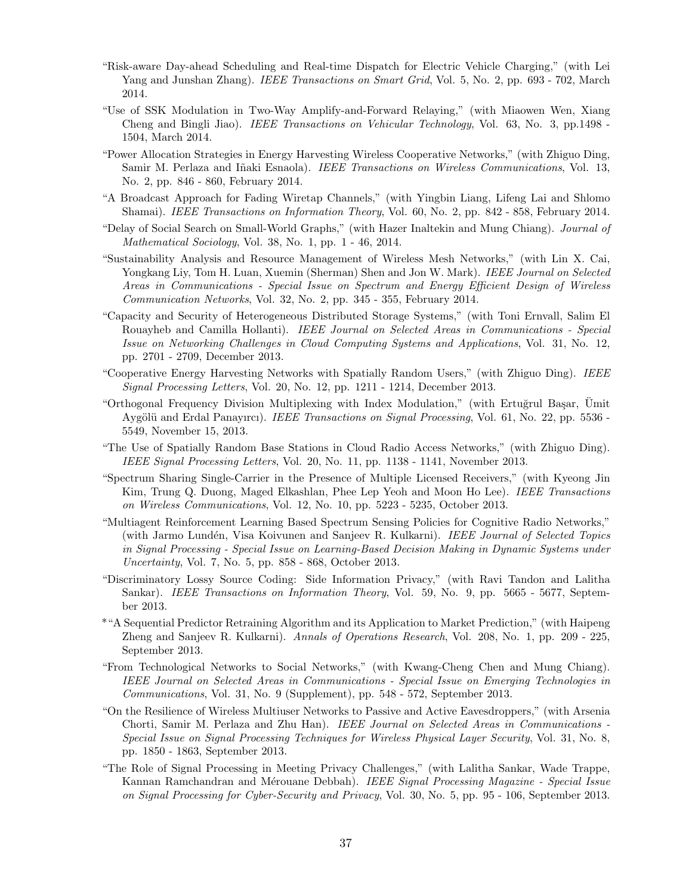"Risk-aware Day-ahead Scheduling and Real-time Dispatch for Electric Vehicle Charging," (with Lei Yang and Junshan Zhang). *IEEE Transactions on Smart Grid*, Vol. 5, No. 2, pp. 693 - 702, March 2014.

"Use of SSK Modulation in Two-Way Amplify-and-Forward Relaying," (with Miaowen Wen, Xiang Cheng and Bingli Jiao). *IEEE Transactions on Vehicular Technology*, Vol. 63, No. 3, pp.1498 - 1504, March 2014.

"Power Allocation Strategies in Energy Harvesting Wireless Cooperative Networks," (with Zhiguo Ding, Samir M. Perlaza and Iñaki Esnaola). *IEEE Transactions on Wireless Communications*, Vol. 13, No. 2, pp. 846 - 860, February 2014.

"A Broadcast Approach for Fading Wiretap Channels," (with Yingbin Liang, Lifeng Lai and Shlomo Shamai). *IEEE Transactions on Information Theory*, Vol. 60, No. 2, pp. 842 - 858, February 2014.

"Delay of Social Search on Small-World Graphs," (with Hazer Inaltekin and Mung Chiang). *Journal of Mathematical Sociology*, Vol. 38, No. 1, pp. 1 - 46, 2014.

"Sustainability Analysis and Resource Management of Wireless Mesh Networks," (with Lin X. Cai, Yongkang Liy, Tom H. Luan, Xuemin (Sherman) Shen and Jon W. Mark). *IEEE Journal on Selected Areas in Communications - Special Issue on Spectrum and Energy Efficient Design of Wireless Communication Networks*, Vol. 32, No. 2, pp. 345 - 355, February 2014.

"Capacity and Security of Heterogeneous Distributed Storage Systems," (with Toni Ernvall, Salim El Rouayheb and Camilla Hollanti). *IEEE Journal on Selected Areas in Communications - Special Issue on Networking Challenges in Cloud Computing Systems and Applications*, Vol. 31, No. 12, pp. 2701 - 2709, December 2013.

"Cooperative Energy Harvesting Networks with Spatially Random Users," (with Zhiguo Ding). *IEEE Signal Processing Letters*, Vol. 20, No. 12, pp. 1211 - 1214, December 2013.

"Orthogonal Frequency Division Multiplexing with Index Modulation," (with Ertuğrul Başar, Ümit Aygölü and Erdal Panayırcı). *IEEE Transactions on Signal Processing*, Vol. 61, No. 22, pp. 5536 - 5549, November 15, 2013.

"The Use of Spatially Random Base Stations in Cloud Radio Access Networks," (with Zhiguo Ding). *IEEE Signal Processing Letters*, Vol. 20, No. 11, pp. 1138 - 1141, November 2013.

"Spectrum Sharing Single-Carrier in the Presence of Multiple Licensed Receivers," (with Kyeong Jin Kim, Trung Q. Duong, Maged Elkashlan, Phee Lep Yeoh and Moon Ho Lee). *IEEE Transactions on Wireless Communications*, Vol. 12, No. 10, pp. 5223 - 5235, October 2013.

"Multiagent Reinforcement Learning Based Spectrum Sensing Policies for Cognitive Radio Networks," (with Jarmo Lundén, Visa Koivunen and Sanjeev R. Kulkarni). *IEEE Journal of Selected Topics in Signal Processing - Special Issue on Learning-Based Decision Making in Dynamic Systems under Uncertainty*, Vol. 7, No. 5, pp. 858 - 868, October 2013.

"Discriminatory Lossy Source Coding: Side Information Privacy," (with Ravi Tandon and Lalitha Sankar). *IEEE Transactions on Information Theory*, Vol. 59, No. 9, pp. 5665 - 5677, September 2013.

*"A Sequential Predictor Retraining Algorithm and its Application to Market Prediction," (with Haipeng Zheng and Sanjeev R. Kulkarni). *Annals of Operations Research*, Vol. 208, No. 1, pp. 209 - 225, September 2013.

"From Technological Networks to Social Networks," (with Kwang-Cheng Chen and Mung Chiang). *IEEE Journal on Selected Areas in Communications - Special Issue on Emerging Technologies in Communications*, Vol. 31, No. 9 (Supplement), pp. 548 - 572, September 2013.

"On the Resilience of Wireless Multiuser Networks to Passive and Active Eavesdroppers," (with Arsenia Chorti, Samir M. Perlaza and Zhu Han). *IEEE Journal on Selected Areas in Communications - Special Issue on Signal Processing Techniques for Wireless Physical Layer Security*, Vol. 31, No. 8, pp. 1850 - 1863, September 2013.

"The Role of Signal Processing in Meeting Privacy Challenges," (with Lalitha Sankar, Wade Trappe, Kannan Ramchandran and Mérouane Debbah). *IEEE Signal Processing Magazine - Special Issue on Signal Processing for Cyber-Security and Privacy*, Vol. 30, No. 5, pp. 95 - 106, September 2013.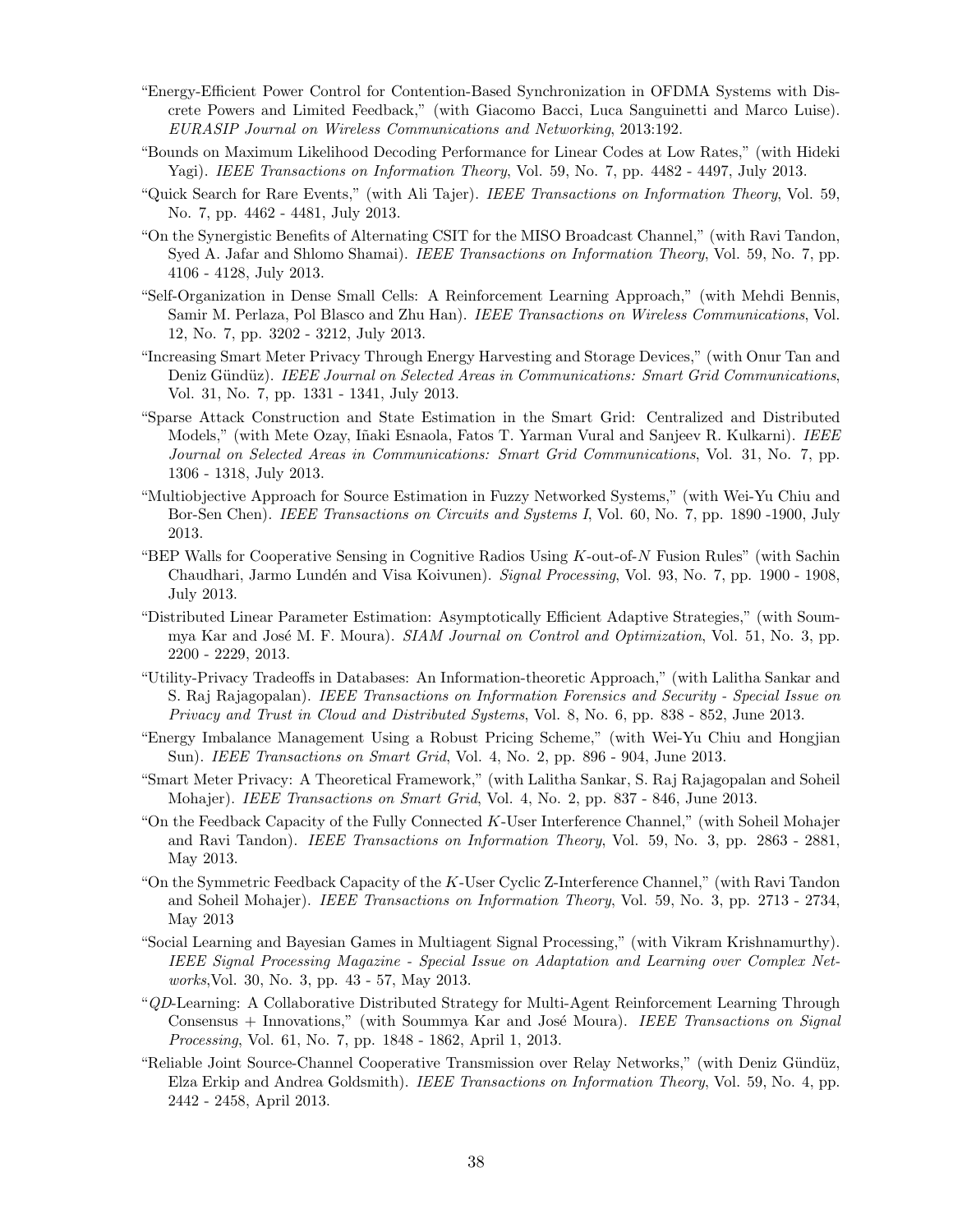- "Energy-Efficient Power Control for Contention-Based Synchronization in OFDMA Systems with Discrete Powers and Limited Feedback," (with Giacomo Bacci, Luca Sanguinetti and Marco Luise). *EURASIP Journal on Wireless Communications and Networking*, 2013:192.
- "Bounds on Maximum Likelihood Decoding Performance for Linear Codes at Low Rates," (with Hideki Yagi). *IEEE Transactions on Information Theory*, Vol. 59, No. 7, pp. 4482 - 4497, July 2013.
- "Quick Search for Rare Events," (with Ali Tajer). *IEEE Transactions on Information Theory*, Vol. 59, No. 7, pp. 4462 - 4481, July 2013.
- "On the Synergistic Benefits of Alternating CSIT for the MISO Broadcast Channel," (with Ravi Tandon, Syed A. Jafar and Shlomo Shamai). *IEEE Transactions on Information Theory*, Vol. 59, No. 7, pp. 4106 - 4128, July 2013.
- "Self-Organization in Dense Small Cells: A Reinforcement Learning Approach," (with Mehdi Bennis, Samir M. Perlaza, Pol Blasco and Zhu Han). *IEEE Transactions on Wireless Communications*, Vol. 12, No. 7, pp. 3202 - 3212, July 2013.
- "Increasing Smart Meter Privacy Through Energy Harvesting and Storage Devices," (with Onur Tan and Deniz Gündüz). *IEEE Journal on Selected Areas in Communications: Smart Grid Communications*, Vol. 31, No. 7, pp. 1331 - 1341, July 2013.
- "Sparse Attack Construction and State Estimation in the Smart Grid: Centralized and Distributed Models," (with Mete Ozay, Iñaki Esnaola, Fatos T. Yarman Vural and Sanjeev R. Kulkarni). *IEEE Journal on Selected Areas in Communications: Smart Grid Communications*, Vol. 31, No. 7, pp. 1306 - 1318, July 2013.
- "Multiobjective Approach for Source Estimation in Fuzzy Networked Systems," (with Wei-Yu Chiu and Bor-Sen Chen). *IEEE Transactions on Circuits and Systems I*, Vol. 60, No. 7, pp. 1890 -1900, July 2013.
- "BEP Walls for Cooperative Sensing in Cognitive Radios Using $K$-out-of-$N$ Fusion Rules" (with Sachin Chaudhari, Jarmo Lundén and Visa Koivunen). *Signal Processing*, Vol. 93, No. 7, pp. 1900 - 1908, July 2013.
- "Distributed Linear Parameter Estimation: Asymptotically Efficient Adaptive Strategies," (with Soummya Kar and José M. F. Moura). *SIAM Journal on Control and Optimization*, Vol. 51, No. 3, pp. 2200 - 2229, 2013.
- "Utility-Privacy Tradeoffs in Databases: An Information-theoretic Approach," (with Lalitha Sankar and S. Raj Rajagopalan). *IEEE Transactions on Information Forensics and Security - Special Issue on Privacy and Trust in Cloud and Distributed Systems*, Vol. 8, No. 6, pp. 838 - 852, June 2013.
- "Energy Imbalance Management Using a Robust Pricing Scheme," (with Wei-Yu Chiu and Hongjian Sun). *IEEE Transactions on Smart Grid*, Vol. 4, No. 2, pp. 896 - 904, June 2013.
- "Smart Meter Privacy: A Theoretical Framework," (with Lalitha Sankar, S. Raj Rajagopalan and Soheil Mohajer). *IEEE Transactions on Smart Grid*, Vol. 4, No. 2, pp. 837 - 846, June 2013.
- "On the Feedback Capacity of the Fully Connected $K$-User Interference Channel," (with Soheil Mohajer and Ravi Tandon). *IEEE Transactions on Information Theory*, Vol. 59, No. 3, pp. 2863 - 2881, May 2013.
- "On the Symmetric Feedback Capacity of the $K$-User Cyclic Z-Interference Channel," (with Ravi Tandon and Soheil Mohajer). *IEEE Transactions on Information Theory*, Vol. 59, No. 3, pp. 2713 - 2734, May 2013
- "Social Learning and Bayesian Games in Multiagent Signal Processing," (with Vikram Krishnamurthy). *IEEE Signal Processing Magazine - Special Issue on Adaptation and Learning over Complex Networks*,Vol. 30, No. 3, pp. 43 - 57, May 2013.
- "*QD*-Learning: A Collaborative Distributed Strategy for Multi-Agent Reinforcement Learning Through Consensus + Innovations," (with Soummya Kar and José Moura). *IEEE Transactions on Signal Processing*, Vol. 61, No. 7, pp. 1848 - 1862, April 1, 2013.
- "Reliable Joint Source-Channel Cooperative Transmission over Relay Networks," (with Deniz Gündüz, Elza Erkip and Andrea Goldsmith). *IEEE Transactions on Information Theory*, Vol. 59, No. 4, pp. 2442 - 2458, April 2013.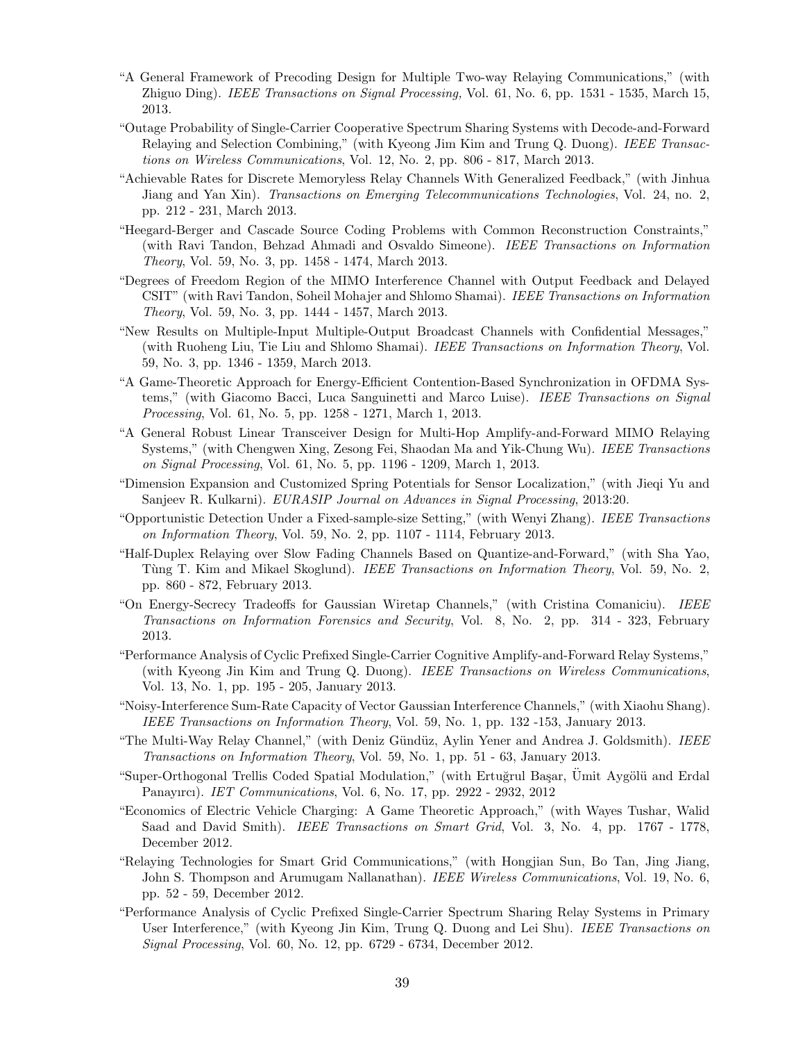"A General Framework of Precoding Design for Multiple Two-way Relaying Communications," (with Zhiguo Ding). *IEEE Transactions on Signal Processing,* Vol. 61, No. 6, pp. 1531 - 1535, March 15, 2013.

"Outage Probability of Single-Carrier Cooperative Spectrum Sharing Systems with Decode-and-Forward Relaying and Selection Combining," (with Kyeong Jim Kim and Trung Q. Duong). *IEEE Transactions on Wireless Communications*, Vol. 12, No. 2, pp. 806 - 817, March 2013.

"Achievable Rates for Discrete Memoryless Relay Channels With Generalized Feedback," (with Jinhua Jiang and Yan Xin). *Transactions on Emerging Telecommunications Technologies*, Vol. 24, no. 2, pp. 212 - 231, March 2013.

"Heegard-Berger and Cascade Source Coding Problems with Common Reconstruction Constraints," (with Ravi Tandon, Behzad Ahmadi and Osvaldo Simeone). *IEEE Transactions on Information Theory*, Vol. 59, No. 3, pp. 1458 - 1474, March 2013.

"Degrees of Freedom Region of the MIMO Interference Channel with Output Feedback and Delayed CSIT" (with Ravi Tandon, Soheil Mohajer and Shlomo Shamai). *IEEE Transactions on Information Theory*, Vol. 59, No. 3, pp. 1444 - 1457, March 2013.

"New Results on Multiple-Input Multiple-Output Broadcast Channels with Confidential Messages," (with Ruoheng Liu, Tie Liu and Shlomo Shamai). *IEEE Transactions on Information Theory*, Vol. 59, No. 3, pp. 1346 - 1359, March 2013.

"A Game-Theoretic Approach for Energy-Efficient Contention-Based Synchronization in OFDMA Systems," (with Giacomo Bacci, Luca Sanguinetti and Marco Luise). *IEEE Transactions on Signal Processing*, Vol. 61, No. 5, pp. 1258 - 1271, March 1, 2013.

"A General Robust Linear Transceiver Design for Multi-Hop Amplify-and-Forward MIMO Relaying Systems," (with Chengwen Xing, Zesong Fei, Shaodan Ma and Yik-Chung Wu). *IEEE Transactions on Signal Processing*, Vol. 61, No. 5, pp. 1196 - 1209, March 1, 2013.

"Dimension Expansion and Customized Spring Potentials for Sensor Localization," (with Jieqi Yu and Sanjeev R. Kulkarni). *EURASIP Journal on Advances in Signal Processing*, 2013:20.

"Opportunistic Detection Under a Fixed-sample-size Setting," (with Wenyi Zhang). *IEEE Transactions on Information Theory*, Vol. 59, No. 2, pp. 1107 - 1114, February 2013.

"Half-Duplex Relaying over Slow Fading Channels Based on Quantize-and-Forward," (with Sha Yao, Tùng T. Kim and Mikael Skoglund). *IEEE Transactions on Information Theory*, Vol. 59, No. 2, pp. 860 - 872, February 2013.

"On Energy-Secrecy Tradeoffs for Gaussian Wiretap Channels," (with Cristina Comaniciu). *IEEE Transactions on Information Forensics and Security*, Vol. 8, No. 2, pp. 314 - 323, February 2013.

"Performance Analysis of Cyclic Prefixed Single-Carrier Cognitive Amplify-and-Forward Relay Systems," (with Kyeong Jin Kim and Trung Q. Duong). *IEEE Transactions on Wireless Communications*, Vol. 13, No. 1, pp. 195 - 205, January 2013.

"Noisy-Interference Sum-Rate Capacity of Vector Gaussian Interference Channels," (with Xiaohu Shang). *IEEE Transactions on Information Theory*, Vol. 59, No. 1, pp. 132 -153, January 2013.

"The Multi-Way Relay Channel," (with Deniz Gündüz, Aylin Yener and Andrea J. Goldsmith). *IEEE Transactions on Information Theory*, Vol. 59, No. 1, pp. 51 - 63, January 2013.

"Super-Orthogonal Trellis Coded Spatial Modulation," (with Ertuğrul Başar, Ümit Aygölü and Erdal Panayırcı). *IET Communications*, Vol. 6, No. 17, pp. 2922 - 2932, 2012

"Economics of Electric Vehicle Charging: A Game Theoretic Approach," (with Wayes Tushar, Walid Saad and David Smith). *IEEE Transactions on Smart Grid*, Vol. 3, No. 4, pp. 1767 - 1778, December 2012.

"Relaying Technologies for Smart Grid Communications," (with Hongjian Sun, Bo Tan, Jing Jiang, John S. Thompson and Arumugam Nallanathan). *IEEE Wireless Communications*, Vol. 19, No. 6, pp. 52 - 59, December 2012.

"Performance Analysis of Cyclic Prefixed Single-Carrier Spectrum Sharing Relay Systems in Primary User Interference," (with Kyeong Jin Kim, Trung Q. Duong and Lei Shu). *IEEE Transactions on Signal Processing*, Vol. 60, No. 12, pp. 6729 - 6734, December 2012.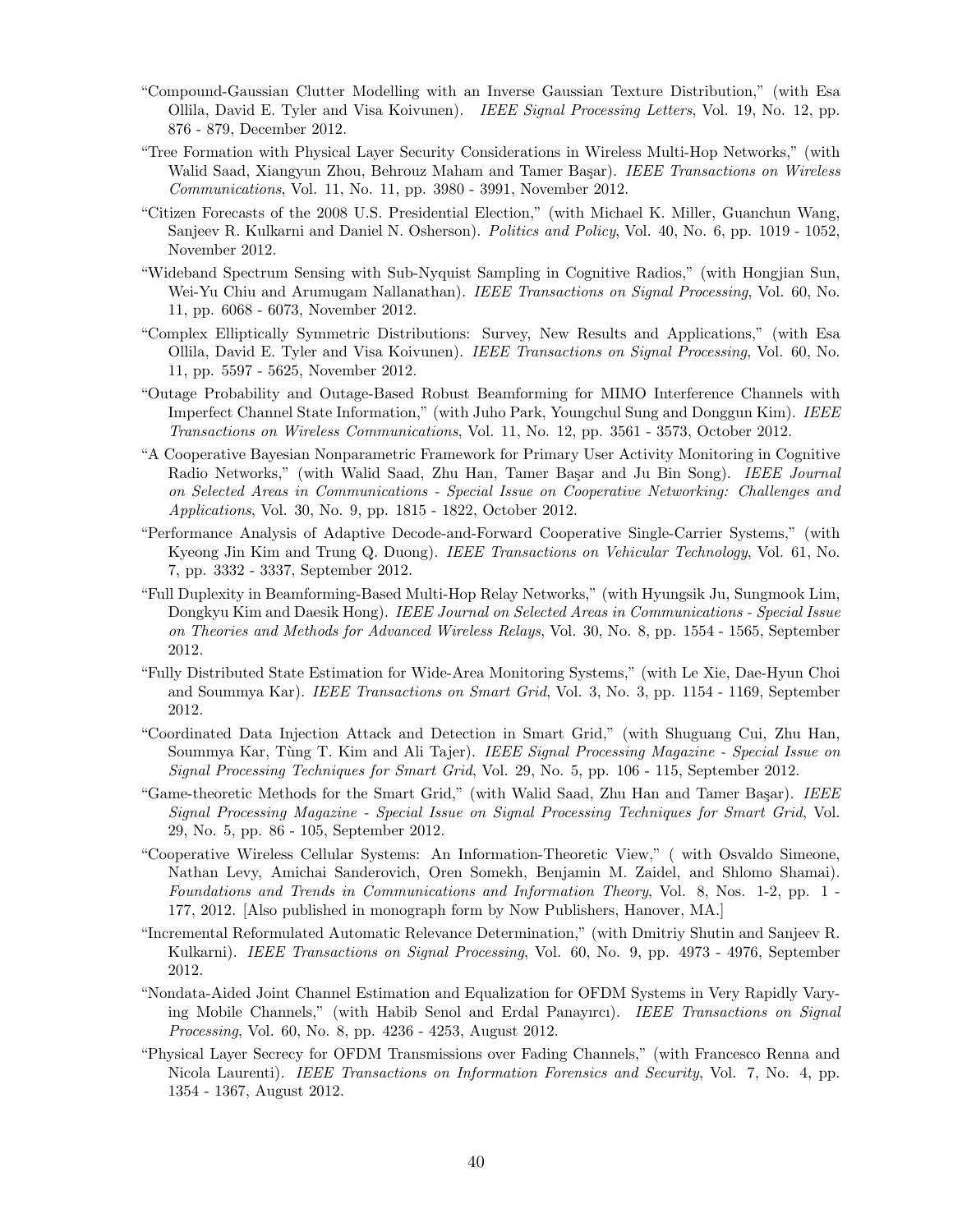"Compound-Gaussian Clutter Modelling with an Inverse Gaussian Texture Distribution," (with Esa Ollila, David E. Tyler and Visa Koivunen). *IEEE Signal Processing Letters*, Vol. 19, No. 12, pp. 876 - 879, December 2012.

"Tree Formation with Physical Layer Security Considerations in Wireless Multi-Hop Networks," (with Walid Saad, Xiangyun Zhou, Behrouz Maham and Tamer Başar). *IEEE Transactions on Wireless Communications*, Vol. 11, No. 11, pp. 3980 - 3991, November 2012.

"Citizen Forecasts of the 2008 U.S. Presidential Election," (with Michael K. Miller, Guanchun Wang, Sanjeev R. Kulkarni and Daniel N. Osherson). *Politics and Policy*, Vol. 40, No. 6, pp. 1019 - 1052, November 2012.

"Wideband Spectrum Sensing with Sub-Nyquist Sampling in Cognitive Radios," (with Hongjian Sun, Wei-Yu Chiu and Arumugam Nallanathan). *IEEE Transactions on Signal Processing*, Vol. 60, No. 11, pp. 6068 - 6073, November 2012.

"Complex Elliptically Symmetric Distributions: Survey, New Results and Applications," (with Esa Ollila, David E. Tyler and Visa Koivunen). *IEEE Transactions on Signal Processing*, Vol. 60, No. 11, pp. 5597 - 5625, November 2012.

"Outage Probability and Outage-Based Robust Beamforming for MIMO Interference Channels with Imperfect Channel State Information," (with Juho Park, Youngchul Sung and Donggun Kim). *IEEE Transactions on Wireless Communications*, Vol. 11, No. 12, pp. 3561 - 3573, October 2012.

"A Cooperative Bayesian Nonparametric Framework for Primary User Activity Monitoring in Cognitive Radio Networks," (with Walid Saad, Zhu Han, Tamer Başar and Ju Bin Song). *IEEE Journal on Selected Areas in Communications - Special Issue on Cooperative Networking: Challenges and Applications*, Vol. 30, No. 9, pp. 1815 - 1822, October 2012.

"Performance Analysis of Adaptive Decode-and-Forward Cooperative Single-Carrier Systems," (with Kyeong Jin Kim and Trung Q. Duong). *IEEE Transactions on Vehicular Technology*, Vol. 61, No. 7, pp. 3332 - 3337, September 2012.

"Full Duplexity in Beamforming-Based Multi-Hop Relay Networks," (with Hyungsik Ju, Sungmook Lim, Dongkyu Kim and Daesik Hong). *IEEE Journal on Selected Areas in Communications - Special Issue on Theories and Methods for Advanced Wireless Relays*, Vol. 30, No. 8, pp. 1554 - 1565, September 2012.

"Fully Distributed State Estimation for Wide-Area Monitoring Systems," (with Le Xie, Dae-Hyun Choi and Soummya Kar). *IEEE Transactions on Smart Grid*, Vol. 3, No. 3, pp. 1154 - 1169, September 2012.

"Coordinated Data Injection Attack and Detection in Smart Grid," (with Shuguang Cui, Zhu Han, Soummya Kar, Tùng T. Kim and Ali Tajer). *IEEE Signal Processing Magazine - Special Issue on Signal Processing Techniques for Smart Grid*, Vol. 29, No. 5, pp. 106 - 115, September 2012.

"Game-theoretic Methods for the Smart Grid," (with Walid Saad, Zhu Han and Tamer Başar). *IEEE Signal Processing Magazine - Special Issue on Signal Processing Techniques for Smart Grid*, Vol. 29, No. 5, pp. 86 - 105, September 2012.

"Cooperative Wireless Cellular Systems: An Information-Theoretic View," ( with Osvaldo Simeone, Nathan Levy, Amichai Sanderovich, Oren Somekh, Benjamin M. Zaidel, and Shlomo Shamai). *Foundations and Trends in Communications and Information Theory*, Vol. 8, Nos. 1-2, pp. 1 - 177, 2012. [Also published in monograph form by Now Publishers, Hanover, MA.]

"Incremental Reformulated Automatic Relevance Determination," (with Dmitriy Shutin and Sanjeev R. Kulkarni). *IEEE Transactions on Signal Processing*, Vol. 60, No. 9, pp. 4973 - 4976, September 2012.

"Nondata-Aided Joint Channel Estimation and Equalization for OFDM Systems in Very Rapidly Varying Mobile Channels," (with Habib Senol and Erdal Panayırcı). *IEEE Transactions on Signal Processing*, Vol. 60, No. 8, pp. 4236 - 4253, August 2012.

"Physical Layer Secrecy for OFDM Transmissions over Fading Channels," (with Francesco Renna and Nicola Laurenti). *IEEE Transactions on Information Forensics and Security*, Vol. 7, No. 4, pp. 1354 - 1367, August 2012.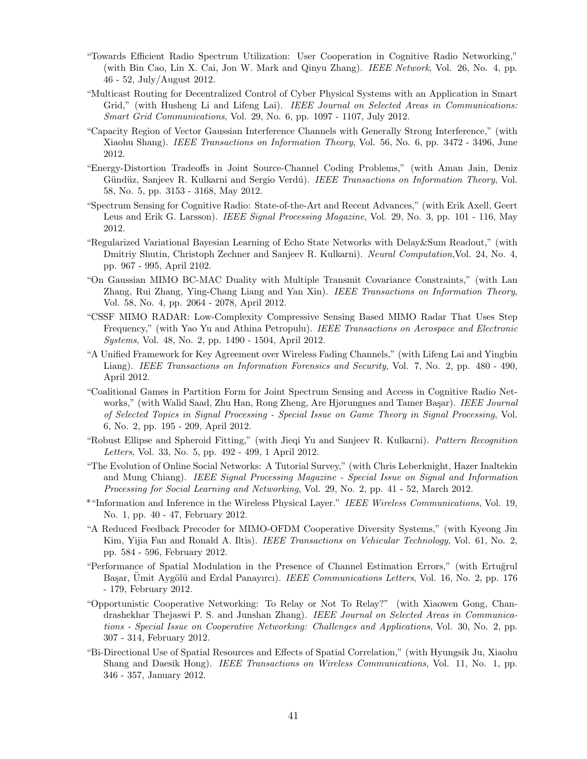"Towards Efficient Radio Spectrum Utilization: User Cooperation in Cognitive Radio Networking," (with Bin Cao, Lin X. Cai, Jon W. Mark and Qinyu Zhang). *IEEE Network*, Vol. 26, No. 4, pp. 46 - 52, July/August 2012.

"Multicast Routing for Decentralized Control of Cyber Physical Systems with an Application in Smart Grid," (with Husheng Li and Lifeng Lai). *IEEE Journal on Selected Areas in Communications: Smart Grid Communications*, Vol. 29, No. 6, pp. 1097 - 1107, July 2012.

"Capacity Region of Vector Gaussian Interference Channels with Generally Strong Interference," (with Xiaohu Shang). *IEEE Transactions on Information Theory*, Vol. 56, No. 6, pp. 3472 - 3496, June 2012.

"Energy-Distortion Tradeoffs in Joint Source-Channel Coding Problems," (with Aman Jain, Deniz Gündüz, Sanjeev R. Kulkarni and Sergio Verdú). *IEEE Transactions on Information Theory*, Vol. 58, No. 5, pp. 3153 - 3168, May 2012.

"Spectrum Sensing for Cognitive Radio: State-of-the-Art and Recent Advances," (with Erik Axell, Geert Leus and Erik G. Larsson). *IEEE Signal Processing Magazine*, Vol. 29, No. 3, pp. 101 - 116, May 2012.

"Regularized Variational Bayesian Learning of Echo State Networks with Delay&Sum Readout," (with Dmitriy Shutin, Christoph Zechner and Sanjeev R. Kulkarni). *Neural Computation*,Vol. 24, No. 4, pp. 967 - 995, April 2102.

"On Gaussian MIMO BC-MAC Duality with Multiple Transmit Covariance Constraints," (with Lan Zhang, Rui Zhang, Ying-Chang Liang and Yan Xin). *IEEE Transactions on Information Theory*, Vol. 58, No. 4, pp. 2064 - 2078, April 2012.

"CSSF MIMO RADAR: Low-Complexity Compressive Sensing Based MIMO Radar That Uses Step Frequency," (with Yao Yu and Athina Petropulu). *IEEE Transactions on Aerospace and Electronic Systems*, Vol. 48, No. 2, pp. 1490 - 1504, April 2012.

"A Unified Framework for Key Agreement over Wireless Fading Channels," (with Lifeng Lai and Yingbin Liang). *IEEE Transactions on Information Forensics and Security*, Vol. 7, No. 2, pp. 480 - 490, April 2012.

"Coalitional Games in Partition Form for Joint Spectrum Sensing and Access in Cognitive Radio Networks," (with Walid Saad, Zhu Han, Rong Zheng, Are Hjørungnes and Tamer Başar). *IEEE Journal of Selected Topics in Signal Processing - Special Issue on Game Theory in Signal Processing*, Vol. 6, No. 2, pp. 195 - 209, April 2012.

"Robust Ellipse and Spheroid Fitting," (with Jieqi Yu and Sanjeev R. Kulkarni). *Pattern Recognition Letters*, Vol. 33, No. 5, pp. 492 - 499, 1 April 2012.

"The Evolution of Online Social Networks: A Tutorial Survey," (with Chris Leberknight, Hazer Inaltekin and Mung Chiang). *IEEE Signal Processing Magazine - Special Issue on Signal and Information Processing for Social Learning and Networking*, Vol. 29, No. 2, pp. 41 - 52, March 2012.

*"Information and Inference in the Wireless Physical Layer." *IEEE Wireless Communications*, Vol. 19, No. 1, pp. 40 - 47, February 2012.

"A Reduced Feedback Precoder for MIMO-OFDM Cooperative Diversity Systems," (with Kyeong Jin Kim, Yijia Fan and Ronald A. Iltis). *IEEE Transactions on Vehicular Technology*, Vol. 61, No. 2, pp. 584 - 596, February 2012.

"Performance of Spatial Modulation in the Presence of Channel Estimation Errors," (with Ertuğrul Başar, Ümit Aygölü and Erdal Panayırcı). *IEEE Communications Letters*, Vol. 16, No. 2, pp. 176 - 179, February 2012.

"Opportunistic Cooperative Networking: To Relay or Not To Relay?" (with Xiaowen Gong, Chandrashekhar Thejaswi P. S. and Junshan Zhang). *IEEE Journal on Selected Areas in Communications - Special Issue on Cooperative Networking: Challenges and Applications*, Vol. 30, No. 2, pp. 307 - 314, February 2012.

"Bi-Directional Use of Spatial Resources and Effects of Spatial Correlation," (with Hyungsik Ju, Xiaohu Shang and Daesik Hong). *IEEE Transactions on Wireless Communications*, Vol. 11, No. 1, pp. 346 - 357, January 2012.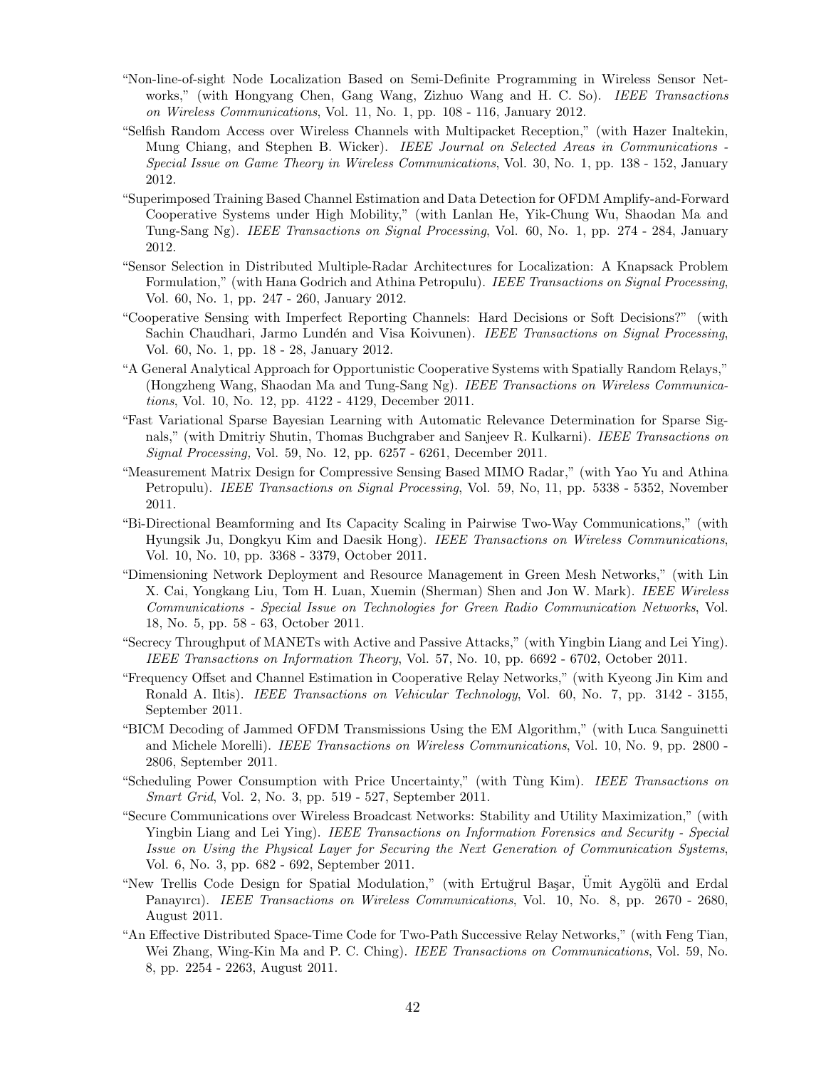- "Non-line-of-sight Node Localization Based on Semi-Definite Programming in Wireless Sensor Networks," (with Hongyang Chen, Gang Wang, Zizhuo Wang and H. C. So). *IEEE Transactions on Wireless Communications*, Vol. 11, No. 1, pp. 108 - 116, January 2012.
- "Selfish Random Access over Wireless Channels with Multipacket Reception," (with Hazer Inaltekin, Mung Chiang, and Stephen B. Wicker). *IEEE Journal on Selected Areas in Communications - Special Issue on Game Theory in Wireless Communications*, Vol. 30, No. 1, pp. 138 - 152, January 2012.
- "Superimposed Training Based Channel Estimation and Data Detection for OFDM Amplify-and-Forward Cooperative Systems under High Mobility," (with Lanlan He, Yik-Chung Wu, Shaodan Ma and Tung-Sang Ng). *IEEE Transactions on Signal Processing*, Vol. 60, No. 1, pp. 274 - 284, January 2012.
- "Sensor Selection in Distributed Multiple-Radar Architectures for Localization: A Knapsack Problem Formulation," (with Hana Godrich and Athina Petropulu). *IEEE Transactions on Signal Processing*, Vol. 60, No. 1, pp. 247 - 260, January 2012.
- "Cooperative Sensing with Imperfect Reporting Channels: Hard Decisions or Soft Decisions?" (with Sachin Chaudhari, Jarmo Lundén and Visa Koivunen). *IEEE Transactions on Signal Processing*, Vol. 60, No. 1, pp. 18 - 28, January 2012.
- "A General Analytical Approach for Opportunistic Cooperative Systems with Spatially Random Relays," (Hongzheng Wang, Shaodan Ma and Tung-Sang Ng). *IEEE Transactions on Wireless Communications*, Vol. 10, No. 12, pp. 4122 - 4129, December 2011.
- "Fast Variational Sparse Bayesian Learning with Automatic Relevance Determination for Sparse Signals," (with Dmitriy Shutin, Thomas Buchgraber and Sanjeev R. Kulkarni). *IEEE Transactions on Signal Processing,* Vol. 59, No. 12, pp. 6257 - 6261, December 2011.
- "Measurement Matrix Design for Compressive Sensing Based MIMO Radar," (with Yao Yu and Athina Petropulu). *IEEE Transactions on Signal Processing*, Vol. 59, No, 11, pp. 5338 - 5352, November 2011.
- "Bi-Directional Beamforming and Its Capacity Scaling in Pairwise Two-Way Communications," (with Hyungsik Ju, Dongkyu Kim and Daesik Hong). *IEEE Transactions on Wireless Communications*, Vol. 10, No. 10, pp. 3368 - 3379, October 2011.
- "Dimensioning Network Deployment and Resource Management in Green Mesh Networks," (with Lin X. Cai, Yongkang Liu, Tom H. Luan, Xuemin (Sherman) Shen and Jon W. Mark). *IEEE Wireless Communications - Special Issue on Technologies for Green Radio Communication Networks*, Vol. 18, No. 5, pp. 58 - 63, October 2011.
- "Secrecy Throughput of MANETs with Active and Passive Attacks," (with Yingbin Liang and Lei Ying). *IEEE Transactions on Information Theory*, Vol. 57, No. 10, pp. 6692 - 6702, October 2011.
- "Frequency Offset and Channel Estimation in Cooperative Relay Networks," (with Kyeong Jin Kim and Ronald A. Iltis). *IEEE Transactions on Vehicular Technology*, Vol. 60, No. 7, pp. 3142 - 3155, September 2011.
- "BICM Decoding of Jammed OFDM Transmissions Using the EM Algorithm," (with Luca Sanguinetti and Michele Morelli). *IEEE Transactions on Wireless Communications*, Vol. 10, No. 9, pp. 2800 - 2806, September 2011.
- "Scheduling Power Consumption with Price Uncertainty," (with Tùng Kim). *IEEE Transactions on Smart Grid*, Vol. 2, No. 3, pp. 519 - 527, September 2011.
- "Secure Communications over Wireless Broadcast Networks: Stability and Utility Maximization," (with Yingbin Liang and Lei Ying). *IEEE Transactions on Information Forensics and Security - Special Issue on Using the Physical Layer for Securing the Next Generation of Communication Systems*, Vol. 6, No. 3, pp. 682 - 692, September 2011.
- "New Trellis Code Design for Spatial Modulation," (with Ertuğrul Başar, Ümit Aygölü and Erdal Panayırcı). *IEEE Transactions on Wireless Communications*, Vol. 10, No. 8, pp. 2670 - 2680, August 2011.
- "An Effective Distributed Space-Time Code for Two-Path Successive Relay Networks," (with Feng Tian, Wei Zhang, Wing-Kin Ma and P. C. Ching). *IEEE Transactions on Communications*, Vol. 59, No. 8, pp. 2254 - 2263, August 2011.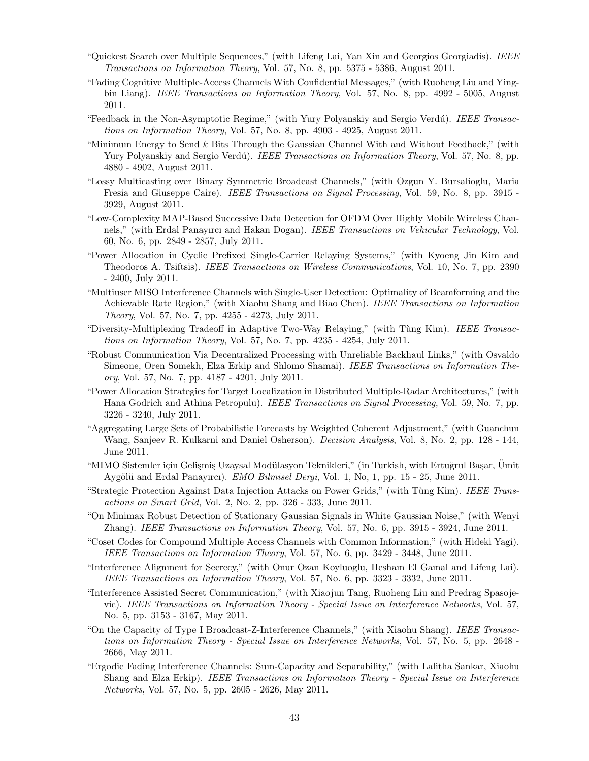"Quickest Search over Multiple Sequences," (with Lifeng Lai, Yan Xin and Georgios Georgiadis). *IEEE Transactions on Information Theory*, Vol. 57, No. 8, pp. 5375 - 5386, August 2011.

"Fading Cognitive Multiple-Access Channels With Confidential Messages," (with Ruoheng Liu and Yingbin Liang). *IEEE Transactions on Information Theory*, Vol. 57, No. 8, pp. 4992 - 5005, August 2011.

"Feedback in the Non-Asymptotic Regime," (with Yury Polyanskiy and Sergio Verdú). *IEEE Transactions on Information Theory*, Vol. 57, No. 8, pp. 4903 - 4925, August 2011.

"Minimum Energy to Send $k$ Bits Through the Gaussian Channel With and Without Feedback," (with Yury Polyanskiy and Sergio Verdú). *IEEE Transactions on Information Theory*, Vol. 57, No. 8, pp. 4880 - 4902, August 2011.

"Lossy Multicasting over Binary Symmetric Broadcast Channels," (with Ozgun Y. Bursalioglu, Maria Fresia and Giuseppe Caire). *IEEE Transactions on Signal Processing*, Vol. 59, No. 8, pp. 3915 - 3929, August 2011.

"Low-Complexity MAP-Based Successive Data Detection for OFDM Over Highly Mobile Wireless Channels," (with Erdal Panayırcı and Hakan Dogan). *IEEE Transactions on Vehicular Technology*, Vol. 60, No. 6, pp. 2849 - 2857, July 2011.

"Power Allocation in Cyclic Prefixed Single-Carrier Relaying Systems," (with Kyoeng Jin Kim and Theodoros A. Tsiftsis). *IEEE Transactions on Wireless Communications*, Vol. 10, No. 7, pp. 2390 - 2400, July 2011.

"Multiuser MISO Interference Channels with Single-User Detection: Optimality of Beamforming and the Achievable Rate Region," (with Xiaohu Shang and Biao Chen). *IEEE Transactions on Information Theory*, Vol. 57, No. 7, pp. 4255 - 4273, July 2011.

"Diversity-Multiplexing Tradeoff in Adaptive Two-Way Relaying," (with Tùng Kim). *IEEE Transactions on Information Theory*, Vol. 57, No. 7, pp. 4235 - 4254, July 2011.

"Robust Communication Via Decentralized Processing with Unreliable Backhaul Links," (with Osvaldo Simeone, Oren Somekh, Elza Erkip and Shlomo Shamai). *IEEE Transactions on Information Theory*, Vol. 57, No. 7, pp. 4187 - 4201, July 2011.

"Power Allocation Strategies for Target Localization in Distributed Multiple-Radar Architectures," (with Hana Godrich and Athina Petropulu). *IEEE Transactions on Signal Processing*, Vol. 59, No. 7, pp. 3226 - 3240, July 2011.

"Aggregating Large Sets of Probabilistic Forecasts by Weighted Coherent Adjustment," (with Guanchun Wang, Sanjeev R. Kulkarni and Daniel Osherson). *Decision Analysis*, Vol. 8, No. 2, pp. 128 - 144, June 2011.

"MIMO Sistemler için Gelişmiş Uzaysal Modülasyon Teknikleri," (in Turkish, with Ertuğrul Başar, Ümit Aygölü and Erdal Panayırcı). *EMO Bilmisel Dergi*, Vol. 1, No, 1, pp. 15 - 25, June 2011.

"Strategic Protection Against Data Injection Attacks on Power Grids," (with Tùng Kim). *IEEE Transactions on Smart Grid*, Vol. 2, No. 2, pp. 326 - 333, June 2011.

"On Minimax Robust Detection of Stationary Gaussian Signals in White Gaussian Noise," (with Wenyi Zhang). *IEEE Transactions on Information Theory*, Vol. 57, No. 6, pp. 3915 - 3924, June 2011.

"Coset Codes for Compound Multiple Access Channels with Common Information," (with Hideki Yagi). *IEEE Transactions on Information Theory*, Vol. 57, No. 6, pp. 3429 - 3448, June 2011.

"Interference Alignment for Secrecy," (with Onur Ozan Koyluoglu, Hesham El Gamal and Lifeng Lai). *IEEE Transactions on Information Theory*, Vol. 57, No. 6, pp. 3323 - 3332, June 2011.

"Interference Assisted Secret Communication," (with Xiaojun Tang, Ruoheng Liu and Predrag Spasojevic). *IEEE Transactions on Information Theory - Special Issue on Interference Networks*, Vol. 57, No. 5, pp. 3153 - 3167, May 2011.

"On the Capacity of Type I Broadcast-Z-Interference Channels," (with Xiaohu Shang). *IEEE Transactions on Information Theory - Special Issue on Interference Networks*, Vol. 57, No. 5, pp. 2648 - 2666, May 2011.

"Ergodic Fading Interference Channels: Sum-Capacity and Separability," (with Lalitha Sankar, Xiaohu Shang and Elza Erkip). *IEEE Transactions on Information Theory - Special Issue on Interference Networks*, Vol. 57, No. 5, pp. 2605 - 2626, May 2011.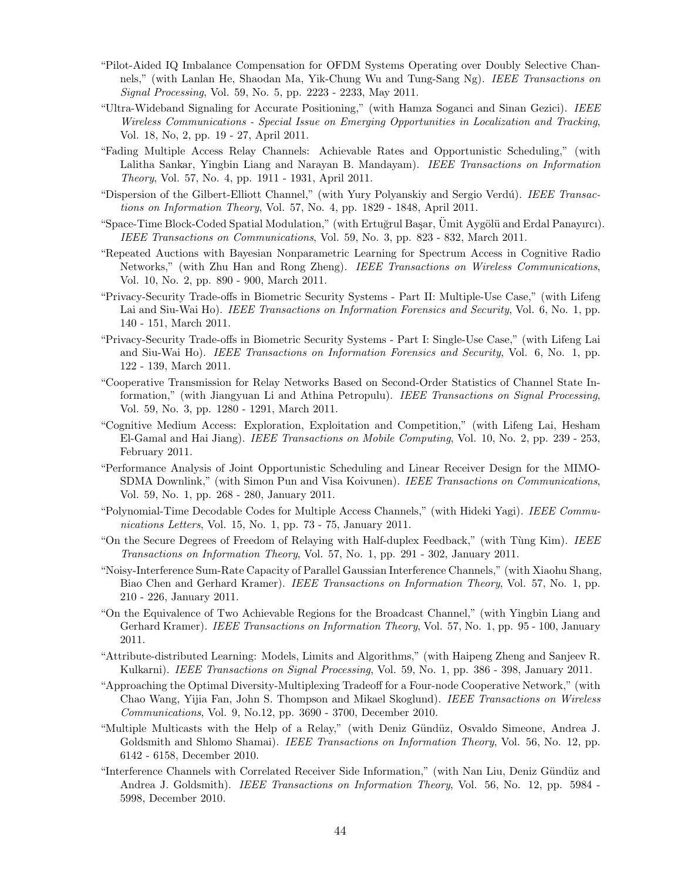"Pilot-Aided IQ Imbalance Compensation for OFDM Systems Operating over Doubly Selective Channels," (with Lanlan He, Shaodan Ma, Yik-Chung Wu and Tung-Sang Ng). *IEEE Transactions on Signal Processing*, Vol. 59, No. 5, pp. 2223 - 2233, May 2011.

"Ultra-Wideband Signaling for Accurate Positioning," (with Hamza Soganci and Sinan Gezici). *IEEE Wireless Communications - Special Issue on Emerging Opportunities in Localization and Tracking*, Vol. 18, No, 2, pp. 19 - 27, April 2011.

"Fading Multiple Access Relay Channels: Achievable Rates and Opportunistic Scheduling," (with Lalitha Sankar, Yingbin Liang and Narayan B. Mandayam). *IEEE Transactions on Information Theory*, Vol. 57, No. 4, pp. 1911 - 1931, April 2011.

"Dispersion of the Gilbert-Elliott Channel," (with Yury Polyanskiy and Sergio Verdú). *IEEE Transactions on Information Theory*, Vol. 57, No. 4, pp. 1829 - 1848, April 2011.

"Space-Time Block-Coded Spatial Modulation," (with Ertuğrul Başar, Ümit Aygölü and Erdal Panayırcı). *IEEE Transactions on Communications*, Vol. 59, No. 3, pp. 823 - 832, March 2011.

"Repeated Auctions with Bayesian Nonparametric Learning for Spectrum Access in Cognitive Radio Networks," (with Zhu Han and Rong Zheng). *IEEE Transactions on Wireless Communications*, Vol. 10, No. 2, pp. 890 - 900, March 2011.

"Privacy-Security Trade-offs in Biometric Security Systems - Part II: Multiple-Use Case," (with Lifeng Lai and Siu-Wai Ho). *IEEE Transactions on Information Forensics and Security*, Vol. 6, No. 1, pp. 140 - 151, March 2011.

"Privacy-Security Trade-offs in Biometric Security Systems - Part I: Single-Use Case," (with Lifeng Lai and Siu-Wai Ho). *IEEE Transactions on Information Forensics and Security*, Vol. 6, No. 1, pp. 122 - 139, March 2011.

"Cooperative Transmission for Relay Networks Based on Second-Order Statistics of Channel State Information," (with Jiangyuan Li and Athina Petropulu). *IEEE Transactions on Signal Processing*, Vol. 59, No. 3, pp. 1280 - 1291, March 2011.

"Cognitive Medium Access: Exploration, Exploitation and Competition," (with Lifeng Lai, Hesham El-Gamal and Hai Jiang). *IEEE Transactions on Mobile Computing*, Vol. 10, No. 2, pp. 239 - 253, February 2011.

"Performance Analysis of Joint Opportunistic Scheduling and Linear Receiver Design for the MIMO-SDMA Downlink," (with Simon Pun and Visa Koivunen). *IEEE Transactions on Communications*, Vol. 59, No. 1, pp. 268 - 280, January 2011.

"Polynomial-Time Decodable Codes for Multiple Access Channels," (with Hideki Yagi). *IEEE Communications Letters*, Vol. 15, No. 1, pp. 73 - 75, January 2011.

"On the Secure Degrees of Freedom of Relaying with Half-duplex Feedback," (with Tùng Kim). *IEEE Transactions on Information Theory*, Vol. 57, No. 1, pp. 291 - 302, January 2011.

"Noisy-Interference Sum-Rate Capacity of Parallel Gaussian Interference Channels," (with Xiaohu Shang, Biao Chen and Gerhard Kramer). *IEEE Transactions on Information Theory*, Vol. 57, No. 1, pp. 210 - 226, January 2011.

"On the Equivalence of Two Achievable Regions for the Broadcast Channel," (with Yingbin Liang and Gerhard Kramer). *IEEE Transactions on Information Theory*, Vol. 57, No. 1, pp. 95 - 100, January 2011.

"Attribute-distributed Learning: Models, Limits and Algorithms," (with Haipeng Zheng and Sanjeev R. Kulkarni). *IEEE Transactions on Signal Processing*, Vol. 59, No. 1, pp. 386 - 398, January 2011.

"Approaching the Optimal Diversity-Multiplexing Tradeoff for a Four-node Cooperative Network," (with Chao Wang, Yijia Fan, John S. Thompson and Mikael Skoglund). *IEEE Transactions on Wireless Communications*, Vol. 9, No.12, pp. 3690 - 3700, December 2010.

"Multiple Multicasts with the Help of a Relay," (with Deniz Gündüz, Osvaldo Simeone, Andrea J. Goldsmith and Shlomo Shamai). *IEEE Transactions on Information Theory*, Vol. 56, No. 12, pp. 6142 - 6158, December 2010.

"Interference Channels with Correlated Receiver Side Information," (with Nan Liu, Deniz Gündüz and Andrea J. Goldsmith). *IEEE Transactions on Information Theory*, Vol. 56, No. 12, pp. 5984 - 5998, December 2010.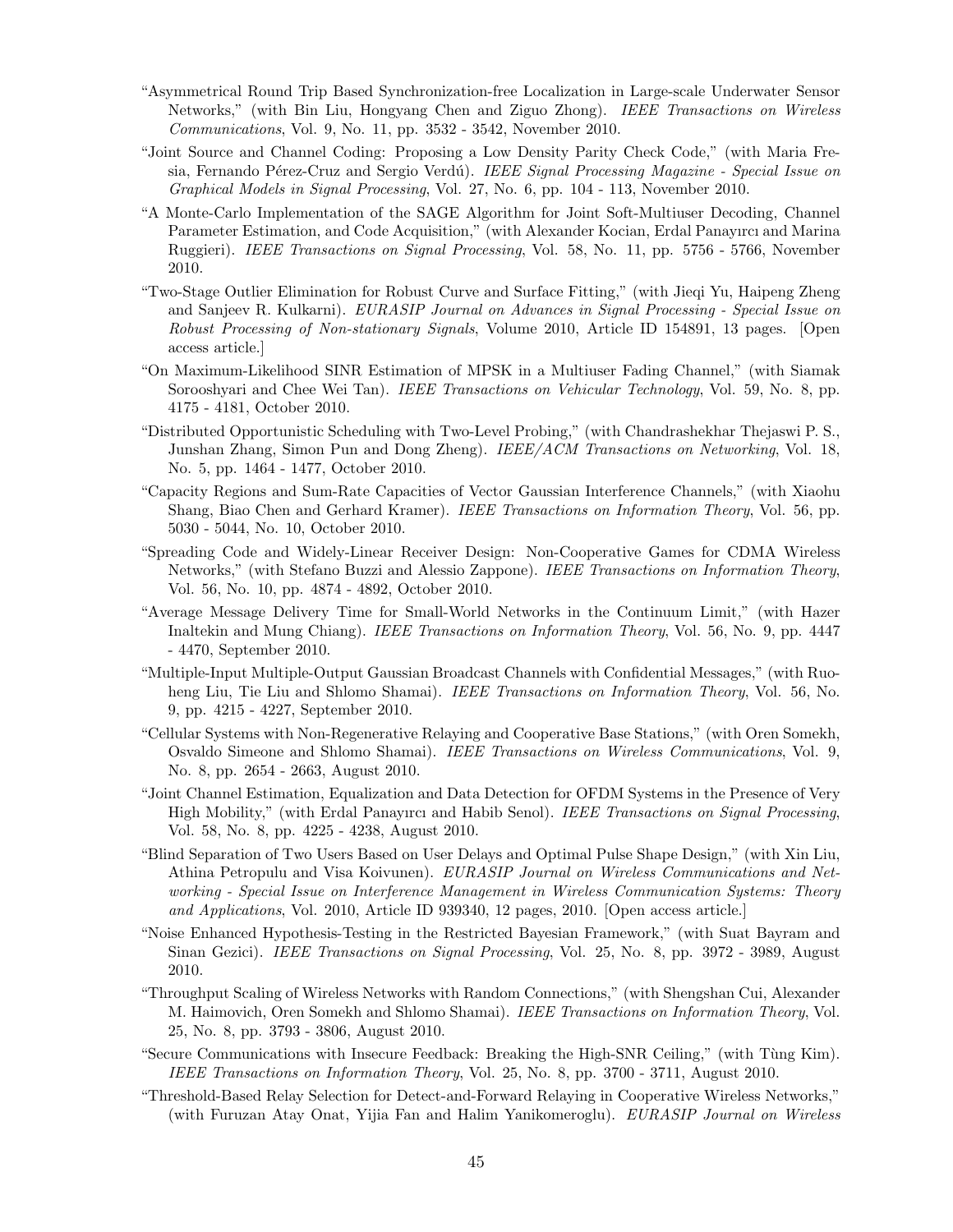"Asymmetrical Round Trip Based Synchronization-free Localization in Large-scale Underwater Sensor Networks," (with Bin Liu, Hongyang Chen and Ziguo Zhong). *IEEE Transactions on Wireless Communications*, Vol. 9, No. 11, pp. 3532 - 3542, November 2010.

"Joint Source and Channel Coding: Proposing a Low Density Parity Check Code," (with Maria Fresia, Fernando Pérez-Cruz and Sergio Verdú). *IEEE Signal Processing Magazine - Special Issue on Graphical Models in Signal Processing*, Vol. 27, No. 6, pp. 104 - 113, November 2010.

"A Monte-Carlo Implementation of the SAGE Algorithm for Joint Soft-Multiuser Decoding, Channel Parameter Estimation, and Code Acquisition," (with Alexander Kocian, Erdal Panayırcı and Marina Ruggieri). *IEEE Transactions on Signal Processing*, Vol. 58, No. 11, pp. 5756 - 5766, November 2010.

"Two-Stage Outlier Elimination for Robust Curve and Surface Fitting," (with Jieqi Yu, Haipeng Zheng and Sanjeev R. Kulkarni). *EURASIP Journal on Advances in Signal Processing - Special Issue on Robust Processing of Non-stationary Signals*, Volume 2010, Article ID 154891, 13 pages. [Open access article.]

"On Maximum-Likelihood SINR Estimation of MPSK in a Multiuser Fading Channel," (with Siamak Sorooshyari and Chee Wei Tan). *IEEE Transactions on Vehicular Technology*, Vol. 59, No. 8, pp. 4175 - 4181, October 2010.

"Distributed Opportunistic Scheduling with Two-Level Probing," (with Chandrashekhar Thejaswi P. S., Junshan Zhang, Simon Pun and Dong Zheng). *IEEE/ACM Transactions on Networking*, Vol. 18, No. 5, pp. 1464 - 1477, October 2010.

"Capacity Regions and Sum-Rate Capacities of Vector Gaussian Interference Channels," (with Xiaohu Shang, Biao Chen and Gerhard Kramer). *IEEE Transactions on Information Theory*, Vol. 56, pp. 5030 - 5044, No. 10, October 2010.

"Spreading Code and Widely-Linear Receiver Design: Non-Cooperative Games for CDMA Wireless Networks," (with Stefano Buzzi and Alessio Zappone). *IEEE Transactions on Information Theory*, Vol. 56, No. 10, pp. 4874 - 4892, October 2010.

"Average Message Delivery Time for Small-World Networks in the Continuum Limit," (with Hazer Inaltekin and Mung Chiang). *IEEE Transactions on Information Theory*, Vol. 56, No. 9, pp. 4447 - 4470, September 2010.

"Multiple-Input Multiple-Output Gaussian Broadcast Channels with Confidential Messages," (with Ruoheng Liu, Tie Liu and Shlomo Shamai). *IEEE Transactions on Information Theory*, Vol. 56, No. 9, pp. 4215 - 4227, September 2010.

"Cellular Systems with Non-Regenerative Relaying and Cooperative Base Stations," (with Oren Somekh, Osvaldo Simeone and Shlomo Shamai). *IEEE Transactions on Wireless Communications*, Vol. 9, No. 8, pp. 2654 - 2663, August 2010.

"Joint Channel Estimation, Equalization and Data Detection for OFDM Systems in the Presence of Very High Mobility," (with Erdal Panayırcı and Habib Senol). *IEEE Transactions on Signal Processing*, Vol. 58, No. 8, pp. 4225 - 4238, August 2010.

"Blind Separation of Two Users Based on User Delays and Optimal Pulse Shape Design," (with Xin Liu, Athina Petropulu and Visa Koivunen). *EURASIP Journal on Wireless Communications and Networking - Special Issue on Interference Management in Wireless Communication Systems: Theory and Applications*, Vol. 2010, Article ID 939340, 12 pages, 2010. [Open access article.]

"Noise Enhanced Hypothesis-Testing in the Restricted Bayesian Framework," (with Suat Bayram and Sinan Gezici). *IEEE Transactions on Signal Processing*, Vol. 25, No. 8, pp. 3972 - 3989, August 2010.

"Throughput Scaling of Wireless Networks with Random Connections," (with Shengshan Cui, Alexander M. Haimovich, Oren Somekh and Shlomo Shamai). *IEEE Transactions on Information Theory*, Vol. 25, No. 8, pp. 3793 - 3806, August 2010.

"Secure Communications with Insecure Feedback: Breaking the High-SNR Ceiling," (with Tùng Kim). *IEEE Transactions on Information Theory*, Vol. 25, No. 8, pp. 3700 - 3711, August 2010.

"Threshold-Based Relay Selection for Detect-and-Forward Relaying in Cooperative Wireless Networks," (with Furuzan Atay Onat, Yijia Fan and Halim Yanikomeroglu). *EURASIP Journal on Wireless*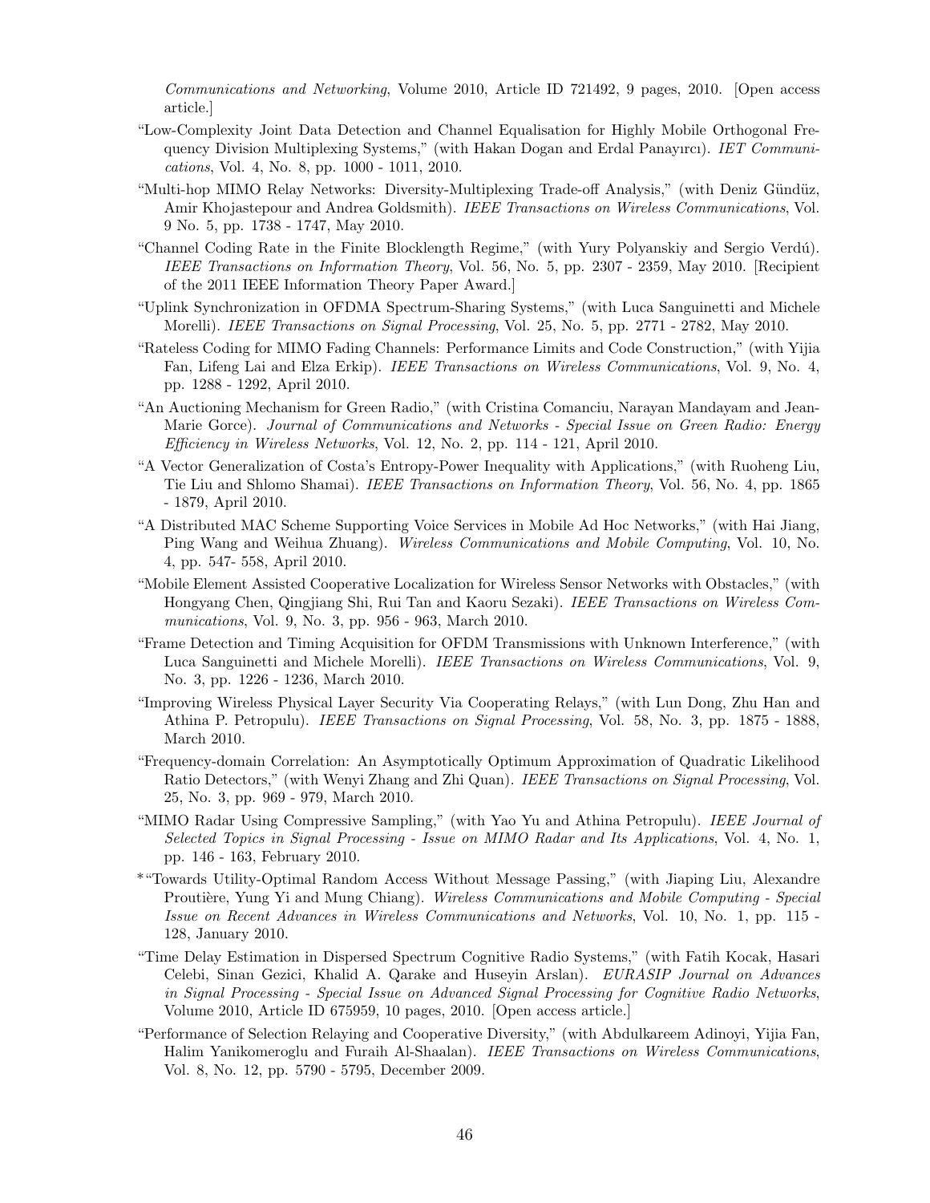*Communications and Networking*, Volume 2010, Article ID 721492, 9 pages, 2010. [Open access article.]

"Low-Complexity Joint Data Detection and Channel Equalisation for Highly Mobile Orthogonal Frequency Division Multiplexing Systems," (with Hakan Dogan and Erdal Panayırcı). *IET Communications*, Vol. 4, No. 8, pp. 1000 - 1011, 2010.

"Multi-hop MIMO Relay Networks: Diversity-Multiplexing Trade-off Analysis," (with Deniz Gündüz, Amir Khojastepour and Andrea Goldsmith). *IEEE Transactions on Wireless Communications*, Vol. 9 No. 5, pp. 1738 - 1747, May 2010.

"Channel Coding Rate in the Finite Blocklength Regime," (with Yury Polyanskiy and Sergio Verdú). *IEEE Transactions on Information Theory*, Vol. 56, No. 5, pp. 2307 - 2359, May 2010. [Recipient of the 2011 IEEE Information Theory Paper Award.]

"Uplink Synchronization in OFDMA Spectrum-Sharing Systems," (with Luca Sanguinetti and Michele Morelli). *IEEE Transactions on Signal Processing*, Vol. 25, No. 5, pp. 2771 - 2782, May 2010.

"Rateless Coding for MIMO Fading Channels: Performance Limits and Code Construction," (with Yijia Fan, Lifeng Lai and Elza Erkip). *IEEE Transactions on Wireless Communications*, Vol. 9, No. 4, pp. 1288 - 1292, April 2010.

"An Auctioning Mechanism for Green Radio," (with Cristina Comanciu, Narayan Mandayam and Jean-Marie Gorce). *Journal of Communications and Networks - Special Issue on Green Radio: Energy Efficiency in Wireless Networks*, Vol. 12, No. 2, pp. 114 - 121, April 2010.

"A Vector Generalization of Costa's Entropy-Power Inequality with Applications," (with Ruoheng Liu, Tie Liu and Shlomo Shamai). *IEEE Transactions on Information Theory*, Vol. 56, No. 4, pp. 1865 - 1879, April 2010.

"A Distributed MAC Scheme Supporting Voice Services in Mobile Ad Hoc Networks," (with Hai Jiang, Ping Wang and Weihua Zhuang). *Wireless Communications and Mobile Computing*, Vol. 10, No. 4, pp. 547- 558, April 2010.

"Mobile Element Assisted Cooperative Localization for Wireless Sensor Networks with Obstacles," (with Hongyang Chen, Qingjiang Shi, Rui Tan and Kaoru Sezaki). *IEEE Transactions on Wireless Communications*, Vol. 9, No. 3, pp. 956 - 963, March 2010.

"Frame Detection and Timing Acquisition for OFDM Transmissions with Unknown Interference," (with Luca Sanguinetti and Michele Morelli). *IEEE Transactions on Wireless Communications*, Vol. 9, No. 3, pp. 1226 - 1236, March 2010.

"Improving Wireless Physical Layer Security Via Cooperating Relays," (with Lun Dong, Zhu Han and Athina P. Petropulu). *IEEE Transactions on Signal Processing*, Vol. 58, No. 3, pp. 1875 - 1888, March 2010.

"Frequency-domain Correlation: An Asymptotically Optimum Approximation of Quadratic Likelihood Ratio Detectors," (with Wenyi Zhang and Zhi Quan). *IEEE Transactions on Signal Processing*, Vol. 25, No. 3, pp. 969 - 979, March 2010.

"MIMO Radar Using Compressive Sampling," (with Yao Yu and Athina Petropulu). *IEEE Journal of Selected Topics in Signal Processing - Issue on MIMO Radar and Its Applications*, Vol. 4, No. 1, pp. 146 - 163, February 2010.

*"Towards Utility-Optimal Random Access Without Message Passing," (with Jiaping Liu, Alexandre Proutière, Yung Yi and Mung Chiang). *Wireless Communications and Mobile Computing - Special Issue on Recent Advances in Wireless Communications and Networks*, Vol. 10, No. 1, pp. 115 - 128, January 2010.

"Time Delay Estimation in Dispersed Spectrum Cognitive Radio Systems," (with Fatih Kocak, Hasari Celebi, Sinan Gezici, Khalid A. Qarake and Huseyin Arslan). *EURASIP Journal on Advances in Signal Processing - Special Issue on Advanced Signal Processing for Cognitive Radio Networks*, Volume 2010, Article ID 675959, 10 pages, 2010. [Open access article.]

"Performance of Selection Relaying and Cooperative Diversity," (with Abdulkareem Adinoyi, Yijia Fan, Halim Yanikomeroglu and Furaih Al-Shaalan). *IEEE Transactions on Wireless Communications*, Vol. 8, No. 12, pp. 5790 - 5795, December 2009.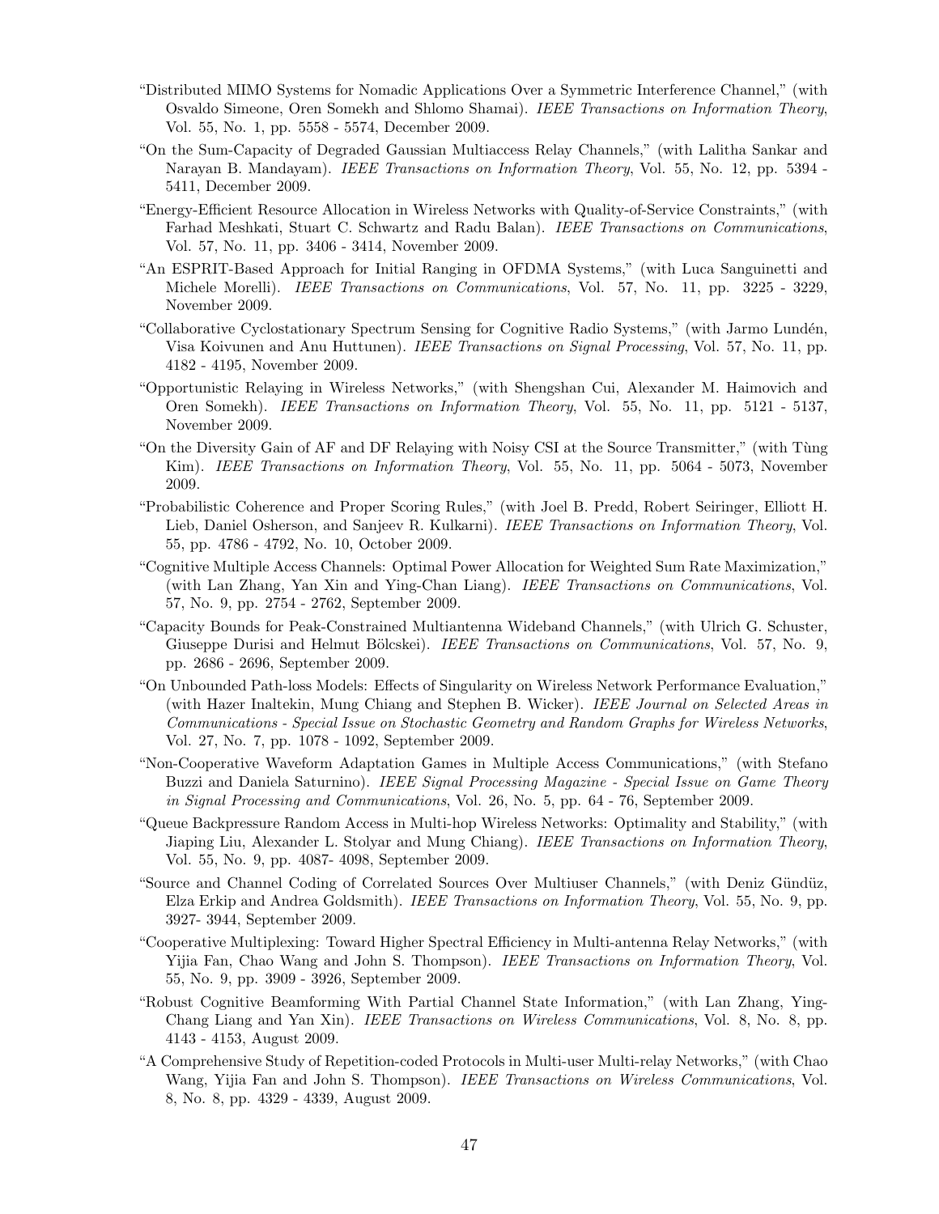"Distributed MIMO Systems for Nomadic Applications Over a Symmetric Interference Channel," (with Osvaldo Simeone, Oren Somekh and Shlomo Shamai). *IEEE Transactions on Information Theory*, Vol. 55, No. 1, pp. 5558 - 5574, December 2009.

"On the Sum-Capacity of Degraded Gaussian Multiaccess Relay Channels," (with Lalitha Sankar and Narayan B. Mandayam). *IEEE Transactions on Information Theory*, Vol. 55, No. 12, pp. 5394 - 5411, December 2009.

"Energy-Efficient Resource Allocation in Wireless Networks with Quality-of-Service Constraints," (with Farhad Meshkati, Stuart C. Schwartz and Radu Balan). *IEEE Transactions on Communications*, Vol. 57, No. 11, pp. 3406 - 3414, November 2009.

"An ESPRIT-Based Approach for Initial Ranging in OFDMA Systems," (with Luca Sanguinetti and Michele Morelli). *IEEE Transactions on Communications*, Vol. 57, No. 11, pp. 3225 - 3229, November 2009.

"Collaborative Cyclostationary Spectrum Sensing for Cognitive Radio Systems," (with Jarmo Lundén, Visa Koivunen and Anu Huttunen). *IEEE Transactions on Signal Processing*, Vol. 57, No. 11, pp. 4182 - 4195, November 2009.

"Opportunistic Relaying in Wireless Networks," (with Shengshan Cui, Alexander M. Haimovich and Oren Somekh). *IEEE Transactions on Information Theory*, Vol. 55, No. 11, pp. 5121 - 5137, November 2009.

"On the Diversity Gain of AF and DF Relaying with Noisy CSI at the Source Transmitter," (with Tùng Kim). *IEEE Transactions on Information Theory*, Vol. 55, No. 11, pp. 5064 - 5073, November 2009.

"Probabilistic Coherence and Proper Scoring Rules," (with Joel B. Predd, Robert Seiringer, Elliott H. Lieb, Daniel Osherson, and Sanjeev R. Kulkarni). *IEEE Transactions on Information Theory*, Vol. 55, pp. 4786 - 4792, No. 10, October 2009.

"Cognitive Multiple Access Channels: Optimal Power Allocation for Weighted Sum Rate Maximization," (with Lan Zhang, Yan Xin and Ying-Chan Liang). *IEEE Transactions on Communications*, Vol. 57, No. 9, pp. 2754 - 2762, September 2009.

"Capacity Bounds for Peak-Constrained Multiantenna Wideband Channels," (with Ulrich G. Schuster, Giuseppe Durisi and Helmut Bölcskei). *IEEE Transactions on Communications*, Vol. 57, No. 9, pp. 2686 - 2696, September 2009.

"On Unbounded Path-loss Models: Effects of Singularity on Wireless Network Performance Evaluation," (with Hazer Inaltekin, Mung Chiang and Stephen B. Wicker). *IEEE Journal on Selected Areas in Communications - Special Issue on Stochastic Geometry and Random Graphs for Wireless Networks*, Vol. 27, No. 7, pp. 1078 - 1092, September 2009.

"Non-Cooperative Waveform Adaptation Games in Multiple Access Communications," (with Stefano Buzzi and Daniela Saturnino). *IEEE Signal Processing Magazine - Special Issue on Game Theory in Signal Processing and Communications*, Vol. 26, No. 5, pp. 64 - 76, September 2009.

"Queue Backpressure Random Access in Multi-hop Wireless Networks: Optimality and Stability," (with Jiaping Liu, Alexander L. Stolyar and Mung Chiang). *IEEE Transactions on Information Theory*, Vol. 55, No. 9, pp. 4087- 4098, September 2009.

"Source and Channel Coding of Correlated Sources Over Multiuser Channels," (with Deniz Gündüz, Elza Erkip and Andrea Goldsmith). *IEEE Transactions on Information Theory*, Vol. 55, No. 9, pp. 3927- 3944, September 2009.

"Cooperative Multiplexing: Toward Higher Spectral Efficiency in Multi-antenna Relay Networks," (with Yijia Fan, Chao Wang and John S. Thompson). *IEEE Transactions on Information Theory*, Vol. 55, No. 9, pp. 3909 - 3926, September 2009.

"Robust Cognitive Beamforming With Partial Channel State Information," (with Lan Zhang, Ying-Chang Liang and Yan Xin). *IEEE Transactions on Wireless Communications*, Vol. 8, No. 8, pp. 4143 - 4153, August 2009.

"A Comprehensive Study of Repetition-coded Protocols in Multi-user Multi-relay Networks," (with Chao Wang, Yijia Fan and John S. Thompson). *IEEE Transactions on Wireless Communications*, Vol. 8, No. 8, pp. 4329 - 4339, August 2009.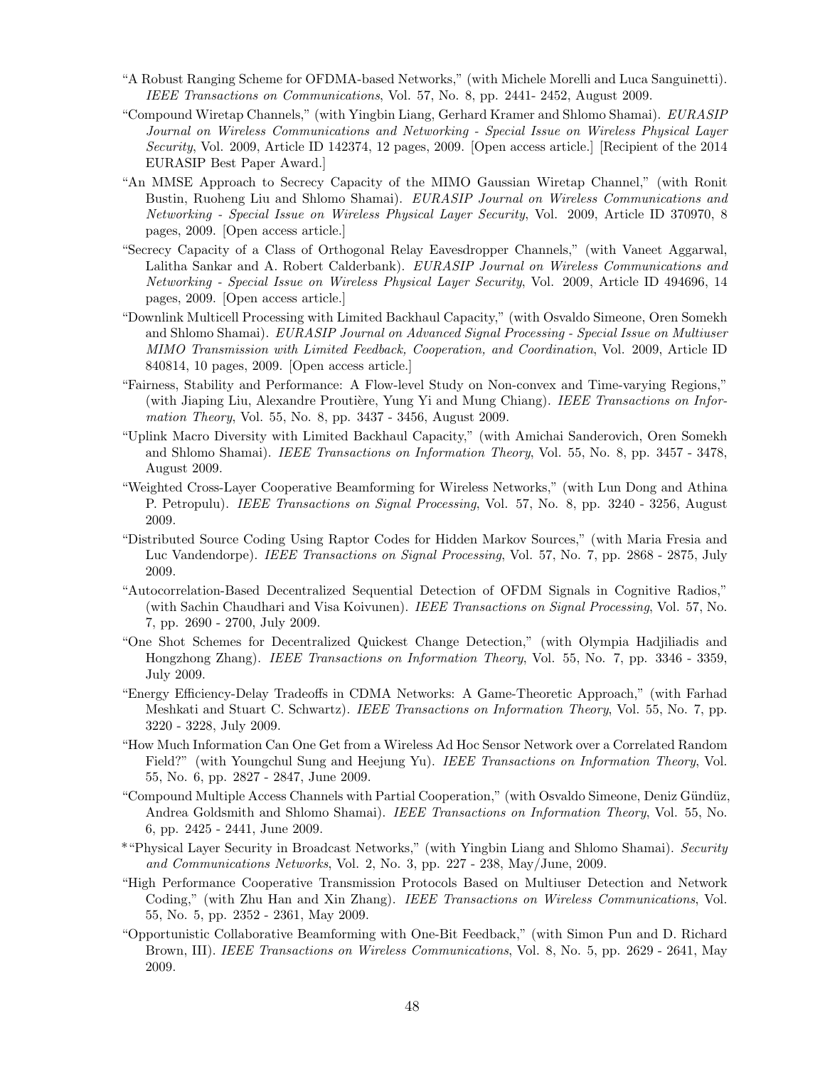"A Robust Ranging Scheme for OFDMA-based Networks," (with Michele Morelli and Luca Sanguinetti). *IEEE Transactions on Communications*, Vol. 57, No. 8, pp. 2441- 2452, August 2009.

"Compound Wiretap Channels," (with Yingbin Liang, Gerhard Kramer and Shlomo Shamai). *EURASIP Journal on Wireless Communications and Networking - Special Issue on Wireless Physical Layer Security*, Vol. 2009, Article ID 142374, 12 pages, 2009. [Open access article.] [Recipient of the 2014 EURASIP Best Paper Award.]

"An MMSE Approach to Secrecy Capacity of the MIMO Gaussian Wiretap Channel," (with Ronit Bustin, Ruoheng Liu and Shlomo Shamai). *EURASIP Journal on Wireless Communications and Networking - Special Issue on Wireless Physical Layer Security*, Vol. 2009, Article ID 370970, 8 pages, 2009. [Open access article.]

"Secrecy Capacity of a Class of Orthogonal Relay Eavesdropper Channels," (with Vaneet Aggarwal, Lalitha Sankar and A. Robert Calderbank). *EURASIP Journal on Wireless Communications and Networking - Special Issue on Wireless Physical Layer Security*, Vol. 2009, Article ID 494696, 14 pages, 2009. [Open access article.]

"Downlink Multicell Processing with Limited Backhaul Capacity," (with Osvaldo Simeone, Oren Somekh and Shlomo Shamai). *EURASIP Journal on Advanced Signal Processing - Special Issue on Multiuser MIMO Transmission with Limited Feedback, Cooperation, and Coordination*, Vol. 2009, Article ID 840814, 10 pages, 2009. [Open access article.]

"Fairness, Stability and Performance: A Flow-level Study on Non-convex and Time-varying Regions," (with Jiaping Liu, Alexandre Proutière, Yung Yi and Mung Chiang). *IEEE Transactions on Information Theory*, Vol. 55, No. 8, pp. 3437 - 3456, August 2009.

"Uplink Macro Diversity with Limited Backhaul Capacity," (with Amichai Sanderovich, Oren Somekh and Shlomo Shamai). *IEEE Transactions on Information Theory*, Vol. 55, No. 8, pp. 3457 - 3478, August 2009.

"Weighted Cross-Layer Cooperative Beamforming for Wireless Networks," (with Lun Dong and Athina P. Petropulu). *IEEE Transactions on Signal Processing*, Vol. 57, No. 8, pp. 3240 - 3256, August 2009.

"Distributed Source Coding Using Raptor Codes for Hidden Markov Sources," (with Maria Fresia and Luc Vandendorpe). *IEEE Transactions on Signal Processing*, Vol. 57, No. 7, pp. 2868 - 2875, July 2009.

"Autocorrelation-Based Decentralized Sequential Detection of OFDM Signals in Cognitive Radios," (with Sachin Chaudhari and Visa Koivunen). *IEEE Transactions on Signal Processing*, Vol. 57, No. 7, pp. 2690 - 2700, July 2009.

"One Shot Schemes for Decentralized Quickest Change Detection," (with Olympia Hadjiliadis and Hongzhong Zhang). *IEEE Transactions on Information Theory*, Vol. 55, No. 7, pp. 3346 - 3359, July 2009.

"Energy Efficiency-Delay Tradeoffs in CDMA Networks: A Game-Theoretic Approach," (with Farhad Meshkati and Stuart C. Schwartz). *IEEE Transactions on Information Theory*, Vol. 55, No. 7, pp. 3220 - 3228, July 2009.

"How Much Information Can One Get from a Wireless Ad Hoc Sensor Network over a Correlated Random Field?" (with Youngchul Sung and Heejung Yu). *IEEE Transactions on Information Theory*, Vol. 55, No. 6, pp. 2827 - 2847, June 2009.

"Compound Multiple Access Channels with Partial Cooperation," (with Osvaldo Simeone, Deniz Gündüz, Andrea Goldsmith and Shlomo Shamai). *IEEE Transactions on Information Theory*, Vol. 55, No. 6, pp. 2425 - 2441, June 2009.

*"Physical Layer Security in Broadcast Networks," (with Yingbin Liang and Shlomo Shamai). *Security and Communications Networks*, Vol. 2, No. 3, pp. 227 - 238, May/June, 2009.

"High Performance Cooperative Transmission Protocols Based on Multiuser Detection and Network Coding," (with Zhu Han and Xin Zhang). *IEEE Transactions on Wireless Communications*, Vol. 55, No. 5, pp. 2352 - 2361, May 2009.

"Opportunistic Collaborative Beamforming with One-Bit Feedback," (with Simon Pun and D. Richard Brown, III). *IEEE Transactions on Wireless Communications*, Vol. 8, No. 5, pp. 2629 - 2641, May 2009.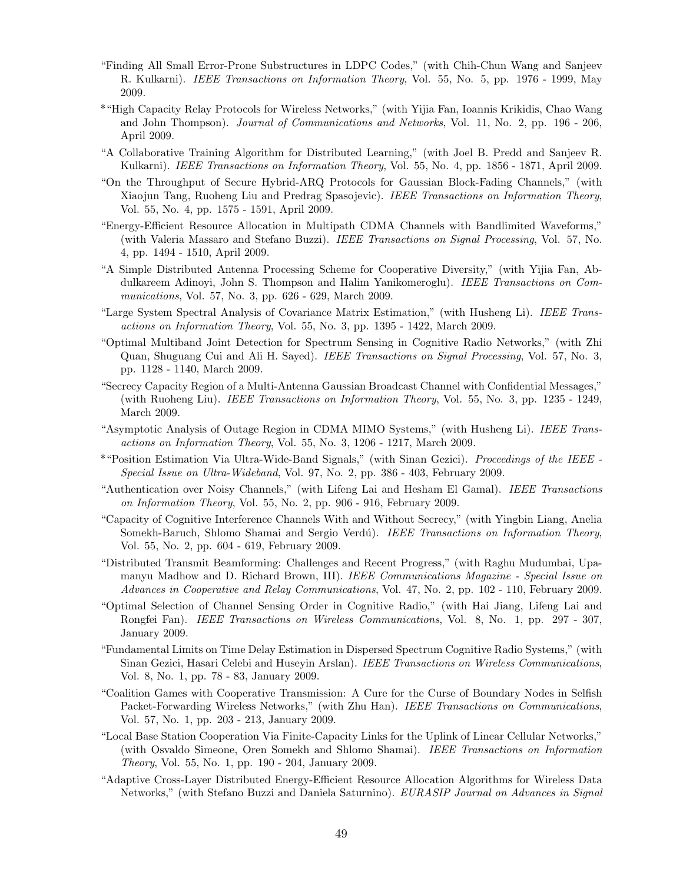"Finding All Small Error-Prone Substructures in LDPC Codes," (with Chih-Chun Wang and Sanjeev R. Kulkarni). *IEEE Transactions on Information Theory*, Vol. 55, No. 5, pp. 1976 - 1999, May 2009.

*"High Capacity Relay Protocols for Wireless Networks," (with Yijia Fan, Ioannis Krikidis, Chao Wang and John Thompson). *Journal of Communications and Networks*, Vol. 11, No. 2, pp. 196 - 206, April 2009.

"A Collaborative Training Algorithm for Distributed Learning," (with Joel B. Predd and Sanjeev R. Kulkarni). *IEEE Transactions on Information Theory*, Vol. 55, No. 4, pp. 1856 - 1871, April 2009.

"On the Throughput of Secure Hybrid-ARQ Protocols for Gaussian Block-Fading Channels," (with Xiaojun Tang, Ruoheng Liu and Predrag Spasojevic). *IEEE Transactions on Information Theory*, Vol. 55, No. 4, pp. 1575 - 1591, April 2009.

"Energy-Efficient Resource Allocation in Multipath CDMA Channels with Bandlimited Waveforms," (with Valeria Massaro and Stefano Buzzi). *IEEE Transactions on Signal Processing*, Vol. 57, No. 4, pp. 1494 - 1510, April 2009.

"A Simple Distributed Antenna Processing Scheme for Cooperative Diversity," (with Yijia Fan, Abdulkareem Adinoyi, John S. Thompson and Halim Yanikomeroglu). *IEEE Transactions on Communications*, Vol. 57, No. 3, pp. 626 - 629, March 2009.

"Large System Spectral Analysis of Covariance Matrix Estimation," (with Husheng Li). *IEEE Transactions on Information Theory*, Vol. 55, No. 3, pp. 1395 - 1422, March 2009.

"Optimal Multiband Joint Detection for Spectrum Sensing in Cognitive Radio Networks," (with Zhi Quan, Shuguang Cui and Ali H. Sayed). *IEEE Transactions on Signal Processing*, Vol. 57, No. 3, pp. 1128 - 1140, March 2009.

"Secrecy Capacity Region of a Multi-Antenna Gaussian Broadcast Channel with Confidential Messages," (with Ruoheng Liu). *IEEE Transactions on Information Theory*, Vol. 55, No. 3, pp. 1235 - 1249, March 2009.

"Asymptotic Analysis of Outage Region in CDMA MIMO Systems," (with Husheng Li). *IEEE Transactions on Information Theory*, Vol. 55, No. 3, 1206 - 1217, March 2009.

*"Position Estimation Via Ultra-Wide-Band Signals," (with Sinan Gezici). *Proceedings of the IEEE - Special Issue on Ultra-Wideband*, Vol. 97, No. 2, pp. 386 - 403, February 2009.

"Authentication over Noisy Channels," (with Lifeng Lai and Hesham El Gamal). *IEEE Transactions on Information Theory*, Vol. 55, No. 2, pp. 906 - 916, February 2009.

"Capacity of Cognitive Interference Channels With and Without Secrecy," (with Yingbin Liang, Anelia Somekh-Baruch, Shlomo Shamai and Sergio Verdú). *IEEE Transactions on Information Theory*, Vol. 55, No. 2, pp. 604 - 619, February 2009.

"Distributed Transmit Beamforming: Challenges and Recent Progress," (with Raghu Mudumbai, Upamanyu Madhow and D. Richard Brown, III). *IEEE Communications Magazine - Special Issue on Advances in Cooperative and Relay Communications*, Vol. 47, No. 2, pp. 102 - 110, February 2009.

"Optimal Selection of Channel Sensing Order in Cognitive Radio," (with Hai Jiang, Lifeng Lai and Rongfei Fan). *IEEE Transactions on Wireless Communications*, Vol. 8, No. 1, pp. 297 - 307, January 2009.

"Fundamental Limits on Time Delay Estimation in Dispersed Spectrum Cognitive Radio Systems," (with Sinan Gezici, Hasari Celebi and Huseyin Arslan). *IEEE Transactions on Wireless Communications*, Vol. 8, No. 1, pp. 78 - 83, January 2009.

"Coalition Games with Cooperative Transmission: A Cure for the Curse of Boundary Nodes in Selfish Packet-Forwarding Wireless Networks," (with Zhu Han). *IEEE Transactions on Communications*, Vol. 57, No. 1, pp. 203 - 213, January 2009.

"Local Base Station Cooperation Via Finite-Capacity Links for the Uplink of Linear Cellular Networks," (with Osvaldo Simeone, Oren Somekh and Shlomo Shamai). *IEEE Transactions on Information Theory*, Vol. 55, No. 1, pp. 190 - 204, January 2009.

"Adaptive Cross-Layer Distributed Energy-Efficient Resource Allocation Algorithms for Wireless Data Networks," (with Stefano Buzzi and Daniela Saturnino). *EURASIP Journal on Advances in Signal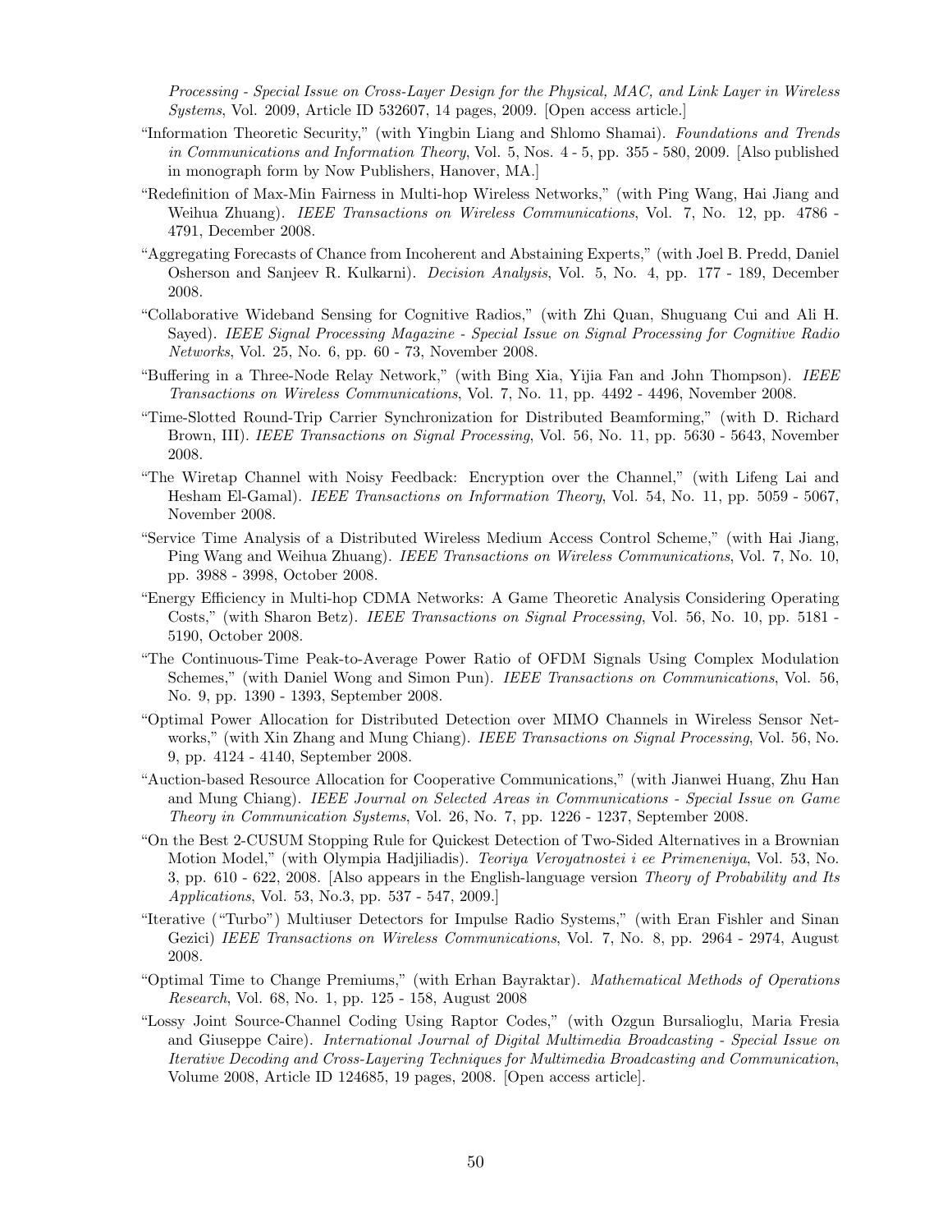*Processing - Special Issue on Cross-Layer Design for the Physical, MAC, and Link Layer in Wireless Systems*, Vol. 2009, Article ID 532607, 14 pages, 2009. [Open access article.]

- "Information Theoretic Security," (with Yingbin Liang and Shlomo Shamai). *Foundations and Trends in Communications and Information Theory*, Vol. 5, Nos. 4 - 5, pp. 355 - 580, 2009. [Also published in monograph form by Now Publishers, Hanover, MA.]
- "Redefinition of Max-Min Fairness in Multi-hop Wireless Networks," (with Ping Wang, Hai Jiang and Weihua Zhuang). *IEEE Transactions on Wireless Communications*, Vol. 7, No. 12, pp. 4786 - 4791, December 2008.
- "Aggregating Forecasts of Chance from Incoherent and Abstaining Experts," (with Joel B. Predd, Daniel Osherson and Sanjeev R. Kulkarni). *Decision Analysis*, Vol. 5, No. 4, pp. 177 - 189, December 2008.
- "Collaborative Wideband Sensing for Cognitive Radios," (with Zhi Quan, Shuguang Cui and Ali H. Sayed). *IEEE Signal Processing Magazine - Special Issue on Signal Processing for Cognitive Radio Networks*, Vol. 25, No. 6, pp. 60 - 73, November 2008.
- "Buffering in a Three-Node Relay Network," (with Bing Xia, Yijia Fan and John Thompson). *IEEE Transactions on Wireless Communications*, Vol. 7, No. 11, pp. 4492 - 4496, November 2008.
- "Time-Slotted Round-Trip Carrier Synchronization for Distributed Beamforming," (with D. Richard Brown, III). *IEEE Transactions on Signal Processing*, Vol. 56, No. 11, pp. 5630 - 5643, November 2008.
- "The Wiretap Channel with Noisy Feedback: Encryption over the Channel," (with Lifeng Lai and Hesham El-Gamal). *IEEE Transactions on Information Theory*, Vol. 54, No. 11, pp. 5059 - 5067, November 2008.
- "Service Time Analysis of a Distributed Wireless Medium Access Control Scheme," (with Hai Jiang, Ping Wang and Weihua Zhuang). *IEEE Transactions on Wireless Communications*, Vol. 7, No. 10, pp. 3988 - 3998, October 2008.
- "Energy Efficiency in Multi-hop CDMA Networks: A Game Theoretic Analysis Considering Operating Costs," (with Sharon Betz). *IEEE Transactions on Signal Processing*, Vol. 56, No. 10, pp. 5181 - 5190, October 2008.
- "The Continuous-Time Peak-to-Average Power Ratio of OFDM Signals Using Complex Modulation Schemes," (with Daniel Wong and Simon Pun). *IEEE Transactions on Communications*, Vol. 56, No. 9, pp. 1390 - 1393, September 2008.
- "Optimal Power Allocation for Distributed Detection over MIMO Channels in Wireless Sensor Networks," (with Xin Zhang and Mung Chiang). *IEEE Transactions on Signal Processing*, Vol. 56, No. 9, pp. 4124 - 4140, September 2008.
- "Auction-based Resource Allocation for Cooperative Communications," (with Jianwei Huang, Zhu Han and Mung Chiang). *IEEE Journal on Selected Areas in Communications - Special Issue on Game Theory in Communication Systems*, Vol. 26, No. 7, pp. 1226 - 1237, September 2008.
- "On the Best 2-CUSUM Stopping Rule for Quickest Detection of Two-Sided Alternatives in a Brownian Motion Model," (with Olympia Hadjiliadis). *Teoriya Veroyatnostei i ee Primeneniya*, Vol. 53, No. 3, pp. 610 - 622, 2008. [Also appears in the English-language version *Theory of Probability and Its Applications*, Vol. 53, No.3, pp. 537 - 547, 2009.]
- "Iterative ("Turbo") Multiuser Detectors for Impulse Radio Systems," (with Eran Fishler and Sinan Gezici) *IEEE Transactions on Wireless Communications*, Vol. 7, No. 8, pp. 2964 - 2974, August 2008.
- "Optimal Time to Change Premiums," (with Erhan Bayraktar). *Mathematical Methods of Operations Research*, Vol. 68, No. 1, pp. 125 - 158, August 2008
- "Lossy Joint Source-Channel Coding Using Raptor Codes," (with Ozgun Bursalioglu, Maria Fresia and Giuseppe Caire). *International Journal of Digital Multimedia Broadcasting - Special Issue on Iterative Decoding and Cross-Layering Techniques for Multimedia Broadcasting and Communication*, Volume 2008, Article ID 124685, 19 pages, 2008. [Open access article].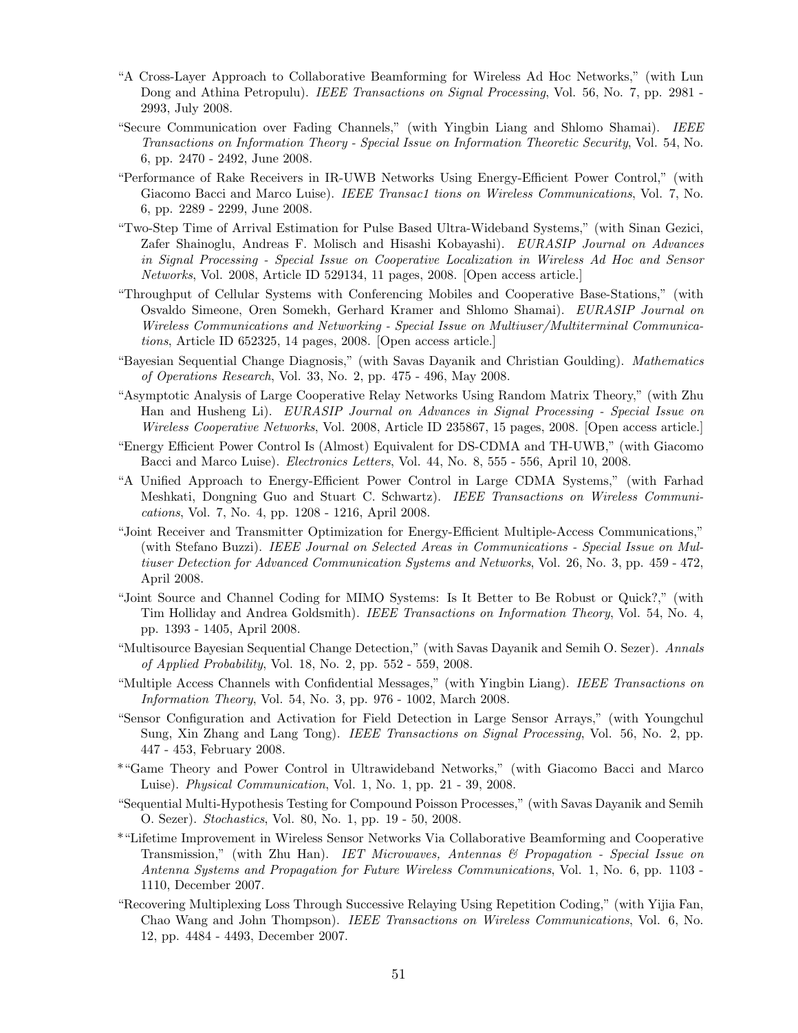"A Cross-Layer Approach to Collaborative Beamforming for Wireless Ad Hoc Networks," (with Lun Dong and Athina Petropulu). *IEEE Transactions on Signal Processing*, Vol. 56, No. 7, pp. 2981 - 2993, July 2008.

"Secure Communication over Fading Channels," (with Yingbin Liang and Shlomo Shamai). *IEEE Transactions on Information Theory - Special Issue on Information Theoretic Security*, Vol. 54, No. 6, pp. 2470 - 2492, June 2008.

"Performance of Rake Receivers in IR-UWB Networks Using Energy-Efficient Power Control," (with Giacomo Bacci and Marco Luise). *IEEE Transac1 tions on Wireless Communications*, Vol. 7, No. 6, pp. 2289 - 2299, June 2008.

"Two-Step Time of Arrival Estimation for Pulse Based Ultra-Wideband Systems," (with Sinan Gezici, Zafer Shainoglu, Andreas F. Molisch and Hisashi Kobayashi). *EURASIP Journal on Advances in Signal Processing - Special Issue on Cooperative Localization in Wireless Ad Hoc and Sensor Networks*, Vol. 2008, Article ID 529134, 11 pages, 2008. [Open access article.]

"Throughput of Cellular Systems with Conferencing Mobiles and Cooperative Base-Stations," (with Osvaldo Simeone, Oren Somekh, Gerhard Kramer and Shlomo Shamai). *EURASIP Journal on Wireless Communications and Networking - Special Issue on Multiuser/Multiterminal Communications*, Article ID 652325, 14 pages, 2008. [Open access article.]

"Bayesian Sequential Change Diagnosis," (with Savas Dayanik and Christian Goulding). *Mathematics of Operations Research*, Vol. 33, No. 2, pp. 475 - 496, May 2008.

"Asymptotic Analysis of Large Cooperative Relay Networks Using Random Matrix Theory," (with Zhu Han and Husheng Li). *EURASIP Journal on Advances in Signal Processing - Special Issue on Wireless Cooperative Networks*, Vol. 2008, Article ID 235867, 15 pages, 2008. [Open access article.]

"Energy Efficient Power Control Is (Almost) Equivalent for DS-CDMA and TH-UWB," (with Giacomo Bacci and Marco Luise). *Electronics Letters*, Vol. 44, No. 8, 555 - 556, April 10, 2008.

"A Unified Approach to Energy-Efficient Power Control in Large CDMA Systems," (with Farhad Meshkati, Dongning Guo and Stuart C. Schwartz). *IEEE Transactions on Wireless Communications*, Vol. 7, No. 4, pp. 1208 - 1216, April 2008.

"Joint Receiver and Transmitter Optimization for Energy-Efficient Multiple-Access Communications," (with Stefano Buzzi). *IEEE Journal on Selected Areas in Communications - Special Issue on Multiuser Detection for Advanced Communication Systems and Networks*, Vol. 26, No. 3, pp. 459 - 472, April 2008.

"Joint Source and Channel Coding for MIMO Systems: Is It Better to Be Robust or Quick?," (with Tim Holliday and Andrea Goldsmith). *IEEE Transactions on Information Theory*, Vol. 54, No. 4, pp. 1393 - 1405, April 2008.

"Multisource Bayesian Sequential Change Detection," (with Savas Dayanik and Semih O. Sezer). *Annals of Applied Probability*, Vol. 18, No. 2, pp. 552 - 559, 2008.

"Multiple Access Channels with Confidential Messages," (with Yingbin Liang). *IEEE Transactions on Information Theory*, Vol. 54, No. 3, pp. 976 - 1002, March 2008.

"Sensor Configuration and Activation for Field Detection in Large Sensor Arrays," (with Youngchul Sung, Xin Zhang and Lang Tong). *IEEE Transactions on Signal Processing*, Vol. 56, No. 2, pp. 447 - 453, February 2008.

*"Game Theory and Power Control in Ultrawideband Networks," (with Giacomo Bacci and Marco Luise). *Physical Communication*, Vol. 1, No. 1, pp. 21 - 39, 2008.

"Sequential Multi-Hypothesis Testing for Compound Poisson Processes," (with Savas Dayanik and Semih O. Sezer). *Stochastics*, Vol. 80, No. 1, pp. 19 - 50, 2008.

*"Lifetime Improvement in Wireless Sensor Networks Via Collaborative Beamforming and Cooperative Transmission," (with Zhu Han). *IET Microwaves, Antennas & Propagation - Special Issue on Antenna Systems and Propagation for Future Wireless Communications*, Vol. 1, No. 6, pp. 1103 - 1110, December 2007.

"Recovering Multiplexing Loss Through Successive Relaying Using Repetition Coding," (with Yijia Fan, Chao Wang and John Thompson). *IEEE Transactions on Wireless Communications*, Vol. 6, No. 12, pp. 4484 - 4493, December 2007.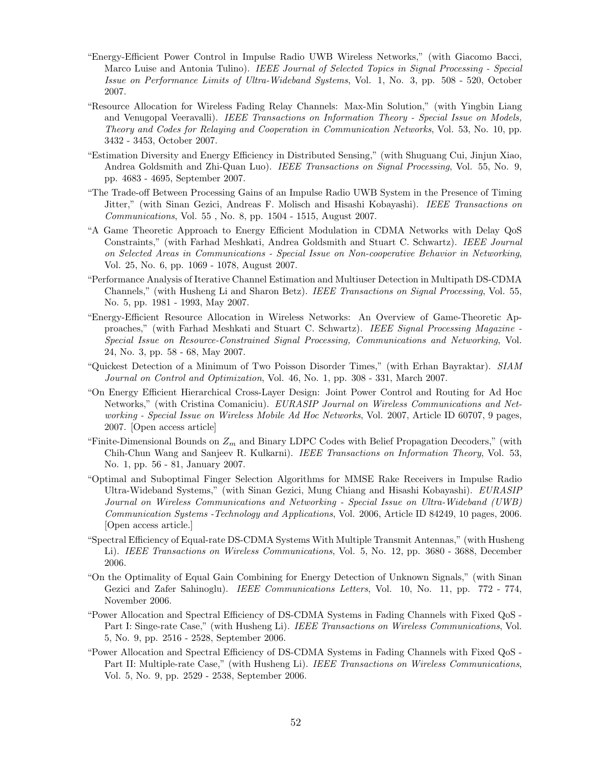- "Energy-Efficient Power Control in Impulse Radio UWB Wireless Networks," (with Giacomo Bacci, Marco Luise and Antonia Tulino). *IEEE Journal of Selected Topics in Signal Processing - Special Issue on Performance Limits of Ultra-Wideband Systems*, Vol. 1, No. 3, pp. 508 - 520, October 2007.
- "Resource Allocation for Wireless Fading Relay Channels: Max-Min Solution," (with Yingbin Liang and Venugopal Veeravalli). *IEEE Transactions on Information Theory - Special Issue on Models, Theory and Codes for Relaying and Cooperation in Communication Networks*, Vol. 53, No. 10, pp. 3432 - 3453, October 2007.
- "Estimation Diversity and Energy Efficiency in Distributed Sensing," (with Shuguang Cui, Jinjun Xiao, Andrea Goldsmith and Zhi-Quan Luo). *IEEE Transactions on Signal Processing*, Vol. 55, No. 9, pp. 4683 - 4695, September 2007.
- "The Trade-off Between Processing Gains of an Impulse Radio UWB System in the Presence of Timing Jitter," (with Sinan Gezici, Andreas F. Molisch and Hisashi Kobayashi). *IEEE Transactions on Communications*, Vol. 55 , No. 8, pp. 1504 - 1515, August 2007.
- "A Game Theoretic Approach to Energy Efficient Modulation in CDMA Networks with Delay QoS Constraints," (with Farhad Meshkati, Andrea Goldsmith and Stuart C. Schwartz). *IEEE Journal on Selected Areas in Communications - Special Issue on Non-cooperative Behavior in Networking*, Vol. 25, No. 6, pp. 1069 - 1078, August 2007.
- "Performance Analysis of Iterative Channel Estimation and Multiuser Detection in Multipath DS-CDMA Channels," (with Husheng Li and Sharon Betz). *IEEE Transactions on Signal Processing*, Vol. 55, No. 5, pp. 1981 - 1993, May 2007.
- "Energy-Efficient Resource Allocation in Wireless Networks: An Overview of Game-Theoretic Approaches," (with Farhad Meshkati and Stuart C. Schwartz). *IEEE Signal Processing Magazine - Special Issue on Resource-Constrained Signal Processing, Communications and Networking*, Vol. 24, No. 3, pp. 58 - 68, May 2007.
- "Quickest Detection of a Minimum of Two Poisson Disorder Times," (with Erhan Bayraktar). *SIAM Journal on Control and Optimization*, Vol. 46, No. 1, pp. 308 - 331, March 2007.
- "On Energy Efficient Hierarchical Cross-Layer Design: Joint Power Control and Routing for Ad Hoc Networks," (with Cristina Comaniciu). *EURASIP Journal on Wireless Communications and Networking - Special Issue on Wireless Mobile Ad Hoc Networks*, Vol. 2007, Article ID 60707, 9 pages, 2007. [Open access article]
- "Finite-Dimensional Bounds on $Z_m$ and Binary LDPC Codes with Belief Propagation Decoders," (with Chih-Chun Wang and Sanjeev R. Kulkarni). *IEEE Transactions on Information Theory*, Vol. 53, No. 1, pp. 56 - 81, January 2007.
- "Optimal and Suboptimal Finger Selection Algorithms for MMSE Rake Receivers in Impulse Radio Ultra-Wideband Systems," (with Sinan Gezici, Mung Chiang and Hisashi Kobayashi). *EURASIP Journal on Wireless Communications and Networking - Special Issue on Ultra-Wideband (UWB) Communication Systems -Technology and Applications*, Vol. 2006, Article ID 84249, 10 pages, 2006. [Open access article.]
- "Spectral Efficiency of Equal-rate DS-CDMA Systems With Multiple Transmit Antennas," (with Husheng Li). *IEEE Transactions on Wireless Communications*, Vol. 5, No. 12, pp. 3680 - 3688, December 2006.
- "On the Optimality of Equal Gain Combining for Energy Detection of Unknown Signals," (with Sinan Gezici and Zafer Sahinoglu). *IEEE Communications Letters*, Vol. 10, No. 11, pp. 772 - 774, November 2006.
- "Power Allocation and Spectral Efficiency of DS-CDMA Systems in Fading Channels with Fixed QoS - Part I: Singe-rate Case," (with Husheng Li). *IEEE Transactions on Wireless Communications*, Vol. 5, No. 9, pp. 2516 - 2528, September 2006.
- "Power Allocation and Spectral Efficiency of DS-CDMA Systems in Fading Channels with Fixed QoS - Part II: Multiple-rate Case," (with Husheng Li). *IEEE Transactions on Wireless Communications*, Vol. 5, No. 9, pp. 2529 - 2538, September 2006.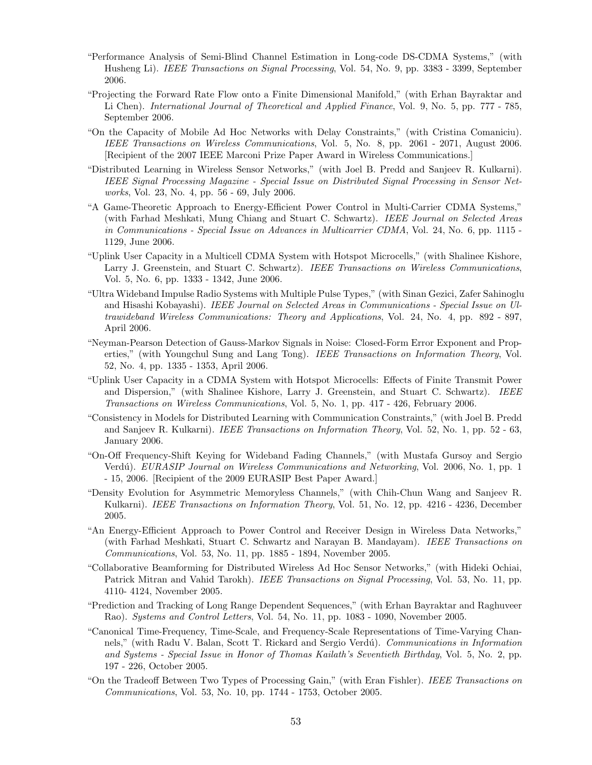"Performance Analysis of Semi-Blind Channel Estimation in Long-code DS-CDMA Systems," (with Husheng Li). *IEEE Transactions on Signal Processing*, Vol. 54, No. 9, pp. 3383 - 3399, September 2006.

"Projecting the Forward Rate Flow onto a Finite Dimensional Manifold," (with Erhan Bayraktar and Li Chen). *International Journal of Theoretical and Applied Finance*, Vol. 9, No. 5, pp. 777 - 785, September 2006.

"On the Capacity of Mobile Ad Hoc Networks with Delay Constraints," (with Cristina Comaniciu). *IEEE Transactions on Wireless Communications*, Vol. 5, No. 8, pp. 2061 - 2071, August 2006. [Recipient of the 2007 IEEE Marconi Prize Paper Award in Wireless Communications.]

"Distributed Learning in Wireless Sensor Networks," (with Joel B. Predd and Sanjeev R. Kulkarni). *IEEE Signal Processing Magazine - Special Issue on Distributed Signal Processing in Sensor Networks*, Vol. 23, No. 4, pp. 56 - 69, July 2006.

"A Game-Theoretic Approach to Energy-Efficient Power Control in Multi-Carrier CDMA Systems," (with Farhad Meshkati, Mung Chiang and Stuart C. Schwartz). *IEEE Journal on Selected Areas in Communications - Special Issue on Advances in Multicarrier CDMA*, Vol. 24, No. 6, pp. 1115 - 1129, June 2006.

"Uplink User Capacity in a Multicell CDMA System with Hotspot Microcells," (with Shalinee Kishore, Larry J. Greenstein, and Stuart C. Schwartz). *IEEE Transactions on Wireless Communications*, Vol. 5, No. 6, pp. 1333 - 1342, June 2006.

"Ultra Wideband Impulse Radio Systems with Multiple Pulse Types," (with Sinan Gezici, Zafer Sahinoglu and Hisashi Kobayashi). *IEEE Journal on Selected Areas in Communications - Special Issue on Ultrawideband Wireless Communications: Theory and Applications*, Vol. 24, No. 4, pp. 892 - 897, April 2006.

"Neyman-Pearson Detection of Gauss-Markov Signals in Noise: Closed-Form Error Exponent and Properties," (with Youngchul Sung and Lang Tong). *IEEE Transactions on Information Theory*, Vol. 52, No. 4, pp. 1335 - 1353, April 2006.

"Uplink User Capacity in a CDMA System with Hotspot Microcells: Effects of Finite Transmit Power and Dispersion," (with Shalinee Kishore, Larry J. Greenstein, and Stuart C. Schwartz). *IEEE Transactions on Wireless Communications*, Vol. 5, No. 1, pp. 417 - 426, February 2006.

"Consistency in Models for Distributed Learning with Communication Constraints," (with Joel B. Predd and Sanjeev R. Kulkarni). *IEEE Transactions on Information Theory*, Vol. 52, No. 1, pp. 52 - 63, January 2006.

"On-Off Frequency-Shift Keying for Wideband Fading Channels," (with Mustafa Gursoy and Sergio Verdú). *EURASIP Journal on Wireless Communications and Networking*, Vol. 2006, No. 1, pp. 1 - 15, 2006. [Recipient of the 2009 EURASIP Best Paper Award.]

"Density Evolution for Asymmetric Memoryless Channels," (with Chih-Chun Wang and Sanjeev R. Kulkarni). *IEEE Transactions on Information Theory*, Vol. 51, No. 12, pp. 4216 - 4236, December 2005.

"An Energy-Efficient Approach to Power Control and Receiver Design in Wireless Data Networks," (with Farhad Meshkati, Stuart C. Schwartz and Narayan B. Mandayam). *IEEE Transactions on Communications*, Vol. 53, No. 11, pp. 1885 - 1894, November 2005.

"Collaborative Beamforming for Distributed Wireless Ad Hoc Sensor Networks," (with Hideki Ochiai, Patrick Mitran and Vahid Tarokh). *IEEE Transactions on Signal Processing*, Vol. 53, No. 11, pp. 4110- 4124, November 2005.

"Prediction and Tracking of Long Range Dependent Sequences," (with Erhan Bayraktar and Raghuveer Rao). *Systems and Control Letters*, Vol. 54, No. 11, pp. 1083 - 1090, November 2005.

"Canonical Time-Frequency, Time-Scale, and Frequency-Scale Representations of Time-Varying Channels," (with Radu V. Balan, Scott T. Rickard and Sergio Verdú). *Communications in Information and Systems - Special Issue in Honor of Thomas Kailath's Seventieth Birthday*, Vol. 5, No. 2, pp. 197 - 226, October 2005.

"On the Tradeoff Between Two Types of Processing Gain," (with Eran Fishler). *IEEE Transactions on Communications*, Vol. 53, No. 10, pp. 1744 - 1753, October 2005.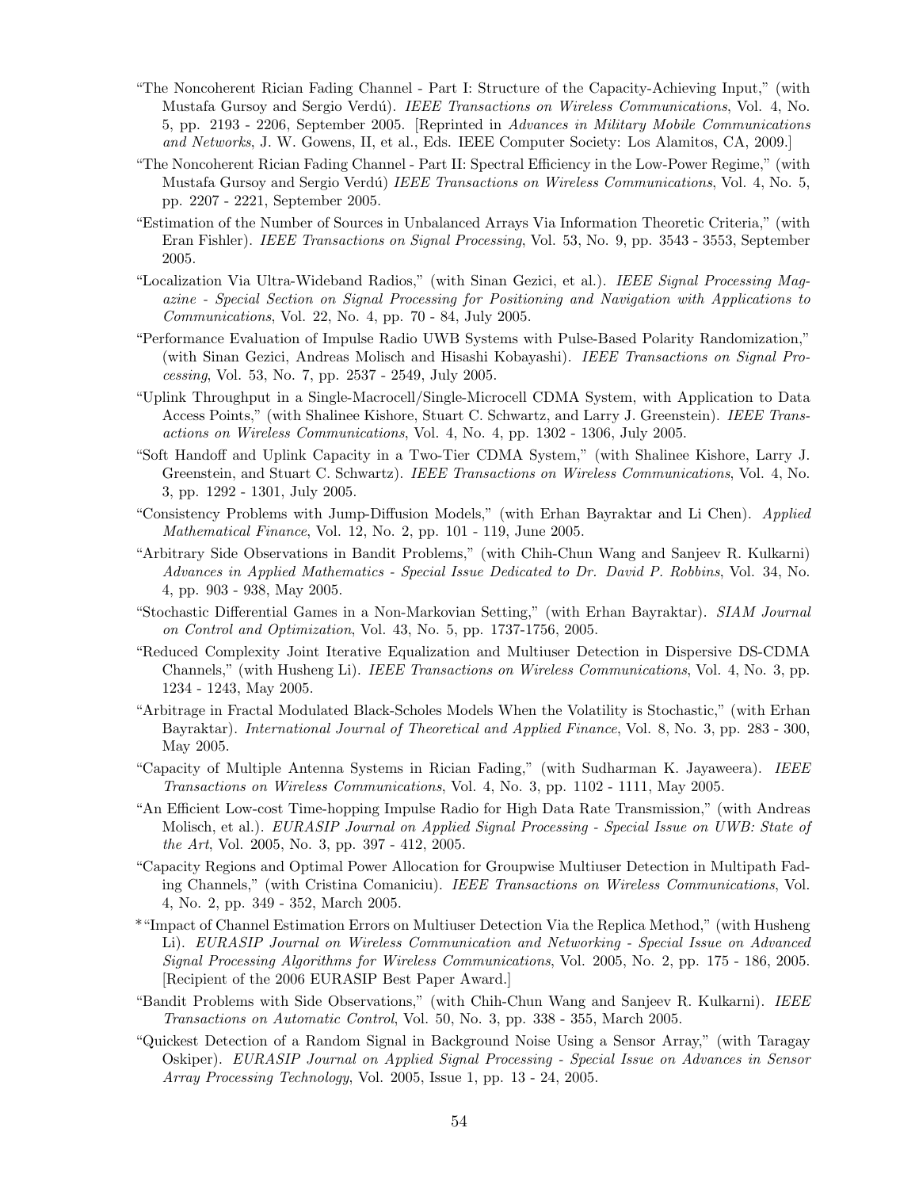"The Noncoherent Rician Fading Channel - Part I: Structure of the Capacity-Achieving Input," (with Mustafa Gursoy and Sergio Verdú). *IEEE Transactions on Wireless Communications*, Vol. 4, No. 5, pp. 2193 - 2206, September 2005. [Reprinted in *Advances in Military Mobile Communications and Networks*, J. W. Gowens, II, et al., Eds. IEEE Computer Society: Los Alamitos, CA, 2009.]

"The Noncoherent Rician Fading Channel - Part II: Spectral Efficiency in the Low-Power Regime," (with Mustafa Gursoy and Sergio Verdú) *IEEE Transactions on Wireless Communications*, Vol. 4, No. 5, pp. 2207 - 2221, September 2005.

"Estimation of the Number of Sources in Unbalanced Arrays Via Information Theoretic Criteria," (with Eran Fishler). *IEEE Transactions on Signal Processing*, Vol. 53, No. 9, pp. 3543 - 3553, September 2005.

"Localization Via Ultra-Wideband Radios," (with Sinan Gezici, et al.). *IEEE Signal Processing Magazine - Special Section on Signal Processing for Positioning and Navigation with Applications to Communications*, Vol. 22, No. 4, pp. 70 - 84, July 2005.

"Performance Evaluation of Impulse Radio UWB Systems with Pulse-Based Polarity Randomization," (with Sinan Gezici, Andreas Molisch and Hisashi Kobayashi). *IEEE Transactions on Signal Processing*, Vol. 53, No. 7, pp. 2537 - 2549, July 2005.

"Uplink Throughput in a Single-Macrocell/Single-Microcell CDMA System, with Application to Data Access Points," (with Shalinee Kishore, Stuart C. Schwartz, and Larry J. Greenstein). *IEEE Transactions on Wireless Communications*, Vol. 4, No. 4, pp. 1302 - 1306, July 2005.

"Soft Handoff and Uplink Capacity in a Two-Tier CDMA System," (with Shalinee Kishore, Larry J. Greenstein, and Stuart C. Schwartz). *IEEE Transactions on Wireless Communications*, Vol. 4, No. 3, pp. 1292 - 1301, July 2005.

"Consistency Problems with Jump-Diffusion Models," (with Erhan Bayraktar and Li Chen). *Applied Mathematical Finance*, Vol. 12, No. 2, pp. 101 - 119, June 2005.

"Arbitrary Side Observations in Bandit Problems," (with Chih-Chun Wang and Sanjeev R. Kulkarni) *Advances in Applied Mathematics - Special Issue Dedicated to Dr. David P. Robbins*, Vol. 34, No. 4, pp. 903 - 938, May 2005.

"Stochastic Differential Games in a Non-Markovian Setting," (with Erhan Bayraktar). *SIAM Journal on Control and Optimization*, Vol. 43, No. 5, pp. 1737-1756, 2005.

"Reduced Complexity Joint Iterative Equalization and Multiuser Detection in Dispersive DS-CDMA Channels," (with Husheng Li). *IEEE Transactions on Wireless Communications*, Vol. 4, No. 3, pp. 1234 - 1243, May 2005.

"Arbitrage in Fractal Modulated Black-Scholes Models When the Volatility is Stochastic," (with Erhan Bayraktar). *International Journal of Theoretical and Applied Finance*, Vol. 8, No. 3, pp. 283 - 300, May 2005.

"Capacity of Multiple Antenna Systems in Rician Fading," (with Sudharman K. Jayaweera). *IEEE Transactions on Wireless Communications*, Vol. 4, No. 3, pp. 1102 - 1111, May 2005.

"An Efficient Low-cost Time-hopping Impulse Radio for High Data Rate Transmission," (with Andreas Molisch, et al.). *EURASIP Journal on Applied Signal Processing - Special Issue on UWB: State of the Art*, Vol. 2005, No. 3, pp. 397 - 412, 2005.

"Capacity Regions and Optimal Power Allocation for Groupwise Multiuser Detection in Multipath Fading Channels," (with Cristina Comaniciu). *IEEE Transactions on Wireless Communications*, Vol. 4, No. 2, pp. 349 - 352, March 2005.

*"Impact of Channel Estimation Errors on Multiuser Detection Via the Replica Method," (with Husheng Li). *EURASIP Journal on Wireless Communication and Networking - Special Issue on Advanced Signal Processing Algorithms for Wireless Communications*, Vol. 2005, No. 2, pp. 175 - 186, 2005. [Recipient of the 2006 EURASIP Best Paper Award.]

"Bandit Problems with Side Observations," (with Chih-Chun Wang and Sanjeev R. Kulkarni). *IEEE Transactions on Automatic Control*, Vol. 50, No. 3, pp. 338 - 355, March 2005.

"Quickest Detection of a Random Signal in Background Noise Using a Sensor Array," (with Taragay Oskiper). *EURASIP Journal on Applied Signal Processing - Special Issue on Advances in Sensor Array Processing Technology*, Vol. 2005, Issue 1, pp. 13 - 24, 2005.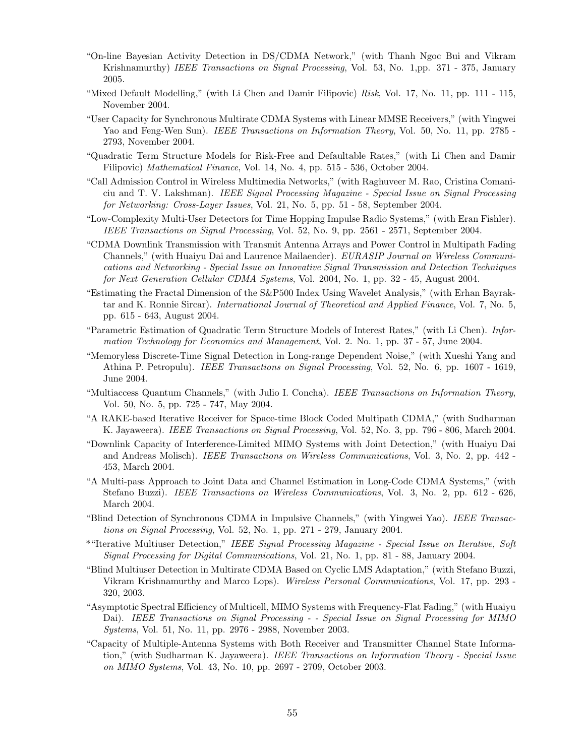"On-line Bayesian Activity Detection in DS/CDMA Network," (with Thanh Ngoc Bui and Vikram Krishnamurthy) *IEEE Transactions on Signal Processing*, Vol. 53, No. 1,pp. 371 - 375, January 2005.

"Mixed Default Modelling," (with Li Chen and Damir Filipovic) *Risk*, Vol. 17, No. 11, pp. 111 - 115, November 2004.

"User Capacity for Synchronous Multirate CDMA Systems with Linear MMSE Receivers," (with Yingwei Yao and Feng-Wen Sun). *IEEE Transactions on Information Theory*, Vol. 50, No. 11, pp. 2785 - 2793, November 2004.

"Quadratic Term Structure Models for Risk-Free and Defaultable Rates," (with Li Chen and Damir Filipovic) *Mathematical Finance*, Vol. 14, No. 4, pp. 515 - 536, October 2004.

"Call Admission Control in Wireless Multimedia Networks," (with Raghuveer M. Rao, Cristina Comaniciu and T. V. Lakshman). *IEEE Signal Processing Magazine - Special Issue on Signal Processing for Networking: Cross-Layer Issues*, Vol. 21, No. 5, pp. 51 - 58, September 2004.

"Low-Complexity Multi-User Detectors for Time Hopping Impulse Radio Systems," (with Eran Fishler). *IEEE Transactions on Signal Processing*, Vol. 52, No. 9, pp. 2561 - 2571, September 2004.

"CDMA Downlink Transmission with Transmit Antenna Arrays and Power Control in Multipath Fading Channels," (with Huaiyu Dai and Laurence Mailaender). *EURASIP Journal on Wireless Communications and Networking - Special Issue on Innovative Signal Transmission and Detection Techniques for Next Generation Cellular CDMA Systems*, Vol. 2004, No. 1, pp. 32 - 45, August 2004.

"Estimating the Fractal Dimension of the S&P500 Index Using Wavelet Analysis," (with Erhan Bayraktar and K. Ronnie Sircar). *International Journal of Theoretical and Applied Finance*, Vol. 7, No. 5, pp. 615 - 643, August 2004.

"Parametric Estimation of Quadratic Term Structure Models of Interest Rates," (with Li Chen). *Information Technology for Economics and Management*, Vol. 2. No. 1, pp. 37 - 57, June 2004.

"Memoryless Discrete-Time Signal Detection in Long-range Dependent Noise," (with Xueshi Yang and Athina P. Petropulu). *IEEE Transactions on Signal Processing*, Vol. 52, No. 6, pp. 1607 - 1619, June 2004.

"Multiaccess Quantum Channels," (with Julio I. Concha). *IEEE Transactions on Information Theory*, Vol. 50, No. 5, pp. 725 - 747, May 2004.

"A RAKE-based Iterative Receiver for Space-time Block Coded Multipath CDMA," (with Sudharman K. Jayaweera). *IEEE Transactions on Signal Processing*, Vol. 52, No. 3, pp. 796 - 806, March 2004.

"Downlink Capacity of Interference-Limited MIMO Systems with Joint Detection," (with Huaiyu Dai and Andreas Molisch). *IEEE Transactions on Wireless Communications*, Vol. 3, No. 2, pp. 442 - 453, March 2004.

"A Multi-pass Approach to Joint Data and Channel Estimation in Long-Code CDMA Systems," (with Stefano Buzzi). *IEEE Transactions on Wireless Communications*, Vol. 3, No. 2, pp. 612 - 626, March 2004.

"Blind Detection of Synchronous CDMA in Impulsive Channels," (with Yingwei Yao). *IEEE Transactions on Signal Processing*, Vol. 52, No. 1, pp. 271 - 279, January 2004.

*"Iterative Multiuser Detection," *IEEE Signal Processing Magazine - Special Issue on Iterative, Soft Signal Processing for Digital Communications*, Vol. 21, No. 1, pp. 81 - 88, January 2004.

"Blind Multiuser Detection in Multirate CDMA Based on Cyclic LMS Adaptation," (with Stefano Buzzi, Vikram Krishnamurthy and Marco Lops). *Wireless Personal Communications*, Vol. 17, pp. 293 - 320, 2003.

"Asymptotic Spectral Efficiency of Multicell, MIMO Systems with Frequency-Flat Fading," (with Huaiyu Dai). *IEEE Transactions on Signal Processing - - Special Issue on Signal Processing for MIMO Systems*, Vol. 51, No. 11, pp. 2976 - 2988, November 2003.

"Capacity of Multiple-Antenna Systems with Both Receiver and Transmitter Channel State Information," (with Sudharman K. Jayaweera). *IEEE Transactions on Information Theory - Special Issue on MIMO Systems*, Vol. 43, No. 10, pp. 2697 - 2709, October 2003.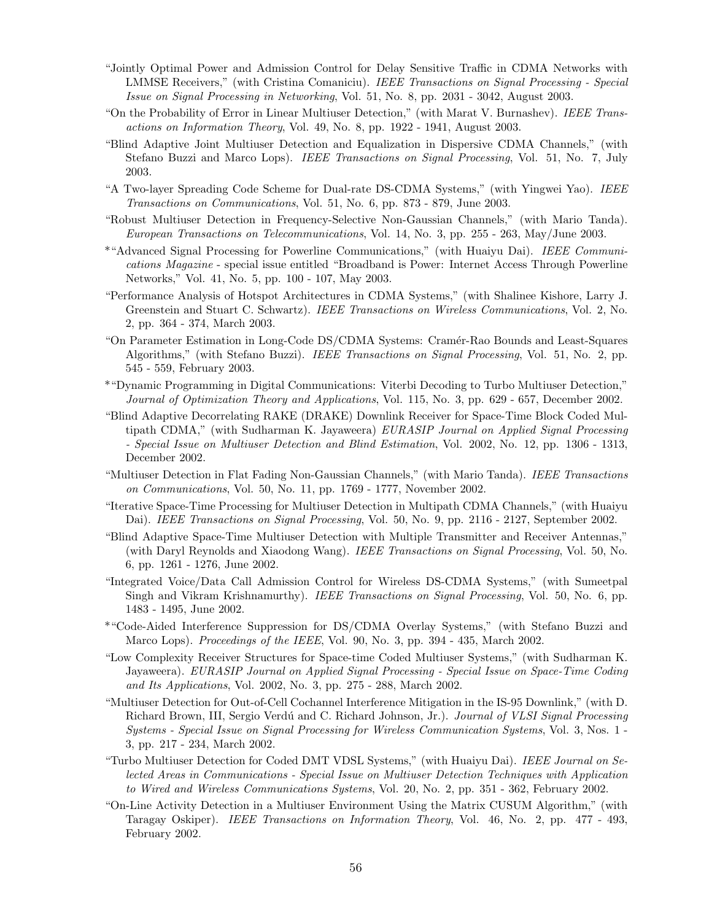"Jointly Optimal Power and Admission Control for Delay Sensitive Traffic in CDMA Networks with LMMSE Receivers," (with Cristina Comaniciu). *IEEE Transactions on Signal Processing - Special Issue on Signal Processing in Networking*, Vol. 51, No. 8, pp. 2031 - 3042, August 2003.

"On the Probability of Error in Linear Multiuser Detection," (with Marat V. Burnashev). *IEEE Transactions on Information Theory*, Vol. 49, No. 8, pp. 1922 - 1941, August 2003.

"Blind Adaptive Joint Multiuser Detection and Equalization in Dispersive CDMA Channels," (with Stefano Buzzi and Marco Lops). *IEEE Transactions on Signal Processing*, Vol. 51, No. 7, July 2003.

"A Two-layer Spreading Code Scheme for Dual-rate DS-CDMA Systems," (with Yingwei Yao). *IEEE Transactions on Communications*, Vol. 51, No. 6, pp. 873 - 879, June 2003.

"Robust Multiuser Detection in Frequency-Selective Non-Gaussian Channels," (with Mario Tanda). *European Transactions on Telecommunications*, Vol. 14, No. 3, pp. 255 - 263, May/June 2003.

*"Advanced Signal Processing for Powerline Communications," (with Huaiyu Dai). *IEEE Communications Magazine* - special issue entitled "Broadband is Power: Internet Access Through Powerline Networks," Vol. 41, No. 5, pp. 100 - 107, May 2003.

"Performance Analysis of Hotspot Architectures in CDMA Systems," (with Shalinee Kishore, Larry J. Greenstein and Stuart C. Schwartz). *IEEE Transactions on Wireless Communications*, Vol. 2, No. 2, pp. 364 - 374, March 2003.

"On Parameter Estimation in Long-Code DS/CDMA Systems: Cramér-Rao Bounds and Least-Squares Algorithms," (with Stefano Buzzi). *IEEE Transactions on Signal Processing*, Vol. 51, No. 2, pp. 545 - 559, February 2003.

*"Dynamic Programming in Digital Communications: Viterbi Decoding to Turbo Multiuser Detection," *Journal of Optimization Theory and Applications*, Vol. 115, No. 3, pp. 629 - 657, December 2002.

"Blind Adaptive Decorrelating RAKE (DRAKE) Downlink Receiver for Space-Time Block Coded Multipath CDMA," (with Sudharman K. Jayaweera) *EURASIP Journal on Applied Signal Processing - Special Issue on Multiuser Detection and Blind Estimation*, Vol. 2002, No. 12, pp. 1306 - 1313, December 2002.

"Multiuser Detection in Flat Fading Non-Gaussian Channels," (with Mario Tanda). *IEEE Transactions on Communications*, Vol. 50, No. 11, pp. 1769 - 1777, November 2002.

"Iterative Space-Time Processing for Multiuser Detection in Multipath CDMA Channels," (with Huaiyu Dai). *IEEE Transactions on Signal Processing*, Vol. 50, No. 9, pp. 2116 - 2127, September 2002.

"Blind Adaptive Space-Time Multiuser Detection with Multiple Transmitter and Receiver Antennas," (with Daryl Reynolds and Xiaodong Wang). *IEEE Transactions on Signal Processing*, Vol. 50, No. 6, pp. 1261 - 1276, June 2002.

"Integrated Voice/Data Call Admission Control for Wireless DS-CDMA Systems," (with Sumeetpal Singh and Vikram Krishnamurthy). *IEEE Transactions on Signal Processing*, Vol. 50, No. 6, pp. 1483 - 1495, June 2002.

*"Code-Aided Interference Suppression for DS/CDMA Overlay Systems," (with Stefano Buzzi and Marco Lops). *Proceedings of the IEEE*, Vol. 90, No. 3, pp. 394 - 435, March 2002.

"Low Complexity Receiver Structures for Space-time Coded Multiuser Systems," (with Sudharman K. Jayaweera). *EURASIP Journal on Applied Signal Processing - Special Issue on Space-Time Coding and Its Applications*, Vol. 2002, No. 3, pp. 275 - 288, March 2002.

"Multiuser Detection for Out-of-Cell Cochannel Interference Mitigation in the IS-95 Downlink," (with D. Richard Brown, III, Sergio Verdú and C. Richard Johnson, Jr.). *Journal of VLSI Signal Processing Systems - Special Issue on Signal Processing for Wireless Communication Systems*, Vol. 3, Nos. 1 - 3, pp. 217 - 234, March 2002.

"Turbo Multiuser Detection for Coded DMT VDSL Systems," (with Huaiyu Dai). *IEEE Journal on Selected Areas in Communications - Special Issue on Multiuser Detection Techniques with Application to Wired and Wireless Communications Systems*, Vol. 20, No. 2, pp. 351 - 362, February 2002.

"On-Line Activity Detection in a Multiuser Environment Using the Matrix CUSUM Algorithm," (with Taragay Oskiper). *IEEE Transactions on Information Theory*, Vol. 46, No. 2, pp. 477 - 493, February 2002.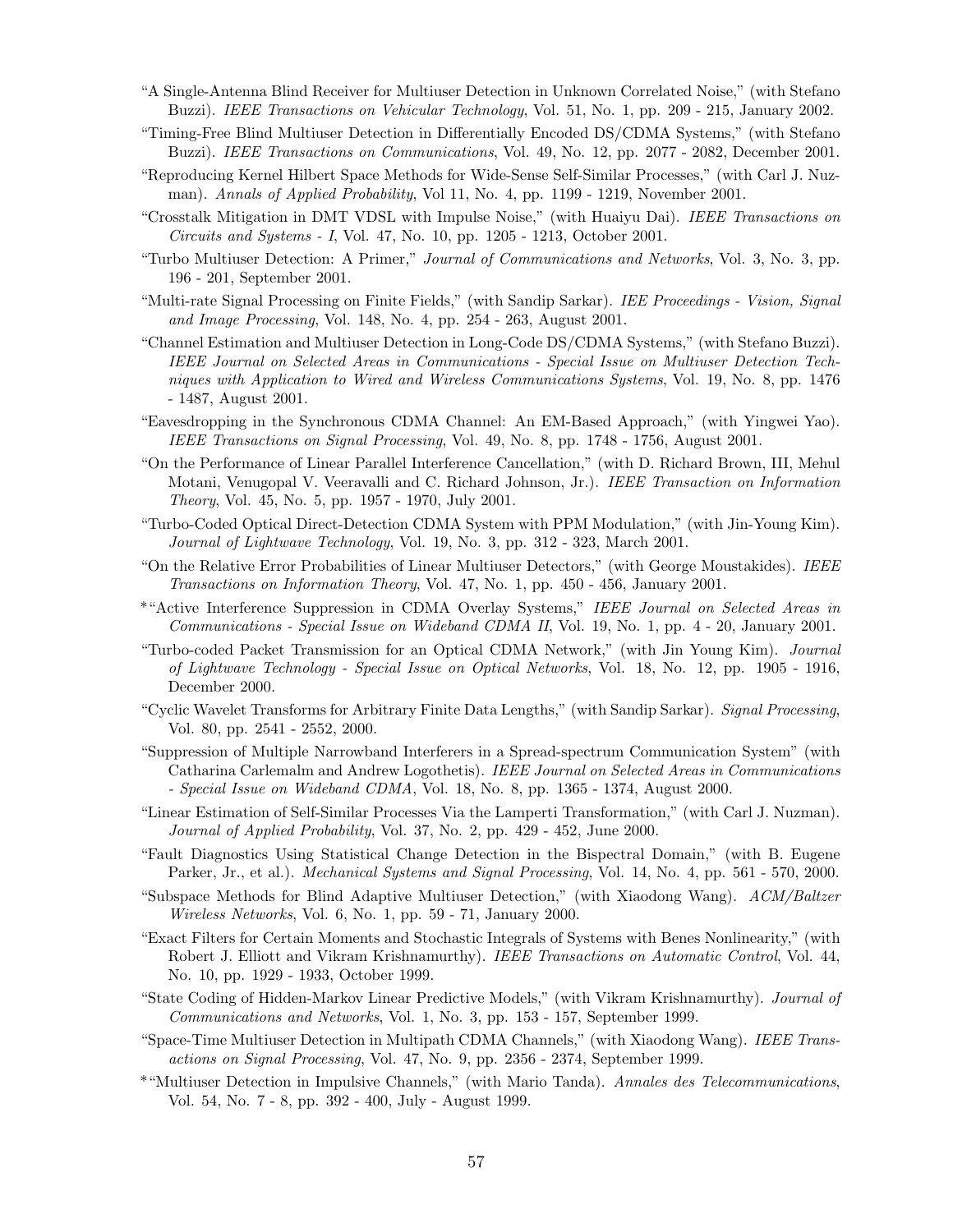"A Single-Antenna Blind Receiver for Multiuser Detection in Unknown Correlated Noise," (with Stefano Buzzi). *IEEE Transactions on Vehicular Technology*, Vol. 51, No. 1, pp. 209 - 215, January 2002.

"Timing-Free Blind Multiuser Detection in Differentially Encoded DS/CDMA Systems," (with Stefano Buzzi). *IEEE Transactions on Communications*, Vol. 49, No. 12, pp. 2077 - 2082, December 2001.

"Reproducing Kernel Hilbert Space Methods for Wide-Sense Self-Similar Processes," (with Carl J. Nuzman). *Annals of Applied Probability*, Vol 11, No. 4, pp. 1199 - 1219, November 2001.

"Crosstalk Mitigation in DMT VDSL with Impulse Noise," (with Huaiyu Dai). *IEEE Transactions on Circuits and Systems - I*, Vol. 47, No. 10, pp. 1205 - 1213, October 2001.

"Turbo Multiuser Detection: A Primer," *Journal of Communications and Networks*, Vol. 3, No. 3, pp. 196 - 201, September 2001.

"Multi-rate Signal Processing on Finite Fields," (with Sandip Sarkar). *IEE Proceedings - Vision, Signal and Image Processing*, Vol. 148, No. 4, pp. 254 - 263, August 2001.

"Channel Estimation and Multiuser Detection in Long-Code DS/CDMA Systems," (with Stefano Buzzi). *IEEE Journal on Selected Areas in Communications - Special Issue on Multiuser Detection Techniques with Application to Wired and Wireless Communications Systems*, Vol. 19, No. 8, pp. 1476 - 1487, August 2001.

"Eavesdropping in the Synchronous CDMA Channel: An EM-Based Approach," (with Yingwei Yao). *IEEE Transactions on Signal Processing*, Vol. 49, No. 8, pp. 1748 - 1756, August 2001.

"On the Performance of Linear Parallel Interference Cancellation," (with D. Richard Brown, III, Mehul Motani, Venugopal V. Veeravalli and C. Richard Johnson, Jr.). *IEEE Transaction on Information Theory*, Vol. 45, No. 5, pp. 1957 - 1970, July 2001.

"Turbo-Coded Optical Direct-Detection CDMA System with PPM Modulation," (with Jin-Young Kim). *Journal of Lightwave Technology*, Vol. 19, No. 3, pp. 312 - 323, March 2001.

"On the Relative Error Probabilities of Linear Multiuser Detectors," (with George Moustakides). *IEEE Transactions on Information Theory*, Vol. 47, No. 1, pp. 450 - 456, January 2001.

*"Active Interference Suppression in CDMA Overlay Systems," *IEEE Journal on Selected Areas in Communications - Special Issue on Wideband CDMA II*, Vol. 19, No. 1, pp. 4 - 20, January 2001.

"Turbo-coded Packet Transmission for an Optical CDMA Network," (with Jin Young Kim). *Journal of Lightwave Technology - Special Issue on Optical Networks*, Vol. 18, No. 12, pp. 1905 - 1916, December 2000.

"Cyclic Wavelet Transforms for Arbitrary Finite Data Lengths," (with Sandip Sarkar). *Signal Processing*, Vol. 80, pp. 2541 - 2552, 2000.

"Suppression of Multiple Narrowband Interferers in a Spread-spectrum Communication System" (with Catharina Carlemalm and Andrew Logothetis). *IEEE Journal on Selected Areas in Communications - Special Issue on Wideband CDMA*, Vol. 18, No. 8, pp. 1365 - 1374, August 2000.

"Linear Estimation of Self-Similar Processes Via the Lamperti Transformation," (with Carl J. Nuzman). *Journal of Applied Probability*, Vol. 37, No. 2, pp. 429 - 452, June 2000.

"Fault Diagnostics Using Statistical Change Detection in the Bispectral Domain," (with B. Eugene Parker, Jr., et al.). *Mechanical Systems and Signal Processing*, Vol. 14, No. 4, pp. 561 - 570, 2000.

"Subspace Methods for Blind Adaptive Multiuser Detection," (with Xiaodong Wang). *ACM/Baltzer Wireless Networks*, Vol. 6, No. 1, pp. 59 - 71, January 2000.

"Exact Filters for Certain Moments and Stochastic Integrals of Systems with Benes Nonlinearity," (with Robert J. Elliott and Vikram Krishnamurthy). *IEEE Transactions on Automatic Control*, Vol. 44, No. 10, pp. 1929 - 1933, October 1999.

"State Coding of Hidden-Markov Linear Predictive Models," (with Vikram Krishnamurthy). *Journal of Communications and Networks*, Vol. 1, No. 3, pp. 153 - 157, September 1999.

"Space-Time Multiuser Detection in Multipath CDMA Channels," (with Xiaodong Wang). *IEEE Transactions on Signal Processing*, Vol. 47, No. 9, pp. 2356 - 2374, September 1999.

*"Multiuser Detection in Impulsive Channels," (with Mario Tanda). *Annales des Telecommunications*, Vol. 54, No. 7 - 8, pp. 392 - 400, July - August 1999.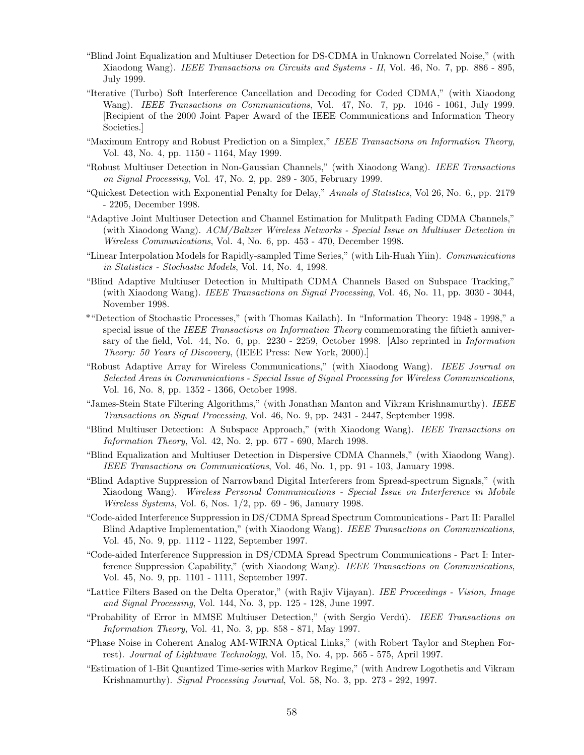"Blind Joint Equalization and Multiuser Detection for DS-CDMA in Unknown Correlated Noise," (with Xiaodong Wang). *IEEE Transactions on Circuits and Systems - II*, Vol. 46, No. 7, pp. 886 - 895, July 1999.

"Iterative (Turbo) Soft Interference Cancellation and Decoding for Coded CDMA," (with Xiaodong Wang). *IEEE Transactions on Communications*, Vol. 47, No. 7, pp. 1046 - 1061, July 1999. [Recipient of the 2000 Joint Paper Award of the IEEE Communications and Information Theory Societies.]

"Maximum Entropy and Robust Prediction on a Simplex," *IEEE Transactions on Information Theory*, Vol. 43, No. 4, pp. 1150 - 1164, May 1999.

"Robust Multiuser Detection in Non-Gaussian Channels," (with Xiaodong Wang). *IEEE Transactions on Signal Processing*, Vol. 47, No. 2, pp. 289 - 305, February 1999.

"Quickest Detection with Exponential Penalty for Delay," *Annals of Statistics*, Vol 26, No. 6,, pp. 2179 - 2205, December 1998.

"Adaptive Joint Multiuser Detection and Channel Estimation for Mulitpath Fading CDMA Channels," (with Xiaodong Wang). *ACM/Baltzer Wireless Networks - Special Issue on Multiuser Detection in Wireless Communications*, Vol. 4, No. 6, pp. 453 - 470, December 1998.

"Linear Interpolation Models for Rapidly-sampled Time Series," (with Lih-Huah Yiin). *Communications in Statistics - Stochastic Models*, Vol. 14, No. 4, 1998.

"Blind Adaptive Multiuser Detection in Multipath CDMA Channels Based on Subspace Tracking," (with Xiaodong Wang). *IEEE Transactions on Signal Processing*, Vol. 46, No. 11, pp. 3030 - 3044, November 1998.

*"Detection of Stochastic Processes," (with Thomas Kailath). In "Information Theory: 1948 - 1998," a special issue of the *IEEE Transactions on Information Theory* commemorating the fiftieth anniversary of the field, Vol. 44, No. 6, pp. 2230 - 2259, October 1998. [Also reprinted in *Information Theory: 50 Years of Discovery*, (IEEE Press: New York, 2000).]

"Robust Adaptive Array for Wireless Communications," (with Xiaodong Wang). *IEEE Journal on Selected Areas in Communications - Special Issue of Signal Processing for Wireless Communications*, Vol. 16, No. 8, pp. 1352 - 1366, October 1998.

"James-Stein State Filtering Algorithms," (with Jonathan Manton and Vikram Krishnamurthy). *IEEE Transactions on Signal Processing*, Vol. 46, No. 9, pp. 2431 - 2447, September 1998.

"Blind Multiuser Detection: A Subspace Approach," (with Xiaodong Wang). *IEEE Transactions on Information Theory*, Vol. 42, No. 2, pp. 677 - 690, March 1998.

"Blind Equalization and Multiuser Detection in Dispersive CDMA Channels," (with Xiaodong Wang). *IEEE Transactions on Communications*, Vol. 46, No. 1, pp. 91 - 103, January 1998.

"Blind Adaptive Suppression of Narrowband Digital Interferers from Spread-spectrum Signals," (with Xiaodong Wang). *Wireless Personal Communications - Special Issue on Interference in Mobile Wireless Systems*, Vol. 6, Nos. 1/2, pp. 69 - 96, January 1998.

"Code-aided Interference Suppression in DS/CDMA Spread Spectrum Communications - Part II: Parallel Blind Adaptive Implementation," (with Xiaodong Wang). *IEEE Transactions on Communications*, Vol. 45, No. 9, pp. 1112 - 1122, September 1997.

"Code-aided Interference Suppression in DS/CDMA Spread Spectrum Communications - Part I: Interference Suppression Capability," (with Xiaodong Wang). *IEEE Transactions on Communications*, Vol. 45, No. 9, pp. 1101 - 1111, September 1997.

"Lattice Filters Based on the Delta Operator," (with Rajiv Vijayan). *IEE Proceedings - Vision, Image and Signal Processing*, Vol. 144, No. 3, pp. 125 - 128, June 1997.

"Probability of Error in MMSE Multiuser Detection," (with Sergio Verdú). *IEEE Transactions on Information Theory*, Vol. 41, No. 3, pp. 858 - 871, May 1997.

"Phase Noise in Coherent Analog AM-WIRNA Optical Links," (with Robert Taylor and Stephen Forrest). *Journal of Lightwave Technology*, Vol. 15, No. 4, pp. 565 - 575, April 1997.

"Estimation of 1-Bit Quantized Time-series with Markov Regime," (with Andrew Logothetis and Vikram Krishnamurthy). *Signal Processing Journal*, Vol. 58, No. 3, pp. 273 - 292, 1997.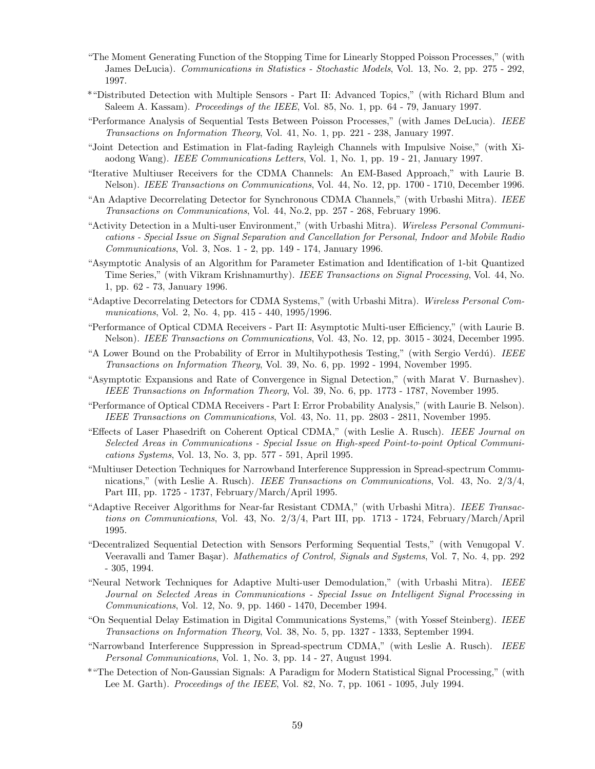"The Moment Generating Function of the Stopping Time for Linearly Stopped Poisson Processes," (with James DeLucia). *Communications in Statistics - Stochastic Models*, Vol. 13, No. 2, pp. 275 - 292, 1997.

*"Distributed Detection with Multiple Sensors - Part II: Advanced Topics," (with Richard Blum and Saleem A. Kassam). *Proceedings of the IEEE*, Vol. 85, No. 1, pp. 64 - 79, January 1997.

"Performance Analysis of Sequential Tests Between Poisson Processes," (with James DeLucia). *IEEE Transactions on Information Theory*, Vol. 41, No. 1, pp. 221 - 238, January 1997.

"Joint Detection and Estimation in Flat-fading Rayleigh Channels with Impulsive Noise," (with Xiaodong Wang). *IEEE Communications Letters*, Vol. 1, No. 1, pp. 19 - 21, January 1997.

"Iterative Multiuser Receivers for the CDMA Channels: An EM-Based Approach," with Laurie B. Nelson). *IEEE Transactions on Communications*, Vol. 44, No. 12, pp. 1700 - 1710, December 1996.

"An Adaptive Decorrelating Detector for Synchronous CDMA Channels," (with Urbashi Mitra). *IEEE Transactions on Communications*, Vol. 44, No.2, pp. 257 - 268, February 1996.

"Activity Detection in a Multi-user Environment," (with Urbashi Mitra). *Wireless Personal Communications - Special Issue on Signal Separation and Cancellation for Personal, Indoor and Mobile Radio Communications*, Vol. 3, Nos. 1 - 2, pp. 149 - 174, January 1996.

"Asymptotic Analysis of an Algorithm for Parameter Estimation and Identification of 1-bit Quantized Time Series," (with Vikram Krishnamurthy). *IEEE Transactions on Signal Processing*, Vol. 44, No. 1, pp. 62 - 73, January 1996.

"Adaptive Decorrelating Detectors for CDMA Systems," (with Urbashi Mitra). *Wireless Personal Communications*, Vol. 2, No. 4, pp. 415 - 440, 1995/1996.

"Performance of Optical CDMA Receivers - Part II: Asymptotic Multi-user Efficiency," (with Laurie B. Nelson). *IEEE Transactions on Communications*, Vol. 43, No. 12, pp. 3015 - 3024, December 1995.

"A Lower Bound on the Probability of Error in Multihypothesis Testing," (with Sergio Verdú). *IEEE Transactions on Information Theory*, Vol. 39, No. 6, pp. 1992 - 1994, November 1995.

"Asymptotic Expansions and Rate of Convergence in Signal Detection," (with Marat V. Burnashev). *IEEE Transactions on Information Theory*, Vol. 39, No. 6, pp. 1773 - 1787, November 1995.

"Performance of Optical CDMA Receivers - Part I: Error Probability Analysis," (with Laurie B. Nelson). *IEEE Transactions on Communications*, Vol. 43, No. 11, pp. 2803 - 2811, November 1995.

"Effects of Laser Phasedrift on Coherent Optical CDMA," (with Leslie A. Rusch). *IEEE Journal on Selected Areas in Communications - Special Issue on High-speed Point-to-point Optical Communications Systems*, Vol. 13, No. 3, pp. 577 - 591, April 1995.

"Multiuser Detection Techniques for Narrowband Interference Suppression in Spread-spectrum Communications," (with Leslie A. Rusch). *IEEE Transactions on Communications*, Vol. 43, No. 2/3/4, Part III, pp. 1725 - 1737, February/March/April 1995.

"Adaptive Receiver Algorithms for Near-far Resistant CDMA," (with Urbashi Mitra). *IEEE Transactions on Communications*, Vol. 43, No. 2/3/4, Part III, pp. 1713 - 1724, February/March/April 1995.

"Decentralized Sequential Detection with Sensors Performing Sequential Tests," (with Venugopal V. Veeravalli and Tamer Başar). *Mathematics of Control, Signals and Systems*, Vol. 7, No. 4, pp. 292 - 305, 1994.

"Neural Network Techniques for Adaptive Multi-user Demodulation," (with Urbashi Mitra). *IEEE Journal on Selected Areas in Communications - Special Issue on Intelligent Signal Processing in Communications*, Vol. 12, No. 9, pp. 1460 - 1470, December 1994.

"On Sequential Delay Estimation in Digital Communications Systems," (with Yossef Steinberg). *IEEE Transactions on Information Theory*, Vol. 38, No. 5, pp. 1327 - 1333, September 1994.

"Narrowband Interference Suppression in Spread-spectrum CDMA," (with Leslie A. Rusch). *IEEE Personal Communications*, Vol. 1, No. 3, pp. 14 - 27, August 1994.

*"The Detection of Non-Gaussian Signals: A Paradigm for Modern Statistical Signal Processing," (with Lee M. Garth). *Proceedings of the IEEE*, Vol. 82, No. 7, pp. 1061 - 1095, July 1994.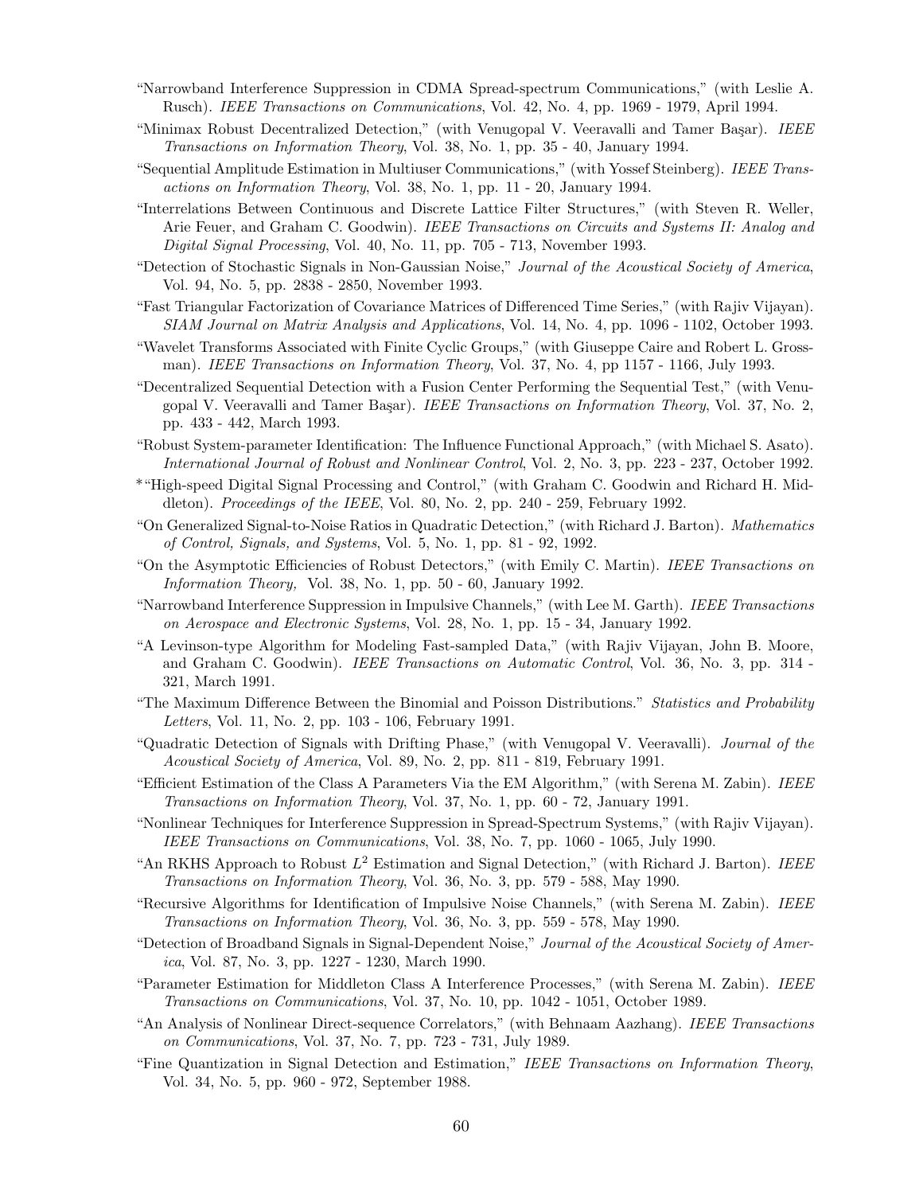"Narrowband Interference Suppression in CDMA Spread-spectrum Communications," (with Leslie A. Rusch). *IEEE Transactions on Communications*, Vol. 42, No. 4, pp. 1969 - 1979, April 1994.

"Minimax Robust Decentralized Detection," (with Venugopal V. Veeravalli and Tamer Başar). *IEEE Transactions on Information Theory*, Vol. 38, No. 1, pp. 35 - 40, January 1994.

"Sequential Amplitude Estimation in Multiuser Communications," (with Yossef Steinberg). *IEEE Transactions on Information Theory*, Vol. 38, No. 1, pp. 11 - 20, January 1994.

"Interrelations Between Continuous and Discrete Lattice Filter Structures," (with Steven R. Weller, Arie Feuer, and Graham C. Goodwin). *IEEE Transactions on Circuits and Systems II: Analog and Digital Signal Processing*, Vol. 40, No. 11, pp. 705 - 713, November 1993.

"Detection of Stochastic Signals in Non-Gaussian Noise," *Journal of the Acoustical Society of America*, Vol. 94, No. 5, pp. 2838 - 2850, November 1993.

"Fast Triangular Factorization of Covariance Matrices of Differenced Time Series," (with Rajiv Vijayan). *SIAM Journal on Matrix Analysis and Applications*, Vol. 14, No. 4, pp. 1096 - 1102, October 1993.

"Wavelet Transforms Associated with Finite Cyclic Groups," (with Giuseppe Caire and Robert L. Grossman). *IEEE Transactions on Information Theory*, Vol. 37, No. 4, pp 1157 - 1166, July 1993.

"Decentralized Sequential Detection with a Fusion Center Performing the Sequential Test," (with Venugopal V. Veeravalli and Tamer Başar). *IEEE Transactions on Information Theory*, Vol. 37, No. 2, pp. 433 - 442, March 1993.

"Robust System-parameter Identification: The Influence Functional Approach," (with Michael S. Asato). *International Journal of Robust and Nonlinear Control*, Vol. 2, No. 3, pp. 223 - 237, October 1992.

*"High-speed Digital Signal Processing and Control," (with Graham C. Goodwin and Richard H. Middleton). *Proceedings of the IEEE*, Vol. 80, No. 2, pp. 240 - 259, February 1992.

"On Generalized Signal-to-Noise Ratios in Quadratic Detection," (with Richard J. Barton). *Mathematics of Control, Signals, and Systems*, Vol. 5, No. 1, pp. 81 - 92, 1992.

"On the Asymptotic Efficiencies of Robust Detectors," (with Emily C. Martin). *IEEE Transactions on Information Theory,* Vol. 38, No. 1, pp. 50 - 60, January 1992.

"Narrowband Interference Suppression in Impulsive Channels," (with Lee M. Garth). *IEEE Transactions on Aerospace and Electronic Systems*, Vol. 28, No. 1, pp. 15 - 34, January 1992.

"A Levinson-type Algorithm for Modeling Fast-sampled Data," (with Rajiv Vijayan, John B. Moore, and Graham C. Goodwin). *IEEE Transactions on Automatic Control*, Vol. 36, No. 3, pp. 314 - 321, March 1991.

"The Maximum Difference Between the Binomial and Poisson Distributions." *Statistics and Probability Letters*, Vol. 11, No. 2, pp. 103 - 106, February 1991.

"Quadratic Detection of Signals with Drifting Phase," (with Venugopal V. Veeravalli). *Journal of the Acoustical Society of America*, Vol. 89, No. 2, pp. 811 - 819, February 1991.

"Efficient Estimation of the Class A Parameters Via the EM Algorithm," (with Serena M. Zabin). *IEEE Transactions on Information Theory*, Vol. 37, No. 1, pp. 60 - 72, January 1991.

"Nonlinear Techniques for Interference Suppression in Spread-Spectrum Systems," (with Rajiv Vijayan). *IEEE Transactions on Communications*, Vol. 38, No. 7, pp. 1060 - 1065, July 1990.

"An RKHS Approach to Robust $L^2$ Estimation and Signal Detection," (with Richard J. Barton). *IEEE Transactions on Information Theory*, Vol. 36, No. 3, pp. 579 - 588, May 1990.

"Recursive Algorithms for Identification of Impulsive Noise Channels," (with Serena M. Zabin). *IEEE Transactions on Information Theory*, Vol. 36, No. 3, pp. 559 - 578, May 1990.

"Detection of Broadband Signals in Signal-Dependent Noise," *Journal of the Acoustical Society of America*, Vol. 87, No. 3, pp. 1227 - 1230, March 1990.

"Parameter Estimation for Middleton Class A Interference Processes," (with Serena M. Zabin). *IEEE Transactions on Communications*, Vol. 37, No. 10, pp. 1042 - 1051, October 1989.

"An Analysis of Nonlinear Direct-sequence Correlators," (with Behnaam Aazhang). *IEEE Transactions on Communications*, Vol. 37, No. 7, pp. 723 - 731, July 1989.

"Fine Quantization in Signal Detection and Estimation," *IEEE Transactions on Information Theory*, Vol. 34, No. 5, pp. 960 - 972, September 1988.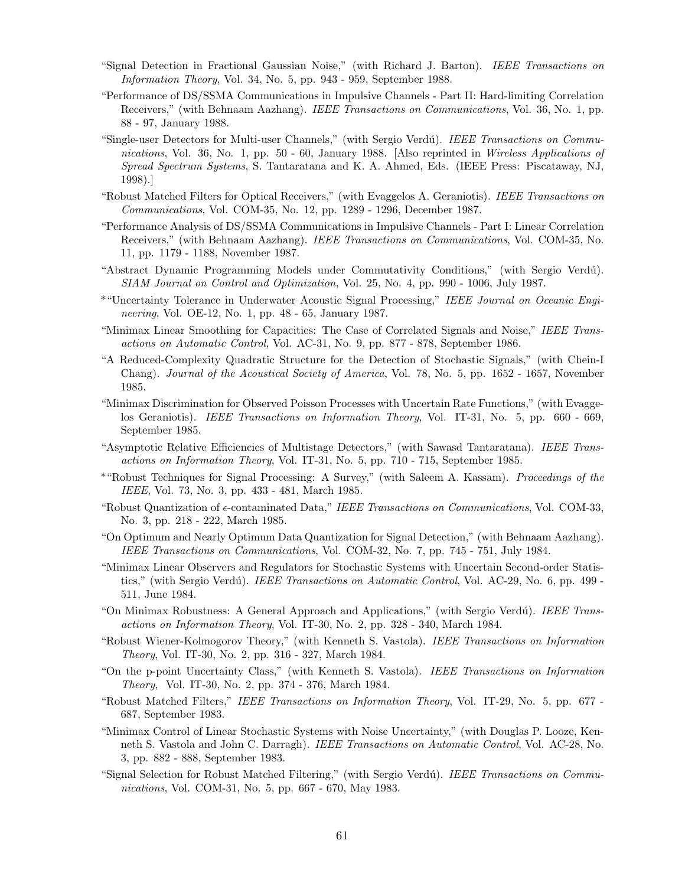"Signal Detection in Fractional Gaussian Noise," (with Richard J. Barton). *IEEE Transactions on Information Theory*, Vol. 34, No. 5, pp. 943 - 959, September 1988.

"Performance of DS/SSMA Communications in Impulsive Channels - Part II: Hard-limiting Correlation Receivers," (with Behnaam Aazhang). *IEEE Transactions on Communications*, Vol. 36, No. 1, pp. 88 - 97, January 1988.

"Single-user Detectors for Multi-user Channels," (with Sergio Verdú). *IEEE Transactions on Communications*, Vol. 36, No. 1, pp. 50 - 60, January 1988. [Also reprinted in *Wireless Applications of Spread Spectrum Systems*, S. Tantaratana and K. A. Ahmed, Eds. (IEEE Press: Piscataway, NJ, 1998).]

"Robust Matched Filters for Optical Receivers," (with Evaggelos A. Geraniotis). *IEEE Transactions on Communications*, Vol. COM-35, No. 12, pp. 1289 - 1296, December 1987.

"Performance Analysis of DS/SSMA Communications in Impulsive Channels - Part I: Linear Correlation Receivers," (with Behnaam Aazhang). *IEEE Transactions on Communications*, Vol. COM-35, No. 11, pp. 1179 - 1188, November 1987.

"Abstract Dynamic Programming Models under Commutativity Conditions," (with Sergio Verdú). *SIAM Journal on Control and Optimization*, Vol. 25, No. 4, pp. 990 - 1006, July 1987.

*"Uncertainty Tolerance in Underwater Acoustic Signal Processing," *IEEE Journal on Oceanic Engineering*, Vol. OE-12, No. 1, pp. 48 - 65, January 1987.

"Minimax Linear Smoothing for Capacities: The Case of Correlated Signals and Noise," *IEEE Transactions on Automatic Control*, Vol. AC-31, No. 9, pp. 877 - 878, September 1986.

"A Reduced-Complexity Quadratic Structure for the Detection of Stochastic Signals," (with Chein-I Chang). *Journal of the Acoustical Society of America*, Vol. 78, No. 5, pp. 1652 - 1657, November 1985.

"Minimax Discrimination for Observed Poisson Processes with Uncertain Rate Functions," (with Evaggelos Geraniotis). *IEEE Transactions on Information Theory*, Vol. IT-31, No. 5, pp. 660 - 669, September 1985.

"Asymptotic Relative Efficiencies of Multistage Detectors," (with Sawasd Tantaratana). *IEEE Transactions on Information Theory*, Vol. IT-31, No. 5, pp. 710 - 715, September 1985.

*"Robust Techniques for Signal Processing: A Survey," (with Saleem A. Kassam). *Proceedings of the IEEE*, Vol. 73, No. 3, pp. 433 - 481, March 1985.

"Robust Quantization of $\epsilon$-contaminated Data," *IEEE Transactions on Communications*, Vol. COM-33, No. 3, pp. 218 - 222, March 1985.

"On Optimum and Nearly Optimum Data Quantization for Signal Detection," (with Behnaam Aazhang). *IEEE Transactions on Communications*, Vol. COM-32, No. 7, pp. 745 - 751, July 1984.

"Minimax Linear Observers and Regulators for Stochastic Systems with Uncertain Second-order Statistics," (with Sergio Verdú). *IEEE Transactions on Automatic Control*, Vol. AC-29, No. 6, pp. 499 - 511, June 1984.

"On Minimax Robustness: A General Approach and Applications," (with Sergio Verdú). *IEEE Transactions on Information Theory*, Vol. IT-30, No. 2, pp. 328 - 340, March 1984.

"Robust Wiener-Kolmogorov Theory," (with Kenneth S. Vastola). *IEEE Transactions on Information Theory*, Vol. IT-30, No. 2, pp. 316 - 327, March 1984.

"On the p-point Uncertainty Class," (with Kenneth S. Vastola). *IEEE Transactions on Information Theory,* Vol. IT-30, No. 2, pp. 374 - 376, March 1984.

"Robust Matched Filters," *IEEE Transactions on Information Theory*, Vol. IT-29, No. 5, pp. 677 - 687, September 1983.

"Minimax Control of Linear Stochastic Systems with Noise Uncertainty," (with Douglas P. Looze, Kenneth S. Vastola and John C. Darragh). *IEEE Transactions on Automatic Control*, Vol. AC-28, No. 3, pp. 882 - 888, September 1983.

"Signal Selection for Robust Matched Filtering," (with Sergio Verdú). *IEEE Transactions on Communications*, Vol. COM-31, No. 5, pp. 667 - 670, May 1983.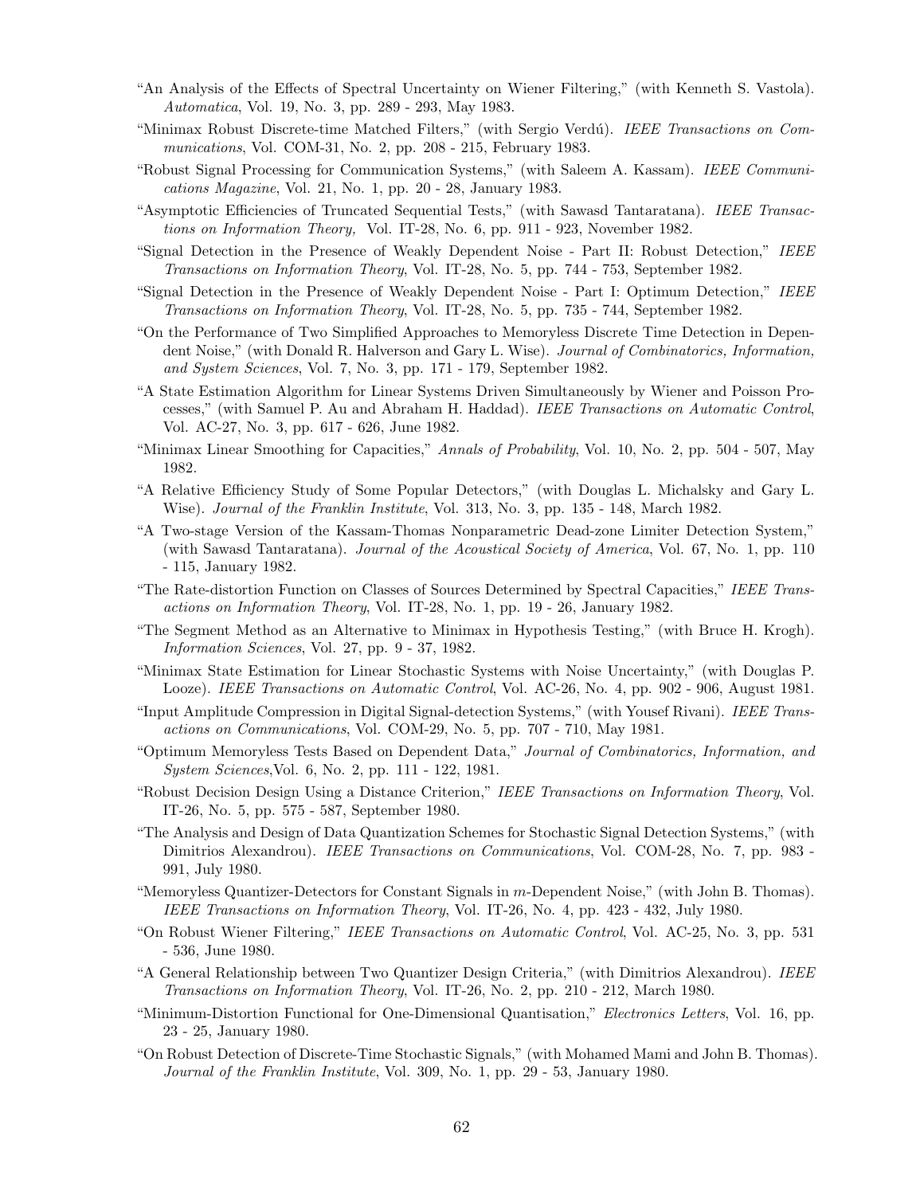"An Analysis of the Effects of Spectral Uncertainty on Wiener Filtering," (with Kenneth S. Vastola). *Automatica*, Vol. 19, No. 3, pp. 289 - 293, May 1983.

"Minimax Robust Discrete-time Matched Filters," (with Sergio Verdú). *IEEE Transactions on Communications*, Vol. COM-31, No. 2, pp. 208 - 215, February 1983.

"Robust Signal Processing for Communication Systems," (with Saleem A. Kassam). *IEEE Communications Magazine*, Vol. 21, No. 1, pp. 20 - 28, January 1983.

"Asymptotic Efficiencies of Truncated Sequential Tests," (with Sawasd Tantaratana). *IEEE Transactions on Information Theory,* Vol. IT-28, No. 6, pp. 911 - 923, November 1982.

"Signal Detection in the Presence of Weakly Dependent Noise - Part II: Robust Detection," *IEEE Transactions on Information Theory*, Vol. IT-28, No. 5, pp. 744 - 753, September 1982.

"Signal Detection in the Presence of Weakly Dependent Noise - Part I: Optimum Detection," *IEEE Transactions on Information Theory*, Vol. IT-28, No. 5, pp. 735 - 744, September 1982.

"On the Performance of Two Simplified Approaches to Memoryless Discrete Time Detection in Dependent Noise," (with Donald R. Halverson and Gary L. Wise). *Journal of Combinatorics, Information, and System Sciences*, Vol. 7, No. 3, pp. 171 - 179, September 1982.

"A State Estimation Algorithm for Linear Systems Driven Simultaneously by Wiener and Poisson Processes," (with Samuel P. Au and Abraham H. Haddad). *IEEE Transactions on Automatic Control*, Vol. AC-27, No. 3, pp. 617 - 626, June 1982.

"Minimax Linear Smoothing for Capacities," *Annals of Probability*, Vol. 10, No. 2, pp. 504 - 507, May 1982.

"A Relative Efficiency Study of Some Popular Detectors," (with Douglas L. Michalsky and Gary L. Wise). *Journal of the Franklin Institute*, Vol. 313, No. 3, pp. 135 - 148, March 1982.

"A Two-stage Version of the Kassam-Thomas Nonparametric Dead-zone Limiter Detection System," (with Sawasd Tantaratana). *Journal of the Acoustical Society of America*, Vol. 67, No. 1, pp. 110 - 115, January 1982.

"The Rate-distortion Function on Classes of Sources Determined by Spectral Capacities," *IEEE Transactions on Information Theory*, Vol. IT-28, No. 1, pp. 19 - 26, January 1982.

"The Segment Method as an Alternative to Minimax in Hypothesis Testing," (with Bruce H. Krogh). *Information Sciences*, Vol. 27, pp. 9 - 37, 1982.

"Minimax State Estimation for Linear Stochastic Systems with Noise Uncertainty," (with Douglas P. Looze). *IEEE Transactions on Automatic Control*, Vol. AC-26, No. 4, pp. 902 - 906, August 1981.

"Input Amplitude Compression in Digital Signal-detection Systems," (with Yousef Rivani). *IEEE Transactions on Communications*, Vol. COM-29, No. 5, pp. 707 - 710, May 1981.

"Optimum Memoryless Tests Based on Dependent Data," *Journal of Combinatorics, Information, and System Sciences*,Vol. 6, No. 2, pp. 111 - 122, 1981.

"Robust Decision Design Using a Distance Criterion," *IEEE Transactions on Information Theory*, Vol. IT-26, No. 5, pp. 575 - 587, September 1980.

"The Analysis and Design of Data Quantization Schemes for Stochastic Signal Detection Systems," (with Dimitrios Alexandrou). *IEEE Transactions on Communications*, Vol. COM-28, No. 7, pp. 983 - 991, July 1980.

"Memoryless Quantizer-Detectors for Constant Signals in $m$-Dependent Noise," (with John B. Thomas). *IEEE Transactions on Information Theory*, Vol. IT-26, No. 4, pp. 423 - 432, July 1980.

"On Robust Wiener Filtering," *IEEE Transactions on Automatic Control*, Vol. AC-25, No. 3, pp. 531 - 536, June 1980.

"A General Relationship between Two Quantizer Design Criteria," (with Dimitrios Alexandrou). *IEEE Transactions on Information Theory*, Vol. IT-26, No. 2, pp. 210 - 212, March 1980.

"Minimum-Distortion Functional for One-Dimensional Quantisation," *Electronics Letters*, Vol. 16, pp. 23 - 25, January 1980.

"On Robust Detection of Discrete-Time Stochastic Signals," (with Mohamed Mami and John B. Thomas). *Journal of the Franklin Institute*, Vol. 309, No. 1, pp. 29 - 53, January 1980.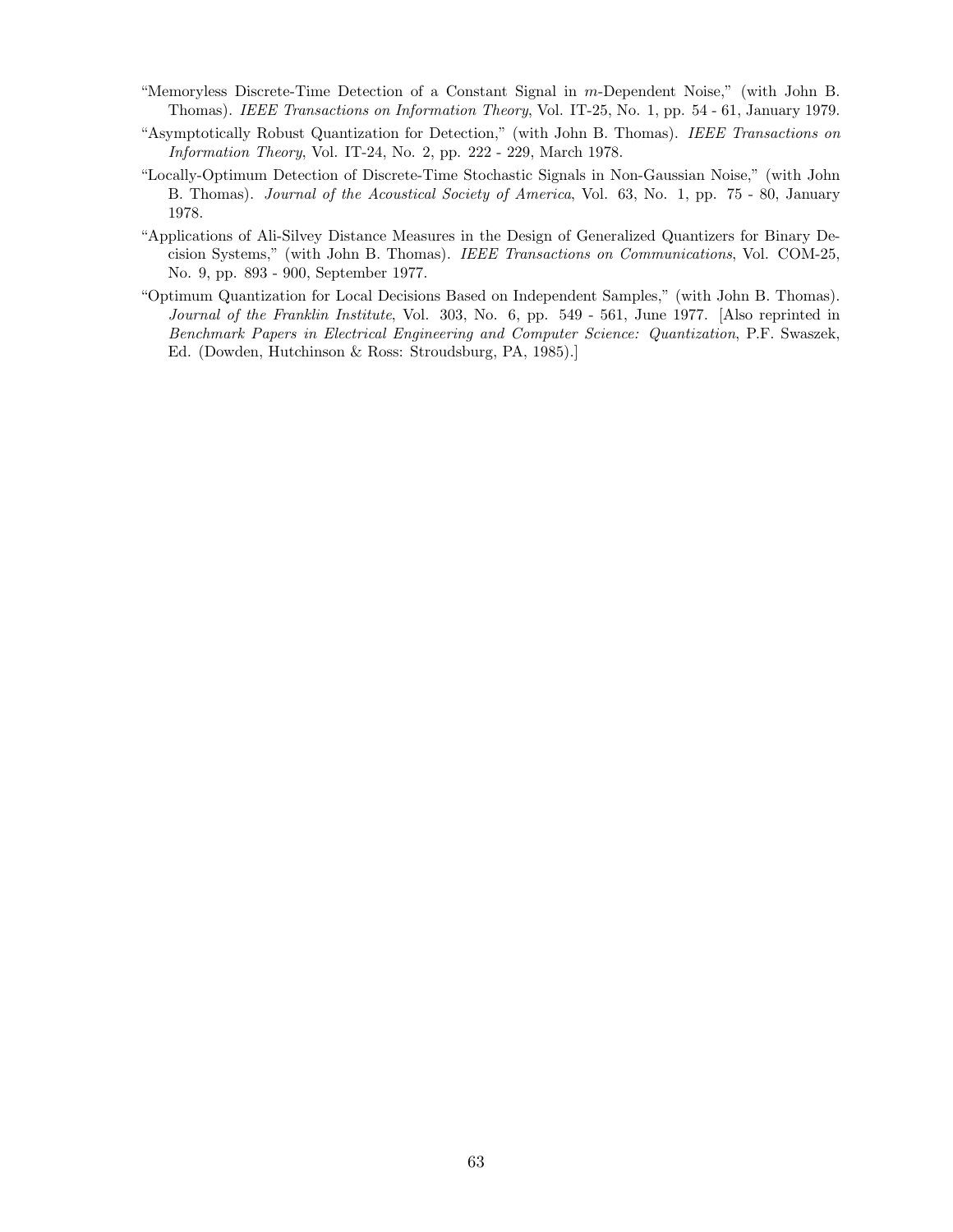"Memoryless Discrete-Time Detection of a Constant Signal in $m$-Dependent Noise," (with John B. Thomas). *IEEE Transactions on Information Theory*, Vol. IT-25, No. 1, pp. 54 - 61, January 1979.

"Asymptotically Robust Quantization for Detection," (with John B. Thomas). *IEEE Transactions on Information Theory*, Vol. IT-24, No. 2, pp. 222 - 229, March 1978.

"Locally-Optimum Detection of Discrete-Time Stochastic Signals in Non-Gaussian Noise," (with John B. Thomas). *Journal of the Acoustical Society of America*, Vol. 63, No. 1, pp. 75 - 80, January 1978.

"Applications of Ali-Silvey Distance Measures in the Design of Generalized Quantizers for Binary Decision Systems," (with John B. Thomas). *IEEE Transactions on Communications*, Vol. COM-25, No. 9, pp. 893 - 900, September 1977.

"Optimum Quantization for Local Decisions Based on Independent Samples," (with John B. Thomas). *Journal of the Franklin Institute*, Vol. 303, No. 6, pp. 549 - 561, June 1977. [Also reprinted in *Benchmark Papers in Electrical Engineering and Computer Science: Quantization*, P.F. Swaszek, Ed. (Dowden, Hutchinson & Ross: Stroudsburg, PA, 1985).]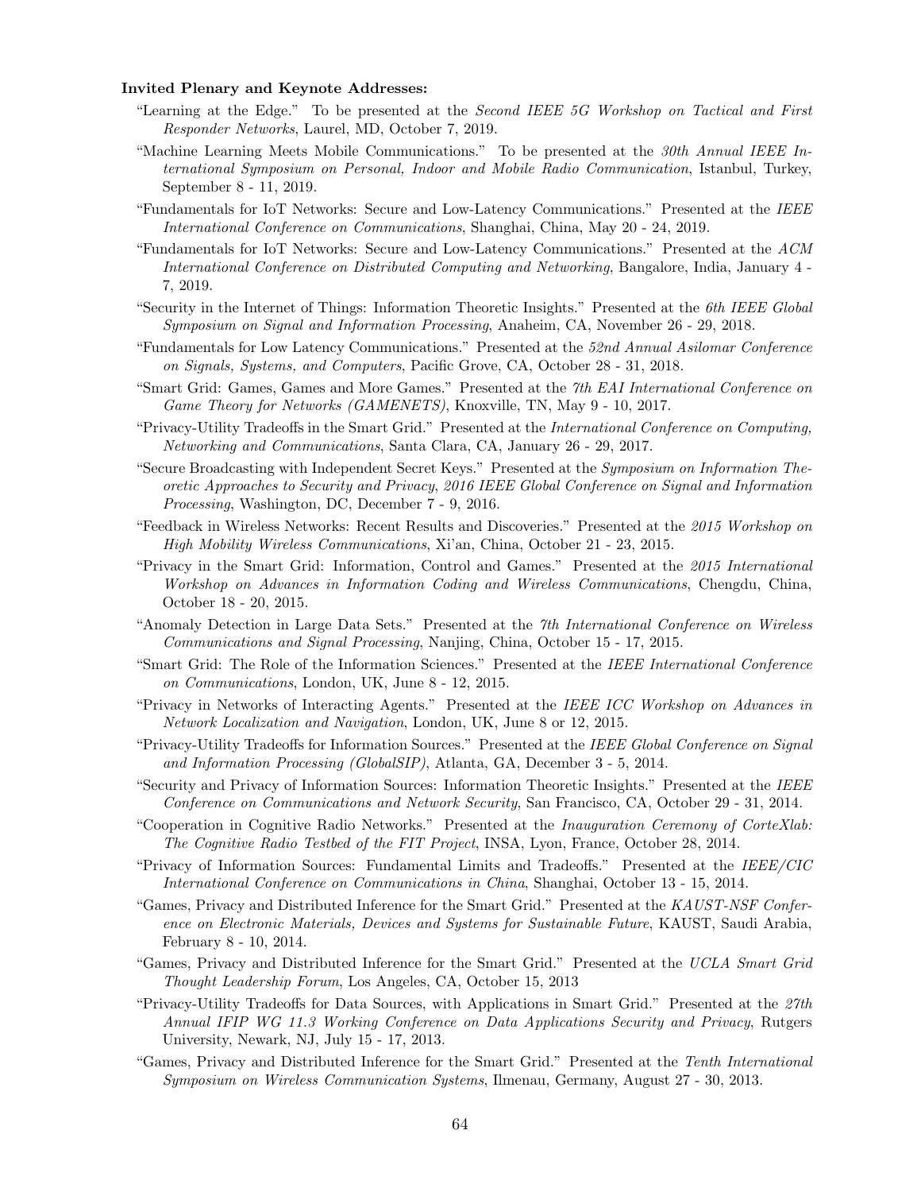**Invited Plenary and Keynote Addresses:**

"Learning at the Edge." To be presented at the *Second IEEE 5G Workshop on Tactical and First Responder Networks*, Laurel, MD, October 7, 2019.

"Machine Learning Meets Mobile Communications." To be presented at the *30th Annual IEEE International Symposium on Personal, Indoor and Mobile Radio Communication*, Istanbul, Turkey, September 8 - 11, 2019.

"Fundamentals for IoT Networks: Secure and Low-Latency Communications." Presented at the *IEEE International Conference on Communications*, Shanghai, China, May 20 - 24, 2019.

"Fundamentals for IoT Networks: Secure and Low-Latency Communications." Presented at the *ACM International Conference on Distributed Computing and Networking*, Bangalore, India, January 4 - 7, 2019.

"Security in the Internet of Things: Information Theoretic Insights." Presented at the *6th IEEE Global Symposium on Signal and Information Processing*, Anaheim, CA, November 26 - 29, 2018.

"Fundamentals for Low Latency Communications." Presented at the *52nd Annual Asilomar Conference on Signals, Systems, and Computers*, Pacific Grove, CA, October 28 - 31, 2018.

"Smart Grid: Games, Games and More Games." Presented at the *7th EAI International Conference on Game Theory for Networks (GAMENETS)*, Knoxville, TN, May 9 - 10, 2017.

"Privacy-Utility Tradeoffs in the Smart Grid." Presented at the *International Conference on Computing, Networking and Communications*, Santa Clara, CA, January 26 - 29, 2017.

"Secure Broadcasting with Independent Secret Keys." Presented at the *Symposium on Information Theoretic Approaches to Security and Privacy*, *2016 IEEE Global Conference on Signal and Information Processing*, Washington, DC, December 7 - 9, 2016.

"Feedback in Wireless Networks: Recent Results and Discoveries." Presented at the *2015 Workshop on High Mobility Wireless Communications*, Xi'an, China, October 21 - 23, 2015.

"Privacy in the Smart Grid: Information, Control and Games." Presented at the *2015 International Workshop on Advances in Information Coding and Wireless Communications*, Chengdu, China, October 18 - 20, 2015.

"Anomaly Detection in Large Data Sets." Presented at the *7th International Conference on Wireless Communications and Signal Processing*, Nanjing, China, October 15 - 17, 2015.

"Smart Grid: The Role of the Information Sciences." Presented at the *IEEE International Conference on Communications*, London, UK, June 8 - 12, 2015.

"Privacy in Networks of Interacting Agents." Presented at the *IEEE ICC Workshop on Advances in Network Localization and Navigation*, London, UK, June 8 or 12, 2015.

"Privacy-Utility Tradeoffs for Information Sources." Presented at the *IEEE Global Conference on Signal and Information Processing (GlobalSIP)*, Atlanta, GA, December 3 - 5, 2014.

"Security and Privacy of Information Sources: Information Theoretic Insights." Presented at the *IEEE Conference on Communications and Network Security*, San Francisco, CA, October 29 - 31, 2014.

"Cooperation in Cognitive Radio Networks." Presented at the *Inauguration Ceremony of CorteXlab: The Cognitive Radio Testbed of the FIT Project*, INSA, Lyon, France, October 28, 2014.

"Privacy of Information Sources: Fundamental Limits and Tradeoffs." Presented at the *IEEE/CIC International Conference on Communications in China*, Shanghai, October 13 - 15, 2014.

"Games, Privacy and Distributed Inference for the Smart Grid." Presented at the *KAUST-NSF Conference on Electronic Materials, Devices and Systems for Sustainable Future*, KAUST, Saudi Arabia, February 8 - 10, 2014.

"Games, Privacy and Distributed Inference for the Smart Grid." Presented at the *UCLA Smart Grid Thought Leadership Forum*, Los Angeles, CA, October 15, 2013

"Privacy-Utility Tradeoffs for Data Sources, with Applications in Smart Grid." Presented at the *27th Annual IFIP WG 11.3 Working Conference on Data Applications Security and Privacy*, Rutgers University, Newark, NJ, July 15 - 17, 2013.

"Games, Privacy and Distributed Inference for the Smart Grid." Presented at the *Tenth International Symposium on Wireless Communication Systems*, Ilmenau, Germany, August 27 - 30, 2013.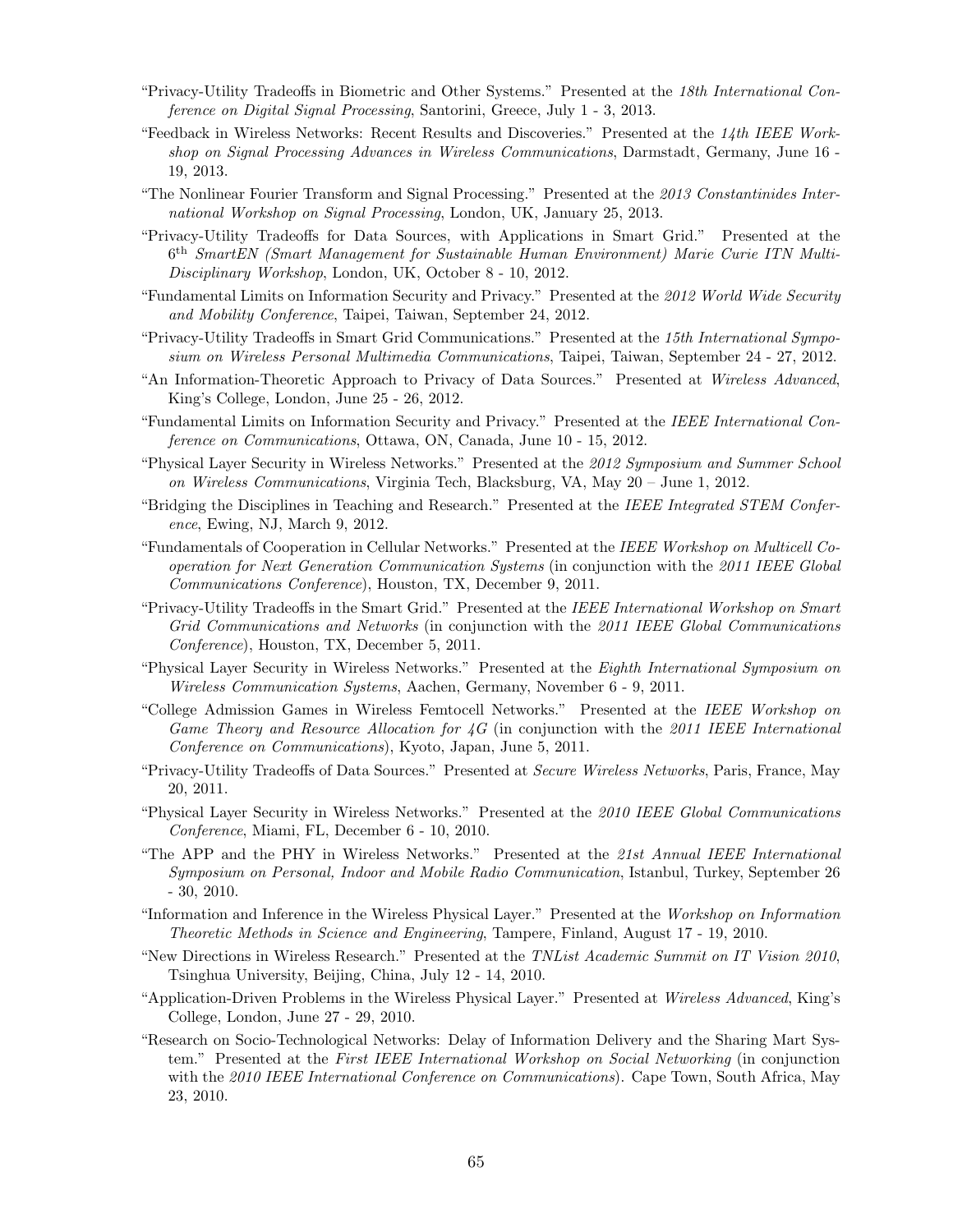"Privacy-Utility Tradeoffs in Biometric and Other Systems." Presented at the *18th International Conference on Digital Signal Processing*, Santorini, Greece, July 1 - 3, 2013.

"Feedback in Wireless Networks: Recent Results and Discoveries." Presented at the *14th IEEE Workshop on Signal Processing Advances in Wireless Communications*, Darmstadt, Germany, June 16 - 19, 2013.

"The Nonlinear Fourier Transform and Signal Processing." Presented at the *2013 Constantinides International Workshop on Signal Processing*, London, UK, January 25, 2013.

"Privacy-Utility Tradeoffs for Data Sources, with Applications in Smart Grid." Presented at the *6th SmartEN (Smart Management for Sustainable Human Environment) Marie Curie ITN Multi-Disciplinary Workshop*, London, UK, October 8 - 10, 2012.

"Fundamental Limits on Information Security and Privacy." Presented at the *2012 World Wide Security and Mobility Conference*, Taipei, Taiwan, September 24, 2012.

"Privacy-Utility Tradeoffs in Smart Grid Communications." Presented at the *15th International Symposium on Wireless Personal Multimedia Communications*, Taipei, Taiwan, September 24 - 27, 2012.

"An Information-Theoretic Approach to Privacy of Data Sources." Presented at *Wireless Advanced*, King's College, London, June 25 - 26, 2012.

"Fundamental Limits on Information Security and Privacy." Presented at the *IEEE International Conference on Communications*, Ottawa, ON, Canada, June 10 - 15, 2012.

"Physical Layer Security in Wireless Networks." Presented at the *2012 Symposium and Summer School on Wireless Communications*, Virginia Tech, Blacksburg, VA, May 20 – June 1, 2012.

"Bridging the Disciplines in Teaching and Research." Presented at the *IEEE Integrated STEM Conference*, Ewing, NJ, March 9, 2012.

"Fundamentals of Cooperation in Cellular Networks." Presented at the *IEEE Workshop on Multicell Cooperation for Next Generation Communication Systems* (in conjunction with the *2011 IEEE Global Communications Conference*), Houston, TX, December 9, 2011.

"Privacy-Utility Tradeoffs in the Smart Grid." Presented at the *IEEE International Workshop on Smart Grid Communications and Networks* (in conjunction with the *2011 IEEE Global Communications Conference*), Houston, TX, December 5, 2011.

"Physical Layer Security in Wireless Networks." Presented at the *Eighth International Symposium on Wireless Communication Systems*, Aachen, Germany, November 6 - 9, 2011.

"College Admission Games in Wireless Femtocell Networks." Presented at the *IEEE Workshop on Game Theory and Resource Allocation for 4G* (in conjunction with the *2011 IEEE International Conference on Communications*), Kyoto, Japan, June 5, 2011.

"Privacy-Utility Tradeoffs of Data Sources." Presented at *Secure Wireless Networks*, Paris, France, May 20, 2011.

"Physical Layer Security in Wireless Networks." Presented at the *2010 IEEE Global Communications Conference*, Miami, FL, December 6 - 10, 2010.

"The APP and the PHY in Wireless Networks." Presented at the *21st Annual IEEE International Symposium on Personal, Indoor and Mobile Radio Communication*, Istanbul, Turkey, September 26 - 30, 2010.

"Information and Inference in the Wireless Physical Layer." Presented at the *Workshop on Information Theoretic Methods in Science and Engineering*, Tampere, Finland, August 17 - 19, 2010.

"New Directions in Wireless Research." Presented at the *TNList Academic Summit on IT Vision 2010*, Tsinghua University, Beijing, China, July 12 - 14, 2010.

"Application-Driven Problems in the Wireless Physical Layer." Presented at *Wireless Advanced*, King's College, London, June 27 - 29, 2010.

"Research on Socio-Technological Networks: Delay of Information Delivery and the Sharing Mart System." Presented at the *First IEEE International Workshop on Social Networking* (in conjunction with the *2010 IEEE International Conference on Communications*). Cape Town, South Africa, May 23, 2010.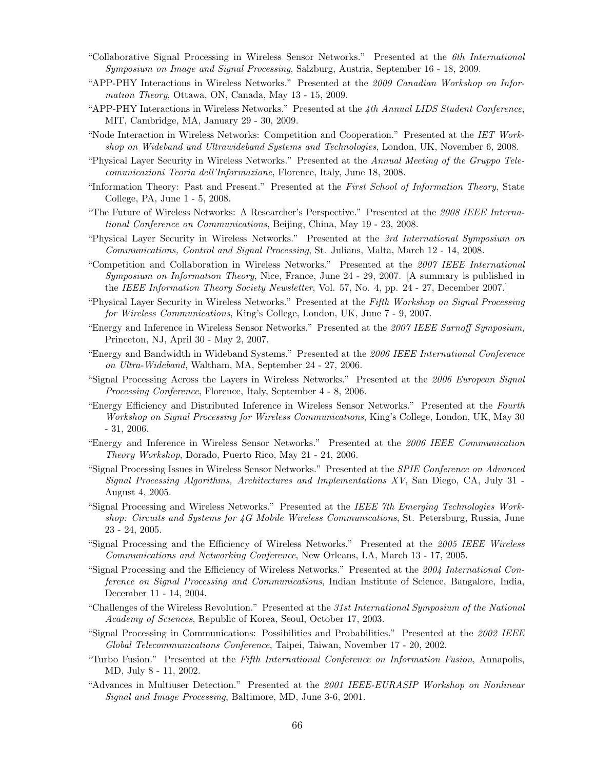"Collaborative Signal Processing in Wireless Sensor Networks." Presented at the *6th International Symposium on Image and Signal Processing*, Salzburg, Austria, September 16 - 18, 2009.

"APP-PHY Interactions in Wireless Networks." Presented at the *2009 Canadian Workshop on Information Theory*, Ottawa, ON, Canada, May 13 - 15, 2009.

"APP-PHY Interactions in Wireless Networks." Presented at the *4th Annual LIDS Student Conference*, MIT, Cambridge, MA, January 29 - 30, 2009.

"Node Interaction in Wireless Networks: Competition and Cooperation." Presented at the *IET Workshop on Wideband and Ultrawideband Systems and Technologies*, London, UK, November 6, 2008.

"Physical Layer Security in Wireless Networks." Presented at the *Annual Meeting of the Gruppo Telecomunicazioni Teoria dell'Informazione*, Florence, Italy, June 18, 2008.

"Information Theory: Past and Present." Presented at the *First School of Information Theory*, State College, PA, June 1 - 5, 2008.

"The Future of Wireless Networks: A Researcher's Perspective." Presented at the *2008 IEEE International Conference on Communications*, Beijing, China, May 19 - 23, 2008.

"Physical Layer Security in Wireless Networks." Presented at the *3rd International Symposium on Communications, Control and Signal Processing*, St. Julians, Malta, March 12 - 14, 2008.

"Competition and Collaboration in Wireless Networks." Presented at the *2007 IEEE International Symposium on Information Theory*, Nice, France, June 24 - 29, 2007. [A summary is published in the *IEEE Information Theory Society Newsletter*, Vol. 57, No. 4, pp. 24 - 27, December 2007.]

"Physical Layer Security in Wireless Networks." Presented at the *Fifth Workshop on Signal Processing for Wireless Communications*, King's College, London, UK, June 7 - 9, 2007.

"Energy and Inference in Wireless Sensor Networks." Presented at the *2007 IEEE Sarnoff Symposium*, Princeton, NJ, April 30 - May 2, 2007.

"Energy and Bandwidth in Wideband Systems." Presented at the *2006 IEEE International Conference on Ultra-Wideband*, Waltham, MA, September 24 - 27, 2006.

"Signal Processing Across the Layers in Wireless Networks." Presented at the *2006 European Signal Processing Conference*, Florence, Italy, September 4 - 8, 2006.

"Energy Efficiency and Distributed Inference in Wireless Sensor Networks." Presented at the *Fourth Workshop on Signal Processing for Wireless Communications*, King's College, London, UK, May 30 - 31, 2006.

"Energy and Inference in Wireless Sensor Networks." Presented at the *2006 IEEE Communication Theory Workshop*, Dorado, Puerto Rico, May 21 - 24, 2006.

"Signal Processing Issues in Wireless Sensor Networks." Presented at the *SPIE Conference on Advanced Signal Processing Algorithms, Architectures and Implementations XV*, San Diego, CA, July 31 - August 4, 2005.

"Signal Processing and Wireless Networks." Presented at the *IEEE 7th Emerging Technologies Workshop: Circuits and Systems for 4G Mobile Wireless Communications*, St. Petersburg, Russia, June 23 - 24, 2005.

"Signal Processing and the Efficiency of Wireless Networks." Presented at the *2005 IEEE Wireless Communications and Networking Conference*, New Orleans, LA, March 13 - 17, 2005.

"Signal Processing and the Efficiency of Wireless Networks." Presented at the *2004 International Conference on Signal Processing and Communications*, Indian Institute of Science, Bangalore, India, December 11 - 14, 2004.

"Challenges of the Wireless Revolution." Presented at the *31st International Symposium of the National Academy of Sciences*, Republic of Korea, Seoul, October 17, 2003.

"Signal Processing in Communications: Possibilities and Probabilities." Presented at the *2002 IEEE Global Telecommunications Conference*, Taipei, Taiwan, November 17 - 20, 2002.

"Turbo Fusion." Presented at the *Fifth International Conference on Information Fusion*, Annapolis, MD, July 8 - 11, 2002.

"Advances in Multiuser Detection." Presented at the *2001 IEEE-EURASIP Workshop on Nonlinear Signal and Image Processing*, Baltimore, MD, June 3-6, 2001.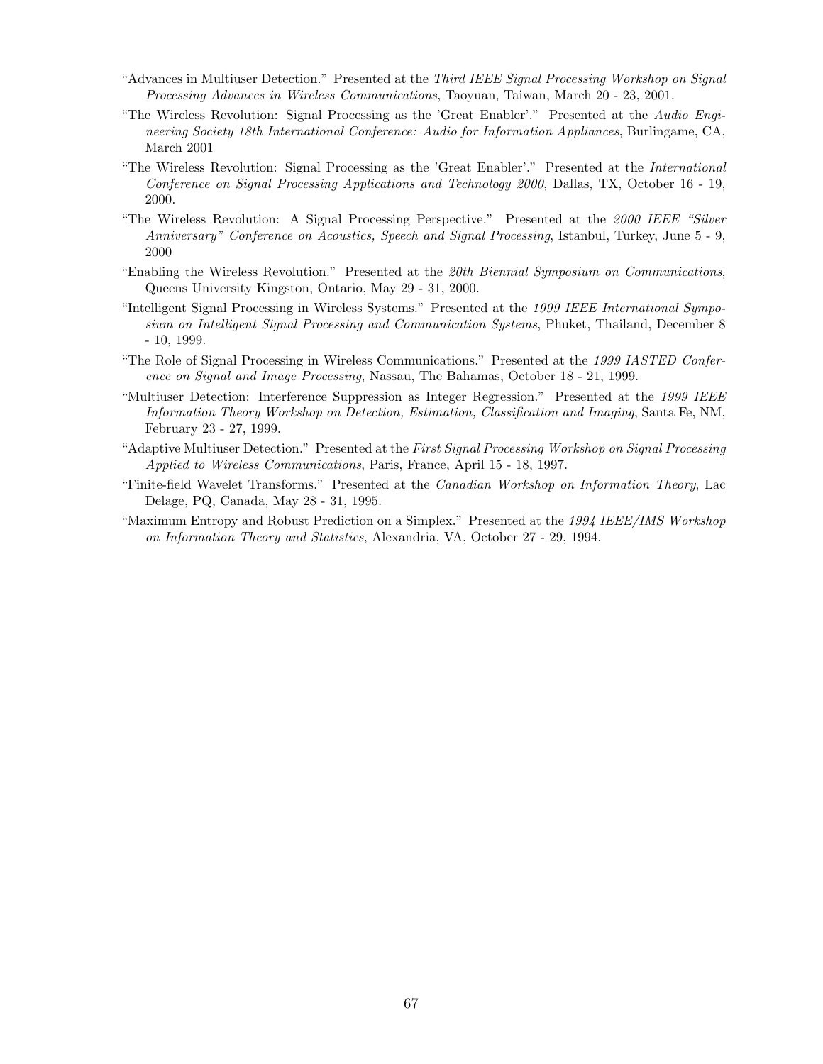"Advances in Multiuser Detection." Presented at the *Third IEEE Signal Processing Workshop on Signal Processing Advances in Wireless Communications*, Taoyuan, Taiwan, March 20 - 23, 2001.

"The Wireless Revolution: Signal Processing as the 'Great Enabler'." Presented at the *Audio Engineering Society 18th International Conference: Audio for Information Appliances*, Burlingame, CA, March 2001

"The Wireless Revolution: Signal Processing as the 'Great Enabler'." Presented at the *International Conference on Signal Processing Applications and Technology 2000*, Dallas, TX, October 16 - 19, 2000.

"The Wireless Revolution: A Signal Processing Perspective." Presented at the *2000 IEEE "Silver Anniversary" Conference on Acoustics, Speech and Signal Processing*, Istanbul, Turkey, June 5 - 9, 2000

"Enabling the Wireless Revolution." Presented at the *20th Biennial Symposium on Communications*, Queens University Kingston, Ontario, May 29 - 31, 2000.

"Intelligent Signal Processing in Wireless Systems." Presented at the *1999 IEEE International Symposium on Intelligent Signal Processing and Communication Systems*, Phuket, Thailand, December 8 - 10, 1999.

"The Role of Signal Processing in Wireless Communications." Presented at the *1999 IASTED Conference on Signal and Image Processing*, Nassau, The Bahamas, October 18 - 21, 1999.

"Multiuser Detection: Interference Suppression as Integer Regression." Presented at the *1999 IEEE Information Theory Workshop on Detection, Estimation, Classification and Imaging*, Santa Fe, NM, February 23 - 27, 1999.

"Adaptive Multiuser Detection." Presented at the *First Signal Processing Workshop on Signal Processing Applied to Wireless Communications*, Paris, France, April 15 - 18, 1997.

"Finite-field Wavelet Transforms." Presented at the *Canadian Workshop on Information Theory*, Lac Delage, PQ, Canada, May 28 - 31, 1995.

"Maximum Entropy and Robust Prediction on a Simplex." Presented at the *1994 IEEE/IMS Workshop on Information Theory and Statistics*, Alexandria, VA, October 27 - 29, 1994.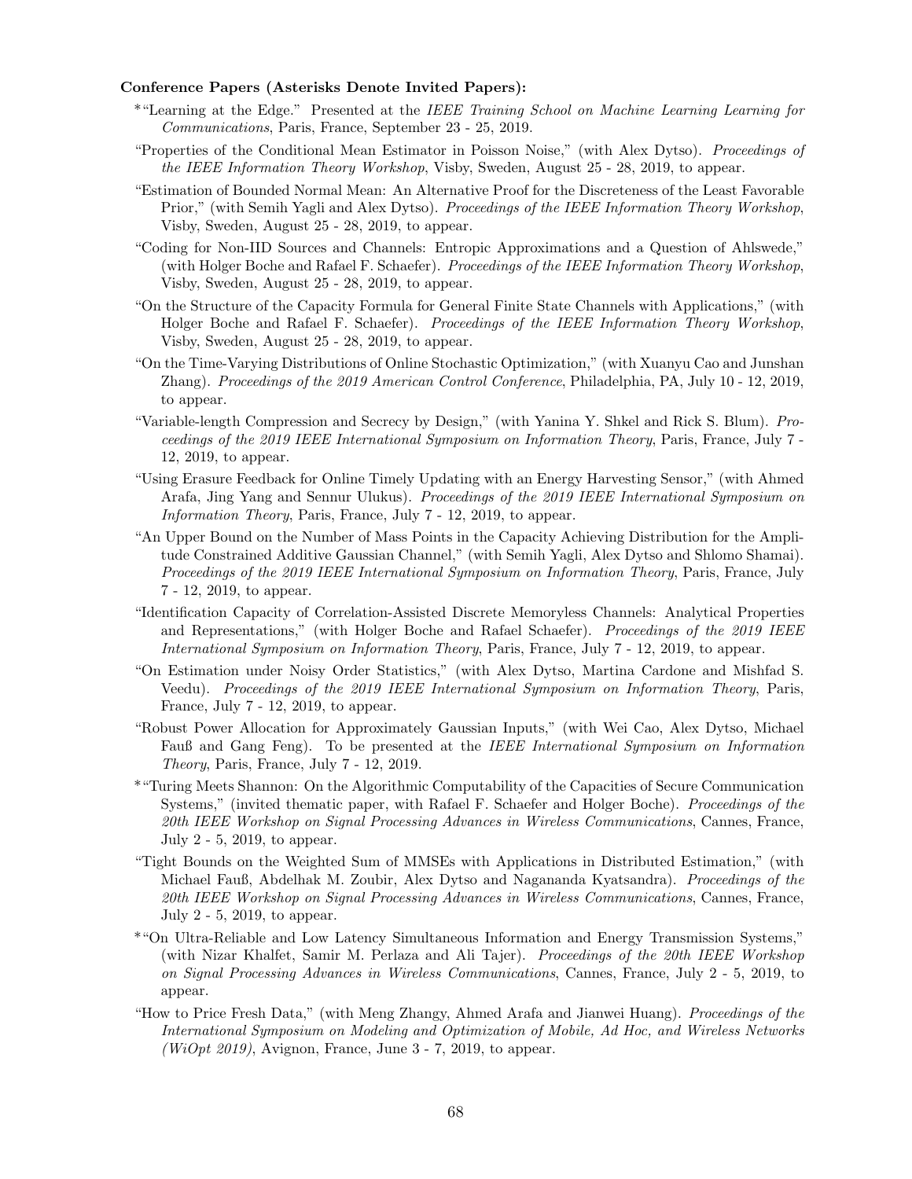**Conference Papers (Asterisks Denote Invited Papers):**

*"Learning at the Edge." Presented at the *IEEE Training School on Machine Learning Learning for Communications*, Paris, France, September 23 - 25, 2019.

"Properties of the Conditional Mean Estimator in Poisson Noise," (with Alex Dytso). *Proceedings of the IEEE Information Theory Workshop*, Visby, Sweden, August 25 - 28, 2019, to appear.

"Estimation of Bounded Normal Mean: An Alternative Proof for the Discreteness of the Least Favorable Prior," (with Semih Yagli and Alex Dytso). *Proceedings of the IEEE Information Theory Workshop*, Visby, Sweden, August 25 - 28, 2019, to appear.

"Coding for Non-IID Sources and Channels: Entropic Approximations and a Question of Ahlswede," (with Holger Boche and Rafael F. Schaefer). *Proceedings of the IEEE Information Theory Workshop*, Visby, Sweden, August 25 - 28, 2019, to appear.

"On the Structure of the Capacity Formula for General Finite State Channels with Applications," (with Holger Boche and Rafael F. Schaefer). *Proceedings of the IEEE Information Theory Workshop*, Visby, Sweden, August 25 - 28, 2019, to appear.

"On the Time-Varying Distributions of Online Stochastic Optimization," (with Xuanyu Cao and Junshan Zhang). *Proceedings of the 2019 American Control Conference*, Philadelphia, PA, July 10 - 12, 2019, to appear.

"Variable-length Compression and Secrecy by Design," (with Yanina Y. Shkel and Rick S. Blum). *Proceedings of the 2019 IEEE International Symposium on Information Theory*, Paris, France, July 7 - 12, 2019, to appear.

"Using Erasure Feedback for Online Timely Updating with an Energy Harvesting Sensor," (with Ahmed Arafa, Jing Yang and Sennur Ulukus). *Proceedings of the 2019 IEEE International Symposium on Information Theory*, Paris, France, July 7 - 12, 2019, to appear.

"An Upper Bound on the Number of Mass Points in the Capacity Achieving Distribution for the Amplitude Constrained Additive Gaussian Channel," (with Semih Yagli, Alex Dytso and Shlomo Shamai). *Proceedings of the 2019 IEEE International Symposium on Information Theory*, Paris, France, July 7 - 12, 2019, to appear.

"Identification Capacity of Correlation-Assisted Discrete Memoryless Channels: Analytical Properties and Representations," (with Holger Boche and Rafael Schaefer). *Proceedings of the 2019 IEEE International Symposium on Information Theory*, Paris, France, July 7 - 12, 2019, to appear.

"On Estimation under Noisy Order Statistics," (with Alex Dytso, Martina Cardone and Mishfad S. Veedu). *Proceedings of the 2019 IEEE International Symposium on Information Theory*, Paris, France, July 7 - 12, 2019, to appear.

"Robust Power Allocation for Approximately Gaussian Inputs," (with Wei Cao, Alex Dytso, Michael Fauß and Gang Feng). To be presented at the *IEEE International Symposium on Information Theory*, Paris, France, July 7 - 12, 2019.

*"Turing Meets Shannon: On the Algorithmic Computability of the Capacities of Secure Communication Systems," (invited thematic paper, with Rafael F. Schaefer and Holger Boche). *Proceedings of the 20th IEEE Workshop on Signal Processing Advances in Wireless Communications*, Cannes, France, July 2 - 5, 2019, to appear.

"Tight Bounds on the Weighted Sum of MMSEs with Applications in Distributed Estimation," (with Michael Fauß, Abdelhak M. Zoubir, Alex Dytso and Nagananda Kyatsandra). *Proceedings of the 20th IEEE Workshop on Signal Processing Advances in Wireless Communications*, Cannes, France, July 2 - 5, 2019, to appear.

*"On Ultra-Reliable and Low Latency Simultaneous Information and Energy Transmission Systems," (with Nizar Khalfet, Samir M. Perlaza and Ali Tajer). *Proceedings of the 20th IEEE Workshop on Signal Processing Advances in Wireless Communications*, Cannes, France, July 2 - 5, 2019, to appear.

"How to Price Fresh Data," (with Meng Zhangy, Ahmed Arafa and Jianwei Huang). *Proceedings of the International Symposium on Modeling and Optimization of Mobile, Ad Hoc, and Wireless Networks (WiOpt 2019)*, Avignon, France, June 3 - 7, 2019, to appear.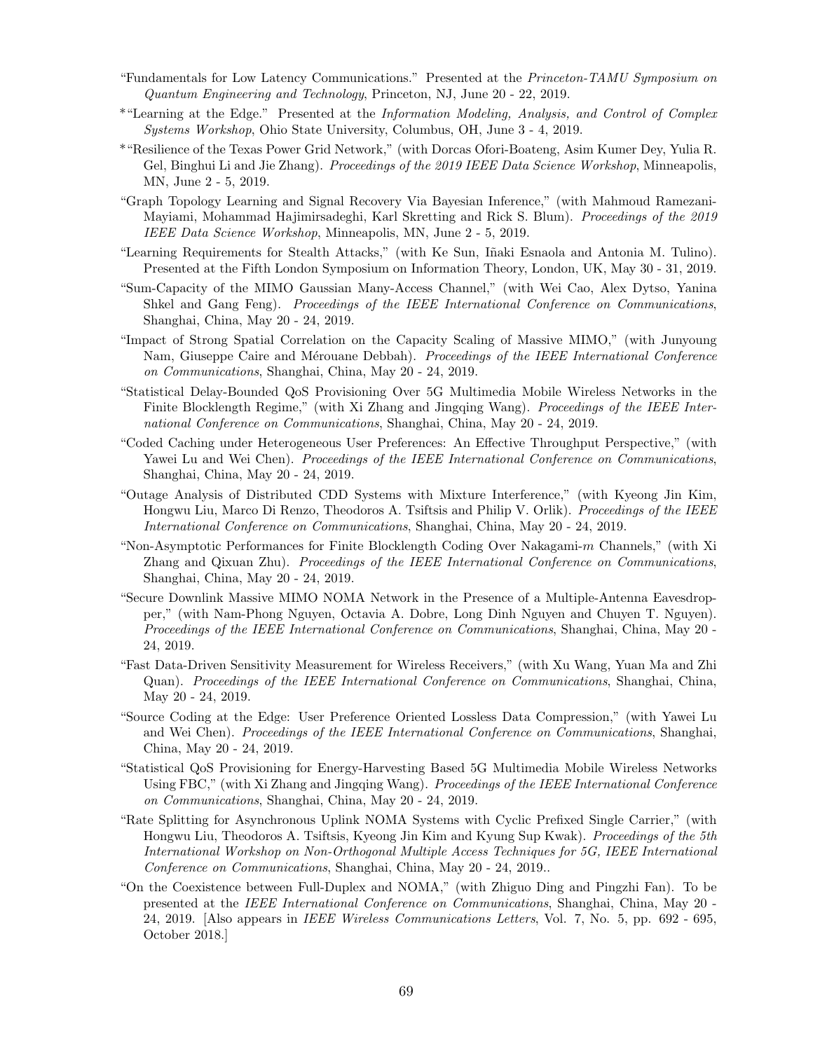"Fundamentals for Low Latency Communications." Presented at the *Princeton-TAMU Symposium on Quantum Engineering and Technology*, Princeton, NJ, June 20 - 22, 2019.

*"Learning at the Edge." Presented at the *Information Modeling, Analysis, and Control of Complex Systems Workshop*, Ohio State University, Columbus, OH, June 3 - 4, 2019.

*"Resilience of the Texas Power Grid Network," (with Dorcas Ofori-Boateng, Asim Kumer Dey, Yulia R. Gel, Binghui Li and Jie Zhang). *Proceedings of the 2019 IEEE Data Science Workshop*, Minneapolis, MN, June 2 - 5, 2019.

"Graph Topology Learning and Signal Recovery Via Bayesian Inference," (with Mahmoud Ramezani-Mayiami, Mohammad Hajimirsadeghi, Karl Skretting and Rick S. Blum). *Proceedings of the 2019 IEEE Data Science Workshop*, Minneapolis, MN, June 2 - 5, 2019.

"Learning Requirements for Stealth Attacks," (with Ke Sun, Iñaki Esnaola and Antonia M. Tulino). Presented at the Fifth London Symposium on Information Theory, London, UK, May 30 - 31, 2019.

"Sum-Capacity of the MIMO Gaussian Many-Access Channel," (with Wei Cao, Alex Dytso, Yanina Shkel and Gang Feng). *Proceedings of the IEEE International Conference on Communications*, Shanghai, China, May 20 - 24, 2019.

"Impact of Strong Spatial Correlation on the Capacity Scaling of Massive MIMO," (with Junyoung Nam, Giuseppe Caire and Mérouane Debbah). *Proceedings of the IEEE International Conference on Communications*, Shanghai, China, May 20 - 24, 2019.

"Statistical Delay-Bounded QoS Provisioning Over 5G Multimedia Mobile Wireless Networks in the Finite Blocklength Regime," (with Xi Zhang and Jingqing Wang). *Proceedings of the IEEE International Conference on Communications*, Shanghai, China, May 20 - 24, 2019.

"Coded Caching under Heterogeneous User Preferences: An Effective Throughput Perspective," (with Yawei Lu and Wei Chen). *Proceedings of the IEEE International Conference on Communications*, Shanghai, China, May 20 - 24, 2019.

"Outage Analysis of Distributed CDD Systems with Mixture Interference," (with Kyeong Jin Kim, Hongwu Liu, Marco Di Renzo, Theodoros A. Tsiftsis and Philip V. Orlik). *Proceedings of the IEEE International Conference on Communications*, Shanghai, China, May 20 - 24, 2019.

"Non-Asymptotic Performances for Finite Blocklength Coding Over Nakagami-$m$ Channels," (with Xi Zhang and Qixuan Zhu). *Proceedings of the IEEE International Conference on Communications*, Shanghai, China, May 20 - 24, 2019.

"Secure Downlink Massive MIMO NOMA Network in the Presence of a Multiple-Antenna Eavesdropper," (with Nam-Phong Nguyen, Octavia A. Dobre, Long Dinh Nguyen and Chuyen T. Nguyen). *Proceedings of the IEEE International Conference on Communications*, Shanghai, China, May 20 - 24, 2019.

"Fast Data-Driven Sensitivity Measurement for Wireless Receivers," (with Xu Wang, Yuan Ma and Zhi Quan). *Proceedings of the IEEE International Conference on Communications*, Shanghai, China, May 20 - 24, 2019.

"Source Coding at the Edge: User Preference Oriented Lossless Data Compression," (with Yawei Lu and Wei Chen). *Proceedings of the IEEE International Conference on Communications*, Shanghai, China, May 20 - 24, 2019.

"Statistical QoS Provisioning for Energy-Harvesting Based 5G Multimedia Mobile Wireless Networks Using FBC," (with Xi Zhang and Jingqing Wang). *Proceedings of the IEEE International Conference on Communications*, Shanghai, China, May 20 - 24, 2019.

"Rate Splitting for Asynchronous Uplink NOMA Systems with Cyclic Prefixed Single Carrier," (with Hongwu Liu, Theodoros A. Tsiftsis, Kyeong Jin Kim and Kyung Sup Kwak). *Proceedings of the 5th International Workshop on Non-Orthogonal Multiple Access Techniques for 5G, IEEE International Conference on Communications*, Shanghai, China, May 20 - 24, 2019..

"On the Coexistence between Full-Duplex and NOMA," (with Zhiguo Ding and Pingzhi Fan). To be presented at the *IEEE International Conference on Communications*, Shanghai, China, May 20 - 24, 2019. [Also appears in *IEEE Wireless Communications Letters*, Vol. 7, No. 5, pp. 692 - 695, October 2018.]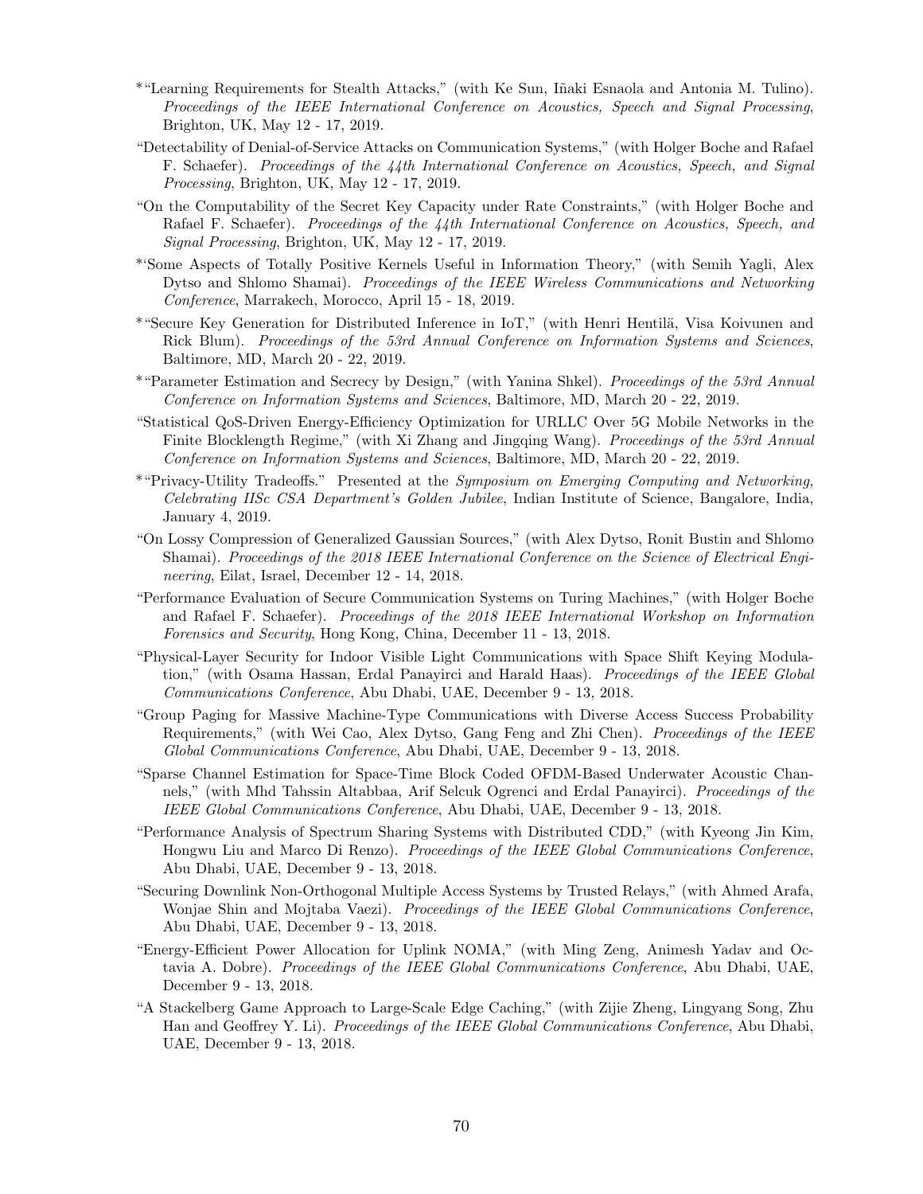*"Learning Requirements for Stealth Attacks," (with Ke Sun, Iñaki Esnaola and Antonia M. Tulino). *Proceedings of the IEEE International Conference on Acoustics, Speech and Signal Processing*, Brighton, UK, May 12 - 17, 2019.

"Detectability of Denial-of-Service Attacks on Communication Systems," (with Holger Boche and Rafael F. Schaefer). *Proceedings of the 44th International Conference on Acoustics, Speech, and Signal Processing*, Brighton, UK, May 12 - 17, 2019.

"On the Computability of the Secret Key Capacity under Rate Constraints," (with Holger Boche and Rafael F. Schaefer). *Proceedings of the 44th International Conference on Acoustics, Speech, and Signal Processing*, Brighton, UK, May 12 - 17, 2019.

*'Some Aspects of Totally Positive Kernels Useful in Information Theory," (with Semih Yagli, Alex Dytso and Shlomo Shamai). *Proceedings of the IEEE Wireless Communications and Networking Conference*, Marrakech, Morocco, April 15 - 18, 2019.

*"Secure Key Generation for Distributed Inference in IoT," (with Henri Hentilä, Visa Koivunen and Rick Blum). *Proceedings of the 53rd Annual Conference on Information Systems and Sciences*, Baltimore, MD, March 20 - 22, 2019.

*"Parameter Estimation and Secrecy by Design," (with Yanina Shkel). *Proceedings of the 53rd Annual Conference on Information Systems and Sciences*, Baltimore, MD, March 20 - 22, 2019.

"Statistical QoS-Driven Energy-Efficiency Optimization for URLLC Over 5G Mobile Networks in the Finite Blocklength Regime," (with Xi Zhang and Jingqing Wang). *Proceedings of the 53rd Annual Conference on Information Systems and Sciences*, Baltimore, MD, March 20 - 22, 2019.

*"Privacy-Utility Tradeoffs." Presented at the *Symposium on Emerging Computing and Networking, Celebrating IISc CSA Department's Golden Jubilee*, Indian Institute of Science, Bangalore, India, January 4, 2019.

"On Lossy Compression of Generalized Gaussian Sources," (with Alex Dytso, Ronit Bustin and Shlomo Shamai). *Proceedings of the 2018 IEEE International Conference on the Science of Electrical Engineering*, Eilat, Israel, December 12 - 14, 2018.

"Performance Evaluation of Secure Communication Systems on Turing Machines," (with Holger Boche and Rafael F. Schaefer). *Proceedings of the 2018 IEEE International Workshop on Information Forensics and Security*, Hong Kong, China, December 11 - 13, 2018.

"Physical-Layer Security for Indoor Visible Light Communications with Space Shift Keying Modulation," (with Osama Hassan, Erdal Panayirci and Harald Haas). *Proceedings of the IEEE Global Communications Conference*, Abu Dhabi, UAE, December 9 - 13, 2018.

"Group Paging for Massive Machine-Type Communications with Diverse Access Success Probability Requirements," (with Wei Cao, Alex Dytso, Gang Feng and Zhi Chen). *Proceedings of the IEEE Global Communications Conference*, Abu Dhabi, UAE, December 9 - 13, 2018.

"Sparse Channel Estimation for Space-Time Block Coded OFDM-Based Underwater Acoustic Channels," (with Mhd Tahssin Altabbaa, Arif Selcuk Ogrenci and Erdal Panayirci). *Proceedings of the IEEE Global Communications Conference*, Abu Dhabi, UAE, December 9 - 13, 2018.

"Performance Analysis of Spectrum Sharing Systems with Distributed CDD," (with Kyeong Jin Kim, Hongwu Liu and Marco Di Renzo). *Proceedings of the IEEE Global Communications Conference*, Abu Dhabi, UAE, December 9 - 13, 2018.

"Securing Downlink Non-Orthogonal Multiple Access Systems by Trusted Relays," (with Ahmed Arafa, Wonjae Shin and Mojtaba Vaezi). *Proceedings of the IEEE Global Communications Conference*, Abu Dhabi, UAE, December 9 - 13, 2018.

"Energy-Efficient Power Allocation for Uplink NOMA," (with Ming Zeng, Animesh Yadav and Octavia A. Dobre). *Proceedings of the IEEE Global Communications Conference*, Abu Dhabi, UAE, December 9 - 13, 2018.

"A Stackelberg Game Approach to Large-Scale Edge Caching," (with Zijie Zheng, Lingyang Song, Zhu Han and Geoffrey Y. Li). *Proceedings of the IEEE Global Communications Conference*, Abu Dhabi, UAE, December 9 - 13, 2018.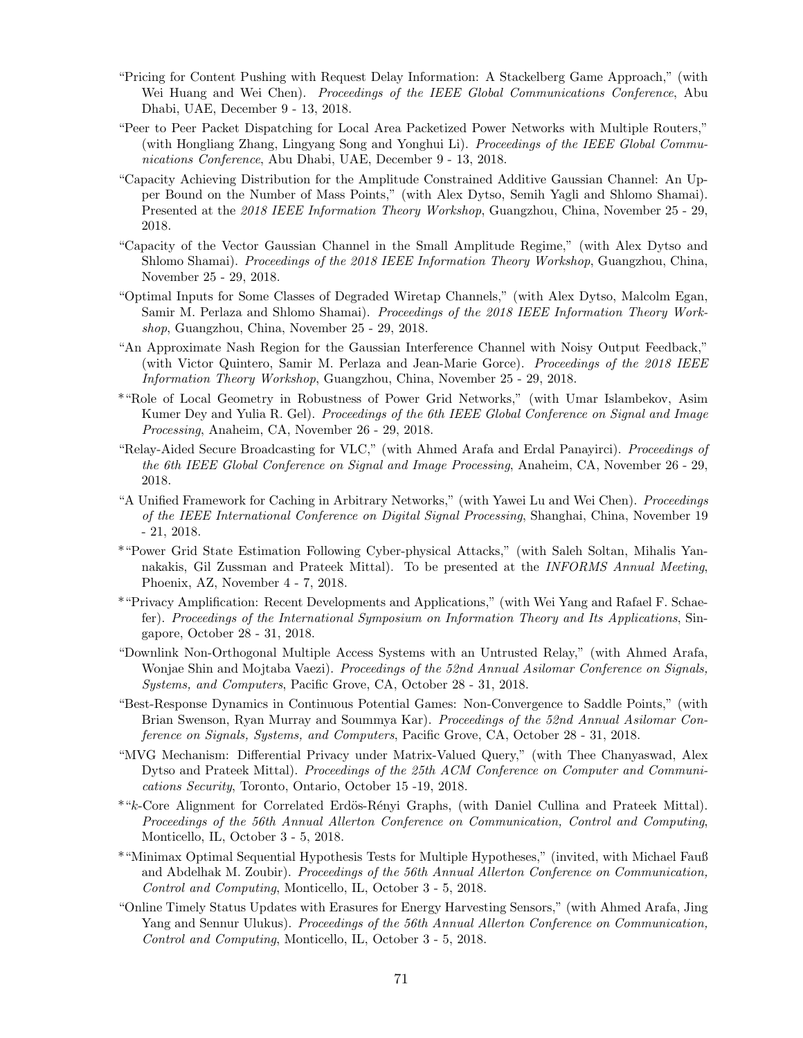"Pricing for Content Pushing with Request Delay Information: A Stackelberg Game Approach," (with Wei Huang and Wei Chen). *Proceedings of the IEEE Global Communications Conference*, Abu Dhabi, UAE, December 9 - 13, 2018.

"Peer to Peer Packet Dispatching for Local Area Packetized Power Networks with Multiple Routers," (with Hongliang Zhang, Lingyang Song and Yonghui Li). *Proceedings of the IEEE Global Communications Conference*, Abu Dhabi, UAE, December 9 - 13, 2018.

"Capacity Achieving Distribution for the Amplitude Constrained Additive Gaussian Channel: An Upper Bound on the Number of Mass Points," (with Alex Dytso, Semih Yagli and Shlomo Shamai). Presented at the *2018 IEEE Information Theory Workshop*, Guangzhou, China, November 25 - 29, 2018.

"Capacity of the Vector Gaussian Channel in the Small Amplitude Regime," (with Alex Dytso and Shlomo Shamai). *Proceedings of the 2018 IEEE Information Theory Workshop*, Guangzhou, China, November 25 - 29, 2018.

"Optimal Inputs for Some Classes of Degraded Wiretap Channels," (with Alex Dytso, Malcolm Egan, Samir M. Perlaza and Shlomo Shamai). *Proceedings of the 2018 IEEE Information Theory Workshop*, Guangzhou, China, November 25 - 29, 2018.

"An Approximate Nash Region for the Gaussian Interference Channel with Noisy Output Feedback," (with Victor Quintero, Samir M. Perlaza and Jean-Marie Gorce). *Proceedings of the 2018 IEEE Information Theory Workshop*, Guangzhou, China, November 25 - 29, 2018.

*"Role of Local Geometry in Robustness of Power Grid Networks," (with Umar Islambekov, Asim Kumer Dey and Yulia R. Gel). *Proceedings of the 6th IEEE Global Conference on Signal and Image Processing*, Anaheim, CA, November 26 - 29, 2018.

"Relay-Aided Secure Broadcasting for VLC," (with Ahmed Arafa and Erdal Panayirci). *Proceedings of the 6th IEEE Global Conference on Signal and Image Processing*, Anaheim, CA, November 26 - 29, 2018.

"A Unified Framework for Caching in Arbitrary Networks," (with Yawei Lu and Wei Chen). *Proceedings of the IEEE International Conference on Digital Signal Processing*, Shanghai, China, November 19 - 21, 2018.

*"Power Grid State Estimation Following Cyber-physical Attacks," (with Saleh Soltan, Mihalis Yannakakis, Gil Zussman and Prateek Mittal). To be presented at the *INFORMS Annual Meeting*, Phoenix, AZ, November 4 - 7, 2018.

*"Privacy Amplification: Recent Developments and Applications," (with Wei Yang and Rafael F. Schaefer). *Proceedings of the International Symposium on Information Theory and Its Applications*, Singapore, October 28 - 31, 2018.

"Downlink Non-Orthogonal Multiple Access Systems with an Untrusted Relay," (with Ahmed Arafa, Wonjae Shin and Mojtaba Vaezi). *Proceedings of the 52nd Annual Asilomar Conference on Signals, Systems, and Computers*, Pacific Grove, CA, October 28 - 31, 2018.

"Best-Response Dynamics in Continuous Potential Games: Non-Convergence to Saddle Points," (with Brian Swenson, Ryan Murray and Soummya Kar). *Proceedings of the 52nd Annual Asilomar Conference on Signals, Systems, and Computers*, Pacific Grove, CA, October 28 - 31, 2018.

"MVG Mechanism: Differential Privacy under Matrix-Valued Query," (with Thee Chanyaswad, Alex Dytso and Prateek Mittal). *Proceedings of the 25th ACM Conference on Computer and Communications Security*, Toronto, Ontario, October 15 -19, 2018.

*"$k$-Core Alignment for Correlated Erdös-Rényi Graphs, (with Daniel Cullina and Prateek Mittal). *Proceedings of the 56th Annual Allerton Conference on Communication, Control and Computing*, Monticello, IL, October 3 - 5, 2018.

*"Minimax Optimal Sequential Hypothesis Tests for Multiple Hypotheses," (invited, with Michael Fauß and Abdelhak M. Zoubir). *Proceedings of the 56th Annual Allerton Conference on Communication, Control and Computing*, Monticello, IL, October 3 - 5, 2018.

"Online Timely Status Updates with Erasures for Energy Harvesting Sensors," (with Ahmed Arafa, Jing Yang and Sennur Ulukus). *Proceedings of the 56th Annual Allerton Conference on Communication, Control and Computing*, Monticello, IL, October 3 - 5, 2018.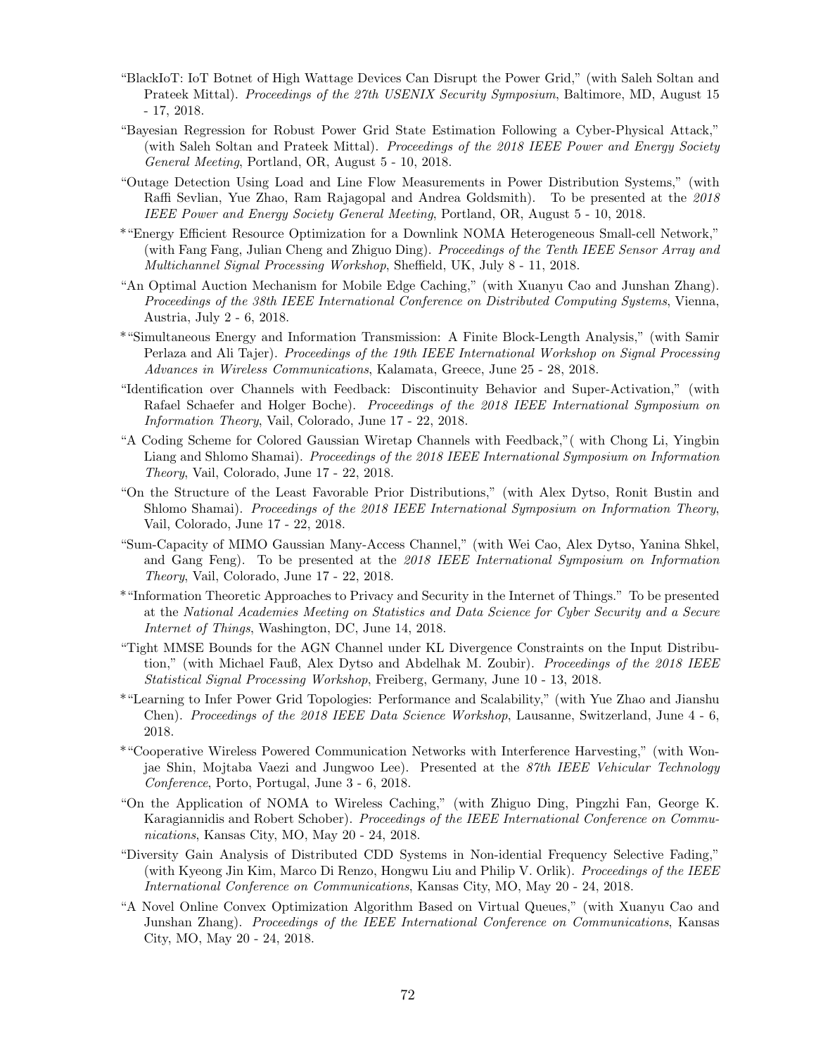"BlackIoT: IoT Botnet of High Wattage Devices Can Disrupt the Power Grid," (with Saleh Soltan and Prateek Mittal). *Proceedings of the 27th USENIX Security Symposium*, Baltimore, MD, August 15 - 17, 2018.

"Bayesian Regression for Robust Power Grid State Estimation Following a Cyber-Physical Attack," (with Saleh Soltan and Prateek Mittal). *Proceedings of the 2018 IEEE Power and Energy Society General Meeting*, Portland, OR, August 5 - 10, 2018.

"Outage Detection Using Load and Line Flow Measurements in Power Distribution Systems," (with Raffi Sevlian, Yue Zhao, Ram Rajagopal and Andrea Goldsmith). To be presented at the *2018 IEEE Power and Energy Society General Meeting*, Portland, OR, August 5 - 10, 2018.

*"Energy Efficient Resource Optimization for a Downlink NOMA Heterogeneous Small-cell Network," (with Fang Fang, Julian Cheng and Zhiguo Ding). *Proceedings of the Tenth IEEE Sensor Array and Multichannel Signal Processing Workshop*, Sheffield, UK, July 8 - 11, 2018.

"An Optimal Auction Mechanism for Mobile Edge Caching," (with Xuanyu Cao and Junshan Zhang). *Proceedings of the 38th IEEE International Conference on Distributed Computing Systems*, Vienna, Austria, July 2 - 6, 2018.

*"Simultaneous Energy and Information Transmission: A Finite Block-Length Analysis," (with Samir Perlaza and Ali Tajer). *Proceedings of the 19th IEEE International Workshop on Signal Processing Advances in Wireless Communications*, Kalamata, Greece, June 25 - 28, 2018.

"Identification over Channels with Feedback: Discontinuity Behavior and Super-Activation," (with Rafael Schaefer and Holger Boche). *Proceedings of the 2018 IEEE International Symposium on Information Theory*, Vail, Colorado, June 17 - 22, 2018.

"A Coding Scheme for Colored Gaussian Wiretap Channels with Feedback,"( with Chong Li, Yingbin Liang and Shlomo Shamai). *Proceedings of the 2018 IEEE International Symposium on Information Theory*, Vail, Colorado, June 17 - 22, 2018.

"On the Structure of the Least Favorable Prior Distributions," (with Alex Dytso, Ronit Bustin and Shlomo Shamai). *Proceedings of the 2018 IEEE International Symposium on Information Theory*, Vail, Colorado, June 17 - 22, 2018.

"Sum-Capacity of MIMO Gaussian Many-Access Channel," (with Wei Cao, Alex Dytso, Yanina Shkel, and Gang Feng). To be presented at the *2018 IEEE International Symposium on Information Theory*, Vail, Colorado, June 17 - 22, 2018.

*"Information Theoretic Approaches to Privacy and Security in the Internet of Things." To be presented at the *National Academies Meeting on Statistics and Data Science for Cyber Security and a Secure Internet of Things*, Washington, DC, June 14, 2018.

"Tight MMSE Bounds for the AGN Channel under KL Divergence Constraints on the Input Distribution," (with Michael Fauß, Alex Dytso and Abdelhak M. Zoubir). *Proceedings of the 2018 IEEE Statistical Signal Processing Workshop*, Freiberg, Germany, June 10 - 13, 2018.

*"Learning to Infer Power Grid Topologies: Performance and Scalability," (with Yue Zhao and Jianshu Chen). *Proceedings of the 2018 IEEE Data Science Workshop*, Lausanne, Switzerland, June 4 - 6, 2018.

*"Cooperative Wireless Powered Communication Networks with Interference Harvesting," (with Wonjae Shin, Mojtaba Vaezi and Jungwoo Lee). Presented at the *87th IEEE Vehicular Technology Conference*, Porto, Portugal, June 3 - 6, 2018.

"On the Application of NOMA to Wireless Caching," (with Zhiguo Ding, Pingzhi Fan, George K. Karagiannidis and Robert Schober). *Proceedings of the IEEE International Conference on Communications*, Kansas City, MO, May 20 - 24, 2018.

"Diversity Gain Analysis of Distributed CDD Systems in Non-idential Frequency Selective Fading," (with Kyeong Jin Kim, Marco Di Renzo, Hongwu Liu and Philip V. Orlik). *Proceedings of the IEEE International Conference on Communications*, Kansas City, MO, May 20 - 24, 2018.

"A Novel Online Convex Optimization Algorithm Based on Virtual Queues," (with Xuanyu Cao and Junshan Zhang). *Proceedings of the IEEE International Conference on Communications*, Kansas City, MO, May 20 - 24, 2018.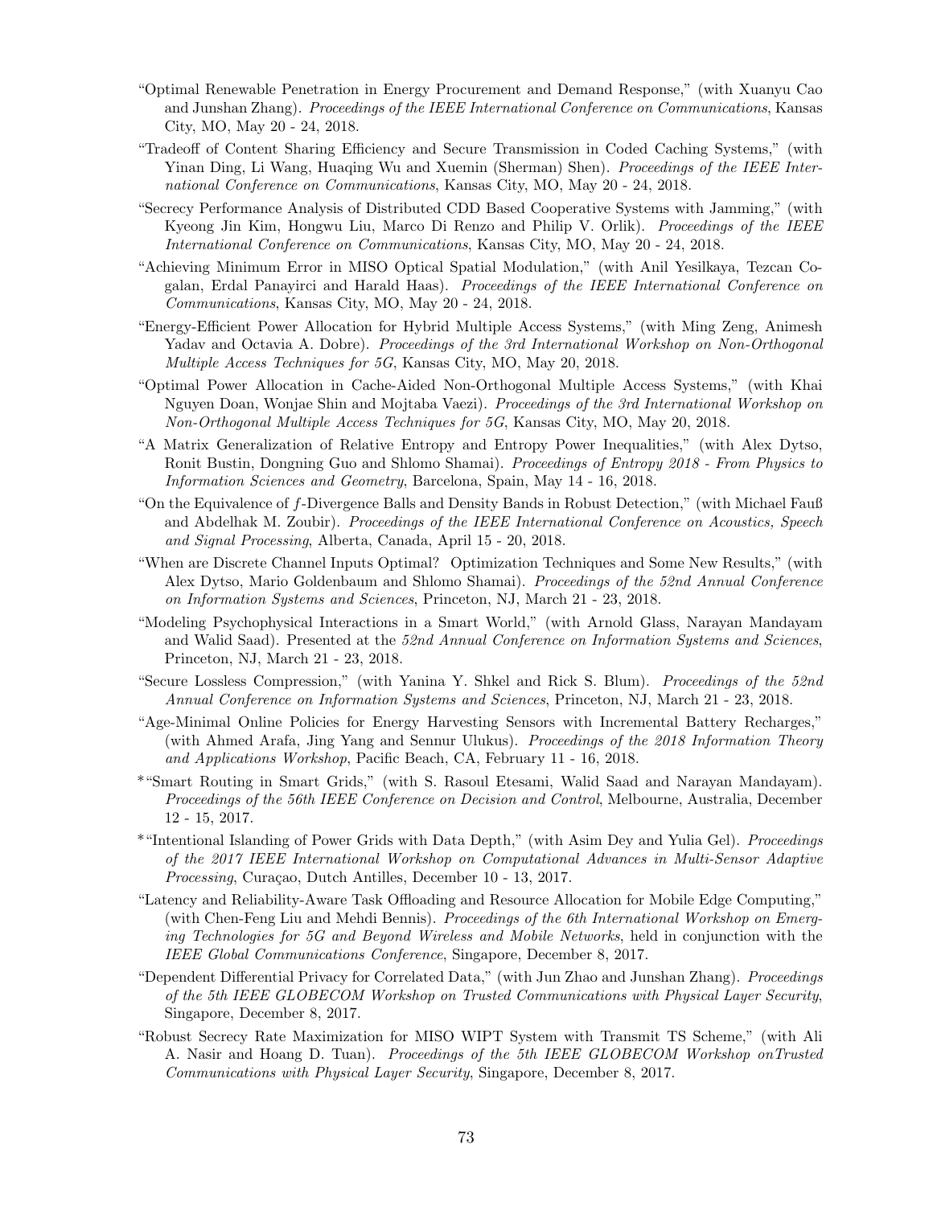- "Optimal Renewable Penetration in Energy Procurement and Demand Response," (with Xuanyu Cao and Junshan Zhang). *Proceedings of the IEEE International Conference on Communications*, Kansas City, MO, May 20 - 24, 2018.
- "Tradeoff of Content Sharing Efficiency and Secure Transmission in Coded Caching Systems," (with Yinan Ding, Li Wang, Huaqing Wu and Xuemin (Sherman) Shen). *Proceedings of the IEEE International Conference on Communications*, Kansas City, MO, May 20 - 24, 2018.
- "Secrecy Performance Analysis of Distributed CDD Based Cooperative Systems with Jamming," (with Kyeong Jin Kim, Hongwu Liu, Marco Di Renzo and Philip V. Orlik). *Proceedings of the IEEE International Conference on Communications*, Kansas City, MO, May 20 - 24, 2018.
- "Achieving Minimum Error in MISO Optical Spatial Modulation," (with Anil Yesilkaya, Tezcan Cogalan, Erdal Panayirci and Harald Haas). *Proceedings of the IEEE International Conference on Communications*, Kansas City, MO, May 20 - 24, 2018.
- "Energy-Efficient Power Allocation for Hybrid Multiple Access Systems," (with Ming Zeng, Animesh Yadav and Octavia A. Dobre). *Proceedings of the 3rd International Workshop on Non-Orthogonal Multiple Access Techniques for 5G*, Kansas City, MO, May 20, 2018.
- "Optimal Power Allocation in Cache-Aided Non-Orthogonal Multiple Access Systems," (with Khai Nguyen Doan, Wonjae Shin and Mojtaba Vaezi). *Proceedings of the 3rd International Workshop on Non-Orthogonal Multiple Access Techniques for 5G*, Kansas City, MO, May 20, 2018.
- "A Matrix Generalization of Relative Entropy and Entropy Power Inequalities," (with Alex Dytso, Ronit Bustin, Dongning Guo and Shlomo Shamai). *Proceedings of Entropy 2018 - From Physics to Information Sciences and Geometry*, Barcelona, Spain, May 14 - 16, 2018.
- "On the Equivalence of $f$-Divergence Balls and Density Bands in Robust Detection," (with Michael Fauß and Abdelhak M. Zoubir). *Proceedings of the IEEE International Conference on Acoustics, Speech and Signal Processing*, Alberta, Canada, April 15 - 20, 2018.
- "When are Discrete Channel Inputs Optimal? Optimization Techniques and Some New Results," (with Alex Dytso, Mario Goldenbaum and Shlomo Shamai). *Proceedings of the 52nd Annual Conference on Information Systems and Sciences*, Princeton, NJ, March 21 - 23, 2018.
- "Modeling Psychophysical Interactions in a Smart World," (with Arnold Glass, Narayan Mandayam and Walid Saad). Presented at the *52nd Annual Conference on Information Systems and Sciences*, Princeton, NJ, March 21 - 23, 2018.
- "Secure Lossless Compression," (with Yanina Y. Shkel and Rick S. Blum). *Proceedings of the 52nd Annual Conference on Information Systems and Sciences*, Princeton, NJ, March 21 - 23, 2018.
- "Age-Minimal Online Policies for Energy Harvesting Sensors with Incremental Battery Recharges," (with Ahmed Arafa, Jing Yang and Sennur Ulukus). *Proceedings of the 2018 Information Theory and Applications Workshop*, Pacific Beach, CA, February 11 - 16, 2018.
- *"Smart Routing in Smart Grids," (with S. Rasoul Etesami, Walid Saad and Narayan Mandayam). *Proceedings of the 56th IEEE Conference on Decision and Control*, Melbourne, Australia, December 12 - 15, 2017.
- *"Intentional Islanding of Power Grids with Data Depth," (with Asim Dey and Yulia Gel). *Proceedings of the 2017 IEEE International Workshop on Computational Advances in Multi-Sensor Adaptive Processing*, Curaçao, Dutch Antilles, December 10 - 13, 2017.
- "Latency and Reliability-Aware Task Offloading and Resource Allocation for Mobile Edge Computing," (with Chen-Feng Liu and Mehdi Bennis). *Proceedings of the 6th International Workshop on Emerging Technologies for 5G and Beyond Wireless and Mobile Networks*, held in conjunction with the *IEEE Global Communications Conference*, Singapore, December 8, 2017.
- "Dependent Differential Privacy for Correlated Data," (with Jun Zhao and Junshan Zhang). *Proceedings of the 5th IEEE GLOBECOM Workshop on Trusted Communications with Physical Layer Security*, Singapore, December 8, 2017.
- "Robust Secrecy Rate Maximization for MISO WIPT System with Transmit TS Scheme," (with Ali A. Nasir and Hoang D. Tuan). *Proceedings of the 5th IEEE GLOBECOM Workshop onTrusted Communications with Physical Layer Security*, Singapore, December 8, 2017.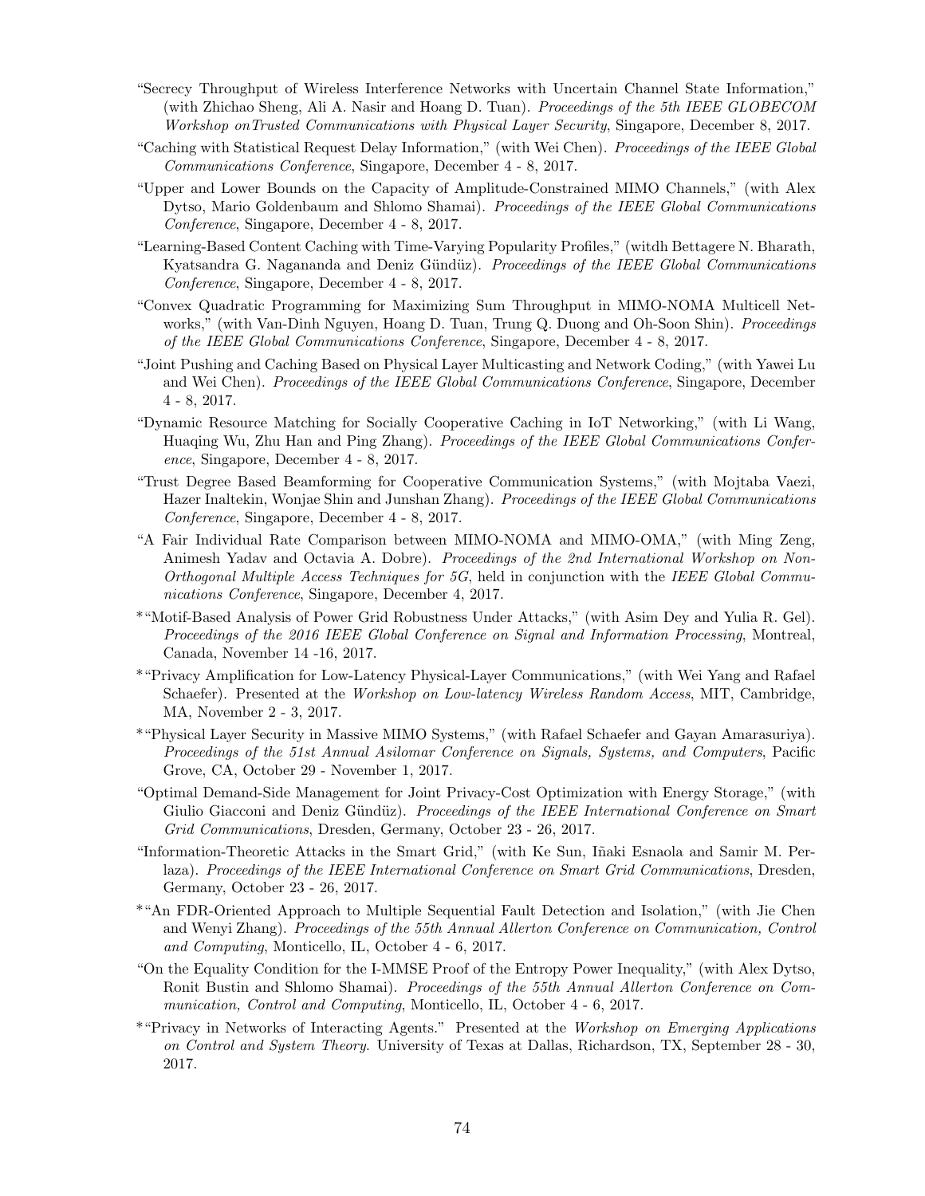"Secrecy Throughput of Wireless Interference Networks with Uncertain Channel State Information," (with Zhichao Sheng, Ali A. Nasir and Hoang D. Tuan). *Proceedings of the 5th IEEE GLOBECOM Workshop onTrusted Communications with Physical Layer Security*, Singapore, December 8, 2017.

"Caching with Statistical Request Delay Information," (with Wei Chen). *Proceedings of the IEEE Global Communications Conference*, Singapore, December 4 - 8, 2017.

"Upper and Lower Bounds on the Capacity of Amplitude-Constrained MIMO Channels," (with Alex Dytso, Mario Goldenbaum and Shlomo Shamai). *Proceedings of the IEEE Global Communications Conference*, Singapore, December 4 - 8, 2017.

"Learning-Based Content Caching with Time-Varying Popularity Profiles," (witdh Bettagere N. Bharath, Kyatsandra G. Nagananda and Deniz Gündüz). *Proceedings of the IEEE Global Communications Conference*, Singapore, December 4 - 8, 2017.

"Convex Quadratic Programming for Maximizing Sum Throughput in MIMO-NOMA Multicell Networks," (with Van-Dinh Nguyen, Hoang D. Tuan, Trung Q. Duong and Oh-Soon Shin). *Proceedings of the IEEE Global Communications Conference*, Singapore, December 4 - 8, 2017.

"Joint Pushing and Caching Based on Physical Layer Multicasting and Network Coding," (with Yawei Lu and Wei Chen). *Proceedings of the IEEE Global Communications Conference*, Singapore, December 4 - 8, 2017.

"Dynamic Resource Matching for Socially Cooperative Caching in IoT Networking," (with Li Wang, Huaqing Wu, Zhu Han and Ping Zhang). *Proceedings of the IEEE Global Communications Conference*, Singapore, December 4 - 8, 2017.

"Trust Degree Based Beamforming for Cooperative Communication Systems," (with Mojtaba Vaezi, Hazer Inaltekin, Wonjae Shin and Junshan Zhang). *Proceedings of the IEEE Global Communications Conference*, Singapore, December 4 - 8, 2017.

"A Fair Individual Rate Comparison between MIMO-NOMA and MIMO-OMA," (with Ming Zeng, Animesh Yadav and Octavia A. Dobre). *Proceedings of the 2nd International Workshop on Non-Orthogonal Multiple Access Techniques for 5G*, held in conjunction with the *IEEE Global Communications Conference*, Singapore, December 4, 2017.

*"Motif-Based Analysis of Power Grid Robustness Under Attacks," (with Asim Dey and Yulia R. Gel). *Proceedings of the 2016 IEEE Global Conference on Signal and Information Processing*, Montreal, Canada, November 14 -16, 2017.

*"Privacy Amplification for Low-Latency Physical-Layer Communications," (with Wei Yang and Rafael Schaefer). Presented at the *Workshop on Low-latency Wireless Random Access*, MIT, Cambridge, MA, November 2 - 3, 2017.

*"Physical Layer Security in Massive MIMO Systems," (with Rafael Schaefer and Gayan Amarasuriya). *Proceedings of the 51st Annual Asilomar Conference on Signals, Systems, and Computers*, Pacific Grove, CA, October 29 - November 1, 2017.

"Optimal Demand-Side Management for Joint Privacy-Cost Optimization with Energy Storage," (with Giulio Giacconi and Deniz Gündüz). *Proceedings of the IEEE International Conference on Smart Grid Communications*, Dresden, Germany, October 23 - 26, 2017.

"Information-Theoretic Attacks in the Smart Grid," (with Ke Sun, Iñaki Esnaola and Samir M. Perlaza). *Proceedings of the IEEE International Conference on Smart Grid Communications*, Dresden, Germany, October 23 - 26, 2017.

*"An FDR-Oriented Approach to Multiple Sequential Fault Detection and Isolation," (with Jie Chen and Wenyi Zhang). *Proceedings of the 55th Annual Allerton Conference on Communication, Control and Computing*, Monticello, IL, October 4 - 6, 2017.

"On the Equality Condition for the I-MMSE Proof of the Entropy Power Inequality," (with Alex Dytso, Ronit Bustin and Shlomo Shamai). *Proceedings of the 55th Annual Allerton Conference on Communication, Control and Computing*, Monticello, IL, October 4 - 6, 2017.

*"Privacy in Networks of Interacting Agents." Presented at the *Workshop on Emerging Applications on Control and System Theory*. University of Texas at Dallas, Richardson, TX, September 28 - 30, 2017.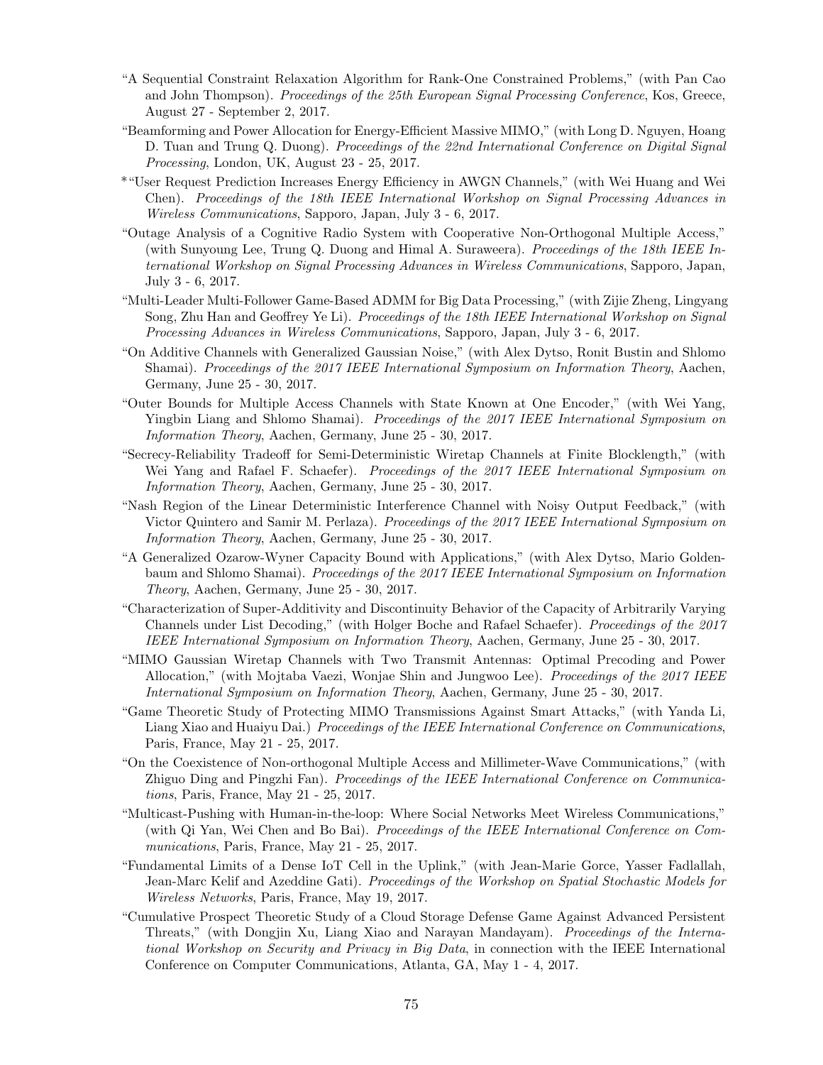- "A Sequential Constraint Relaxation Algorithm for Rank-One Constrained Problems," (with Pan Cao and John Thompson). *Proceedings of the 25th European Signal Processing Conference*, Kos, Greece, August 27 - September 2, 2017.
- "Beamforming and Power Allocation for Energy-Efficient Massive MIMO," (with Long D. Nguyen, Hoang D. Tuan and Trung Q. Duong). *Proceedings of the 22nd International Conference on Digital Signal Processing*, London, UK, August 23 - 25, 2017.
- *"User Request Prediction Increases Energy Efficiency in AWGN Channels," (with Wei Huang and Wei Chen). *Proceedings of the 18th IEEE International Workshop on Signal Processing Advances in Wireless Communications*, Sapporo, Japan, July 3 - 6, 2017.
- "Outage Analysis of a Cognitive Radio System with Cooperative Non-Orthogonal Multiple Access," (with Sunyoung Lee, Trung Q. Duong and Himal A. Suraweera). *Proceedings of the 18th IEEE International Workshop on Signal Processing Advances in Wireless Communications*, Sapporo, Japan, July 3 - 6, 2017.
- "Multi-Leader Multi-Follower Game-Based ADMM for Big Data Processing," (with Zijie Zheng, Lingyang Song, Zhu Han and Geoffrey Ye Li). *Proceedings of the 18th IEEE International Workshop on Signal Processing Advances in Wireless Communications*, Sapporo, Japan, July 3 - 6, 2017.
- "On Additive Channels with Generalized Gaussian Noise," (with Alex Dytso, Ronit Bustin and Shlomo Shamai). *Proceedings of the 2017 IEEE International Symposium on Information Theory*, Aachen, Germany, June 25 - 30, 2017.
- "Outer Bounds for Multiple Access Channels with State Known at One Encoder," (with Wei Yang, Yingbin Liang and Shlomo Shamai). *Proceedings of the 2017 IEEE International Symposium on Information Theory*, Aachen, Germany, June 25 - 30, 2017.
- "Secrecy-Reliability Tradeoff for Semi-Deterministic Wiretap Channels at Finite Blocklength," (with Wei Yang and Rafael F. Schaefer). *Proceedings of the 2017 IEEE International Symposium on Information Theory*, Aachen, Germany, June 25 - 30, 2017.
- "Nash Region of the Linear Deterministic Interference Channel with Noisy Output Feedback," (with Victor Quintero and Samir M. Perlaza). *Proceedings of the 2017 IEEE International Symposium on Information Theory*, Aachen, Germany, June 25 - 30, 2017.
- "A Generalized Ozarow-Wyner Capacity Bound with Applications," (with Alex Dytso, Mario Goldenbaum and Shlomo Shamai). *Proceedings of the 2017 IEEE International Symposium on Information Theory*, Aachen, Germany, June 25 - 30, 2017.
- "Characterization of Super-Additivity and Discontinuity Behavior of the Capacity of Arbitrarily Varying Channels under List Decoding," (with Holger Boche and Rafael Schaefer). *Proceedings of the 2017 IEEE International Symposium on Information Theory*, Aachen, Germany, June 25 - 30, 2017.
- "MIMO Gaussian Wiretap Channels with Two Transmit Antennas: Optimal Precoding and Power Allocation," (with Mojtaba Vaezi, Wonjae Shin and Jungwoo Lee). *Proceedings of the 2017 IEEE International Symposium on Information Theory*, Aachen, Germany, June 25 - 30, 2017.
- "Game Theoretic Study of Protecting MIMO Transmissions Against Smart Attacks," (with Yanda Li, Liang Xiao and Huaiyu Dai.) *Proceedings of the IEEE International Conference on Communications*, Paris, France, May 21 - 25, 2017.
- "On the Coexistence of Non-orthogonal Multiple Access and Millimeter-Wave Communications," (with Zhiguo Ding and Pingzhi Fan). *Proceedings of the IEEE International Conference on Communications*, Paris, France, May 21 - 25, 2017.
- "Multicast-Pushing with Human-in-the-loop: Where Social Networks Meet Wireless Communications," (with Qi Yan, Wei Chen and Bo Bai). *Proceedings of the IEEE International Conference on Communications*, Paris, France, May 21 - 25, 2017.
- "Fundamental Limits of a Dense IoT Cell in the Uplink," (with Jean-Marie Gorce, Yasser Fadlallah, Jean-Marc Kelif and Azeddine Gati). *Proceedings of the Workshop on Spatial Stochastic Models for Wireless Networks*, Paris, France, May 19, 2017.
- "Cumulative Prospect Theoretic Study of a Cloud Storage Defense Game Against Advanced Persistent Threats," (with Dongjin Xu, Liang Xiao and Narayan Mandayam). *Proceedings of the International Workshop on Security and Privacy in Big Data*, in connection with the IEEE International Conference on Computer Communications, Atlanta, GA, May 1 - 4, 2017.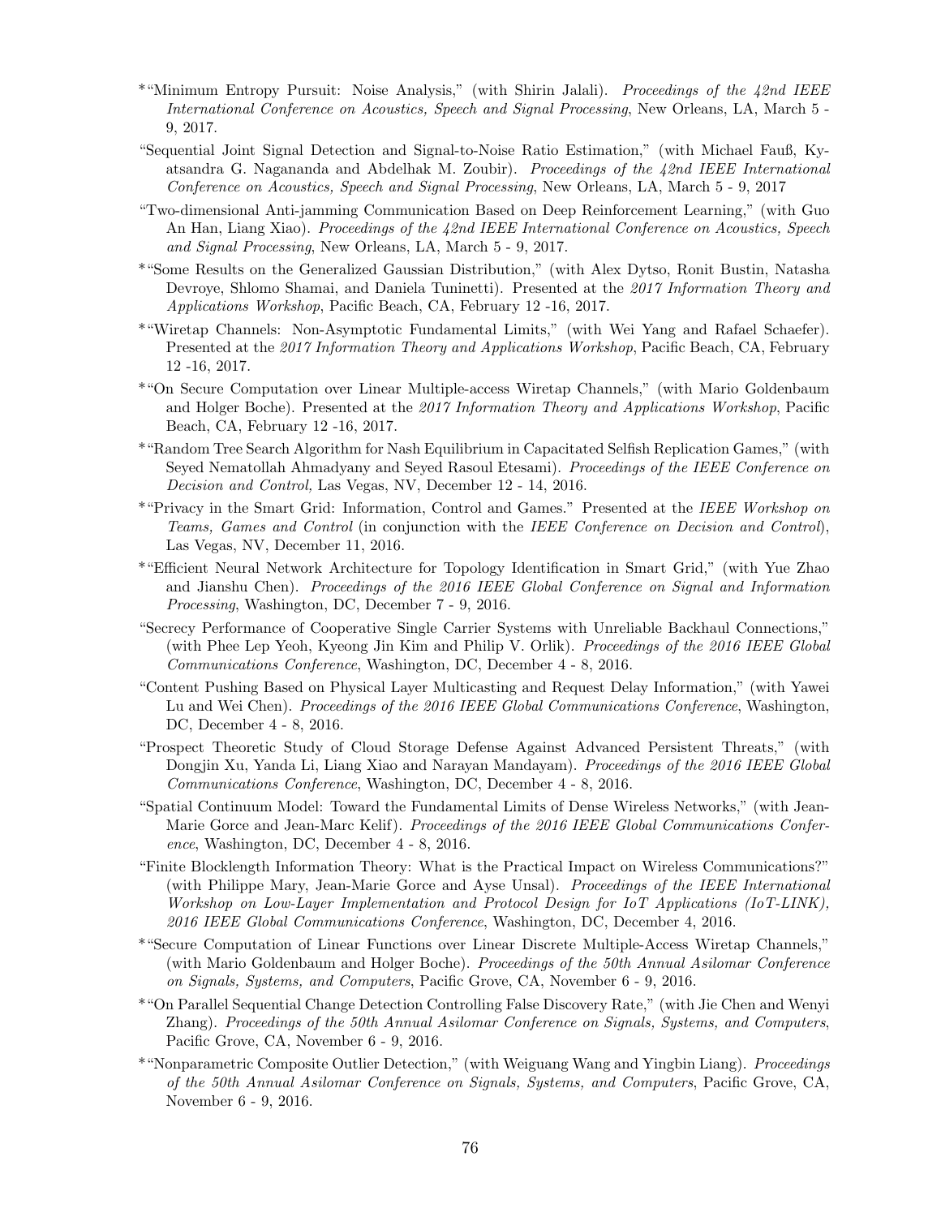*"Minimum Entropy Pursuit: Noise Analysis," (with Shirin Jalali). *Proceedings of the 42nd IEEE International Conference on Acoustics, Speech and Signal Processing*, New Orleans, LA, March 5 - 9, 2017.

"Sequential Joint Signal Detection and Signal-to-Noise Ratio Estimation," (with Michael Fauß, Kyatsandra G. Nagananda and Abdelhak M. Zoubir). *Proceedings of the 42nd IEEE International Conference on Acoustics, Speech and Signal Processing*, New Orleans, LA, March 5 - 9, 2017

"Two-dimensional Anti-jamming Communication Based on Deep Reinforcement Learning," (with Guo An Han, Liang Xiao). *Proceedings of the 42nd IEEE International Conference on Acoustics, Speech and Signal Processing*, New Orleans, LA, March 5 - 9, 2017.

*"Some Results on the Generalized Gaussian Distribution," (with Alex Dytso, Ronit Bustin, Natasha Devroye, Shlomo Shamai, and Daniela Tuninetti). Presented at the *2017 Information Theory and Applications Workshop*, Pacific Beach, CA, February 12 -16, 2017.

*"Wiretap Channels: Non-Asymptotic Fundamental Limits," (with Wei Yang and Rafael Schaefer). Presented at the *2017 Information Theory and Applications Workshop*, Pacific Beach, CA, February 12 -16, 2017.

*"On Secure Computation over Linear Multiple-access Wiretap Channels," (with Mario Goldenbaum and Holger Boche). Presented at the *2017 Information Theory and Applications Workshop*, Pacific Beach, CA, February 12 -16, 2017.

*"Random Tree Search Algorithm for Nash Equilibrium in Capacitated Selfish Replication Games," (with Seyed Nematollah Ahmadyany and Seyed Rasoul Etesami). *Proceedings of the IEEE Conference on Decision and Control,* Las Vegas, NV, December 12 - 14, 2016.

*"Privacy in the Smart Grid: Information, Control and Games." Presented at the *IEEE Workshop on Teams, Games and Control* (in conjunction with the *IEEE Conference on Decision and Control*), Las Vegas, NV, December 11, 2016.

*"Efficient Neural Network Architecture for Topology Identification in Smart Grid," (with Yue Zhao and Jianshu Chen). *Proceedings of the 2016 IEEE Global Conference on Signal and Information Processing*, Washington, DC, December 7 - 9, 2016.

"Secrecy Performance of Cooperative Single Carrier Systems with Unreliable Backhaul Connections," (with Phee Lep Yeoh, Kyeong Jin Kim and Philip V. Orlik). *Proceedings of the 2016 IEEE Global Communications Conference*, Washington, DC, December 4 - 8, 2016.

"Content Pushing Based on Physical Layer Multicasting and Request Delay Information," (with Yawei Lu and Wei Chen). *Proceedings of the 2016 IEEE Global Communications Conference*, Washington, DC, December 4 - 8, 2016.

"Prospect Theoretic Study of Cloud Storage Defense Against Advanced Persistent Threats," (with Dongjin Xu, Yanda Li, Liang Xiao and Narayan Mandayam). *Proceedings of the 2016 IEEE Global Communications Conference*, Washington, DC, December 4 - 8, 2016.

"Spatial Continuum Model: Toward the Fundamental Limits of Dense Wireless Networks," (with Jean-Marie Gorce and Jean-Marc Kelif). *Proceedings of the 2016 IEEE Global Communications Conference*, Washington, DC, December 4 - 8, 2016.

"Finite Blocklength Information Theory: What is the Practical Impact on Wireless Communications?" (with Philippe Mary, Jean-Marie Gorce and Ayse Unsal). *Proceedings of the IEEE International Workshop on Low-Layer Implementation and Protocol Design for IoT Applications (IoT-LINK), 2016 IEEE Global Communications Conference*, Washington, DC, December 4, 2016.

*"Secure Computation of Linear Functions over Linear Discrete Multiple-Access Wiretap Channels," (with Mario Goldenbaum and Holger Boche). *Proceedings of the 50th Annual Asilomar Conference on Signals, Systems, and Computers*, Pacific Grove, CA, November 6 - 9, 2016.

*"On Parallel Sequential Change Detection Controlling False Discovery Rate," (with Jie Chen and Wenyi Zhang). *Proceedings of the 50th Annual Asilomar Conference on Signals, Systems, and Computers*, Pacific Grove, CA, November 6 - 9, 2016.

*"Nonparametric Composite Outlier Detection," (with Weiguang Wang and Yingbin Liang). *Proceedings of the 50th Annual Asilomar Conference on Signals, Systems, and Computers*, Pacific Grove, CA, November 6 - 9, 2016.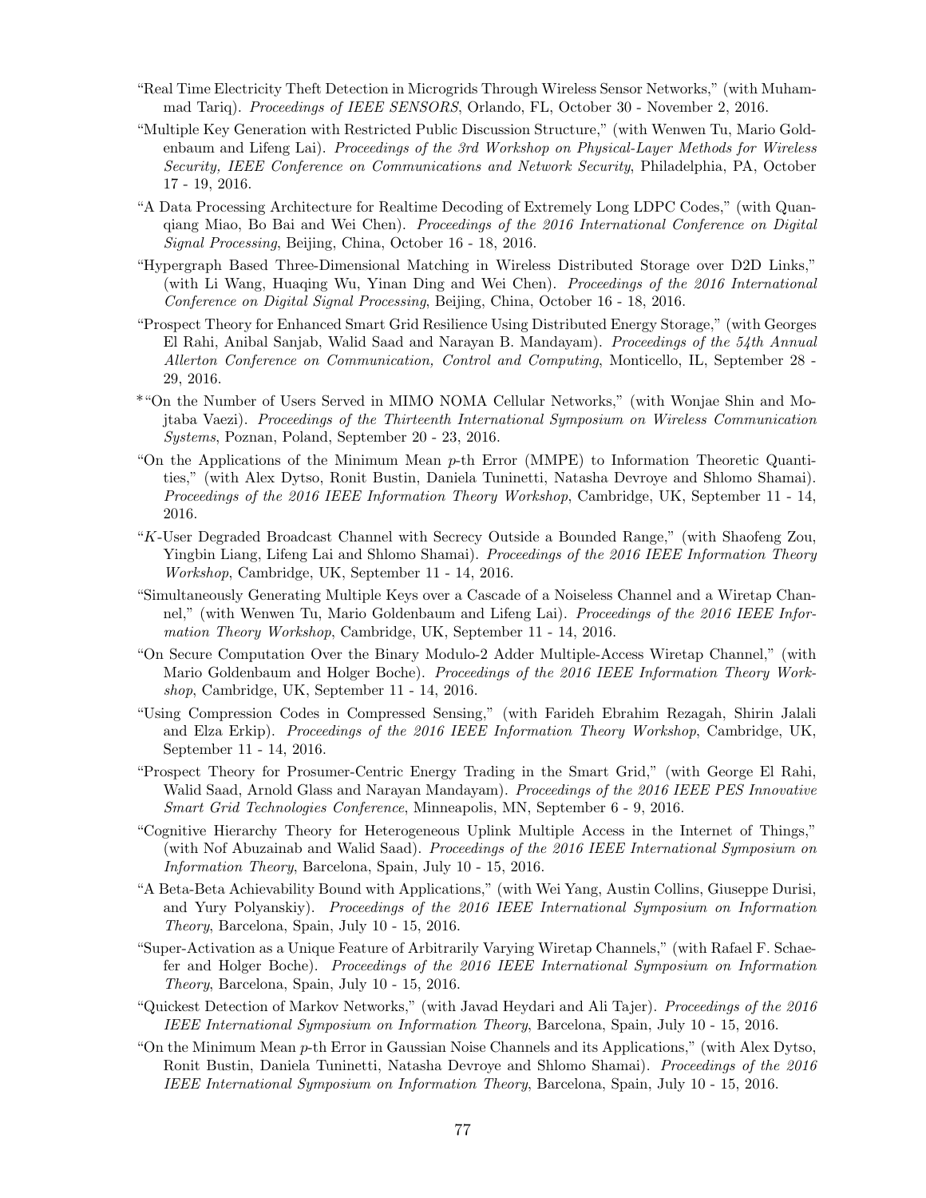"Real Time Electricity Theft Detection in Microgrids Through Wireless Sensor Networks," (with Muhammad Tariq). *Proceedings of IEEE SENSORS*, Orlando, FL, October 30 - November 2, 2016.

"Multiple Key Generation with Restricted Public Discussion Structure," (with Wenwen Tu, Mario Goldenbaum and Lifeng Lai). *Proceedings of the 3rd Workshop on Physical-Layer Methods for Wireless Security, IEEE Conference on Communications and Network Security*, Philadelphia, PA, October 17 - 19, 2016.

"A Data Processing Architecture for Realtime Decoding of Extremely Long LDPC Codes," (with Quanqiang Miao, Bo Bai and Wei Chen). *Proceedings of the 2016 International Conference on Digital Signal Processing*, Beijing, China, October 16 - 18, 2016.

"Hypergraph Based Three-Dimensional Matching in Wireless Distributed Storage over D2D Links," (with Li Wang, Huaqing Wu, Yinan Ding and Wei Chen). *Proceedings of the 2016 International Conference on Digital Signal Processing*, Beijing, China, October 16 - 18, 2016.

"Prospect Theory for Enhanced Smart Grid Resilience Using Distributed Energy Storage," (with Georges El Rahi, Anibal Sanjab, Walid Saad and Narayan B. Mandayam). *Proceedings of the 54th Annual Allerton Conference on Communication, Control and Computing*, Monticello, IL, September 28 - 29, 2016.

*"On the Number of Users Served in MIMO NOMA Cellular Networks," (with Wonjae Shin and Mojtaba Vaezi). *Proceedings of the Thirteenth International Symposium on Wireless Communication Systems*, Poznan, Poland, September 20 - 23, 2016.

"On the Applications of the Minimum Mean $p$-th Error (MMPE) to Information Theoretic Quantities," (with Alex Dytso, Ronit Bustin, Daniela Tuninetti, Natasha Devroye and Shlomo Shamai). *Proceedings of the 2016 IEEE Information Theory Workshop*, Cambridge, UK, September 11 - 14, 2016.

"$K$-User Degraded Broadcast Channel with Secrecy Outside a Bounded Range," (with Shaofeng Zou, Yingbin Liang, Lifeng Lai and Shlomo Shamai). *Proceedings of the 2016 IEEE Information Theory Workshop*, Cambridge, UK, September 11 - 14, 2016.

"Simultaneously Generating Multiple Keys over a Cascade of a Noiseless Channel and a Wiretap Channel," (with Wenwen Tu, Mario Goldenbaum and Lifeng Lai). *Proceedings of the 2016 IEEE Information Theory Workshop*, Cambridge, UK, September 11 - 14, 2016.

"On Secure Computation Over the Binary Modulo-2 Adder Multiple-Access Wiretap Channel," (with Mario Goldenbaum and Holger Boche). *Proceedings of the 2016 IEEE Information Theory Workshop*, Cambridge, UK, September 11 - 14, 2016.

"Using Compression Codes in Compressed Sensing," (with Farideh Ebrahim Rezagah, Shirin Jalali and Elza Erkip). *Proceedings of the 2016 IEEE Information Theory Workshop*, Cambridge, UK, September 11 - 14, 2016.

"Prospect Theory for Prosumer-Centric Energy Trading in the Smart Grid," (with George El Rahi, Walid Saad, Arnold Glass and Narayan Mandayam). *Proceedings of the 2016 IEEE PES Innovative Smart Grid Technologies Conference*, Minneapolis, MN, September 6 - 9, 2016.

"Cognitive Hierarchy Theory for Heterogeneous Uplink Multiple Access in the Internet of Things," (with Nof Abuzainab and Walid Saad). *Proceedings of the 2016 IEEE International Symposium on Information Theory*, Barcelona, Spain, July 10 - 15, 2016.

"A Beta-Beta Achievability Bound with Applications," (with Wei Yang, Austin Collins, Giuseppe Durisi, and Yury Polyanskiy). *Proceedings of the 2016 IEEE International Symposium on Information Theory*, Barcelona, Spain, July 10 - 15, 2016.

"Super-Activation as a Unique Feature of Arbitrarily Varying Wiretap Channels," (with Rafael F. Schaefer and Holger Boche). *Proceedings of the 2016 IEEE International Symposium on Information Theory*, Barcelona, Spain, July 10 - 15, 2016.

"Quickest Detection of Markov Networks," (with Javad Heydari and Ali Tajer). *Proceedings of the 2016 IEEE International Symposium on Information Theory*, Barcelona, Spain, July 10 - 15, 2016.

"On the Minimum Mean $p$-th Error in Gaussian Noise Channels and its Applications," (with Alex Dytso, Ronit Bustin, Daniela Tuninetti, Natasha Devroye and Shlomo Shamai). *Proceedings of the 2016 IEEE International Symposium on Information Theory*, Barcelona, Spain, July 10 - 15, 2016.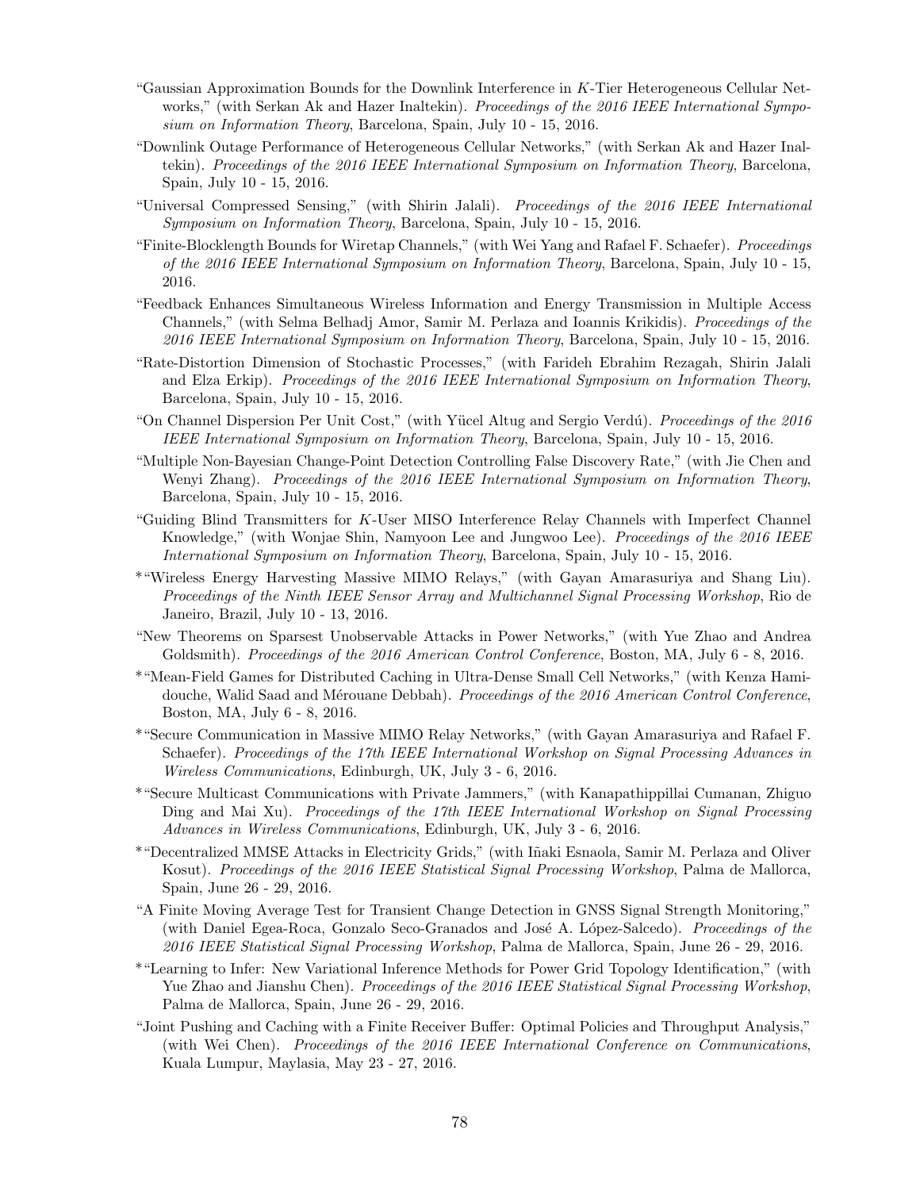"Gaussian Approximation Bounds for the Downlink Interference in $K$-Tier Heterogeneous Cellular Networks," (with Serkan Ak and Hazer Inaltekin). *Proceedings of the 2016 IEEE International Symposium on Information Theory*, Barcelona, Spain, July 10 - 15, 2016.

"Downlink Outage Performance of Heterogeneous Cellular Networks," (with Serkan Ak and Hazer Inaltekin). *Proceedings of the 2016 IEEE International Symposium on Information Theory*, Barcelona, Spain, July 10 - 15, 2016.

"Universal Compressed Sensing," (with Shirin Jalali). *Proceedings of the 2016 IEEE International Symposium on Information Theory*, Barcelona, Spain, July 10 - 15, 2016.

"Finite-Blocklength Bounds for Wiretap Channels," (with Wei Yang and Rafael F. Schaefer). *Proceedings of the 2016 IEEE International Symposium on Information Theory*, Barcelona, Spain, July 10 - 15, 2016.

"Feedback Enhances Simultaneous Wireless Information and Energy Transmission in Multiple Access Channels," (with Selma Belhadj Amor, Samir M. Perlaza and Ioannis Krikidis). *Proceedings of the 2016 IEEE International Symposium on Information Theory*, Barcelona, Spain, July 10 - 15, 2016.

"Rate-Distortion Dimension of Stochastic Processes," (with Farideh Ebrahim Rezagah, Shirin Jalali and Elza Erkip). *Proceedings of the 2016 IEEE International Symposium on Information Theory*, Barcelona, Spain, July 10 - 15, 2016.

"On Channel Dispersion Per Unit Cost," (with Yücel Altug and Sergio Verdú). *Proceedings of the 2016 IEEE International Symposium on Information Theory*, Barcelona, Spain, July 10 - 15, 2016.

"Multiple Non-Bayesian Change-Point Detection Controlling False Discovery Rate," (with Jie Chen and Wenyi Zhang). *Proceedings of the 2016 IEEE International Symposium on Information Theory*, Barcelona, Spain, July 10 - 15, 2016.

"Guiding Blind Transmitters for $K$-User MISO Interference Relay Channels with Imperfect Channel Knowledge," (with Wonjae Shin, Namyoon Lee and Jungwoo Lee). *Proceedings of the 2016 IEEE International Symposium on Information Theory*, Barcelona, Spain, July 10 - 15, 2016.

*"Wireless Energy Harvesting Massive MIMO Relays," (with Gayan Amarasuriya and Shang Liu). *Proceedings of the Ninth IEEE Sensor Array and Multichannel Signal Processing Workshop*, Rio de Janeiro, Brazil, July 10 - 13, 2016.

"New Theorems on Sparsest Unobservable Attacks in Power Networks," (with Yue Zhao and Andrea Goldsmith). *Proceedings of the 2016 American Control Conference*, Boston, MA, July 6 - 8, 2016.

*"Mean-Field Games for Distributed Caching in Ultra-Dense Small Cell Networks," (with Kenza Hamidouche, Walid Saad and Mérouane Debbah). *Proceedings of the 2016 American Control Conference*, Boston, MA, July 6 - 8, 2016.

*"Secure Communication in Massive MIMO Relay Networks," (with Gayan Amarasuriya and Rafael F. Schaefer). *Proceedings of the 17th IEEE International Workshop on Signal Processing Advances in Wireless Communications*, Edinburgh, UK, July 3 - 6, 2016.

*"Secure Multicast Communications with Private Jammers," (with Kanapathippillai Cumanan, Zhiguo Ding and Mai Xu). *Proceedings of the 17th IEEE International Workshop on Signal Processing Advances in Wireless Communications*, Edinburgh, UK, July 3 - 6, 2016.

*"Decentralized MMSE Attacks in Electricity Grids," (with Iñaki Esnaola, Samir M. Perlaza and Oliver Kosut). *Proceedings of the 2016 IEEE Statistical Signal Processing Workshop*, Palma de Mallorca, Spain, June 26 - 29, 2016.

"A Finite Moving Average Test for Transient Change Detection in GNSS Signal Strength Monitoring," (with Daniel Egea-Roca, Gonzalo Seco-Granados and José A. López-Salcedo). *Proceedings of the 2016 IEEE Statistical Signal Processing Workshop*, Palma de Mallorca, Spain, June 26 - 29, 2016.

*"Learning to Infer: New Variational Inference Methods for Power Grid Topology Identification," (with Yue Zhao and Jianshu Chen). *Proceedings of the 2016 IEEE Statistical Signal Processing Workshop*, Palma de Mallorca, Spain, June 26 - 29, 2016.

"Joint Pushing and Caching with a Finite Receiver Buffer: Optimal Policies and Throughput Analysis," (with Wei Chen). *Proceedings of the 2016 IEEE International Conference on Communications*, Kuala Lumpur, Maylasia, May 23 - 27, 2016.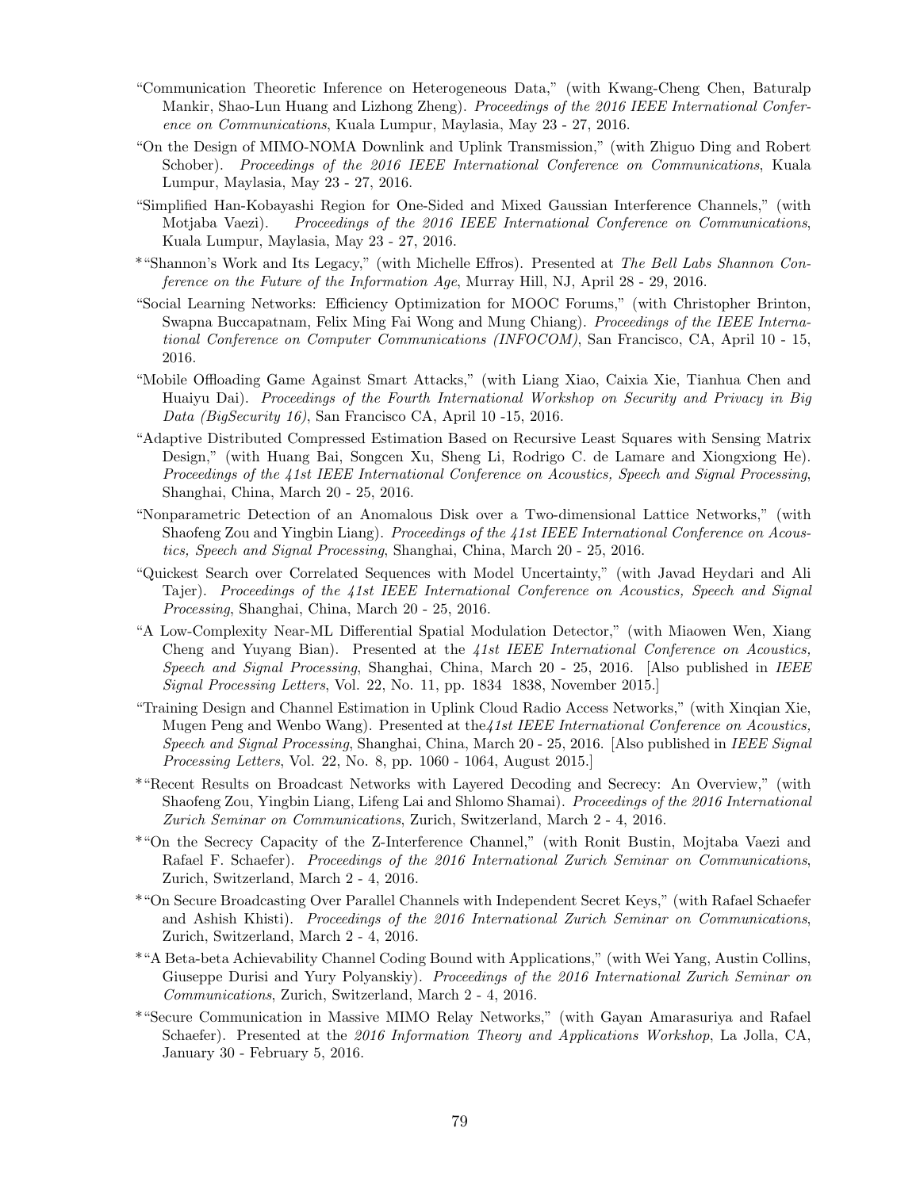- "Communication Theoretic Inference on Heterogeneous Data," (with Kwang-Cheng Chen, Baturalp Mankir, Shao-Lun Huang and Lizhong Zheng). *Proceedings of the 2016 IEEE International Conference on Communications*, Kuala Lumpur, Maylasia, May 23 - 27, 2016.
- "On the Design of MIMO-NOMA Downlink and Uplink Transmission," (with Zhiguo Ding and Robert Schober). *Proceedings of the 2016 IEEE International Conference on Communications*, Kuala Lumpur, Maylasia, May 23 - 27, 2016.
- "Simplified Han-Kobayashi Region for One-Sided and Mixed Gaussian Interference Channels," (with Motjaba Vaezi). *Proceedings of the 2016 IEEE International Conference on Communications*, Kuala Lumpur, Maylasia, May 23 - 27, 2016.
- *"Shannon's Work and Its Legacy," (with Michelle Effros). Presented at *The Bell Labs Shannon Conference on the Future of the Information Age*, Murray Hill, NJ, April 28 - 29, 2016.
- "Social Learning Networks: Efficiency Optimization for MOOC Forums," (with Christopher Brinton, Swapna Buccapatnam, Felix Ming Fai Wong and Mung Chiang). *Proceedings of the IEEE International Conference on Computer Communications (INFOCOM)*, San Francisco, CA, April 10 - 15, 2016.
- "Mobile Offloading Game Against Smart Attacks," (with Liang Xiao, Caixia Xie, Tianhua Chen and Huaiyu Dai). *Proceedings of the Fourth International Workshop on Security and Privacy in Big Data (BigSecurity 16)*, San Francisco CA, April 10 -15, 2016.
- "Adaptive Distributed Compressed Estimation Based on Recursive Least Squares with Sensing Matrix Design," (with Huang Bai, Songcen Xu, Sheng Li, Rodrigo C. de Lamare and Xiongxiong He). *Proceedings of the 41st IEEE International Conference on Acoustics, Speech and Signal Processing*, Shanghai, China, March 20 - 25, 2016.
- "Nonparametric Detection of an Anomalous Disk over a Two-dimensional Lattice Networks," (with Shaofeng Zou and Yingbin Liang). *Proceedings of the 41st IEEE International Conference on Acoustics, Speech and Signal Processing*, Shanghai, China, March 20 - 25, 2016.
- "Quickest Search over Correlated Sequences with Model Uncertainty," (with Javad Heydari and Ali Tajer). *Proceedings of the 41st IEEE International Conference on Acoustics, Speech and Signal Processing*, Shanghai, China, March 20 - 25, 2016.
- "A Low-Complexity Near-ML Differential Spatial Modulation Detector," (with Miaowen Wen, Xiang Cheng and Yuyang Bian). Presented at the *41st IEEE International Conference on Acoustics, Speech and Signal Processing*, Shanghai, China, March 20 - 25, 2016. [Also published in *IEEE Signal Processing Letters*, Vol. 22, No. 11, pp. 1834 1838, November 2015.]
- "Training Design and Channel Estimation in Uplink Cloud Radio Access Networks," (with Xinqian Xie, Mugen Peng and Wenbo Wang). Presented at the*41st IEEE International Conference on Acoustics, Speech and Signal Processing*, Shanghai, China, March 20 - 25, 2016. [Also published in *IEEE Signal Processing Letters*, Vol. 22, No. 8, pp. 1060 - 1064, August 2015.]
- *"Recent Results on Broadcast Networks with Layered Decoding and Secrecy: An Overview," (with Shaofeng Zou, Yingbin Liang, Lifeng Lai and Shlomo Shamai). *Proceedings of the 2016 International Zurich Seminar on Communications*, Zurich, Switzerland, March 2 - 4, 2016.
- *"On the Secrecy Capacity of the Z-Interference Channel," (with Ronit Bustin, Mojtaba Vaezi and Rafael F. Schaefer). *Proceedings of the 2016 International Zurich Seminar on Communications*, Zurich, Switzerland, March 2 - 4, 2016.
- *"On Secure Broadcasting Over Parallel Channels with Independent Secret Keys," (with Rafael Schaefer and Ashish Khisti). *Proceedings of the 2016 International Zurich Seminar on Communications*, Zurich, Switzerland, March 2 - 4, 2016.
- *"A Beta-beta Achievability Channel Coding Bound with Applications," (with Wei Yang, Austin Collins, Giuseppe Durisi and Yury Polyanskiy). *Proceedings of the 2016 International Zurich Seminar on Communications*, Zurich, Switzerland, March 2 - 4, 2016.
- *"Secure Communication in Massive MIMO Relay Networks," (with Gayan Amarasuriya and Rafael Schaefer). Presented at the *2016 Information Theory and Applications Workshop*, La Jolla, CA, January 30 - February 5, 2016.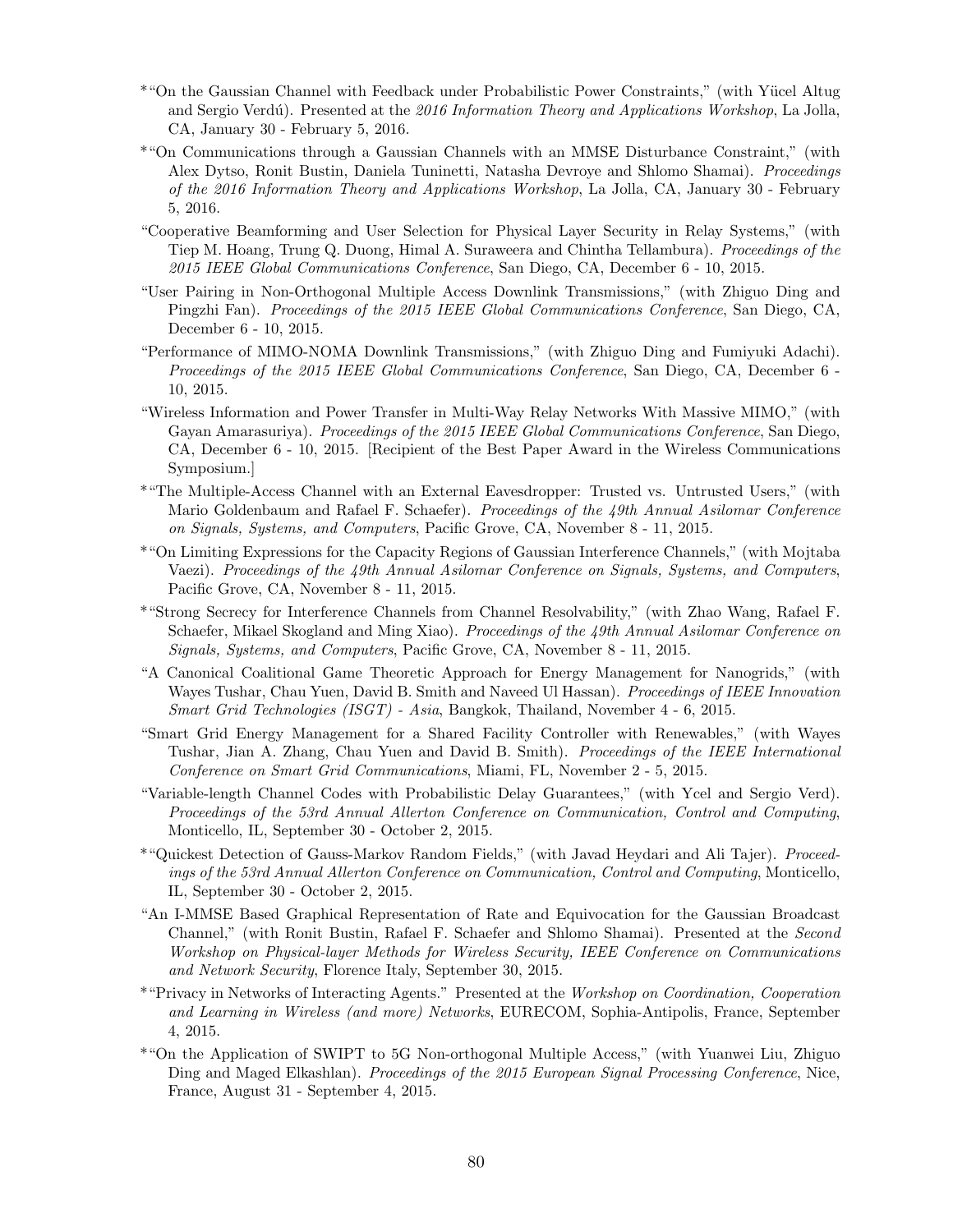*"On the Gaussian Channel with Feedback under Probabilistic Power Constraints," (with Yücel Altug and Sergio Verdú). Presented at the *2016 Information Theory and Applications Workshop*, La Jolla, CA, January 30 - February 5, 2016.

*"On Communications through a Gaussian Channels with an MMSE Disturbance Constraint," (with Alex Dytso, Ronit Bustin, Daniela Tuninetti, Natasha Devroye and Shlomo Shamai). *Proceedings of the 2016 Information Theory and Applications Workshop*, La Jolla, CA, January 30 - February 5, 2016.

"Cooperative Beamforming and User Selection for Physical Layer Security in Relay Systems," (with Tiep M. Hoang, Trung Q. Duong, Himal A. Suraweera and Chintha Tellambura). *Proceedings of the 2015 IEEE Global Communications Conference*, San Diego, CA, December 6 - 10, 2015.

"User Pairing in Non-Orthogonal Multiple Access Downlink Transmissions," (with Zhiguo Ding and Pingzhi Fan). *Proceedings of the 2015 IEEE Global Communications Conference*, San Diego, CA, December 6 - 10, 2015.

"Performance of MIMO-NOMA Downlink Transmissions," (with Zhiguo Ding and Fumiyuki Adachi). *Proceedings of the 2015 IEEE Global Communications Conference*, San Diego, CA, December 6 - 10, 2015.

"Wireless Information and Power Transfer in Multi-Way Relay Networks With Massive MIMO," (with Gayan Amarasuriya). *Proceedings of the 2015 IEEE Global Communications Conference*, San Diego, CA, December 6 - 10, 2015. [Recipient of the Best Paper Award in the Wireless Communications Symposium.]

*"The Multiple-Access Channel with an External Eavesdropper: Trusted vs. Untrusted Users," (with Mario Goldenbaum and Rafael F. Schaefer). *Proceedings of the 49th Annual Asilomar Conference on Signals, Systems, and Computers*, Pacific Grove, CA, November 8 - 11, 2015.

*"On Limiting Expressions for the Capacity Regions of Gaussian Interference Channels," (with Mojtaba Vaezi). *Proceedings of the 49th Annual Asilomar Conference on Signals, Systems, and Computers*, Pacific Grove, CA, November 8 - 11, 2015.

*"Strong Secrecy for Interference Channels from Channel Resolvability," (with Zhao Wang, Rafael F. Schaefer, Mikael Skogland and Ming Xiao). *Proceedings of the 49th Annual Asilomar Conference on Signals, Systems, and Computers*, Pacific Grove, CA, November 8 - 11, 2015.

"A Canonical Coalitional Game Theoretic Approach for Energy Management for Nanogrids," (with Wayes Tushar, Chau Yuen, David B. Smith and Naveed Ul Hassan). *Proceedings of IEEE Innovation Smart Grid Technologies (ISGT) - Asia*, Bangkok, Thailand, November 4 - 6, 2015.

"Smart Grid Energy Management for a Shared Facility Controller with Renewables," (with Wayes Tushar, Jian A. Zhang, Chau Yuen and David B. Smith). *Proceedings of the IEEE International Conference on Smart Grid Communications*, Miami, FL, November 2 - 5, 2015.

"Variable-length Channel Codes with Probabilistic Delay Guarantees," (with Ycel and Sergio Verd). *Proceedings of the 53rd Annual Allerton Conference on Communication, Control and Computing*, Monticello, IL, September 30 - October 2, 2015.

*"Quickest Detection of Gauss-Markov Random Fields," (with Javad Heydari and Ali Tajer). *Proceedings of the 53rd Annual Allerton Conference on Communication, Control and Computing*, Monticello, IL, September 30 - October 2, 2015.

"An I-MMSE Based Graphical Representation of Rate and Equivocation for the Gaussian Broadcast Channel," (with Ronit Bustin, Rafael F. Schaefer and Shlomo Shamai). Presented at the *Second Workshop on Physical-layer Methods for Wireless Security, IEEE Conference on Communications and Network Security*, Florence Italy, September 30, 2015.

*"Privacy in Networks of Interacting Agents." Presented at the *Workshop on Coordination, Cooperation and Learning in Wireless (and more) Networks*, EURECOM, Sophia-Antipolis, France, September 4, 2015.

*"On the Application of SWIPT to 5G Non-orthogonal Multiple Access," (with Yuanwei Liu, Zhiguo Ding and Maged Elkashlan). *Proceedings of the 2015 European Signal Processing Conference*, Nice, France, August 31 - September 4, 2015.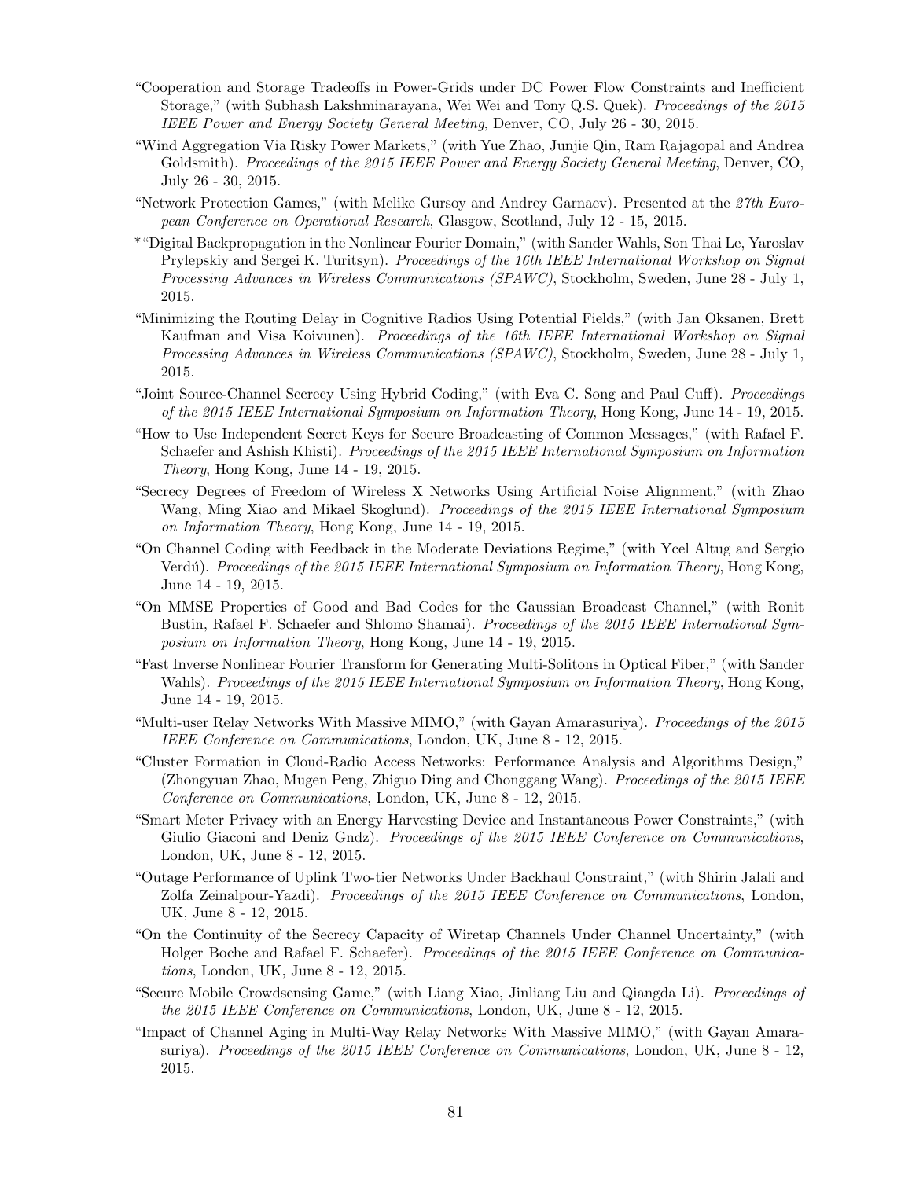"Cooperation and Storage Tradeoffs in Power-Grids under DC Power Flow Constraints and Inefficient Storage," (with Subhash Lakshminarayana, Wei Wei and Tony Q.S. Quek). *Proceedings of the 2015 IEEE Power and Energy Society General Meeting*, Denver, CO, July 26 - 30, 2015.

"Wind Aggregation Via Risky Power Markets," (with Yue Zhao, Junjie Qin, Ram Rajagopal and Andrea Goldsmith). *Proceedings of the 2015 IEEE Power and Energy Society General Meeting*, Denver, CO, July 26 - 30, 2015.

"Network Protection Games," (with Melike Gursoy and Andrey Garnaev). Presented at the *27th European Conference on Operational Research*, Glasgow, Scotland, July 12 - 15, 2015.

* "Digital Backpropagation in the Nonlinear Fourier Domain," (with Sander Wahls, Son Thai Le, Yaroslav Prylepskiy and Sergei K. Turitsyn). *Proceedings of the 16th IEEE International Workshop on Signal Processing Advances in Wireless Communications (SPAWC)*, Stockholm, Sweden, June 28 - July 1, 2015.

"Minimizing the Routing Delay in Cognitive Radios Using Potential Fields," (with Jan Oksanen, Brett Kaufman and Visa Koivunen). *Proceedings of the 16th IEEE International Workshop on Signal Processing Advances in Wireless Communications (SPAWC)*, Stockholm, Sweden, June 28 - July 1, 2015.

"Joint Source-Channel Secrecy Using Hybrid Coding," (with Eva C. Song and Paul Cuff). *Proceedings of the 2015 IEEE International Symposium on Information Theory*, Hong Kong, June 14 - 19, 2015.

"How to Use Independent Secret Keys for Secure Broadcasting of Common Messages," (with Rafael F. Schaefer and Ashish Khisti). *Proceedings of the 2015 IEEE International Symposium on Information Theory*, Hong Kong, June 14 - 19, 2015.

"Secrecy Degrees of Freedom of Wireless X Networks Using Artificial Noise Alignment," (with Zhao Wang, Ming Xiao and Mikael Skoglund). *Proceedings of the 2015 IEEE International Symposium on Information Theory*, Hong Kong, June 14 - 19, 2015.

"On Channel Coding with Feedback in the Moderate Deviations Regime," (with Ycel Altug and Sergio Verdú). *Proceedings of the 2015 IEEE International Symposium on Information Theory*, Hong Kong, June 14 - 19, 2015.

"On MMSE Properties of Good and Bad Codes for the Gaussian Broadcast Channel," (with Ronit Bustin, Rafael F. Schaefer and Shlomo Shamai). *Proceedings of the 2015 IEEE International Symposium on Information Theory*, Hong Kong, June 14 - 19, 2015.

"Fast Inverse Nonlinear Fourier Transform for Generating Multi-Solitons in Optical Fiber," (with Sander Wahls). *Proceedings of the 2015 IEEE International Symposium on Information Theory*, Hong Kong, June 14 - 19, 2015.

"Multi-user Relay Networks With Massive MIMO," (with Gayan Amarasuriya). *Proceedings of the 2015 IEEE Conference on Communications*, London, UK, June 8 - 12, 2015.

"Cluster Formation in Cloud-Radio Access Networks: Performance Analysis and Algorithms Design," (Zhongyuan Zhao, Mugen Peng, Zhiguo Ding and Chonggang Wang). *Proceedings of the 2015 IEEE Conference on Communications*, London, UK, June 8 - 12, 2015.

"Smart Meter Privacy with an Energy Harvesting Device and Instantaneous Power Constraints," (with Giulio Giaconi and Deniz Gndz). *Proceedings of the 2015 IEEE Conference on Communications*, London, UK, June 8 - 12, 2015.

"Outage Performance of Uplink Two-tier Networks Under Backhaul Constraint," (with Shirin Jalali and Zolfa Zeinalpour-Yazdi). *Proceedings of the 2015 IEEE Conference on Communications*, London, UK, June 8 - 12, 2015.

"On the Continuity of the Secrecy Capacity of Wiretap Channels Under Channel Uncertainty," (with Holger Boche and Rafael F. Schaefer). *Proceedings of the 2015 IEEE Conference on Communications*, London, UK, June 8 - 12, 2015.

"Secure Mobile Crowdsensing Game," (with Liang Xiao, Jinliang Liu and Qiangda Li). *Proceedings of the 2015 IEEE Conference on Communications*, London, UK, June 8 - 12, 2015.

"Impact of Channel Aging in Multi-Way Relay Networks With Massive MIMO," (with Gayan Amarasuriya). *Proceedings of the 2015 IEEE Conference on Communications*, London, UK, June 8 - 12, 2015.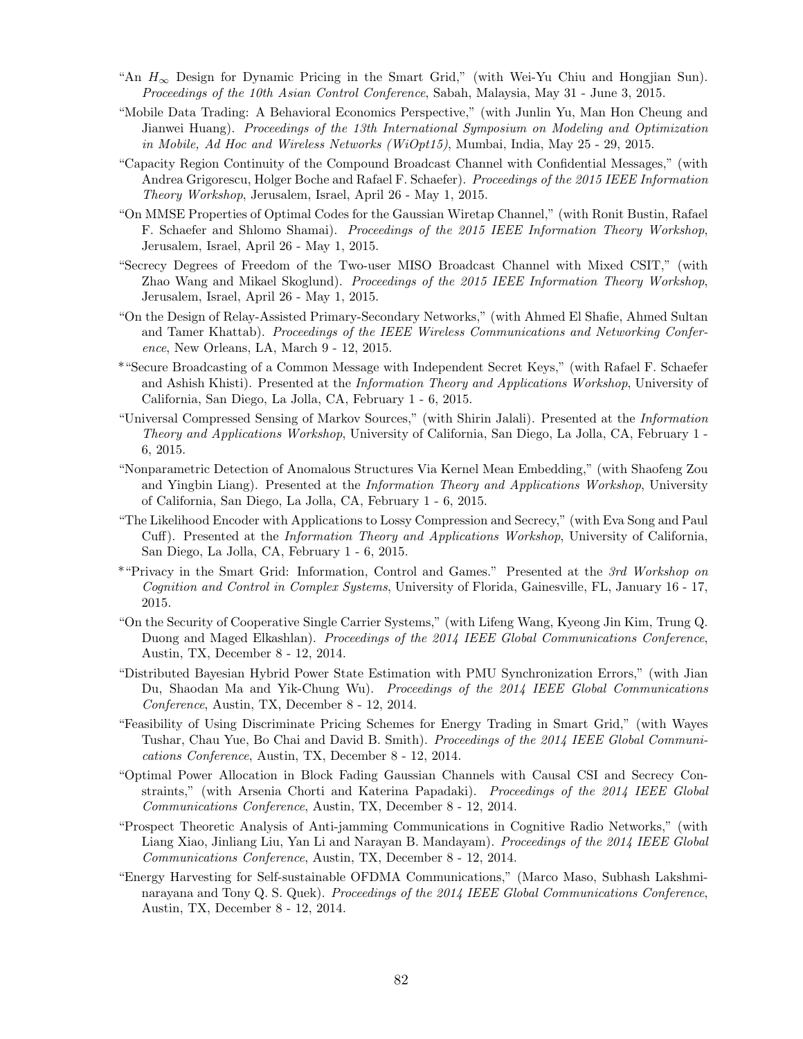"An $H_\infty$ Design for Dynamic Pricing in the Smart Grid," (with Wei-Yu Chiu and Hongjian Sun). *Proceedings of the 10th Asian Control Conference*, Sabah, Malaysia, May 31 - June 3, 2015.

"Mobile Data Trading: A Behavioral Economics Perspective," (with Junlin Yu, Man Hon Cheung and Jianwei Huang). *Proceedings of the 13th International Symposium on Modeling and Optimization in Mobile, Ad Hoc and Wireless Networks (WiOpt15)*, Mumbai, India, May 25 - 29, 2015.

"Capacity Region Continuity of the Compound Broadcast Channel with Confidential Messages," (with Andrea Grigorescu, Holger Boche and Rafael F. Schaefer). *Proceedings of the 2015 IEEE Information Theory Workshop*, Jerusalem, Israel, April 26 - May 1, 2015.

"On MMSE Properties of Optimal Codes for the Gaussian Wiretap Channel," (with Ronit Bustin, Rafael F. Schaefer and Shlomo Shamai). *Proceedings of the 2015 IEEE Information Theory Workshop*, Jerusalem, Israel, April 26 - May 1, 2015.

"Secrecy Degrees of Freedom of the Two-user MISO Broadcast Channel with Mixed CSIT," (with Zhao Wang and Mikael Skoglund). *Proceedings of the 2015 IEEE Information Theory Workshop*, Jerusalem, Israel, April 26 - May 1, 2015.

"On the Design of Relay-Assisted Primary-Secondary Networks," (with Ahmed El Shafie, Ahmed Sultan and Tamer Khattab). *Proceedings of the IEEE Wireless Communications and Networking Conference*, New Orleans, LA, March 9 - 12, 2015.

*"Secure Broadcasting of a Common Message with Independent Secret Keys," (with Rafael F. Schaefer and Ashish Khisti). Presented at the *Information Theory and Applications Workshop*, University of California, San Diego, La Jolla, CA, February 1 - 6, 2015.

"Universal Compressed Sensing of Markov Sources," (with Shirin Jalali). Presented at the *Information Theory and Applications Workshop*, University of California, San Diego, La Jolla, CA, February 1 - 6, 2015.

"Nonparametric Detection of Anomalous Structures Via Kernel Mean Embedding," (with Shaofeng Zou and Yingbin Liang). Presented at the *Information Theory and Applications Workshop*, University of California, San Diego, La Jolla, CA, February 1 - 6, 2015.

"The Likelihood Encoder with Applications to Lossy Compression and Secrecy," (with Eva Song and Paul Cuff). Presented at the *Information Theory and Applications Workshop*, University of California, San Diego, La Jolla, CA, February 1 - 6, 2015.

*"Privacy in the Smart Grid: Information, Control and Games." Presented at the *3rd Workshop on Cognition and Control in Complex Systems*, University of Florida, Gainesville, FL, January 16 - 17, 2015.

"On the Security of Cooperative Single Carrier Systems," (with Lifeng Wang, Kyeong Jin Kim, Trung Q. Duong and Maged Elkashlan). *Proceedings of the 2014 IEEE Global Communications Conference*, Austin, TX, December 8 - 12, 2014.

"Distributed Bayesian Hybrid Power State Estimation with PMU Synchronization Errors," (with Jian Du, Shaodan Ma and Yik-Chung Wu). *Proceedings of the 2014 IEEE Global Communications Conference*, Austin, TX, December 8 - 12, 2014.

"Feasibility of Using Discriminate Pricing Schemes for Energy Trading in Smart Grid," (with Wayes Tushar, Chau Yue, Bo Chai and David B. Smith). *Proceedings of the 2014 IEEE Global Communications Conference*, Austin, TX, December 8 - 12, 2014.

"Optimal Power Allocation in Block Fading Gaussian Channels with Causal CSI and Secrecy Constraints," (with Arsenia Chorti and Katerina Papadaki). *Proceedings of the 2014 IEEE Global Communications Conference*, Austin, TX, December 8 - 12, 2014.

"Prospect Theoretic Analysis of Anti-jamming Communications in Cognitive Radio Networks," (with Liang Xiao, Jinliang Liu, Yan Li and Narayan B. Mandayam). *Proceedings of the 2014 IEEE Global Communications Conference*, Austin, TX, December 8 - 12, 2014.

"Energy Harvesting for Self-sustainable OFDMA Communications," (Marco Maso, Subhash Lakshminarayana and Tony Q. S. Quek). *Proceedings of the 2014 IEEE Global Communications Conference*, Austin, TX, December 8 - 12, 2014.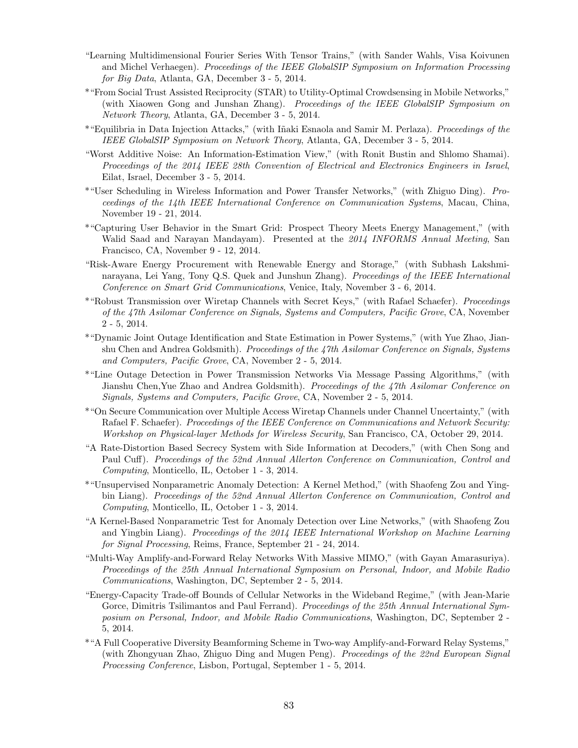"Learning Multidimensional Fourier Series With Tensor Trains," (with Sander Wahls, Visa Koivunen and Michel Verhaegen). *Proceedings of the IEEE GlobalSIP Symposium on Information Processing for Big Data*, Atlanta, GA, December 3 - 5, 2014.

*"From Social Trust Assisted Reciprocity (STAR) to Utility-Optimal Crowdsensing in Mobile Networks," (with Xiaowen Gong and Junshan Zhang). *Proceedings of the IEEE GlobalSIP Symposium on Network Theory*, Atlanta, GA, December 3 - 5, 2014.

*"Equilibria in Data Injection Attacks," (with Iñaki Esnaola and Samir M. Perlaza). *Proceedings of the IEEE GlobalSIP Symposium on Network Theory*, Atlanta, GA, December 3 - 5, 2014.

"Worst Additive Noise: An Information-Estimation View," (with Ronit Bustin and Shlomo Shamai). *Proceedings of the 2014 IEEE 28th Convention of Electrical and Electronics Engineers in Israel*, Eilat, Israel, December 3 - 5, 2014.

*"User Scheduling in Wireless Information and Power Transfer Networks," (with Zhiguo Ding). *Proceedings of the 14th IEEE International Conference on Communication Systems*, Macau, China, November 19 - 21, 2014.

*"Capturing User Behavior in the Smart Grid: Prospect Theory Meets Energy Management," (with Walid Saad and Narayan Mandayam). Presented at the *2014 INFORMS Annual Meeting*, San Francisco, CA, November 9 - 12, 2014.

"Risk-Aware Energy Procurement with Renewable Energy and Storage," (with Subhash Lakshminarayana, Lei Yang, Tony Q.S. Quek and Junshun Zhang). *Proceedings of the IEEE International Conference on Smart Grid Communications*, Venice, Italy, November 3 - 6, 2014.

*"Robust Transmission over Wiretap Channels with Secret Keys," (with Rafael Schaefer). *Proceedings of the 47th Asilomar Conference on Signals, Systems and Computers, Pacific Grove*, CA, November 2 - 5, 2014.

*"Dynamic Joint Outage Identification and State Estimation in Power Systems," (with Yue Zhao, Jianshu Chen and Andrea Goldsmith). *Proceedings of the 47th Asilomar Conference on Signals, Systems and Computers, Pacific Grove*, CA, November 2 - 5, 2014.

*"Line Outage Detection in Power Transmission Networks Via Message Passing Algorithms," (with Jianshu Chen,Yue Zhao and Andrea Goldsmith). *Proceedings of the 47th Asilomar Conference on Signals, Systems and Computers, Pacific Grove*, CA, November 2 - 5, 2014.

*"On Secure Communication over Multiple Access Wiretap Channels under Channel Uncertainty," (with Rafael F. Schaefer). *Proceedings of the IEEE Conference on Communications and Network Security: Workshop on Physical-layer Methods for Wireless Security*, San Francisco, CA, October 29, 2014.

"A Rate-Distortion Based Secrecy System with Side Information at Decoders," (with Chen Song and Paul Cuff). *Proceedings of the 52nd Annual Allerton Conference on Communication, Control and Computing*, Monticello, IL, October 1 - 3, 2014.

*"Unsupervised Nonparametric Anomaly Detection: A Kernel Method," (with Shaofeng Zou and Yingbin Liang). *Proceedings of the 52nd Annual Allerton Conference on Communication, Control and Computing*, Monticello, IL, October 1 - 3, 2014.

"A Kernel-Based Nonparametric Test for Anomaly Detection over Line Networks," (with Shaofeng Zou and Yingbin Liang). *Proceedings of the 2014 IEEE International Workshop on Machine Learning for Signal Processing*, Reims, France, September 21 - 24, 2014.

"Multi-Way Amplify-and-Forward Relay Networks With Massive MIMO," (with Gayan Amarasuriya). *Proceedings of the 25th Annual International Symposium on Personal, Indoor, and Mobile Radio Communications*, Washington, DC, September 2 - 5, 2014.

"Energy-Capacity Trade-off Bounds of Cellular Networks in the Wideband Regime," (with Jean-Marie Gorce, Dimitris Tsilimantos and Paul Ferrand). *Proceedings of the 25th Annual International Symposium on Personal, Indoor, and Mobile Radio Communications*, Washington, DC, September 2 - 5, 2014.

*"A Full Cooperative Diversity Beamforming Scheme in Two-way Amplify-and-Forward Relay Systems," (with Zhongyuan Zhao, Zhiguo Ding and Mugen Peng). *Proceedings of the 22nd European Signal Processing Conference*, Lisbon, Portugal, September 1 - 5, 2014.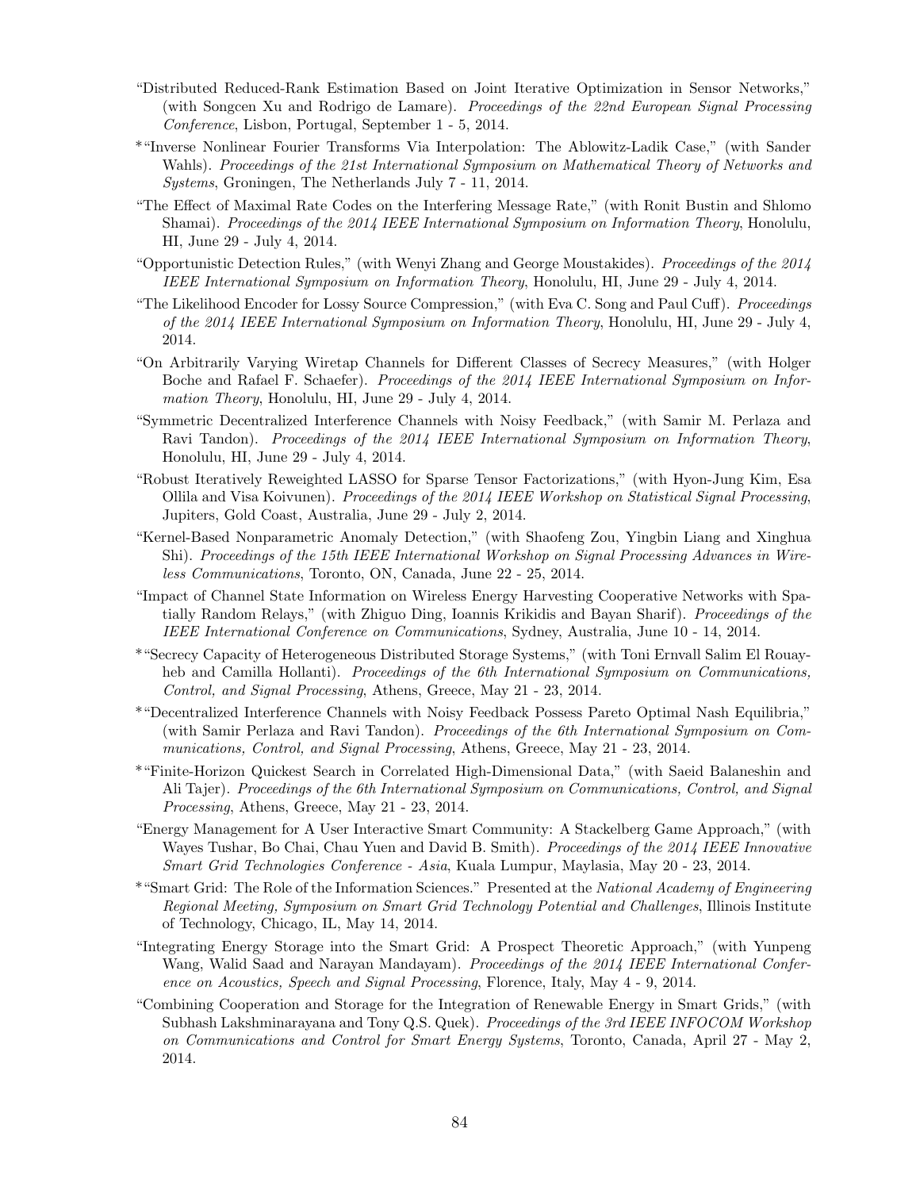- "Distributed Reduced-Rank Estimation Based on Joint Iterative Optimization in Sensor Networks," (with Songcen Xu and Rodrigo de Lamare). *Proceedings of the 22nd European Signal Processing Conference*, Lisbon, Portugal, September 1 - 5, 2014.
- *"Inverse Nonlinear Fourier Transforms Via Interpolation: The Ablowitz-Ladik Case," (with Sander Wahls). *Proceedings of the 21st International Symposium on Mathematical Theory of Networks and Systems*, Groningen, The Netherlands July 7 - 11, 2014.
- "The Effect of Maximal Rate Codes on the Interfering Message Rate," (with Ronit Bustin and Shlomo Shamai). *Proceedings of the 2014 IEEE International Symposium on Information Theory*, Honolulu, HI, June 29 - July 4, 2014.
- "Opportunistic Detection Rules," (with Wenyi Zhang and George Moustakides). *Proceedings of the 2014 IEEE International Symposium on Information Theory*, Honolulu, HI, June 29 - July 4, 2014.
- "The Likelihood Encoder for Lossy Source Compression," (with Eva C. Song and Paul Cuff). *Proceedings of the 2014 IEEE International Symposium on Information Theory*, Honolulu, HI, June 29 - July 4, 2014.
- "On Arbitrarily Varying Wiretap Channels for Different Classes of Secrecy Measures," (with Holger Boche and Rafael F. Schaefer). *Proceedings of the 2014 IEEE International Symposium on Information Theory*, Honolulu, HI, June 29 - July 4, 2014.
- "Symmetric Decentralized Interference Channels with Noisy Feedback," (with Samir M. Perlaza and Ravi Tandon). *Proceedings of the 2014 IEEE International Symposium on Information Theory*, Honolulu, HI, June 29 - July 4, 2014.
- "Robust Iteratively Reweighted LASSO for Sparse Tensor Factorizations," (with Hyon-Jung Kim, Esa Ollila and Visa Koivunen). *Proceedings of the 2014 IEEE Workshop on Statistical Signal Processing*, Jupiters, Gold Coast, Australia, June 29 - July 2, 2014.
- "Kernel-Based Nonparametric Anomaly Detection," (with Shaofeng Zou, Yingbin Liang and Xinghua Shi). *Proceedings of the 15th IEEE International Workshop on Signal Processing Advances in Wireless Communications*, Toronto, ON, Canada, June 22 - 25, 2014.
- "Impact of Channel State Information on Wireless Energy Harvesting Cooperative Networks with Spatially Random Relays," (with Zhiguo Ding, Ioannis Krikidis and Bayan Sharif). *Proceedings of the IEEE International Conference on Communications*, Sydney, Australia, June 10 - 14, 2014.
- *"Secrecy Capacity of Heterogeneous Distributed Storage Systems," (with Toni Ernvall Salim El Rouayheb and Camilla Hollanti). *Proceedings of the 6th International Symposium on Communications, Control, and Signal Processing*, Athens, Greece, May 21 - 23, 2014.
- *"Decentralized Interference Channels with Noisy Feedback Possess Pareto Optimal Nash Equilibria," (with Samir Perlaza and Ravi Tandon). *Proceedings of the 6th International Symposium on Communications, Control, and Signal Processing*, Athens, Greece, May 21 - 23, 2014.
- *"Finite-Horizon Quickest Search in Correlated High-Dimensional Data," (with Saeid Balaneshin and Ali Tajer). *Proceedings of the 6th International Symposium on Communications, Control, and Signal Processing*, Athens, Greece, May 21 - 23, 2014.
- "Energy Management for A User Interactive Smart Community: A Stackelberg Game Approach," (with Wayes Tushar, Bo Chai, Chau Yuen and David B. Smith). *Proceedings of the 2014 IEEE Innovative Smart Grid Technologies Conference - Asia*, Kuala Lumpur, Maylasia, May 20 - 23, 2014.
- *"Smart Grid: The Role of the Information Sciences." Presented at the *National Academy of Engineering Regional Meeting, Symposium on Smart Grid Technology Potential and Challenges*, Illinois Institute of Technology, Chicago, IL, May 14, 2014.
- "Integrating Energy Storage into the Smart Grid: A Prospect Theoretic Approach," (with Yunpeng Wang, Walid Saad and Narayan Mandayam). *Proceedings of the 2014 IEEE International Conference on Acoustics, Speech and Signal Processing*, Florence, Italy, May 4 - 9, 2014.
- "Combining Cooperation and Storage for the Integration of Renewable Energy in Smart Grids," (with Subhash Lakshminarayana and Tony Q.S. Quek). *Proceedings of the 3rd IEEE INFOCOM Workshop on Communications and Control for Smart Energy Systems*, Toronto, Canada, April 27 - May 2, 2014.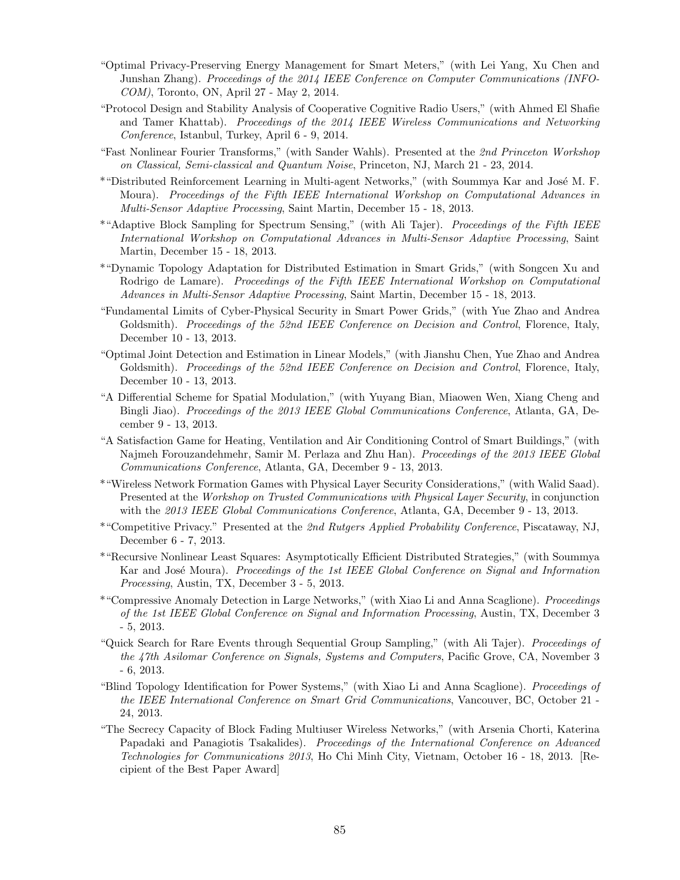"Optimal Privacy-Preserving Energy Management for Smart Meters," (with Lei Yang, Xu Chen and Junshan Zhang). *Proceedings of the 2014 IEEE Conference on Computer Communications (INFOCOM)*, Toronto, ON, April 27 - May 2, 2014.

"Protocol Design and Stability Analysis of Cooperative Cognitive Radio Users," (with Ahmed El Shafie and Tamer Khattab). *Proceedings of the 2014 IEEE Wireless Communications and Networking Conference*, Istanbul, Turkey, April 6 - 9, 2014.

"Fast Nonlinear Fourier Transforms," (with Sander Wahls). Presented at the *2nd Princeton Workshop on Classical, Semi-classical and Quantum Noise*, Princeton, NJ, March 21 - 23, 2014.

*"Distributed Reinforcement Learning in Multi-agent Networks," (with Soummya Kar and José M. F. Moura). *Proceedings of the Fifth IEEE International Workshop on Computational Advances in Multi-Sensor Adaptive Processing*, Saint Martin, December 15 - 18, 2013.

*"Adaptive Block Sampling for Spectrum Sensing," (with Ali Tajer). *Proceedings of the Fifth IEEE International Workshop on Computational Advances in Multi-Sensor Adaptive Processing*, Saint Martin, December 15 - 18, 2013.

*"Dynamic Topology Adaptation for Distributed Estimation in Smart Grids," (with Songcen Xu and Rodrigo de Lamare). *Proceedings of the Fifth IEEE International Workshop on Computational Advances in Multi-Sensor Adaptive Processing*, Saint Martin, December 15 - 18, 2013.

"Fundamental Limits of Cyber-Physical Security in Smart Power Grids," (with Yue Zhao and Andrea Goldsmith). *Proceedings of the 52nd IEEE Conference on Decision and Control*, Florence, Italy, December 10 - 13, 2013.

"Optimal Joint Detection and Estimation in Linear Models," (with Jianshu Chen, Yue Zhao and Andrea Goldsmith). *Proceedings of the 52nd IEEE Conference on Decision and Control*, Florence, Italy, December 10 - 13, 2013.

"A Differential Scheme for Spatial Modulation," (with Yuyang Bian, Miaowen Wen, Xiang Cheng and Bingli Jiao). *Proceedings of the 2013 IEEE Global Communications Conference*, Atlanta, GA, December 9 - 13, 2013.

"A Satisfaction Game for Heating, Ventilation and Air Conditioning Control of Smart Buildings," (with Najmeh Forouzandehmehr, Samir M. Perlaza and Zhu Han). *Proceedings of the 2013 IEEE Global Communications Conference*, Atlanta, GA, December 9 - 13, 2013.

*"Wireless Network Formation Games with Physical Layer Security Considerations," (with Walid Saad). Presented at the *Workshop on Trusted Communications with Physical Layer Security*, in conjunction with the *2013 IEEE Global Communications Conference*, Atlanta, GA, December 9 - 13, 2013.

*"Competitive Privacy." Presented at the *2nd Rutgers Applied Probability Conference*, Piscataway, NJ, December 6 - 7, 2013.

*"Recursive Nonlinear Least Squares: Asymptotically Efficient Distributed Strategies," (with Soummya Kar and José Moura). *Proceedings of the 1st IEEE Global Conference on Signal and Information Processing*, Austin, TX, December 3 - 5, 2013.

*"Compressive Anomaly Detection in Large Networks," (with Xiao Li and Anna Scaglione). *Proceedings of the 1st IEEE Global Conference on Signal and Information Processing*, Austin, TX, December 3 - 5, 2013.

"Quick Search for Rare Events through Sequential Group Sampling," (with Ali Tajer). *Proceedings of the 47th Asilomar Conference on Signals, Systems and Computers*, Pacific Grove, CA, November 3 - 6, 2013.

"Blind Topology Identification for Power Systems," (with Xiao Li and Anna Scaglione). *Proceedings of the IEEE International Conference on Smart Grid Communications*, Vancouver, BC, October 21 - 24, 2013.

"The Secrecy Capacity of Block Fading Multiuser Wireless Networks," (with Arsenia Chorti, Katerina Papadaki and Panagiotis Tsakalides). *Proceedings of the International Conference on Advanced Technologies for Communications 2013*, Ho Chi Minh City, Vietnam, October 16 - 18, 2013. [Recipient of the Best Paper Award]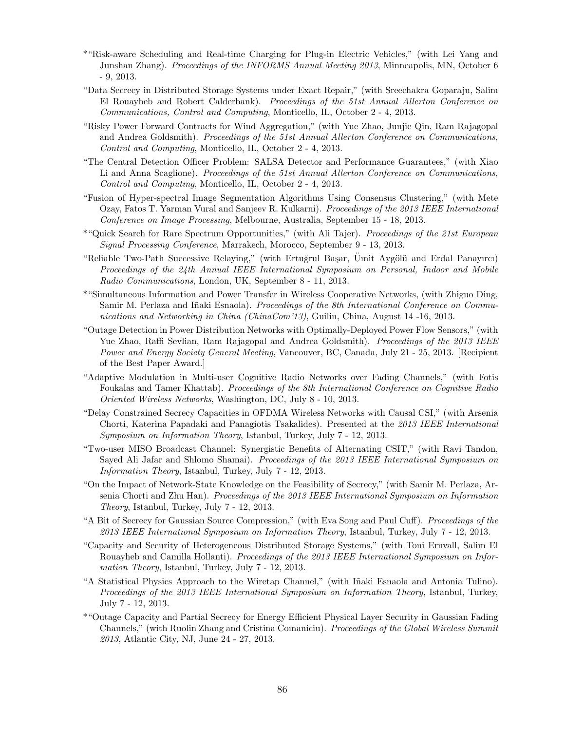*"Risk-aware Scheduling and Real-time Charging for Plug-in Electric Vehicles," (with Lei Yang and Junshan Zhang). *Proceedings of the INFORMS Annual Meeting 2013*, Minneapolis, MN, October 6 - 9, 2013.

"Data Secrecy in Distributed Storage Systems under Exact Repair," (with Sreechakra Goparaju, Salim El Rouayheb and Robert Calderbank). *Proceedings of the 51st Annual Allerton Conference on Communications, Control and Computing*, Monticello, IL, October 2 - 4, 2013.

"Risky Power Forward Contracts for Wind Aggregation," (with Yue Zhao, Junjie Qin, Ram Rajagopal and Andrea Goldsmith). *Proceedings of the 51st Annual Allerton Conference on Communications, Control and Computing*, Monticello, IL, October 2 - 4, 2013.

"The Central Detection Officer Problem: SALSA Detector and Performance Guarantees," (with Xiao Li and Anna Scaglione). *Proceedings of the 51st Annual Allerton Conference on Communications, Control and Computing*, Monticello, IL, October 2 - 4, 2013.

"Fusion of Hyper-spectral Image Segmentation Algorithms Using Consensus Clustering," (with Mete Ozay, Fatos T. Yarman Vural and Sanjeev R. Kulkarni). *Proceedings of the 2013 IEEE International Conference on Image Processing*, Melbourne, Australia, September 15 - 18, 2013.

*"Quick Search for Rare Spectrum Opportunities," (with Ali Tajer). *Proceedings of the 21st European Signal Processing Conference*, Marrakech, Morocco, September 9 - 13, 2013.

"Reliable Two-Path Successive Relaying," (with Ertuğrul Başar, Ümit Aygölü and Erdal Panayırcı) *Proceedings of the 24th Annual IEEE International Symposium on Personal, Indoor and Mobile Radio Communications*, London, UK, September 8 - 11, 2013.

*"Simultaneous Information and Power Transfer in Wireless Cooperative Networks, (with Zhiguo Ding, Samir M. Perlaza and Iñaki Esnaola). *Proceedings of the 8th International Conference on Communications and Networking in China (ChinaCom'13)*, Guilin, China, August 14 -16, 2013.

"Outage Detection in Power Distribution Networks with Optimally-Deployed Power Flow Sensors," (with Yue Zhao, Raffi Sevlian, Ram Rajagopal and Andrea Goldsmith). *Proceedings of the 2013 IEEE Power and Energy Society General Meeting*, Vancouver, BC, Canada, July 21 - 25, 2013. [Recipient of the Best Paper Award.]

"Adaptive Modulation in Multi-user Cognitive Radio Networks over Fading Channels," (with Fotis Foukalas and Tamer Khattab). *Proceedings of the 8th International Conference on Cognitive Radio Oriented Wireless Networks*, Washington, DC, July 8 - 10, 2013.

"Delay Constrained Secrecy Capacities in OFDMA Wireless Networks with Causal CSI," (with Arsenia Chorti, Katerina Papadaki and Panagiotis Tsakalides). Presented at the *2013 IEEE International Symposium on Information Theory*, Istanbul, Turkey, July 7 - 12, 2013.

"Two-user MISO Broadcast Channel: Synergistic Benefits of Alternating CSIT," (with Ravi Tandon, Sayed Ali Jafar and Shlomo Shamai). *Proceedings of the 2013 IEEE International Symposium on Information Theory*, Istanbul, Turkey, July 7 - 12, 2013.

"On the Impact of Network-State Knowledge on the Feasibility of Secrecy," (with Samir M. Perlaza, Arsenia Chorti and Zhu Han). *Proceedings of the 2013 IEEE International Symposium on Information Theory*, Istanbul, Turkey, July 7 - 12, 2013.

"A Bit of Secrecy for Gaussian Source Compression," (with Eva Song and Paul Cuff). *Proceedings of the 2013 IEEE International Symposium on Information Theory*, Istanbul, Turkey, July 7 - 12, 2013.

"Capacity and Security of Heterogeneous Distributed Storage Systems," (with Toni Ernvall, Salim El Rouayheb and Camilla Hollanti). *Proceedings of the 2013 IEEE International Symposium on Information Theory*, Istanbul, Turkey, July 7 - 12, 2013.

"A Statistical Physics Approach to the Wiretap Channel," (with Iñaki Esnaola and Antonia Tulino). *Proceedings of the 2013 IEEE International Symposium on Information Theory*, Istanbul, Turkey, July 7 - 12, 2013.

*"Outage Capacity and Partial Secrecy for Energy Efficient Physical Layer Security in Gaussian Fading Channels," (with Ruolin Zhang and Cristina Comaniciu). *Proceedings of the Global Wireless Summit 2013*, Atlantic City, NJ, June 24 - 27, 2013.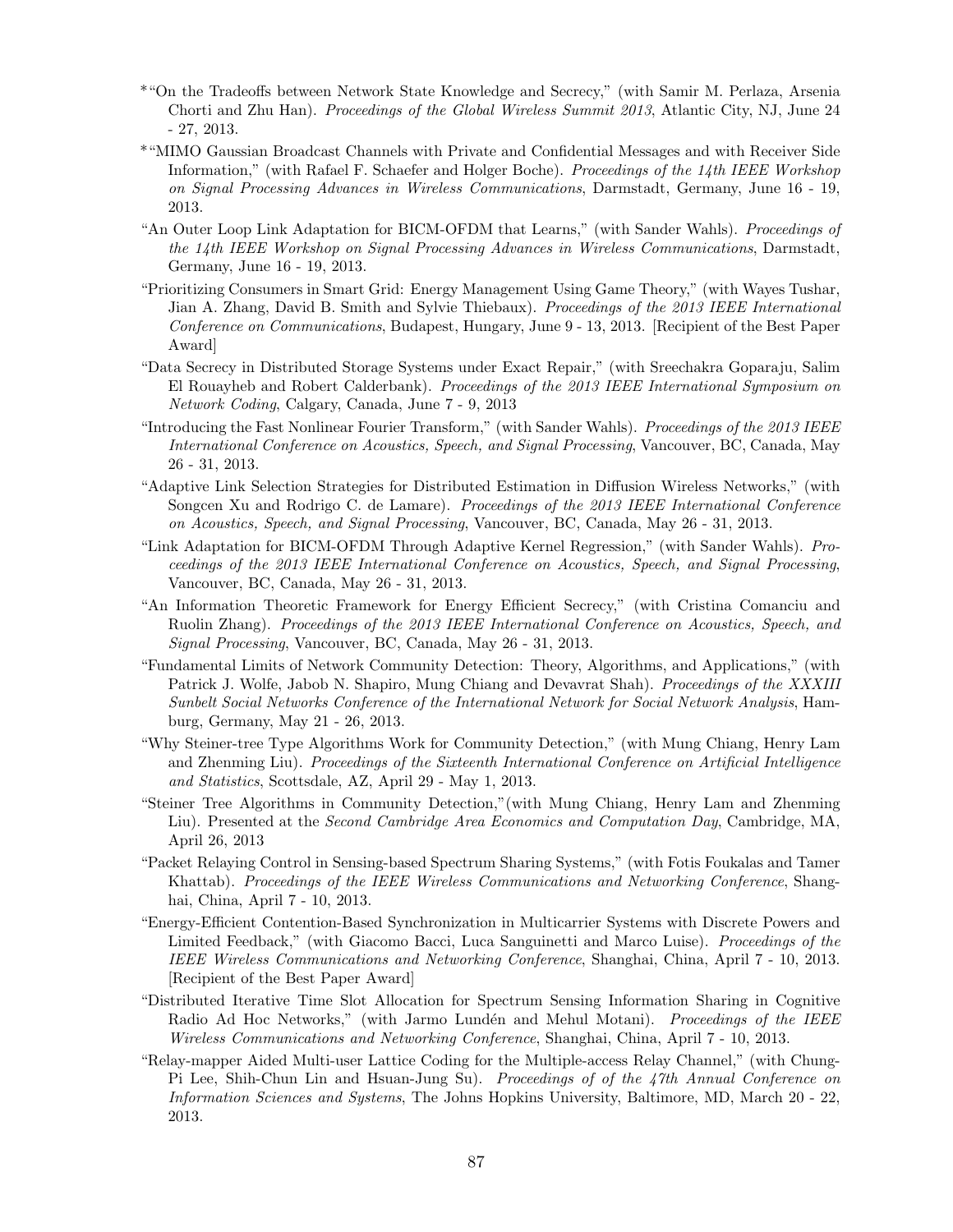*"On the Tradeoffs between Network State Knowledge and Secrecy," (with Samir M. Perlaza, Arsenia Chorti and Zhu Han). *Proceedings of the Global Wireless Summit 2013*, Atlantic City, NJ, June 24 - 27, 2013.

*"MIMO Gaussian Broadcast Channels with Private and Confidential Messages and with Receiver Side Information," (with Rafael F. Schaefer and Holger Boche). *Proceedings of the 14th IEEE Workshop on Signal Processing Advances in Wireless Communications*, Darmstadt, Germany, June 16 - 19, 2013.

"An Outer Loop Link Adaptation for BICM-OFDM that Learns," (with Sander Wahls). *Proceedings of the 14th IEEE Workshop on Signal Processing Advances in Wireless Communications*, Darmstadt, Germany, June 16 - 19, 2013.

"Prioritizing Consumers in Smart Grid: Energy Management Using Game Theory," (with Wayes Tushar, Jian A. Zhang, David B. Smith and Sylvie Thiebaux). *Proceedings of the 2013 IEEE International Conference on Communications*, Budapest, Hungary, June 9 - 13, 2013. [Recipient of the Best Paper Award]

"Data Secrecy in Distributed Storage Systems under Exact Repair," (with Sreechakra Goparaju, Salim El Rouayheb and Robert Calderbank). *Proceedings of the 2013 IEEE International Symposium on Network Coding*, Calgary, Canada, June 7 - 9, 2013

"Introducing the Fast Nonlinear Fourier Transform," (with Sander Wahls). *Proceedings of the 2013 IEEE International Conference on Acoustics, Speech, and Signal Processing*, Vancouver, BC, Canada, May 26 - 31, 2013.

"Adaptive Link Selection Strategies for Distributed Estimation in Diffusion Wireless Networks," (with Songcen Xu and Rodrigo C. de Lamare). *Proceedings of the 2013 IEEE International Conference on Acoustics, Speech, and Signal Processing*, Vancouver, BC, Canada, May 26 - 31, 2013.

"Link Adaptation for BICM-OFDM Through Adaptive Kernel Regression," (with Sander Wahls). *Proceedings of the 2013 IEEE International Conference on Acoustics, Speech, and Signal Processing*, Vancouver, BC, Canada, May 26 - 31, 2013.

"An Information Theoretic Framework for Energy Efficient Secrecy," (with Cristina Comanciu and Ruolin Zhang). *Proceedings of the 2013 IEEE International Conference on Acoustics, Speech, and Signal Processing*, Vancouver, BC, Canada, May 26 - 31, 2013.

"Fundamental Limits of Network Community Detection: Theory, Algorithms, and Applications," (with Patrick J. Wolfe, Jabob N. Shapiro, Mung Chiang and Devavrat Shah). *Proceedings of the XXXIII Sunbelt Social Networks Conference of the International Network for Social Network Analysis*, Hamburg, Germany, May 21 - 26, 2013.

"Why Steiner-tree Type Algorithms Work for Community Detection," (with Mung Chiang, Henry Lam and Zhenming Liu). *Proceedings of the Sixteenth International Conference on Artificial Intelligence and Statistics*, Scottsdale, AZ, April 29 - May 1, 2013.

"Steiner Tree Algorithms in Community Detection,"(with Mung Chiang, Henry Lam and Zhenming Liu). Presented at the *Second Cambridge Area Economics and Computation Day*, Cambridge, MA, April 26, 2013

"Packet Relaying Control in Sensing-based Spectrum Sharing Systems," (with Fotis Foukalas and Tamer Khattab). *Proceedings of the IEEE Wireless Communications and Networking Conference*, Shanghai, China, April 7 - 10, 2013.

"Energy-Efficient Contention-Based Synchronization in Multicarrier Systems with Discrete Powers and Limited Feedback," (with Giacomo Bacci, Luca Sanguinetti and Marco Luise). *Proceedings of the IEEE Wireless Communications and Networking Conference*, Shanghai, China, April 7 - 10, 2013. [Recipient of the Best Paper Award]

"Distributed Iterative Time Slot Allocation for Spectrum Sensing Information Sharing in Cognitive Radio Ad Hoc Networks," (with Jarmo Lundén and Mehul Motani). *Proceedings of the IEEE Wireless Communications and Networking Conference*, Shanghai, China, April 7 - 10, 2013.

"Relay-mapper Aided Multi-user Lattice Coding for the Multiple-access Relay Channel," (with Chung-Pi Lee, Shih-Chun Lin and Hsuan-Jung Su). *Proceedings of of the 47th Annual Conference on Information Sciences and Systems*, The Johns Hopkins University, Baltimore, MD, March 20 - 22, 2013.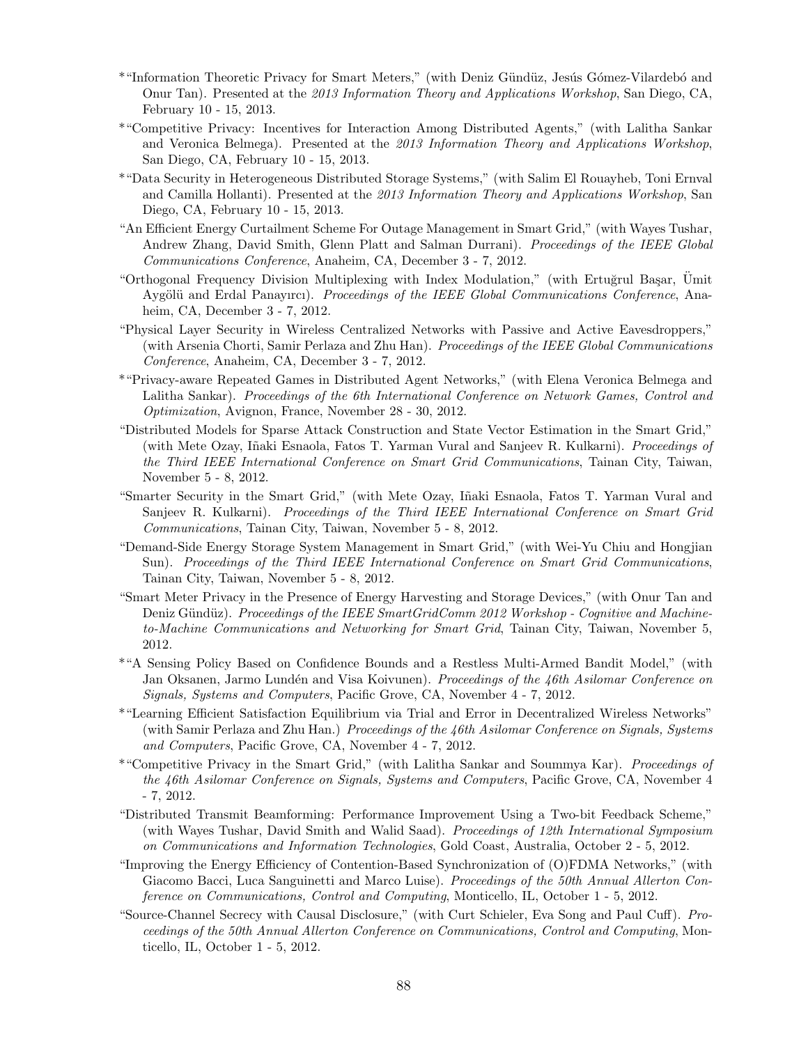*"Information Theoretic Privacy for Smart Meters," (with Deniz Gündüz, Jesús Gómez-Vilardebó and Onur Tan). Presented at the *2013 Information Theory and Applications Workshop*, San Diego, CA, February 10 - 15, 2013.

*"Competitive Privacy: Incentives for Interaction Among Distributed Agents," (with Lalitha Sankar and Veronica Belmega). Presented at the *2013 Information Theory and Applications Workshop*, San Diego, CA, February 10 - 15, 2013.

*"Data Security in Heterogeneous Distributed Storage Systems," (with Salim El Rouayheb, Toni Ernval and Camilla Hollanti). Presented at the *2013 Information Theory and Applications Workshop*, San Diego, CA, February 10 - 15, 2013.

"An Efficient Energy Curtailment Scheme For Outage Management in Smart Grid," (with Wayes Tushar, Andrew Zhang, David Smith, Glenn Platt and Salman Durrani). *Proceedings of the IEEE Global Communications Conference*, Anaheim, CA, December 3 - 7, 2012.

"Orthogonal Frequency Division Multiplexing with Index Modulation," (with Ertuğrul Başar, Ümit Aygölü and Erdal Panayırcı). *Proceedings of the IEEE Global Communications Conference*, Anaheim, CA, December 3 - 7, 2012.

"Physical Layer Security in Wireless Centralized Networks with Passive and Active Eavesdroppers," (with Arsenia Chorti, Samir Perlaza and Zhu Han). *Proceedings of the IEEE Global Communications Conference*, Anaheim, CA, December 3 - 7, 2012.

*"Privacy-aware Repeated Games in Distributed Agent Networks," (with Elena Veronica Belmega and Lalitha Sankar). *Proceedings of the 6th International Conference on Network Games, Control and Optimization*, Avignon, France, November 28 - 30, 2012.

"Distributed Models for Sparse Attack Construction and State Vector Estimation in the Smart Grid," (with Mete Ozay, Iñaki Esnaola, Fatos T. Yarman Vural and Sanjeev R. Kulkarni). *Proceedings of the Third IEEE International Conference on Smart Grid Communications*, Tainan City, Taiwan, November 5 - 8, 2012.

"Smarter Security in the Smart Grid," (with Mete Ozay, Iñaki Esnaola, Fatos T. Yarman Vural and Sanjeev R. Kulkarni). *Proceedings of the Third IEEE International Conference on Smart Grid Communications*, Tainan City, Taiwan, November 5 - 8, 2012.

"Demand-Side Energy Storage System Management in Smart Grid," (with Wei-Yu Chiu and Hongjian Sun). *Proceedings of the Third IEEE International Conference on Smart Grid Communications*, Tainan City, Taiwan, November 5 - 8, 2012.

"Smart Meter Privacy in the Presence of Energy Harvesting and Storage Devices," (with Onur Tan and Deniz Gündüz). *Proceedings of the IEEE SmartGridComm 2012 Workshop - Cognitive and Machine-to-Machine Communications and Networking for Smart Grid*, Tainan City, Taiwan, November 5, 2012.

*"A Sensing Policy Based on Confidence Bounds and a Restless Multi-Armed Bandit Model," (with Jan Oksanen, Jarmo Lundén and Visa Koivunen). *Proceedings of the 46th Asilomar Conference on Signals, Systems and Computers*, Pacific Grove, CA, November 4 - 7, 2012.

*"Learning Efficient Satisfaction Equilibrium via Trial and Error in Decentralized Wireless Networks" (with Samir Perlaza and Zhu Han.) *Proceedings of the 46th Asilomar Conference on Signals, Systems and Computers*, Pacific Grove, CA, November 4 - 7, 2012.

*"Competitive Privacy in the Smart Grid," (with Lalitha Sankar and Soummya Kar). *Proceedings of the 46th Asilomar Conference on Signals, Systems and Computers*, Pacific Grove, CA, November 4 - 7, 2012.

"Distributed Transmit Beamforming: Performance Improvement Using a Two-bit Feedback Scheme," (with Wayes Tushar, David Smith and Walid Saad). *Proceedings of 12th International Symposium on Communications and Information Technologies*, Gold Coast, Australia, October 2 - 5, 2012.

"Improving the Energy Efficiency of Contention-Based Synchronization of (O)FDMA Networks," (with Giacomo Bacci, Luca Sanguinetti and Marco Luise). *Proceedings of the 50th Annual Allerton Conference on Communications, Control and Computing*, Monticello, IL, October 1 - 5, 2012.

"Source-Channel Secrecy with Causal Disclosure," (with Curt Schieler, Eva Song and Paul Cuff). *Proceedings of the 50th Annual Allerton Conference on Communications, Control and Computing*, Monticello, IL, October 1 - 5, 2012.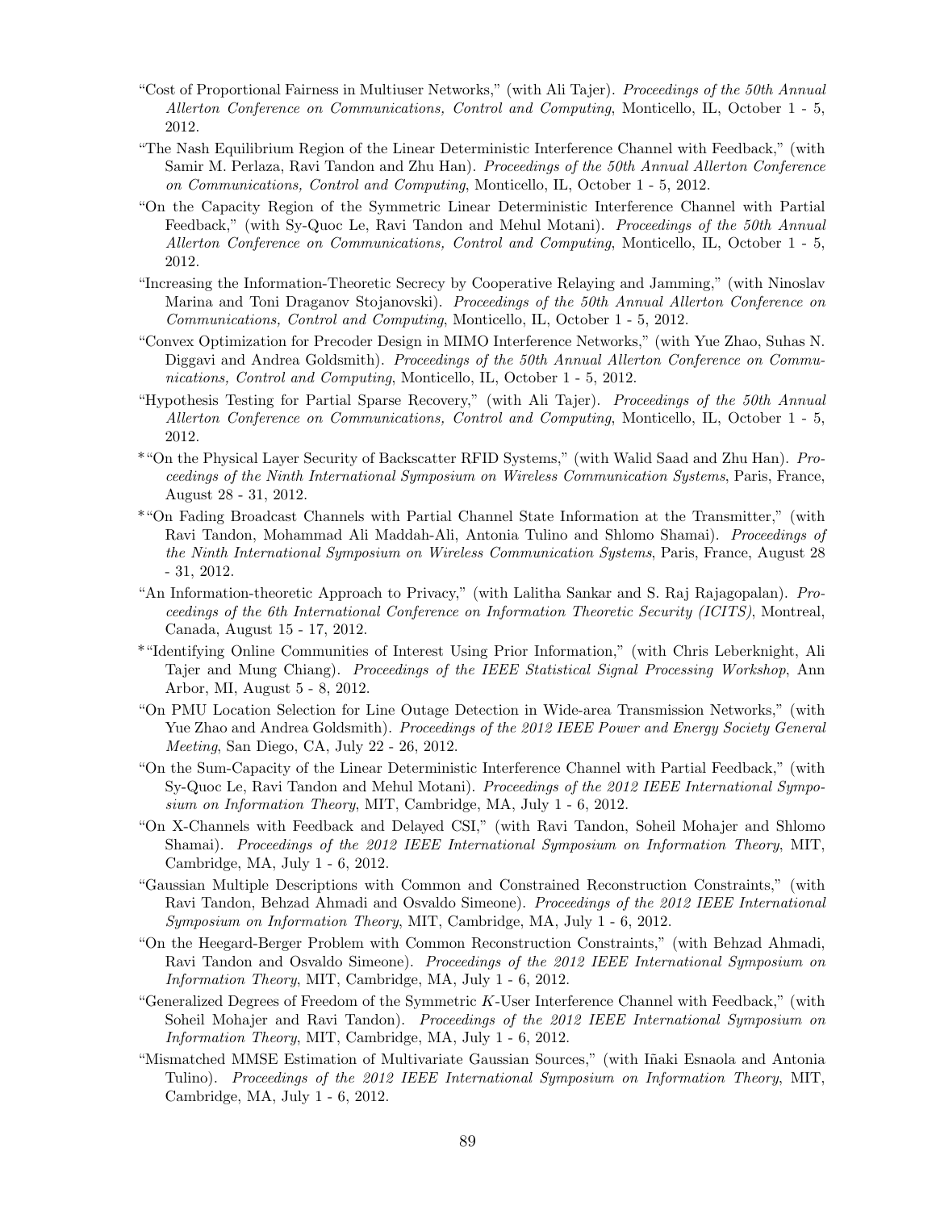"Cost of Proportional Fairness in Multiuser Networks," (with Ali Tajer). *Proceedings of the 50th Annual Allerton Conference on Communications, Control and Computing*, Monticello, IL, October 1 - 5, 2012.

"The Nash Equilibrium Region of the Linear Deterministic Interference Channel with Feedback," (with Samir M. Perlaza, Ravi Tandon and Zhu Han). *Proceedings of the 50th Annual Allerton Conference on Communications, Control and Computing*, Monticello, IL, October 1 - 5, 2012.

"On the Capacity Region of the Symmetric Linear Deterministic Interference Channel with Partial Feedback," (with Sy-Quoc Le, Ravi Tandon and Mehul Motani). *Proceedings of the 50th Annual Allerton Conference on Communications, Control and Computing*, Monticello, IL, October 1 - 5, 2012.

"Increasing the Information-Theoretic Secrecy by Cooperative Relaying and Jamming," (with Ninoslav Marina and Toni Draganov Stojanovski). *Proceedings of the 50th Annual Allerton Conference on Communications, Control and Computing*, Monticello, IL, October 1 - 5, 2012.

"Convex Optimization for Precoder Design in MIMO Interference Networks," (with Yue Zhao, Suhas N. Diggavi and Andrea Goldsmith). *Proceedings of the 50th Annual Allerton Conference on Communications, Control and Computing*, Monticello, IL, October 1 - 5, 2012.

"Hypothesis Testing for Partial Sparse Recovery," (with Ali Tajer). *Proceedings of the 50th Annual Allerton Conference on Communications, Control and Computing*, Monticello, IL, October 1 - 5, 2012.

*"On the Physical Layer Security of Backscatter RFID Systems," (with Walid Saad and Zhu Han). *Proceedings of the Ninth International Symposium on Wireless Communication Systems*, Paris, France, August 28 - 31, 2012.

*"On Fading Broadcast Channels with Partial Channel State Information at the Transmitter," (with Ravi Tandon, Mohammad Ali Maddah-Ali, Antonia Tulino and Shlomo Shamai). *Proceedings of the Ninth International Symposium on Wireless Communication Systems*, Paris, France, August 28 - 31, 2012.

"An Information-theoretic Approach to Privacy," (with Lalitha Sankar and S. Raj Rajagopalan). *Proceedings of the 6th International Conference on Information Theoretic Security (ICITS)*, Montreal, Canada, August 15 - 17, 2012.

*"Identifying Online Communities of Interest Using Prior Information," (with Chris Leberknight, Ali Tajer and Mung Chiang). *Proceedings of the IEEE Statistical Signal Processing Workshop*, Ann Arbor, MI, August 5 - 8, 2012.

"On PMU Location Selection for Line Outage Detection in Wide-area Transmission Networks," (with Yue Zhao and Andrea Goldsmith). *Proceedings of the 2012 IEEE Power and Energy Society General Meeting*, San Diego, CA, July 22 - 26, 2012.

"On the Sum-Capacity of the Linear Deterministic Interference Channel with Partial Feedback," (with Sy-Quoc Le, Ravi Tandon and Mehul Motani). *Proceedings of the 2012 IEEE International Symposium on Information Theory*, MIT, Cambridge, MA, July 1 - 6, 2012.

"On X-Channels with Feedback and Delayed CSI," (with Ravi Tandon, Soheil Mohajer and Shlomo Shamai). *Proceedings of the 2012 IEEE International Symposium on Information Theory*, MIT, Cambridge, MA, July 1 - 6, 2012.

"Gaussian Multiple Descriptions with Common and Constrained Reconstruction Constraints," (with Ravi Tandon, Behzad Ahmadi and Osvaldo Simeone). *Proceedings of the 2012 IEEE International Symposium on Information Theory*, MIT, Cambridge, MA, July 1 - 6, 2012.

"On the Heegard-Berger Problem with Common Reconstruction Constraints," (with Behzad Ahmadi, Ravi Tandon and Osvaldo Simeone). *Proceedings of the 2012 IEEE International Symposium on Information Theory*, MIT, Cambridge, MA, July 1 - 6, 2012.

"Generalized Degrees of Freedom of the Symmetric $K$-User Interference Channel with Feedback," (with Soheil Mohajer and Ravi Tandon). *Proceedings of the 2012 IEEE International Symposium on Information Theory*, MIT, Cambridge, MA, July 1 - 6, 2012.

"Mismatched MMSE Estimation of Multivariate Gaussian Sources," (with Iñaki Esnaola and Antonia Tulino). *Proceedings of the 2012 IEEE International Symposium on Information Theory*, MIT, Cambridge, MA, July 1 - 6, 2012.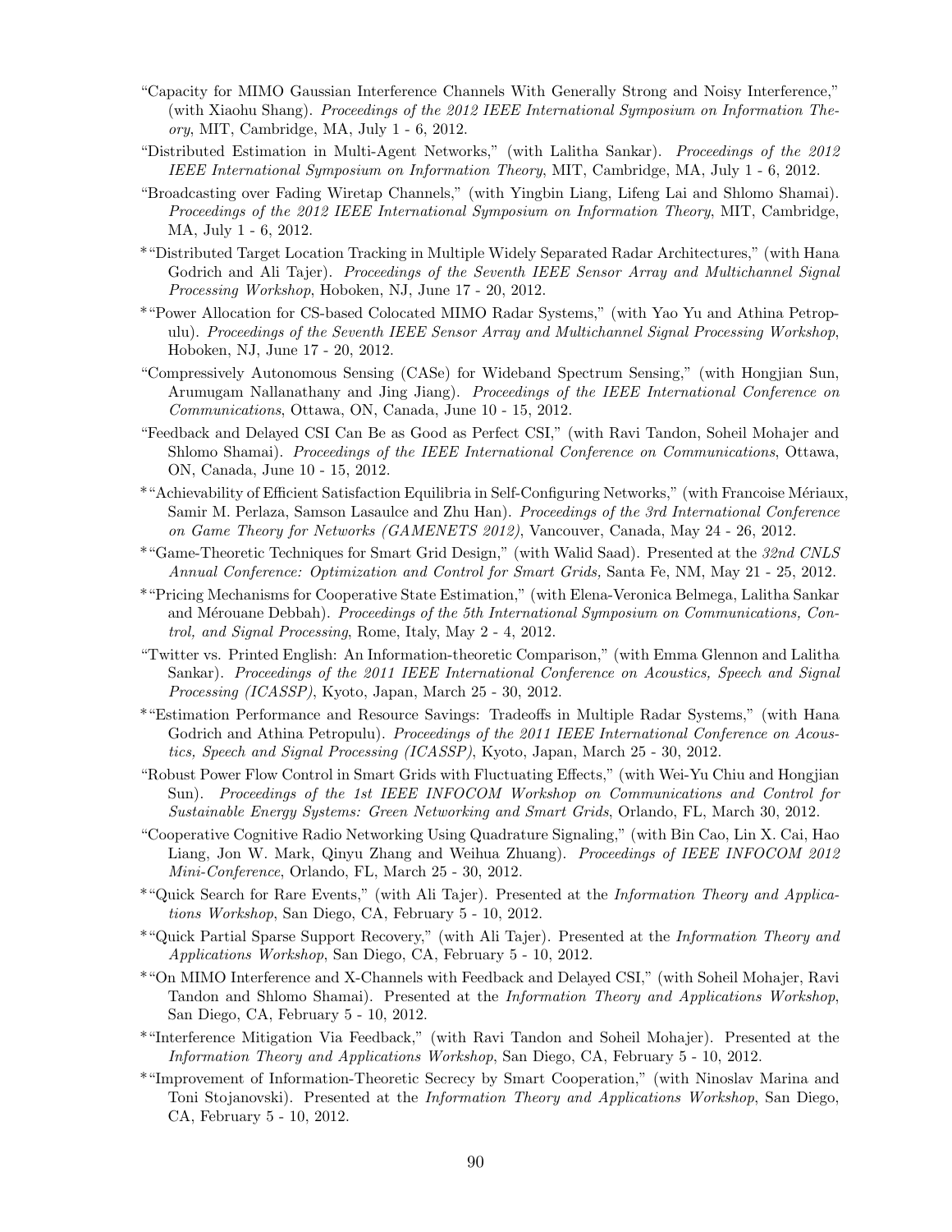"Capacity for MIMO Gaussian Interference Channels With Generally Strong and Noisy Interference," (with Xiaohu Shang). *Proceedings of the 2012 IEEE International Symposium on Information Theory*, MIT, Cambridge, MA, July 1 - 6, 2012.

"Distributed Estimation in Multi-Agent Networks," (with Lalitha Sankar). *Proceedings of the 2012 IEEE International Symposium on Information Theory*, MIT, Cambridge, MA, July 1 - 6, 2012.

"Broadcasting over Fading Wiretap Channels," (with Yingbin Liang, Lifeng Lai and Shlomo Shamai). *Proceedings of the 2012 IEEE International Symposium on Information Theory*, MIT, Cambridge, MA, July 1 - 6, 2012.

*"Distributed Target Location Tracking in Multiple Widely Separated Radar Architectures," (with Hana Godrich and Ali Tajer). *Proceedings of the Seventh IEEE Sensor Array and Multichannel Signal Processing Workshop*, Hoboken, NJ, June 17 - 20, 2012.

*"Power Allocation for CS-based Colocated MIMO Radar Systems," (with Yao Yu and Athina Petropulu). *Proceedings of the Seventh IEEE Sensor Array and Multichannel Signal Processing Workshop*, Hoboken, NJ, June 17 - 20, 2012.

"Compressively Autonomous Sensing (CASe) for Wideband Spectrum Sensing," (with Hongjian Sun, Arumugam Nallanathany and Jing Jiang). *Proceedings of the IEEE International Conference on Communications*, Ottawa, ON, Canada, June 10 - 15, 2012.

"Feedback and Delayed CSI Can Be as Good as Perfect CSI," (with Ravi Tandon, Soheil Mohajer and Shlomo Shamai). *Proceedings of the IEEE International Conference on Communications*, Ottawa, ON, Canada, June 10 - 15, 2012.

*"Achievability of Efficient Satisfaction Equilibria in Self-Configuring Networks," (with Francoise Mériaux, Samir M. Perlaza, Samson Lasaulce and Zhu Han). *Proceedings of the 3rd International Conference on Game Theory for Networks (GAMENETS 2012)*, Vancouver, Canada, May 24 - 26, 2012.

*"Game-Theoretic Techniques for Smart Grid Design," (with Walid Saad). Presented at the *32nd CNLS Annual Conference: Optimization and Control for Smart Grids,* Santa Fe, NM, May 21 - 25, 2012.

*"Pricing Mechanisms for Cooperative State Estimation," (with Elena-Veronica Belmega, Lalitha Sankar and Mérouane Debbah). *Proceedings of the 5th International Symposium on Communications, Control, and Signal Processing*, Rome, Italy, May 2 - 4, 2012.

"Twitter vs. Printed English: An Information-theoretic Comparison," (with Emma Glennon and Lalitha Sankar). *Proceedings of the 2011 IEEE International Conference on Acoustics, Speech and Signal Processing (ICASSP)*, Kyoto, Japan, March 25 - 30, 2012.

*"Estimation Performance and Resource Savings: Tradeoffs in Multiple Radar Systems," (with Hana Godrich and Athina Petropulu). *Proceedings of the 2011 IEEE International Conference on Acoustics, Speech and Signal Processing (ICASSP)*, Kyoto, Japan, March 25 - 30, 2012.

"Robust Power Flow Control in Smart Grids with Fluctuating Effects," (with Wei-Yu Chiu and Hongjian Sun). *Proceedings of the 1st IEEE INFOCOM Workshop on Communications and Control for Sustainable Energy Systems: Green Networking and Smart Grids*, Orlando, FL, March 30, 2012.

"Cooperative Cognitive Radio Networking Using Quadrature Signaling," (with Bin Cao, Lin X. Cai, Hao Liang, Jon W. Mark, Qinyu Zhang and Weihua Zhuang). *Proceedings of IEEE INFOCOM 2012 Mini-Conference*, Orlando, FL, March 25 - 30, 2012.

*"Quick Search for Rare Events," (with Ali Tajer). Presented at the *Information Theory and Applications Workshop*, San Diego, CA, February 5 - 10, 2012.

*"Quick Partial Sparse Support Recovery," (with Ali Tajer). Presented at the *Information Theory and Applications Workshop*, San Diego, CA, February 5 - 10, 2012.

*"On MIMO Interference and X-Channels with Feedback and Delayed CSI," (with Soheil Mohajer, Ravi Tandon and Shlomo Shamai). Presented at the *Information Theory and Applications Workshop*, San Diego, CA, February 5 - 10, 2012.

*"Interference Mitigation Via Feedback," (with Ravi Tandon and Soheil Mohajer). Presented at the *Information Theory and Applications Workshop*, San Diego, CA, February 5 - 10, 2012.

*"Improvement of Information-Theoretic Secrecy by Smart Cooperation," (with Ninoslav Marina and Toni Stojanovski). Presented at the *Information Theory and Applications Workshop*, San Diego, CA, February 5 - 10, 2012.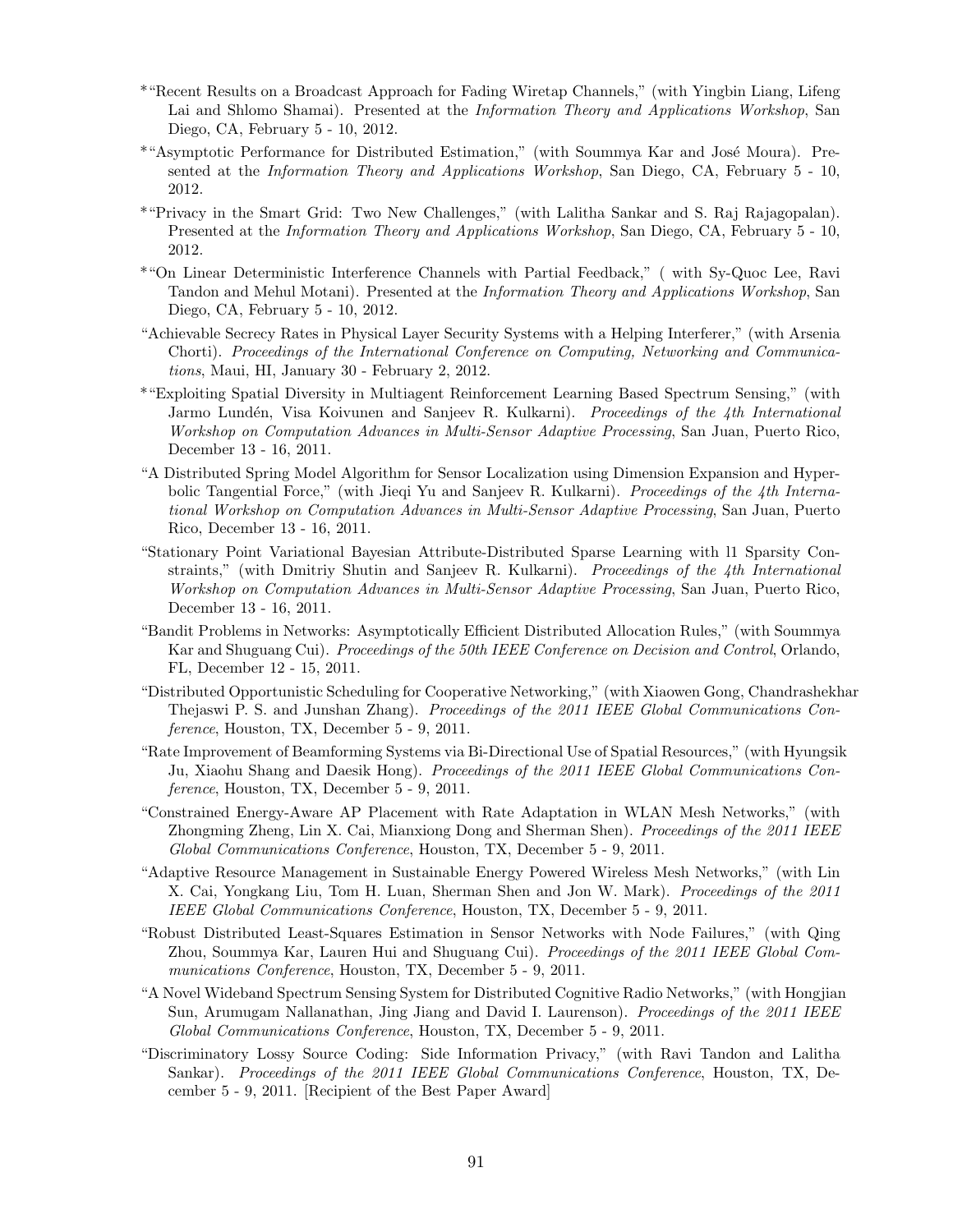*"Recent Results on a Broadcast Approach for Fading Wiretap Channels," (with Yingbin Liang, Lifeng Lai and Shlomo Shamai). Presented at the *Information Theory and Applications Workshop*, San Diego, CA, February 5 - 10, 2012.

*"Asymptotic Performance for Distributed Estimation," (with Soummya Kar and José Moura). Presented at the *Information Theory and Applications Workshop*, San Diego, CA, February 5 - 10, 2012.

*"Privacy in the Smart Grid: Two New Challenges," (with Lalitha Sankar and S. Raj Rajagopalan). Presented at the *Information Theory and Applications Workshop*, San Diego, CA, February 5 - 10, 2012.

*"On Linear Deterministic Interference Channels with Partial Feedback," ( with Sy-Quoc Lee, Ravi Tandon and Mehul Motani). Presented at the *Information Theory and Applications Workshop*, San Diego, CA, February 5 - 10, 2012.

"Achievable Secrecy Rates in Physical Layer Security Systems with a Helping Interferer," (with Arsenia Chorti). *Proceedings of the International Conference on Computing, Networking and Communications*, Maui, HI, January 30 - February 2, 2012.

*"Exploiting Spatial Diversity in Multiagent Reinforcement Learning Based Spectrum Sensing," (with Jarmo Lundén, Visa Koivunen and Sanjeev R. Kulkarni). *Proceedings of the 4th International Workshop on Computation Advances in Multi-Sensor Adaptive Processing*, San Juan, Puerto Rico, December 13 - 16, 2011.

"A Distributed Spring Model Algorithm for Sensor Localization using Dimension Expansion and Hyperbolic Tangential Force," (with Jieqi Yu and Sanjeev R. Kulkarni). *Proceedings of the 4th International Workshop on Computation Advances in Multi-Sensor Adaptive Processing*, San Juan, Puerto Rico, December 13 - 16, 2011.

"Stationary Point Variational Bayesian Attribute-Distributed Sparse Learning with l1 Sparsity Constraints," (with Dmitriy Shutin and Sanjeev R. Kulkarni). *Proceedings of the 4th International Workshop on Computation Advances in Multi-Sensor Adaptive Processing*, San Juan, Puerto Rico, December 13 - 16, 2011.

"Bandit Problems in Networks: Asymptotically Efficient Distributed Allocation Rules," (with Soummya Kar and Shuguang Cui). *Proceedings of the 50th IEEE Conference on Decision and Control*, Orlando, FL, December 12 - 15, 2011.

"Distributed Opportunistic Scheduling for Cooperative Networking," (with Xiaowen Gong, Chandrashekhar Thejaswi P. S. and Junshan Zhang). *Proceedings of the 2011 IEEE Global Communications Conference*, Houston, TX, December 5 - 9, 2011.

"Rate Improvement of Beamforming Systems via Bi-Directional Use of Spatial Resources," (with Hyungsik Ju, Xiaohu Shang and Daesik Hong). *Proceedings of the 2011 IEEE Global Communications Conference*, Houston, TX, December 5 - 9, 2011.

"Constrained Energy-Aware AP Placement with Rate Adaptation in WLAN Mesh Networks," (with Zhongming Zheng, Lin X. Cai, Mianxiong Dong and Sherman Shen). *Proceedings of the 2011 IEEE Global Communications Conference*, Houston, TX, December 5 - 9, 2011.

"Adaptive Resource Management in Sustainable Energy Powered Wireless Mesh Networks," (with Lin X. Cai, Yongkang Liu, Tom H. Luan, Sherman Shen and Jon W. Mark). *Proceedings of the 2011 IEEE Global Communications Conference*, Houston, TX, December 5 - 9, 2011.

"Robust Distributed Least-Squares Estimation in Sensor Networks with Node Failures," (with Qing Zhou, Soummya Kar, Lauren Hui and Shuguang Cui). *Proceedings of the 2011 IEEE Global Communications Conference*, Houston, TX, December 5 - 9, 2011.

"A Novel Wideband Spectrum Sensing System for Distributed Cognitive Radio Networks," (with Hongjian Sun, Arumugam Nallanathan, Jing Jiang and David I. Laurenson). *Proceedings of the 2011 IEEE Global Communications Conference*, Houston, TX, December 5 - 9, 2011.

"Discriminatory Lossy Source Coding: Side Information Privacy," (with Ravi Tandon and Lalitha Sankar). *Proceedings of the 2011 IEEE Global Communications Conference*, Houston, TX, December 5 - 9, 2011. [Recipient of the Best Paper Award]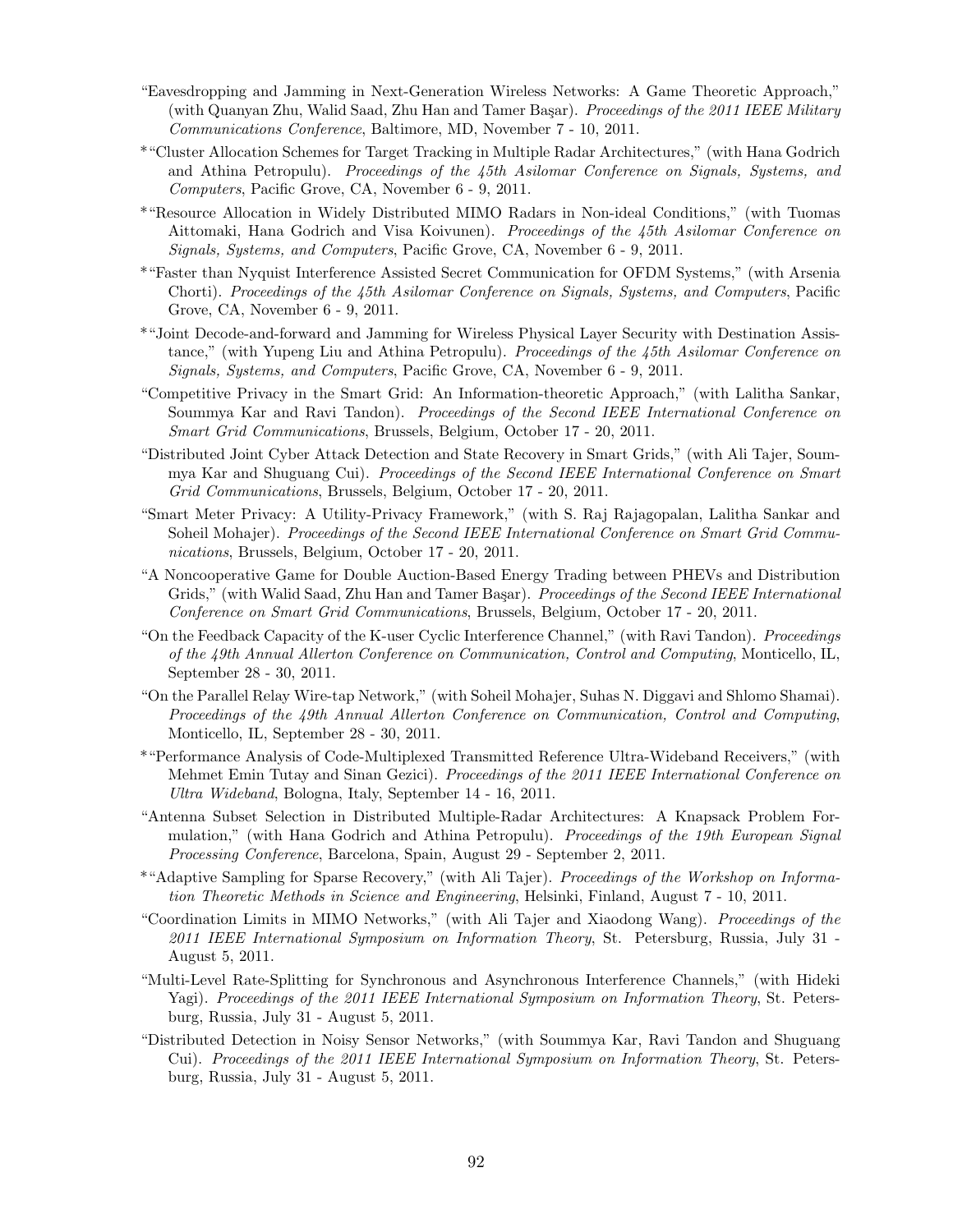- "Eavesdropping and Jamming in Next-Generation Wireless Networks: A Game Theoretic Approach," (with Quanyan Zhu, Walid Saad, Zhu Han and Tamer Başar). *Proceedings of the 2011 IEEE Military Communications Conference*, Baltimore, MD, November 7 - 10, 2011.
- *"Cluster Allocation Schemes for Target Tracking in Multiple Radar Architectures," (with Hana Godrich and Athina Petropulu). *Proceedings of the 45th Asilomar Conference on Signals, Systems, and Computers*, Pacific Grove, CA, November 6 - 9, 2011.
- *"Resource Allocation in Widely Distributed MIMO Radars in Non-ideal Conditions," (with Tuomas Aittomaki, Hana Godrich and Visa Koivunen). *Proceedings of the 45th Asilomar Conference on Signals, Systems, and Computers*, Pacific Grove, CA, November 6 - 9, 2011.
- *"Faster than Nyquist Interference Assisted Secret Communication for OFDM Systems," (with Arsenia Chorti). *Proceedings of the 45th Asilomar Conference on Signals, Systems, and Computers*, Pacific Grove, CA, November 6 - 9, 2011.
- *"Joint Decode-and-forward and Jamming for Wireless Physical Layer Security with Destination Assistance," (with Yupeng Liu and Athina Petropulu). *Proceedings of the 45th Asilomar Conference on Signals, Systems, and Computers*, Pacific Grove, CA, November 6 - 9, 2011.
- "Competitive Privacy in the Smart Grid: An Information-theoretic Approach," (with Lalitha Sankar, Soummya Kar and Ravi Tandon). *Proceedings of the Second IEEE International Conference on Smart Grid Communications*, Brussels, Belgium, October 17 - 20, 2011.
- "Distributed Joint Cyber Attack Detection and State Recovery in Smart Grids," (with Ali Tajer, Soummya Kar and Shuguang Cui). *Proceedings of the Second IEEE International Conference on Smart Grid Communications*, Brussels, Belgium, October 17 - 20, 2011.
- "Smart Meter Privacy: A Utility-Privacy Framework," (with S. Raj Rajagopalan, Lalitha Sankar and Soheil Mohajer). *Proceedings of the Second IEEE International Conference on Smart Grid Communications*, Brussels, Belgium, October 17 - 20, 2011.
- "A Noncooperative Game for Double Auction-Based Energy Trading between PHEVs and Distribution Grids," (with Walid Saad, Zhu Han and Tamer Başar). *Proceedings of the Second IEEE International Conference on Smart Grid Communications*, Brussels, Belgium, October 17 - 20, 2011.
- "On the Feedback Capacity of the K-user Cyclic Interference Channel," (with Ravi Tandon). *Proceedings of the 49th Annual Allerton Conference on Communication, Control and Computing*, Monticello, IL, September 28 - 30, 2011.
- "On the Parallel Relay Wire-tap Network," (with Soheil Mohajer, Suhas N. Diggavi and Shlomo Shamai). *Proceedings of the 49th Annual Allerton Conference on Communication, Control and Computing*, Monticello, IL, September 28 - 30, 2011.
- *"Performance Analysis of Code-Multiplexed Transmitted Reference Ultra-Wideband Receivers," (with Mehmet Emin Tutay and Sinan Gezici). *Proceedings of the 2011 IEEE International Conference on Ultra Wideband*, Bologna, Italy, September 14 - 16, 2011.
- "Antenna Subset Selection in Distributed Multiple-Radar Architectures: A Knapsack Problem Formulation," (with Hana Godrich and Athina Petropulu). *Proceedings of the 19th European Signal Processing Conference*, Barcelona, Spain, August 29 - September 2, 2011.
- *"Adaptive Sampling for Sparse Recovery," (with Ali Tajer). *Proceedings of the Workshop on Information Theoretic Methods in Science and Engineering*, Helsinki, Finland, August 7 - 10, 2011.
- "Coordination Limits in MIMO Networks," (with Ali Tajer and Xiaodong Wang). *Proceedings of the 2011 IEEE International Symposium on Information Theory*, St. Petersburg, Russia, July 31 - August 5, 2011.
- "Multi-Level Rate-Splitting for Synchronous and Asynchronous Interference Channels," (with Hideki Yagi). *Proceedings of the 2011 IEEE International Symposium on Information Theory*, St. Petersburg, Russia, July 31 - August 5, 2011.
- "Distributed Detection in Noisy Sensor Networks," (with Soummya Kar, Ravi Tandon and Shuguang Cui). *Proceedings of the 2011 IEEE International Symposium on Information Theory*, St. Petersburg, Russia, July 31 - August 5, 2011.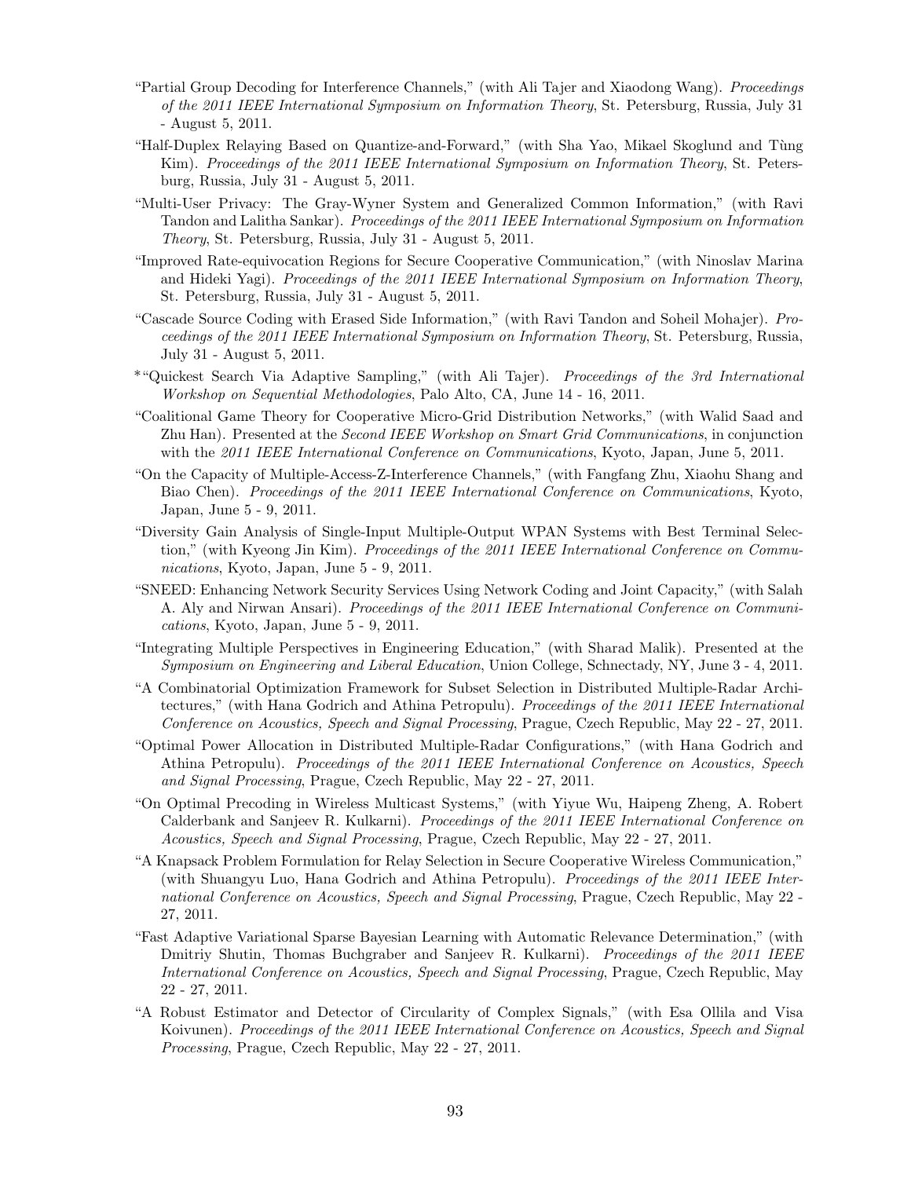"Partial Group Decoding for Interference Channels," (with Ali Tajer and Xiaodong Wang). *Proceedings of the 2011 IEEE International Symposium on Information Theory*, St. Petersburg, Russia, July 31 - August 5, 2011.

"Half-Duplex Relaying Based on Quantize-and-Forward," (with Sha Yao, Mikael Skoglund and Tùng Kim). *Proceedings of the 2011 IEEE International Symposium on Information Theory*, St. Petersburg, Russia, July 31 - August 5, 2011.

"Multi-User Privacy: The Gray-Wyner System and Generalized Common Information," (with Ravi Tandon and Lalitha Sankar). *Proceedings of the 2011 IEEE International Symposium on Information Theory*, St. Petersburg, Russia, July 31 - August 5, 2011.

"Improved Rate-equivocation Regions for Secure Cooperative Communication," (with Ninoslav Marina and Hideki Yagi). *Proceedings of the 2011 IEEE International Symposium on Information Theory*, St. Petersburg, Russia, July 31 - August 5, 2011.

"Cascade Source Coding with Erased Side Information," (with Ravi Tandon and Soheil Mohajer). *Proceedings of the 2011 IEEE International Symposium on Information Theory*, St. Petersburg, Russia, July 31 - August 5, 2011.

*"Quickest Search Via Adaptive Sampling," (with Ali Tajer). *Proceedings of the 3rd International Workshop on Sequential Methodologies*, Palo Alto, CA, June 14 - 16, 2011.

"Coalitional Game Theory for Cooperative Micro-Grid Distribution Networks," (with Walid Saad and Zhu Han). Presented at the *Second IEEE Workshop on Smart Grid Communications*, in conjunction with the *2011 IEEE International Conference on Communications*, Kyoto, Japan, June 5, 2011.

"On the Capacity of Multiple-Access-Z-Interference Channels," (with Fangfang Zhu, Xiaohu Shang and Biao Chen). *Proceedings of the 2011 IEEE International Conference on Communications*, Kyoto, Japan, June 5 - 9, 2011.

"Diversity Gain Analysis of Single-Input Multiple-Output WPAN Systems with Best Terminal Selection," (with Kyeong Jin Kim). *Proceedings of the 2011 IEEE International Conference on Communications*, Kyoto, Japan, June 5 - 9, 2011.

"SNEED: Enhancing Network Security Services Using Network Coding and Joint Capacity," (with Salah A. Aly and Nirwan Ansari). *Proceedings of the 2011 IEEE International Conference on Communications*, Kyoto, Japan, June 5 - 9, 2011.

"Integrating Multiple Perspectives in Engineering Education," (with Sharad Malik). Presented at the *Symposium on Engineering and Liberal Education*, Union College, Schnectady, NY, June 3 - 4, 2011.

"A Combinatorial Optimization Framework for Subset Selection in Distributed Multiple-Radar Architectures," (with Hana Godrich and Athina Petropulu). *Proceedings of the 2011 IEEE International Conference on Acoustics, Speech and Signal Processing*, Prague, Czech Republic, May 22 - 27, 2011.

"Optimal Power Allocation in Distributed Multiple-Radar Configurations," (with Hana Godrich and Athina Petropulu). *Proceedings of the 2011 IEEE International Conference on Acoustics, Speech and Signal Processing*, Prague, Czech Republic, May 22 - 27, 2011.

"On Optimal Precoding in Wireless Multicast Systems," (with Yiyue Wu, Haipeng Zheng, A. Robert Calderbank and Sanjeev R. Kulkarni). *Proceedings of the 2011 IEEE International Conference on Acoustics, Speech and Signal Processing*, Prague, Czech Republic, May 22 - 27, 2011.

"A Knapsack Problem Formulation for Relay Selection in Secure Cooperative Wireless Communication," (with Shuangyu Luo, Hana Godrich and Athina Petropulu). *Proceedings of the 2011 IEEE International Conference on Acoustics, Speech and Signal Processing*, Prague, Czech Republic, May 22 - 27, 2011.

"Fast Adaptive Variational Sparse Bayesian Learning with Automatic Relevance Determination," (with Dmitriy Shutin, Thomas Buchgraber and Sanjeev R. Kulkarni). *Proceedings of the 2011 IEEE International Conference on Acoustics, Speech and Signal Processing*, Prague, Czech Republic, May 22 - 27, 2011.

"A Robust Estimator and Detector of Circularity of Complex Signals," (with Esa Ollila and Visa Koivunen). *Proceedings of the 2011 IEEE International Conference on Acoustics, Speech and Signal Processing*, Prague, Czech Republic, May 22 - 27, 2011.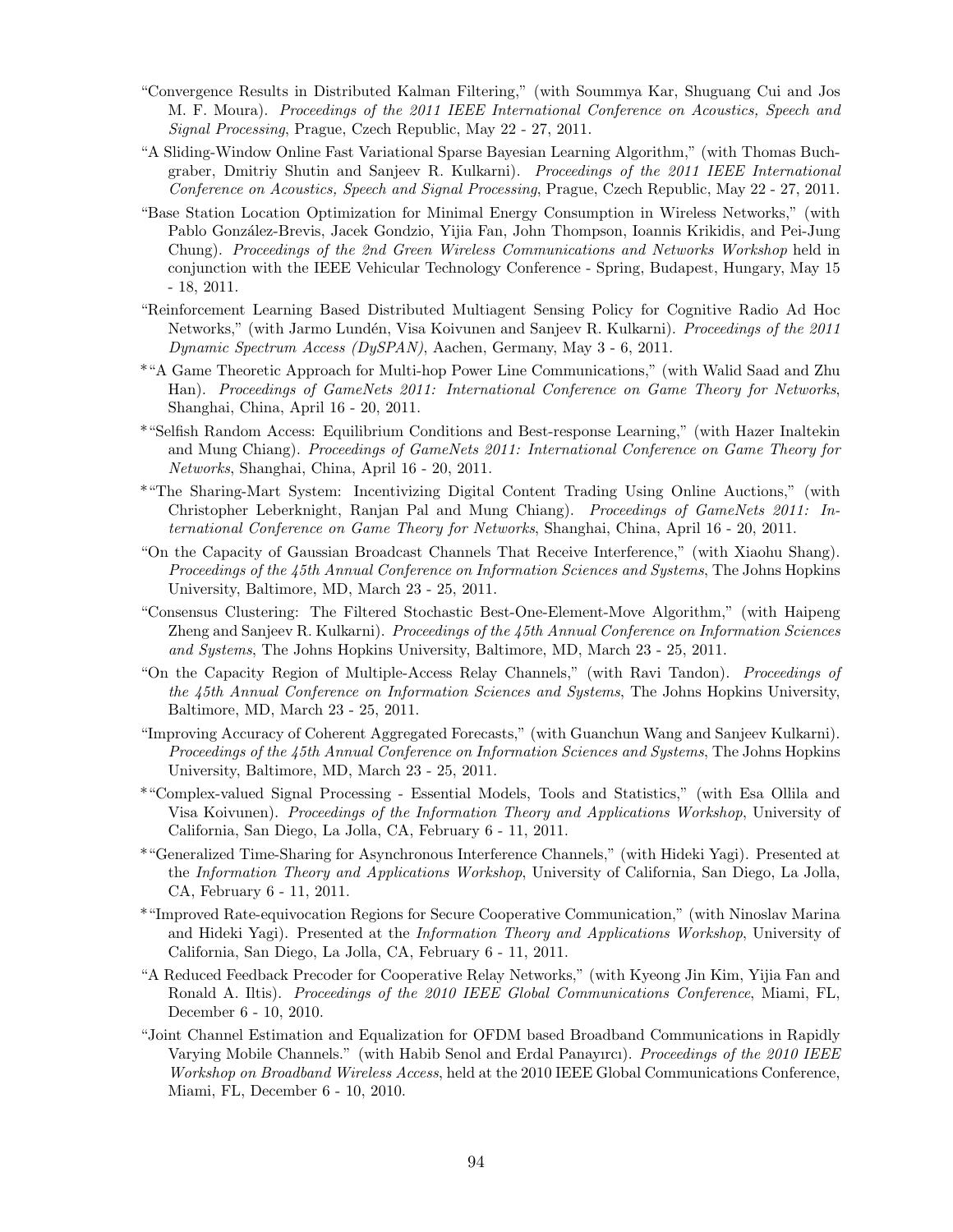- "Convergence Results in Distributed Kalman Filtering," (with Soummya Kar, Shuguang Cui and Jos M. F. Moura). *Proceedings of the 2011 IEEE International Conference on Acoustics, Speech and Signal Processing*, Prague, Czech Republic, May 22 - 27, 2011.
- "A Sliding-Window Online Fast Variational Sparse Bayesian Learning Algorithm," (with Thomas Buchgraber, Dmitriy Shutin and Sanjeev R. Kulkarni). *Proceedings of the 2011 IEEE International Conference on Acoustics, Speech and Signal Processing*, Prague, Czech Republic, May 22 - 27, 2011.
- "Base Station Location Optimization for Minimal Energy Consumption in Wireless Networks," (with Pablo González-Brevis, Jacek Gondzio, Yijia Fan, John Thompson, Ioannis Krikidis, and Pei-Jung Chung). *Proceedings of the 2nd Green Wireless Communications and Networks Workshop* held in conjunction with the IEEE Vehicular Technology Conference - Spring, Budapest, Hungary, May 15 - 18, 2011.
- "Reinforcement Learning Based Distributed Multiagent Sensing Policy for Cognitive Radio Ad Hoc Networks," (with Jarmo Lundén, Visa Koivunen and Sanjeev R. Kulkarni). *Proceedings of the 2011 Dynamic Spectrum Access (DySPAN)*, Aachen, Germany, May 3 - 6, 2011.
- *"A Game Theoretic Approach for Multi-hop Power Line Communications," (with Walid Saad and Zhu Han). *Proceedings of GameNets 2011: International Conference on Game Theory for Networks*, Shanghai, China, April 16 - 20, 2011.
- *"Selfish Random Access: Equilibrium Conditions and Best-response Learning," (with Hazer Inaltekin and Mung Chiang). *Proceedings of GameNets 2011: International Conference on Game Theory for Networks*, Shanghai, China, April 16 - 20, 2011.
- *"The Sharing-Mart System: Incentivizing Digital Content Trading Using Online Auctions," (with Christopher Leberknight, Ranjan Pal and Mung Chiang). *Proceedings of GameNets 2011: International Conference on Game Theory for Networks*, Shanghai, China, April 16 - 20, 2011.
- "On the Capacity of Gaussian Broadcast Channels That Receive Interference," (with Xiaohu Shang). *Proceedings of the 45th Annual Conference on Information Sciences and Systems*, The Johns Hopkins University, Baltimore, MD, March 23 - 25, 2011.
- "Consensus Clustering: The Filtered Stochastic Best-One-Element-Move Algorithm," (with Haipeng Zheng and Sanjeev R. Kulkarni). *Proceedings of the 45th Annual Conference on Information Sciences and Systems*, The Johns Hopkins University, Baltimore, MD, March 23 - 25, 2011.
- "On the Capacity Region of Multiple-Access Relay Channels," (with Ravi Tandon). *Proceedings of the 45th Annual Conference on Information Sciences and Systems*, The Johns Hopkins University, Baltimore, MD, March 23 - 25, 2011.
- "Improving Accuracy of Coherent Aggregated Forecasts," (with Guanchun Wang and Sanjeev Kulkarni). *Proceedings of the 45th Annual Conference on Information Sciences and Systems*, The Johns Hopkins University, Baltimore, MD, March 23 - 25, 2011.
- *"Complex-valued Signal Processing - Essential Models, Tools and Statistics," (with Esa Ollila and Visa Koivunen). *Proceedings of the Information Theory and Applications Workshop*, University of California, San Diego, La Jolla, CA, February 6 - 11, 2011.
- *"Generalized Time-Sharing for Asynchronous Interference Channels," (with Hideki Yagi). Presented at the *Information Theory and Applications Workshop*, University of California, San Diego, La Jolla, CA, February 6 - 11, 2011.
- *"Improved Rate-equivocation Regions for Secure Cooperative Communication," (with Ninoslav Marina and Hideki Yagi). Presented at the *Information Theory and Applications Workshop*, University of California, San Diego, La Jolla, CA, February 6 - 11, 2011.
- "A Reduced Feedback Precoder for Cooperative Relay Networks," (with Kyeong Jin Kim, Yijia Fan and Ronald A. Iltis). *Proceedings of the 2010 IEEE Global Communications Conference*, Miami, FL, December 6 - 10, 2010.
- "Joint Channel Estimation and Equalization for OFDM based Broadband Communications in Rapidly Varying Mobile Channels." (with Habib Senol and Erdal Panayırcı). *Proceedings of the 2010 IEEE Workshop on Broadband Wireless Access*, held at the 2010 IEEE Global Communications Conference, Miami, FL, December 6 - 10, 2010.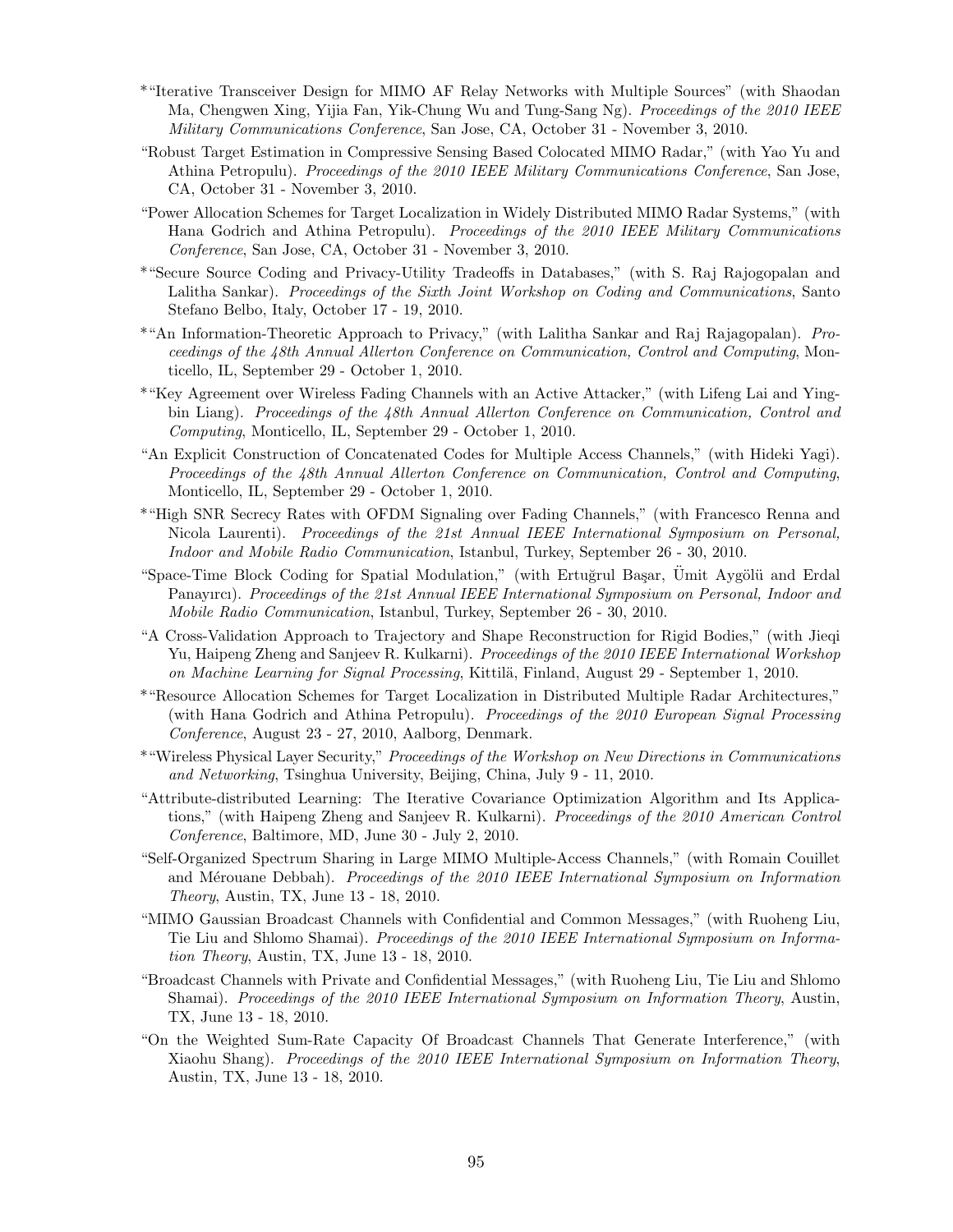*"Iterative Transceiver Design for MIMO AF Relay Networks with Multiple Sources" (with Shaodan Ma, Chengwen Xing, Yijia Fan, Yik-Chung Wu and Tung-Sang Ng). *Proceedings of the 2010 IEEE Military Communications Conference*, San Jose, CA, October 31 - November 3, 2010.

"Robust Target Estimation in Compressive Sensing Based Colocated MIMO Radar," (with Yao Yu and Athina Petropulu). *Proceedings of the 2010 IEEE Military Communications Conference*, San Jose, CA, October 31 - November 3, 2010.

"Power Allocation Schemes for Target Localization in Widely Distributed MIMO Radar Systems," (with Hana Godrich and Athina Petropulu). *Proceedings of the 2010 IEEE Military Communications Conference*, San Jose, CA, October 31 - November 3, 2010.

*"Secure Source Coding and Privacy-Utility Tradeoffs in Databases," (with S. Raj Rajogopalan and Lalitha Sankar). *Proceedings of the Sixth Joint Workshop on Coding and Communications*, Santo Stefano Belbo, Italy, October 17 - 19, 2010.

*"An Information-Theoretic Approach to Privacy," (with Lalitha Sankar and Raj Rajagopalan). *Proceedings of the 48th Annual Allerton Conference on Communication, Control and Computing*, Monticello, IL, September 29 - October 1, 2010.

*"Key Agreement over Wireless Fading Channels with an Active Attacker," (with Lifeng Lai and Yingbin Liang). *Proceedings of the 48th Annual Allerton Conference on Communication, Control and Computing*, Monticello, IL, September 29 - October 1, 2010.

"An Explicit Construction of Concatenated Codes for Multiple Access Channels," (with Hideki Yagi). *Proceedings of the 48th Annual Allerton Conference on Communication, Control and Computing*, Monticello, IL, September 29 - October 1, 2010.

*"High SNR Secrecy Rates with OFDM Signaling over Fading Channels," (with Francesco Renna and Nicola Laurenti). *Proceedings of the 21st Annual IEEE International Symposium on Personal, Indoor and Mobile Radio Communication*, Istanbul, Turkey, September 26 - 30, 2010.

"Space-Time Block Coding for Spatial Modulation," (with Ertuğrul Başar, Ümit Aygölü and Erdal Panayırcı). *Proceedings of the 21st Annual IEEE International Symposium on Personal, Indoor and Mobile Radio Communication*, Istanbul, Turkey, September 26 - 30, 2010.

"A Cross-Validation Approach to Trajectory and Shape Reconstruction for Rigid Bodies," (with Jieqi Yu, Haipeng Zheng and Sanjeev R. Kulkarni). *Proceedings of the 2010 IEEE International Workshop on Machine Learning for Signal Processing*, Kittilä, Finland, August 29 - September 1, 2010.

*"Resource Allocation Schemes for Target Localization in Distributed Multiple Radar Architectures," (with Hana Godrich and Athina Petropulu). *Proceedings of the 2010 European Signal Processing Conference*, August 23 - 27, 2010, Aalborg, Denmark.

*"Wireless Physical Layer Security," *Proceedings of the Workshop on New Directions in Communications and Networking*, Tsinghua University, Beijing, China, July 9 - 11, 2010.

"Attribute-distributed Learning: The Iterative Covariance Optimization Algorithm and Its Applications," (with Haipeng Zheng and Sanjeev R. Kulkarni). *Proceedings of the 2010 American Control Conference*, Baltimore, MD, June 30 - July 2, 2010.

"Self-Organized Spectrum Sharing in Large MIMO Multiple-Access Channels," (with Romain Couillet and Mérouane Debbah). *Proceedings of the 2010 IEEE International Symposium on Information Theory*, Austin, TX, June 13 - 18, 2010.

"MIMO Gaussian Broadcast Channels with Confidential and Common Messages," (with Ruoheng Liu, Tie Liu and Shlomo Shamai). *Proceedings of the 2010 IEEE International Symposium on Information Theory*, Austin, TX, June 13 - 18, 2010.

"Broadcast Channels with Private and Confidential Messages," (with Ruoheng Liu, Tie Liu and Shlomo Shamai). *Proceedings of the 2010 IEEE International Symposium on Information Theory*, Austin, TX, June 13 - 18, 2010.

"On the Weighted Sum-Rate Capacity Of Broadcast Channels That Generate Interference," (with Xiaohu Shang). *Proceedings of the 2010 IEEE International Symposium on Information Theory*, Austin, TX, June 13 - 18, 2010.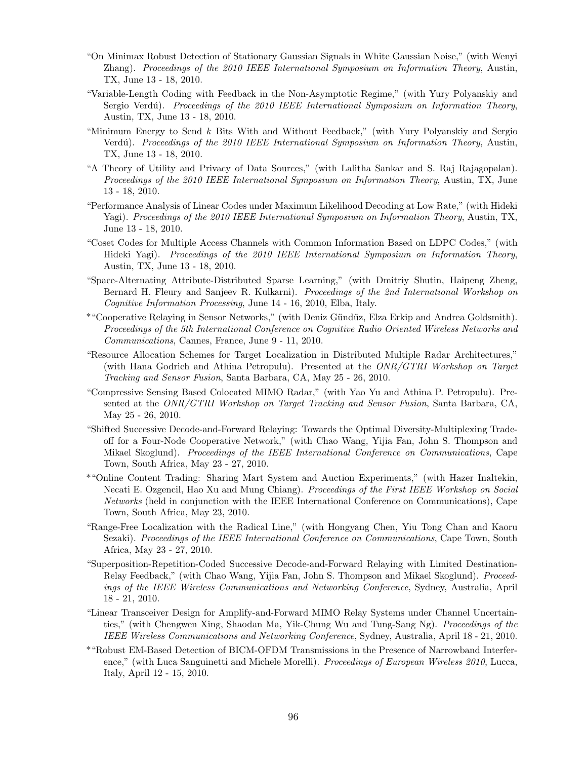- "On Minimax Robust Detection of Stationary Gaussian Signals in White Gaussian Noise," (with Wenyi Zhang). *Proceedings of the 2010 IEEE International Symposium on Information Theory*, Austin, TX, June 13 - 18, 2010.
- "Variable-Length Coding with Feedback in the Non-Asymptotic Regime," (with Yury Polyanskiy and Sergio Verdú). *Proceedings of the 2010 IEEE International Symposium on Information Theory*, Austin, TX, June 13 - 18, 2010.
- "Minimum Energy to Send $k$ Bits With and Without Feedback," (with Yury Polyanskiy and Sergio Verdú). *Proceedings of the 2010 IEEE International Symposium on Information Theory*, Austin, TX, June 13 - 18, 2010.
- "A Theory of Utility and Privacy of Data Sources," (with Lalitha Sankar and S. Raj Rajagopalan). *Proceedings of the 2010 IEEE International Symposium on Information Theory*, Austin, TX, June 13 - 18, 2010.
- "Performance Analysis of Linear Codes under Maximum Likelihood Decoding at Low Rate," (with Hideki Yagi). *Proceedings of the 2010 IEEE International Symposium on Information Theory*, Austin, TX, June 13 - 18, 2010.
- "Coset Codes for Multiple Access Channels with Common Information Based on LDPC Codes," (with Hideki Yagi). *Proceedings of the 2010 IEEE International Symposium on Information Theory*, Austin, TX, June 13 - 18, 2010.
- "Space-Alternating Attribute-Distributed Sparse Learning," (with Dmitriy Shutin, Haipeng Zheng, Bernard H. Fleury and Sanjeev R. Kulkarni). *Proceedings of the 2nd International Workshop on Cognitive Information Processing*, June 14 - 16, 2010, Elba, Italy.
- *"Cooperative Relaying in Sensor Networks," (with Deniz Gündüz, Elza Erkip and Andrea Goldsmith). *Proceedings of the 5th International Conference on Cognitive Radio Oriented Wireless Networks and Communications*, Cannes, France, June 9 - 11, 2010.
- "Resource Allocation Schemes for Target Localization in Distributed Multiple Radar Architectures," (with Hana Godrich and Athina Petropulu). Presented at the *ONR/GTRI Workshop on Target Tracking and Sensor Fusion*, Santa Barbara, CA, May 25 - 26, 2010.
- "Compressive Sensing Based Colocated MIMO Radar," (with Yao Yu and Athina P. Petropulu). Presented at the *ONR/GTRI Workshop on Target Tracking and Sensor Fusion*, Santa Barbara, CA, May 25 - 26, 2010.
- "Shifted Successive Decode-and-Forward Relaying: Towards the Optimal Diversity-Multiplexing Tradeoff for a Four-Node Cooperative Network," (with Chao Wang, Yijia Fan, John S. Thompson and Mikael Skoglund). *Proceedings of the IEEE International Conference on Communications*, Cape Town, South Africa, May 23 - 27, 2010.
- *"Online Content Trading: Sharing Mart System and Auction Experiments," (with Hazer Inaltekin, Necati E. Ozgencil, Hao Xu and Mung Chiang). *Proceedings of the First IEEE Workshop on Social Networks* (held in conjunction with the IEEE International Conference on Communications), Cape Town, South Africa, May 23, 2010.
- "Range-Free Localization with the Radical Line," (with Hongyang Chen, Yiu Tong Chan and Kaoru Sezaki). *Proceedings of the IEEE International Conference on Communications*, Cape Town, South Africa, May 23 - 27, 2010.
- "Superposition-Repetition-Coded Successive Decode-and-Forward Relaying with Limited Destination-Relay Feedback," (with Chao Wang, Yijia Fan, John S. Thompson and Mikael Skoglund). *Proceedings of the IEEE Wireless Communications and Networking Conference*, Sydney, Australia, April 18 - 21, 2010.
- "Linear Transceiver Design for Amplify-and-Forward MIMO Relay Systems under Channel Uncertainties," (with Chengwen Xing, Shaodan Ma, Yik-Chung Wu and Tung-Sang Ng). *Proceedings of the IEEE Wireless Communications and Networking Conference*, Sydney, Australia, April 18 - 21, 2010.
- *"Robust EM-Based Detection of BICM-OFDM Transmissions in the Presence of Narrowband Interference," (with Luca Sanguinetti and Michele Morelli). *Proceedings of European Wireless 2010*, Lucca, Italy, April 12 - 15, 2010.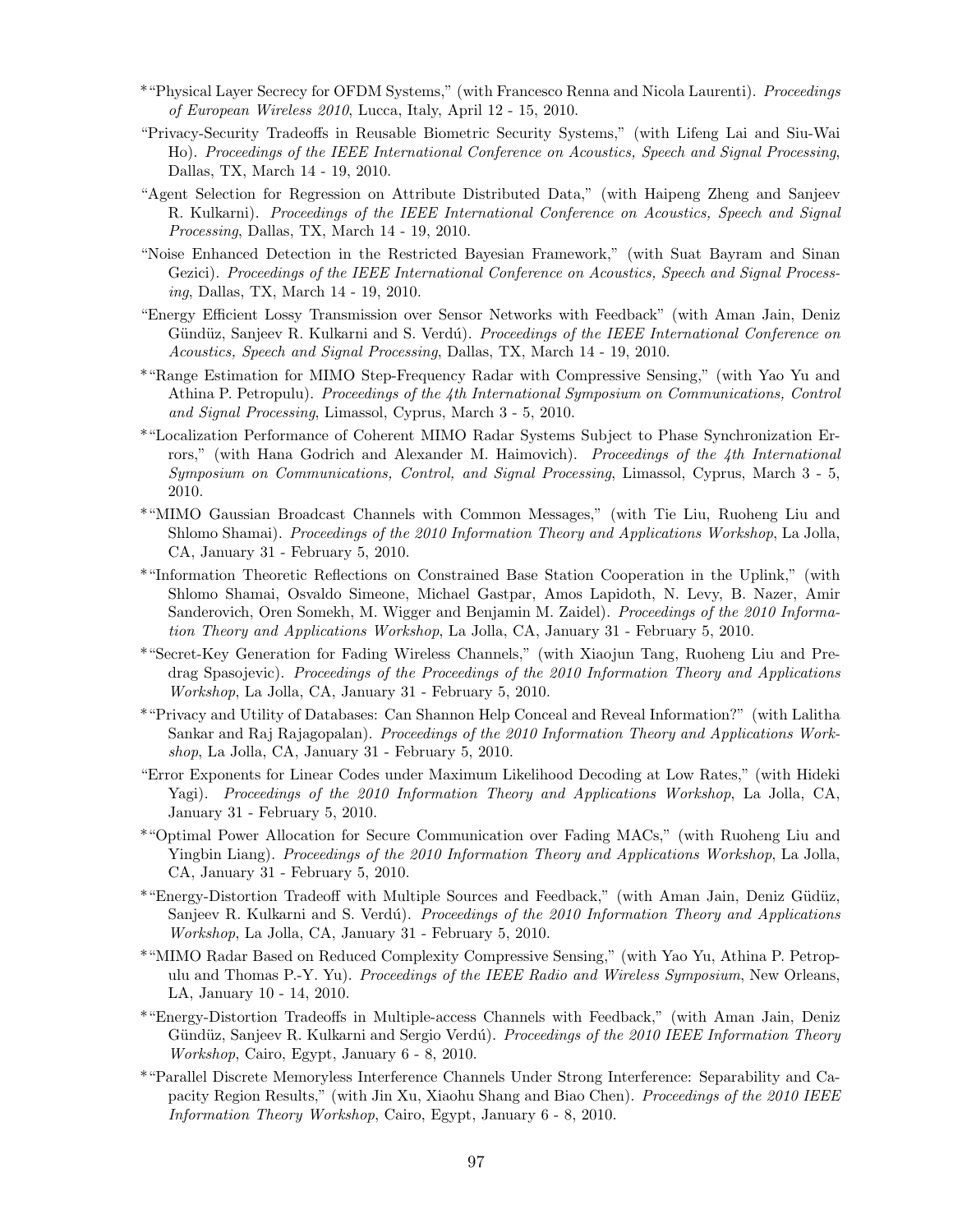*"Physical Layer Secrecy for OFDM Systems," (with Francesco Renna and Nicola Laurenti). *Proceedings of European Wireless 2010*, Lucca, Italy, April 12 - 15, 2010.

"Privacy-Security Tradeoffs in Reusable Biometric Security Systems," (with Lifeng Lai and Siu-Wai Ho). *Proceedings of the IEEE International Conference on Acoustics, Speech and Signal Processing*, Dallas, TX, March 14 - 19, 2010.

"Agent Selection for Regression on Attribute Distributed Data," (with Haipeng Zheng and Sanjeev R. Kulkarni). *Proceedings of the IEEE International Conference on Acoustics, Speech and Signal Processing*, Dallas, TX, March 14 - 19, 2010.

"Noise Enhanced Detection in the Restricted Bayesian Framework," (with Suat Bayram and Sinan Gezici). *Proceedings of the IEEE International Conference on Acoustics, Speech and Signal Processing*, Dallas, TX, March 14 - 19, 2010.

"Energy Efficient Lossy Transmission over Sensor Networks with Feedback" (with Aman Jain, Deniz Gündüz, Sanjeev R. Kulkarni and S. Verdú). *Proceedings of the IEEE International Conference on Acoustics, Speech and Signal Processing*, Dallas, TX, March 14 - 19, 2010.

*"Range Estimation for MIMO Step-Frequency Radar with Compressive Sensing," (with Yao Yu and Athina P. Petropulu). *Proceedings of the 4th International Symposium on Communications, Control and Signal Processing*, Limassol, Cyprus, March 3 - 5, 2010.

*"Localization Performance of Coherent MIMO Radar Systems Subject to Phase Synchronization Errors," (with Hana Godrich and Alexander M. Haimovich). *Proceedings of the 4th International Symposium on Communications, Control, and Signal Processing*, Limassol, Cyprus, March 3 - 5, 2010.

*"MIMO Gaussian Broadcast Channels with Common Messages," (with Tie Liu, Ruoheng Liu and Shlomo Shamai). *Proceedings of the 2010 Information Theory and Applications Workshop*, La Jolla, CA, January 31 - February 5, 2010.

*"Information Theoretic Reflections on Constrained Base Station Cooperation in the Uplink," (with Shlomo Shamai, Osvaldo Simeone, Michael Gastpar, Amos Lapidoth, N. Levy, B. Nazer, Amir Sanderovich, Oren Somekh, M. Wigger and Benjamin M. Zaidel). *Proceedings of the 2010 Information Theory and Applications Workshop*, La Jolla, CA, January 31 - February 5, 2010.

*"Secret-Key Generation for Fading Wireless Channels," (with Xiaojun Tang, Ruoheng Liu and Predrag Spasojevic). *Proceedings of the Proceedings of the 2010 Information Theory and Applications Workshop*, La Jolla, CA, January 31 - February 5, 2010.

*"Privacy and Utility of Databases: Can Shannon Help Conceal and Reveal Information?" (with Lalitha Sankar and Raj Rajagopalan). *Proceedings of the 2010 Information Theory and Applications Workshop*, La Jolla, CA, January 31 - February 5, 2010.

"Error Exponents for Linear Codes under Maximum Likelihood Decoding at Low Rates," (with Hideki Yagi). *Proceedings of the 2010 Information Theory and Applications Workshop*, La Jolla, CA, January 31 - February 5, 2010.

*"Optimal Power Allocation for Secure Communication over Fading MACs," (with Ruoheng Liu and Yingbin Liang). *Proceedings of the 2010 Information Theory and Applications Workshop*, La Jolla, CA, January 31 - February 5, 2010.

*"Energy-Distortion Tradeoff with Multiple Sources and Feedback," (with Aman Jain, Deniz Güdüz, Sanjeev R. Kulkarni and S. Verdú). *Proceedings of the 2010 Information Theory and Applications Workshop*, La Jolla, CA, January 31 - February 5, 2010.

*"MIMO Radar Based on Reduced Complexity Compressive Sensing," (with Yao Yu, Athina P. Petropulu and Thomas P.-Y. Yu). *Proceedings of the IEEE Radio and Wireless Symposium*, New Orleans, LA, January 10 - 14, 2010.

*"Energy-Distortion Tradeoffs in Multiple-access Channels with Feedback," (with Aman Jain, Deniz Gündüz, Sanjeev R. Kulkarni and Sergio Verdú). *Proceedings of the 2010 IEEE Information Theory Workshop*, Cairo, Egypt, January 6 - 8, 2010.

*"Parallel Discrete Memoryless Interference Channels Under Strong Interference: Separability and Capacity Region Results," (with Jin Xu, Xiaohu Shang and Biao Chen). *Proceedings of the 2010 IEEE Information Theory Workshop*, Cairo, Egypt, January 6 - 8, 2010.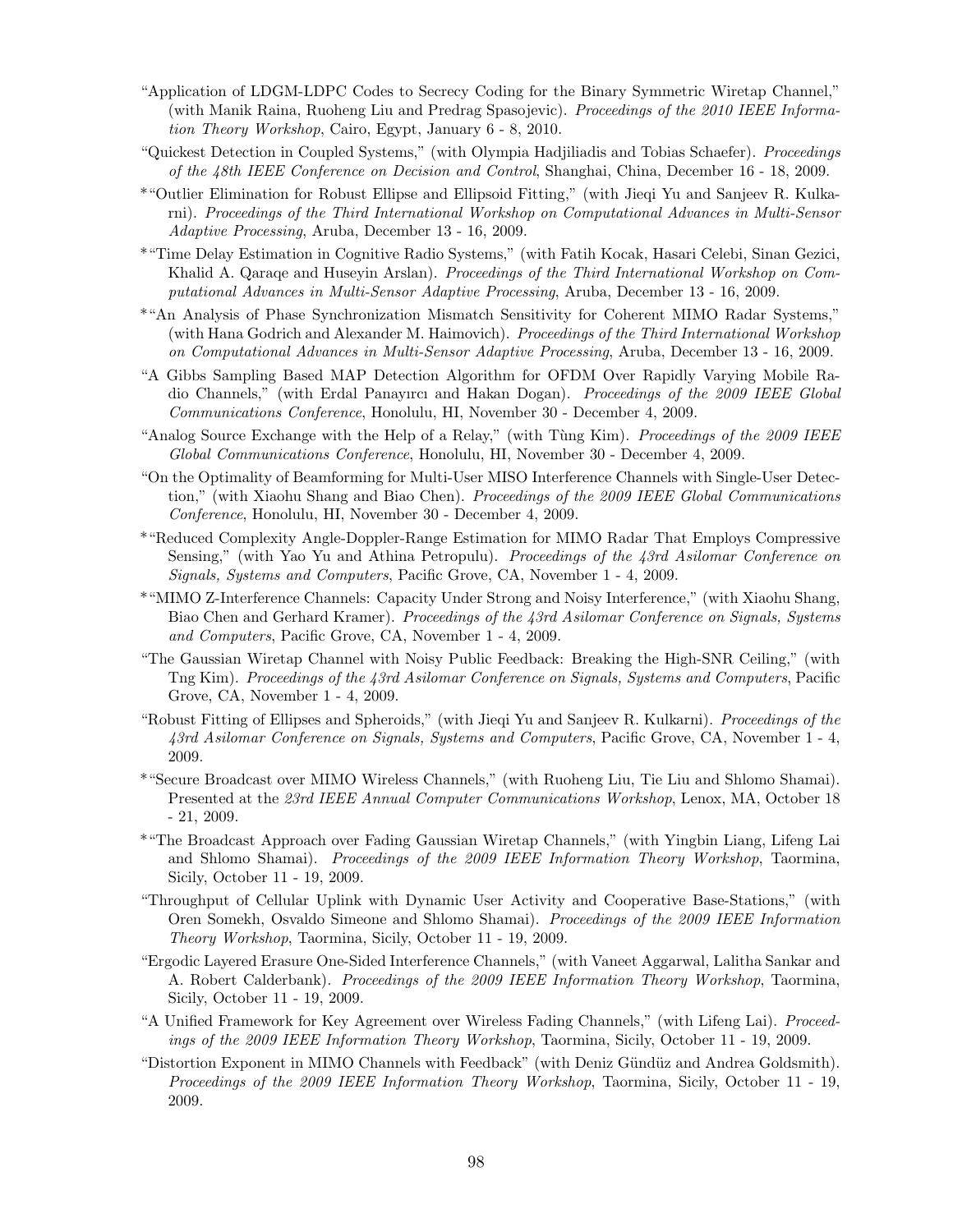"Application of LDGM-LDPC Codes to Secrecy Coding for the Binary Symmetric Wiretap Channel," (with Manik Raina, Ruoheng Liu and Predrag Spasojevic). *Proceedings of the 2010 IEEE Information Theory Workshop*, Cairo, Egypt, January 6 - 8, 2010.

"Quickest Detection in Coupled Systems," (with Olympia Hadjiliadis and Tobias Schaefer). *Proceedings of the 48th IEEE Conference on Decision and Control*, Shanghai, China, December 16 - 18, 2009.

*"Outlier Elimination for Robust Ellipse and Ellipsoid Fitting," (with Jieqi Yu and Sanjeev R. Kulkarni). *Proceedings of the Third International Workshop on Computational Advances in Multi-Sensor Adaptive Processing*, Aruba, December 13 - 16, 2009.

*"Time Delay Estimation in Cognitive Radio Systems," (with Fatih Kocak, Hasari Celebi, Sinan Gezici, Khalid A. Qaraqe and Huseyin Arslan). *Proceedings of the Third International Workshop on Computational Advances in Multi-Sensor Adaptive Processing*, Aruba, December 13 - 16, 2009.

*"An Analysis of Phase Synchronization Mismatch Sensitivity for Coherent MIMO Radar Systems," (with Hana Godrich and Alexander M. Haimovich). *Proceedings of the Third International Workshop on Computational Advances in Multi-Sensor Adaptive Processing*, Aruba, December 13 - 16, 2009.

"A Gibbs Sampling Based MAP Detection Algorithm for OFDM Over Rapidly Varying Mobile Radio Channels," (with Erdal Panayırcı and Hakan Dogan). *Proceedings of the 2009 IEEE Global Communications Conference*, Honolulu, HI, November 30 - December 4, 2009.

"Analog Source Exchange with the Help of a Relay," (with Tùng Kim). *Proceedings of the 2009 IEEE Global Communications Conference*, Honolulu, HI, November 30 - December 4, 2009.

"On the Optimality of Beamforming for Multi-User MISO Interference Channels with Single-User Detection," (with Xiaohu Shang and Biao Chen). *Proceedings of the 2009 IEEE Global Communications Conference*, Honolulu, HI, November 30 - December 4, 2009.

*"Reduced Complexity Angle-Doppler-Range Estimation for MIMO Radar That Employs Compressive Sensing," (with Yao Yu and Athina Petropulu). *Proceedings of the 43rd Asilomar Conference on Signals, Systems and Computers*, Pacific Grove, CA, November 1 - 4, 2009.

*"MIMO Z-Interference Channels: Capacity Under Strong and Noisy Interference," (with Xiaohu Shang, Biao Chen and Gerhard Kramer). *Proceedings of the 43rd Asilomar Conference on Signals, Systems and Computers*, Pacific Grove, CA, November 1 - 4, 2009.

"The Gaussian Wiretap Channel with Noisy Public Feedback: Breaking the High-SNR Ceiling," (with Tng Kim). *Proceedings of the 43rd Asilomar Conference on Signals, Systems and Computers*, Pacific Grove, CA, November 1 - 4, 2009.

"Robust Fitting of Ellipses and Spheroids," (with Jieqi Yu and Sanjeev R. Kulkarni). *Proceedings of the 43rd Asilomar Conference on Signals, Systems and Computers*, Pacific Grove, CA, November 1 - 4, 2009.

*"Secure Broadcast over MIMO Wireless Channels," (with Ruoheng Liu, Tie Liu and Shlomo Shamai). Presented at the *23rd IEEE Annual Computer Communications Workshop*, Lenox, MA, October 18 - 21, 2009.

*"The Broadcast Approach over Fading Gaussian Wiretap Channels," (with Yingbin Liang, Lifeng Lai and Shlomo Shamai). *Proceedings of the 2009 IEEE Information Theory Workshop*, Taormina, Sicily, October 11 - 19, 2009.

"Throughput of Cellular Uplink with Dynamic User Activity and Cooperative Base-Stations," (with Oren Somekh, Osvaldo Simeone and Shlomo Shamai). *Proceedings of the 2009 IEEE Information Theory Workshop*, Taormina, Sicily, October 11 - 19, 2009.

"Ergodic Layered Erasure One-Sided Interference Channels," (with Vaneet Aggarwal, Lalitha Sankar and A. Robert Calderbank). *Proceedings of the 2009 IEEE Information Theory Workshop*, Taormina, Sicily, October 11 - 19, 2009.

"A Unified Framework for Key Agreement over Wireless Fading Channels," (with Lifeng Lai). *Proceedings of the 2009 IEEE Information Theory Workshop*, Taormina, Sicily, October 11 - 19, 2009.

"Distortion Exponent in MIMO Channels with Feedback" (with Deniz Gündüz and Andrea Goldsmith). *Proceedings of the 2009 IEEE Information Theory Workshop*, Taormina, Sicily, October 11 - 19, 2009.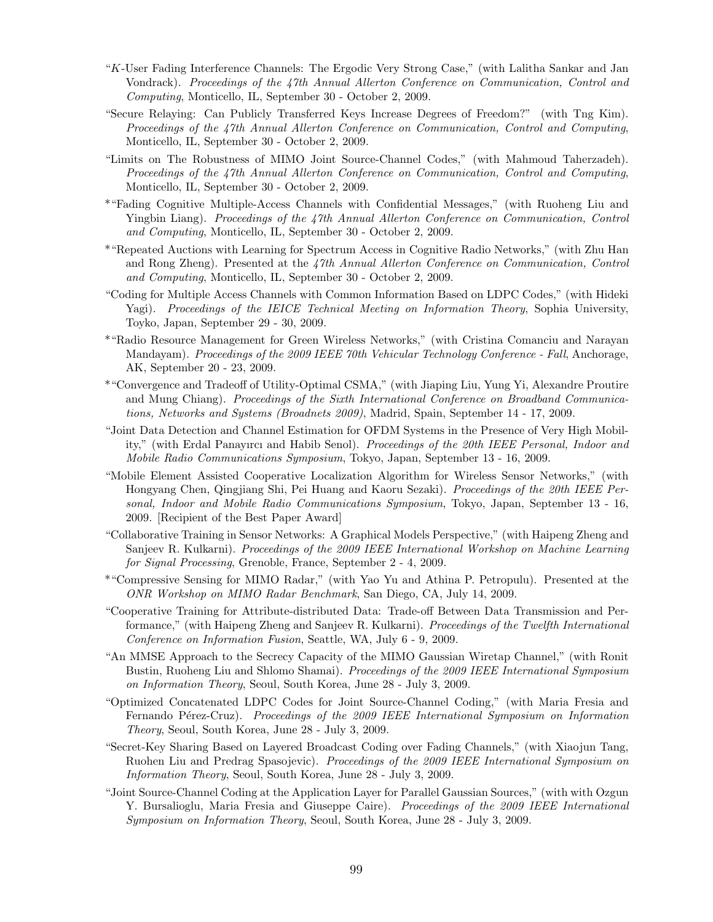"$K$-User Fading Interference Channels: The Ergodic Very Strong Case," (with Lalitha Sankar and Jan Vondrack). *Proceedings of the 47th Annual Allerton Conference on Communication, Control and Computing*, Monticello, IL, September 30 - October 2, 2009.

"Secure Relaying: Can Publicly Transferred Keys Increase Degrees of Freedom?" (with Tng Kim). *Proceedings of the 47th Annual Allerton Conference on Communication, Control and Computing*, Monticello, IL, September 30 - October 2, 2009.

"Limits on The Robustness of MIMO Joint Source-Channel Codes," (with Mahmoud Taherzadeh). *Proceedings of the 47th Annual Allerton Conference on Communication, Control and Computing*, Monticello, IL, September 30 - October 2, 2009.

*"Fading Cognitive Multiple-Access Channels with Confidential Messages," (with Ruoheng Liu and Yingbin Liang). *Proceedings of the 47th Annual Allerton Conference on Communication, Control and Computing*, Monticello, IL, September 30 - October 2, 2009.

*"Repeated Auctions with Learning for Spectrum Access in Cognitive Radio Networks," (with Zhu Han and Rong Zheng). Presented at the *47th Annual Allerton Conference on Communication, Control and Computing*, Monticello, IL, September 30 - October 2, 2009.

"Coding for Multiple Access Channels with Common Information Based on LDPC Codes," (with Hideki Yagi). *Proceedings of the IEICE Technical Meeting on Information Theory*, Sophia University, Toyko, Japan, September 29 - 30, 2009.

*"Radio Resource Management for Green Wireless Networks," (with Cristina Comanciu and Narayan Mandayam). *Proceedings of the 2009 IEEE 70th Vehicular Technology Conference - Fall*, Anchorage, AK, September 20 - 23, 2009.

*"Convergence and Tradeoff of Utility-Optimal CSMA," (with Jiaping Liu, Yung Yi, Alexandre Proutire and Mung Chiang). *Proceedings of the Sixth International Conference on Broadband Communications, Networks and Systems (Broadnets 2009)*, Madrid, Spain, September 14 - 17, 2009.

"Joint Data Detection and Channel Estimation for OFDM Systems in the Presence of Very High Mobility," (with Erdal Panayırcı and Habib Senol). *Proceedings of the 20th IEEE Personal, Indoor and Mobile Radio Communications Symposium*, Tokyo, Japan, September 13 - 16, 2009.

"Mobile Element Assisted Cooperative Localization Algorithm for Wireless Sensor Networks," (with Hongyang Chen, Qingjiang Shi, Pei Huang and Kaoru Sezaki). *Proceedings of the 20th IEEE Personal, Indoor and Mobile Radio Communications Symposium*, Tokyo, Japan, September 13 - 16, 2009. [Recipient of the Best Paper Award]

"Collaborative Training in Sensor Networks: A Graphical Models Perspective," (with Haipeng Zheng and Sanjeev R. Kulkarni). *Proceedings of the 2009 IEEE International Workshop on Machine Learning for Signal Processing*, Grenoble, France, September 2 - 4, 2009.

*"Compressive Sensing for MIMO Radar," (with Yao Yu and Athina P. Petropulu). Presented at the *ONR Workshop on MIMO Radar Benchmark*, San Diego, CA, July 14, 2009.

"Cooperative Training for Attribute-distributed Data: Trade-off Between Data Transmission and Performance," (with Haipeng Zheng and Sanjeev R. Kulkarni). *Proceedings of the Twelfth International Conference on Information Fusion*, Seattle, WA, July 6 - 9, 2009.

"An MMSE Approach to the Secrecy Capacity of the MIMO Gaussian Wiretap Channel," (with Ronit Bustin, Ruoheng Liu and Shlomo Shamai). *Proceedings of the 2009 IEEE International Symposium on Information Theory*, Seoul, South Korea, June 28 - July 3, 2009.

"Optimized Concatenated LDPC Codes for Joint Source-Channel Coding," (with Maria Fresia and Fernando Pérez-Cruz). *Proceedings of the 2009 IEEE International Symposium on Information Theory*, Seoul, South Korea, June 28 - July 3, 2009.

"Secret-Key Sharing Based on Layered Broadcast Coding over Fading Channels," (with Xiaojun Tang, Ruohen Liu and Predrag Spasojevic). *Proceedings of the 2009 IEEE International Symposium on Information Theory*, Seoul, South Korea, June 28 - July 3, 2009.

"Joint Source-Channel Coding at the Application Layer for Parallel Gaussian Sources," (with with Ozgun Y. Bursalioglu, Maria Fresia and Giuseppe Caire). *Proceedings of the 2009 IEEE International Symposium on Information Theory*, Seoul, South Korea, June 28 - July 3, 2009.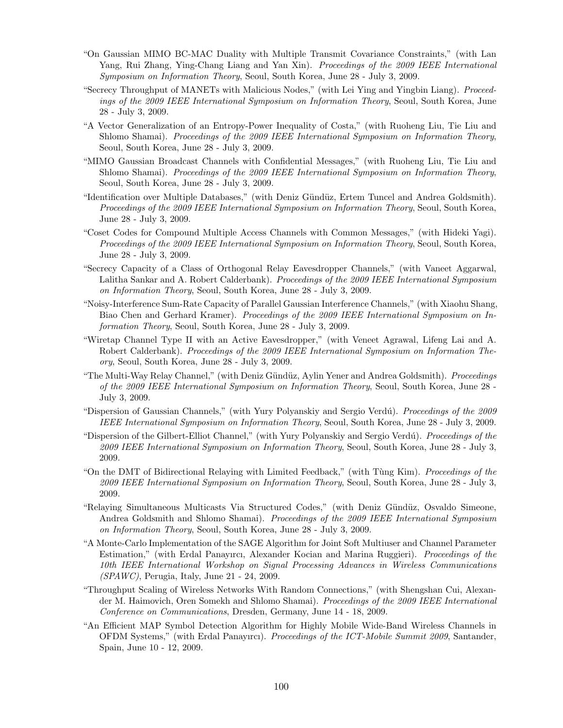- "On Gaussian MIMO BC-MAC Duality with Multiple Transmit Covariance Constraints," (with Lan Yang, Rui Zhang, Ying-Chang Liang and Yan Xin). *Proceedings of the 2009 IEEE International Symposium on Information Theory*, Seoul, South Korea, June 28 - July 3, 2009.
- "Secrecy Throughput of MANETs with Malicious Nodes," (with Lei Ying and Yingbin Liang). *Proceedings of the 2009 IEEE International Symposium on Information Theory*, Seoul, South Korea, June 28 - July 3, 2009.
- "A Vector Generalization of an Entropy-Power Inequality of Costa," (with Ruoheng Liu, Tie Liu and Shlomo Shamai). *Proceedings of the 2009 IEEE International Symposium on Information Theory*, Seoul, South Korea, June 28 - July 3, 2009.
- "MIMO Gaussian Broadcast Channels with Confidential Messages," (with Ruoheng Liu, Tie Liu and Shlomo Shamai). *Proceedings of the 2009 IEEE International Symposium on Information Theory*, Seoul, South Korea, June 28 - July 3, 2009.
- "Identification over Multiple Databases," (with Deniz Gündüz, Ertem Tuncel and Andrea Goldsmith). *Proceedings of the 2009 IEEE International Symposium on Information Theory*, Seoul, South Korea, June 28 - July 3, 2009.
- "Coset Codes for Compound Multiple Access Channels with Common Messages," (with Hideki Yagi). *Proceedings of the 2009 IEEE International Symposium on Information Theory*, Seoul, South Korea, June 28 - July 3, 2009.
- "Secrecy Capacity of a Class of Orthogonal Relay Eavesdropper Channels," (with Vaneet Aggarwal, Lalitha Sankar and A. Robert Calderbank). *Proceedings of the 2009 IEEE International Symposium on Information Theory*, Seoul, South Korea, June 28 - July 3, 2009.
- "Noisy-Interference Sum-Rate Capacity of Parallel Gaussian Interference Channels," (with Xiaohu Shang, Biao Chen and Gerhard Kramer). *Proceedings of the 2009 IEEE International Symposium on Information Theory*, Seoul, South Korea, June 28 - July 3, 2009.
- "Wiretap Channel Type II with an Active Eavesdropper," (with Veneet Agrawal, Lifeng Lai and A. Robert Calderbank). *Proceedings of the 2009 IEEE International Symposium on Information Theory*, Seoul, South Korea, June 28 - July 3, 2009.
- "The Multi-Way Relay Channel," (with Deniz Gündüz, Aylin Yener and Andrea Goldsmith). *Proceedings of the 2009 IEEE International Symposium on Information Theory*, Seoul, South Korea, June 28 - July 3, 2009.
- "Dispersion of Gaussian Channels," (with Yury Polyanskiy and Sergio Verdú). *Proceedings of the 2009 IEEE International Symposium on Information Theory*, Seoul, South Korea, June 28 - July 3, 2009.
- "Dispersion of the Gilbert-Elliot Channel," (with Yury Polyanskiy and Sergio Verdú). *Proceedings of the 2009 IEEE International Symposium on Information Theory*, Seoul, South Korea, June 28 - July 3, 2009.
- "On the DMT of Bidirectional Relaying with Limited Feedback," (with Tùng Kim). *Proceedings of the 2009 IEEE International Symposium on Information Theory*, Seoul, South Korea, June 28 - July 3, 2009.
- "Relaying Simultaneous Multicasts Via Structured Codes," (with Deniz Gündüz, Osvaldo Simeone, Andrea Goldsmith and Shlomo Shamai). *Proceedings of the 2009 IEEE International Symposium on Information Theory*, Seoul, South Korea, June 28 - July 3, 2009.
- "A Monte-Carlo Implementation of the SAGE Algorithm for Joint Soft Multiuser and Channel Parameter Estimation," (with Erdal Panayırcı, Alexander Kocian and Marina Ruggieri). *Proceedings of the 10th IEEE International Workshop on Signal Processing Advances in Wireless Communications (SPAWC)*, Perugia, Italy, June 21 - 24, 2009.
- "Throughput Scaling of Wireless Networks With Random Connections," (with Shengshan Cui, Alexander M. Haimovich, Oren Somekh and Shlomo Shamai). *Proceedings of the 2009 IEEE International Conference on Communications*, Dresden, Germany, June 14 - 18, 2009.
- "An Efficient MAP Symbol Detection Algorithm for Highly Mobile Wide-Band Wireless Channels in OFDM Systems," (with Erdal Panayırcı). *Proceedings of the ICT-Mobile Summit 2009*, Santander, Spain, June 10 - 12, 2009.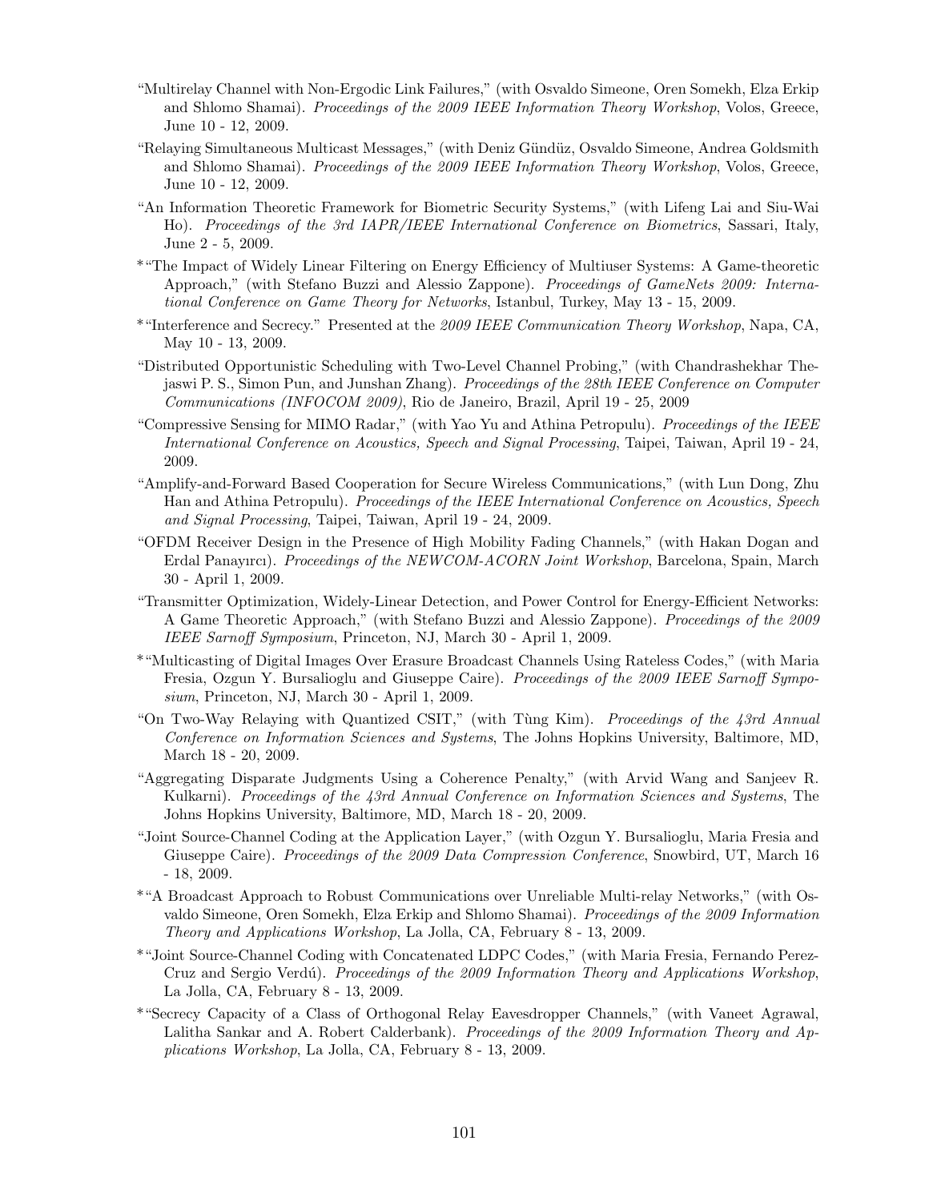"Multirelay Channel with Non-Ergodic Link Failures," (with Osvaldo Simeone, Oren Somekh, Elza Erkip and Shlomo Shamai). *Proceedings of the 2009 IEEE Information Theory Workshop*, Volos, Greece, June 10 - 12, 2009.

"Relaying Simultaneous Multicast Messages," (with Deniz Gündüz, Osvaldo Simeone, Andrea Goldsmith and Shlomo Shamai). *Proceedings of the 2009 IEEE Information Theory Workshop*, Volos, Greece, June 10 - 12, 2009.

"An Information Theoretic Framework for Biometric Security Systems," (with Lifeng Lai and Siu-Wai Ho). *Proceedings of the 3rd IAPR/IEEE International Conference on Biometrics*, Sassari, Italy, June 2 - 5, 2009.

*"The Impact of Widely Linear Filtering on Energy Efficiency of Multiuser Systems: A Game-theoretic Approach," (with Stefano Buzzi and Alessio Zappone). *Proceedings of GameNets 2009: International Conference on Game Theory for Networks*, Istanbul, Turkey, May 13 - 15, 2009.

*"Interference and Secrecy." Presented at the *2009 IEEE Communication Theory Workshop*, Napa, CA, May 10 - 13, 2009.

"Distributed Opportunistic Scheduling with Two-Level Channel Probing," (with Chandrashekhar Thejaswi P. S., Simon Pun, and Junshan Zhang). *Proceedings of the 28th IEEE Conference on Computer Communications (INFOCOM 2009)*, Rio de Janeiro, Brazil, April 19 - 25, 2009

"Compressive Sensing for MIMO Radar," (with Yao Yu and Athina Petropulu). *Proceedings of the IEEE International Conference on Acoustics, Speech and Signal Processing*, Taipei, Taiwan, April 19 - 24, 2009.

"Amplify-and-Forward Based Cooperation for Secure Wireless Communications," (with Lun Dong, Zhu Han and Athina Petropulu). *Proceedings of the IEEE International Conference on Acoustics, Speech and Signal Processing*, Taipei, Taiwan, April 19 - 24, 2009.

"OFDM Receiver Design in the Presence of High Mobility Fading Channels," (with Hakan Dogan and Erdal Panayırcı). *Proceedings of the NEWCOM-ACORN Joint Workshop*, Barcelona, Spain, March 30 - April 1, 2009.

"Transmitter Optimization, Widely-Linear Detection, and Power Control for Energy-Efficient Networks: A Game Theoretic Approach," (with Stefano Buzzi and Alessio Zappone). *Proceedings of the 2009 IEEE Sarnoff Symposium*, Princeton, NJ, March 30 - April 1, 2009.

*"Multicasting of Digital Images Over Erasure Broadcast Channels Using Rateless Codes," (with Maria Fresia, Ozgun Y. Bursalioglu and Giuseppe Caire). *Proceedings of the 2009 IEEE Sarnoff Symposium*, Princeton, NJ, March 30 - April 1, 2009.

"On Two-Way Relaying with Quantized CSIT," (with Tùng Kim). *Proceedings of the 43rd Annual Conference on Information Sciences and Systems*, The Johns Hopkins University, Baltimore, MD, March 18 - 20, 2009.

"Aggregating Disparate Judgments Using a Coherence Penalty," (with Arvid Wang and Sanjeev R. Kulkarni). *Proceedings of the 43rd Annual Conference on Information Sciences and Systems*, The Johns Hopkins University, Baltimore, MD, March 18 - 20, 2009.

"Joint Source-Channel Coding at the Application Layer," (with Ozgun Y. Bursalioglu, Maria Fresia and Giuseppe Caire). *Proceedings of the 2009 Data Compression Conference*, Snowbird, UT, March 16 - 18, 2009.

*"A Broadcast Approach to Robust Communications over Unreliable Multi-relay Networks," (with Osvaldo Simeone, Oren Somekh, Elza Erkip and Shlomo Shamai). *Proceedings of the 2009 Information Theory and Applications Workshop*, La Jolla, CA, February 8 - 13, 2009.

*"Joint Source-Channel Coding with Concatenated LDPC Codes," (with Maria Fresia, Fernando Perez-Cruz and Sergio Verdú). *Proceedings of the 2009 Information Theory and Applications Workshop*, La Jolla, CA, February 8 - 13, 2009.

*"Secrecy Capacity of a Class of Orthogonal Relay Eavesdropper Channels," (with Vaneet Agrawal, Lalitha Sankar and A. Robert Calderbank). *Proceedings of the 2009 Information Theory and Applications Workshop*, La Jolla, CA, February 8 - 13, 2009.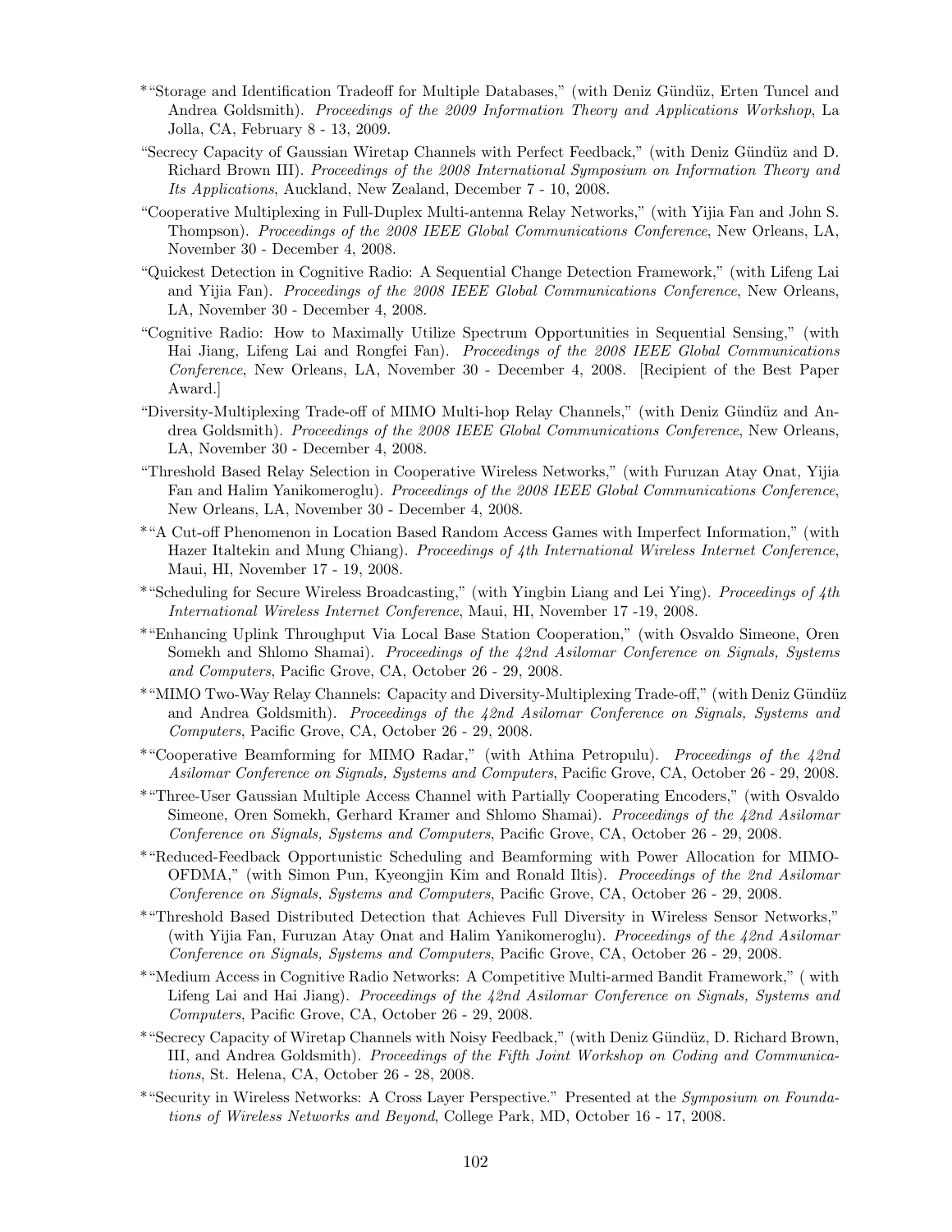*"Storage and Identification Tradeoff for Multiple Databases," (with Deniz Gündüz, Erten Tuncel and Andrea Goldsmith). *Proceedings of the 2009 Information Theory and Applications Workshop*, La Jolla, CA, February 8 - 13, 2009.

"Secrecy Capacity of Gaussian Wiretap Channels with Perfect Feedback," (with Deniz Gündüz and D. Richard Brown III). *Proceedings of the 2008 International Symposium on Information Theory and Its Applications*, Auckland, New Zealand, December 7 - 10, 2008.

"Cooperative Multiplexing in Full-Duplex Multi-antenna Relay Networks," (with Yijia Fan and John S. Thompson). *Proceedings of the 2008 IEEE Global Communications Conference*, New Orleans, LA, November 30 - December 4, 2008.

"Quickest Detection in Cognitive Radio: A Sequential Change Detection Framework," (with Lifeng Lai and Yijia Fan). *Proceedings of the 2008 IEEE Global Communications Conference*, New Orleans, LA, November 30 - December 4, 2008.

"Cognitive Radio: How to Maximally Utilize Spectrum Opportunities in Sequential Sensing," (with Hai Jiang, Lifeng Lai and Rongfei Fan). *Proceedings of the 2008 IEEE Global Communications Conference*, New Orleans, LA, November 30 - December 4, 2008. [Recipient of the Best Paper Award.]

"Diversity-Multiplexing Trade-off of MIMO Multi-hop Relay Channels," (with Deniz Gündüz and Andrea Goldsmith). *Proceedings of the 2008 IEEE Global Communications Conference*, New Orleans, LA, November 30 - December 4, 2008.

"Threshold Based Relay Selection in Cooperative Wireless Networks," (with Furuzan Atay Onat, Yijia Fan and Halim Yanikomeroglu). *Proceedings of the 2008 IEEE Global Communications Conference*, New Orleans, LA, November 30 - December 4, 2008.

*"A Cut-off Phenomenon in Location Based Random Access Games with Imperfect Information," (with Hazer Italtekin and Mung Chiang). *Proceedings of 4th International Wireless Internet Conference*, Maui, HI, November 17 - 19, 2008.

*"Scheduling for Secure Wireless Broadcasting," (with Yingbin Liang and Lei Ying). *Proceedings of 4th International Wireless Internet Conference*, Maui, HI, November 17 -19, 2008.

*"Enhancing Uplink Throughput Via Local Base Station Cooperation," (with Osvaldo Simeone, Oren Somekh and Shlomo Shamai). *Proceedings of the 42nd Asilomar Conference on Signals, Systems and Computers*, Pacific Grove, CA, October 26 - 29, 2008.

*"MIMO Two-Way Relay Channels: Capacity and Diversity-Multiplexing Trade-off," (with Deniz Gündüz and Andrea Goldsmith). *Proceedings of the 42nd Asilomar Conference on Signals, Systems and Computers*, Pacific Grove, CA, October 26 - 29, 2008.

*"Cooperative Beamforming for MIMO Radar," (with Athina Petropulu). *Proceedings of the 42nd Asilomar Conference on Signals, Systems and Computers*, Pacific Grove, CA, October 26 - 29, 2008.

*"Three-User Gaussian Multiple Access Channel with Partially Cooperating Encoders," (with Osvaldo Simeone, Oren Somekh, Gerhard Kramer and Shlomo Shamai). *Proceedings of the 42nd Asilomar Conference on Signals, Systems and Computers*, Pacific Grove, CA, October 26 - 29, 2008.

*"Reduced-Feedback Opportunistic Scheduling and Beamforming with Power Allocation for MIMO-OFDMA," (with Simon Pun, Kyeongjin Kim and Ronald Iltis). *Proceedings of the 2nd Asilomar Conference on Signals, Systems and Computers*, Pacific Grove, CA, October 26 - 29, 2008.

*"Threshold Based Distributed Detection that Achieves Full Diversity in Wireless Sensor Networks," (with Yijia Fan, Furuzan Atay Onat and Halim Yanikomeroglu). *Proceedings of the 42nd Asilomar Conference on Signals, Systems and Computers*, Pacific Grove, CA, October 26 - 29, 2008.

*"Medium Access in Cognitive Radio Networks: A Competitive Multi-armed Bandit Framework," ( with Lifeng Lai and Hai Jiang). *Proceedings of the 42nd Asilomar Conference on Signals, Systems and Computers*, Pacific Grove, CA, October 26 - 29, 2008.

*"Secrecy Capacity of Wiretap Channels with Noisy Feedback," (with Deniz Gündüz, D. Richard Brown, III, and Andrea Goldsmith). *Proceedings of the Fifth Joint Workshop on Coding and Communications*, St. Helena, CA, October 26 - 28, 2008.

*"Security in Wireless Networks: A Cross Layer Perspective." Presented at the *Symposium on Foundations of Wireless Networks and Beyond*, College Park, MD, October 16 - 17, 2008.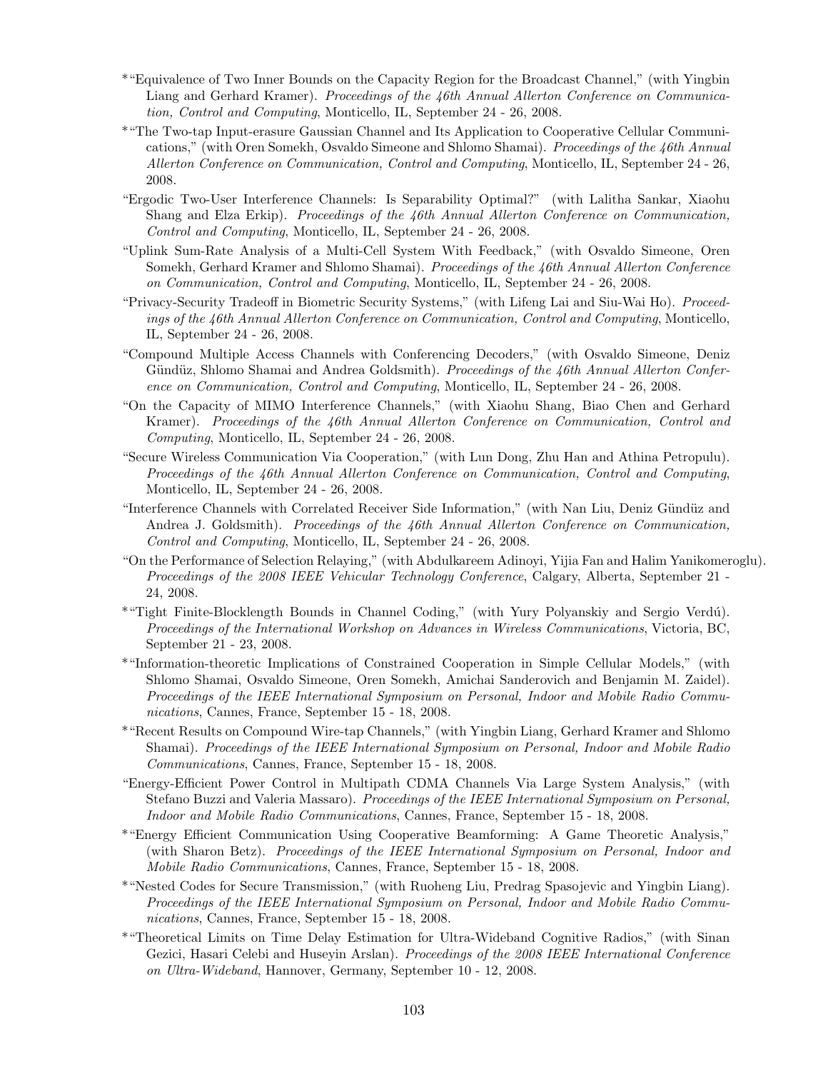*"Equivalence of Two Inner Bounds on the Capacity Region for the Broadcast Channel," (with Yingbin Liang and Gerhard Kramer). *Proceedings of the 46th Annual Allerton Conference on Communication, Control and Computing*, Monticello, IL, September 24 - 26, 2008.

*"The Two-tap Input-erasure Gaussian Channel and Its Application to Cooperative Cellular Communications," (with Oren Somekh, Osvaldo Simeone and Shlomo Shamai). *Proceedings of the 46th Annual Allerton Conference on Communication, Control and Computing*, Monticello, IL, September 24 - 26, 2008.

"Ergodic Two-User Interference Channels: Is Separability Optimal?" (with Lalitha Sankar, Xiaohu Shang and Elza Erkip). *Proceedings of the 46th Annual Allerton Conference on Communication, Control and Computing*, Monticello, IL, September 24 - 26, 2008.

"Uplink Sum-Rate Analysis of a Multi-Cell System With Feedback," (with Osvaldo Simeone, Oren Somekh, Gerhard Kramer and Shlomo Shamai). *Proceedings of the 46th Annual Allerton Conference on Communication, Control and Computing*, Monticello, IL, September 24 - 26, 2008.

"Privacy-Security Tradeoff in Biometric Security Systems," (with Lifeng Lai and Siu-Wai Ho). *Proceedings of the 46th Annual Allerton Conference on Communication, Control and Computing*, Monticello, IL, September 24 - 26, 2008.

"Compound Multiple Access Channels with Conferencing Decoders," (with Osvaldo Simeone, Deniz Gündüz, Shlomo Shamai and Andrea Goldsmith). *Proceedings of the 46th Annual Allerton Conference on Communication, Control and Computing*, Monticello, IL, September 24 - 26, 2008.

"On the Capacity of MIMO Interference Channels," (with Xiaohu Shang, Biao Chen and Gerhard Kramer). *Proceedings of the 46th Annual Allerton Conference on Communication, Control and Computing*, Monticello, IL, September 24 - 26, 2008.

"Secure Wireless Communication Via Cooperation," (with Lun Dong, Zhu Han and Athina Petropulu). *Proceedings of the 46th Annual Allerton Conference on Communication, Control and Computing*, Monticello, IL, September 24 - 26, 2008.

"Interference Channels with Correlated Receiver Side Information," (with Nan Liu, Deniz Gündüz and Andrea J. Goldsmith). *Proceedings of the 46th Annual Allerton Conference on Communication, Control and Computing*, Monticello, IL, September 24 - 26, 2008.

"On the Performance of Selection Relaying," (with Abdulkareem Adinoyi, Yijia Fan and Halim Yanikomeroglu). *Proceedings of the 2008 IEEE Vehicular Technology Conference*, Calgary, Alberta, September 21 - 24, 2008.

*"Tight Finite-Blocklength Bounds in Channel Coding," (with Yury Polyanskiy and Sergio Verdú). *Proceedings of the International Workshop on Advances in Wireless Communications*, Victoria, BC, September 21 - 23, 2008.

*"Information-theoretic Implications of Constrained Cooperation in Simple Cellular Models," (with Shlomo Shamai, Osvaldo Simeone, Oren Somekh, Amichai Sanderovich and Benjamin M. Zaidel). *Proceedings of the IEEE International Symposium on Personal, Indoor and Mobile Radio Communications*, Cannes, France, September 15 - 18, 2008.

*"Recent Results on Compound Wire-tap Channels," (with Yingbin Liang, Gerhard Kramer and Shlomo Shamai). *Proceedings of the IEEE International Symposium on Personal, Indoor and Mobile Radio Communications*, Cannes, France, September 15 - 18, 2008.

"Energy-Efficient Power Control in Multipath CDMA Channels Via Large System Analysis," (with Stefano Buzzi and Valeria Massaro). *Proceedings of the IEEE International Symposium on Personal, Indoor and Mobile Radio Communications*, Cannes, France, September 15 - 18, 2008.

*"Energy Efficient Communication Using Cooperative Beamforming: A Game Theoretic Analysis," (with Sharon Betz). *Proceedings of the IEEE International Symposium on Personal, Indoor and Mobile Radio Communications*, Cannes, France, September 15 - 18, 2008.

*"Nested Codes for Secure Transmission," (with Ruoheng Liu, Predrag Spasojevic and Yingbin Liang). *Proceedings of the IEEE International Symposium on Personal, Indoor and Mobile Radio Communications*, Cannes, France, September 15 - 18, 2008.

*"Theoretical Limits on Time Delay Estimation for Ultra-Wideband Cognitive Radios," (with Sinan Gezici, Hasari Celebi and Huseyin Arslan). *Proceedings of the 2008 IEEE International Conference on Ultra-Wideband*, Hannover, Germany, September 10 - 12, 2008.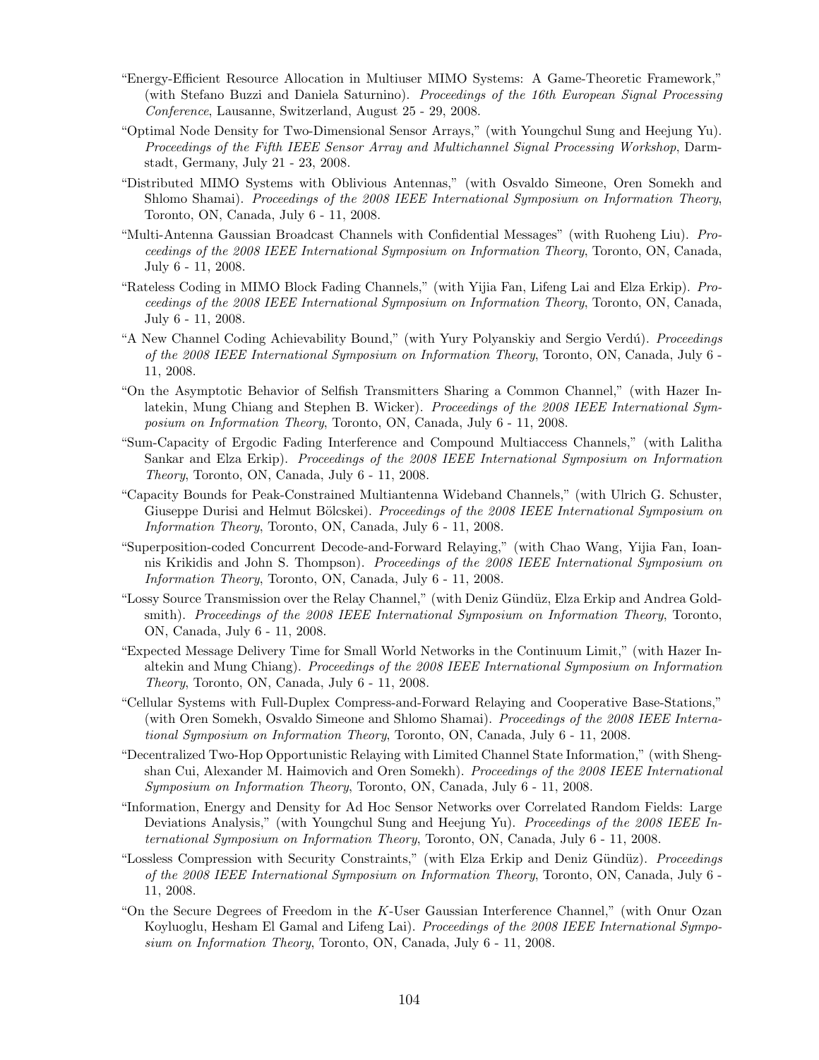"Energy-Efficient Resource Allocation in Multiuser MIMO Systems: A Game-Theoretic Framework," (with Stefano Buzzi and Daniela Saturnino). *Proceedings of the 16th European Signal Processing Conference*, Lausanne, Switzerland, August 25 - 29, 2008.

"Optimal Node Density for Two-Dimensional Sensor Arrays," (with Youngchul Sung and Heejung Yu). *Proceedings of the Fifth IEEE Sensor Array and Multichannel Signal Processing Workshop*, Darmstadt, Germany, July 21 - 23, 2008.

"Distributed MIMO Systems with Oblivious Antennas," (with Osvaldo Simeone, Oren Somekh and Shlomo Shamai). *Proceedings of the 2008 IEEE International Symposium on Information Theory*, Toronto, ON, Canada, July 6 - 11, 2008.

"Multi-Antenna Gaussian Broadcast Channels with Confidential Messages" (with Ruoheng Liu). *Proceedings of the 2008 IEEE International Symposium on Information Theory*, Toronto, ON, Canada, July 6 - 11, 2008.

"Rateless Coding in MIMO Block Fading Channels," (with Yijia Fan, Lifeng Lai and Elza Erkip). *Proceedings of the 2008 IEEE International Symposium on Information Theory*, Toronto, ON, Canada, July 6 - 11, 2008.

"A New Channel Coding Achievability Bound," (with Yury Polyanskiy and Sergio Verdú). *Proceedings of the 2008 IEEE International Symposium on Information Theory*, Toronto, ON, Canada, July 6 - 11, 2008.

"On the Asymptotic Behavior of Selfish Transmitters Sharing a Common Channel," (with Hazer Inlatekin, Mung Chiang and Stephen B. Wicker). *Proceedings of the 2008 IEEE International Symposium on Information Theory*, Toronto, ON, Canada, July 6 - 11, 2008.

"Sum-Capacity of Ergodic Fading Interference and Compound Multiaccess Channels," (with Lalitha Sankar and Elza Erkip). *Proceedings of the 2008 IEEE International Symposium on Information Theory*, Toronto, ON, Canada, July 6 - 11, 2008.

"Capacity Bounds for Peak-Constrained Multiantenna Wideband Channels," (with Ulrich G. Schuster, Giuseppe Durisi and Helmut Bölcskei). *Proceedings of the 2008 IEEE International Symposium on Information Theory*, Toronto, ON, Canada, July 6 - 11, 2008.

"Superposition-coded Concurrent Decode-and-Forward Relaying," (with Chao Wang, Yijia Fan, Ioannis Krikidis and John S. Thompson). *Proceedings of the 2008 IEEE International Symposium on Information Theory*, Toronto, ON, Canada, July 6 - 11, 2008.

"Lossy Source Transmission over the Relay Channel," (with Deniz Gündüz, Elza Erkip and Andrea Goldsmith). *Proceedings of the 2008 IEEE International Symposium on Information Theory*, Toronto, ON, Canada, July 6 - 11, 2008.

"Expected Message Delivery Time for Small World Networks in the Continuum Limit," (with Hazer Inaltekin and Mung Chiang). *Proceedings of the 2008 IEEE International Symposium on Information Theory*, Toronto, ON, Canada, July 6 - 11, 2008.

"Cellular Systems with Full-Duplex Compress-and-Forward Relaying and Cooperative Base-Stations," (with Oren Somekh, Osvaldo Simeone and Shlomo Shamai). *Proceedings of the 2008 IEEE International Symposium on Information Theory*, Toronto, ON, Canada, July 6 - 11, 2008.

"Decentralized Two-Hop Opportunistic Relaying with Limited Channel State Information," (with Shengshan Cui, Alexander M. Haimovich and Oren Somekh). *Proceedings of the 2008 IEEE International Symposium on Information Theory*, Toronto, ON, Canada, July 6 - 11, 2008.

"Information, Energy and Density for Ad Hoc Sensor Networks over Correlated Random Fields: Large Deviations Analysis," (with Youngchul Sung and Heejung Yu). *Proceedings of the 2008 IEEE International Symposium on Information Theory*, Toronto, ON, Canada, July 6 - 11, 2008.

"Lossless Compression with Security Constraints," (with Elza Erkip and Deniz Gündüz). *Proceedings of the 2008 IEEE International Symposium on Information Theory*, Toronto, ON, Canada, July 6 - 11, 2008.

"On the Secure Degrees of Freedom in the $K$-User Gaussian Interference Channel," (with Onur Ozan Koyluoglu, Hesham El Gamal and Lifeng Lai). *Proceedings of the 2008 IEEE International Symposium on Information Theory*, Toronto, ON, Canada, July 6 - 11, 2008.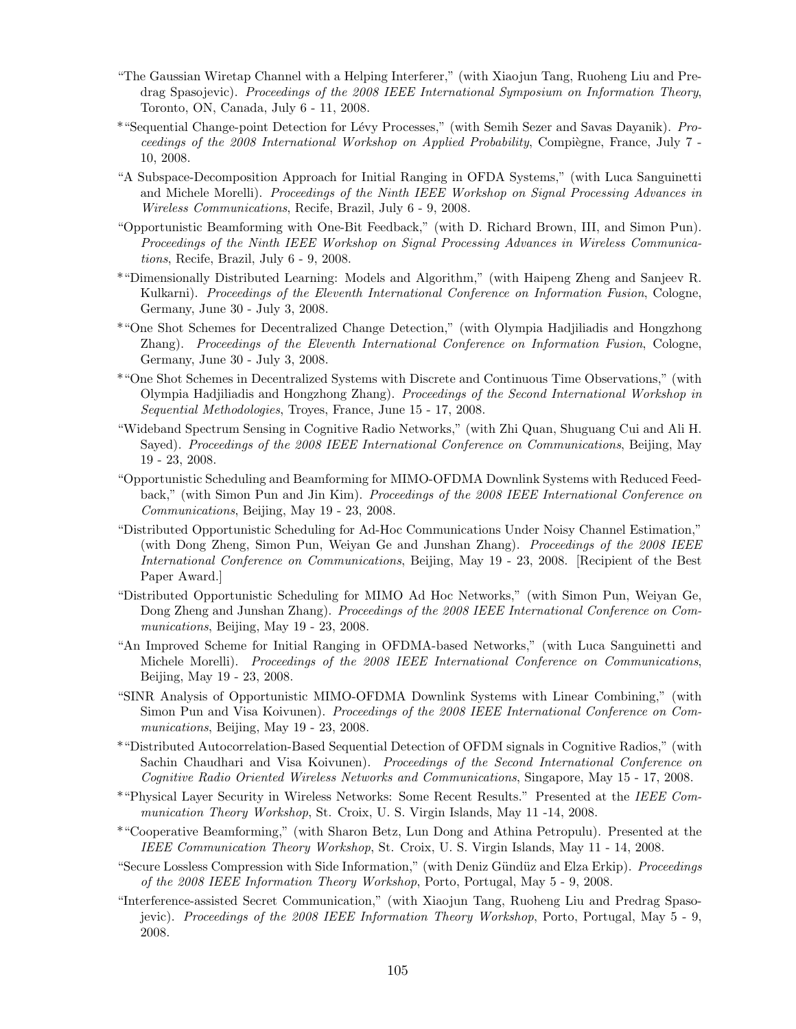"The Gaussian Wiretap Channel with a Helping Interferer," (with Xiaojun Tang, Ruoheng Liu and Predrag Spasojevic). *Proceedings of the 2008 IEEE International Symposium on Information Theory*, Toronto, ON, Canada, July 6 - 11, 2008.

*"Sequential Change-point Detection for Lévy Processes," (with Semih Sezer and Savas Dayanik). *Proceedings of the 2008 International Workshop on Applied Probability*, Compiègne, France, July 7 - 10, 2008.

"A Subspace-Decomposition Approach for Initial Ranging in OFDA Systems," (with Luca Sanguinetti and Michele Morelli). *Proceedings of the Ninth IEEE Workshop on Signal Processing Advances in Wireless Communications*, Recife, Brazil, July 6 - 9, 2008.

"Opportunistic Beamforming with One-Bit Feedback," (with D. Richard Brown, III, and Simon Pun). *Proceedings of the Ninth IEEE Workshop on Signal Processing Advances in Wireless Communications*, Recife, Brazil, July 6 - 9, 2008.

*"Dimensionally Distributed Learning: Models and Algorithm," (with Haipeng Zheng and Sanjeev R. Kulkarni). *Proceedings of the Eleventh International Conference on Information Fusion*, Cologne, Germany, June 30 - July 3, 2008.

*"One Shot Schemes for Decentralized Change Detection," (with Olympia Hadjiliadis and Hongzhong Zhang). *Proceedings of the Eleventh International Conference on Information Fusion*, Cologne, Germany, June 30 - July 3, 2008.

*"One Shot Schemes in Decentralized Systems with Discrete and Continuous Time Observations," (with Olympia Hadjiliadis and Hongzhong Zhang). *Proceedings of the Second International Workshop in Sequential Methodologies*, Troyes, France, June 15 - 17, 2008.

"Wideband Spectrum Sensing in Cognitive Radio Networks," (with Zhi Quan, Shuguang Cui and Ali H. Sayed). *Proceedings of the 2008 IEEE International Conference on Communications*, Beijing, May 19 - 23, 2008.

"Opportunistic Scheduling and Beamforming for MIMO-OFDMA Downlink Systems with Reduced Feedback," (with Simon Pun and Jin Kim). *Proceedings of the 2008 IEEE International Conference on Communications*, Beijing, May 19 - 23, 2008.

"Distributed Opportunistic Scheduling for Ad-Hoc Communications Under Noisy Channel Estimation," (with Dong Zheng, Simon Pun, Weiyan Ge and Junshan Zhang). *Proceedings of the 2008 IEEE International Conference on Communications*, Beijing, May 19 - 23, 2008. [Recipient of the Best Paper Award.]

"Distributed Opportunistic Scheduling for MIMO Ad Hoc Networks," (with Simon Pun, Weiyan Ge, Dong Zheng and Junshan Zhang). *Proceedings of the 2008 IEEE International Conference on Communications*, Beijing, May 19 - 23, 2008.

"An Improved Scheme for Initial Ranging in OFDMA-based Networks," (with Luca Sanguinetti and Michele Morelli). *Proceedings of the 2008 IEEE International Conference on Communications*, Beijing, May 19 - 23, 2008.

"SINR Analysis of Opportunistic MIMO-OFDMA Downlink Systems with Linear Combining," (with Simon Pun and Visa Koivunen). *Proceedings of the 2008 IEEE International Conference on Communications*, Beijing, May 19 - 23, 2008.

*"Distributed Autocorrelation-Based Sequential Detection of OFDM signals in Cognitive Radios," (with Sachin Chaudhari and Visa Koivunen). *Proceedings of the Second International Conference on Cognitive Radio Oriented Wireless Networks and Communications*, Singapore, May 15 - 17, 2008.

*"Physical Layer Security in Wireless Networks: Some Recent Results." Presented at the *IEEE Communication Theory Workshop*, St. Croix, U. S. Virgin Islands, May 11 -14, 2008.

*"Cooperative Beamforming," (with Sharon Betz, Lun Dong and Athina Petropulu). Presented at the *IEEE Communication Theory Workshop*, St. Croix, U. S. Virgin Islands, May 11 - 14, 2008.

"Secure Lossless Compression with Side Information," (with Deniz Gündüz and Elza Erkip). *Proceedings of the 2008 IEEE Information Theory Workshop*, Porto, Portugal, May 5 - 9, 2008.

"Interference-assisted Secret Communication," (with Xiaojun Tang, Ruoheng Liu and Predrag Spasojevic). *Proceedings of the 2008 IEEE Information Theory Workshop*, Porto, Portugal, May 5 - 9, 2008.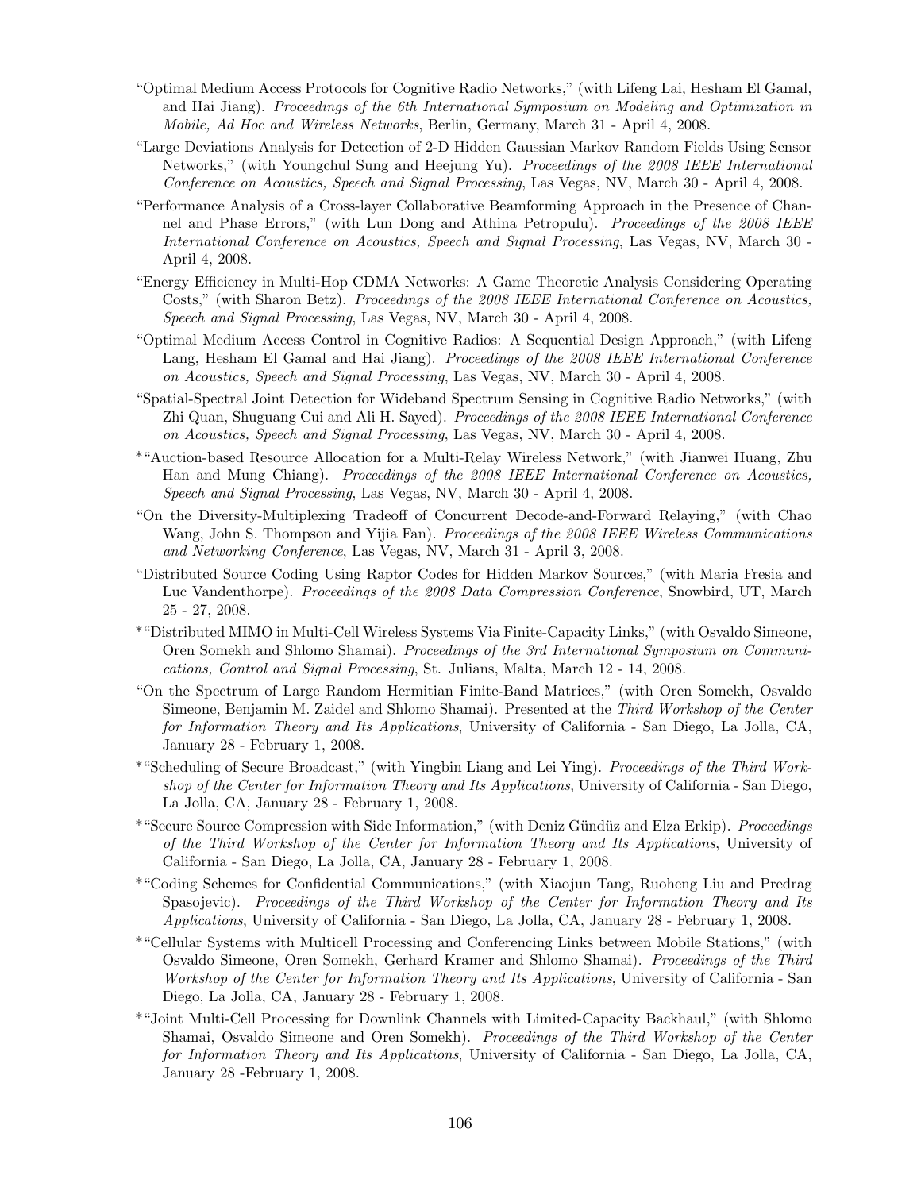"Optimal Medium Access Protocols for Cognitive Radio Networks," (with Lifeng Lai, Hesham El Gamal, and Hai Jiang). *Proceedings of the 6th International Symposium on Modeling and Optimization in Mobile, Ad Hoc and Wireless Networks*, Berlin, Germany, March 31 - April 4, 2008.

"Large Deviations Analysis for Detection of 2-D Hidden Gaussian Markov Random Fields Using Sensor Networks," (with Youngchul Sung and Heejung Yu). *Proceedings of the 2008 IEEE International Conference on Acoustics, Speech and Signal Processing*, Las Vegas, NV, March 30 - April 4, 2008.

"Performance Analysis of a Cross-layer Collaborative Beamforming Approach in the Presence of Channel and Phase Errors," (with Lun Dong and Athina Petropulu). *Proceedings of the 2008 IEEE International Conference on Acoustics, Speech and Signal Processing*, Las Vegas, NV, March 30 - April 4, 2008.

"Energy Efficiency in Multi-Hop CDMA Networks: A Game Theoretic Analysis Considering Operating Costs," (with Sharon Betz). *Proceedings of the 2008 IEEE International Conference on Acoustics, Speech and Signal Processing*, Las Vegas, NV, March 30 - April 4, 2008.

"Optimal Medium Access Control in Cognitive Radios: A Sequential Design Approach," (with Lifeng Lang, Hesham El Gamal and Hai Jiang). *Proceedings of the 2008 IEEE International Conference on Acoustics, Speech and Signal Processing*, Las Vegas, NV, March 30 - April 4, 2008.

"Spatial-Spectral Joint Detection for Wideband Spectrum Sensing in Cognitive Radio Networks," (with Zhi Quan, Shuguang Cui and Ali H. Sayed). *Proceedings of the 2008 IEEE International Conference on Acoustics, Speech and Signal Processing*, Las Vegas, NV, March 30 - April 4, 2008.

*"Auction-based Resource Allocation for a Multi-Relay Wireless Network," (with Jianwei Huang, Zhu Han and Mung Chiang). *Proceedings of the 2008 IEEE International Conference on Acoustics, Speech and Signal Processing*, Las Vegas, NV, March 30 - April 4, 2008.

"On the Diversity-Multiplexing Tradeoff of Concurrent Decode-and-Forward Relaying," (with Chao Wang, John S. Thompson and Yijia Fan). *Proceedings of the 2008 IEEE Wireless Communications and Networking Conference*, Las Vegas, NV, March 31 - April 3, 2008.

"Distributed Source Coding Using Raptor Codes for Hidden Markov Sources," (with Maria Fresia and Luc Vandenthorpe). *Proceedings of the 2008 Data Compression Conference*, Snowbird, UT, March 25 - 27, 2008.

*"Distributed MIMO in Multi-Cell Wireless Systems Via Finite-Capacity Links," (with Osvaldo Simeone, Oren Somekh and Shlomo Shamai). *Proceedings of the 3rd International Symposium on Communications, Control and Signal Processing*, St. Julians, Malta, March 12 - 14, 2008.

"On the Spectrum of Large Random Hermitian Finite-Band Matrices," (with Oren Somekh, Osvaldo Simeone, Benjamin M. Zaidel and Shlomo Shamai). Presented at the *Third Workshop of the Center for Information Theory and Its Applications*, University of California - San Diego, La Jolla, CA, January 28 - February 1, 2008.

*"Scheduling of Secure Broadcast," (with Yingbin Liang and Lei Ying). *Proceedings of the Third Workshop of the Center for Information Theory and Its Applications*, University of California - San Diego, La Jolla, CA, January 28 - February 1, 2008.

*"Secure Source Compression with Side Information," (with Deniz Gündüz and Elza Erkip). *Proceedings of the Third Workshop of the Center for Information Theory and Its Applications*, University of California - San Diego, La Jolla, CA, January 28 - February 1, 2008.

*"Coding Schemes for Confidential Communications," (with Xiaojun Tang, Ruoheng Liu and Predrag Spasojevic). *Proceedings of the Third Workshop of the Center for Information Theory and Its Applications*, University of California - San Diego, La Jolla, CA, January 28 - February 1, 2008.

*"Cellular Systems with Multicell Processing and Conferencing Links between Mobile Stations," (with Osvaldo Simeone, Oren Somekh, Gerhard Kramer and Shlomo Shamai). *Proceedings of the Third Workshop of the Center for Information Theory and Its Applications*, University of California - San Diego, La Jolla, CA, January 28 - February 1, 2008.

*"Joint Multi-Cell Processing for Downlink Channels with Limited-Capacity Backhaul," (with Shlomo Shamai, Osvaldo Simeone and Oren Somekh). *Proceedings of the Third Workshop of the Center for Information Theory and Its Applications*, University of California - San Diego, La Jolla, CA, January 28 -February 1, 2008.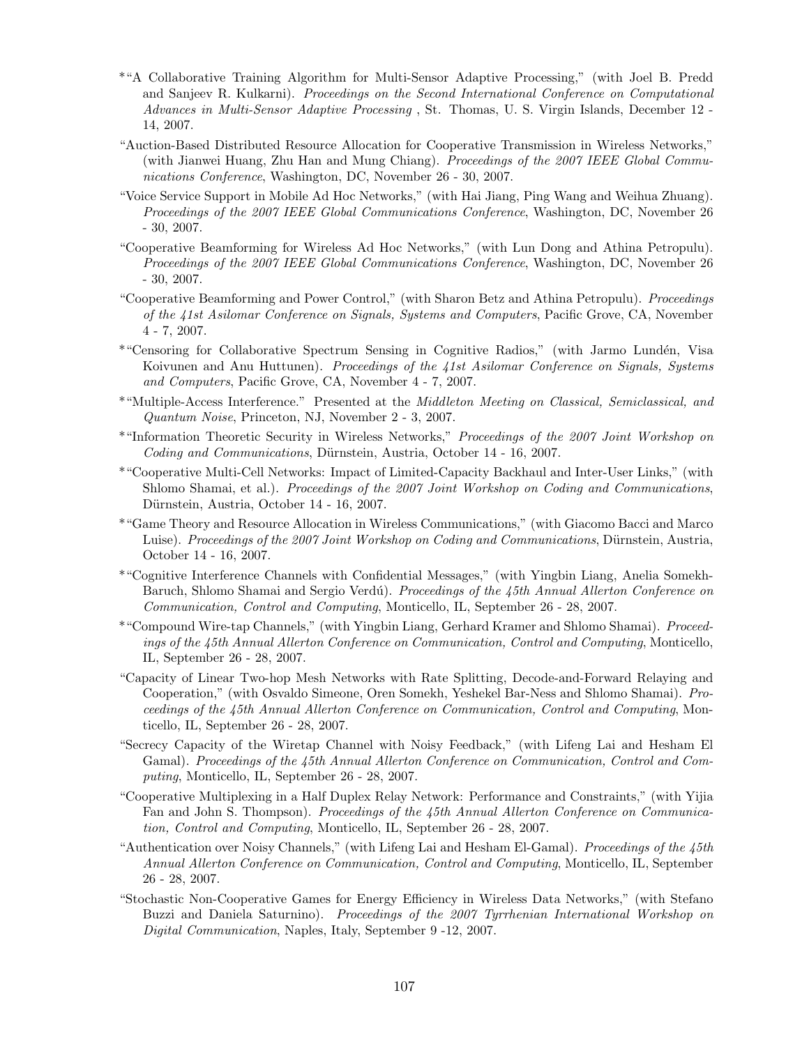*"A Collaborative Training Algorithm for Multi-Sensor Adaptive Processing," (with Joel B. Predd and Sanjeev R. Kulkarni). *Proceedings on the Second International Conference on Computational Advances in Multi-Sensor Adaptive Processing* , St. Thomas, U. S. Virgin Islands, December 12 - 14, 2007.

"Auction-Based Distributed Resource Allocation for Cooperative Transmission in Wireless Networks," (with Jianwei Huang, Zhu Han and Mung Chiang). *Proceedings of the 2007 IEEE Global Communications Conference*, Washington, DC, November 26 - 30, 2007.

"Voice Service Support in Mobile Ad Hoc Networks," (with Hai Jiang, Ping Wang and Weihua Zhuang). *Proceedings of the 2007 IEEE Global Communications Conference*, Washington, DC, November 26 - 30, 2007.

"Cooperative Beamforming for Wireless Ad Hoc Networks," (with Lun Dong and Athina Petropulu). *Proceedings of the 2007 IEEE Global Communications Conference*, Washington, DC, November 26 - 30, 2007.

"Cooperative Beamforming and Power Control," (with Sharon Betz and Athina Petropulu). *Proceedings of the 41st Asilomar Conference on Signals, Systems and Computers*, Pacific Grove, CA, November 4 - 7, 2007.

*"Censoring for Collaborative Spectrum Sensing in Cognitive Radios," (with Jarmo Lundén, Visa Koivunen and Anu Huttunen). *Proceedings of the 41st Asilomar Conference on Signals, Systems and Computers*, Pacific Grove, CA, November 4 - 7, 2007.

*"Multiple-Access Interference." Presented at the *Middleton Meeting on Classical, Semiclassical, and Quantum Noise*, Princeton, NJ, November 2 - 3, 2007.

*"Information Theoretic Security in Wireless Networks," *Proceedings of the 2007 Joint Workshop on Coding and Communications*, Dürnstein, Austria, October 14 - 16, 2007.

*"Cooperative Multi-Cell Networks: Impact of Limited-Capacity Backhaul and Inter-User Links," (with Shlomo Shamai, et al.). *Proceedings of the 2007 Joint Workshop on Coding and Communications*, Dürnstein, Austria, October 14 - 16, 2007.

*"Game Theory and Resource Allocation in Wireless Communications," (with Giacomo Bacci and Marco Luise). *Proceedings of the 2007 Joint Workshop on Coding and Communications*, Dürnstein, Austria, October 14 - 16, 2007.

*"Cognitive Interference Channels with Confidential Messages," (with Yingbin Liang, Anelia Somekh-Baruch, Shlomo Shamai and Sergio Verdú). *Proceedings of the 45th Annual Allerton Conference on Communication, Control and Computing*, Monticello, IL, September 26 - 28, 2007.

*"Compound Wire-tap Channels," (with Yingbin Liang, Gerhard Kramer and Shlomo Shamai). *Proceedings of the 45th Annual Allerton Conference on Communication, Control and Computing*, Monticello, IL, September 26 - 28, 2007.

"Capacity of Linear Two-hop Mesh Networks with Rate Splitting, Decode-and-Forward Relaying and Cooperation," (with Osvaldo Simeone, Oren Somekh, Yeshekel Bar-Ness and Shlomo Shamai). *Proceedings of the 45th Annual Allerton Conference on Communication, Control and Computing*, Monticello, IL, September 26 - 28, 2007.

"Secrecy Capacity of the Wiretap Channel with Noisy Feedback," (with Lifeng Lai and Hesham El Gamal). *Proceedings of the 45th Annual Allerton Conference on Communication, Control and Computing*, Monticello, IL, September 26 - 28, 2007.

"Cooperative Multiplexing in a Half Duplex Relay Network: Performance and Constraints," (with Yijia Fan and John S. Thompson). *Proceedings of the 45th Annual Allerton Conference on Communication, Control and Computing*, Monticello, IL, September 26 - 28, 2007.

"Authentication over Noisy Channels," (with Lifeng Lai and Hesham El-Gamal). *Proceedings of the 45th Annual Allerton Conference on Communication, Control and Computing*, Monticello, IL, September 26 - 28, 2007.

"Stochastic Non-Cooperative Games for Energy Efficiency in Wireless Data Networks," (with Stefano Buzzi and Daniela Saturnino). *Proceedings of the 2007 Tyrrhenian International Workshop on Digital Communication*, Naples, Italy, September 9 -12, 2007.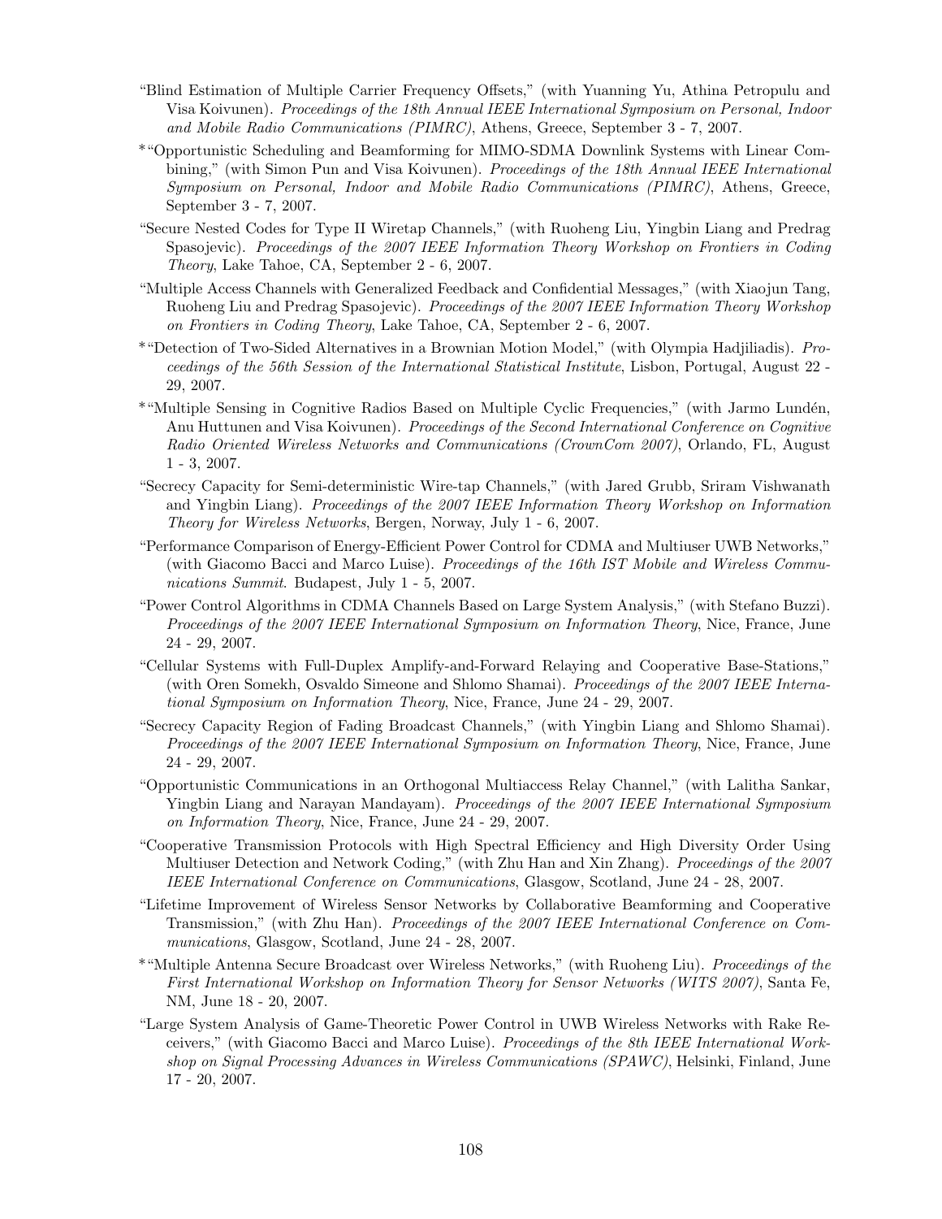"Blind Estimation of Multiple Carrier Frequency Offsets," (with Yuanning Yu, Athina Petropulu and Visa Koivunen). *Proceedings of the 18th Annual IEEE International Symposium on Personal, Indoor and Mobile Radio Communications (PIMRC)*, Athens, Greece, September 3 - 7, 2007.

*"Opportunistic Scheduling and Beamforming for MIMO-SDMA Downlink Systems with Linear Combining," (with Simon Pun and Visa Koivunen). *Proceedings of the 18th Annual IEEE International Symposium on Personal, Indoor and Mobile Radio Communications (PIMRC)*, Athens, Greece, September 3 - 7, 2007.

"Secure Nested Codes for Type II Wiretap Channels," (with Ruoheng Liu, Yingbin Liang and Predrag Spasojevic). *Proceedings of the 2007 IEEE Information Theory Workshop on Frontiers in Coding Theory*, Lake Tahoe, CA, September 2 - 6, 2007.

"Multiple Access Channels with Generalized Feedback and Confidential Messages," (with Xiaojun Tang, Ruoheng Liu and Predrag Spasojevic). *Proceedings of the 2007 IEEE Information Theory Workshop on Frontiers in Coding Theory*, Lake Tahoe, CA, September 2 - 6, 2007.

*"Detection of Two-Sided Alternatives in a Brownian Motion Model," (with Olympia Hadjiliadis). *Proceedings of the 56th Session of the International Statistical Institute*, Lisbon, Portugal, August 22 - 29, 2007.

*"Multiple Sensing in Cognitive Radios Based on Multiple Cyclic Frequencies," (with Jarmo Lundén, Anu Huttunen and Visa Koivunen). *Proceedings of the Second International Conference on Cognitive Radio Oriented Wireless Networks and Communications (CrownCom 2007)*, Orlando, FL, August 1 - 3, 2007.

"Secrecy Capacity for Semi-deterministic Wire-tap Channels," (with Jared Grubb, Sriram Vishwanath and Yingbin Liang). *Proceedings of the 2007 IEEE Information Theory Workshop on Information Theory for Wireless Networks*, Bergen, Norway, July 1 - 6, 2007.

"Performance Comparison of Energy-Efficient Power Control for CDMA and Multiuser UWB Networks," (with Giacomo Bacci and Marco Luise). *Proceedings of the 16th IST Mobile and Wireless Communications Summit*. Budapest, July 1 - 5, 2007.

"Power Control Algorithms in CDMA Channels Based on Large System Analysis," (with Stefano Buzzi). *Proceedings of the 2007 IEEE International Symposium on Information Theory*, Nice, France, June 24 - 29, 2007.

"Cellular Systems with Full-Duplex Amplify-and-Forward Relaying and Cooperative Base-Stations," (with Oren Somekh, Osvaldo Simeone and Shlomo Shamai). *Proceedings of the 2007 IEEE International Symposium on Information Theory*, Nice, France, June 24 - 29, 2007.

"Secrecy Capacity Region of Fading Broadcast Channels," (with Yingbin Liang and Shlomo Shamai). *Proceedings of the 2007 IEEE International Symposium on Information Theory*, Nice, France, June 24 - 29, 2007.

"Opportunistic Communications in an Orthogonal Multiaccess Relay Channel," (with Lalitha Sankar, Yingbin Liang and Narayan Mandayam). *Proceedings of the 2007 IEEE International Symposium on Information Theory*, Nice, France, June 24 - 29, 2007.

"Cooperative Transmission Protocols with High Spectral Efficiency and High Diversity Order Using Multiuser Detection and Network Coding," (with Zhu Han and Xin Zhang). *Proceedings of the 2007 IEEE International Conference on Communications*, Glasgow, Scotland, June 24 - 28, 2007.

"Lifetime Improvement of Wireless Sensor Networks by Collaborative Beamforming and Cooperative Transmission," (with Zhu Han). *Proceedings of the 2007 IEEE International Conference on Communications*, Glasgow, Scotland, June 24 - 28, 2007.

*"Multiple Antenna Secure Broadcast over Wireless Networks," (with Ruoheng Liu). *Proceedings of the First International Workshop on Information Theory for Sensor Networks (WITS 2007)*, Santa Fe, NM, June 18 - 20, 2007.

"Large System Analysis of Game-Theoretic Power Control in UWB Wireless Networks with Rake Receivers," (with Giacomo Bacci and Marco Luise). *Proceedings of the 8th IEEE International Workshop on Signal Processing Advances in Wireless Communications (SPAWC)*, Helsinki, Finland, June 17 - 20, 2007.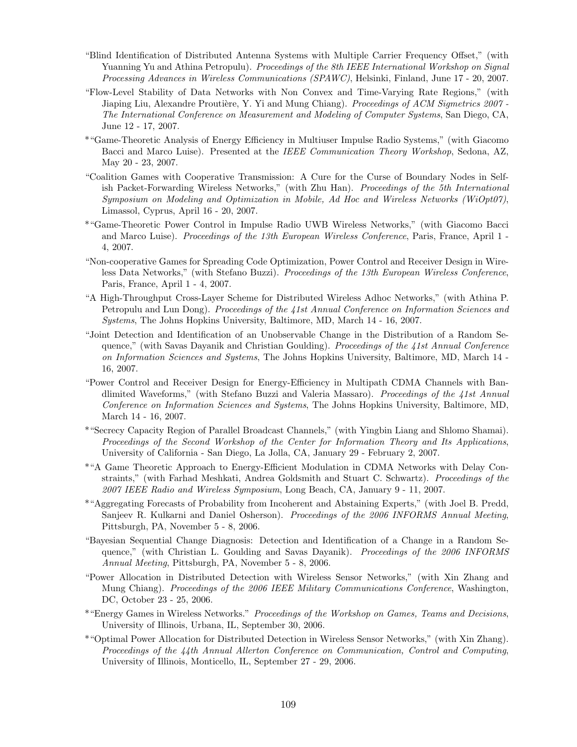"Blind Identification of Distributed Antenna Systems with Multiple Carrier Frequency Offset," (with Yuanning Yu and Athina Petropulu). *Proceedings of the 8th IEEE International Workshop on Signal Processing Advances in Wireless Communications (SPAWC)*, Helsinki, Finland, June 17 - 20, 2007.

"Flow-Level Stability of Data Networks with Non Convex and Time-Varying Rate Regions," (with Jiaping Liu, Alexandre Proutière, Y. Yi and Mung Chiang). *Proceedings of ACM Sigmetrics 2007 - The International Conference on Measurement and Modeling of Computer Systems*, San Diego, CA, June 12 - 17, 2007.

*"Game-Theoretic Analysis of Energy Efficiency in Multiuser Impulse Radio Systems," (with Giacomo Bacci and Marco Luise). Presented at the *IEEE Communication Theory Workshop*, Sedona, AZ, May 20 - 23, 2007.

"Coalition Games with Cooperative Transmission: A Cure for the Curse of Boundary Nodes in Selfish Packet-Forwarding Wireless Networks," (with Zhu Han). *Proceedings of the 5th International Symposium on Modeling and Optimization in Mobile, Ad Hoc and Wireless Networks (WiOpt07)*, Limassol, Cyprus, April 16 - 20, 2007.

*"Game-Theoretic Power Control in Impulse Radio UWB Wireless Networks," (with Giacomo Bacci and Marco Luise). *Proceedings of the 13th European Wireless Conference*, Paris, France, April 1 - 4, 2007.

"Non-cooperative Games for Spreading Code Optimization, Power Control and Receiver Design in Wireless Data Networks," (with Stefano Buzzi). *Proceedings of the 13th European Wireless Conference*, Paris, France, April 1 - 4, 2007.

"A High-Throughput Cross-Layer Scheme for Distributed Wireless Adhoc Networks," (with Athina P. Petropulu and Lun Dong). *Proceedings of the 41st Annual Conference on Information Sciences and Systems*, The Johns Hopkins University, Baltimore, MD, March 14 - 16, 2007.

"Joint Detection and Identification of an Unobservable Change in the Distribution of a Random Sequence," (with Savas Dayanik and Christian Goulding). *Proceedings of the 41st Annual Conference on Information Sciences and Systems*, The Johns Hopkins University, Baltimore, MD, March 14 - 16, 2007.

"Power Control and Receiver Design for Energy-Efficiency in Multipath CDMA Channels with Bandlimited Waveforms," (with Stefano Buzzi and Valeria Massaro). *Proceedings of the 41st Annual Conference on Information Sciences and Systems*, The Johns Hopkins University, Baltimore, MD, March 14 - 16, 2007.

*"Secrecy Capacity Region of Parallel Broadcast Channels," (with Yingbin Liang and Shlomo Shamai). *Proceedings of the Second Workshop of the Center for Information Theory and Its Applications*, University of California - San Diego, La Jolla, CA, January 29 - February 2, 2007.

*"A Game Theoretic Approach to Energy-Efficient Modulation in CDMA Networks with Delay Constraints," (with Farhad Meshkati, Andrea Goldsmith and Stuart C. Schwartz). *Proceedings of the 2007 IEEE Radio and Wireless Symposium*, Long Beach, CA, January 9 - 11, 2007.

*"Aggregating Forecasts of Probability from Incoherent and Abstaining Experts," (with Joel B. Predd, Sanjeev R. Kulkarni and Daniel Osherson). *Proceedings of the 2006 INFORMS Annual Meeting*, Pittsburgh, PA, November 5 - 8, 2006.

"Bayesian Sequential Change Diagnosis: Detection and Identification of a Change in a Random Sequence," (with Christian L. Goulding and Savas Dayanik). *Proceedings of the 2006 INFORMS Annual Meeting*, Pittsburgh, PA, November 5 - 8, 2006.

"Power Allocation in Distributed Detection with Wireless Sensor Networks," (with Xin Zhang and Mung Chiang). *Proceedings of the 2006 IEEE Military Communications Conference*, Washington, DC, October 23 - 25, 2006.

*"Energy Games in Wireless Networks." *Proceedings of the Workshop on Games, Teams and Decisions*, University of Illinois, Urbana, IL, September 30, 2006.

*"Optimal Power Allocation for Distributed Detection in Wireless Sensor Networks," (with Xin Zhang). *Proceedings of the 44th Annual Allerton Conference on Communication, Control and Computing*, University of Illinois, Monticello, IL, September 27 - 29, 2006.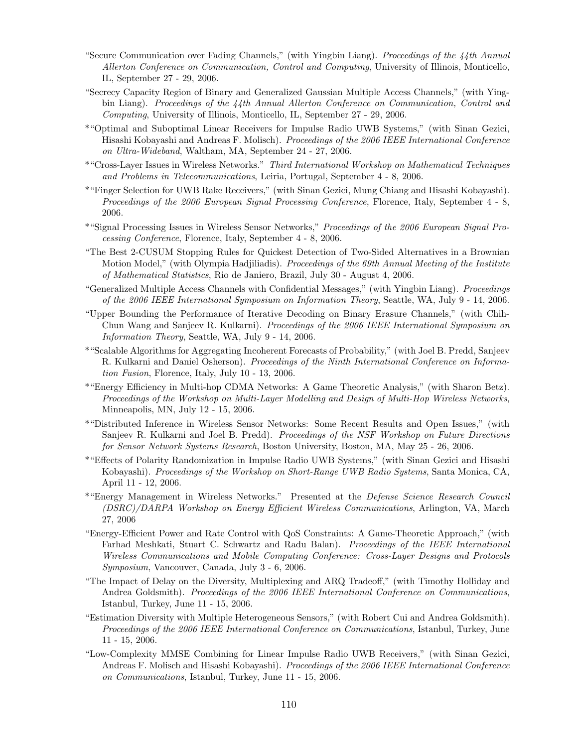"Secure Communication over Fading Channels," (with Yingbin Liang). *Proceedings of the 44th Annual Allerton Conference on Communication, Control and Computing*, University of Illinois, Monticello, IL, September 27 - 29, 2006.

"Secrecy Capacity Region of Binary and Generalized Gaussian Multiple Access Channels," (with Yingbin Liang). *Proceedings of the 44th Annual Allerton Conference on Communication, Control and Computing*, University of Illinois, Monticello, IL, September 27 - 29, 2006.

*"Optimal and Suboptimal Linear Receivers for Impulse Radio UWB Systems," (with Sinan Gezici, Hisashi Kobayashi and Andreas F. Molisch). *Proceedings of the 2006 IEEE International Conference on Ultra-Wideband*, Waltham, MA, September 24 - 27, 2006.

*"Cross-Layer Issues in Wireless Networks." *Third International Workshop on Mathematical Techniques and Problems in Telecommunications*, Leiria, Portugal, September 4 - 8, 2006.

*"Finger Selection for UWB Rake Receivers," (with Sinan Gezici, Mung Chiang and Hisashi Kobayashi). *Proceedings of the 2006 European Signal Processing Conference*, Florence, Italy, September 4 - 8, 2006.

*"Signal Processing Issues in Wireless Sensor Networks," *Proceedings of the 2006 European Signal Processing Conference*, Florence, Italy, September 4 - 8, 2006.

"The Best 2-CUSUM Stopping Rules for Quickest Detection of Two-Sided Alternatives in a Brownian Motion Model," (with Olympia Hadjiliadis). *Proceedings of the 69th Annual Meeting of the Institute of Mathematical Statistics*, Rio de Janiero, Brazil, July 30 - August 4, 2006.

"Generalized Multiple Access Channels with Confidential Messages," (with Yingbin Liang). *Proceedings of the 2006 IEEE International Symposium on Information Theory*, Seattle, WA, July 9 - 14, 2006.

"Upper Bounding the Performance of Iterative Decoding on Binary Erasure Channels," (with Chih-Chun Wang and Sanjeev R. Kulkarni). *Proceedings of the 2006 IEEE International Symposium on Information Theory*, Seattle, WA, July 9 - 14, 2006.

*"Scalable Algorithms for Aggregating Incoherent Forecasts of Probability," (with Joel B. Predd, Sanjeev R. Kulkarni and Daniel Osherson). *Proceedings of the Ninth International Conference on Information Fusion*, Florence, Italy, July 10 - 13, 2006.

*"Energy Efficiency in Multi-hop CDMA Networks: A Game Theoretic Analysis," (with Sharon Betz). *Proceedings of the Workshop on Multi-Layer Modelling and Design of Multi-Hop Wireless Networks*, Minneapolis, MN, July 12 - 15, 2006.

*"Distributed Inference in Wireless Sensor Networks: Some Recent Results and Open Issues," (with Sanjeev R. Kulkarni and Joel B. Predd). *Proceedings of the NSF Workshop on Future Directions for Sensor Network Systems Research*, Boston University, Boston, MA, May 25 - 26, 2006.

*"Effects of Polarity Randomization in Impulse Radio UWB Systems," (with Sinan Gezici and Hisashi Kobayashi). *Proceedings of the Workshop on Short-Range UWB Radio Systems*, Santa Monica, CA, April 11 - 12, 2006.

*"Energy Management in Wireless Networks." Presented at the *Defense Science Research Council (DSRC)/DARPA Workshop on Energy Efficient Wireless Communications*, Arlington, VA, March 27, 2006

"Energy-Efficient Power and Rate Control with QoS Constraints: A Game-Theoretic Approach," (with Farhad Meshkati, Stuart C. Schwartz and Radu Balan). *Proceedings of the IEEE International Wireless Communications and Mobile Computing Conference: Cross-Layer Designs and Protocols Symposium*, Vancouver, Canada, July 3 - 6, 2006.

"The Impact of Delay on the Diversity, Multiplexing and ARQ Tradeoff," (with Timothy Holliday and Andrea Goldsmith). *Proceedings of the 2006 IEEE International Conference on Communications*, Istanbul, Turkey, June 11 - 15, 2006.

"Estimation Diversity with Multiple Heterogeneous Sensors," (with Robert Cui and Andrea Goldsmith). *Proceedings of the 2006 IEEE International Conference on Communications*, Istanbul, Turkey, June 11 - 15, 2006.

"Low-Complexity MMSE Combining for Linear Impulse Radio UWB Receivers," (with Sinan Gezici, Andreas F. Molisch and Hisashi Kobayashi). *Proceedings of the 2006 IEEE International Conference on Communications*, Istanbul, Turkey, June 11 - 15, 2006.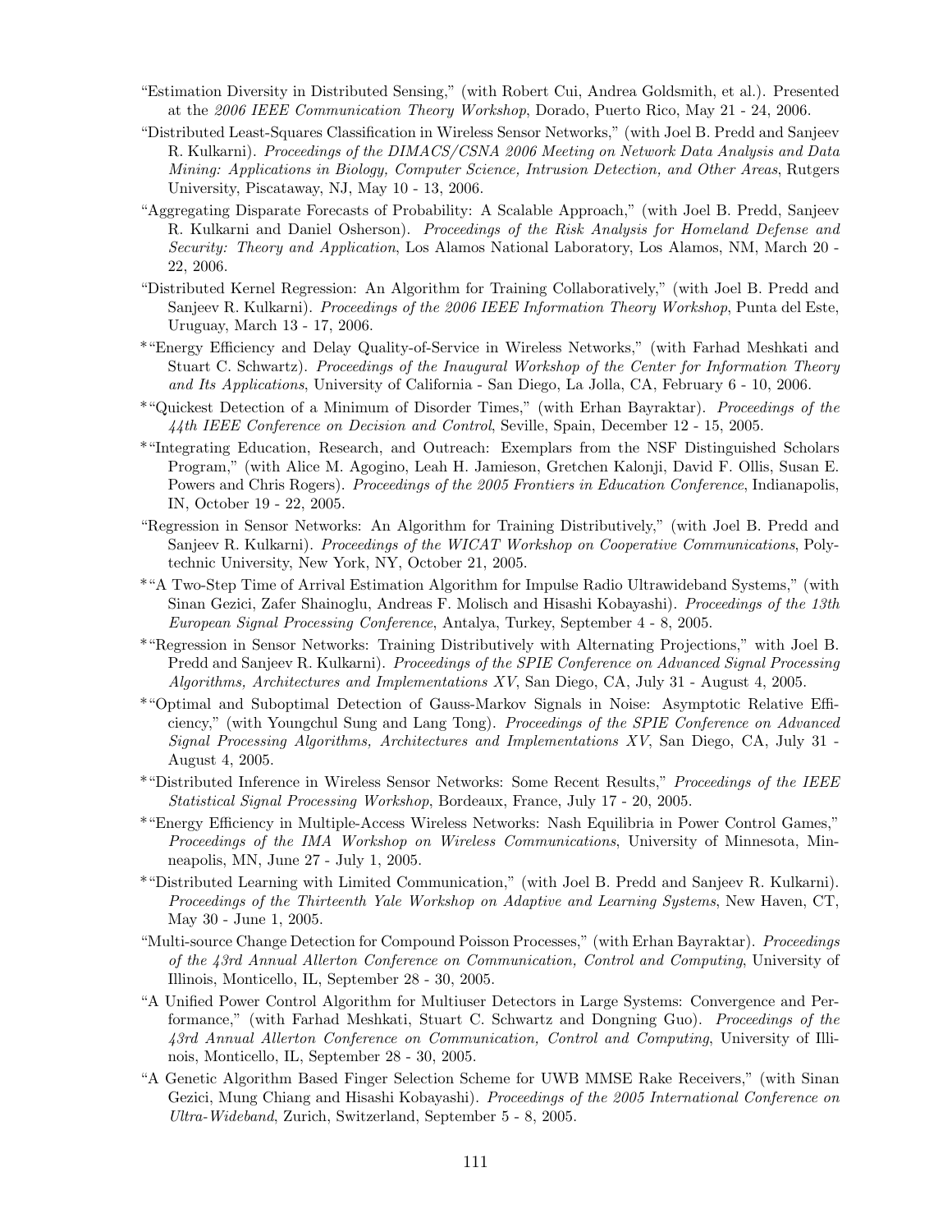"Estimation Diversity in Distributed Sensing," (with Robert Cui, Andrea Goldsmith, et al.). Presented at the *2006 IEEE Communication Theory Workshop*, Dorado, Puerto Rico, May 21 - 24, 2006.

"Distributed Least-Squares Classification in Wireless Sensor Networks," (with Joel B. Predd and Sanjeev R. Kulkarni). *Proceedings of the DIMACS/CSNA 2006 Meeting on Network Data Analysis and Data Mining: Applications in Biology, Computer Science, Intrusion Detection, and Other Areas*, Rutgers University, Piscataway, NJ, May 10 - 13, 2006.

"Aggregating Disparate Forecasts of Probability: A Scalable Approach," (with Joel B. Predd, Sanjeev R. Kulkarni and Daniel Osherson). *Proceedings of the Risk Analysis for Homeland Defense and Security: Theory and Application*, Los Alamos National Laboratory, Los Alamos, NM, March 20 - 22, 2006.

"Distributed Kernel Regression: An Algorithm for Training Collaboratively," (with Joel B. Predd and Sanjeev R. Kulkarni). *Proceedings of the 2006 IEEE Information Theory Workshop*, Punta del Este, Uruguay, March 13 - 17, 2006.

*"Energy Efficiency and Delay Quality-of-Service in Wireless Networks," (with Farhad Meshkati and Stuart C. Schwartz). *Proceedings of the Inaugural Workshop of the Center for Information Theory and Its Applications*, University of California - San Diego, La Jolla, CA, February 6 - 10, 2006.

*"Quickest Detection of a Minimum of Disorder Times," (with Erhan Bayraktar). *Proceedings of the 44th IEEE Conference on Decision and Control*, Seville, Spain, December 12 - 15, 2005.

*"Integrating Education, Research, and Outreach: Exemplars from the NSF Distinguished Scholars Program," (with Alice M. Agogino, Leah H. Jamieson, Gretchen Kalonji, David F. Ollis, Susan E. Powers and Chris Rogers). *Proceedings of the 2005 Frontiers in Education Conference*, Indianapolis, IN, October 19 - 22, 2005.

"Regression in Sensor Networks: An Algorithm for Training Distributively," (with Joel B. Predd and Sanjeev R. Kulkarni). *Proceedings of the WICAT Workshop on Cooperative Communications*, Polytechnic University, New York, NY, October 21, 2005.

*"A Two-Step Time of Arrival Estimation Algorithm for Impulse Radio Ultrawideband Systems," (with Sinan Gezici, Zafer Shainoglu, Andreas F. Molisch and Hisashi Kobayashi). *Proceedings of the 13th European Signal Processing Conference*, Antalya, Turkey, September 4 - 8, 2005.

*"Regression in Sensor Networks: Training Distributively with Alternating Projections," with Joel B. Predd and Sanjeev R. Kulkarni). *Proceedings of the SPIE Conference on Advanced Signal Processing Algorithms, Architectures and Implementations XV*, San Diego, CA, July 31 - August 4, 2005.

*"Optimal and Suboptimal Detection of Gauss-Markov Signals in Noise: Asymptotic Relative Efficiency," (with Youngchul Sung and Lang Tong). *Proceedings of the SPIE Conference on Advanced Signal Processing Algorithms, Architectures and Implementations XV*, San Diego, CA, July 31 - August 4, 2005.

*"Distributed Inference in Wireless Sensor Networks: Some Recent Results," *Proceedings of the IEEE Statistical Signal Processing Workshop*, Bordeaux, France, July 17 - 20, 2005.

*"Energy Efficiency in Multiple-Access Wireless Networks: Nash Equilibria in Power Control Games," *Proceedings of the IMA Workshop on Wireless Communications*, University of Minnesota, Minneapolis, MN, June 27 - July 1, 2005.

*"Distributed Learning with Limited Communication," (with Joel B. Predd and Sanjeev R. Kulkarni). *Proceedings of the Thirteenth Yale Workshop on Adaptive and Learning Systems*, New Haven, CT, May 30 - June 1, 2005.

"Multi-source Change Detection for Compound Poisson Processes," (with Erhan Bayraktar). *Proceedings of the 43rd Annual Allerton Conference on Communication, Control and Computing*, University of Illinois, Monticello, IL, September 28 - 30, 2005.

"A Unified Power Control Algorithm for Multiuser Detectors in Large Systems: Convergence and Performance," (with Farhad Meshkati, Stuart C. Schwartz and Dongning Guo). *Proceedings of the 43rd Annual Allerton Conference on Communication, Control and Computing*, University of Illinois, Monticello, IL, September 28 - 30, 2005.

"A Genetic Algorithm Based Finger Selection Scheme for UWB MMSE Rake Receivers," (with Sinan Gezici, Mung Chiang and Hisashi Kobayashi). *Proceedings of the 2005 International Conference on Ultra-Wideband*, Zurich, Switzerland, September 5 - 8, 2005.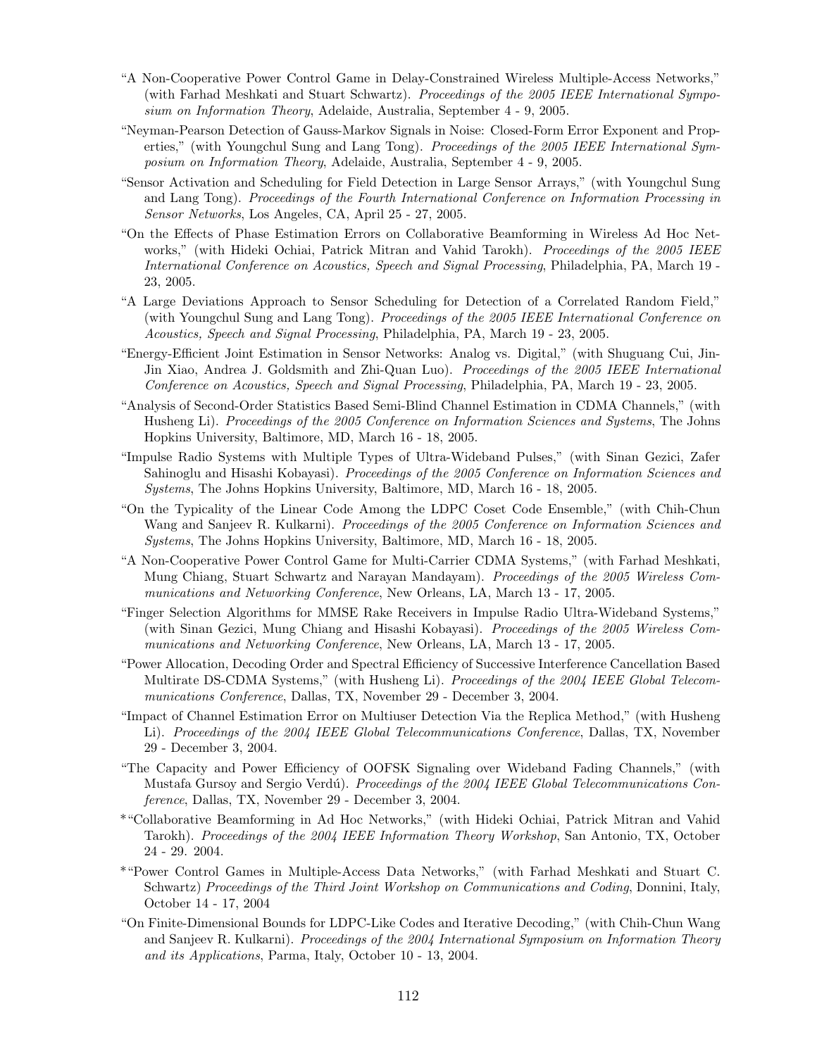"A Non-Cooperative Power Control Game in Delay-Constrained Wireless Multiple-Access Networks," (with Farhad Meshkati and Stuart Schwartz). *Proceedings of the 2005 IEEE International Symposium on Information Theory*, Adelaide, Australia, September 4 - 9, 2005.

"Neyman-Pearson Detection of Gauss-Markov Signals in Noise: Closed-Form Error Exponent and Properties," (with Youngchul Sung and Lang Tong). *Proceedings of the 2005 IEEE International Symposium on Information Theory*, Adelaide, Australia, September 4 - 9, 2005.

"Sensor Activation and Scheduling for Field Detection in Large Sensor Arrays," (with Youngchul Sung and Lang Tong). *Proceedings of the Fourth International Conference on Information Processing in Sensor Networks*, Los Angeles, CA, April 25 - 27, 2005.

"On the Effects of Phase Estimation Errors on Collaborative Beamforming in Wireless Ad Hoc Networks," (with Hideki Ochiai, Patrick Mitran and Vahid Tarokh). *Proceedings of the 2005 IEEE International Conference on Acoustics, Speech and Signal Processing*, Philadelphia, PA, March 19 - 23, 2005.

"A Large Deviations Approach to Sensor Scheduling for Detection of a Correlated Random Field," (with Youngchul Sung and Lang Tong). *Proceedings of the 2005 IEEE International Conference on Acoustics, Speech and Signal Processing*, Philadelphia, PA, March 19 - 23, 2005.

"Energy-Efficient Joint Estimation in Sensor Networks: Analog vs. Digital," (with Shuguang Cui, Jin-Jin Xiao, Andrea J. Goldsmith and Zhi-Quan Luo). *Proceedings of the 2005 IEEE International Conference on Acoustics, Speech and Signal Processing*, Philadelphia, PA, March 19 - 23, 2005.

"Analysis of Second-Order Statistics Based Semi-Blind Channel Estimation in CDMA Channels," (with Husheng Li). *Proceedings of the 2005 Conference on Information Sciences and Systems*, The Johns Hopkins University, Baltimore, MD, March 16 - 18, 2005.

"Impulse Radio Systems with Multiple Types of Ultra-Wideband Pulses," (with Sinan Gezici, Zafer Sahinoglu and Hisashi Kobayasi). *Proceedings of the 2005 Conference on Information Sciences and Systems*, The Johns Hopkins University, Baltimore, MD, March 16 - 18, 2005.

"On the Typicality of the Linear Code Among the LDPC Coset Code Ensemble," (with Chih-Chun Wang and Sanjeev R. Kulkarni). *Proceedings of the 2005 Conference on Information Sciences and Systems*, The Johns Hopkins University, Baltimore, MD, March 16 - 18, 2005.

"A Non-Cooperative Power Control Game for Multi-Carrier CDMA Systems," (with Farhad Meshkati, Mung Chiang, Stuart Schwartz and Narayan Mandayam). *Proceedings of the 2005 Wireless Communications and Networking Conference*, New Orleans, LA, March 13 - 17, 2005.

"Finger Selection Algorithms for MMSE Rake Receivers in Impulse Radio Ultra-Wideband Systems," (with Sinan Gezici, Mung Chiang and Hisashi Kobayasi). *Proceedings of the 2005 Wireless Communications and Networking Conference*, New Orleans, LA, March 13 - 17, 2005.

"Power Allocation, Decoding Order and Spectral Efficiency of Successive Interference Cancellation Based Multirate DS-CDMA Systems," (with Husheng Li). *Proceedings of the 2004 IEEE Global Telecommunications Conference*, Dallas, TX, November 29 - December 3, 2004.

"Impact of Channel Estimation Error on Multiuser Detection Via the Replica Method," (with Husheng Li). *Proceedings of the 2004 IEEE Global Telecommunications Conference*, Dallas, TX, November 29 - December 3, 2004.

"The Capacity and Power Efficiency of OOFSK Signaling over Wideband Fading Channels," (with Mustafa Gursoy and Sergio Verdú). *Proceedings of the 2004 IEEE Global Telecommunications Conference*, Dallas, TX, November 29 - December 3, 2004.

*"Collaborative Beamforming in Ad Hoc Networks," (with Hideki Ochiai, Patrick Mitran and Vahid Tarokh). *Proceedings of the 2004 IEEE Information Theory Workshop*, San Antonio, TX, October 24 - 29. 2004.

*"Power Control Games in Multiple-Access Data Networks," (with Farhad Meshkati and Stuart C. Schwartz) *Proceedings of the Third Joint Workshop on Communications and Coding*, Donnini, Italy, October 14 - 17, 2004

"On Finite-Dimensional Bounds for LDPC-Like Codes and Iterative Decoding," (with Chih-Chun Wang and Sanjeev R. Kulkarni). *Proceedings of the 2004 International Symposium on Information Theory and its Applications*, Parma, Italy, October 10 - 13, 2004.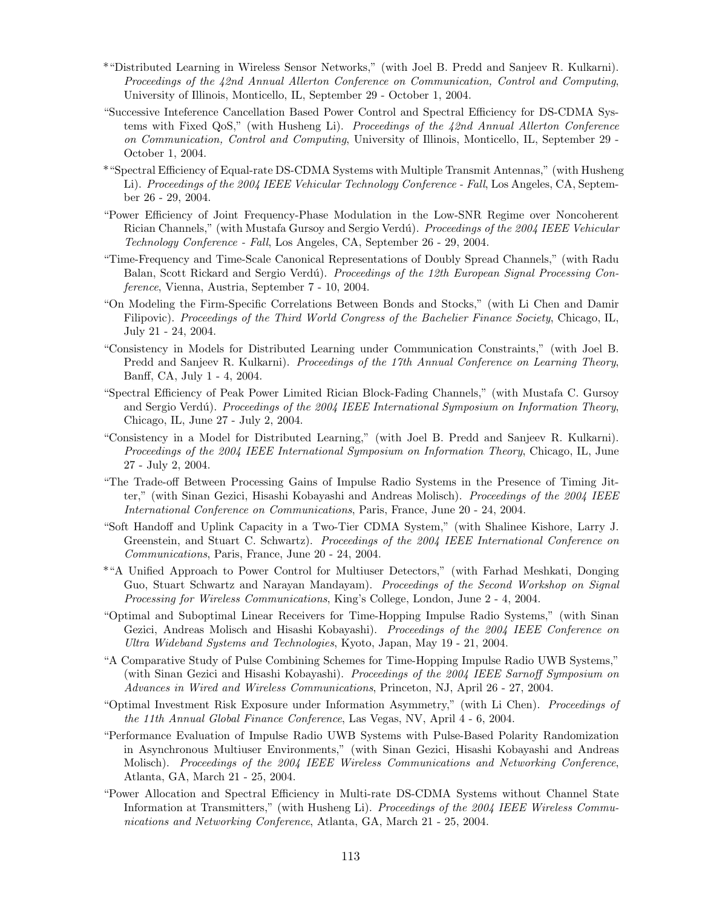*"Distributed Learning in Wireless Sensor Networks," (with Joel B. Predd and Sanjeev R. Kulkarni). *Proceedings of the 42nd Annual Allerton Conference on Communication, Control and Computing*, University of Illinois, Monticello, IL, September 29 - October 1, 2004.

"Successive Inteference Cancellation Based Power Control and Spectral Efficiency for DS-CDMA Systems with Fixed QoS," (with Husheng Li). *Proceedings of the 42nd Annual Allerton Conference on Communication, Control and Computing*, University of Illinois, Monticello, IL, September 29 - October 1, 2004.

*"Spectral Efficiency of Equal-rate DS-CDMA Systems with Multiple Transmit Antennas," (with Husheng Li). *Proceedings of the 2004 IEEE Vehicular Technology Conference - Fall*, Los Angeles, CA, September 26 - 29, 2004.

"Power Efficiency of Joint Frequency-Phase Modulation in the Low-SNR Regime over Noncoherent Rician Channels," (with Mustafa Gursoy and Sergio Verdú). *Proceedings of the 2004 IEEE Vehicular Technology Conference - Fall*, Los Angeles, CA, September 26 - 29, 2004.

"Time-Frequency and Time-Scale Canonical Representations of Doubly Spread Channels," (with Radu Balan, Scott Rickard and Sergio Verdú). *Proceedings of the 12th European Signal Processing Conference*, Vienna, Austria, September 7 - 10, 2004.

"On Modeling the Firm-Specific Correlations Between Bonds and Stocks," (with Li Chen and Damir Filipovic). *Proceedings of the Third World Congress of the Bachelier Finance Society*, Chicago, IL, July 21 - 24, 2004.

"Consistency in Models for Distributed Learning under Communication Constraints," (with Joel B. Predd and Sanjeev R. Kulkarni). *Proceedings of the 17th Annual Conference on Learning Theory*, Banff, CA, July 1 - 4, 2004.

"Spectral Efficiency of Peak Power Limited Rician Block-Fading Channels," (with Mustafa C. Gursoy and Sergio Verdú). *Proceedings of the 2004 IEEE International Symposium on Information Theory*, Chicago, IL, June 27 - July 2, 2004.

"Consistency in a Model for Distributed Learning," (with Joel B. Predd and Sanjeev R. Kulkarni). *Proceedings of the 2004 IEEE International Symposium on Information Theory*, Chicago, IL, June 27 - July 2, 2004.

"The Trade-off Between Processing Gains of Impulse Radio Systems in the Presence of Timing Jitter," (with Sinan Gezici, Hisashi Kobayashi and Andreas Molisch). *Proceedings of the 2004 IEEE International Conference on Communications*, Paris, France, June 20 - 24, 2004.

"Soft Handoff and Uplink Capacity in a Two-Tier CDMA System," (with Shalinee Kishore, Larry J. Greenstein, and Stuart C. Schwartz). *Proceedings of the 2004 IEEE International Conference on Communications*, Paris, France, June 20 - 24, 2004.

*"A Unified Approach to Power Control for Multiuser Detectors," (with Farhad Meshkati, Donging Guo, Stuart Schwartz and Narayan Mandayam). *Proceedings of the Second Workshop on Signal Processing for Wireless Communications*, King's College, London, June 2 - 4, 2004.

"Optimal and Suboptimal Linear Receivers for Time-Hopping Impulse Radio Systems," (with Sinan Gezici, Andreas Molisch and Hisashi Kobayashi). *Proceedings of the 2004 IEEE Conference on Ultra Wideband Systems and Technologies*, Kyoto, Japan, May 19 - 21, 2004.

"A Comparative Study of Pulse Combining Schemes for Time-Hopping Impulse Radio UWB Systems," (with Sinan Gezici and Hisashi Kobayashi). *Proceedings of the 2004 IEEE Sarnoff Symposium on Advances in Wired and Wireless Communications*, Princeton, NJ, April 26 - 27, 2004.

"Optimal Investment Risk Exposure under Information Asymmetry," (with Li Chen). *Proceedings of the 11th Annual Global Finance Conference*, Las Vegas, NV, April 4 - 6, 2004.

"Performance Evaluation of Impulse Radio UWB Systems with Pulse-Based Polarity Randomization in Asynchronous Multiuser Environments," (with Sinan Gezici, Hisashi Kobayashi and Andreas Molisch). *Proceedings of the 2004 IEEE Wireless Communications and Networking Conference*, Atlanta, GA, March 21 - 25, 2004.

"Power Allocation and Spectral Efficiency in Multi-rate DS-CDMA Systems without Channel State Information at Transmitters," (with Husheng Li). *Proceedings of the 2004 IEEE Wireless Communications and Networking Conference*, Atlanta, GA, March 21 - 25, 2004.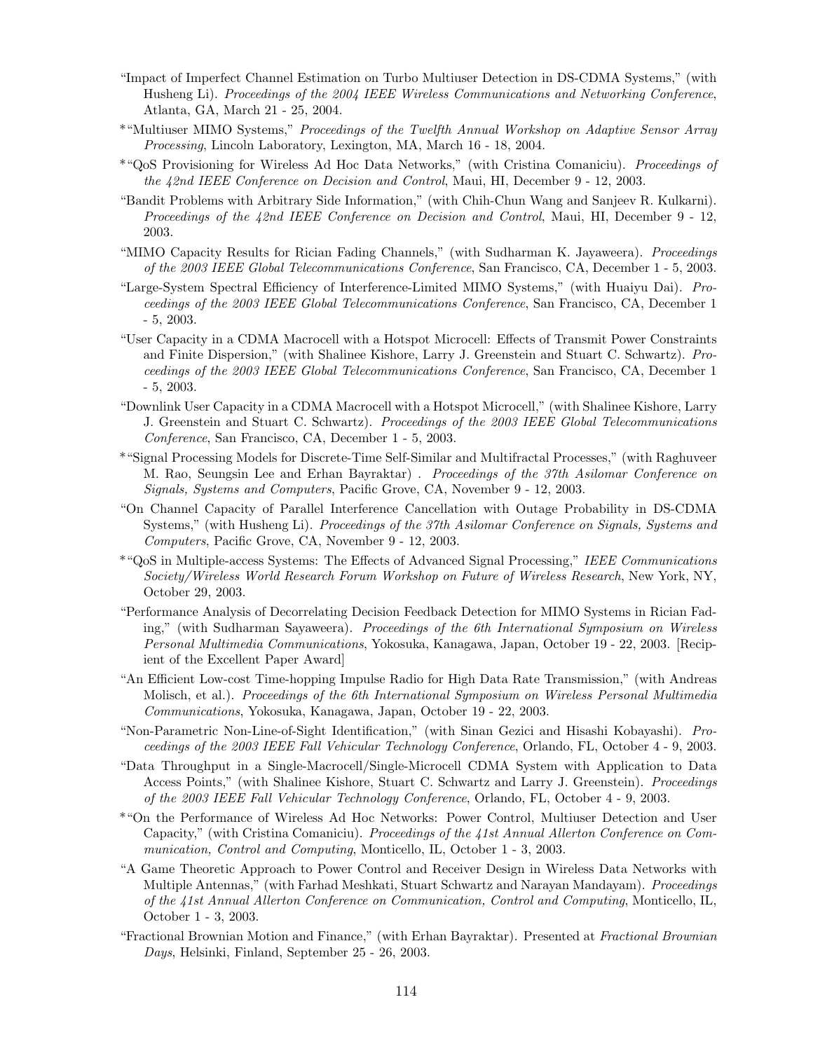"Impact of Imperfect Channel Estimation on Turbo Multiuser Detection in DS-CDMA Systems," (with Husheng Li). *Proceedings of the 2004 IEEE Wireless Communications and Networking Conference*, Atlanta, GA, March 21 - 25, 2004.

*"Multiuser MIMO Systems," *Proceedings of the Twelfth Annual Workshop on Adaptive Sensor Array Processing*, Lincoln Laboratory, Lexington, MA, March 16 - 18, 2004.

*"QoS Provisioning for Wireless Ad Hoc Data Networks," (with Cristina Comaniciu). *Proceedings of the 42nd IEEE Conference on Decision and Control*, Maui, HI, December 9 - 12, 2003.

"Bandit Problems with Arbitrary Side Information," (with Chih-Chun Wang and Sanjeev R. Kulkarni). *Proceedings of the 42nd IEEE Conference on Decision and Control*, Maui, HI, December 9 - 12, 2003.

"MIMO Capacity Results for Rician Fading Channels," (with Sudharman K. Jayaweera). *Proceedings of the 2003 IEEE Global Telecommunications Conference*, San Francisco, CA, December 1 - 5, 2003.

"Large-System Spectral Efficiency of Interference-Limited MIMO Systems," (with Huaiyu Dai). *Proceedings of the 2003 IEEE Global Telecommunications Conference*, San Francisco, CA, December 1 - 5, 2003.

"User Capacity in a CDMA Macrocell with a Hotspot Microcell: Effects of Transmit Power Constraints and Finite Dispersion," (with Shalinee Kishore, Larry J. Greenstein and Stuart C. Schwartz). *Proceedings of the 2003 IEEE Global Telecommunications Conference*, San Francisco, CA, December 1 - 5, 2003.

"Downlink User Capacity in a CDMA Macrocell with a Hotspot Microcell," (with Shalinee Kishore, Larry J. Greenstein and Stuart C. Schwartz). *Proceedings of the 2003 IEEE Global Telecommunications Conference*, San Francisco, CA, December 1 - 5, 2003.

*"Signal Processing Models for Discrete-Time Self-Similar and Multifractal Processes," (with Raghuveer M. Rao, Seungsin Lee and Erhan Bayraktar) . *Proceedings of the 37th Asilomar Conference on Signals, Systems and Computers*, Pacific Grove, CA, November 9 - 12, 2003.

"On Channel Capacity of Parallel Interference Cancellation with Outage Probability in DS-CDMA Systems," (with Husheng Li). *Proceedings of the 37th Asilomar Conference on Signals, Systems and Computers*, Pacific Grove, CA, November 9 - 12, 2003.

*"QoS in Multiple-access Systems: The Effects of Advanced Signal Processing," *IEEE Communications Society/Wireless World Research Forum Workshop on Future of Wireless Research*, New York, NY, October 29, 2003.

"Performance Analysis of Decorrelating Decision Feedback Detection for MIMO Systems in Rician Fading," (with Sudharman Sayaweera). *Proceedings of the 6th International Symposium on Wireless Personal Multimedia Communications*, Yokosuka, Kanagawa, Japan, October 19 - 22, 2003. [Recipient of the Excellent Paper Award]

"An Efficient Low-cost Time-hopping Impulse Radio for High Data Rate Transmission," (with Andreas Molisch, et al.). *Proceedings of the 6th International Symposium on Wireless Personal Multimedia Communications*, Yokosuka, Kanagawa, Japan, October 19 - 22, 2003.

"Non-Parametric Non-Line-of-Sight Identification," (with Sinan Gezici and Hisashi Kobayashi). *Proceedings of the 2003 IEEE Fall Vehicular Technology Conference*, Orlando, FL, October 4 - 9, 2003.

"Data Throughput in a Single-Macrocell/Single-Microcell CDMA System with Application to Data Access Points," (with Shalinee Kishore, Stuart C. Schwartz and Larry J. Greenstein). *Proceedings of the 2003 IEEE Fall Vehicular Technology Conference*, Orlando, FL, October 4 - 9, 2003.

*"On the Performance of Wireless Ad Hoc Networks: Power Control, Multiuser Detection and User Capacity," (with Cristina Comaniciu). *Proceedings of the 41st Annual Allerton Conference on Communication, Control and Computing*, Monticello, IL, October 1 - 3, 2003.

"A Game Theoretic Approach to Power Control and Receiver Design in Wireless Data Networks with Multiple Antennas," (with Farhad Meshkati, Stuart Schwartz and Narayan Mandayam). *Proceedings of the 41st Annual Allerton Conference on Communication, Control and Computing*, Monticello, IL, October 1 - 3, 2003.

"Fractional Brownian Motion and Finance," (with Erhan Bayraktar). Presented at *Fractional Brownian Days*, Helsinki, Finland, September 25 - 26, 2003.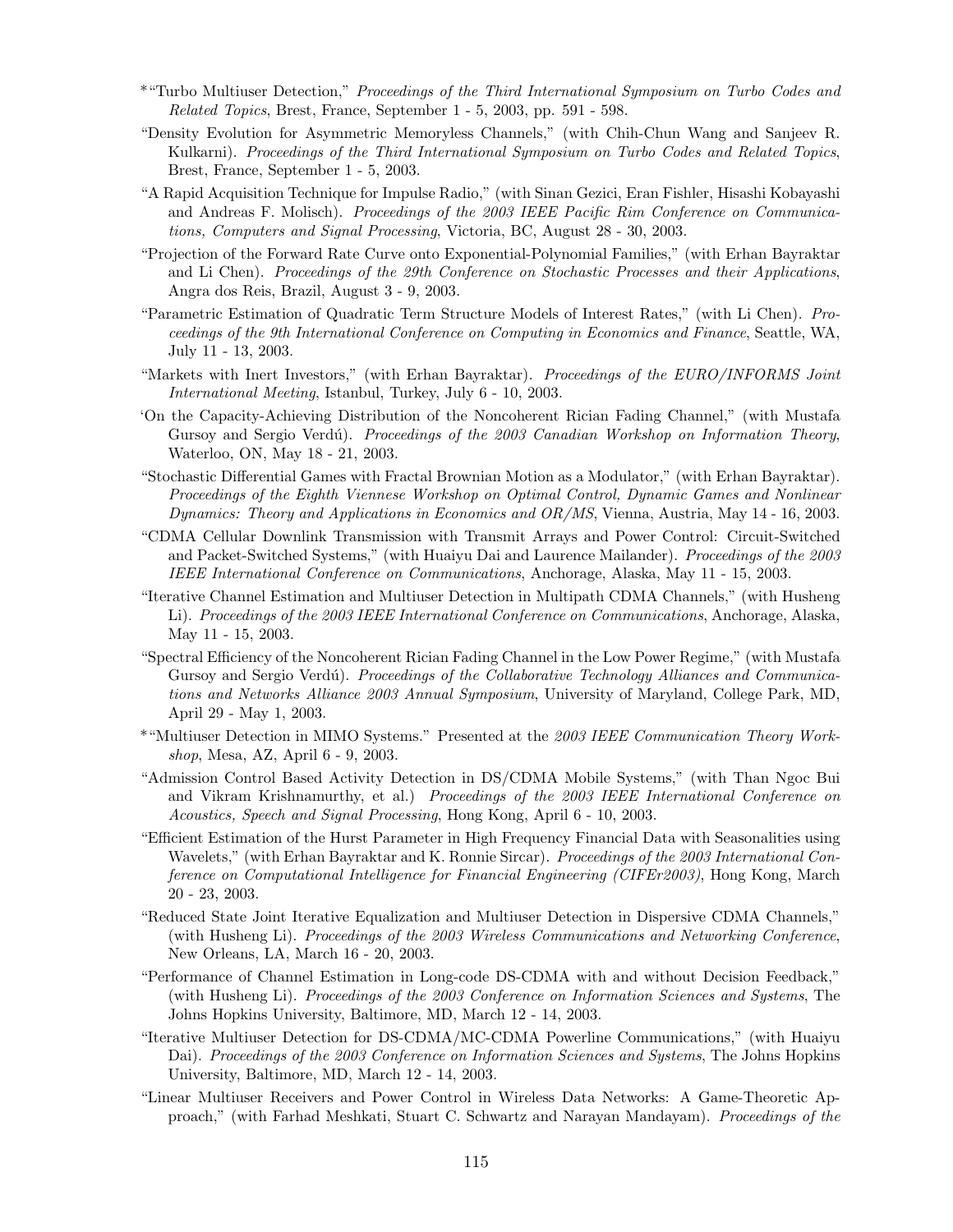*"Turbo Multiuser Detection," *Proceedings of the Third International Symposium on Turbo Codes and Related Topics*, Brest, France, September 1 - 5, 2003, pp. 591 - 598.

"Density Evolution for Asymmetric Memoryless Channels," (with Chih-Chun Wang and Sanjeev R. Kulkarni). *Proceedings of the Third International Symposium on Turbo Codes and Related Topics*, Brest, France, September 1 - 5, 2003.

"A Rapid Acquisition Technique for Impulse Radio," (with Sinan Gezici, Eran Fishler, Hisashi Kobayashi and Andreas F. Molisch). *Proceedings of the 2003 IEEE Pacific Rim Conference on Communications, Computers and Signal Processing*, Victoria, BC, August 28 - 30, 2003.

"Projection of the Forward Rate Curve onto Exponential-Polynomial Families," (with Erhan Bayraktar and Li Chen). *Proceedings of the 29th Conference on Stochastic Processes and their Applications*, Angra dos Reis, Brazil, August 3 - 9, 2003.

"Parametric Estimation of Quadratic Term Structure Models of Interest Rates," (with Li Chen). *Proceedings of the 9th International Conference on Computing in Economics and Finance*, Seattle, WA, July 11 - 13, 2003.

"Markets with Inert Investors," (with Erhan Bayraktar). *Proceedings of the EURO/INFORMS Joint International Meeting*, Istanbul, Turkey, July 6 - 10, 2003.

'On the Capacity-Achieving Distribution of the Noncoherent Rician Fading Channel," (with Mustafa Gursoy and Sergio Verdú). *Proceedings of the 2003 Canadian Workshop on Information Theory*, Waterloo, ON, May 18 - 21, 2003.

"Stochastic Differential Games with Fractal Brownian Motion as a Modulator," (with Erhan Bayraktar). *Proceedings of the Eighth Viennese Workshop on Optimal Control, Dynamic Games and Nonlinear Dynamics: Theory and Applications in Economics and OR/MS*, Vienna, Austria, May 14 - 16, 2003.

"CDMA Cellular Downlink Transmission with Transmit Arrays and Power Control: Circuit-Switched and Packet-Switched Systems," (with Huaiyu Dai and Laurence Mailander). *Proceedings of the 2003 IEEE International Conference on Communications*, Anchorage, Alaska, May 11 - 15, 2003.

"Iterative Channel Estimation and Multiuser Detection in Multipath CDMA Channels," (with Husheng Li). *Proceedings of the 2003 IEEE International Conference on Communications*, Anchorage, Alaska, May 11 - 15, 2003.

"Spectral Efficiency of the Noncoherent Rician Fading Channel in the Low Power Regime," (with Mustafa Gursoy and Sergio Verdú). *Proceedings of the Collaborative Technology Alliances and Communications and Networks Alliance 2003 Annual Symposium*, University of Maryland, College Park, MD, April 29 - May 1, 2003.

*"Multiuser Detection in MIMO Systems." Presented at the *2003 IEEE Communication Theory Workshop*, Mesa, AZ, April 6 - 9, 2003.

"Admission Control Based Activity Detection in DS/CDMA Mobile Systems," (with Than Ngoc Bui and Vikram Krishnamurthy, et al.) *Proceedings of the 2003 IEEE International Conference on Acoustics, Speech and Signal Processing*, Hong Kong, April 6 - 10, 2003.

"Efficient Estimation of the Hurst Parameter in High Frequency Financial Data with Seasonalities using Wavelets," (with Erhan Bayraktar and K. Ronnie Sircar). *Proceedings of the 2003 International Conference on Computational Intelligence for Financial Engineering (CIFEr2003)*, Hong Kong, March 20 - 23, 2003.

"Reduced State Joint Iterative Equalization and Multiuser Detection in Dispersive CDMA Channels," (with Husheng Li). *Proceedings of the 2003 Wireless Communications and Networking Conference*, New Orleans, LA, March 16 - 20, 2003.

"Performance of Channel Estimation in Long-code DS-CDMA with and without Decision Feedback," (with Husheng Li). *Proceedings of the 2003 Conference on Information Sciences and Systems*, The Johns Hopkins University, Baltimore, MD, March 12 - 14, 2003.

"Iterative Multiuser Detection for DS-CDMA/MC-CDMA Powerline Communications," (with Huaiyu Dai). *Proceedings of the 2003 Conference on Information Sciences and Systems*, The Johns Hopkins University, Baltimore, MD, March 12 - 14, 2003.

"Linear Multiuser Receivers and Power Control in Wireless Data Networks: A Game-Theoretic Approach," (with Farhad Meshkati, Stuart C. Schwartz and Narayan Mandayam). *Proceedings of the*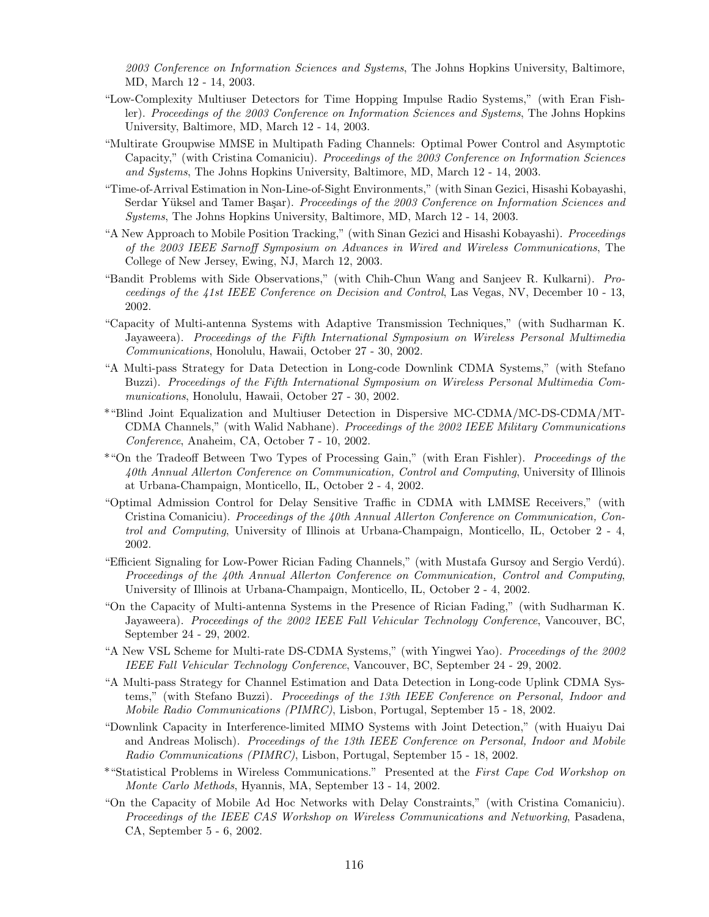*2003 Conference on Information Sciences and Systems*, The Johns Hopkins University, Baltimore, MD, March 12 - 14, 2003.

"Low-Complexity Multiuser Detectors for Time Hopping Impulse Radio Systems," (with Eran Fishler). *Proceedings of the 2003 Conference on Information Sciences and Systems*, The Johns Hopkins University, Baltimore, MD, March 12 - 14, 2003.

"Multirate Groupwise MMSE in Multipath Fading Channels: Optimal Power Control and Asymptotic Capacity," (with Cristina Comaniciu). *Proceedings of the 2003 Conference on Information Sciences and Systems*, The Johns Hopkins University, Baltimore, MD, March 12 - 14, 2003.

"Time-of-Arrival Estimation in Non-Line-of-Sight Environments," (with Sinan Gezici, Hisashi Kobayashi, Serdar Yüksel and Tamer Başar). *Proceedings of the 2003 Conference on Information Sciences and Systems*, The Johns Hopkins University, Baltimore, MD, March 12 - 14, 2003.

"A New Approach to Mobile Position Tracking," (with Sinan Gezici and Hisashi Kobayashi). *Proceedings of the 2003 IEEE Sarnoff Symposium on Advances in Wired and Wireless Communications*, The College of New Jersey, Ewing, NJ, March 12, 2003.

"Bandit Problems with Side Observations," (with Chih-Chun Wang and Sanjeev R. Kulkarni). *Proceedings of the 41st IEEE Conference on Decision and Control*, Las Vegas, NV, December 10 - 13, 2002.

"Capacity of Multi-antenna Systems with Adaptive Transmission Techniques," (with Sudharman K. Jayaweera). *Proceedings of the Fifth International Symposium on Wireless Personal Multimedia Communications*, Honolulu, Hawaii, October 27 - 30, 2002.

"A Multi-pass Strategy for Data Detection in Long-code Downlink CDMA Systems," (with Stefano Buzzi). *Proceedings of the Fifth International Symposium on Wireless Personal Multimedia Communications*, Honolulu, Hawaii, October 27 - 30, 2002.

*"Blind Joint Equalization and Multiuser Detection in Dispersive MC-CDMA/MC-DS-CDMA/MT-CDMA Channels," (with Walid Nabhane). *Proceedings of the 2002 IEEE Military Communications Conference*, Anaheim, CA, October 7 - 10, 2002.

*"On the Tradeoff Between Two Types of Processing Gain," (with Eran Fishler). *Proceedings of the 40th Annual Allerton Conference on Communication, Control and Computing*, University of Illinois at Urbana-Champaign, Monticello, IL, October 2 - 4, 2002.

"Optimal Admission Control for Delay Sensitive Traffic in CDMA with LMMSE Receivers," (with Cristina Comaniciu). *Proceedings of the 40th Annual Allerton Conference on Communication, Control and Computing*, University of Illinois at Urbana-Champaign, Monticello, IL, October 2 - 4, 2002.

"Efficient Signaling for Low-Power Rician Fading Channels," (with Mustafa Gursoy and Sergio Verdú). *Proceedings of the 40th Annual Allerton Conference on Communication, Control and Computing*, University of Illinois at Urbana-Champaign, Monticello, IL, October 2 - 4, 2002.

"On the Capacity of Multi-antenna Systems in the Presence of Rician Fading," (with Sudharman K. Jayaweera). *Proceedings of the 2002 IEEE Fall Vehicular Technology Conference*, Vancouver, BC, September 24 - 29, 2002.

"A New VSL Scheme for Multi-rate DS-CDMA Systems," (with Yingwei Yao). *Proceedings of the 2002 IEEE Fall Vehicular Technology Conference*, Vancouver, BC, September 24 - 29, 2002.

"A Multi-pass Strategy for Channel Estimation and Data Detection in Long-code Uplink CDMA Systems," (with Stefano Buzzi). *Proceedings of the 13th IEEE Conference on Personal, Indoor and Mobile Radio Communications (PIMRC)*, Lisbon, Portugal, September 15 - 18, 2002.

"Downlink Capacity in Interference-limited MIMO Systems with Joint Detection," (with Huaiyu Dai and Andreas Molisch). *Proceedings of the 13th IEEE Conference on Personal, Indoor and Mobile Radio Communications (PIMRC)*, Lisbon, Portugal, September 15 - 18, 2002.

*"Statistical Problems in Wireless Communications." Presented at the *First Cape Cod Workshop on Monte Carlo Methods*, Hyannis, MA, September 13 - 14, 2002.

"On the Capacity of Mobile Ad Hoc Networks with Delay Constraints," (with Cristina Comaniciu). *Proceedings of the IEEE CAS Workshop on Wireless Communications and Networking*, Pasadena, CA, September 5 - 6, 2002.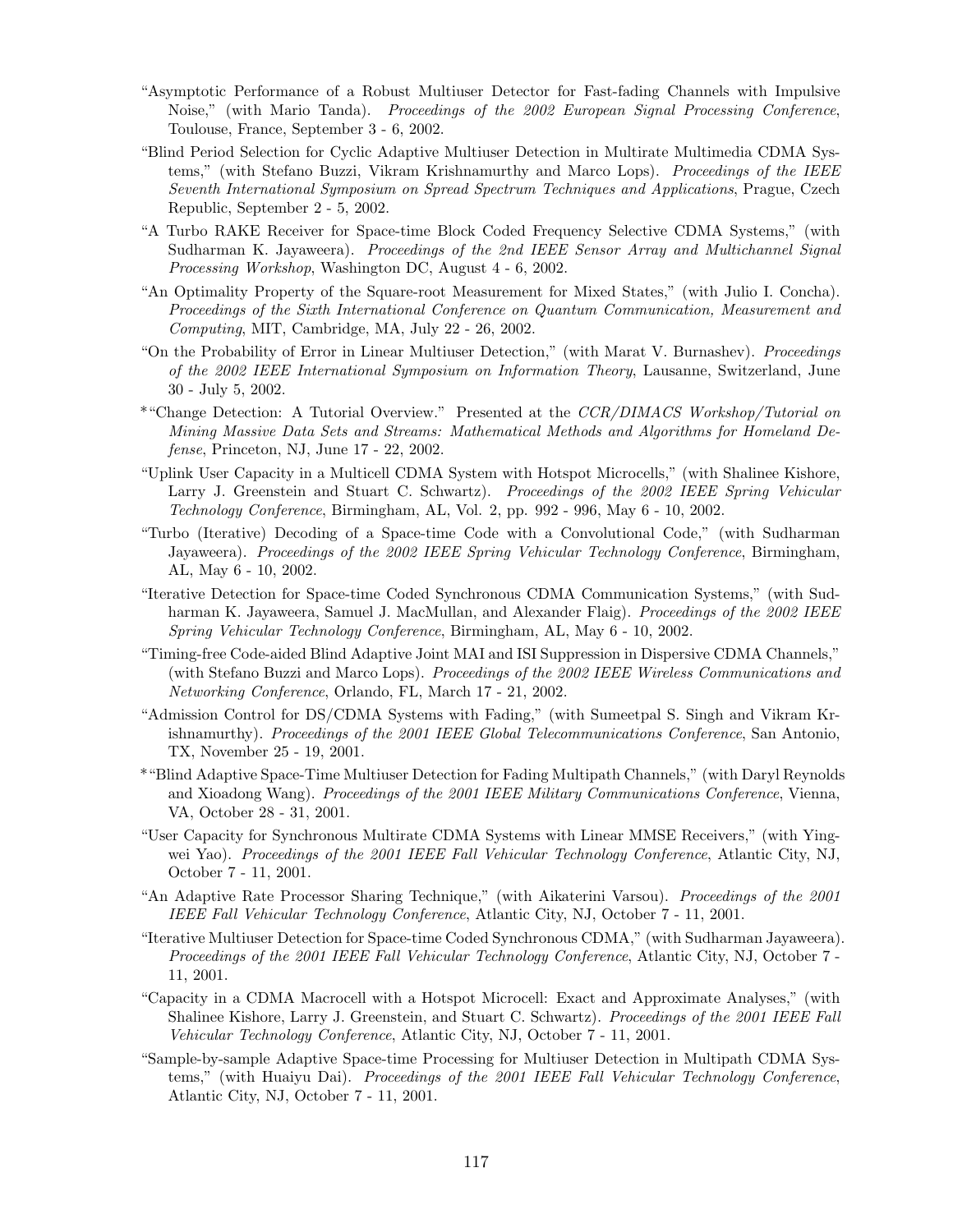"Asymptotic Performance of a Robust Multiuser Detector for Fast-fading Channels with Impulsive Noise," (with Mario Tanda). *Proceedings of the 2002 European Signal Processing Conference*, Toulouse, France, September 3 - 6, 2002.

"Blind Period Selection for Cyclic Adaptive Multiuser Detection in Multirate Multimedia CDMA Systems," (with Stefano Buzzi, Vikram Krishnamurthy and Marco Lops). *Proceedings of the IEEE Seventh International Symposium on Spread Spectrum Techniques and Applications*, Prague, Czech Republic, September 2 - 5, 2002.

"A Turbo RAKE Receiver for Space-time Block Coded Frequency Selective CDMA Systems," (with Sudharman K. Jayaweera). *Proceedings of the 2nd IEEE Sensor Array and Multichannel Signal Processing Workshop*, Washington DC, August 4 - 6, 2002.

"An Optimality Property of the Square-root Measurement for Mixed States," (with Julio I. Concha). *Proceedings of the Sixth International Conference on Quantum Communication, Measurement and Computing*, MIT, Cambridge, MA, July 22 - 26, 2002.

"On the Probability of Error in Linear Multiuser Detection," (with Marat V. Burnashev). *Proceedings of the 2002 IEEE International Symposium on Information Theory*, Lausanne, Switzerland, June 30 - July 5, 2002.

*"Change Detection: A Tutorial Overview." Presented at the *CCR/DIMACS Workshop/Tutorial on Mining Massive Data Sets and Streams: Mathematical Methods and Algorithms for Homeland Defense*, Princeton, NJ, June 17 - 22, 2002.

"Uplink User Capacity in a Multicell CDMA System with Hotspot Microcells," (with Shalinee Kishore, Larry J. Greenstein and Stuart C. Schwartz). *Proceedings of the 2002 IEEE Spring Vehicular Technology Conference*, Birmingham, AL, Vol. 2, pp. 992 - 996, May 6 - 10, 2002.

"Turbo (Iterative) Decoding of a Space-time Code with a Convolutional Code," (with Sudharman Jayaweera). *Proceedings of the 2002 IEEE Spring Vehicular Technology Conference*, Birmingham, AL, May 6 - 10, 2002.

"Iterative Detection for Space-time Coded Synchronous CDMA Communication Systems," (with Sudharman K. Jayaweera, Samuel J. MacMullan, and Alexander Flaig). *Proceedings of the 2002 IEEE Spring Vehicular Technology Conference*, Birmingham, AL, May 6 - 10, 2002.

"Timing-free Code-aided Blind Adaptive Joint MAI and ISI Suppression in Dispersive CDMA Channels," (with Stefano Buzzi and Marco Lops). *Proceedings of the 2002 IEEE Wireless Communications and Networking Conference*, Orlando, FL, March 17 - 21, 2002.

"Admission Control for DS/CDMA Systems with Fading," (with Sumeetpal S. Singh and Vikram Krishnamurthy). *Proceedings of the 2001 IEEE Global Telecommunications Conference*, San Antonio, TX, November 25 - 19, 2001.

*"Blind Adaptive Space-Time Multiuser Detection for Fading Multipath Channels," (with Daryl Reynolds and Xioadong Wang). *Proceedings of the 2001 IEEE Military Communications Conference*, Vienna, VA, October 28 - 31, 2001.

"User Capacity for Synchronous Multirate CDMA Systems with Linear MMSE Receivers," (with Yingwei Yao). *Proceedings of the 2001 IEEE Fall Vehicular Technology Conference*, Atlantic City, NJ, October 7 - 11, 2001.

"An Adaptive Rate Processor Sharing Technique," (with Aikaterini Varsou). *Proceedings of the 2001 IEEE Fall Vehicular Technology Conference*, Atlantic City, NJ, October 7 - 11, 2001.

"Iterative Multiuser Detection for Space-time Coded Synchronous CDMA," (with Sudharman Jayaweera). *Proceedings of the 2001 IEEE Fall Vehicular Technology Conference*, Atlantic City, NJ, October 7 - 11, 2001.

"Capacity in a CDMA Macrocell with a Hotspot Microcell: Exact and Approximate Analyses," (with Shalinee Kishore, Larry J. Greenstein, and Stuart C. Schwartz). *Proceedings of the 2001 IEEE Fall Vehicular Technology Conference*, Atlantic City, NJ, October 7 - 11, 2001.

"Sample-by-sample Adaptive Space-time Processing for Multiuser Detection in Multipath CDMA Systems," (with Huaiyu Dai). *Proceedings of the 2001 IEEE Fall Vehicular Technology Conference*, Atlantic City, NJ, October 7 - 11, 2001.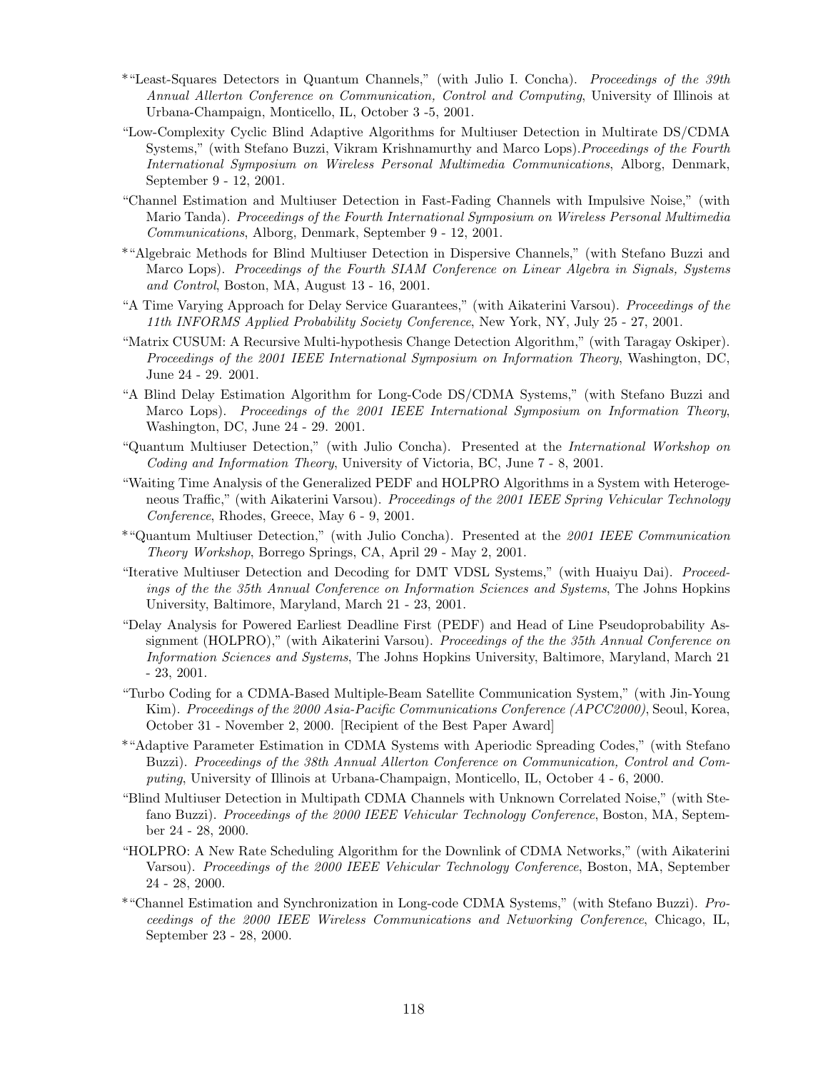*"Least-Squares Detectors in Quantum Channels," (with Julio I. Concha). *Proceedings of the 39th Annual Allerton Conference on Communication, Control and Computing*, University of Illinois at Urbana-Champaign, Monticello, IL, October 3 -5, 2001.

"Low-Complexity Cyclic Blind Adaptive Algorithms for Multiuser Detection in Multirate DS/CDMA Systems," (with Stefano Buzzi, Vikram Krishnamurthy and Marco Lops).*Proceedings of the Fourth International Symposium on Wireless Personal Multimedia Communications*, Alborg, Denmark, September 9 - 12, 2001.

"Channel Estimation and Multiuser Detection in Fast-Fading Channels with Impulsive Noise," (with Mario Tanda). *Proceedings of the Fourth International Symposium on Wireless Personal Multimedia Communications*, Alborg, Denmark, September 9 - 12, 2001.

*"Algebraic Methods for Blind Multiuser Detection in Dispersive Channels," (with Stefano Buzzi and Marco Lops). *Proceedings of the Fourth SIAM Conference on Linear Algebra in Signals, Systems and Control*, Boston, MA, August 13 - 16, 2001.

"A Time Varying Approach for Delay Service Guarantees," (with Aikaterini Varsou). *Proceedings of the 11th INFORMS Applied Probability Society Conference*, New York, NY, July 25 - 27, 2001.

"Matrix CUSUM: A Recursive Multi-hypothesis Change Detection Algorithm," (with Taragay Oskiper). *Proceedings of the 2001 IEEE International Symposium on Information Theory*, Washington, DC, June 24 - 29. 2001.

"A Blind Delay Estimation Algorithm for Long-Code DS/CDMA Systems," (with Stefano Buzzi and Marco Lops). *Proceedings of the 2001 IEEE International Symposium on Information Theory*, Washington, DC, June 24 - 29. 2001.

"Quantum Multiuser Detection," (with Julio Concha). Presented at the *International Workshop on Coding and Information Theory*, University of Victoria, BC, June 7 - 8, 2001.

"Waiting Time Analysis of the Generalized PEDF and HOLPRO Algorithms in a System with Heterogeneous Traffic," (with Aikaterini Varsou). *Proceedings of the 2001 IEEE Spring Vehicular Technology Conference*, Rhodes, Greece, May 6 - 9, 2001.

*"Quantum Multiuser Detection," (with Julio Concha). Presented at the *2001 IEEE Communication Theory Workshop*, Borrego Springs, CA, April 29 - May 2, 2001.

"Iterative Multiuser Detection and Decoding for DMT VDSL Systems," (with Huaiyu Dai). *Proceedings of the the 35th Annual Conference on Information Sciences and Systems*, The Johns Hopkins University, Baltimore, Maryland, March 21 - 23, 2001.

"Delay Analysis for Powered Earliest Deadline First (PEDF) and Head of Line Pseudoprobability Assignment (HOLPRO)," (with Aikaterini Varsou). *Proceedings of the the 35th Annual Conference on Information Sciences and Systems*, The Johns Hopkins University, Baltimore, Maryland, March 21 - 23, 2001.

"Turbo Coding for a CDMA-Based Multiple-Beam Satellite Communication System," (with Jin-Young Kim). *Proceedings of the 2000 Asia-Pacific Communications Conference (APCC2000)*, Seoul, Korea, October 31 - November 2, 2000. [Recipient of the Best Paper Award]

*"Adaptive Parameter Estimation in CDMA Systems with Aperiodic Spreading Codes," (with Stefano Buzzi). *Proceedings of the 38th Annual Allerton Conference on Communication, Control and Computing*, University of Illinois at Urbana-Champaign, Monticello, IL, October 4 - 6, 2000.

"Blind Multiuser Detection in Multipath CDMA Channels with Unknown Correlated Noise," (with Stefano Buzzi). *Proceedings of the 2000 IEEE Vehicular Technology Conference*, Boston, MA, September 24 - 28, 2000.

"HOLPRO: A New Rate Scheduling Algorithm for the Downlink of CDMA Networks," (with Aikaterini Varsou). *Proceedings of the 2000 IEEE Vehicular Technology Conference*, Boston, MA, September 24 - 28, 2000.

*"Channel Estimation and Synchronization in Long-code CDMA Systems," (with Stefano Buzzi). *Proceedings of the 2000 IEEE Wireless Communications and Networking Conference*, Chicago, IL, September 23 - 28, 2000.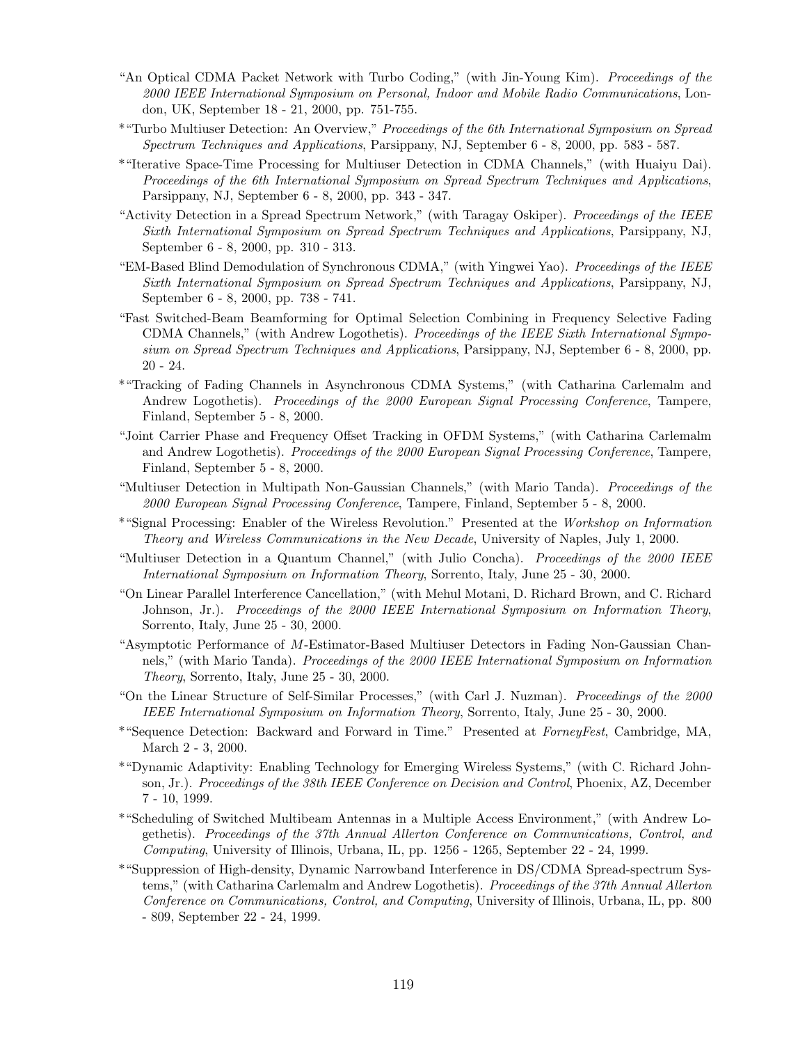"An Optical CDMA Packet Network with Turbo Coding," (with Jin-Young Kim). *Proceedings of the 2000 IEEE International Symposium on Personal, Indoor and Mobile Radio Communications*, London, UK, September 18 - 21, 2000, pp. 751-755.

*"Turbo Multiuser Detection: An Overview," *Proceedings of the 6th International Symposium on Spread Spectrum Techniques and Applications*, Parsippany, NJ, September 6 - 8, 2000, pp. 583 - 587.

*"Iterative Space-Time Processing for Multiuser Detection in CDMA Channels," (with Huaiyu Dai). *Proceedings of the 6th International Symposium on Spread Spectrum Techniques and Applications*, Parsippany, NJ, September 6 - 8, 2000, pp. 343 - 347.

"Activity Detection in a Spread Spectrum Network," (with Taragay Oskiper). *Proceedings of the IEEE Sixth International Symposium on Spread Spectrum Techniques and Applications*, Parsippany, NJ, September 6 - 8, 2000, pp. 310 - 313.

"EM-Based Blind Demodulation of Synchronous CDMA," (with Yingwei Yao). *Proceedings of the IEEE Sixth International Symposium on Spread Spectrum Techniques and Applications*, Parsippany, NJ, September 6 - 8, 2000, pp. 738 - 741.

"Fast Switched-Beam Beamforming for Optimal Selection Combining in Frequency Selective Fading CDMA Channels," (with Andrew Logothetis). *Proceedings of the IEEE Sixth International Symposium on Spread Spectrum Techniques and Applications*, Parsippany, NJ, September 6 - 8, 2000, pp. 20 - 24.

*"Tracking of Fading Channels in Asynchronous CDMA Systems," (with Catharina Carlemalm and Andrew Logothetis). *Proceedings of the 2000 European Signal Processing Conference*, Tampere, Finland, September 5 - 8, 2000.

"Joint Carrier Phase and Frequency Offset Tracking in OFDM Systems," (with Catharina Carlemalm and Andrew Logothetis). *Proceedings of the 2000 European Signal Processing Conference*, Tampere, Finland, September 5 - 8, 2000.

"Multiuser Detection in Multipath Non-Gaussian Channels," (with Mario Tanda). *Proceedings of the 2000 European Signal Processing Conference*, Tampere, Finland, September 5 - 8, 2000.

*"Signal Processing: Enabler of the Wireless Revolution." Presented at the *Workshop on Information Theory and Wireless Communications in the New Decade*, University of Naples, July 1, 2000.

"Multiuser Detection in a Quantum Channel," (with Julio Concha). *Proceedings of the 2000 IEEE International Symposium on Information Theory*, Sorrento, Italy, June 25 - 30, 2000.

"On Linear Parallel Interference Cancellation," (with Mehul Motani, D. Richard Brown, and C. Richard Johnson, Jr.). *Proceedings of the 2000 IEEE International Symposium on Information Theory*, Sorrento, Italy, June 25 - 30, 2000.

"Asymptotic Performance of $M$-Estimator-Based Multiuser Detectors in Fading Non-Gaussian Channels," (with Mario Tanda). *Proceedings of the 2000 IEEE International Symposium on Information Theory*, Sorrento, Italy, June 25 - 30, 2000.

"On the Linear Structure of Self-Similar Processes," (with Carl J. Nuzman). *Proceedings of the 2000 IEEE International Symposium on Information Theory*, Sorrento, Italy, June 25 - 30, 2000.

*"Sequence Detection: Backward and Forward in Time." Presented at *ForneyFest*, Cambridge, MA, March 2 - 3, 2000.

*"Dynamic Adaptivity: Enabling Technology for Emerging Wireless Systems," (with C. Richard Johnson, Jr.). *Proceedings of the 38th IEEE Conference on Decision and Control*, Phoenix, AZ, December 7 - 10, 1999.

*"Scheduling of Switched Multibeam Antennas in a Multiple Access Environment," (with Andrew Logethetis). *Proceedings of the 37th Annual Allerton Conference on Communications, Control, and Computing*, University of Illinois, Urbana, IL, pp. 1256 - 1265, September 22 - 24, 1999.

*"Suppression of High-density, Dynamic Narrowband Interference in DS/CDMA Spread-spectrum Systems," (with Catharina Carlemalm and Andrew Logothetis). *Proceedings of the 37th Annual Allerton Conference on Communications, Control, and Computing*, University of Illinois, Urbana, IL, pp. 800 - 809, September 22 - 24, 1999.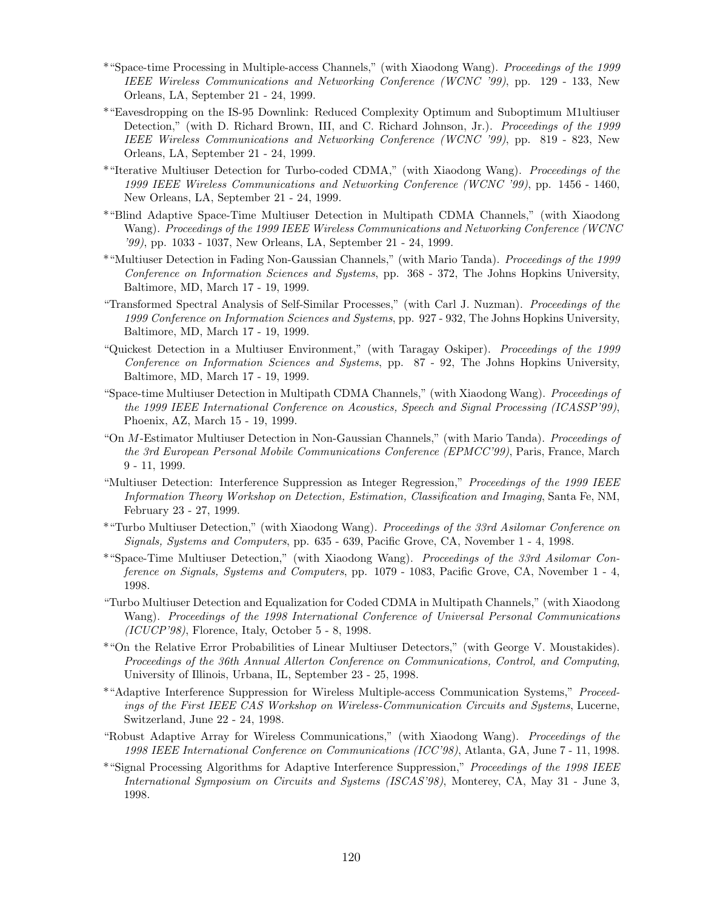\*"Space-time Processing in Multiple-access Channels," (with Xiaodong Wang). *Proceedings of the 1999 IEEE Wireless Communications and Networking Conference (WCNC '99)*, pp. 129 - 133, New Orleans, LA, September 21 - 24, 1999.

\*"Eavesdropping on the IS-95 Downlink: Reduced Complexity Optimum and Suboptimum M1ultiuser Detection," (with D. Richard Brown, III, and C. Richard Johnson, Jr.). *Proceedings of the 1999 IEEE Wireless Communications and Networking Conference (WCNC '99)*, pp. 819 - 823, New Orleans, LA, September 21 - 24, 1999.

\*"Iterative Multiuser Detection for Turbo-coded CDMA," (with Xiaodong Wang). *Proceedings of the 1999 IEEE Wireless Communications and Networking Conference (WCNC '99)*, pp. 1456 - 1460, New Orleans, LA, September 21 - 24, 1999.

\*"Blind Adaptive Space-Time Multiuser Detection in Multipath CDMA Channels," (with Xiaodong Wang). *Proceedings of the 1999 IEEE Wireless Communications and Networking Conference (WCNC '99)*, pp. 1033 - 1037, New Orleans, LA, September 21 - 24, 1999.

\*"Multiuser Detection in Fading Non-Gaussian Channels," (with Mario Tanda). *Proceedings of the 1999 Conference on Information Sciences and Systems*, pp. 368 - 372, The Johns Hopkins University, Baltimore, MD, March 17 - 19, 1999.

"Transformed Spectral Analysis of Self-Similar Processes," (with Carl J. Nuzman). *Proceedings of the 1999 Conference on Information Sciences and Systems*, pp. 927 - 932, The Johns Hopkins University, Baltimore, MD, March 17 - 19, 1999.

"Quickest Detection in a Multiuser Environment," (with Taragay Oskiper). *Proceedings of the 1999 Conference on Information Sciences and Systems*, pp. 87 - 92, The Johns Hopkins University, Baltimore, MD, March 17 - 19, 1999.

"Space-time Multiuser Detection in Multipath CDMA Channels," (with Xiaodong Wang). *Proceedings of the 1999 IEEE International Conference on Acoustics, Speech and Signal Processing (ICASSP'99)*, Phoenix, AZ, March 15 - 19, 1999.

"On $M$-Estimator Multiuser Detection in Non-Gaussian Channels," (with Mario Tanda). *Proceedings of the 3rd European Personal Mobile Communications Conference (EPMCC'99)*, Paris, France, March 9 - 11, 1999.

"Multiuser Detection: Interference Suppression as Integer Regression," *Proceedings of the 1999 IEEE Information Theory Workshop on Detection, Estimation, Classification and Imaging*, Santa Fe, NM, February 23 - 27, 1999.

\*"Turbo Multiuser Detection," (with Xiaodong Wang). *Proceedings of the 33rd Asilomar Conference on Signals, Systems and Computers*, pp. 635 - 639, Pacific Grove, CA, November 1 - 4, 1998.

\*"Space-Time Multiuser Detection," (with Xiaodong Wang). *Proceedings of the 33rd Asilomar Conference on Signals, Systems and Computers*, pp. 1079 - 1083, Pacific Grove, CA, November 1 - 4, 1998.

"Turbo Multiuser Detection and Equalization for Coded CDMA in Multipath Channels," (with Xiaodong Wang). *Proceedings of the 1998 International Conference of Universal Personal Communications (ICUCP'98)*, Florence, Italy, October 5 - 8, 1998.

\*"On the Relative Error Probabilities of Linear Multiuser Detectors," (with George V. Moustakides). *Proceedings of the 36th Annual Allerton Conference on Communications, Control, and Computing*, University of Illinois, Urbana, IL, September 23 - 25, 1998.

\*"Adaptive Interference Suppression for Wireless Multiple-access Communication Systems," *Proceedings of the First IEEE CAS Workshop on Wireless-Communication Circuits and Systems*, Lucerne, Switzerland, June 22 - 24, 1998.

"Robust Adaptive Array for Wireless Communications," (with Xiaodong Wang). *Proceedings of the 1998 IEEE International Conference on Communications (ICC'98)*, Atlanta, GA, June 7 - 11, 1998.

\*"Signal Processing Algorithms for Adaptive Interference Suppression," *Proceedings of the 1998 IEEE International Symposium on Circuits and Systems (ISCAS'98)*, Monterey, CA, May 31 - June 3, 1998.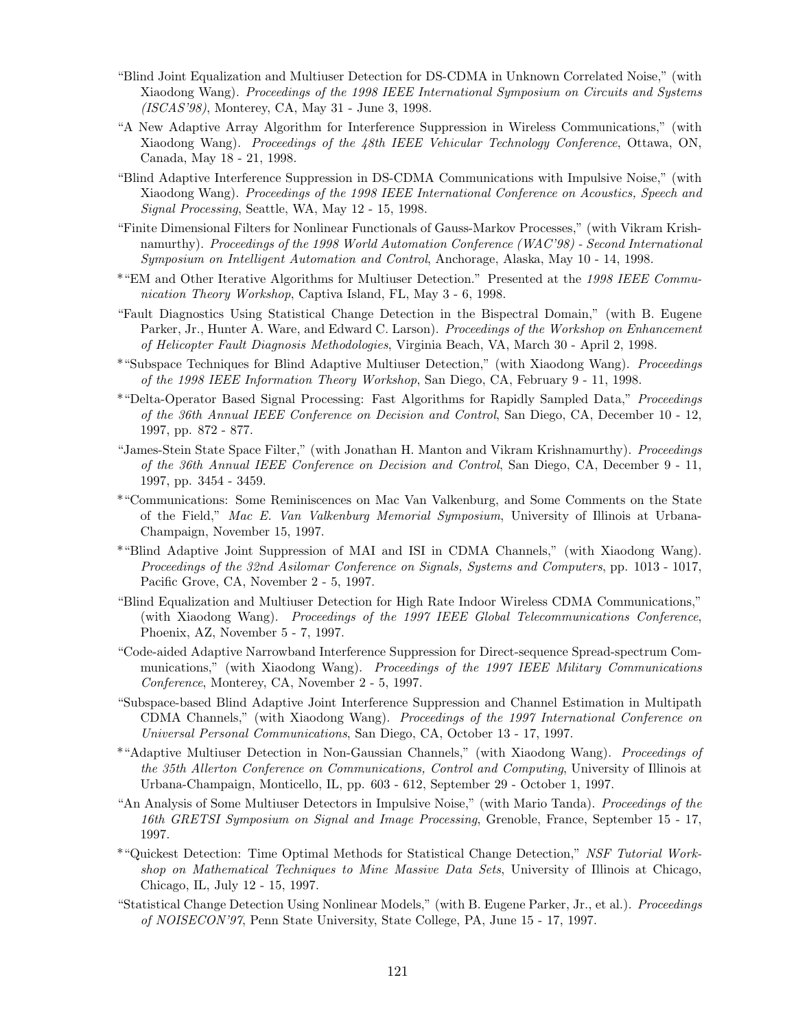"Blind Joint Equalization and Multiuser Detection for DS-CDMA in Unknown Correlated Noise," (with Xiaodong Wang). *Proceedings of the 1998 IEEE International Symposium on Circuits and Systems (ISCAS'98)*, Monterey, CA, May 31 - June 3, 1998.

"A New Adaptive Array Algorithm for Interference Suppression in Wireless Communications," (with Xiaodong Wang). *Proceedings of the 48th IEEE Vehicular Technology Conference*, Ottawa, ON, Canada, May 18 - 21, 1998.

"Blind Adaptive Interference Suppression in DS-CDMA Communications with Impulsive Noise," (with Xiaodong Wang). *Proceedings of the 1998 IEEE International Conference on Acoustics, Speech and Signal Processing*, Seattle, WA, May 12 - 15, 1998.

"Finite Dimensional Filters for Nonlinear Functionals of Gauss-Markov Processes," (with Vikram Krishnamurthy). *Proceedings of the 1998 World Automation Conference (WAC'98) - Second International Symposium on Intelligent Automation and Control*, Anchorage, Alaska, May 10 - 14, 1998.

*"EM and Other Iterative Algorithms for Multiuser Detection." Presented at the *1998 IEEE Communication Theory Workshop*, Captiva Island, FL, May 3 - 6, 1998.

"Fault Diagnostics Using Statistical Change Detection in the Bispectral Domain," (with B. Eugene Parker, Jr., Hunter A. Ware, and Edward C. Larson). *Proceedings of the Workshop on Enhancement of Helicopter Fault Diagnosis Methodologies*, Virginia Beach, VA, March 30 - April 2, 1998.

*"Subspace Techniques for Blind Adaptive Multiuser Detection," (with Xiaodong Wang). *Proceedings of the 1998 IEEE Information Theory Workshop*, San Diego, CA, February 9 - 11, 1998.

*"Delta-Operator Based Signal Processing: Fast Algorithms for Rapidly Sampled Data," *Proceedings of the 36th Annual IEEE Conference on Decision and Control*, San Diego, CA, December 10 - 12, 1997, pp. 872 - 877.

"James-Stein State Space Filter," (with Jonathan H. Manton and Vikram Krishnamurthy). *Proceedings of the 36th Annual IEEE Conference on Decision and Control*, San Diego, CA, December 9 - 11, 1997, pp. 3454 - 3459.

*"Communications: Some Reminiscences on Mac Van Valkenburg, and Some Comments on the State of the Field," *Mac E. Van Valkenburg Memorial Symposium*, University of Illinois at Urbana-Champaign, November 15, 1997.

*"Blind Adaptive Joint Suppression of MAI and ISI in CDMA Channels," (with Xiaodong Wang). *Proceedings of the 32nd Asilomar Conference on Signals, Systems and Computers*, pp. 1013 - 1017, Pacific Grove, CA, November 2 - 5, 1997.

"Blind Equalization and Multiuser Detection for High Rate Indoor Wireless CDMA Communications," (with Xiaodong Wang). *Proceedings of the 1997 IEEE Global Telecommunications Conference*, Phoenix, AZ, November 5 - 7, 1997.

"Code-aided Adaptive Narrowband Interference Suppression for Direct-sequence Spread-spectrum Communications," (with Xiaodong Wang). *Proceedings of the 1997 IEEE Military Communications Conference*, Monterey, CA, November 2 - 5, 1997.

"Subspace-based Blind Adaptive Joint Interference Suppression and Channel Estimation in Multipath CDMA Channels," (with Xiaodong Wang). *Proceedings of the 1997 International Conference on Universal Personal Communications*, San Diego, CA, October 13 - 17, 1997.

*"Adaptive Multiuser Detection in Non-Gaussian Channels," (with Xiaodong Wang). *Proceedings of the 35th Allerton Conference on Communications, Control and Computing*, University of Illinois at Urbana-Champaign, Monticello, IL, pp. 603 - 612, September 29 - October 1, 1997.

"An Analysis of Some Multiuser Detectors in Impulsive Noise," (with Mario Tanda). *Proceedings of the 16th GRETSI Symposium on Signal and Image Processing*, Grenoble, France, September 15 - 17, 1997.

*"Quickest Detection: Time Optimal Methods for Statistical Change Detection," *NSF Tutorial Workshop on Mathematical Techniques to Mine Massive Data Sets*, University of Illinois at Chicago, Chicago, IL, July 12 - 15, 1997.

"Statistical Change Detection Using Nonlinear Models," (with B. Eugene Parker, Jr., et al.). *Proceedings of NOISECON'97*, Penn State University, State College, PA, June 15 - 17, 1997.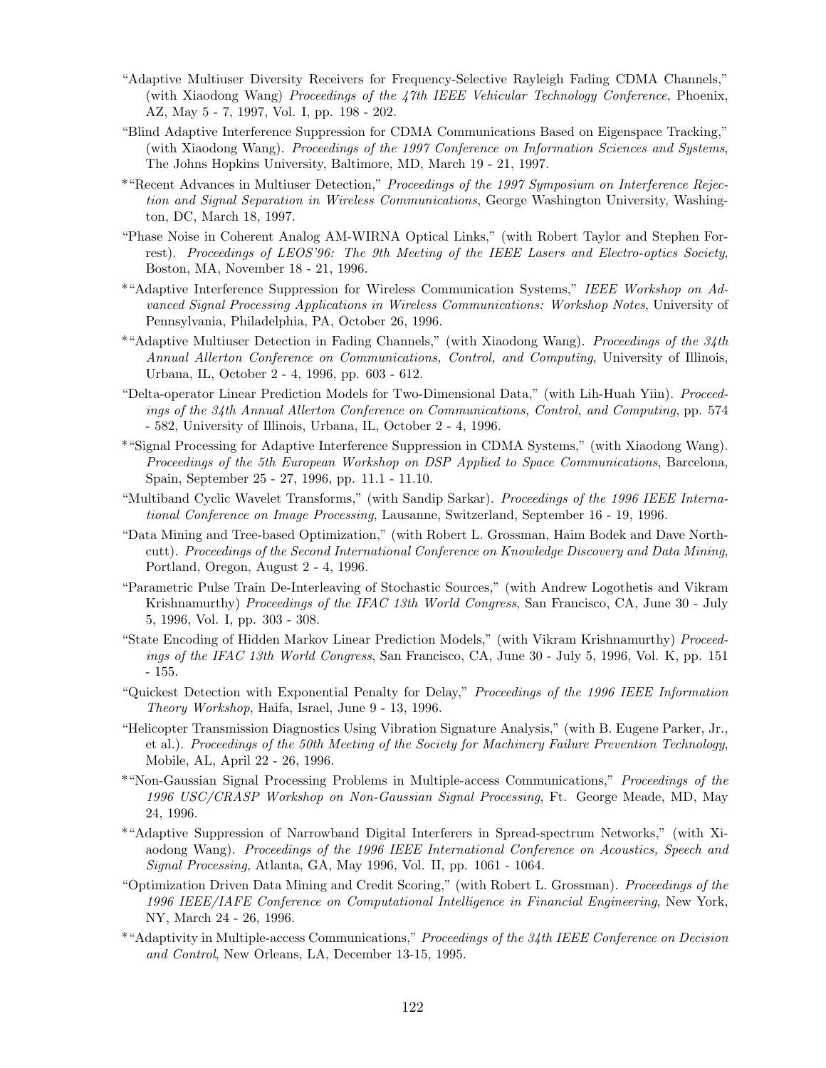"Adaptive Multiuser Diversity Receivers for Frequency-Selective Rayleigh Fading CDMA Channels," (with Xiaodong Wang) *Proceedings of the 47th IEEE Vehicular Technology Conference*, Phoenix, AZ, May 5 - 7, 1997, Vol. I, pp. 198 - 202.

"Blind Adaptive Interference Suppression for CDMA Communications Based on Eigenspace Tracking," (with Xiaodong Wang). *Proceedings of the 1997 Conference on Information Sciences and Systems*, The Johns Hopkins University, Baltimore, MD, March 19 - 21, 1997.

*"Recent Advances in Multiuser Detection," *Proceedings of the 1997 Symposium on Interference Rejection and Signal Separation in Wireless Communications*, George Washington University, Washington, DC, March 18, 1997.

"Phase Noise in Coherent Analog AM-WIRNA Optical Links," (with Robert Taylor and Stephen Forrest). *Proceedings of LEOS'96: The 9th Meeting of the IEEE Lasers and Electro-optics Society*, Boston, MA, November 18 - 21, 1996.

*"Adaptive Interference Suppression for Wireless Communication Systems," *IEEE Workshop on Advanced Signal Processing Applications in Wireless Communications: Workshop Notes*, University of Pennsylvania, Philadelphia, PA, October 26, 1996.

*"Adaptive Multiuser Detection in Fading Channels," (with Xiaodong Wang). *Proceedings of the 34th Annual Allerton Conference on Communications, Control, and Computing*, University of Illinois, Urbana, IL, October 2 - 4, 1996, pp. 603 - 612.

"Delta-operator Linear Prediction Models for Two-Dimensional Data," (with Lih-Huah Yiin). *Proceedings of the 34th Annual Allerton Conference on Communications, Control, and Computing*, pp. 574 - 582, University of Illinois, Urbana, IL, October 2 - 4, 1996.

*"Signal Processing for Adaptive Interference Suppression in CDMA Systems," (with Xiaodong Wang). *Proceedings of the 5th European Workshop on DSP Applied to Space Communications*, Barcelona, Spain, September 25 - 27, 1996, pp. 11.1 - 11.10.

"Multiband Cyclic Wavelet Transforms," (with Sandip Sarkar). *Proceedings of the 1996 IEEE International Conference on Image Processing*, Lausanne, Switzerland, September 16 - 19, 1996.

"Data Mining and Tree-based Optimization," (with Robert L. Grossman, Haim Bodek and Dave Northcutt). *Proceedings of the Second International Conference on Knowledge Discovery and Data Mining*, Portland, Oregon, August 2 - 4, 1996.

"Parametric Pulse Train De-Interleaving of Stochastic Sources," (with Andrew Logothetis and Vikram Krishnamurthy) *Proceedings of the IFAC 13th World Congress*, San Francisco, CA, June 30 - July 5, 1996, Vol. I, pp. 303 - 308.

"State Encoding of Hidden Markov Linear Prediction Models," (with Vikram Krishnamurthy) *Proceedings of the IFAC 13th World Congress*, San Francisco, CA, June 30 - July 5, 1996, Vol. K, pp. 151 - 155.

"Quickest Detection with Exponential Penalty for Delay," *Proceedings of the 1996 IEEE Information Theory Workshop*, Haifa, Israel, June 9 - 13, 1996.

"Helicopter Transmission Diagnostics Using Vibration Signature Analysis," (with B. Eugene Parker, Jr., et al.). *Proceedings of the 50th Meeting of the Society for Machinery Failure Prevention Technology*, Mobile, AL, April 22 - 26, 1996.

*"Non-Gaussian Signal Processing Problems in Multiple-access Communications," *Proceedings of the 1996 USC/CRASP Workshop on Non-Gaussian Signal Processing*, Ft. George Meade, MD, May 24, 1996.

*"Adaptive Suppression of Narrowband Digital Interferers in Spread-spectrum Networks," (with Xiaodong Wang). *Proceedings of the 1996 IEEE International Conference on Acoustics, Speech and Signal Processing*, Atlanta, GA, May 1996, Vol. II, pp. 1061 - 1064.

"Optimization Driven Data Mining and Credit Scoring," (with Robert L. Grossman). *Proceedings of the 1996 IEEE/IAFE Conference on Computational Intelligence in Financial Engineering*, New York, NY, March 24 - 26, 1996.

*"Adaptivity in Multiple-access Communications," *Proceedings of the 34th IEEE Conference on Decision and Control*, New Orleans, LA, December 13-15, 1995.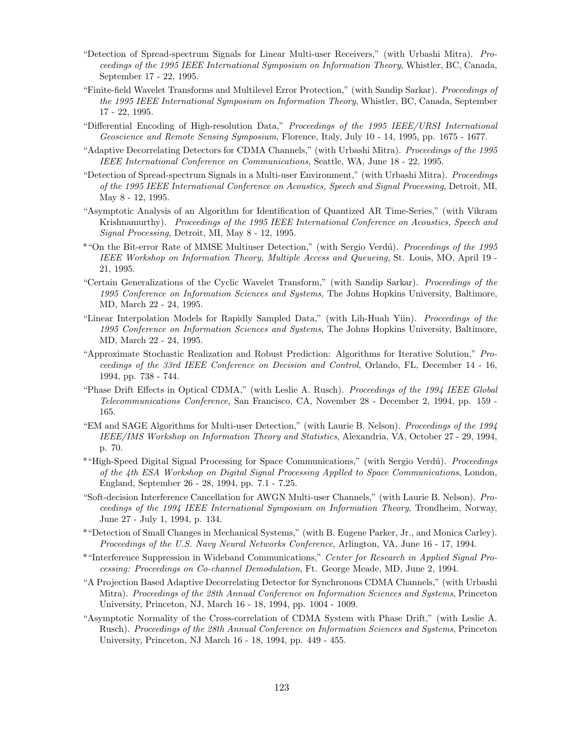"Detection of Spread-spectrum Signals for Linear Multi-user Receivers," (with Urbashi Mitra). *Proceedings of the 1995 IEEE International Symposium on Information Theory*, Whistler, BC, Canada, September 17 - 22, 1995.

"Finite-field Wavelet Transforms and Multilevel Error Protection," (with Sandip Sarkar). *Proceedings of the 1995 IEEE International Symposium on Information Theory*, Whistler, BC, Canada, September 17 - 22, 1995.

"Differential Encoding of High-resolution Data," *Proceedings of the 1995 IEEE/URSI International Geoscience and Remote Sensing Symposium*, Florence, Italy, July 10 - 14, 1995, pp. 1675 - 1677.

"Adaptive Decorrelating Detectors for CDMA Channels," (with Urbashi Mitra). *Proceedings of the 1995 IEEE International Conference on Communications*, Seattle, WA, June 18 - 22, 1995.

"Detection of Spread-spectrum Signals in a Multi-user Environment," (with Urbashi Mitra). *Proceedings of the 1995 IEEE International Conference on Acoustics, Speech and Signal Processing*, Detroit, MI, May 8 - 12, 1995.

"Asymptotic Analysis of an Algorithm for Identification of Quantized AR Time-Series," (with Vikram Krishnamurthy). *Proceedings of the 1995 IEEE International Conference on Acoustics, Speech and Signal Processing*, Detroit, MI, May 8 - 12, 1995.

*"On the Bit-error Rate of MMSE Multiuser Detection," (with Sergio Verdú). *Proceedings of the 1995 IEEE Workshop on Information Theory, Multiple Access and Queueing*, St. Louis, MO, April 19 - 21, 1995.

"Certain Generalizations of the Cyclic Wavelet Transform," (with Sandip Sarkar). *Proceedings of the 1995 Conference on Information Sciences and Systems*, The Johns Hopkins University, Baltimore, MD, March 22 - 24, 1995.

"Linear Interpolation Models for Rapidly Sampled Data," (with Lih-Huah Yiin). *Proceedings of the 1995 Conference on Information Sciences and Systems*, The Johns Hopkins University, Baltimore, MD, March 22 - 24, 1995.

"Approximate Stochastic Realization and Robust Prediction: Algorithms for Iterative Solution," *Proceedings of the 33rd IEEE Conference on Decision and Control*, Orlando, FL, December 14 - 16, 1994, pp. 738 - 744.

"Phase Drift Effects in Optical CDMA," (with Leslie A. Rusch). *Proceedings of the 1994 IEEE Global Telecommunications Conference*, San Francisco, CA, November 28 - December 2, 1994, pp. 159 - 165.

"EM and SAGE Algorithms for Multi-user Detection," (with Laurie B. Nelson). *Proceedings of the 1994 IEEE/IMS Workshop on Information Theory and Statistics*, Alexandria, VA, October 27 - 29, 1994, p. 70.

*"High-Speed Digital Signal Processing for Space Communications," (with Sergio Verdú). *Proceedings of the 4th ESA Workshop on Digital Signal Processing Applled to Space Communications*, London, England, September 26 - 28, 1994, pp. 7.1 - 7.25.

"Soft-decision Interference Cancellation for AWGN Multi-user Channels," (with Laurie B. Nelson). *Proceedings of the 1994 IEEE International Symposium on Information Theory*, Trondheim, Norway, June 27 - July 1, 1994, p. 134.

*"Detection of Small Changes in Mechanical Systems," (with B. Eugene Parker, Jr., and Monica Carley). *Proceedings of the U.S. Navy Neural Networks Conference*, Arlington, VA, June 16 - 17, 1994.

*"Interference Suppression in Wideband Communications," *Center for Research in Applied Signal Processing: Proceedings on Co-channel Demodulation*, Ft. George Meade, MD, June 2, 1994.

"A Projection Based Adaptive Decorrelating Detector for Synchronous CDMA Channels," (with Urbashi Mitra). *Proceedings of the 28th Annual Conference on Information Sciences and Systems*, Princeton University, Princeton, NJ, March 16 - 18, 1994, pp. 1004 - 1009.

"Asymptotic Normality of the Cross-correlation of CDMA System with Phase Drift," (with Leslie A. Rusch). *Proceedings of the 28th Annual Conference on Information Sciences and Systems*, Princeton University, Princeton, NJ March 16 - 18, 1994, pp. 449 - 455.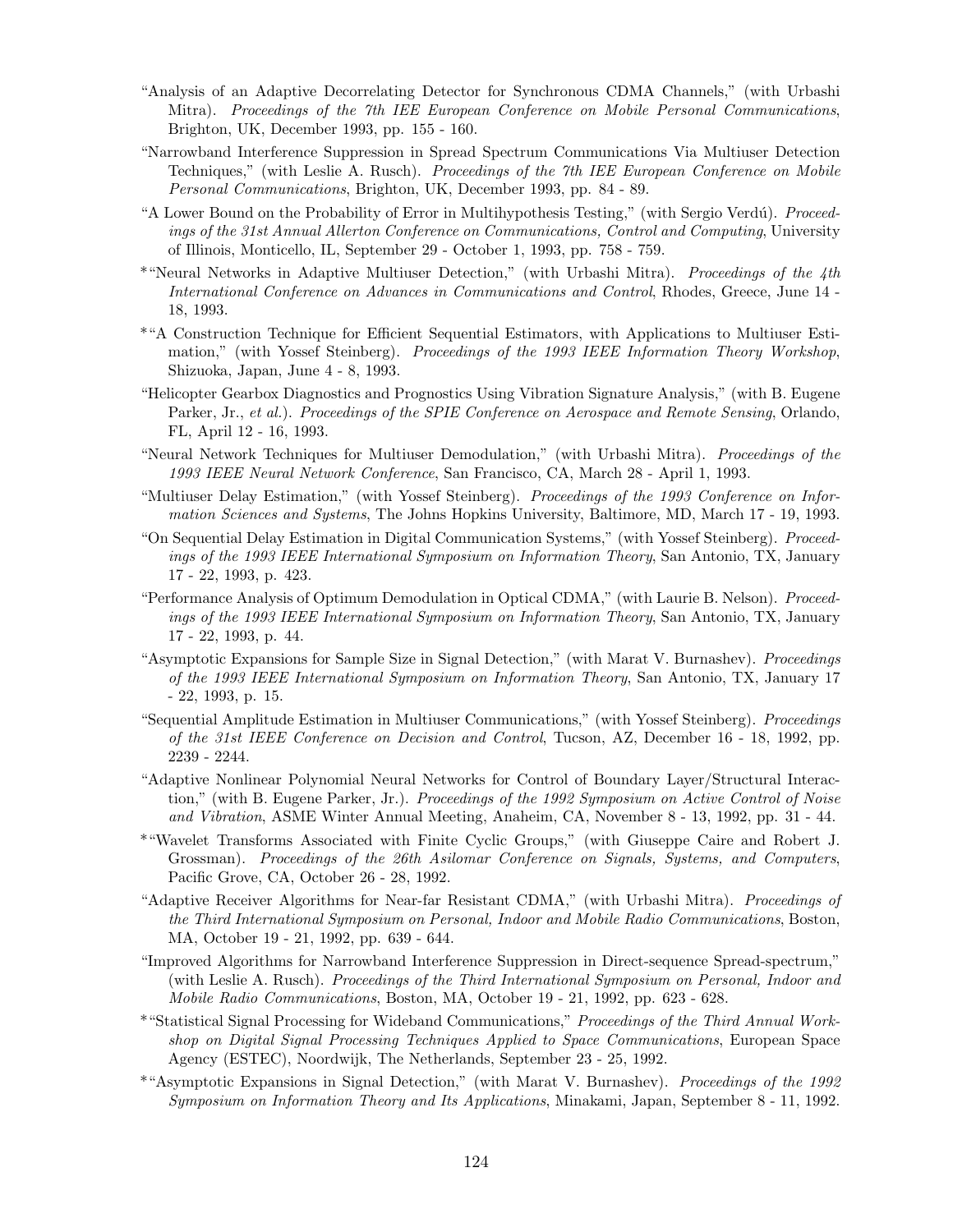"Analysis of an Adaptive Decorrelating Detector for Synchronous CDMA Channels," (with Urbashi Mitra). *Proceedings of the 7th IEE European Conference on Mobile Personal Communications*, Brighton, UK, December 1993, pp. 155 - 160.

"Narrowband Interference Suppression in Spread Spectrum Communications Via Multiuser Detection Techniques," (with Leslie A. Rusch). *Proceedings of the 7th IEE European Conference on Mobile Personal Communications*, Brighton, UK, December 1993, pp. 84 - 89.

"A Lower Bound on the Probability of Error in Multihypothesis Testing," (with Sergio Verdú). *Proceedings of the 31st Annual Allerton Conference on Communications, Control and Computing*, University of Illinois, Monticello, IL, September 29 - October 1, 1993, pp. 758 - 759.

*"Neural Networks in Adaptive Multiuser Detection," (with Urbashi Mitra). *Proceedings of the 4th International Conference on Advances in Communications and Control*, Rhodes, Greece, June 14 - 18, 1993.

*"A Construction Technique for Efficient Sequential Estimators, with Applications to Multiuser Estimation," (with Yossef Steinberg). *Proceedings of the 1993 IEEE Information Theory Workshop*, Shizuoka, Japan, June 4 - 8, 1993.

"Helicopter Gearbox Diagnostics and Prognostics Using Vibration Signature Analysis," (with B. Eugene Parker, Jr., *et al.*). *Proceedings of the SPIE Conference on Aerospace and Remote Sensing*, Orlando, FL, April 12 - 16, 1993.

"Neural Network Techniques for Multiuser Demodulation," (with Urbashi Mitra). *Proceedings of the 1993 IEEE Neural Network Conference*, San Francisco, CA, March 28 - April 1, 1993.

"Multiuser Delay Estimation," (with Yossef Steinberg). *Proceedings of the 1993 Conference on Information Sciences and Systems*, The Johns Hopkins University, Baltimore, MD, March 17 - 19, 1993.

"On Sequential Delay Estimation in Digital Communication Systems," (with Yossef Steinberg). *Proceedings of the 1993 IEEE International Symposium on Information Theory*, San Antonio, TX, January 17 - 22, 1993, p. 423.

"Performance Analysis of Optimum Demodulation in Optical CDMA," (with Laurie B. Nelson). *Proceedings of the 1993 IEEE International Symposium on Information Theory*, San Antonio, TX, January 17 - 22, 1993, p. 44.

"Asymptotic Expansions for Sample Size in Signal Detection," (with Marat V. Burnashev). *Proceedings of the 1993 IEEE International Symposium on Information Theory*, San Antonio, TX, January 17 - 22, 1993, p. 15.

"Sequential Amplitude Estimation in Multiuser Communications," (with Yossef Steinberg). *Proceedings of the 31st IEEE Conference on Decision and Control*, Tucson, AZ, December 16 - 18, 1992, pp. 2239 - 2244.

"Adaptive Nonlinear Polynomial Neural Networks for Control of Boundary Layer/Structural Interaction," (with B. Eugene Parker, Jr.). *Proceedings of the 1992 Symposium on Active Control of Noise and Vibration*, ASME Winter Annual Meeting, Anaheim, CA, November 8 - 13, 1992, pp. 31 - 44.

*"Wavelet Transforms Associated with Finite Cyclic Groups," (with Giuseppe Caire and Robert J. Grossman). *Proceedings of the 26th Asilomar Conference on Signals, Systems, and Computers*, Pacific Grove, CA, October 26 - 28, 1992.

"Adaptive Receiver Algorithms for Near-far Resistant CDMA," (with Urbashi Mitra). *Proceedings of the Third International Symposium on Personal, Indoor and Mobile Radio Communications*, Boston, MA, October 19 - 21, 1992, pp. 639 - 644.

"Improved Algorithms for Narrowband Interference Suppression in Direct-sequence Spread-spectrum," (with Leslie A. Rusch). *Proceedings of the Third International Symposium on Personal, Indoor and Mobile Radio Communications*, Boston, MA, October 19 - 21, 1992, pp. 623 - 628.

*"Statistical Signal Processing for Wideband Communications," *Proceedings of the Third Annual Workshop on Digital Signal Processing Techniques Applied to Space Communications*, European Space Agency (ESTEC), Noordwijk, The Netherlands, September 23 - 25, 1992.

*"Asymptotic Expansions in Signal Detection," (with Marat V. Burnashev). *Proceedings of the 1992 Symposium on Information Theory and Its Applications*, Minakami, Japan, September 8 - 11, 1992.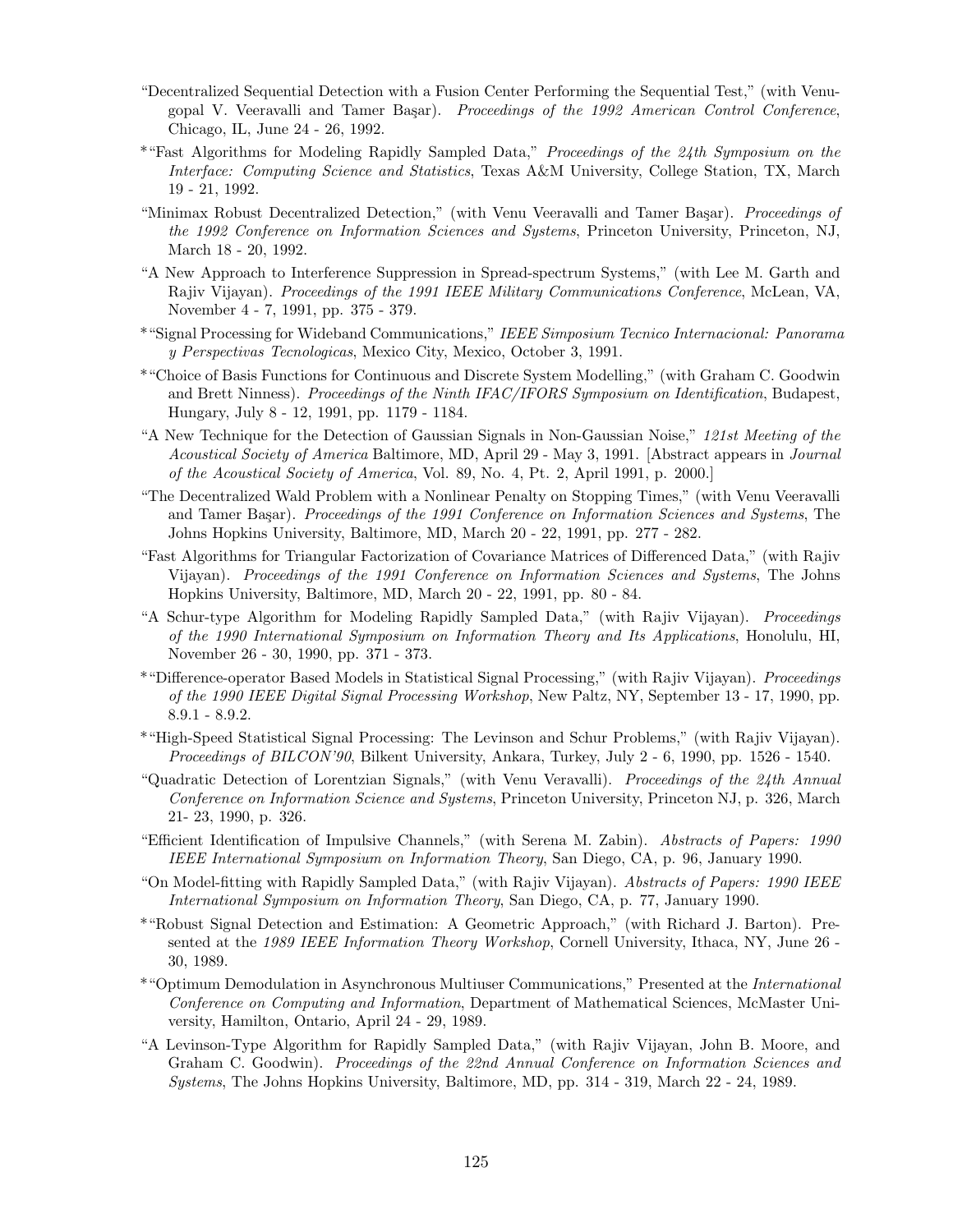"Decentralized Sequential Detection with a Fusion Center Performing the Sequential Test," (with Venugopal V. Veeravalli and Tamer Başar). *Proceedings of the 1992 American Control Conference*, Chicago, IL, June 24 - 26, 1992.

*"Fast Algorithms for Modeling Rapidly Sampled Data," *Proceedings of the 24th Symposium on the Interface: Computing Science and Statistics*, Texas A&M University, College Station, TX, March 19 - 21, 1992.

"Minimax Robust Decentralized Detection," (with Venu Veeravalli and Tamer Başar). *Proceedings of the 1992 Conference on Information Sciences and Systems*, Princeton University, Princeton, NJ, March 18 - 20, 1992.

"A New Approach to Interference Suppression in Spread-spectrum Systems," (with Lee M. Garth and Rajiv Vijayan). *Proceedings of the 1991 IEEE Military Communications Conference*, McLean, VA, November 4 - 7, 1991, pp. 375 - 379.

*"Signal Processing for Wideband Communications," *IEEE Simposium Tecnico Internacional: Panorama y Perspectivas Tecnologicas*, Mexico City, Mexico, October 3, 1991.

*"Choice of Basis Functions for Continuous and Discrete System Modelling," (with Graham C. Goodwin and Brett Ninness). *Proceedings of the Ninth IFAC/IFORS Symposium on Identification*, Budapest, Hungary, July 8 - 12, 1991, pp. 1179 - 1184.

"A New Technique for the Detection of Gaussian Signals in Non-Gaussian Noise," *121st Meeting of the Acoustical Society of America* Baltimore, MD, April 29 - May 3, 1991. [Abstract appears in *Journal of the Acoustical Society of America*, Vol. 89, No. 4, Pt. 2, April 1991, p. 2000.]

"The Decentralized Wald Problem with a Nonlinear Penalty on Stopping Times," (with Venu Veeravalli and Tamer Başar). *Proceedings of the 1991 Conference on Information Sciences and Systems*, The Johns Hopkins University, Baltimore, MD, March 20 - 22, 1991, pp. 277 - 282.

"Fast Algorithms for Triangular Factorization of Covariance Matrices of Differenced Data," (with Rajiv Vijayan). *Proceedings of the 1991 Conference on Information Sciences and Systems*, The Johns Hopkins University, Baltimore, MD, March 20 - 22, 1991, pp. 80 - 84.

"A Schur-type Algorithm for Modeling Rapidly Sampled Data," (with Rajiv Vijayan). *Proceedings of the 1990 International Symposium on Information Theory and Its Applications*, Honolulu, HI, November 26 - 30, 1990, pp. 371 - 373.

*"Difference-operator Based Models in Statistical Signal Processing," (with Rajiv Vijayan). *Proceedings of the 1990 IEEE Digital Signal Processing Workshop*, New Paltz, NY, September 13 - 17, 1990, pp. 8.9.1 - 8.9.2.

*"High-Speed Statistical Signal Processing: The Levinson and Schur Problems," (with Rajiv Vijayan). *Proceedings of BILCON'90*, Bilkent University, Ankara, Turkey, July 2 - 6, 1990, pp. 1526 - 1540.

"Quadratic Detection of Lorentzian Signals," (with Venu Veravalli). *Proceedings of the 24th Annual Conference on Information Science and Systems*, Princeton University, Princeton NJ, p. 326, March 21- 23, 1990, p. 326.

"Efficient Identification of Impulsive Channels," (with Serena M. Zabin). *Abstracts of Papers: 1990 IEEE International Symposium on Information Theory*, San Diego, CA, p. 96, January 1990.

"On Model-fitting with Rapidly Sampled Data," (with Rajiv Vijayan). *Abstracts of Papers: 1990 IEEE International Symposium on Information Theory*, San Diego, CA, p. 77, January 1990.

*"Robust Signal Detection and Estimation: A Geometric Approach," (with Richard J. Barton). Presented at the *1989 IEEE Information Theory Workshop*, Cornell University, Ithaca, NY, June 26 - 30, 1989.

*"Optimum Demodulation in Asynchronous Multiuser Communications," Presented at the *International Conference on Computing and Information*, Department of Mathematical Sciences, McMaster University, Hamilton, Ontario, April 24 - 29, 1989.

"A Levinson-Type Algorithm for Rapidly Sampled Data," (with Rajiv Vijayan, John B. Moore, and Graham C. Goodwin). *Proceedings of the 22nd Annual Conference on Information Sciences and Systems*, The Johns Hopkins University, Baltimore, MD, pp. 314 - 319, March 22 - 24, 1989.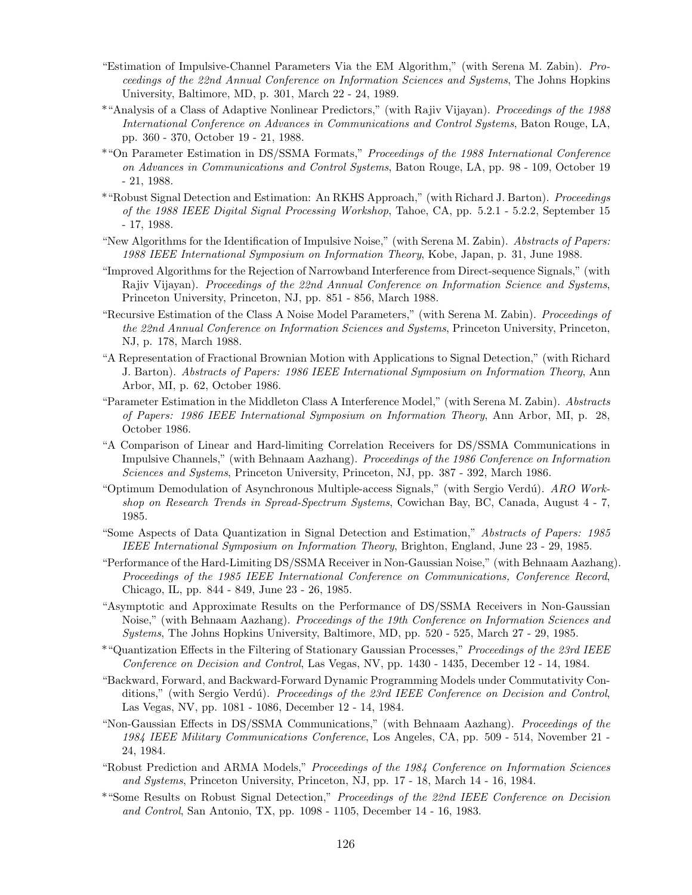"Estimation of Impulsive-Channel Parameters Via the EM Algorithm," (with Serena M. Zabin). *Proceedings of the 22nd Annual Conference on Information Sciences and Systems*, The Johns Hopkins University, Baltimore, MD, p. 301, March 22 - 24, 1989.

*"Analysis of a Class of Adaptive Nonlinear Predictors," (with Rajiv Vijayan). *Proceedings of the 1988 International Conference on Advances in Communications and Control Systems*, Baton Rouge, LA, pp. 360 - 370, October 19 - 21, 1988.

*"On Parameter Estimation in DS/SSMA Formats," *Proceedings of the 1988 International Conference on Advances in Communications and Control Systems*, Baton Rouge, LA, pp. 98 - 109, October 19 - 21, 1988.

*"Robust Signal Detection and Estimation: An RKHS Approach," (with Richard J. Barton). *Proceedings of the 1988 IEEE Digital Signal Processing Workshop*, Tahoe, CA, pp. 5.2.1 - 5.2.2, September 15 - 17, 1988.

"New Algorithms for the Identification of Impulsive Noise," (with Serena M. Zabin). *Abstracts of Papers: 1988 IEEE International Symposium on Information Theory*, Kobe, Japan, p. 31, June 1988.

"Improved Algorithms for the Rejection of Narrowband Interference from Direct-sequence Signals," (with Rajiv Vijayan). *Proceedings of the 22nd Annual Conference on Information Science and Systems*, Princeton University, Princeton, NJ, pp. 851 - 856, March 1988.

"Recursive Estimation of the Class A Noise Model Parameters," (with Serena M. Zabin). *Proceedings of the 22nd Annual Conference on Information Sciences and Systems*, Princeton University, Princeton, NJ, p. 178, March 1988.

"A Representation of Fractional Brownian Motion with Applications to Signal Detection," (with Richard J. Barton). *Abstracts of Papers: 1986 IEEE International Symposium on Information Theory*, Ann Arbor, MI, p. 62, October 1986.

"Parameter Estimation in the Middleton Class A Interference Model," (with Serena M. Zabin). *Abstracts of Papers: 1986 IEEE International Symposium on Information Theory*, Ann Arbor, MI, p. 28, October 1986.

"A Comparison of Linear and Hard-limiting Correlation Receivers for DS/SSMA Communications in Impulsive Channels," (with Behnaam Aazhang). *Proceedings of the 1986 Conference on Information Sciences and Systems*, Princeton University, Princeton, NJ, pp. 387 - 392, March 1986.

"Optimum Demodulation of Asynchronous Multiple-access Signals," (with Sergio Verdú). *ARO Workshop on Research Trends in Spread-Spectrum Systems*, Cowichan Bay, BC, Canada, August 4 - 7, 1985.

"Some Aspects of Data Quantization in Signal Detection and Estimation," *Abstracts of Papers: 1985 IEEE International Symposium on Information Theory*, Brighton, England, June 23 - 29, 1985.

"Performance of the Hard-Limiting DS/SSMA Receiver in Non-Gaussian Noise," (with Behnaam Aazhang). *Proceedings of the 1985 IEEE International Conference on Communications, Conference Record*, Chicago, IL, pp. 844 - 849, June 23 - 26, 1985.

"Asymptotic and Approximate Results on the Performance of DS/SSMA Receivers in Non-Gaussian Noise," (with Behnaam Aazhang). *Proceedings of the 19th Conference on Information Sciences and Systems*, The Johns Hopkins University, Baltimore, MD, pp. 520 - 525, March 27 - 29, 1985.

*"Quantization Effects in the Filtering of Stationary Gaussian Processes," *Proceedings of the 23rd IEEE Conference on Decision and Control*, Las Vegas, NV, pp. 1430 - 1435, December 12 - 14, 1984.

"Backward, Forward, and Backward-Forward Dynamic Programming Models under Commutativity Conditions," (with Sergio Verdú). *Proceedings of the 23rd IEEE Conference on Decision and Control*, Las Vegas, NV, pp. 1081 - 1086, December 12 - 14, 1984.

"Non-Gaussian Effects in DS/SSMA Communications," (with Behnaam Aazhang). *Proceedings of the 1984 IEEE Military Communications Conference*, Los Angeles, CA, pp. 509 - 514, November 21 - 24, 1984.

"Robust Prediction and ARMA Models," *Proceedings of the 1984 Conference on Information Sciences and Systems*, Princeton University, Princeton, NJ, pp. 17 - 18, March 14 - 16, 1984.

*"Some Results on Robust Signal Detection," *Proceedings of the 22nd IEEE Conference on Decision and Control*, San Antonio, TX, pp. 1098 - 1105, December 14 - 16, 1983.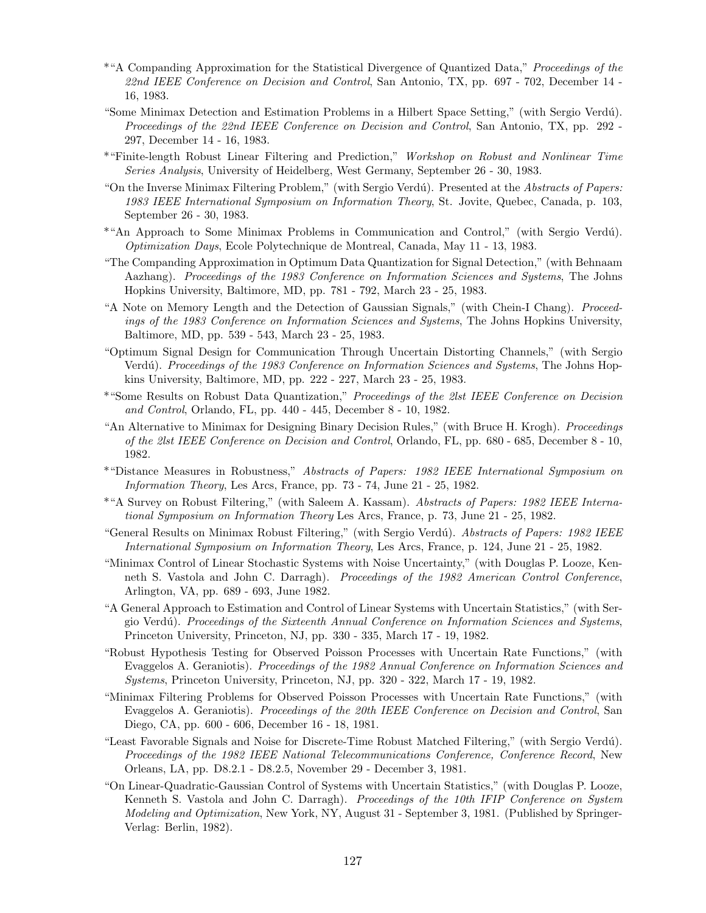- *"A Companding Approximation for the Statistical Divergence of Quantized Data," *Proceedings of the 22nd IEEE Conference on Decision and Control*, San Antonio, TX, pp. 697 - 702, December 14 - 16, 1983.
- "Some Minimax Detection and Estimation Problems in a Hilbert Space Setting," (with Sergio Verdú). *Proceedings of the 22nd IEEE Conference on Decision and Control*, San Antonio, TX, pp. 292 - 297, December 14 - 16, 1983.
- *"Finite-length Robust Linear Filtering and Prediction," *Workshop on Robust and Nonlinear Time Series Analysis*, University of Heidelberg, West Germany, September 26 - 30, 1983.
- "On the Inverse Minimax Filtering Problem," (with Sergio Verdú). Presented at the *Abstracts of Papers: 1983 IEEE International Symposium on Information Theory*, St. Jovite, Quebec, Canada, p. 103, September 26 - 30, 1983.
- *"An Approach to Some Minimax Problems in Communication and Control," (with Sergio Verdú). *Optimization Days*, Ecole Polytechnique de Montreal, Canada, May 11 - 13, 1983.
- "The Companding Approximation in Optimum Data Quantization for Signal Detection," (with Behnaam Aazhang). *Proceedings of the 1983 Conference on Information Sciences and Systems*, The Johns Hopkins University, Baltimore, MD, pp. 781 - 792, March 23 - 25, 1983.
- "A Note on Memory Length and the Detection of Gaussian Signals," (with Chein-I Chang). *Proceedings of the 1983 Conference on Information Sciences and Systems*, The Johns Hopkins University, Baltimore, MD, pp. 539 - 543, March 23 - 25, 1983.
- "Optimum Signal Design for Communication Through Uncertain Distorting Channels," (with Sergio Verdú). *Proceedings of the 1983 Conference on Information Sciences and Systems*, The Johns Hopkins University, Baltimore, MD, pp. 222 - 227, March 23 - 25, 1983.
- *"Some Results on Robust Data Quantization," *Proceedings of the 2lst IEEE Conference on Decision and Control*, Orlando, FL, pp. 440 - 445, December 8 - 10, 1982.
- "An Alternative to Minimax for Designing Binary Decision Rules," (with Bruce H. Krogh). *Proceedings of the 2lst IEEE Conference on Decision and Control*, Orlando, FL, pp. 680 - 685, December 8 - 10, 1982.
- *"Distance Measures in Robustness," *Abstracts of Papers: 1982 IEEE International Symposium on Information Theory*, Les Arcs, France, pp. 73 - 74, June 21 - 25, 1982.
- *"A Survey on Robust Filtering," (with Saleem A. Kassam). *Abstracts of Papers: 1982 IEEE International Symposium on Information Theory* Les Arcs, France, p. 73, June 21 - 25, 1982.
- "General Results on Minimax Robust Filtering," (with Sergio Verdú). *Abstracts of Papers: 1982 IEEE International Symposium on Information Theory*, Les Arcs, France, p. 124, June 21 - 25, 1982.
- "Minimax Control of Linear Stochastic Systems with Noise Uncertainty," (with Douglas P. Looze, Kenneth S. Vastola and John C. Darragh). *Proceedings of the 1982 American Control Conference*, Arlington, VA, pp. 689 - 693, June 1982.
- "A General Approach to Estimation and Control of Linear Systems with Uncertain Statistics," (with Sergio Verdú). *Proceedings of the Sixteenth Annual Conference on Information Sciences and Systems*, Princeton University, Princeton, NJ, pp. 330 - 335, March 17 - 19, 1982.
- "Robust Hypothesis Testing for Observed Poisson Processes with Uncertain Rate Functions," (with Evaggelos A. Geraniotis). *Proceedings of the 1982 Annual Conference on Information Sciences and Systems*, Princeton University, Princeton, NJ, pp. 320 - 322, March 17 - 19, 1982.
- "Minimax Filtering Problems for Observed Poisson Processes with Uncertain Rate Functions," (with Evaggelos A. Geraniotis). *Proceedings of the 20th IEEE Conference on Decision and Control*, San Diego, CA, pp. 600 - 606, December 16 - 18, 1981.
- "Least Favorable Signals and Noise for Discrete-Time Robust Matched Filtering," (with Sergio Verdú). *Proceedings of the 1982 IEEE National Telecommunications Conference, Conference Record*, New Orleans, LA, pp. D8.2.1 - D8.2.5, November 29 - December 3, 1981.
- "On Linear-Quadratic-Gaussian Control of Systems with Uncertain Statistics," (with Douglas P. Looze, Kenneth S. Vastola and John C. Darragh). *Proceedings of the 10th IFIP Conference on System Modeling and Optimization*, New York, NY, August 31 - September 3, 1981. (Published by Springer-Verlag: Berlin, 1982).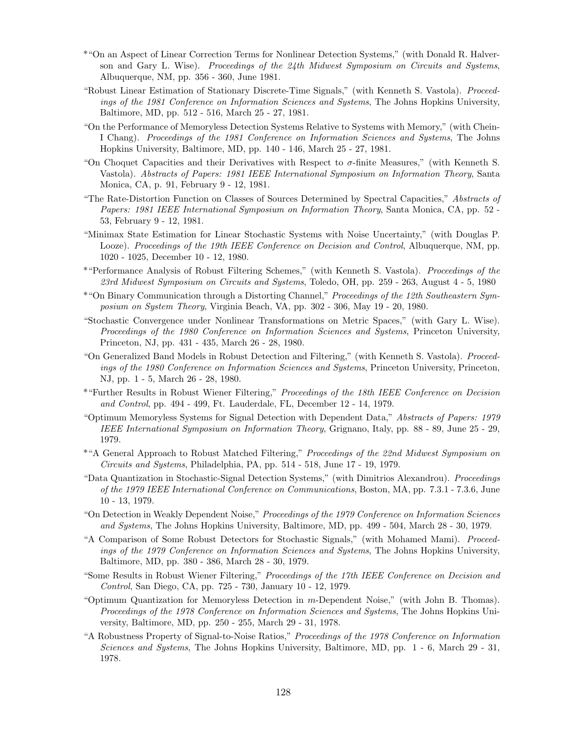*"On an Aspect of Linear Correction Terms for Nonlinear Detection Systems," (with Donald R. Halverson and Gary L. Wise). *Proceedings of the 24th Midwest Symposium on Circuits and Systems*, Albuquerque, NM, pp. 356 - 360, June 1981.

"Robust Linear Estimation of Stationary Discrete-Time Signals," (with Kenneth S. Vastola). *Proceedings of the 1981 Conference on Information Sciences and Systems*, The Johns Hopkins University, Baltimore, MD, pp. 512 - 516, March 25 - 27, 1981.

"On the Performance of Memoryless Detection Systems Relative to Systems with Memory," (with Chein-I Chang). *Proceedings of the 1981 Conference on Information Sciences and Systems*, The Johns Hopkins University, Baltimore, MD, pp. 140 - 146, March 25 - 27, 1981.

"On Choquet Capacities and their Derivatives with Respect to $\sigma$-finite Measures," (with Kenneth S. Vastola). *Abstracts of Papers: 1981 IEEE International Symposium on Information Theory*, Santa Monica, CA, p. 91, February 9 - 12, 1981.

"The Rate-Distortion Function on Classes of Sources Determined by Spectral Capacities," *Abstracts of Papers: 1981 IEEE International Symposium on Information Theory*, Santa Monica, CA, pp. 52 - 53, February 9 - 12, 1981.

"Minimax State Estimation for Linear Stochastic Systems with Noise Uncertainty," (with Douglas P. Looze). *Proceedings of the 19th IEEE Conference on Decision and Control*, Albuquerque, NM, pp. 1020 - 1025, December 10 - 12, 1980.

*"Performance Analysis of Robust Filtering Schemes," (with Kenneth S. Vastola). *Proceedings of the 23rd Midwest Symposium on Circuits and Systems*, Toledo, OH, pp. 259 - 263, August 4 - 5, 1980

*"On Binary Communication through a Distorting Channel," *Proceedings of the 12th Southeastern Symposium on System Theory*, Virginia Beach, VA, pp. 302 - 306, May 19 - 20, 1980.

"Stochastic Convergence under Nonlinear Transformations on Metric Spaces," (with Gary L. Wise). *Proceedings of the 1980 Conference on Information Sciences and Systems*, Princeton University, Princeton, NJ, pp. 431 - 435, March 26 - 28, 1980.

"On Generalized Band Models in Robust Detection and Filtering," (with Kenneth S. Vastola). *Proceedings of the 1980 Conference on Information Sciences and Systems*, Princeton University, Princeton, NJ, pp. 1 - 5, March 26 - 28, 1980.

*"Further Results in Robust Wiener Filtering," *Proceedings of the 18th IEEE Conference on Decision and Control*, pp. 494 - 499, Ft. Lauderdale, FL, December 12 - 14, 1979.

"Optimum Memoryless Systems for Signal Detection with Dependent Data," *Abstracts of Papers: 1979 IEEE International Symposium on Information Theory*, Grignano, Italy, pp. 88 - 89, June 25 - 29, 1979.

*"A General Approach to Robust Matched Filtering," *Proceedings of the 22nd Midwest Symposium on Circuits and Systems*, Philadelphia, PA, pp. 514 - 518, June 17 - 19, 1979.

"Data Quantization in Stochastic-Signal Detection Systems," (with Dimitrios Alexandrou). *Proceedings of the 1979 IEEE International Conference on Communications*, Boston, MA, pp. 7.3.1 - 7.3.6, June 10 - 13, 1979.

"On Detection in Weakly Dependent Noise," *Proceedings of the 1979 Conference on Information Sciences and Systems*, The Johns Hopkins University, Baltimore, MD, pp. 499 - 504, March 28 - 30, 1979.

"A Comparison of Some Robust Detectors for Stochastic Signals," (with Mohamed Mami). *Proceedings of the 1979 Conference on Information Sciences and Systems*, The Johns Hopkins University, Baltimore, MD, pp. 380 - 386, March 28 - 30, 1979.

"Some Results in Robust Wiener Filtering," *Proceedings of the 17th IEEE Conference on Decision and Control*, San Diego, CA, pp. 725 - 730, January 10 - 12, 1979.

"Optimum Quantization for Memoryless Detection in $m$-Dependent Noise," (with John B. Thomas). *Proceedings of the 1978 Conference on Information Sciences and Systems*, The Johns Hopkins University, Baltimore, MD, pp. 250 - 255, March 29 - 31, 1978.

"A Robustness Property of Signal-to-Noise Ratios," *Proceedings of the 1978 Conference on Information Sciences and Systems*, The Johns Hopkins University, Baltimore, MD, pp. 1 - 6, March 29 - 31, 1978.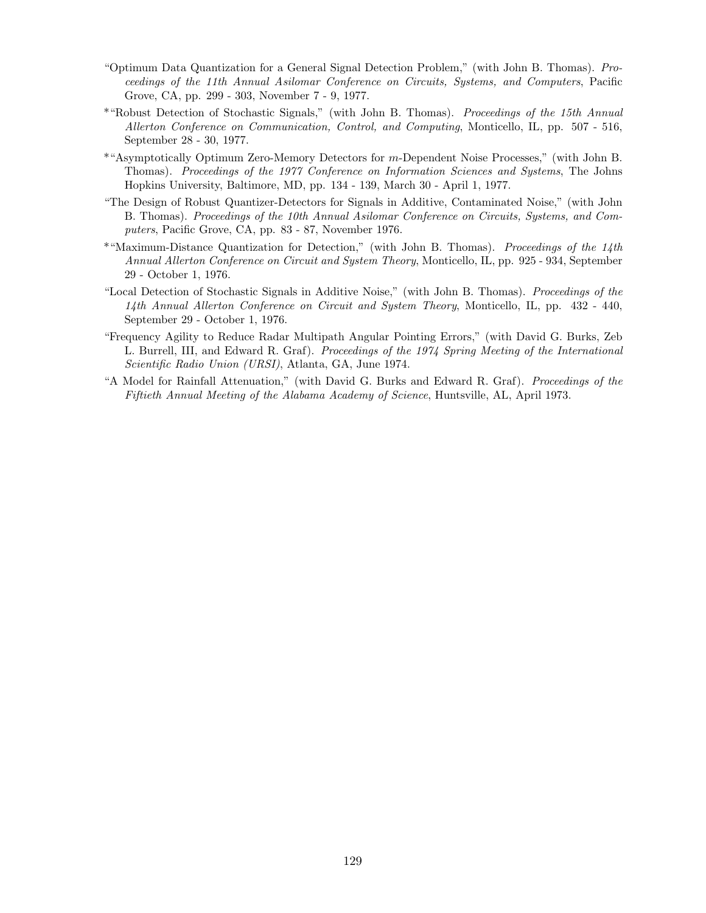"Optimum Data Quantization for a General Signal Detection Problem," (with John B. Thomas). *Proceedings of the 11th Annual Asilomar Conference on Circuits, Systems, and Computers*, Pacific Grove, CA, pp. 299 - 303, November 7 - 9, 1977.

*"Robust Detection of Stochastic Signals," (with John B. Thomas). *Proceedings of the 15th Annual Allerton Conference on Communication, Control, and Computing*, Monticello, IL, pp. 507 - 516, September 28 - 30, 1977.

*"Asymptotically Optimum Zero-Memory Detectors for $m$-Dependent Noise Processes," (with John B. Thomas). *Proceedings of the 1977 Conference on Information Sciences and Systems*, The Johns Hopkins University, Baltimore, MD, pp. 134 - 139, March 30 - April 1, 1977.

"The Design of Robust Quantizer-Detectors for Signals in Additive, Contaminated Noise," (with John B. Thomas). *Proceedings of the 10th Annual Asilomar Conference on Circuits, Systems, and Computers*, Pacific Grove, CA, pp. 83 - 87, November 1976.

*"Maximum-Distance Quantization for Detection," (with John B. Thomas). *Proceedings of the 14th Annual Allerton Conference on Circuit and System Theory*, Monticello, IL, pp. 925 - 934, September 29 - October 1, 1976.

"Local Detection of Stochastic Signals in Additive Noise," (with John B. Thomas). *Proceedings of the 14th Annual Allerton Conference on Circuit and System Theory*, Monticello, IL, pp. 432 - 440, September 29 - October 1, 1976.

"Frequency Agility to Reduce Radar Multipath Angular Pointing Errors," (with David G. Burks, Zeb L. Burrell, III, and Edward R. Graf). *Proceedings of the 1974 Spring Meeting of the International Scientific Radio Union (URSI)*, Atlanta, GA, June 1974.

"A Model for Rainfall Attenuation," (with David G. Burks and Edward R. Graf). *Proceedings of the Fiftieth Annual Meeting of the Alabama Academy of Science*, Huntsville, AL, April 1973.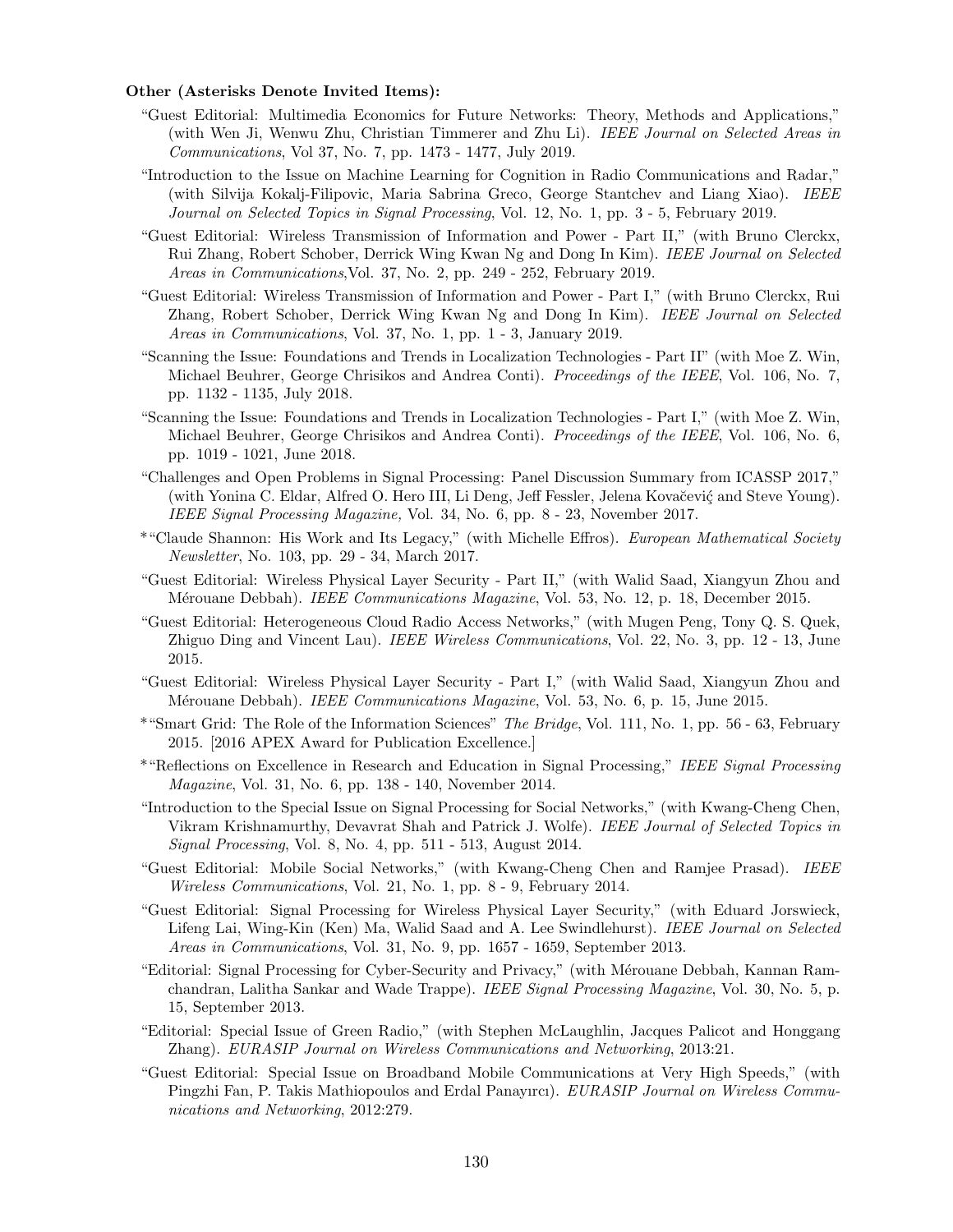**Other (Asterisks Denote Invited Items):**

"Guest Editorial: Multimedia Economics for Future Networks: Theory, Methods and Applications," (with Wen Ji, Wenwu Zhu, Christian Timmerer and Zhu Li). *IEEE Journal on Selected Areas in Communications*, Vol 37, No. 7, pp. 1473 - 1477, July 2019.

"Introduction to the Issue on Machine Learning for Cognition in Radio Communications and Radar," (with Silvija Kokalj-Filipovic, Maria Sabrina Greco, George Stantchev and Liang Xiao). *IEEE Journal on Selected Topics in Signal Processing*, Vol. 12, No. 1, pp. 3 - 5, February 2019.

"Guest Editorial: Wireless Transmission of Information and Power - Part II," (with Bruno Clerckx, Rui Zhang, Robert Schober, Derrick Wing Kwan Ng and Dong In Kim). *IEEE Journal on Selected Areas in Communications*,Vol. 37, No. 2, pp. 249 - 252, February 2019.

"Guest Editorial: Wireless Transmission of Information and Power - Part I," (with Bruno Clerckx, Rui Zhang, Robert Schober, Derrick Wing Kwan Ng and Dong In Kim). *IEEE Journal on Selected Areas in Communications*, Vol. 37, No. 1, pp. 1 - 3, January 2019.

"Scanning the Issue: Foundations and Trends in Localization Technologies - Part II" (with Moe Z. Win, Michael Beuhrer, George Chrisikos and Andrea Conti). *Proceedings of the IEEE*, Vol. 106, No. 7, pp. 1132 - 1135, July 2018.

"Scanning the Issue: Foundations and Trends in Localization Technologies - Part I," (with Moe Z. Win, Michael Beuhrer, George Chrisikos and Andrea Conti). *Proceedings of the IEEE*, Vol. 106, No. 6, pp. 1019 - 1021, June 2018.

"Challenges and Open Problems in Signal Processing: Panel Discussion Summary from ICASSP 2017," (with Yonina C. Eldar, Alfred O. Hero III, Li Deng, Jeff Fessler, Jelena Kovačević and Steve Young). *IEEE Signal Processing Magazine,* Vol. 34, No. 6, pp. 8 - 23, November 2017.

*"Claude Shannon: His Work and Its Legacy," (with Michelle Effros). *European Mathematical Society Newsletter*, No. 103, pp. 29 - 34, March 2017.

"Guest Editorial: Wireless Physical Layer Security - Part II," (with Walid Saad, Xiangyun Zhou and Mérouane Debbah). *IEEE Communications Magazine*, Vol. 53, No. 12, p. 18, December 2015.

"Guest Editorial: Heterogeneous Cloud Radio Access Networks," (with Mugen Peng, Tony Q. S. Quek, Zhiguo Ding and Vincent Lau). *IEEE Wireless Communications*, Vol. 22, No. 3, pp. 12 - 13, June 2015.

"Guest Editorial: Wireless Physical Layer Security - Part I," (with Walid Saad, Xiangyun Zhou and Mérouane Debbah). *IEEE Communications Magazine*, Vol. 53, No. 6, p. 15, June 2015.

*"Smart Grid: The Role of the Information Sciences" *The Bridge*, Vol. 111, No. 1, pp. 56 - 63, February 2015. [2016 APEX Award for Publication Excellence.]

*"Reflections on Excellence in Research and Education in Signal Processing," *IEEE Signal Processing Magazine*, Vol. 31, No. 6, pp. 138 - 140, November 2014.

"Introduction to the Special Issue on Signal Processing for Social Networks," (with Kwang-Cheng Chen, Vikram Krishnamurthy, Devavrat Shah and Patrick J. Wolfe). *IEEE Journal of Selected Topics in Signal Processing*, Vol. 8, No. 4, pp. 511 - 513, August 2014.

"Guest Editorial: Mobile Social Networks," (with Kwang-Cheng Chen and Ramjee Prasad). *IEEE Wireless Communications*, Vol. 21, No. 1, pp. 8 - 9, February 2014.

"Guest Editorial: Signal Processing for Wireless Physical Layer Security," (with Eduard Jorswieck, Lifeng Lai, Wing-Kin (Ken) Ma, Walid Saad and A. Lee Swindlehurst). *IEEE Journal on Selected Areas in Communications*, Vol. 31, No. 9, pp. 1657 - 1659, September 2013.

"Editorial: Signal Processing for Cyber-Security and Privacy," (with Mérouane Debbah, Kannan Ramchandran, Lalitha Sankar and Wade Trappe). *IEEE Signal Processing Magazine*, Vol. 30, No. 5, p. 15, September 2013.

"Editorial: Special Issue of Green Radio," (with Stephen McLaughlin, Jacques Palicot and Honggang Zhang). *EURASIP Journal on Wireless Communications and Networking*, 2013:21.

"Guest Editorial: Special Issue on Broadband Mobile Communications at Very High Speeds," (with Pingzhi Fan, P. Takis Mathiopoulos and Erdal Panayırcı). *EURASIP Journal on Wireless Communications and Networking*, 2012:279.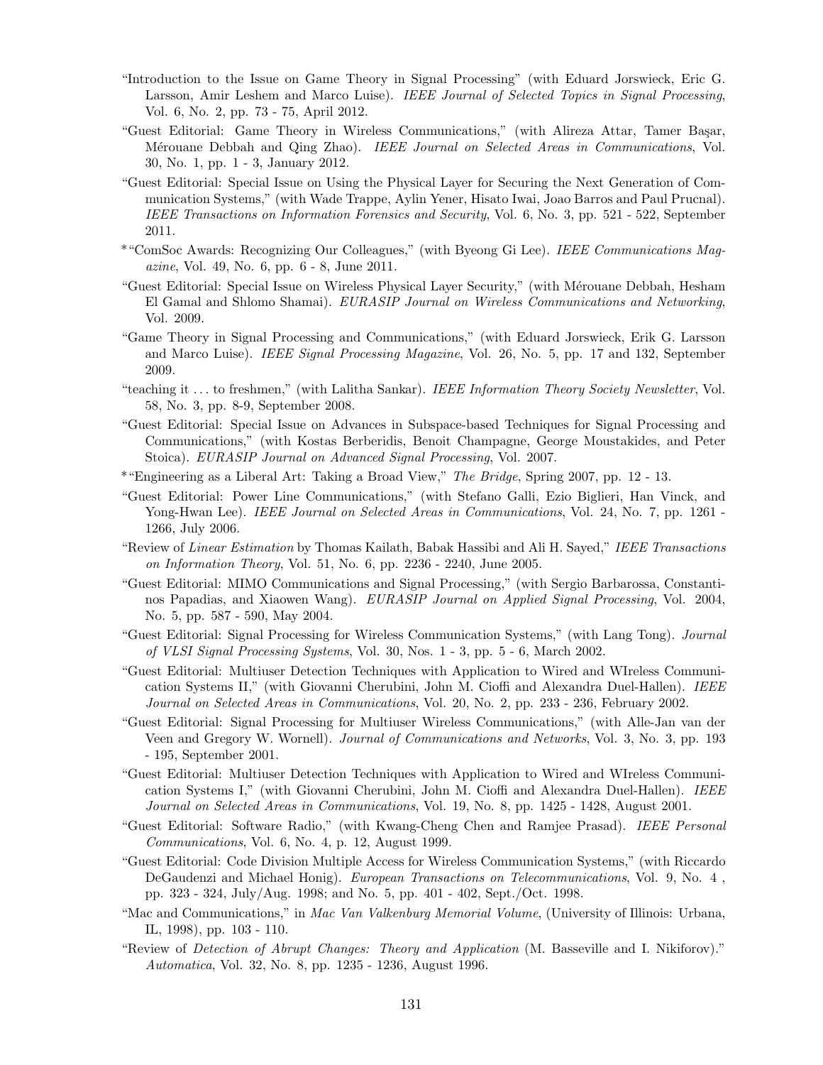"Introduction to the Issue on Game Theory in Signal Processing" (with Eduard Jorswieck, Eric G. Larsson, Amir Leshem and Marco Luise). *IEEE Journal of Selected Topics in Signal Processing*, Vol. 6, No. 2, pp. 73 - 75, April 2012.

"Guest Editorial: Game Theory in Wireless Communications," (with Alireza Attar, Tamer Başar, Mérouane Debbah and Qing Zhao). *IEEE Journal on Selected Areas in Communications*, Vol. 30, No. 1, pp. 1 - 3, January 2012.

"Guest Editorial: Special Issue on Using the Physical Layer for Securing the Next Generation of Communication Systems," (with Wade Trappe, Aylin Yener, Hisato Iwai, Joao Barros and Paul Prucnal). *IEEE Transactions on Information Forensics and Security*, Vol. 6, No. 3, pp. 521 - 522, September 2011.

*"ComSoc Awards: Recognizing Our Colleagues," (with Byeong Gi Lee). *IEEE Communications Magazine*, Vol. 49, No. 6, pp. 6 - 8, June 2011.

"Guest Editorial: Special Issue on Wireless Physical Layer Security," (with Mérouane Debbah, Hesham El Gamal and Shlomo Shamai). *EURASIP Journal on Wireless Communications and Networking*, Vol. 2009.

"Game Theory in Signal Processing and Communications," (with Eduard Jorswieck, Erik G. Larsson and Marco Luise). *IEEE Signal Processing Magazine*, Vol. 26, No. 5, pp. 17 and 132, September 2009.

"teaching it ... to freshmen," (with Lalitha Sankar). *IEEE Information Theory Society Newsletter*, Vol. 58, No. 3, pp. 8-9, September 2008.

"Guest Editorial: Special Issue on Advances in Subspace-based Techniques for Signal Processing and Communications," (with Kostas Berberidis, Benoit Champagne, George Moustakides, and Peter Stoica). *EURASIP Journal on Advanced Signal Processing*, Vol. 2007.

*"Engineering as a Liberal Art: Taking a Broad View," *The Bridge*, Spring 2007, pp. 12 - 13.

"Guest Editorial: Power Line Communications," (with Stefano Galli, Ezio Biglieri, Han Vinck, and Yong-Hwan Lee). *IEEE Journal on Selected Areas in Communications*, Vol. 24, No. 7, pp. 1261 - 1266, July 2006.

"Review of *Linear Estimation* by Thomas Kailath, Babak Hassibi and Ali H. Sayed," *IEEE Transactions on Information Theory*, Vol. 51, No. 6, pp. 2236 - 2240, June 2005.

"Guest Editorial: MIMO Communications and Signal Processing," (with Sergio Barbarossa, Constantinos Papadias, and Xiaowen Wang). *EURASIP Journal on Applied Signal Processing*, Vol. 2004, No. 5, pp. 587 - 590, May 2004.

"Guest Editorial: Signal Processing for Wireless Communication Systems," (with Lang Tong). *Journal of VLSI Signal Processing Systems*, Vol. 30, Nos. 1 - 3, pp. 5 - 6, March 2002.

"Guest Editorial: Multiuser Detection Techniques with Application to Wired and WIreless Communication Systems II," (with Giovanni Cherubini, John M. Cioffi and Alexandra Duel-Hallen). *IEEE Journal on Selected Areas in Communications*, Vol. 20, No. 2, pp. 233 - 236, February 2002.

"Guest Editorial: Signal Processing for Multiuser Wireless Communications," (with Alle-Jan van der Veen and Gregory W. Wornell). *Journal of Communications and Networks*, Vol. 3, No. 3, pp. 193 - 195, September 2001.

"Guest Editorial: Multiuser Detection Techniques with Application to Wired and WIreless Communication Systems I," (with Giovanni Cherubini, John M. Cioffi and Alexandra Duel-Hallen). *IEEE Journal on Selected Areas in Communications*, Vol. 19, No. 8, pp. 1425 - 1428, August 2001.

"Guest Editorial: Software Radio," (with Kwang-Cheng Chen and Ramjee Prasad). *IEEE Personal Communications*, Vol. 6, No. 4, p. 12, August 1999.

"Guest Editorial: Code Division Multiple Access for Wireless Communication Systems," (with Riccardo DeGaudenzi and Michael Honig). *European Transactions on Telecommunications*, Vol. 9, No. 4 , pp. 323 - 324, July/Aug. 1998; and No. 5, pp. 401 - 402, Sept./Oct. 1998.

"Mac and Communications," in *Mac Van Valkenburg Memorial Volume*, (University of Illinois: Urbana, IL, 1998), pp. 103 - 110.

"Review of *Detection of Abrupt Changes: Theory and Application* (M. Basseville and I. Nikiforov)." *Automatica*, Vol. 32, No. 8, pp. 1235 - 1236, August 1996.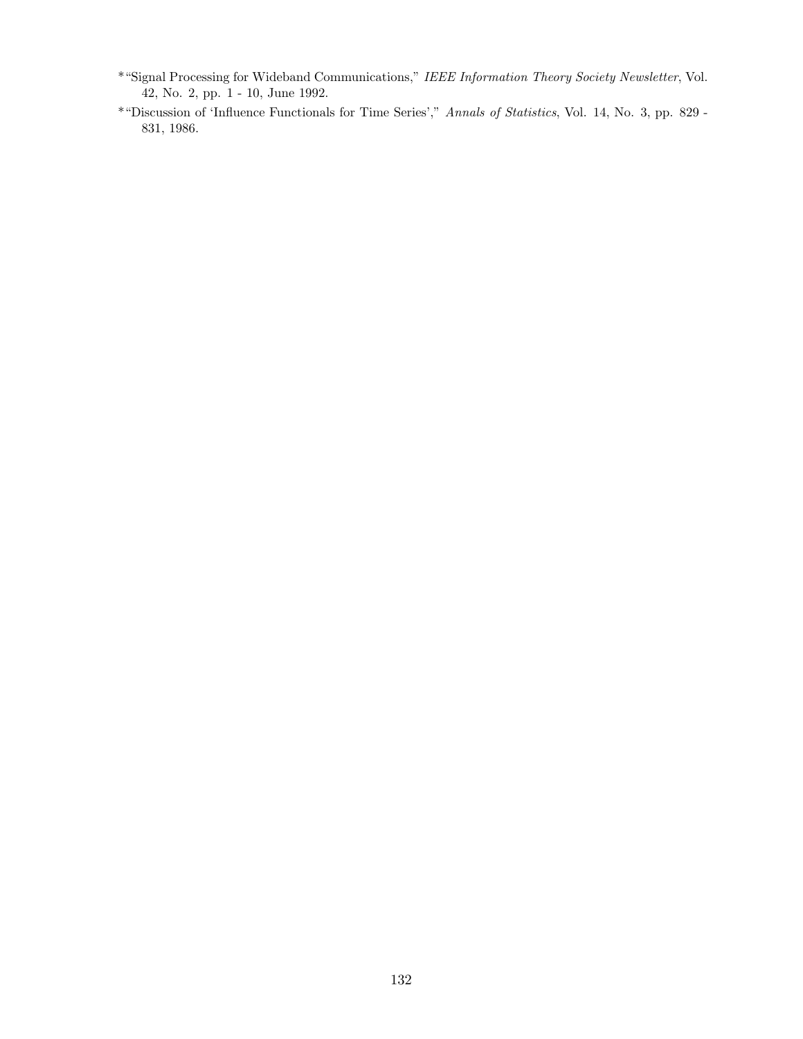*"Signal Processing for Wideband Communications," *IEEE Information Theory Society Newsletter*, Vol. 42, No. 2, pp. 1 - 10, June 1992.

*"Discussion of 'Influence Functionals for Time Series'," *Annals of Statistics*, Vol. 14, No. 3, pp. 829 - 831, 1986.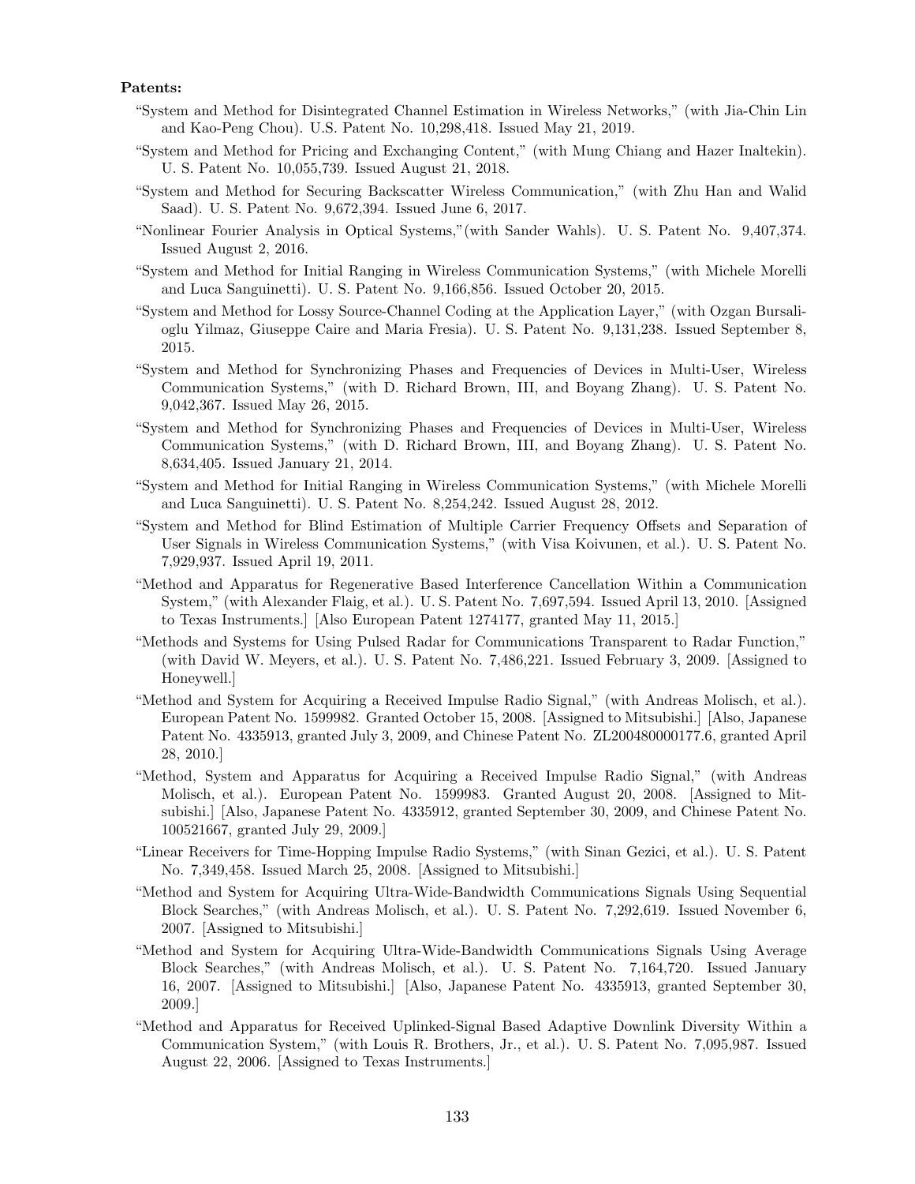**Patents:**

"System and Method for Disintegrated Channel Estimation in Wireless Networks," (with Jia-Chin Lin and Kao-Peng Chou). U.S. Patent No. 10,298,418. Issued May 21, 2019.

"System and Method for Pricing and Exchanging Content," (with Mung Chiang and Hazer Inaltekin). U. S. Patent No. 10,055,739. Issued August 21, 2018.

"System and Method for Securing Backscatter Wireless Communication," (with Zhu Han and Walid Saad). U. S. Patent No. 9,672,394. Issued June 6, 2017.

"Nonlinear Fourier Analysis in Optical Systems,"(with Sander Wahls). U. S. Patent No. 9,407,374. Issued August 2, 2016.

"System and Method for Initial Ranging in Wireless Communication Systems," (with Michele Morelli and Luca Sanguinetti). U. S. Patent No. 9,166,856. Issued October 20, 2015.

"System and Method for Lossy Source-Channel Coding at the Application Layer," (with Ozgan Bursalioglu Yilmaz, Giuseppe Caire and Maria Fresia). U. S. Patent No. 9,131,238. Issued September 8, 2015.

"System and Method for Synchronizing Phases and Frequencies of Devices in Multi-User, Wireless Communication Systems," (with D. Richard Brown, III, and Boyang Zhang). U. S. Patent No. 9,042,367. Issued May 26, 2015.

"System and Method for Synchronizing Phases and Frequencies of Devices in Multi-User, Wireless Communication Systems," (with D. Richard Brown, III, and Boyang Zhang). U. S. Patent No. 8,634,405. Issued January 21, 2014.

"System and Method for Initial Ranging in Wireless Communication Systems," (with Michele Morelli and Luca Sanguinetti). U. S. Patent No. 8,254,242. Issued August 28, 2012.

"System and Method for Blind Estimation of Multiple Carrier Frequency Offsets and Separation of User Signals in Wireless Communication Systems," (with Visa Koivunen, et al.). U. S. Patent No. 7,929,937. Issued April 19, 2011.

"Method and Apparatus for Regenerative Based Interference Cancellation Within a Communication System," (with Alexander Flaig, et al.). U. S. Patent No. 7,697,594. Issued April 13, 2010. [Assigned to Texas Instruments.] [Also European Patent 1274177, granted May 11, 2015.]

"Methods and Systems for Using Pulsed Radar for Communications Transparent to Radar Function," (with David W. Meyers, et al.). U. S. Patent No. 7,486,221. Issued February 3, 2009. [Assigned to Honeywell.]

"Method and System for Acquiring a Received Impulse Radio Signal," (with Andreas Molisch, et al.). European Patent No. 1599982. Granted October 15, 2008. [Assigned to Mitsubishi.] [Also, Japanese Patent No. 4335913, granted July 3, 2009, and Chinese Patent No. ZL200480000177.6, granted April 28, 2010.]

"Method, System and Apparatus for Acquiring a Received Impulse Radio Signal," (with Andreas Molisch, et al.). European Patent No. 1599983. Granted August 20, 2008. [Assigned to Mitsubishi.] [Also, Japanese Patent No. 4335912, granted September 30, 2009, and Chinese Patent No. 100521667, granted July 29, 2009.]

"Linear Receivers for Time-Hopping Impulse Radio Systems," (with Sinan Gezici, et al.). U. S. Patent No. 7,349,458. Issued March 25, 2008. [Assigned to Mitsubishi.]

"Method and System for Acquiring Ultra-Wide-Bandwidth Communications Signals Using Sequential Block Searches," (with Andreas Molisch, et al.). U. S. Patent No. 7,292,619. Issued November 6, 2007. [Assigned to Mitsubishi.]

"Method and System for Acquiring Ultra-Wide-Bandwidth Communications Signals Using Average Block Searches," (with Andreas Molisch, et al.). U. S. Patent No. 7,164,720. Issued January 16, 2007. [Assigned to Mitsubishi.] [Also, Japanese Patent No. 4335913, granted September 30, 2009.]

"Method and Apparatus for Received Uplinked-Signal Based Adaptive Downlink Diversity Within a Communication System," (with Louis R. Brothers, Jr., et al.). U. S. Patent No. 7,095,987. Issued August 22, 2006. [Assigned to Texas Instruments.]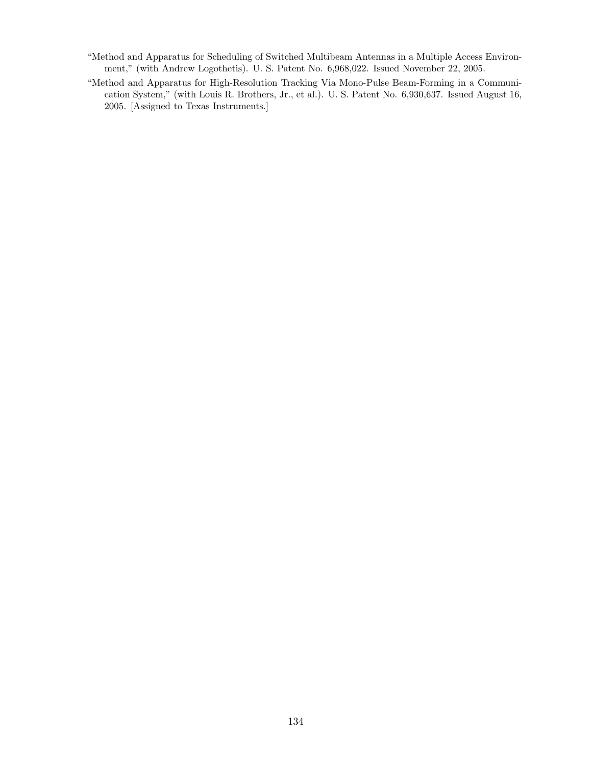"Method and Apparatus for Scheduling of Switched Multibeam Antennas in a Multiple Access Environment," (with Andrew Logothetis). U. S. Patent No. 6,968,022. Issued November 22, 2005.

"Method and Apparatus for High-Resolution Tracking Via Mono-Pulse Beam-Forming in a Communication System," (with Louis R. Brothers, Jr., et al.). U. S. Patent No. 6,930,637. Issued August 16, 2005. [Assigned to Texas Instruments.]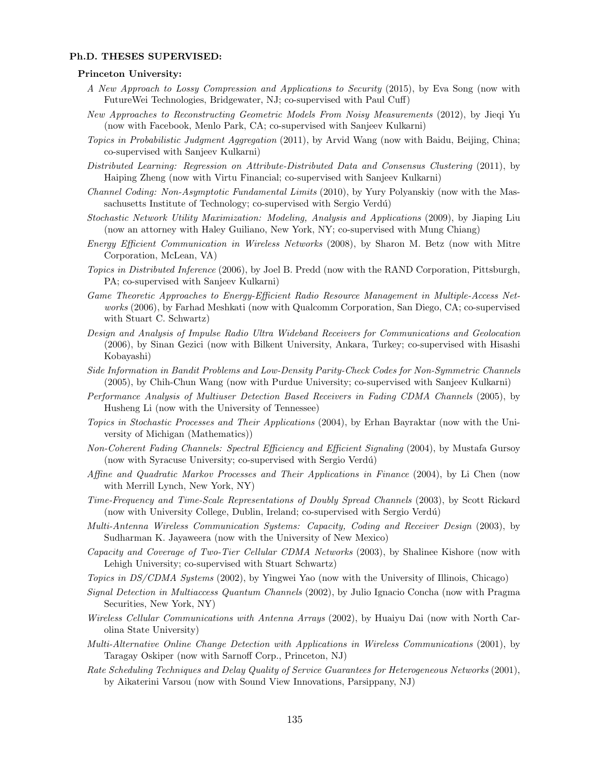**Ph.D. THESES SUPERVISED:**

**Princeton University:**

*A New Approach to Lossy Compression and Applications to Security* (2015), by Eva Song (now with FutureWei Technologies, Bridgewater, NJ; co-supervised with Paul Cuff)

*New Approaches to Reconstructing Geometric Models From Noisy Measurements* (2012), by Jieqi Yu (now with Facebook, Menlo Park, CA; co-supervised with Sanjeev Kulkarni)

*Topics in Probabilistic Judgment Aggregation* (2011), by Arvid Wang (now with Baidu, Beijing, China; co-supervised with Sanjeev Kulkarni)

*Distributed Learning: Regression on Attribute-Distributed Data and Consensus Clustering* (2011), by Haiping Zheng (now with Virtu Financial; co-supervised with Sanjeev Kulkarni)

*Channel Coding: Non-Asymptotic Fundamental Limits* (2010), by Yury Polyanskiy (now with the Massachusetts Institute of Technology; co-supervised with Sergio Verdú)

*Stochastic Network Utility Maximization: Modeling, Analysis and Applications* (2009), by Jiaping Liu (now an attorney with Haley Guiliano, New York, NY; co-supervised with Mung Chiang)

*Energy Efficient Communication in Wireless Networks* (2008), by Sharon M. Betz (now with Mitre Corporation, McLean, VA)

*Topics in Distributed Inference* (2006), by Joel B. Predd (now with the RAND Corporation, Pittsburgh, PA; co-supervised with Sanjeev Kulkarni)

*Game Theoretic Approaches to Energy-Efficient Radio Resource Management in Multiple-Access Networks* (2006), by Farhad Meshkati (now with Qualcomm Corporation, San Diego, CA; co-supervised with Stuart C. Schwartz)

*Design and Analysis of Impulse Radio Ultra Wideband Receivers for Communications and Geolocation* (2006), by Sinan Gezici (now with Bilkent University, Ankara, Turkey; co-supervised with Hisashi Kobayashi)

*Side Information in Bandit Problems and Low-Density Parity-Check Codes for Non-Symmetric Channels* (2005), by Chih-Chun Wang (now with Purdue University; co-supervised with Sanjeev Kulkarni)

*Performance Analysis of Multiuser Detection Based Receivers in Fading CDMA Channels* (2005), by Husheng Li (now with the University of Tennessee)

*Topics in Stochastic Processes and Their Applications* (2004), by Erhan Bayraktar (now with the University of Michigan (Mathematics))

*Non-Coherent Fading Channels: Spectral Efficiency and Efficient Signaling* (2004), by Mustafa Gursoy (now with Syracuse University; co-supervised with Sergio Verdú)

*Affine and Quadratic Markov Processes and Their Applications in Finance* (2004), by Li Chen (now with Merrill Lynch, New York, NY)

*Time-Frequency and Time-Scale Representations of Doubly Spread Channels* (2003), by Scott Rickard (now with University College, Dublin, Ireland; co-supervised with Sergio Verdú)

*Multi-Antenna Wireless Communication Systems: Capacity, Coding and Receiver Design* (2003), by Sudharman K. Jayaweera (now with the University of New Mexico)

*Capacity and Coverage of Two-Tier Cellular CDMA Networks* (2003), by Shalinee Kishore (now with Lehigh University; co-supervised with Stuart Schwartz)

*Topics in DS/CDMA Systems* (2002), by Yingwei Yao (now with the University of Illinois, Chicago)

*Signal Detection in Multiaccess Quantum Channels* (2002), by Julio Ignacio Concha (now with Pragma Securities, New York, NY)

*Wireless Cellular Communications with Antenna Arrays* (2002), by Huaiyu Dai (now with North Carolina State University)

*Multi-Alternative Online Change Detection with Applications in Wireless Communications* (2001), by Taragay Oskiper (now with Sarnoff Corp., Princeton, NJ)

*Rate Scheduling Techniques and Delay Quality of Service Guarantees for Heterogeneous Networks* (2001), by Aikaterini Varsou (now with Sound View Innovations, Parsippany, NJ)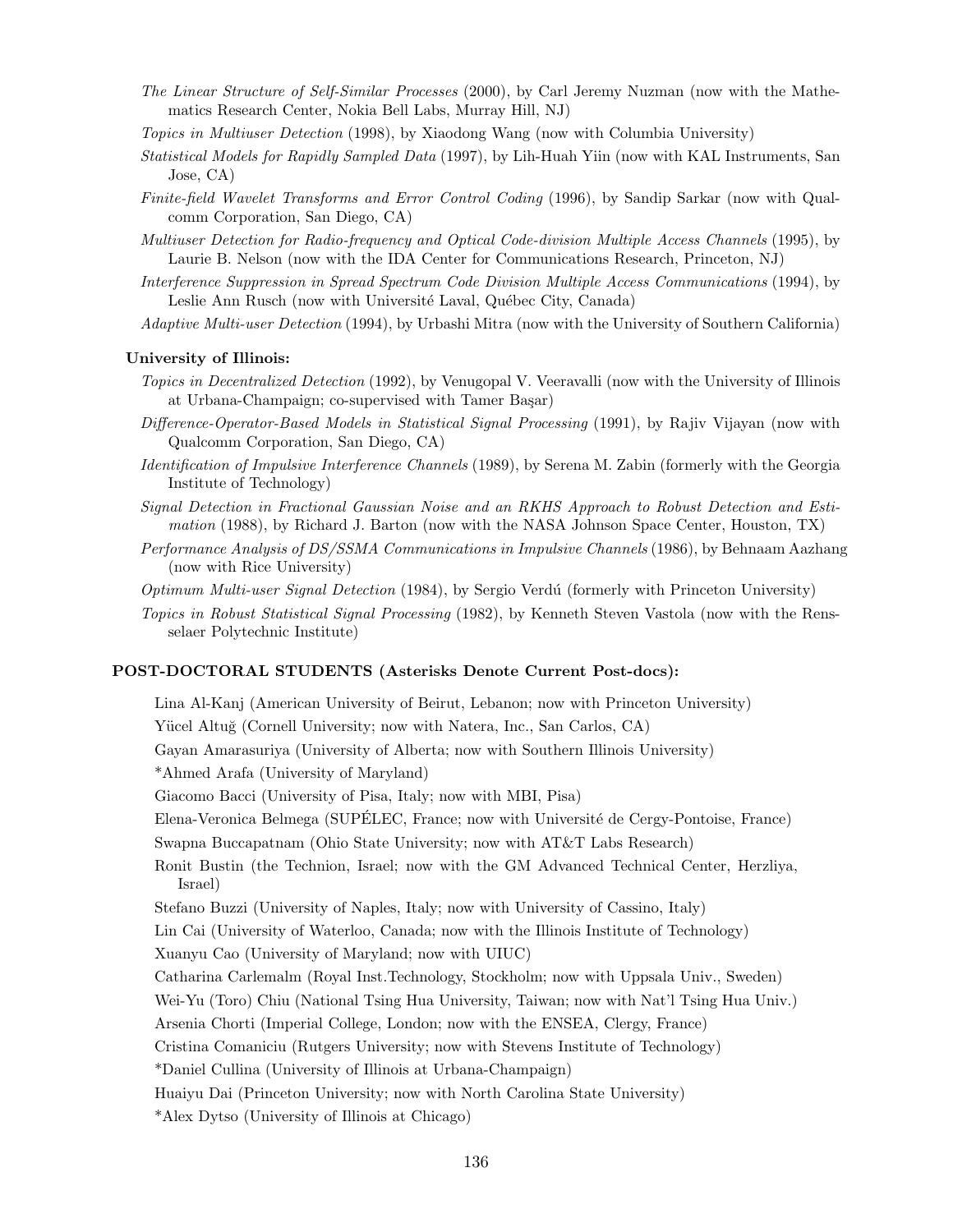*The Linear Structure of Self-Similar Processes* (2000), by Carl Jeremy Nuzman (now with the Mathematics Research Center, Nokia Bell Labs, Murray Hill, NJ)

*Topics in Multiuser Detection* (1998), by Xiaodong Wang (now with Columbia University)

*Statistical Models for Rapidly Sampled Data* (1997), by Lih-Huah Yiin (now with KAL Instruments, San Jose, CA)

*Finite-field Wavelet Transforms and Error Control Coding* (1996), by Sandip Sarkar (now with Qualcomm Corporation, San Diego, CA)

*Multiuser Detection for Radio-frequency and Optical Code-division Multiple Access Channels* (1995), by Laurie B. Nelson (now with the IDA Center for Communications Research, Princeton, NJ)

*Interference Suppression in Spread Spectrum Code Division Multiple Access Communications* (1994), by Leslie Ann Rusch (now with Université Laval, Québec City, Canada)

*Adaptive Multi-user Detection* (1994), by Urbashi Mitra (now with the University of Southern California)

**University of Illinois:**

*Topics in Decentralized Detection* (1992), by Venugopal V. Veeravalli (now with the University of Illinois at Urbana-Champaign; co-supervised with Tamer Başar)

*Difference-Operator-Based Models in Statistical Signal Processing* (1991), by Rajiv Vijayan (now with Qualcomm Corporation, San Diego, CA)

*Identification of Impulsive Interference Channels* (1989), by Serena M. Zabin (formerly with the Georgia Institute of Technology)

*Signal Detection in Fractional Gaussian Noise and an RKHS Approach to Robust Detection and Estimation* (1988), by Richard J. Barton (now with the NASA Johnson Space Center, Houston, TX)

*Performance Analysis of DS/SSMA Communications in Impulsive Channels* (1986), by Behnaam Aazhang (now with Rice University)

*Optimum Multi-user Signal Detection* (1984), by Sergio Verdú (formerly with Princeton University)

*Topics in Robust Statistical Signal Processing* (1982), by Kenneth Steven Vastola (now with the Rensselaer Polytechnic Institute)

**POST-DOCTORAL STUDENTS (Asterisks Denote Current Post-docs):**

Lina Al-Kanj (American University of Beirut, Lebanon; now with Princeton University)

Yücel Altuğ (Cornell University; now with Natera, Inc., San Carlos, CA)

Gayan Amarasuriya (University of Alberta; now with Southern Illinois University)

*Ahmed Arafa (University of Maryland)

Giacomo Bacci (University of Pisa, Italy; now with MBI, Pisa)

Elena-Veronica Belmega (SUPÉLEC, France; now with Université de Cergy-Pontoise, France)

Swapna Buccapatnam (Ohio State University; now with AT&T Labs Research)

Ronit Bustin (the Technion, Israel; now with the GM Advanced Technical Center, Herzliya, Israel)

Stefano Buzzi (University of Naples, Italy; now with University of Cassino, Italy)

Lin Cai (University of Waterloo, Canada; now with the Illinois Institute of Technology)

Xuanyu Cao (University of Maryland; now with UIUC)

Catharina Carlemalm (Royal Inst.Technology, Stockholm; now with Uppsala Univ., Sweden)

Wei-Yu (Toro) Chiu (National Tsing Hua University, Taiwan; now with Nat'l Tsing Hua Univ.)

Arsenia Chorti (Imperial College, London; now with the ENSEA, Clergy, France)

Cristina Comaniciu (Rutgers University; now with Stevens Institute of Technology)

*Daniel Cullina (University of Illinois at Urbana-Champaign)

Huaiyu Dai (Princeton University; now with North Carolina State University)

*Alex Dytso (University of Illinois at Chicago)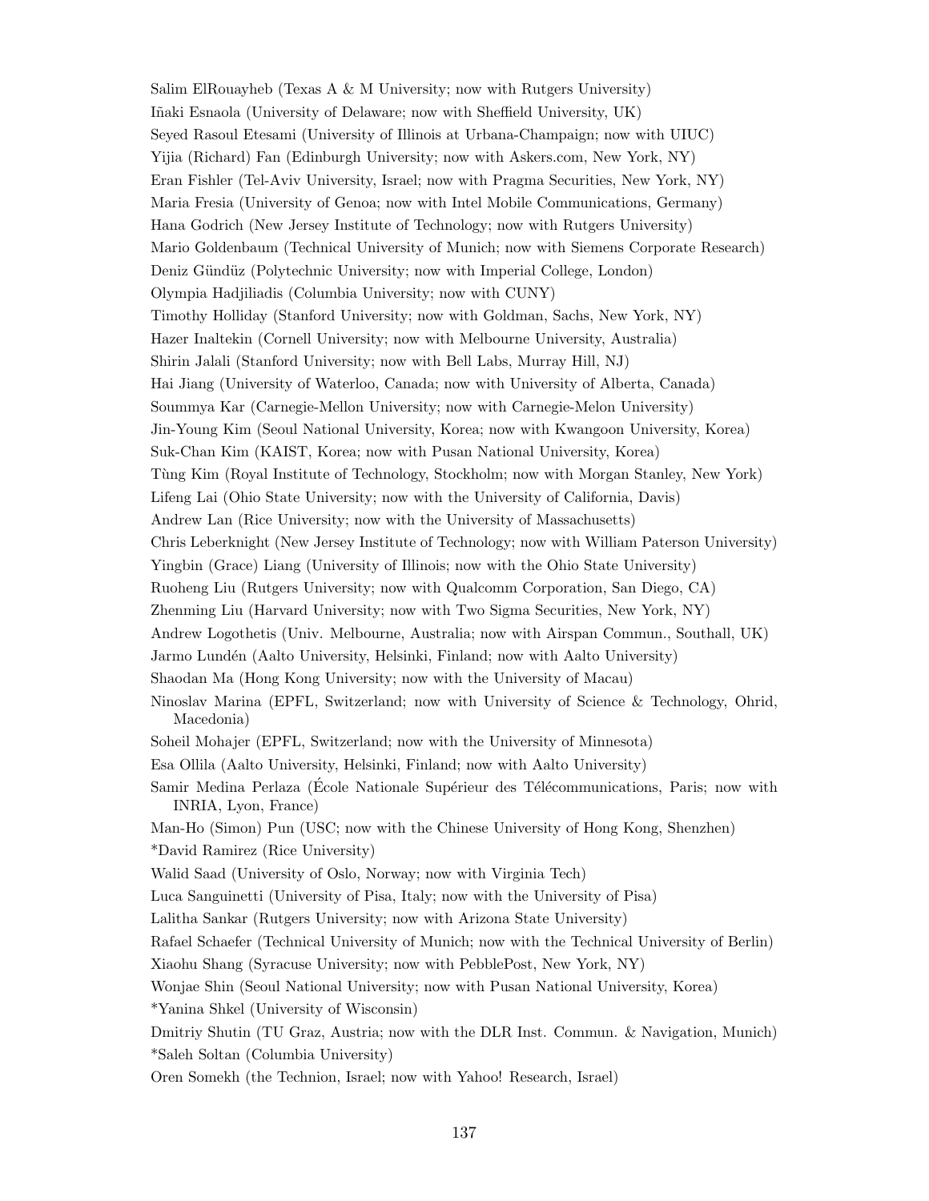Salim ElRouayheb (Texas A & M University; now with Rutgers University)

Iñaki Esnaola (University of Delaware; now with Sheffield University, UK)

Seyed Rasoul Etesami (University of Illinois at Urbana-Champaign; now with UIUC)

Yijia (Richard) Fan (Edinburgh University; now with Askers.com, New York, NY)

Eran Fishler (Tel-Aviv University, Israel; now with Pragma Securities, New York, NY)

Maria Fresia (University of Genoa; now with Intel Mobile Communications, Germany)

Hana Godrich (New Jersey Institute of Technology; now with Rutgers University)

Mario Goldenbaum (Technical University of Munich; now with Siemens Corporate Research)

Deniz Gündüz (Polytechnic University; now with Imperial College, London)

Olympia Hadjiliadis (Columbia University; now with CUNY)

Timothy Holliday (Stanford University; now with Goldman, Sachs, New York, NY)

Hazer Inaltekin (Cornell University; now with Melbourne University, Australia)

Shirin Jalali (Stanford University; now with Bell Labs, Murray Hill, NJ)

Hai Jiang (University of Waterloo, Canada; now with University of Alberta, Canada)

Soummya Kar (Carnegie-Mellon University; now with Carnegie-Melon University)

Jin-Young Kim (Seoul National University, Korea; now with Kwangoon University, Korea)

Suk-Chan Kim (KAIST, Korea; now with Pusan National University, Korea)

Tùng Kim (Royal Institute of Technology, Stockholm; now with Morgan Stanley, New York)

Lifeng Lai (Ohio State University; now with the University of California, Davis)

Andrew Lan (Rice University; now with the University of Massachusetts)

Chris Leberknight (New Jersey Institute of Technology; now with William Paterson University)

Yingbin (Grace) Liang (University of Illinois; now with the Ohio State University)

Ruoheng Liu (Rutgers University; now with Qualcomm Corporation, San Diego, CA)

Zhenming Liu (Harvard University; now with Two Sigma Securities, New York, NY)

Andrew Logothetis (Univ. Melbourne, Australia; now with Airspan Commun., Southall, UK)

Jarmo Lundén (Aalto University, Helsinki, Finland; now with Aalto University)

Shaodan Ma (Hong Kong University; now with the University of Macau)

Ninoslav Marina (EPFL, Switzerland; now with University of Science & Technology, Ohrid, Macedonia)

Soheil Mohajer (EPFL, Switzerland; now with the University of Minnesota)

Esa Ollila (Aalto University, Helsinki, Finland; now with Aalto University)

Samir Medina Perlaza (École Nationale Supérieur des Télécommunications, Paris; now with INRIA, Lyon, France)

Man-Ho (Simon) Pun (USC; now with the Chinese University of Hong Kong, Shenzhen)

*David Ramirez (Rice University)

Walid Saad (University of Oslo, Norway; now with Virginia Tech)

Luca Sanguinetti (University of Pisa, Italy; now with the University of Pisa)

Lalitha Sankar (Rutgers University; now with Arizona State University)

Rafael Schaefer (Technical University of Munich; now with the Technical University of Berlin)

Xiaohu Shang (Syracuse University; now with PebblePost, New York, NY)

Wonjae Shin (Seoul National University; now with Pusan National University, Korea)

*Yanina Shkel (University of Wisconsin)

Dmitriy Shutin (TU Graz, Austria; now with the DLR Inst. Commun. & Navigation, Munich)

*Saleh Soltan (Columbia University)

Oren Somekh (the Technion, Israel; now with Yahoo! Research, Israel)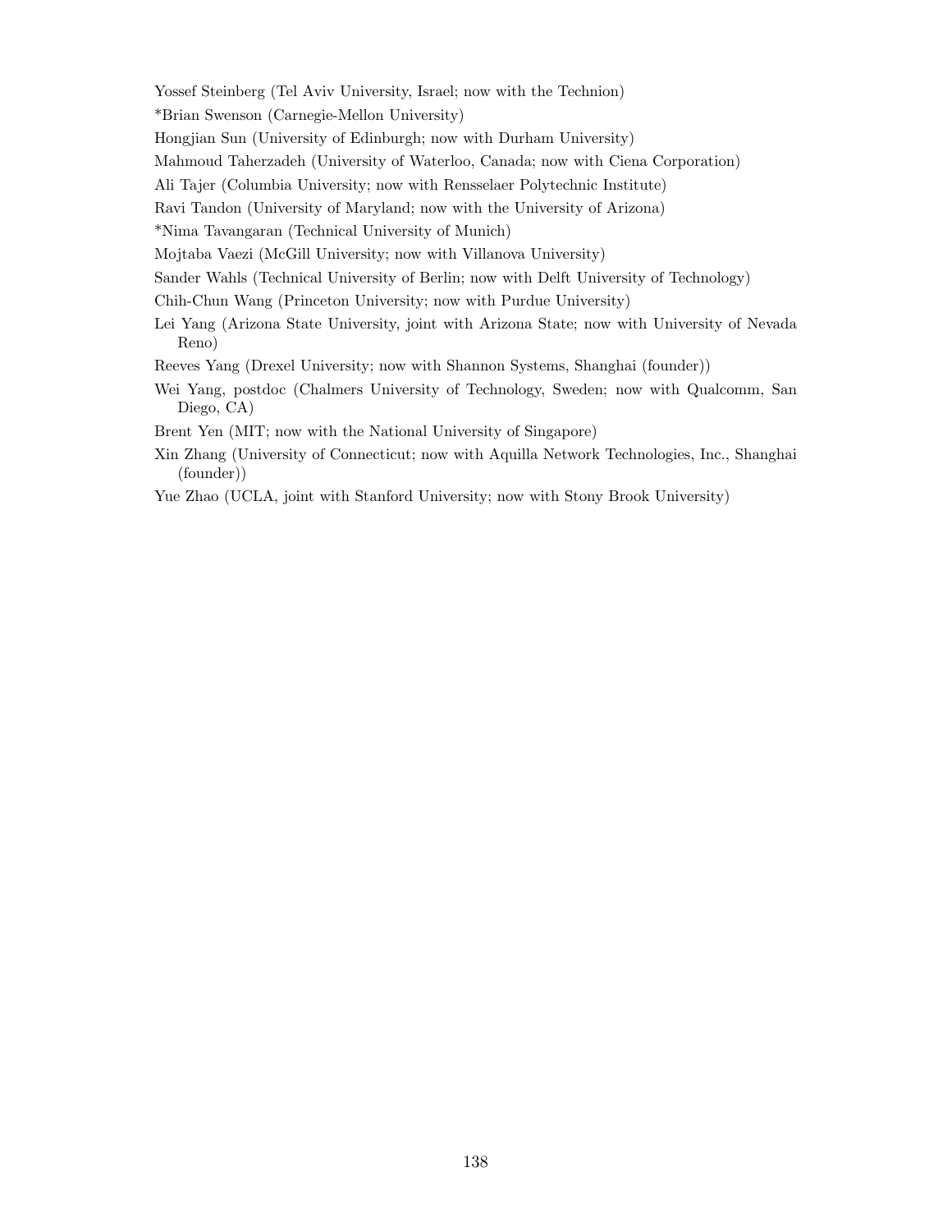Yossef Steinberg (Tel Aviv University, Israel; now with the Technion)

*Brian Swenson (Carnegie-Mellon University)

Hongjian Sun (University of Edinburgh; now with Durham University)

Mahmoud Taherzadeh (University of Waterloo, Canada; now with Ciena Corporation)

Ali Tajer (Columbia University; now with Rensselaer Polytechnic Institute)

Ravi Tandon (University of Maryland; now with the University of Arizona)

*Nima Tavangaran (Technical University of Munich)

Mojtaba Vaezi (McGill University; now with Villanova University)

Sander Wahls (Technical University of Berlin; now with Delft University of Technology)

Chih-Chun Wang (Princeton University; now with Purdue University)

Lei Yang (Arizona State University, joint with Arizona State; now with University of Nevada Reno)

Reeves Yang (Drexel University; now with Shannon Systems, Shanghai (founder))

Wei Yang, postdoc (Chalmers University of Technology, Sweden; now with Qualcomm, San Diego, CA)

Brent Yen (MIT; now with the National University of Singapore)

Xin Zhang (University of Connecticut; now with Aquilla Network Technologies, Inc., Shanghai (founder))

Yue Zhao (UCLA, joint with Stanford University; now with Stony Brook University)